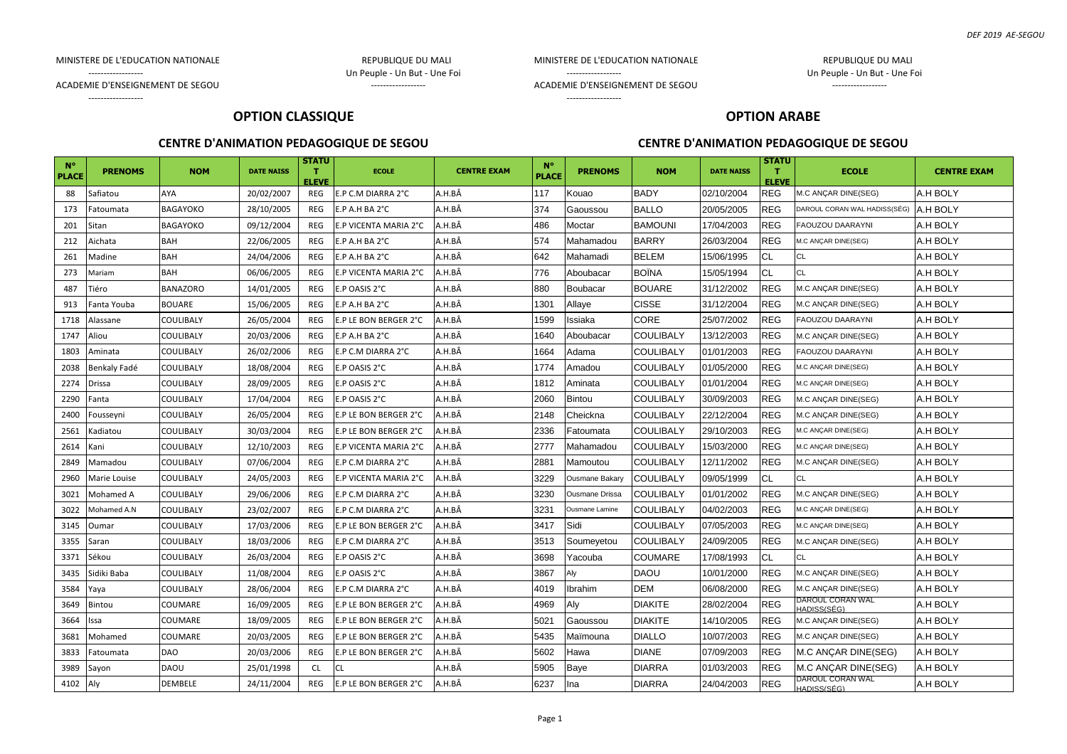| MINISTERE DE L'EDUCATION NATIONALE | REPUBLIQUE DU MALI | MINISTERE DE L'EDUCATION NATIONALE | REPUBLIQUE DU MALI |
|---|---|---|---|
| ------------------ | Un Peuple - Un But - Une Foi | ------------------ | Un Peuple - Un But - Une Foi |
| ACADEMIE D'ENSEIGNEMENT DE SEGOU | ------------------ | ACADEMIE D'ENSEIGNEMENT DE SEGOU | ------------------ |
| ------------------ | | ------------------ | |

## OPTION CLASSIQUE

### CENTRE D'ANIMATION PEDAGOGIQUE DE SEGOU

| N° PLACE | PRENOMS | NOM | DATE NAISS | STATUT ELEVE | ECOLE | CENTRE EXAM |
|---|---|---|---|---|---|---|
| 88 | Safiatou | AYA | 20/02/2007 | REG | E.P C.M DIARRA 2°C | A.H.BÂ |
| 173 | Fatoumata | BAGAYOKO | 28/10/2005 | REG | E.P A.H BA 2°C | A.H.BÂ |
| 201 | Sitan | BAGAYOKO | 09/12/2004 | REG | E.P VICENTA MARIA 2°C | A.H.BÂ |
| 212 | Aichata | BAH | 22/06/2005 | REG | E.P A.H BA 2°C | A.H.BÂ |
| 261 | Madine | BAH | 24/04/2006 | REG | E.P A.H BA 2°C | A.H.BÂ |
| 273 | Mariam | BAH | 06/06/2005 | REG | E.P VICENTA MARIA 2°C | A.H.BÂ |
| 487 | Tiéro | BANAZORO | 14/01/2005 | REG | E.P OASIS 2°C | A.H.BÂ |
| 913 | Fanta Youba | BOUARE | 15/06/2005 | REG | E.P A.H BA 2°C | A.H.BÂ |
| 1718 | Alassane | COULIBALY | 26/05/2004 | REG | E.P LE BON BERGER 2°C | A.H.BÂ |
| 1747 | Aliou | COULIBALY | 20/03/2006 | REG | E.P A.H BA 2°C | A.H.BÂ |
| 1803 | Aminata | COULIBALY | 26/02/2006 | REG | E.P C.M DIARRA 2°C | A.H.BÂ |
| 2038 | Benkaly Fadé | COULIBALY | 18/08/2004 | REG | E.P OASIS 2°C | A.H.BÂ |
| 2274 | Drissa | COULIBALY | 28/09/2005 | REG | E.P OASIS 2°C | A.H.BÂ |
| 2290 | Fanta | COULIBALY | 17/04/2004 | REG | E.P OASIS 2°C | A.H.BÂ |
| 2400 | Fousseyni | COULIBALY | 26/05/2004 | REG | E.P LE BON BERGER 2°C | A.H.BÂ |
| 2561 | Kadiatou | COULIBALY | 30/03/2004 | REG | E.P LE BON BERGER 2°C | A.H.BÂ |
| 2614 | Kani | COULIBALY | 12/10/2003 | REG | E.P VICENTA MARIA 2°C | A.H.BÂ |
| 2849 | Mamadou | COULIBALY | 07/06/2004 | REG | E.P C.M DIARRA 2°C | A.H.BÂ |
| 2960 | Marie Louise | COULIBALY | 24/05/2003 | REG | E.P VICENTA MARIA 2°C | A.H.BÂ |
| 3021 | Mohamed A | COULIBALY | 29/06/2006 | REG | E.P C.M DIARRA 2°C | A.H.BÂ |
| 3022 | Mohamed A.N | COULIBALY | 23/02/2007 | REG | E.P C.M DIARRA 2°C | A.H.BÂ |
| 3145 | Oumar | COULIBALY | 17/03/2006 | REG | E.P LE BON BERGER 2°C | A.H.BÂ |
| 3355 | Saran | COULIBALY | 18/03/2006 | REG | E.P C.M DIARRA 2°C | A.H.BÂ |
| 3371 | Sékou | COULIBALY | 26/03/2004 | REG | E.P OASIS 2°C | A.H.BÂ |
| 3435 | Sidiki Baba | COULIBALY | 11/08/2004 | REG | E.P OASIS 2°C | A.H.BÂ |
| 3584 | Yaya | COULIBALY | 28/06/2004 | REG | E.P C.M DIARRA 2°C | A.H.BÂ |
| 3649 | Bintou | COUMARE | 16/09/2005 | REG | E.P LE BON BERGER 2°C | A.H.BÂ |
| 3664 | Issa | COUMARE | 18/09/2005 | REG | E.P LE BON BERGER 2°C | A.H.BÂ |
| 3681 | Mohamed | COUMARE | 20/03/2005 | REG | E.P LE BON BERGER 2°C | A.H.BÂ |
| 3833 | Fatoumata | DAO | 20/03/2006 | REG | E.P LE BON BERGER 2°C | A.H.BÂ |
| 3989 | Sayon | DAOU | 25/01/1998 | CL | CL | A.H.BÂ |
| 4102 | Aly | DEMBELE | 24/11/2004 | REG | E.P LE BON BERGER 2°C | A.H.BÂ |

## OPTION ARABE

### CENTRE D'ANIMATION PEDAGOGIQUE DE SEGOU

| N° PLACE | PRENOMS | NOM | DATE NAISS | STATUT ELEVE | ECOLE | CENTRE EXAM |
|---|---|---|---|---|---|---|
| 117 | Kouao | BADY | 02/10/2004 | REG | M.C ANÇAR DINE(SEG) | A.H BOLY |
| 374 | Gaoussou | BALLO | 20/05/2005 | REG | DAROUL CORAN WAL HADISS(SÉG) | A.H BOLY |
| 486 | Moctar | BAMOUNI | 17/04/2003 | REG | FAOUZOU DAARAYNI | A.H BOLY |
| 574 | Mahamadou | BARRY | 26/03/2004 | REG | M.C ANÇAR DINE(SEG) | A.H BOLY |
| 642 | Mahamadi | BELEM | 15/06/1995 | CL | CL | A.H BOLY |
| 776 | Aboubacar | BOÏNA | 15/05/1994 | CL | CL | A.H BOLY |
| 880 | Boubacar | BOUARE | 31/12/2002 | REG | M.C ANÇAR DINE(SEG) | A.H BOLY |
| 1301 | Allaye | CISSE | 31/12/2004 | REG | M.C ANÇAR DINE(SEG) | A.H BOLY |
| 1599 | Issiaka | CORE | 25/07/2002 | REG | FAOUZOU DAARAYNI | A.H BOLY |
| 1640 | Aboubacar | COULIBALY | 13/12/2003 | REG | M.C ANÇAR DINE(SEG) | A.H BOLY |
| 1664 | Adama | COULIBALY | 01/01/2003 | REG | FAOUZOU DAARAYNI | A.H BOLY |
| 1774 | Amadou | COULIBALY | 01/05/2000 | REG | M.C ANÇAR DINE(SEG) | A.H BOLY |
| 1812 | Aminata | COULIBALY | 01/01/2004 | REG | M.C ANÇAR DINE(SEG) | A.H BOLY |
| 2060 | Bintou | COULIBALY | 30/09/2003 | REG | M.C ANÇAR DINE(SEG) | A.H BOLY |
| 2148 | Cheickna | COULIBALY | 22/12/2004 | REG | M.C ANÇAR DINE(SEG) | A.H BOLY |
| 2336 | Fatoumata | COULIBALY | 29/10/2003 | REG | M.C ANÇAR DINE(SEG) | A.H BOLY |
| 2777 | Mahamadou | COULIBALY | 15/03/2000 | REG | M.C ANÇAR DINE(SEG) | A.H BOLY |
| 2881 | Mamoutou | COULIBALY | 12/11/2002 | REG | M.C ANÇAR DINE(SEG) | A.H BOLY |
| 3229 | Ousmane Bakary | COULIBALY | 09/05/1999 | CL | CL | A.H BOLY |
| 3230 | Ousmane Drissa | COULIBALY | 01/01/2002 | REG | M.C ANÇAR DINE(SEG) | A.H BOLY |
| 3231 | Ousmane Lamine | COULIBALY | 04/02/2003 | REG | M.C ANÇAR DINE(SEG) | A.H BOLY |
| 3417 | Sidi | COULIBALY | 07/05/2003 | REG | M.C ANÇAR DINE(SEG) | A.H BOLY |
| 3513 | Soumeyetou | COULIBALY | 24/09/2005 | REG | M.C ANÇAR DINE(SEG) | A.H BOLY |
| 3698 | Yacouba | COUMARE | 17/08/1993 | CL | CL | A.H BOLY |
| 3867 | Aly | DAOU | 10/01/2000 | REG | M.C ANÇAR DINE(SEG) | A.H BOLY |
| 4019 | Ibrahim | DEM | 06/08/2000 | REG | M.C ANÇAR DINE(SEG) | A.H BOLY |
| 4969 | Aly | DIAKITE | 28/02/2004 | REG | DAROUL CORAN WAL HADISS(SÉG) | A.H BOLY |
| 5021 | Gaoussou | DIAKITE | 14/10/2005 | REG | M.C ANÇAR DINE(SEG) | A.H BOLY |
| 5435 | Maïmouna | DIALLO | 10/07/2003 | REG | M.C ANÇAR DINE(SEG) | A.H BOLY |
| 5602 | Hawa | DIANE | 07/09/2003 | REG | M.C ANÇAR DINE(SEG) | A.H BOLY |
| 5905 | Baye | DIARRA | 01/03/2003 | REG | M.C ANÇAR DINE(SEG) | A.H BOLY |
| 6237 | Ina | DIARRA | 24/04/2003 | REG | DAROUL CORAN WAL HADISS(SÉG) | A.H BOLY |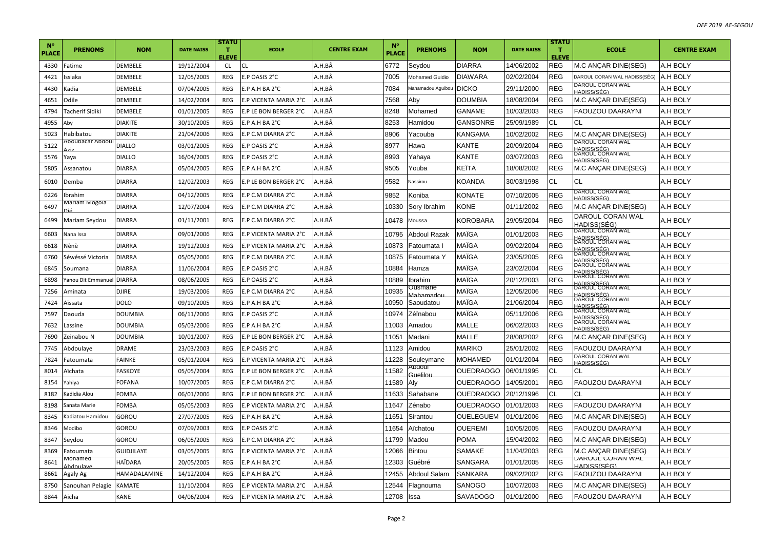| N° PLACE | PRENOMS | NOM | DATE NAISS | STATUT ELEVE | ECOLE | CENTRE EXAM | N° PLACE | PRENOMS | NOM | DATE NAISS | STATUT ELEVE | ECOLE | CENTRE EXAM |
|---|---|---|---|---|---|---|---|---|---|---|---|---|---|
| 4330 | Fatime | DEMBELE | 19/12/2004 | CL | CL | A.H.BÂ | 6772 | Seydou | DIARRA | 14/06/2002 | REG | M.C ANÇAR DINE(SEG) | A.H BOLY |
| 4421 | Issiaka | DEMBELE | 12/05/2005 | REG | E.P OASIS 2°C | A.H.BÂ | 7005 | Mohamed Guidio | DIAWARA | 02/02/2004 | REG | DAROUL CORAN WAL HADISS(SÉG) | A.H BOLY |
| 4430 | Kadia | DEMBELE | 07/04/2005 | REG | E.P A.H BA 2°C | A.H.BÂ | 7084 | Mahamadou Aguibou | DICKO | 29/11/2000 | REG | DAROUL CORAN WAL HADISS(SÉG) | A.H BOLY |
| 4651 | Odile | DEMBELE | 14/02/2004 | REG | E.P VICENTA MARIA 2°C | A.H.BÂ | 7568 | Aby | DOUMBIA | 18/08/2004 | REG | M.C ANÇAR DINE(SEG) | A.H BOLY |
| 4794 | Tacherif Sidiki | DEMBELE | 01/01/2005 | REG | E.P LE BON BERGER 2°C | A.H.BÂ | 8248 | Mohamed | GANAME | 10/03/2003 | REG | FAOUZOU DAARAYNI | A.H BOLY |
| 4955 | Aby | DIAKITE | 30/10/2005 | REG | E.P A.H BA 2°C | A.H.BÂ | 8253 | Hamidou | GANSONRE | 25/09/1989 | CL | CL | A.H BOLY |
| 5023 | Habibatou | DIAKITE | 21/04/2006 | REG | E.P C.M DIARRA 2°C | A.H.BÂ | 8906 | Yacouba | KANGAMA | 10/02/2002 | REG | M.C ANÇAR DINE(SEG) | A.H BOLY |
| 5122 | Aboubacar Abdoul Aziz | DIALLO | 03/01/2005 | REG | E.P OASIS 2°C | A.H.BÂ | 8977 | Hawa | KANTE | 20/09/2004 | REG | DAROUL CORAN WAL HADISS(SÉG) | A.H BOLY |
| 5576 | Yaya | DIALLO | 16/04/2005 | REG | E.P OASIS 2°C | A.H.BÂ | 8993 | Yahaya | KANTE | 03/07/2003 | REG | DAROUL CORAN WAL HADISS(SÉG) | A.H BOLY |
| 5805 | Assanatou | DIARRA | 05/04/2005 | REG | E.P A.H BA 2°C | A.H.BÂ | 9505 | Youba | KEÏTA | 18/08/2002 | REG | M.C ANÇAR DINE(SEG) | A.H BOLY |
| 6010 | Demba | DIARRA | 12/02/2003 | REG | E.P LE BON BERGER 2°C | A.H.BÂ | 9582 | Nassirou | KOANDA | 30/03/1998 | CL | CL | A.H BOLY |
| 6226 | Ibrahim | DIARRA | 04/12/2005 | REG | E.P C.M DIARRA 2°C | A.H.BÂ | 9852 | Koniba | KONATE | 07/10/2005 | REG | DAROUL CORAN WAL HADISS(SÉG) | A.H BOLY |
| 6497 | Mariam Mogola Dié | DIARRA | 12/07/2004 | REG | E.P C.M DIARRA 2°C | A.H.BÂ | 10330 | Sory Ibrahim | KONE | 01/11/2002 | REG | M.C ANÇAR DINE(SEG) | A.H BOLY |
| 6499 | Mariam Seydou | DIARRA | 01/11/2001 | REG | E.P C.M DIARRA 2°C | A.H.BÂ | 10478 | Moussa | KOROBARA | 29/05/2004 | REG | DAROUL CORAN WAL HADISS(SÉG) | A.H BOLY |
| 6603 | Nana Issa | DIARRA | 09/01/2006 | REG | E.P VICENTA MARIA 2°C | A.H.BÂ | 10795 | Abdoul Razak | MAÏGA | 01/01/2003 | REG | DAROUL CORAN WAL HADISS(SÉG) | A.H BOLY |
| 6618 | Nènè | DIARRA | 19/12/2003 | REG | E.P VICENTA MARIA 2°C | A.H.BÂ | 10873 | Fatoumata I | MAÏGA | 09/02/2004 | REG | DAROUL CORAN WAL HADISS(SÉG) | A.H BOLY |
| 6760 | Séwéssé Victoria | DIARRA | 05/05/2006 | REG | E.P C.M DIARRA 2°C | A.H.BÂ | 10875 | Fatoumata Y | MAÏGA | 23/05/2005 | REG | DAROUL CORAN WAL HADISS(SÉG) | A.H BOLY |
| 6845 | Soumana | DIARRA | 11/06/2004 | REG | E.P OASIS 2°C | A.H.BÂ | 10884 | Hamza | MAÏGA | 23/02/2004 | REG | DAROUL CORAN WAL HADISS(SÉG) | A.H BOLY |
| 6898 | Yanou Dit Emmanuel | DIARRA | 08/06/2005 | REG | E.P OASIS 2°C | A.H.BÂ | 10889 | Ibrahim | MAÏGA | 20/12/2003 | REG | DAROUL CORAN WAL HADISS(SÉG) | A.H BOLY |
| 7256 | Aminata | DJIRE | 19/03/2006 | REG | E.P C.M DIARRA 2°C | A.H.BÂ | 10935 | Ousmane Mahamadou | MAÏGA | 12/05/2006 | REG | DAROUL CORAN WAL HADISS(SÉG) | A.H BOLY |
| 7424 | Aïssata | DOLO | 09/10/2005 | REG | E.P A.H BA 2°C | A.H.BÂ | 10950 | Saoudatou | MAÏGA | 21/06/2004 | REG | DAROUL CORAN WAL HADISS(SÉG) | A.H BOLY |
| 7597 | Daouda | DOUMBIA | 06/11/2006 | REG | E.P OASIS 2°C | A.H.BÂ | 10974 | Zéïnabou | MAÏGA | 05/11/2006 | REG | DAROUL CORAN WAL HADISS(SÉG) | A.H BOLY |
| 7632 | Lassine | DOUMBIA | 05/03/2006 | REG | E.P A.H BA 2°C | A.H.BÂ | 11003 | Amadou | MALLE | 06/02/2003 | REG | DAROUL CORAN WAL HADISS(SÉG) | A.H BOLY |
| 7690 | Zeinabou N | DOUMBIA | 10/01/2007 | REG | E.P LE BON BERGER 2°C | A.H.BÂ | 11051 | Madani | MALLE | 28/08/2002 | REG | M.C ANÇAR DINE(SEG) | A.H BOLY |
| 7745 | Abdoulaye | DRAME | 23/03/2003 | REG | E.P OASIS 2°C | A.H.BÂ | 11123 | Amidou | MARIKO | 25/01/2002 | REG | FAOUZOU DAARAYNI | A.H BOLY |
| 7824 | Fatoumata | FAINKE | 05/01/2004 | REG | E.P VICENTA MARIA 2°C | A.H.BÂ | 11228 | Souleymane | MOHAMED | 01/01/2004 | REG | DAROUL CORAN WAL HADISS(SÉG) | A.H BOLY |
| 8014 | Aïchata | FASKOYE | 05/05/2004 | REG | E.P LE BON BERGER 2°C | A.H.BÂ | 11582 | Abdoul Guelilou | OUEDRAOGO | 06/01/1995 | CL | CL | A.H BOLY |
| 8154 | Yahiya | FOFANA | 10/07/2005 | REG | E.P C.M DIARRA 2°C | A.H.BÂ | 11589 | Aly | OUEDRAOGO | 14/05/2001 | REG | FAOUZOU DAARAYNI | A.H BOLY |
| 8182 | Kadidia Alou | FOMBA | 06/01/2006 | REG | E.P LE BON BERGER 2°C | A.H.BÂ | 11633 | Sahabane | OUEDRAOGO | 20/12/1996 | CL | CL | A.H BOLY |
| 8198 | Sanata Marie | FOMBA | 05/05/2003 | REG | E.P VICENTA MARIA 2°C | A.H.BÂ | 11647 | Zénabo | OUEDRAOGO | 01/01/2003 | REG | FAOUZOU DAARAYNI | A.H BOLY |
| 8345 | Kadiatou Hamidou | GOROU | 27/07/2005 | REG | E.P A.H BA 2°C | A.H.BÂ | 11651 | Sirantou | OUELEGUEM | 01/01/2006 | REG | M.C ANÇAR DINE(SEG) | A.H BOLY |
| 8346 | Modibo | GOROU | 07/09/2003 | REG | E.P OASIS 2°C | A.H.BÂ | 11654 | Aïchatou | OUEREMI | 10/05/2005 | REG | FAOUZOU DAARAYNI | A.H BOLY |
| 8347 | Seydou | GOROU | 06/05/2005 | REG | E.P C.M DIARRA 2°C | A.H.BÂ | 11799 | Madou | POMA | 15/04/2002 | REG | M.C ANÇAR DINE(SEG) | A.H BOLY |
| 8369 | Fatoumata | GUIDJILAYE | 03/05/2005 | REG | E.P VICENTA MARIA 2°C | A.H.BÂ | 12066 | Bintou | SAMAKE | 11/04/2003 | REG | M.C ANÇAR DINE(SEG) | A.H BOLY |
| 8641 | Mohamed Abdoulaye | HAÏDARA | 20/05/2005 | REG | E.P A.H BA 2°C | A.H.BÂ | 12303 | Guébré | SANGARA | 01/01/2005 | REG | DAROUL CORAN WAL HADISS(SÉG) | A.H BOLY |
| 8661 | Agaly Ag | HAMADALAMINE | 14/12/2004 | REG | E.P A.H BA 2°C | A.H.BÂ | 12455 | Abdoul Salam | SANKARA | 09/02/2002 | REG | FAOUZOU DAARAYNI | A.H BOLY |
| 8750 | Sanouhan Pelagie | KAMATE | 11/10/2004 | REG | E.P VICENTA MARIA 2°C | A.H.BÂ | 12544 | Flagnouma | SANOGO | 10/07/2003 | REG | M.C ANÇAR DINE(SEG) | A.H BOLY |
| 8844 | Aicha | KANE | 04/06/2004 | REG | E.P VICENTA MARIA 2°C | A.H.BÂ | 12708 | Issa | SAVADOGO | 01/01/2000 | REG | FAOUZOU DAARAYNI | A.H BOLY |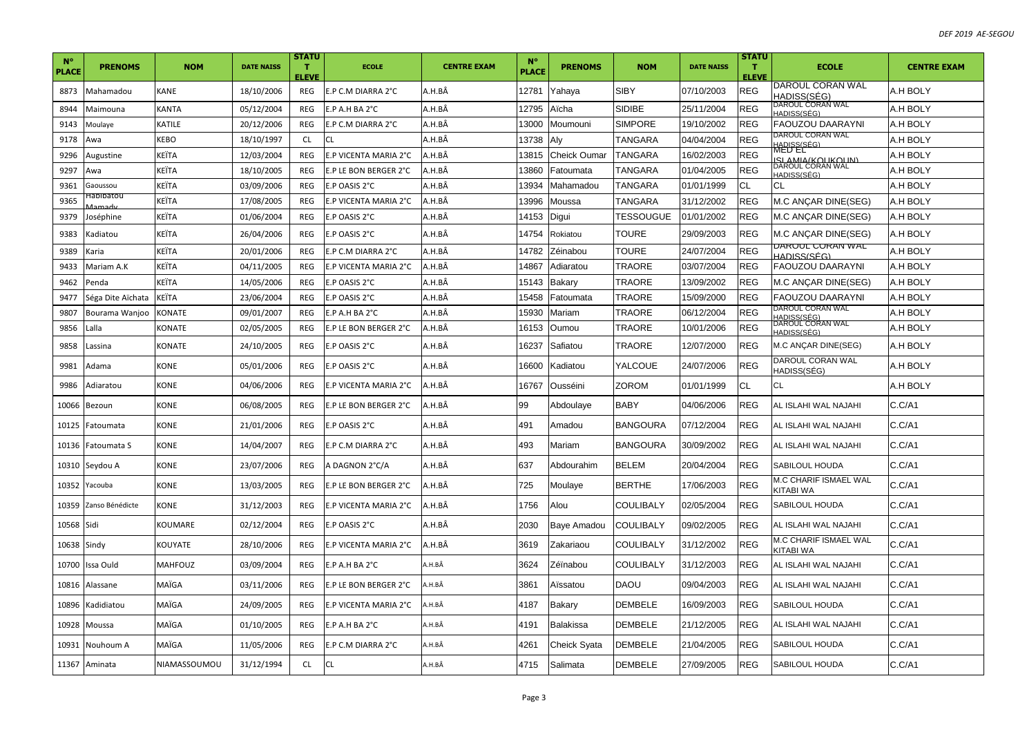| N° PLACE | PRENOMS | NOM | DATE NAISS | STATUT ELEVE | ECOLE | CENTRE EXAM | N° PLACE | PRENOMS | NOM | DATE NAISS | STATUT ELEVE | ECOLE | CENTRE EXAM |
|---|---|---|---|---|---|---|---|---|---|---|---|---|---|
| 8873 | Mahamadou | KANE | 18/10/2006 | REG | E.P C.M DIARRA 2°C | A.H.BÂ | 12781 | Yahaya | SIBY | 07/10/2003 | REG | DAROUL CORAN WAL HADISS(SÉG) | A.H BOLY |
| 8944 | Maimouna | KANTA | 05/12/2004 | REG | E.P A.H BA 2°C | A.H.BÂ | 12795 | Aïcha | SIDIBE | 25/11/2004 | REG | DAROUL CORAN WAL HADISS(SÉG) | A.H BOLY |
| 9143 | Moulaye | KATILE | 20/12/2006 | REG | E.P C.M DIARRA 2°C | A.H.BÂ | 13000 | Moumouni | SIMPORE | 19/10/2002 | REG | FAOUZOU DAARAYNI | A.H BOLY |
| 9178 | Awa | KEBO | 18/10/1997 | CL | CL | A.H.BÂ | 13738 | Aly | TANGARA | 04/04/2004 | REG | DAROUL CORAN WAL HADISS(SÉG) | A.H BOLY |
| 9296 | Augustine | KEÏTA | 12/03/2004 | REG | E.P VICENTA MARIA 2°C | A.H.BÂ | 13815 | Cheick Oumar | TANGARA | 16/02/2003 | REG | MED EL ISLAMIA(KOUKOUN) | A.H BOLY |
| 9297 | Awa | KEÏTA | 18/10/2005 | REG | E.P LE BON BERGER 2°C | A.H.BÂ | 13860 | Fatoumata | TANGARA | 01/04/2005 | REG | DAROUL CORAN WAL HADISS(SÉG) | A.H BOLY |
| 9361 | Gaoussou | KEÏTA | 03/09/2006 | REG | E.P OASIS 2°C | A.H.BÂ | 13934 | Mahamadou | TANGARA | 01/01/1999 | CL | CL | A.H BOLY |
| 9365 | Habibatou Mamady | KEÏTA | 17/08/2005 | REG | E.P VICENTA MARIA 2°C | A.H.BÂ | 13996 | Moussa | TANGARA | 31/12/2002 | REG | M.C ANÇAR DINE(SEG) | A.H BOLY |
| 9379 | Joséphine | KEÏTA | 01/06/2004 | REG | E.P OASIS 2°C | A.H.BÂ | 14153 | Digui | TESSOUGUE | 01/01/2002 | REG | M.C ANÇAR DINE(SEG) | A.H BOLY |
| 9383 | Kadiatou | KEÏTA | 26/04/2006 | REG | E.P OASIS 2°C | A.H.BÂ | 14754 | Rokiatou | TOURE | 29/09/2003 | REG | M.C ANÇAR DINE(SEG) | A.H BOLY |
| 9389 | Karia | KEÏTA | 20/01/2006 | REG | E.P C.M DIARRA 2°C | A.H.BÂ | 14782 | Zéinabou | TOURE | 24/07/2004 | REG | DAROUL CORAN WAL HADISS(SÉG) | A.H BOLY |
| 9433 | Mariam A.K | KEÏTA | 04/11/2005 | REG | E.P VICENTA MARIA 2°C | A.H.BÂ | 14867 | Adiaratou | TRAORE | 03/07/2004 | REG | FAOUZOU DAARAYNI | A.H BOLY |
| 9462 | Penda | KEÏTA | 14/05/2006 | REG | E.P OASIS 2°C | A.H.BÂ | 15143 | Bakary | TRAORE | 13/09/2002 | REG | M.C ANÇAR DINE(SEG) | A.H BOLY |
| 9477 | Séga Dite Aïchata | KEÏTA | 23/06/2004 | REG | E.P OASIS 2°C | A.H.BÂ | 15458 | Fatoumata | TRAORE | 15/09/2000 | REG | FAOUZOU DAARAYNI | A.H BOLY |
| 9807 | Bourama Wanjoo | KONATE | 09/01/2007 | REG | E.P A.H BA 2°C | A.H.BÂ | 15930 | Mariam | TRAORE | 06/12/2004 | REG | DAROUL CORAN WAL HADISS(SÉG) | A.H BOLY |
| 9856 | Lalla | KONATE | 02/05/2005 | REG | E.P LE BON BERGER 2°C | A.H.BÂ | 16153 | Oumou | TRAORE | 10/01/2006 | REG | DAROUL CORAN WAL HADISS(SÉG) | A.H BOLY |
| 9858 | Lassina | KONATE | 24/10/2005 | REG | E.P OASIS 2°C | A.H.BÂ | 16237 | Safiatou | TRAORE | 12/07/2000 | REG | M.C ANÇAR DINE(SEG) | A.H BOLY |
| 9981 | Adama | KONE | 05/01/2006 | REG | E.P OASIS 2°C | A.H.BÂ | 16600 | Kadiatou | YALCOUE | 24/07/2006 | REG | DAROUL CORAN WAL HADISS(SÉG) | A.H BOLY |
| 9986 | Adiaratou | KONE | 04/06/2006 | REG | E.P VICENTA MARIA 2°C | A.H.BÂ | 16767 | Ousséini | ZOROM | 01/01/1999 | CL | CL | A.H BOLY |
| 10066 | Bezoun | KONE | 06/08/2005 | REG | E.P LE BON BERGER 2°C | A.H.BÂ | 99 | Abdoulaye | BABY | 04/06/2006 | REG | AL ISLAHI WAL NAJAHI | C.C/A1 |
| 10125 | Fatoumata | KONE | 21/01/2006 | REG | E.P OASIS 2°C | A.H.BÂ | 491 | Amadou | BANGOURA | 07/12/2004 | REG | AL ISLAHI WAL NAJAHI | C.C/A1 |
| 10136 | Fatoumata S | KONE | 14/04/2007 | REG | E.P C.M DIARRA 2°C | A.H.BÂ | 493 | Mariam | BANGOURA | 30/09/2002 | REG | AL ISLAHI WAL NAJAHI | C.C/A1 |
| 10310 | Seydou A | KONE | 23/07/2006 | REG | A DAGNON 2°C/A | A.H.BÂ | 637 | Abdourahim | BELEM | 20/04/2004 | REG | SABILOUL HOUDA | C.C/A1 |
| 10352 | Yacouba | KONE | 13/03/2005 | REG | E.P LE BON BERGER 2°C | A.H.BÂ | 725 | Moulaye | BERTHE | 17/06/2003 | REG | M.C CHARIF ISMAEL WAL KITABI WA | C.C/A1 |
| 10359 | Zanso Bénédicte | KONE | 31/12/2003 | REG | E.P VICENTA MARIA 2°C | A.H.BÂ | 1756 | Alou | COULIBALY | 02/05/2004 | REG | SABILOUL HOUDA | C.C/A1 |
| 10568 | Sidi | KOUMARE | 02/12/2004 | REG | E.P OASIS 2°C | A.H.BÂ | 2030 | Baye Amadou | COULIBALY | 09/02/2005 | REG | AL ISLAHI WAL NAJAHI | C.C/A1 |
| 10638 | Sindy | KOUYATE | 28/10/2006 | REG | E.P VICENTA MARIA 2°C | A.H.BÂ | 3619 | Zakariaou | COULIBALY | 31/12/2002 | REG | M.C CHARIF ISMAEL WAL KITABI WA | C.C/A1 |
| 10700 | Issa Ould | MAHFOUZ | 03/09/2004 | REG | E.P A.H BA 2°C | A.H.BÂ | 3624 | Zéïnabou | COULIBALY | 31/12/2003 | REG | AL ISLAHI WAL NAJAHI | C.C/A1 |
| 10816 | Alassane | MAÏGA | 03/11/2006 | REG | E.P LE BON BERGER 2°C | A.H.BÂ | 3861 | Aïssatou | DAOU | 09/04/2003 | REG | AL ISLAHI WAL NAJAHI | C.C/A1 |
| 10896 | Kadidiatou | MAÏGA | 24/09/2005 | REG | E.P VICENTA MARIA 2°C | A.H.BÂ | 4187 | Bakary | DEMBELE | 16/09/2003 | REG | SABILOUL HOUDA | C.C/A1 |
| 10928 | Moussa | MAÏGA | 01/10/2005 | REG | E.P A.H BA 2°C | A.H.BÂ | 4191 | Balakissa | DEMBELE | 21/12/2005 | REG | AL ISLAHI WAL NAJAHI | C.C/A1 |
| 10931 | Nouhoum A | MAÏGA | 11/05/2006 | REG | E.P C.M DIARRA 2°C | A.H.BÂ | 4261 | Cheick Syata | DEMBELE | 21/04/2005 | REG | SABILOUL HOUDA | C.C/A1 |
| 11367 | Aminata | NIAMASSOUMOU | 31/12/1994 | CL | CL | A.H.BÂ | 4715 | Salimata | DEMBELE | 27/09/2005 | REG | SABILOUL HOUDA | C.C/A1 |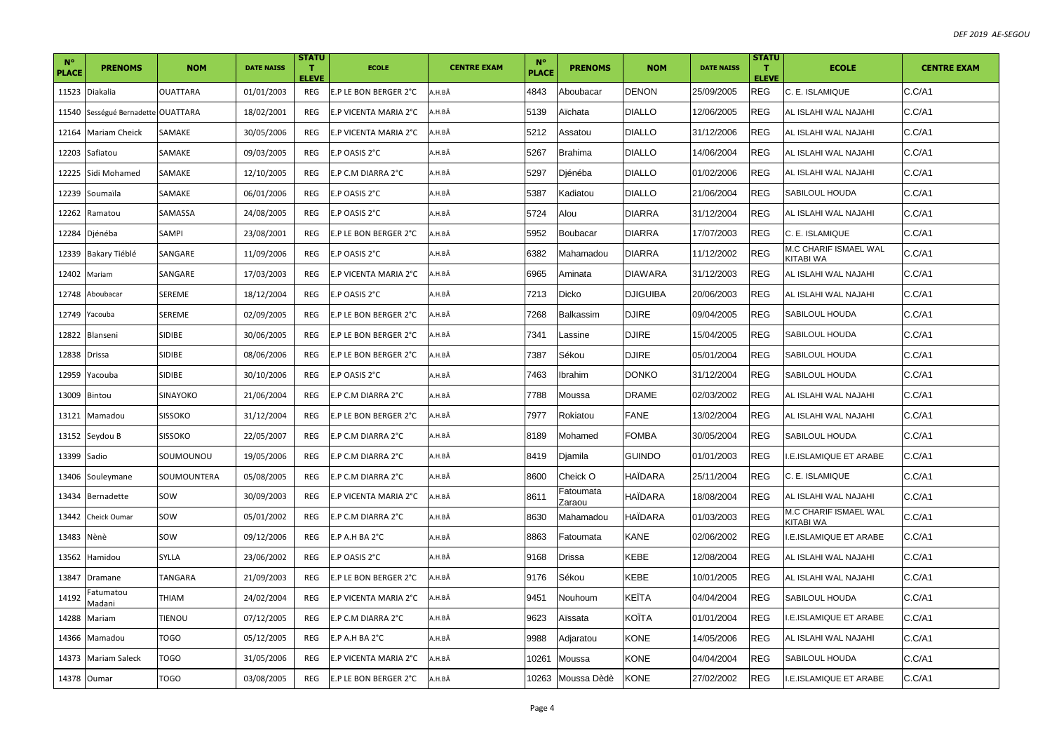| N° PLACE | PRENOMS | NOM | DATE NAISS | STATUT ELEVE | ECOLE | CENTRE EXAM | N° PLACE | PRENOMS | NOM | DATE NAISS | STATUT ELEVE | ECOLE | CENTRE EXAM |
|---|---|---|---|---|---|---|---|---|---|---|---|---|---|
| 11523 | Diakalia | OUATTARA | 01/01/2003 | REG | E.P LE BON BERGER 2°C | A.H.BÂ | 4843 | Aboubacar | DENON | 25/09/2005 | REG | C. E. ISLAMIQUE | C.C/A1 |
| 11540 | Sességué Bernadette | OUATTARA | 18/02/2001 | REG | E.P VICENTA MARIA 2°C | A.H.BÂ | 5139 | Aïchata | DIALLO | 12/06/2005 | REG | AL ISLAHI WAL NAJAHI | C.C/A1 |
| 12164 | Mariam Cheick | SAMAKE | 30/05/2006 | REG | E.P VICENTA MARIA 2°C | A.H.BÂ | 5212 | Assatou | DIALLO | 31/12/2006 | REG | AL ISLAHI WAL NAJAHI | C.C/A1 |
| 12203 | Safiatou | SAMAKE | 09/03/2005 | REG | E.P OASIS 2°C | A.H.BÂ | 5267 | Brahima | DIALLO | 14/06/2004 | REG | AL ISLAHI WAL NAJAHI | C.C/A1 |
| 12225 | Sidi Mohamed | SAMAKE | 12/10/2005 | REG | E.P C.M DIARRA 2°C | A.H.BÂ | 5297 | Djénéba | DIALLO | 01/02/2006 | REG | AL ISLAHI WAL NAJAHI | C.C/A1 |
| 12239 | Soumaïla | SAMAKE | 06/01/2006 | REG | E.P OASIS 2°C | A.H.BÂ | 5387 | Kadiatou | DIALLO | 21/06/2004 | REG | SABILOUL HOUDA | C.C/A1 |
| 12262 | Ramatou | SAMASSA | 24/08/2005 | REG | E.P OASIS 2°C | A.H.BÂ | 5724 | Alou | DIARRA | 31/12/2004 | REG | AL ISLAHI WAL NAJAHI | C.C/A1 |
| 12284 | Djénéba | SAMPI | 23/08/2001 | REG | E.P LE BON BERGER 2°C | A.H.BÂ | 5952 | Boubacar | DIARRA | 17/07/2003 | REG | C. E. ISLAMIQUE | C.C/A1 |
| 12339 | Bakary Tiéblé | SANGARE | 11/09/2006 | REG | E.P OASIS 2°C | A.H.BÂ | 6382 | Mahamadou | DIARRA | 11/12/2002 | REG | M.C CHARIF ISMAEL WAL KITABI WA | C.C/A1 |
| 12402 | Mariam | SANGARE | 17/03/2003 | REG | E.P VICENTA MARIA 2°C | A.H.BÂ | 6965 | Aminata | DIAWARA | 31/12/2003 | REG | AL ISLAHI WAL NAJAHI | C.C/A1 |
| 12748 | Aboubacar | SEREME | 18/12/2004 | REG | E.P OASIS 2°C | A.H.BÂ | 7213 | Dicko | DJIGUIBA | 20/06/2003 | REG | AL ISLAHI WAL NAJAHI | C.C/A1 |
| 12749 | Yacouba | SEREME | 02/09/2005 | REG | E.P LE BON BERGER 2°C | A.H.BÂ | 7268 | Balkassim | DJIRE | 09/04/2005 | REG | SABILOUL HOUDA | C.C/A1 |
| 12822 | Blanseni | SIDIBE | 30/06/2005 | REG | E.P LE BON BERGER 2°C | A.H.BÂ | 7341 | Lassine | DJIRE | 15/04/2005 | REG | SABILOUL HOUDA | C.C/A1 |
| 12838 | Drissa | SIDIBE | 08/06/2006 | REG | E.P LE BON BERGER 2°C | A.H.BÂ | 7387 | Sékou | DJIRE | 05/01/2004 | REG | SABILOUL HOUDA | C.C/A1 |
| 12959 | Yacouba | SIDIBE | 30/10/2006 | REG | E.P OASIS 2°C | A.H.BÂ | 7463 | Ibrahim | DONKO | 31/12/2004 | REG | SABILOUL HOUDA | C.C/A1 |
| 13009 | Bintou | SINAYOKO | 21/06/2004 | REG | E.P C.M DIARRA 2°C | A.H.BÂ | 7788 | Moussa | DRAME | 02/03/2002 | REG | AL ISLAHI WAL NAJAHI | C.C/A1 |
| 13121 | Mamadou | SISSOKO | 31/12/2004 | REG | E.P LE BON BERGER 2°C | A.H.BÂ | 7977 | Rokiatou | FANE | 13/02/2004 | REG | AL ISLAHI WAL NAJAHI | C.C/A1 |
| 13152 | Seydou B | SISSOKO | 22/05/2007 | REG | E.P C.M DIARRA 2°C | A.H.BÂ | 8189 | Mohamed | FOMBA | 30/05/2004 | REG | SABILOUL HOUDA | C.C/A1 |
| 13399 | Sadio | SOUMOUNOU | 19/05/2006 | REG | E.P C.M DIARRA 2°C | A.H.BÂ | 8419 | Djamila | GUINDO | 01/01/2003 | REG | I.E.ISLAMIQUE ET ARABE | C.C/A1 |
| 13406 | Souleymane | SOUMOUNTERA | 05/08/2005 | REG | E.P C.M DIARRA 2°C | A.H.BÂ | 8600 | Cheick O | HAÏDARA | 25/11/2004 | REG | C. E. ISLAMIQUE | C.C/A1 |
| 13434 | Bernadette | SOW | 30/09/2003 | REG | E.P VICENTA MARIA 2°C | A.H.BÂ | 8611 | Fatoumata Zaraou | HAÏDARA | 18/08/2004 | REG | AL ISLAHI WAL NAJAHI | C.C/A1 |
| 13442 | Cheick Oumar | SOW | 05/01/2002 | REG | E.P C.M DIARRA 2°C | A.H.BÂ | 8630 | Mahamadou | HAÏDARA | 01/03/2003 | REG | M.C CHARIF ISMAEL WAL KITABI WA | C.C/A1 |
| 13483 | Nènè | SOW | 09/12/2006 | REG | E.P A.H BA 2°C | A.H.BÂ | 8863 | Fatoumata | KANE | 02/06/2002 | REG | I.E.ISLAMIQUE ET ARABE | C.C/A1 |
| 13562 | Hamidou | SYLLA | 23/06/2002 | REG | E.P OASIS 2°C | A.H.BÂ | 9168 | Drissa | KEBE | 12/08/2004 | REG | AL ISLAHI WAL NAJAHI | C.C/A1 |
| 13847 | Dramane | TANGARA | 21/09/2003 | REG | E.P LE BON BERGER 2°C | A.H.BÂ | 9176 | Sékou | KEBE | 10/01/2005 | REG | AL ISLAHI WAL NAJAHI | C.C/A1 |
| 14192 | Fatumatou Madani | THIAM | 24/02/2004 | REG | E.P VICENTA MARIA 2°C | A.H.BÂ | 9451 | Nouhoum | KEÏTA | 04/04/2004 | REG | SABILOUL HOUDA | C.C/A1 |
| 14288 | Mariam | TIENOU | 07/12/2005 | REG | E.P C.M DIARRA 2°C | A.H.BÂ | 9623 | Aïssata | KOÏTA | 01/01/2004 | REG | I.E.ISLAMIQUE ET ARABE | C.C/A1 |
| 14366 | Mamadou | TOGO | 05/12/2005 | REG | E.P A.H BA 2°C | A.H.BÂ | 9988 | Adjaratou | KONE | 14/05/2006 | REG | AL ISLAHI WAL NAJAHI | C.C/A1 |
| 14373 | Mariam Saleck | TOGO | 31/05/2006 | REG | E.P VICENTA MARIA 2°C | A.H.BÂ | 10261 | Moussa | KONE | 04/04/2004 | REG | SABILOUL HOUDA | C.C/A1 |
| 14378 | Oumar | TOGO | 03/08/2005 | REG | E.P LE BON BERGER 2°C | A.H.BÂ | 10263 | Moussa Dèdè | KONE | 27/02/2002 | REG | I.E.ISLAMIQUE ET ARABE | C.C/A1 |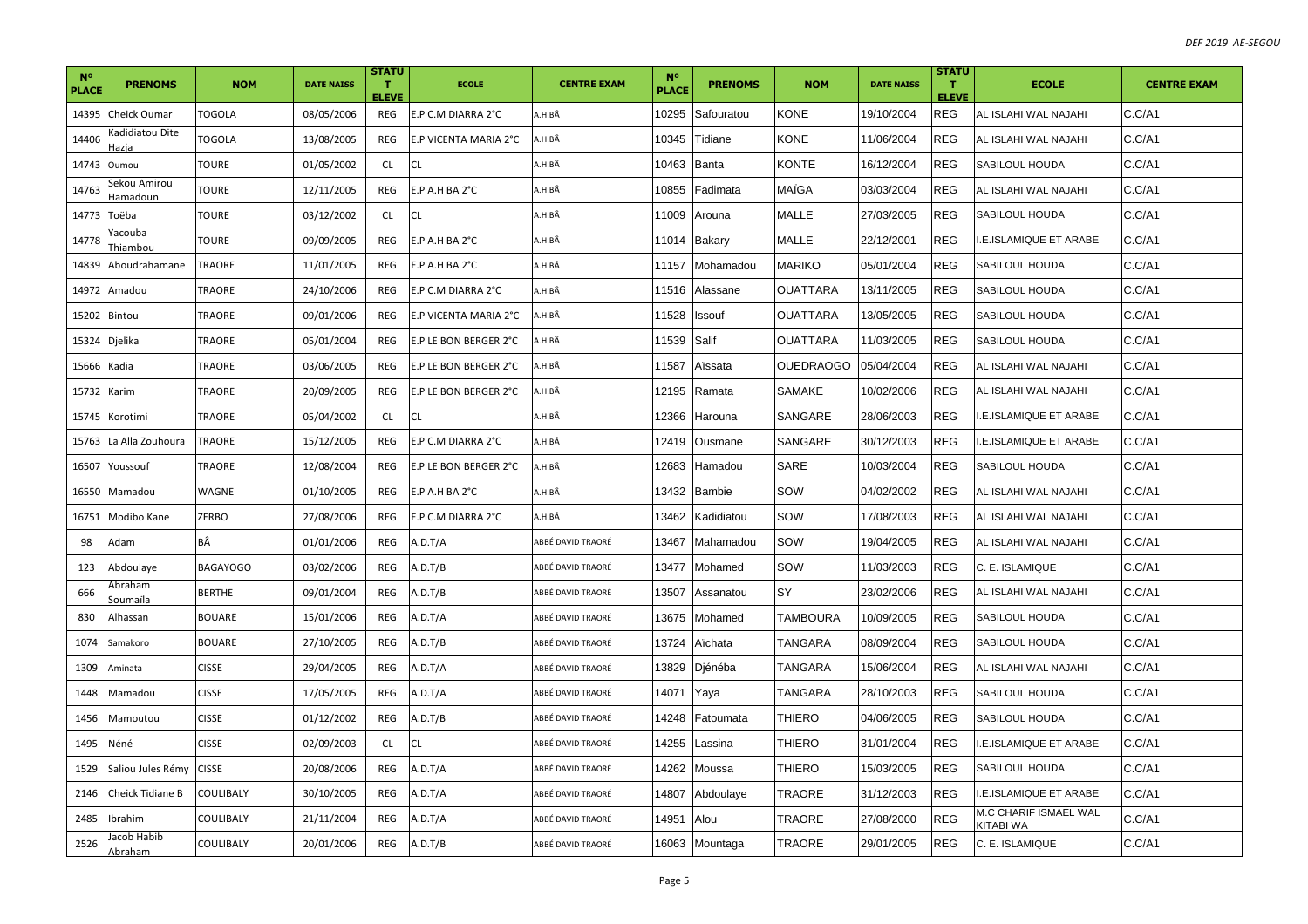| N° PLACE | PRENOMS | NOM | DATE NAISS | STATUT ELEVE | ECOLE | CENTRE EXAM | N° PLACE | PRENOMS | NOM | DATE NAISS | STATUT ELEVE | ECOLE | CENTRE EXAM |
|---|---|---|---|---|---|---|---|---|---|---|---|---|---|
| 14395 | Cheick Oumar | TOGOLA | 08/05/2006 | REG | E.P C.M DIARRA 2°C | A.H.BÂ | 10295 | Safouratou | KONE | 19/10/2004 | REG | AL ISLAHI WAL NAJAHI | C.C/A1 |
| 14406 | Kadidiatou Dite Hazia | TOGOLA | 13/08/2005 | REG | E.P VICENTA MARIA 2°C | A.H.BÂ | 10345 | Tidiane | KONE | 11/06/2004 | REG | AL ISLAHI WAL NAJAHI | C.C/A1 |
| 14743 | Oumou | TOURE | 01/05/2002 | CL | CL | A.H.BÂ | 10463 | Banta | KONTE | 16/12/2004 | REG | SABILOUL HOUDA | C.C/A1 |
| 14763 | Sekou Amirou Hamadoun | TOURE | 12/11/2005 | REG | E.P A.H BA 2°C | A.H.BÂ | 10855 | Fadimata | MAÏGA | 03/03/2004 | REG | AL ISLAHI WAL NAJAHI | C.C/A1 |
| 14773 | Toëba | TOURE | 03/12/2002 | CL | CL | A.H.BÂ | 11009 | Arouna | MALLE | 27/03/2005 | REG | SABILOUL HOUDA | C.C/A1 |
| 14778 | Yacouba Thiambou | TOURE | 09/09/2005 | REG | E.P A.H BA 2°C | A.H.BÂ | 11014 | Bakary | MALLE | 22/12/2001 | REG | I.E.ISLAMIQUE ET ARABE | C.C/A1 |
| 14839 | Aboudrahamane | TRAORE | 11/01/2005 | REG | E.P A.H BA 2°C | A.H.BÂ | 11157 | Mohamadou | MARIKO | 05/01/2004 | REG | SABILOUL HOUDA | C.C/A1 |
| 14972 | Amadou | TRAORE | 24/10/2006 | REG | E.P C.M DIARRA 2°C | A.H.BÂ | 11516 | Alassane | OUATTARA | 13/11/2005 | REG | SABILOUL HOUDA | C.C/A1 |
| 15202 | Bintou | TRAORE | 09/01/2006 | REG | E.P VICENTA MARIA 2°C | A.H.BÂ | 11528 | Issouf | OUATTARA | 13/05/2005 | REG | SABILOUL HOUDA | C.C/A1 |
| 15324 | Djelika | TRAORE | 05/01/2004 | REG | E.P LE BON BERGER 2°C | A.H.BÂ | 11539 | Salif | OUATTARA | 11/03/2005 | REG | SABILOUL HOUDA | C.C/A1 |
| 15666 | Kadia | TRAORE | 03/06/2005 | REG | E.P LE BON BERGER 2°C | A.H.BÂ | 11587 | Aïssata | OUEDRAOGO | 05/04/2004 | REG | AL ISLAHI WAL NAJAHI | C.C/A1 |
| 15732 | Karim | TRAORE | 20/09/2005 | REG | E.P LE BON BERGER 2°C | A.H.BÂ | 12195 | Ramata | SAMAKE | 10/02/2006 | REG | AL ISLAHI WAL NAJAHI | C.C/A1 |
| 15745 | Korotimi | TRAORE | 05/04/2002 | CL | CL | A.H.BÂ | 12366 | Harouna | SANGARE | 28/06/2003 | REG | I.E.ISLAMIQUE ET ARABE | C.C/A1 |
| 15763 | La Alla Zouhoura | TRAORE | 15/12/2005 | REG | E.P C.M DIARRA 2°C | A.H.BÂ | 12419 | Ousmane | SANGARE | 30/12/2003 | REG | I.E.ISLAMIQUE ET ARABE | C.C/A1 |
| 16507 | Youssouf | TRAORE | 12/08/2004 | REG | E.P LE BON BERGER 2°C | A.H.BÂ | 12683 | Hamadou | SARE | 10/03/2004 | REG | SABILOUL HOUDA | C.C/A1 |
| 16550 | Mamadou | WAGNE | 01/10/2005 | REG | E.P A.H BA 2°C | A.H.BÂ | 13432 | Bambie | SOW | 04/02/2002 | REG | AL ISLAHI WAL NAJAHI | C.C/A1 |
| 16751 | Modibo Kane | ZERBO | 27/08/2006 | REG | E.P C.M DIARRA 2°C | A.H.BÂ | 13462 | Kadidiatou | SOW | 17/08/2003 | REG | AL ISLAHI WAL NAJAHI | C.C/A1 |
| 98 | Adam | BÂ | 01/01/2006 | REG | A.D.T/A | ABBÉ DAVID TRAORÉ | 13467 | Mahamadou | SOW | 19/04/2005 | REG | AL ISLAHI WAL NAJAHI | C.C/A1 |
| 123 | Abdoulaye | BAGAYOGO | 03/02/2006 | REG | A.D.T/B | ABBÉ DAVID TRAORÉ | 13477 | Mohamed | SOW | 11/03/2003 | REG | C. E. ISLAMIQUE | C.C/A1 |
| 666 | Abraham Soumaïla | BERTHE | 09/01/2004 | REG | A.D.T/B | ABBÉ DAVID TRAORÉ | 13507 | Assanatou | SY | 23/02/2006 | REG | AL ISLAHI WAL NAJAHI | C.C/A1 |
| 830 | Alhassan | BOUARE | 15/01/2006 | REG | A.D.T/A | ABBÉ DAVID TRAORÉ | 13675 | Mohamed | TAMBOURA | 10/09/2005 | REG | SABILOUL HOUDA | C.C/A1 |
| 1074 | Samakoro | BOUARE | 27/10/2005 | REG | A.D.T/B | ABBÉ DAVID TRAORÉ | 13724 | Aïchata | TANGARA | 08/09/2004 | REG | SABILOUL HOUDA | C.C/A1 |
| 1309 | Aminata | CISSE | 29/04/2005 | REG | A.D.T/A | ABBÉ DAVID TRAORÉ | 13829 | Djénéba | TANGARA | 15/06/2004 | REG | AL ISLAHI WAL NAJAHI | C.C/A1 |
| 1448 | Mamadou | CISSE | 17/05/2005 | REG | A.D.T/A | ABBÉ DAVID TRAORÉ | 14071 | Yaya | TANGARA | 28/10/2003 | REG | SABILOUL HOUDA | C.C/A1 |
| 1456 | Mamoutou | CISSE | 01/12/2002 | REG | A.D.T/B | ABBÉ DAVID TRAORÉ | 14248 | Fatoumata | THIERO | 04/06/2005 | REG | SABILOUL HOUDA | C.C/A1 |
| 1495 | Néné | CISSE | 02/09/2003 | CL | CL | ABBÉ DAVID TRAORÉ | 14255 | Lassina | THIERO | 31/01/2004 | REG | I.E.ISLAMIQUE ET ARABE | C.C/A1 |
| 1529 | Saliou Jules Rémy | CISSE | 20/08/2006 | REG | A.D.T/A | ABBÉ DAVID TRAORÉ | 14262 | Moussa | THIERO | 15/03/2005 | REG | SABILOUL HOUDA | C.C/A1 |
| 2146 | Cheick Tidiane B | COULIBALY | 30/10/2005 | REG | A.D.T/A | ABBÉ DAVID TRAORÉ | 14807 | Abdoulaye | TRAORE | 31/12/2003 | REG | I.E.ISLAMIQUE ET ARABE | C.C/A1 |
| 2485 | Ibrahim | COULIBALY | 21/11/2004 | REG | A.D.T/A | ABBÉ DAVID TRAORÉ | 14951 | Alou | TRAORE | 27/08/2000 | REG | M.C CHARIF ISMAEL WAL KITABI WA | C.C/A1 |
| 2526 | Jacob Habib Abraham | COULIBALY | 20/01/2006 | REG | A.D.T/B | ABBÉ DAVID TRAORÉ | 16063 | Mountaga | TRAORE | 29/01/2005 | REG | C. E. ISLAMIQUE | C.C/A1 |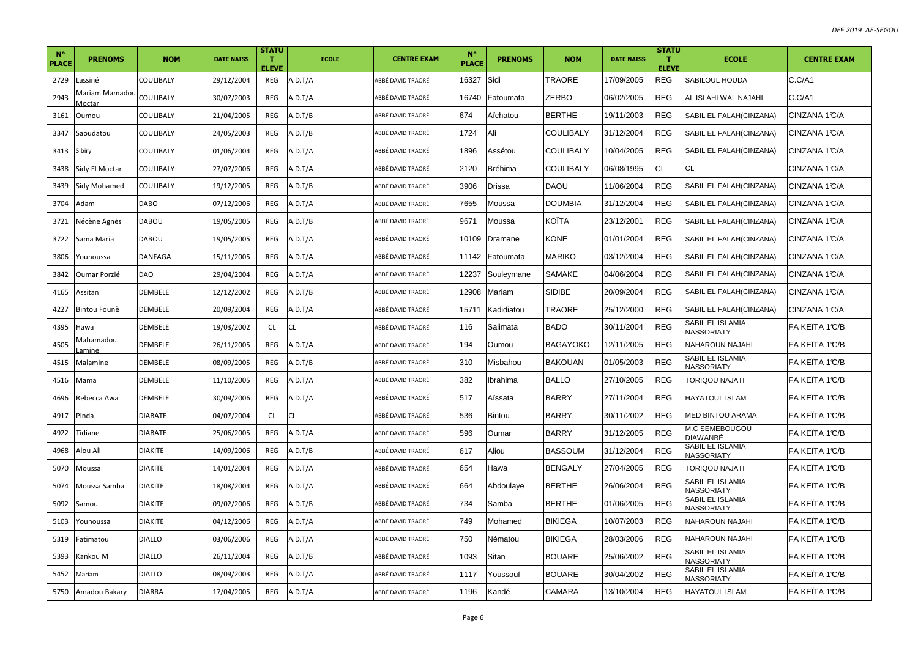| N° PLACE | PRENOMS | NOM | DATE NAISS | STATUT ELEVE | ECOLE | CENTRE EXAM | N° PLACE | PRENOMS | NOM | DATE NAISS | STATUT ELEVE | ECOLE | CENTRE EXAM |
|---|---|---|---|---|---|---|---|---|---|---|---|---|---|
| 2729 | Lassiné | COULIBALY | 29/12/2004 | REG | A.D.T/A | ABBÉ DAVID TRAORÉ | 16327 | Sidi | TRAORE | 17/09/2005 | REG | SABILOUL HOUDA | C.C/A1 |
| 2943 | Mariam Mamadou Moctar | COULIBALY | 30/07/2003 | REG | A.D.T/A | ABBÉ DAVID TRAORÉ | 16740 | Fatoumata | ZERBO | 06/02/2005 | REG | AL ISLAHI WAL NAJAHI | C.C/A1 |
| 3161 | Oumou | COULIBALY | 21/04/2005 | REG | A.D.T/B | ABBÉ DAVID TRAORÉ | 674 | Aïchatou | BERTHE | 19/11/2003 | REG | SABIL EL FALAH(CINZANA) | CINZANA 1°C/A |
| 3347 | Saoudatou | COULIBALY | 24/05/2003 | REG | A.D.T/B | ABBÉ DAVID TRAORÉ | 1724 | Ali | COULIBALY | 31/12/2004 | REG | SABIL EL FALAH(CINZANA) | CINZANA 1°C/A |
| 3413 | Sibiry | COULIBALY | 01/06/2004 | REG | A.D.T/A | ABBÉ DAVID TRAORÉ | 1896 | Assétou | COULIBALY | 10/04/2005 | REG | SABIL EL FALAH(CINZANA) | CINZANA 1°C/A |
| 3438 | Sidy El Moctar | COULIBALY | 27/07/2006 | REG | A.D.T/A | ABBÉ DAVID TRAORÉ | 2120 | Bréhima | COULIBALY | 06/08/1995 | CL | CL | CINZANA 1°C/A |
| 3439 | Sidy Mohamed | COULIBALY | 19/12/2005 | REG | A.D.T/B | ABBÉ DAVID TRAORÉ | 3906 | Drissa | DAOU | 11/06/2004 | REG | SABIL EL FALAH(CINZANA) | CINZANA 1°C/A |
| 3704 | Adam | DABO | 07/12/2006 | REG | A.D.T/A | ABBÉ DAVID TRAORÉ | 7655 | Moussa | DOUMBIA | 31/12/2004 | REG | SABIL EL FALAH(CINZANA) | CINZANA 1°C/A |
| 3721 | Nécène Agnès | DABOU | 19/05/2005 | REG | A.D.T/B | ABBÉ DAVID TRAORÉ | 9671 | Moussa | KOÏTA | 23/12/2001 | REG | SABIL EL FALAH(CINZANA) | CINZANA 1°C/A |
| 3722 | Sama Maria | DABOU | 19/05/2005 | REG | A.D.T/A | ABBÉ DAVID TRAORÉ | 10109 | Dramane | KONE | 01/01/2004 | REG | SABIL EL FALAH(CINZANA) | CINZANA 1°C/A |
| 3806 | Younoussa | DANFAGA | 15/11/2005 | REG | A.D.T/A | ABBÉ DAVID TRAORÉ | 11142 | Fatoumata | MARIKO | 03/12/2004 | REG | SABIL EL FALAH(CINZANA) | CINZANA 1°C/A |
| 3842 | Oumar Porzié | DAO | 29/04/2004 | REG | A.D.T/A | ABBÉ DAVID TRAORÉ | 12237 | Souleymane | SAMAKE | 04/06/2004 | REG | SABIL EL FALAH(CINZANA) | CINZANA 1°C/A |
| 4165 | Assitan | DEMBELE | 12/12/2002 | REG | A.D.T/B | ABBÉ DAVID TRAORÉ | 12908 | Mariam | SIDIBE | 20/09/2004 | REG | SABIL EL FALAH(CINZANA) | CINZANA 1°C/A |
| 4227 | Bintou Founè | DEMBELE | 20/09/2004 | REG | A.D.T/A | ABBÉ DAVID TRAORÉ | 15711 | Kadidiatou | TRAORE | 25/12/2000 | REG | SABIL EL FALAH(CINZANA) | CINZANA 1°C/A |
| 4395 | Hawa | DEMBELE | 19/03/2002 | CL | CL | ABBÉ DAVID TRAORÉ | 116 | Salimata | BADO | 30/11/2004 | REG | SABIL EL ISLAMIA NASSORIATY | FA KEÏTA 1°C/B |
| 4505 | Mahamadou Lamine | DEMBELE | 26/11/2005 | REG | A.D.T/A | ABBÉ DAVID TRAORÉ | 194 | Oumou | BAGAYOKO | 12/11/2005 | REG | NAHAROUN NAJAHI | FA KEÏTA 1°C/B |
| 4515 | Malamine | DEMBELE | 08/09/2005 | REG | A.D.T/B | ABBÉ DAVID TRAORÉ | 310 | Misbahou | BAKOUAN | 01/05/2003 | REG | SABIL EL ISLAMIA NASSORIATY | FA KEÏTA 1°C/B |
| 4516 | Mama | DEMBELE | 11/10/2005 | REG | A.D.T/A | ABBÉ DAVID TRAORÉ | 382 | Ibrahima | BALLO | 27/10/2005 | REG | TORIQOU NAJATI | FA KEÏTA 1°C/B |
| 4696 | Rebecca Awa | DEMBELE | 30/09/2006 | REG | A.D.T/A | ABBÉ DAVID TRAORÉ | 517 | Aïssata | BARRY | 27/11/2004 | REG | HAYATOUL ISLAM | FA KEÏTA 1°C/B |
| 4917 | Pinda | DIABATE | 04/07/2004 | CL | CL | ABBÉ DAVID TRAORÉ | 536 | Bintou | BARRY | 30/11/2002 | REG | MED BINTOU ARAMA | FA KEÏTA 1°C/B |
| 4922 | Tidiane | DIABATE | 25/06/2005 | REG | A.D.T/A | ABBÉ DAVID TRAORÉ | 596 | Oumar | BARRY | 31/12/2005 | REG | M.C SEMEBOUGOU DIAWANBÉ | FA KEÏTA 1°C/B |
| 4968 | Alou Ali | DIAKITE | 14/09/2006 | REG | A.D.T/B | ABBÉ DAVID TRAORÉ | 617 | Aliou | BASSOUM | 31/12/2004 | REG | SABIL EL ISLAMIA NASSORIATY | FA KEÏTA 1°C/B |
| 5070 | Moussa | DIAKITE | 14/01/2004 | REG | A.D.T/A | ABBÉ DAVID TRAORÉ | 654 | Hawa | BENGALY | 27/04/2005 | REG | TORIQOU NAJATI | FA KEÏTA 1°C/B |
| 5074 | Moussa Samba | DIAKITE | 18/08/2004 | REG | A.D.T/A | ABBÉ DAVID TRAORÉ | 664 | Abdoulaye | BERTHE | 26/06/2004 | REG | SABIL EL ISLAMIA NASSORIATY | FA KEÏTA 1°C/B |
| 5092 | Samou | DIAKITE | 09/02/2006 | REG | A.D.T/B | ABBÉ DAVID TRAORÉ | 734 | Samba | BERTHE | 01/06/2005 | REG | SABIL EL ISLAMIA NASSORIATY | FA KEÏTA 1°C/B |
| 5103 | Younoussa | DIAKITE | 04/12/2006 | REG | A.D.T/A | ABBÉ DAVID TRAORÉ | 749 | Mohamed | BIKIEGA | 10/07/2003 | REG | NAHAROUN NAJAHI | FA KEÏTA 1°C/B |
| 5319 | Fatimatou | DIALLO | 03/06/2006 | REG | A.D.T/A | ABBÉ DAVID TRAORÉ | 750 | Nématou | BIKIEGA | 28/03/2006 | REG | NAHAROUN NAJAHI | FA KEÏTA 1°C/B |
| 5393 | Kankou M | DIALLO | 26/11/2004 | REG | A.D.T/B | ABBÉ DAVID TRAORÉ | 1093 | Sitan | BOUARE | 25/06/2002 | REG | SABIL EL ISLAMIA NASSORIATY | FA KEÏTA 1°C/B |
| 5452 | Mariam | DIALLO | 08/09/2003 | REG | A.D.T/A | ABBÉ DAVID TRAORÉ | 1117 | Youssouf | BOUARE | 30/04/2002 | REG | SABIL EL ISLAMIA NASSORIATY | FA KEÏTA 1°C/B |
| 5750 | Amadou Bakary | DIARRA | 17/04/2005 | REG | A.D.T/A | ABBÉ DAVID TRAORÉ | 1196 | Kandé | CAMARA | 13/10/2004 | REG | HAYATOUL ISLAM | FA KEÏTA 1°C/B |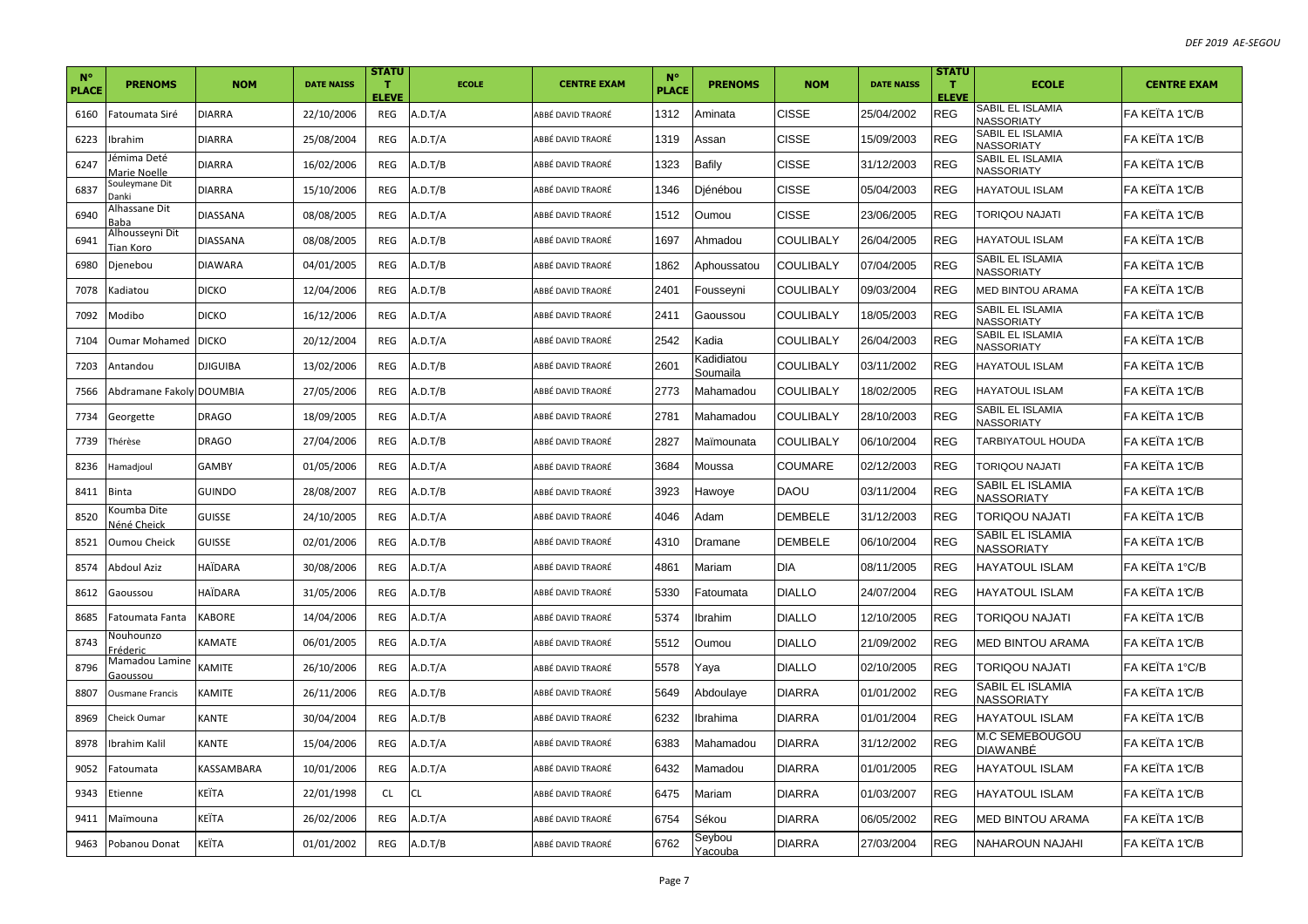| N° PLACE | PRENOMS | NOM | DATE NAISS | STATUT ELEVE | ECOLE | CENTRE EXAM | N° PLACE | PRENOMS | NOM | DATE NAISS | STATUT ELEVE | ECOLE | CENTRE EXAM |
|---|---|---|---|---|---|---|---|---|---|---|---|---|---|
| 6160 | Fatoumata Siré | DIARRA | 22/10/2006 | REG | A.D.T/A | ABBÉ DAVID TRAORÉ | 1312 | Aminata | CISSE | 25/04/2002 | REG | SABIL EL ISLAMIA NASSORIATY | FA KEÏTA 1°C/B |
| 6223 | Ibrahim | DIARRA | 25/08/2004 | REG | A.D.T/A | ABBÉ DAVID TRAORÉ | 1319 | Assan | CISSE | 15/09/2003 | REG | SABIL EL ISLAMIA NASSORIATY | FA KEÏTA 1°C/B |
| 6247 | Jémima Deté Marie Noelle | DIARRA | 16/02/2006 | REG | A.D.T/B | ABBÉ DAVID TRAORÉ | 1323 | Bafily | CISSE | 31/12/2003 | REG | SABIL EL ISLAMIA NASSORIATY | FA KEÏTA 1°C/B |
| 6837 | Souleymane Dit Danki | DIARRA | 15/10/2006 | REG | A.D.T/B | ABBÉ DAVID TRAORÉ | 1346 | Djénébou | CISSE | 05/04/2003 | REG | HAYATOUL ISLAM | FA KEÏTA 1°C/B |
| 6940 | Alhassane Dit Baba | DIASSANA | 08/08/2005 | REG | A.D.T/A | ABBÉ DAVID TRAORÉ | 1512 | Oumou | CISSE | 23/06/2005 | REG | TORIQOU NAJATI | FA KEÏTA 1°C/B |
| 6941 | Alhousseyni Dit Tian Koro | DIASSANA | 08/08/2005 | REG | A.D.T/B | ABBÉ DAVID TRAORÉ | 1697 | Ahmadou | COULIBALY | 26/04/2005 | REG | HAYATOUL ISLAM | FA KEÏTA 1°C/B |
| 6980 | Djenebou | DIAWARA | 04/01/2005 | REG | A.D.T/B | ABBÉ DAVID TRAORÉ | 1862 | Aphoussatou | COULIBALY | 07/04/2005 | REG | SABIL EL ISLAMIA NASSORIATY | FA KEÏTA 1°C/B |
| 7078 | Kadiatou | DICKO | 12/04/2006 | REG | A.D.T/B | ABBÉ DAVID TRAORÉ | 2401 | Fousseyni | COULIBALY | 09/03/2004 | REG | MED BINTOU ARAMA | FA KEÏTA 1°C/B |
| 7092 | Modibo | DICKO | 16/12/2006 | REG | A.D.T/A | ABBÉ DAVID TRAORÉ | 2411 | Gaoussou | COULIBALY | 18/05/2003 | REG | SABIL EL ISLAMIA NASSORIATY | FA KEÏTA 1°C/B |
| 7104 | Oumar Mohamed | DICKO | 20/12/2004 | REG | A.D.T/A | ABBÉ DAVID TRAORÉ | 2542 | Kadia | COULIBALY | 26/04/2003 | REG | SABIL EL ISLAMIA NASSORIATY | FA KEÏTA 1°C/B |
| 7203 | Antandou | DJIGUIBA | 13/02/2006 | REG | A.D.T/B | ABBÉ DAVID TRAORÉ | 2601 | Kadidiatou Soumaila | COULIBALY | 03/11/2002 | REG | HAYATOUL ISLAM | FA KEÏTA 1°C/B |
| 7566 | Abdramane Fakoly | DOUMBIA | 27/05/2006 | REG | A.D.T/B | ABBÉ DAVID TRAORÉ | 2773 | Mahamadou | COULIBALY | 18/02/2005 | REG | HAYATOUL ISLAM | FA KEÏTA 1°C/B |
| 7734 | Georgette | DRAGO | 18/09/2005 | REG | A.D.T/A | ABBÉ DAVID TRAORÉ | 2781 | Mahamadou | COULIBALY | 28/10/2003 | REG | SABIL EL ISLAMIA NASSORIATY | FA KEÏTA 1°C/B |
| 7739 | Thérèse | DRAGO | 27/04/2006 | REG | A.D.T/B | ABBÉ DAVID TRAORÉ | 2827 | Maïmounata | COULIBALY | 06/10/2004 | REG | TARBIYATOUL HOUDA | FA KEÏTA 1°C/B |
| 8236 | Hamadjoul | GAMBY | 01/05/2006 | REG | A.D.T/A | ABBÉ DAVID TRAORÉ | 3684 | Moussa | COUMARE | 02/12/2003 | REG | TORIQOU NAJATI | FA KEÏTA 1°C/B |
| 8411 | Binta | GUINDO | 28/08/2007 | REG | A.D.T/B | ABBÉ DAVID TRAORÉ | 3923 | Hawoye | DAOU | 03/11/2004 | REG | SABIL EL ISLAMIA NASSORIATY | FA KEÏTA 1°C/B |
| 8520 | Koumba Dite Néné Cheick | GUISSE | 24/10/2005 | REG | A.D.T/A | ABBÉ DAVID TRAORÉ | 4046 | Adam | DEMBELE | 31/12/2003 | REG | TORIQOU NAJATI | FA KEÏTA 1°C/B |
| 8521 | Oumou Cheick | GUISSE | 02/01/2006 | REG | A.D.T/B | ABBÉ DAVID TRAORÉ | 4310 | Dramane | DEMBELE | 06/10/2004 | REG | SABIL EL ISLAMIA NASSORIATY | FA KEÏTA 1°C/B |
| 8574 | Abdoul Aziz | HAÏDARA | 30/08/2006 | REG | A.D.T/A | ABBÉ DAVID TRAORÉ | 4861 | Mariam | DIA | 08/11/2005 | REG | HAYATOUL ISLAM | FA KEÏTA 1°C/B |
| 8612 | Gaoussou | HAÏDARA | 31/05/2006 | REG | A.D.T/B | ABBÉ DAVID TRAORÉ | 5330 | Fatoumata | DIALLO | 24/07/2004 | REG | HAYATOUL ISLAM | FA KEÏTA 1°C/B |
| 8685 | Fatoumata Fanta | KABORE | 14/04/2006 | REG | A.D.T/A | ABBÉ DAVID TRAORÉ | 5374 | Ibrahim | DIALLO | 12/10/2005 | REG | TORIQOU NAJATI | FA KEÏTA 1°C/B |
| 8743 | Nouhounzo Fréderic | KAMATE | 06/01/2005 | REG | A.D.T/A | ABBÉ DAVID TRAORÉ | 5512 | Oumou | DIALLO | 21/09/2002 | REG | MED BINTOU ARAMA | FA KEÏTA 1°C/B |
| 8796 | Mamadou Lamine Gaoussou | KAMITE | 26/10/2006 | REG | A.D.T/A | ABBÉ DAVID TRAORÉ | 5578 | Yaya | DIALLO | 02/10/2005 | REG | TORIQOU NAJATI | FA KEÏTA 1°C/B |
| 8807 | Ousmane Francis | KAMITE | 26/11/2006 | REG | A.D.T/B | ABBÉ DAVID TRAORÉ | 5649 | Abdoulaye | DIARRA | 01/01/2002 | REG | SABIL EL ISLAMIA NASSORIATY | FA KEÏTA 1°C/B |
| 8969 | Cheick Oumar | KANTE | 30/04/2004 | REG | A.D.T/B | ABBÉ DAVID TRAORÉ | 6232 | Ibrahima | DIARRA | 01/01/2004 | REG | HAYATOUL ISLAM | FA KEÏTA 1°C/B |
| 8978 | Ibrahim Kalil | KANTE | 15/04/2006 | REG | A.D.T/A | ABBÉ DAVID TRAORÉ | 6383 | Mahamadou | DIARRA | 31/12/2002 | REG | M.C SEMEBOUGOU DIAWANBÉ | FA KEÏTA 1°C/B |
| 9052 | Fatoumata | KASSAMBARA | 10/01/2006 | REG | A.D.T/A | ABBÉ DAVID TRAORÉ | 6432 | Mamadou | DIARRA | 01/01/2005 | REG | HAYATOUL ISLAM | FA KEÏTA 1°C/B |
| 9343 | Etienne | KEÏTA | 22/01/1998 | CL | CL | ABBÉ DAVID TRAORÉ | 6475 | Mariam | DIARRA | 01/03/2007 | REG | HAYATOUL ISLAM | FA KEÏTA 1°C/B |
| 9411 | Maïmouna | KEÏTA | 26/02/2006 | REG | A.D.T/A | ABBÉ DAVID TRAORÉ | 6754 | Sékou | DIARRA | 06/05/2002 | REG | MED BINTOU ARAMA | FA KEÏTA 1°C/B |
| 9463 | Pobanou Donat | KEÏTA | 01/01/2002 | REG | A.D.T/B | ABBÉ DAVID TRAORÉ | 6762 | Seybou Yacouba | DIARRA | 27/03/2004 | REG | NAHAROUN NAJAHI | FA KEÏTA 1°C/B |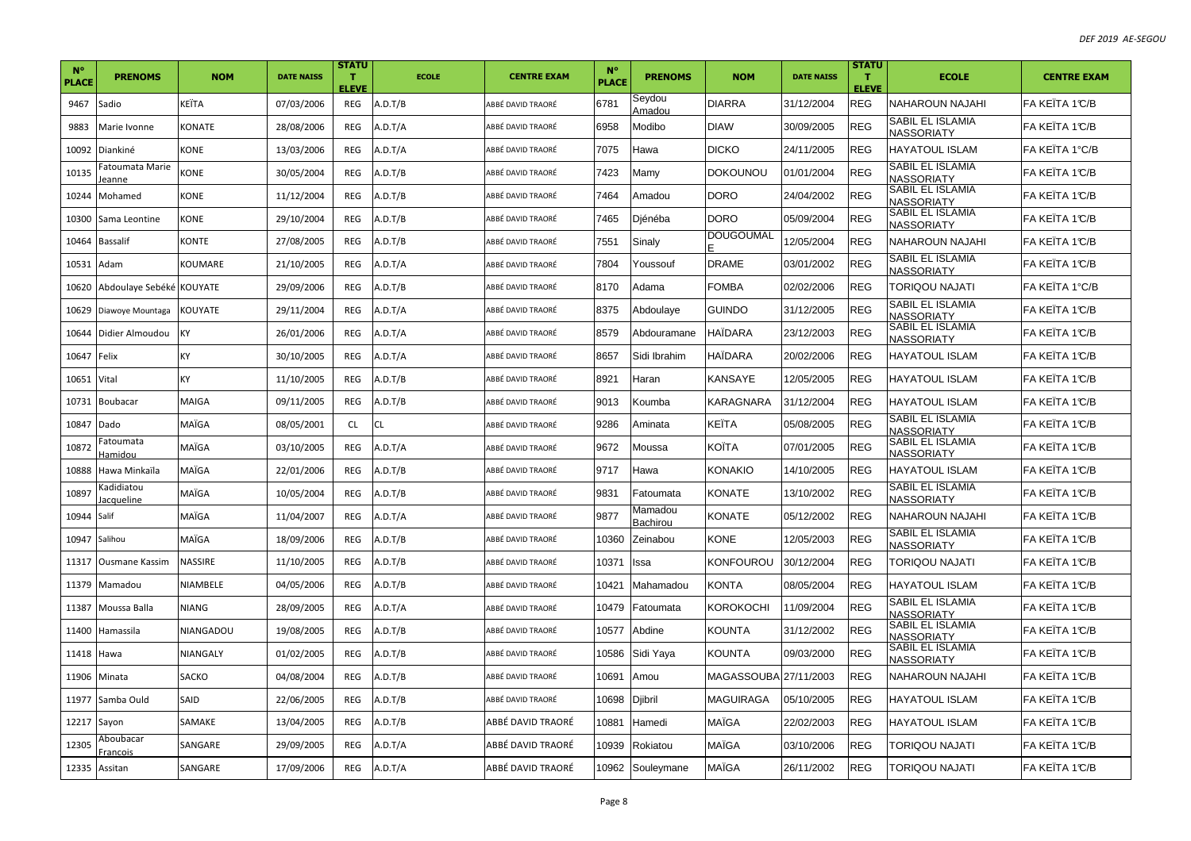| N° PLACE | PRENOMS | NOM | DATE NAISS | STATUT ELEVE | ECOLE | CENTRE EXAM | N° PLACE | PRENOMS | NOM | DATE NAISS | STATUT ELEVE | ECOLE | CENTRE EXAM |
|---|---|---|---|---|---|---|---|---|---|---|---|---|---|
| 9467 | Sadio | KEÏTA | 07/03/2006 | REG | A.D.T/B | ABBÉ DAVID TRAORÉ | 6781 | Seydou Amadou | DIARRA | 31/12/2004 | REG | NAHAROUN NAJAHI | FA KEÏTA 1°C/B |
| 9883 | Marie Ivonne | KONATE | 28/08/2006 | REG | A.D.T/A | ABBÉ DAVID TRAORÉ | 6958 | Modibo | DIAW | 30/09/2005 | REG | SABIL EL ISLAMIA NASSORIATY | FA KEÏTA 1°C/B |
| 10092 | Diankiné | KONE | 13/03/2006 | REG | A.D.T/A | ABBÉ DAVID TRAORÉ | 7075 | Hawa | DICKO | 24/11/2005 | REG | HAYATOUL ISLAM | FA KEÏTA 1°C/B |
| 10135 | Fatoumata Marie Jeanne | KONE | 30/05/2004 | REG | A.D.T/B | ABBÉ DAVID TRAORÉ | 7423 | Mamy | DOKOUNOU | 01/01/2004 | REG | SABIL EL ISLAMIA NASSORIATY | FA KEÏTA 1°C/B |
| 10244 | Mohamed | KONE | 11/12/2004 | REG | A.D.T/B | ABBÉ DAVID TRAORÉ | 7464 | Amadou | DORO | 24/04/2002 | REG | SABIL EL ISLAMIA NASSORIATY | FA KEÏTA 1°C/B |
| 10300 | Sama Leontine | KONE | 29/10/2004 | REG | A.D.T/B | ABBÉ DAVID TRAORÉ | 7465 | Djénéba | DORO | 05/09/2004 | REG | SABIL EL ISLAMIA NASSORIATY | FA KEÏTA 1°C/B |
| 10464 | Bassalif | KONTE | 27/08/2005 | REG | A.D.T/B | ABBÉ DAVID TRAORÉ | 7551 | Sinaly | DOUGOUMALE | 12/05/2004 | REG | NAHAROUN NAJAHI | FA KEÏTA 1°C/B |
| 10531 | Adam | KOUMARE | 21/10/2005 | REG | A.D.T/A | ABBÉ DAVID TRAORÉ | 7804 | Youssouf | DRAME | 03/01/2002 | REG | SABIL EL ISLAMIA NASSORIATY | FA KEÏTA 1°C/B |
| 10620 | Abdoulaye Sebéké | KOUYATE | 29/09/2006 | REG | A.D.T/B | ABBÉ DAVID TRAORÉ | 8170 | Adama | FOMBA | 02/02/2006 | REG | TORIQOU NAJATI | FA KEÏTA 1°C/B |
| 10629 | Diawoye Mountaga | KOUYATE | 29/11/2004 | REG | A.D.T/A | ABBÉ DAVID TRAORÉ | 8375 | Abdoulaye | GUINDO | 31/12/2005 | REG | SABIL EL ISLAMIA NASSORIATY | FA KEÏTA 1°C/B |
| 10644 | Didier Almoudou | KY | 26/01/2006 | REG | A.D.T/A | ABBÉ DAVID TRAORÉ | 8579 | Abdouramane | HAÏDARA | 23/12/2003 | REG | SABIL EL ISLAMIA NASSORIATY | FA KEÏTA 1°C/B |
| 10647 | Felix | KY | 30/10/2005 | REG | A.D.T/A | ABBÉ DAVID TRAORÉ | 8657 | Sidi Ibrahim | HAÏDARA | 20/02/2006 | REG | HAYATOUL ISLAM | FA KEÏTA 1°C/B |
| 10651 | Vital | KY | 11/10/2005 | REG | A.D.T/B | ABBÉ DAVID TRAORÉ | 8921 | Haran | KANSAYE | 12/05/2005 | REG | HAYATOUL ISLAM | FA KEÏTA 1°C/B |
| 10731 | Boubacar | MAIGA | 09/11/2005 | REG | A.D.T/B | ABBÉ DAVID TRAORÉ | 9013 | Koumba | KARAGNARA | 31/12/2004 | REG | HAYATOUL ISLAM | FA KEÏTA 1°C/B |
| 10847 | Dado | MAÏGA | 08/05/2001 | CL | CL | ABBÉ DAVID TRAORÉ | 9286 | Aminata | KEÏTA | 05/08/2005 | REG | SABIL EL ISLAMIA NASSORIATY | FA KEÏTA 1°C/B |
| 10872 | Fatoumata Hamidou | MAÏGA | 03/10/2005 | REG | A.D.T/A | ABBÉ DAVID TRAORÉ | 9672 | Moussa | KOÏTA | 07/01/2005 | REG | SABIL EL ISLAMIA NASSORIATY | FA KEÏTA 1°C/B |
| 10888 | Hawa Minkaïla | MAÏGA | 22/01/2006 | REG | A.D.T/B | ABBÉ DAVID TRAORÉ | 9717 | Hawa | KONAKIO | 14/10/2005 | REG | HAYATOUL ISLAM | FA KEÏTA 1°C/B |
| 10897 | Kadidiatou Jacqueline | MAÏGA | 10/05/2004 | REG | A.D.T/B | ABBÉ DAVID TRAORÉ | 9831 | Fatoumata | KONATE | 13/10/2002 | REG | SABIL EL ISLAMIA NASSORIATY | FA KEÏTA 1°C/B |
| 10944 | Salif | MAÏGA | 11/04/2007 | REG | A.D.T/A | ABBÉ DAVID TRAORÉ | 9877 | Mamadou Bachirou | KONATE | 05/12/2002 | REG | NAHAROUN NAJAHI | FA KEÏTA 1°C/B |
| 10947 | Salihou | MAÏGA | 18/09/2006 | REG | A.D.T/B | ABBÉ DAVID TRAORÉ | 10360 | Zeinabou | KONE | 12/05/2003 | REG | SABIL EL ISLAMIA NASSORIATY | FA KEÏTA 1°C/B |
| 11317 | Ousmane Kassim | NASSIRE | 11/10/2005 | REG | A.D.T/B | ABBÉ DAVID TRAORÉ | 10371 | Issa | KONFOUROU | 30/12/2004 | REG | TORIQOU NAJATI | FA KEÏTA 1°C/B |
| 11379 | Mamadou | NIAMBELE | 04/05/2006 | REG | A.D.T/B | ABBÉ DAVID TRAORÉ | 10421 | Mahamadou | KONTA | 08/05/2004 | REG | HAYATOUL ISLAM | FA KEÏTA 1°C/B |
| 11387 | Moussa Balla | NIANG | 28/09/2005 | REG | A.D.T/A | ABBÉ DAVID TRAORÉ | 10479 | Fatoumata | KOROKOCHI | 11/09/2004 | REG | SABIL EL ISLAMIA NASSORIATY | FA KEÏTA 1°C/B |
| 11400 | Hamassila | NIANGADOU | 19/08/2005 | REG | A.D.T/B | ABBÉ DAVID TRAORÉ | 10577 | Abdine | KOUNTA | 31/12/2002 | REG | SABIL EL ISLAMIA NASSORIATY | FA KEÏTA 1°C/B |
| 11418 | Hawa | NIANGALY | 01/02/2005 | REG | A.D.T/B | ABBÉ DAVID TRAORÉ | 10586 | Sidi Yaya | KOUNTA | 09/03/2000 | REG | SABIL EL ISLAMIA NASSORIATY | FA KEÏTA 1°C/B |
| 11906 | Minata | SACKO | 04/08/2004 | REG | A.D.T/B | ABBÉ DAVID TRAORÉ | 10691 | Amou | MAGASSOUBA | 27/11/2003 | REG | NAHAROUN NAJAHI | FA KEÏTA 1°C/B |
| 11977 | Samba Ould | SAID | 22/06/2005 | REG | A.D.T/B | ABBÉ DAVID TRAORÉ | 10698 | Djibril | MAGUIRAGA | 05/10/2005 | REG | HAYATOUL ISLAM | FA KEÏTA 1°C/B |
| 12217 | Sayon | SAMAKE | 13/04/2005 | REG | A.D.T/B | ABBÉ DAVID TRAORÉ | 10881 | Hamedi | MAÏGA | 22/02/2003 | REG | HAYATOUL ISLAM | FA KEÏTA 1°C/B |
| 12305 | Aboubacar Francois | SANGARE | 29/09/2005 | REG | A.D.T/A | ABBÉ DAVID TRAORÉ | 10939 | Rokiatou | MAÏGA | 03/10/2006 | REG | TORIQOU NAJATI | FA KEÏTA 1°C/B |
| 12335 | Assitan | SANGARE | 17/09/2006 | REG | A.D.T/A | ABBÉ DAVID TRAORÉ | 10962 | Souleymane | MAÏGA | 26/11/2002 | REG | TORIQOU NAJATI | FA KEÏTA 1°C/B |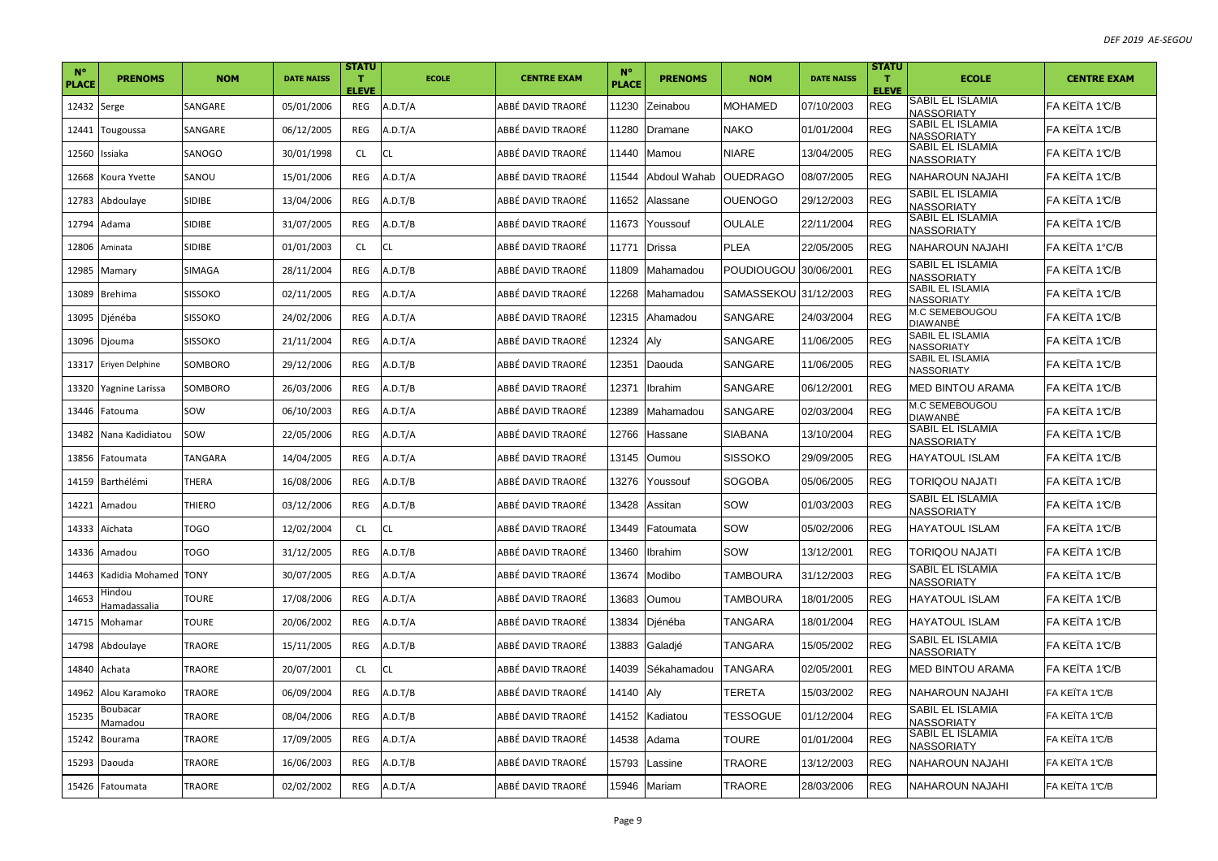| N° PLACE | PRENOMS | NOM | DATE NAISS | STATUT ELEVE | ECOLE | CENTRE EXAM | N° PLACE | PRENOMS | NOM | DATE NAISS | STATUT ELEVE | ECOLE | CENTRE EXAM |
|---|---|---|---|---|---|---|---|---|---|---|---|---|---|
| 12432 | Serge | SANGARE | 05/01/2006 | REG | A.D.T/A | ABBÉ DAVID TRAORÉ | 11230 | Zeinabou | MOHAMED | 07/10/2003 | REG | SABIL EL ISLAMIA NASSORIATY | FA KEÏTA 1°C/B |
| 12441 | Tougoussa | SANGARE | 06/12/2005 | REG | A.D.T/A | ABBÉ DAVID TRAORÉ | 11280 | Dramane | NAKO | 01/01/2004 | REG | SABIL EL ISLAMIA NASSORIATY | FA KEÏTA 1°C/B |
| 12560 | Issiaka | SANOGO | 30/01/1998 | CL | CL | ABBÉ DAVID TRAORÉ | 11440 | Mamou | NIARE | 13/04/2005 | REG | SABIL EL ISLAMIA NASSORIATY | FA KEÏTA 1°C/B |
| 12668 | Koura Yvette | SANOU | 15/01/2006 | REG | A.D.T/A | ABBÉ DAVID TRAORÉ | 11544 | Abdoul Wahab | OUEDRAGO | 08/07/2005 | REG | NAHAROUN NAJAHI | FA KEÏTA 1°C/B |
| 12783 | Abdoulaye | SIDIBE | 13/04/2006 | REG | A.D.T/B | ABBÉ DAVID TRAORÉ | 11652 | Alassane | OUENOGO | 29/12/2003 | REG | SABIL EL ISLAMIA NASSORIATY | FA KEÏTA 1°C/B |
| 12794 | Adama | SIDIBE | 31/07/2005 | REG | A.D.T/B | ABBÉ DAVID TRAORÉ | 11673 | Youssouf | OULALE | 22/11/2004 | REG | SABIL EL ISLAMIA NASSORIATY | FA KEÏTA 1°C/B |
| 12806 | Aminata | SIDIBE | 01/01/2003 | CL | CL | ABBÉ DAVID TRAORÉ | 11771 | Drissa | PLEA | 22/05/2005 | REG | NAHAROUN NAJAHI | FA KEÏTA 1°C/B |
| 12985 | Mamary | SIMAGA | 28/11/2004 | REG | A.D.T/B | ABBÉ DAVID TRAORÉ | 11809 | Mahamadou | POUDIOUGOU | 30/06/2001 | REG | SABIL EL ISLAMIA NASSORIATY | FA KEÏTA 1°C/B |
| 13089 | Brehima | SISSOKO | 02/11/2005 | REG | A.D.T/A | ABBÉ DAVID TRAORÉ | 12268 | Mahamadou | SAMASSEKOU | 31/12/2003 | REG | SABIL EL ISLAMIA NASSORIATY | FA KEÏTA 1°C/B |
| 13095 | Djénéba | SISSOKO | 24/02/2006 | REG | A.D.T/A | ABBÉ DAVID TRAORÉ | 12315 | Ahamadou | SANGARE | 24/03/2004 | REG | M.C SEMEBOUGOU DIAWANBÉ | FA KEÏTA 1°C/B |
| 13096 | Djouma | SISSOKO | 21/11/2004 | REG | A.D.T/A | ABBÉ DAVID TRAORÉ | 12324 | Aly | SANGARE | 11/06/2005 | REG | SABIL EL ISLAMIA NASSORIATY | FA KEÏTA 1°C/B |
| 13317 | Eriyen Delphine | SOMBORO | 29/12/2006 | REG | A.D.T/B | ABBÉ DAVID TRAORÉ | 12351 | Daouda | SANGARE | 11/06/2005 | REG | SABIL EL ISLAMIA NASSORIATY | FA KEÏTA 1°C/B |
| 13320 | Yagnine Larissa | SOMBORO | 26/03/2006 | REG | A.D.T/B | ABBÉ DAVID TRAORÉ | 12371 | Ibrahim | SANGARE | 06/12/2001 | REG | MED BINTOU ARAMA | FA KEÏTA 1°C/B |
| 13446 | Fatouma | SOW | 06/10/2003 | REG | A.D.T/A | ABBÉ DAVID TRAORÉ | 12389 | Mahamadou | SANGARE | 02/03/2004 | REG | M.C SEMEBOUGOU DIAWANBÉ | FA KEÏTA 1°C/B |
| 13482 | Nana Kadidiatou | SOW | 22/05/2006 | REG | A.D.T/A | ABBÉ DAVID TRAORÉ | 12766 | Hassane | SIABANA | 13/10/2004 | REG | SABIL EL ISLAMIA NASSORIATY | FA KEÏTA 1°C/B |
| 13856 | Fatoumata | TANGARA | 14/04/2005 | REG | A.D.T/A | ABBÉ DAVID TRAORÉ | 13145 | Oumou | SISSOKO | 29/09/2005 | REG | HAYATOUL ISLAM | FA KEÏTA 1°C/B |
| 14159 | Barthélémi | THERA | 16/08/2006 | REG | A.D.T/B | ABBÉ DAVID TRAORÉ | 13276 | Youssouf | SOGOBA | 05/06/2005 | REG | TORIQOU NAJATI | FA KEÏTA 1°C/B |
| 14221 | Amadou | THIERO | 03/12/2006 | REG | A.D.T/B | ABBÉ DAVID TRAORÉ | 13428 | Assitan | SOW | 01/03/2003 | REG | SABIL EL ISLAMIA NASSORIATY | FA KEÏTA 1°C/B |
| 14333 | Aïchata | TOGO | 12/02/2004 | CL | CL | ABBÉ DAVID TRAORÉ | 13449 | Fatoumata | SOW | 05/02/2006 | REG | HAYATOUL ISLAM | FA KEÏTA 1°C/B |
| 14336 | Amadou | TOGO | 31/12/2005 | REG | A.D.T/B | ABBÉ DAVID TRAORÉ | 13460 | Ibrahim | SOW | 13/12/2001 | REG | TORIQOU NAJATI | FA KEÏTA 1°C/B |
| 14463 | Kadidia Mohamed | TONY | 30/07/2005 | REG | A.D.T/A | ABBÉ DAVID TRAORÉ | 13674 | Modibo | TAMBOURA | 31/12/2003 | REG | SABIL EL ISLAMIA NASSORIATY | FA KEÏTA 1°C/B |
| 14653 | Hindou Hamadassalia | TOURE | 17/08/2006 | REG | A.D.T/A | ABBÉ DAVID TRAORÉ | 13683 | Oumou | TAMBOURA | 18/01/2005 | REG | HAYATOUL ISLAM | FA KEÏTA 1°C/B |
| 14715 | Mohamar | TOURE | 20/06/2002 | REG | A.D.T/A | ABBÉ DAVID TRAORÉ | 13834 | Djénéba | TANGARA | 18/01/2004 | REG | HAYATOUL ISLAM | FA KEÏTA 1°C/B |
| 14798 | Abdoulaye | TRAORE | 15/11/2005 | REG | A.D.T/B | ABBÉ DAVID TRAORÉ | 13883 | Galadjé | TANGARA | 15/05/2002 | REG | SABIL EL ISLAMIA NASSORIATY | FA KEÏTA 1°C/B |
| 14840 | Achata | TRAORE | 20/07/2001 | CL | CL | ABBÉ DAVID TRAORÉ | 14039 | Sékahamadou | TANGARA | 02/05/2001 | REG | MED BINTOU ARAMA | FA KEÏTA 1°C/B |
| 14962 | Alou Karamoko | TRAORE | 06/09/2004 | REG | A.D.T/B | ABBÉ DAVID TRAORÉ | 14140 | Aly | TERETA | 15/03/2002 | REG | NAHAROUN NAJAHI | FA KEÏTA 1°C/B |
| 15235 | Boubacar Mamadou | TRAORE | 08/04/2006 | REG | A.D.T/B | ABBÉ DAVID TRAORÉ | 14152 | Kadiatou | TESSOGUE | 01/12/2004 | REG | SABIL EL ISLAMIA NASSORIATY | FA KEÏTA 1°C/B |
| 15242 | Bourama | TRAORE | 17/09/2005 | REG | A.D.T/A | ABBÉ DAVID TRAORÉ | 14538 | Adama | TOURE | 01/01/2004 | REG | SABIL EL ISLAMIA NASSORIATY | FA KEÏTA 1°C/B |
| 15293 | Daouda | TRAORE | 16/06/2003 | REG | A.D.T/B | ABBÉ DAVID TRAORÉ | 15793 | Lassine | TRAORE | 13/12/2003 | REG | NAHAROUN NAJAHI | FA KEÏTA 1°C/B |
| 15426 | Fatoumata | TRAORE | 02/02/2002 | REG | A.D.T/A | ABBÉ DAVID TRAORÉ | 15946 | Mariam | TRAORE | 28/03/2006 | REG | NAHAROUN NAJAHI | FA KEÏTA 1°C/B |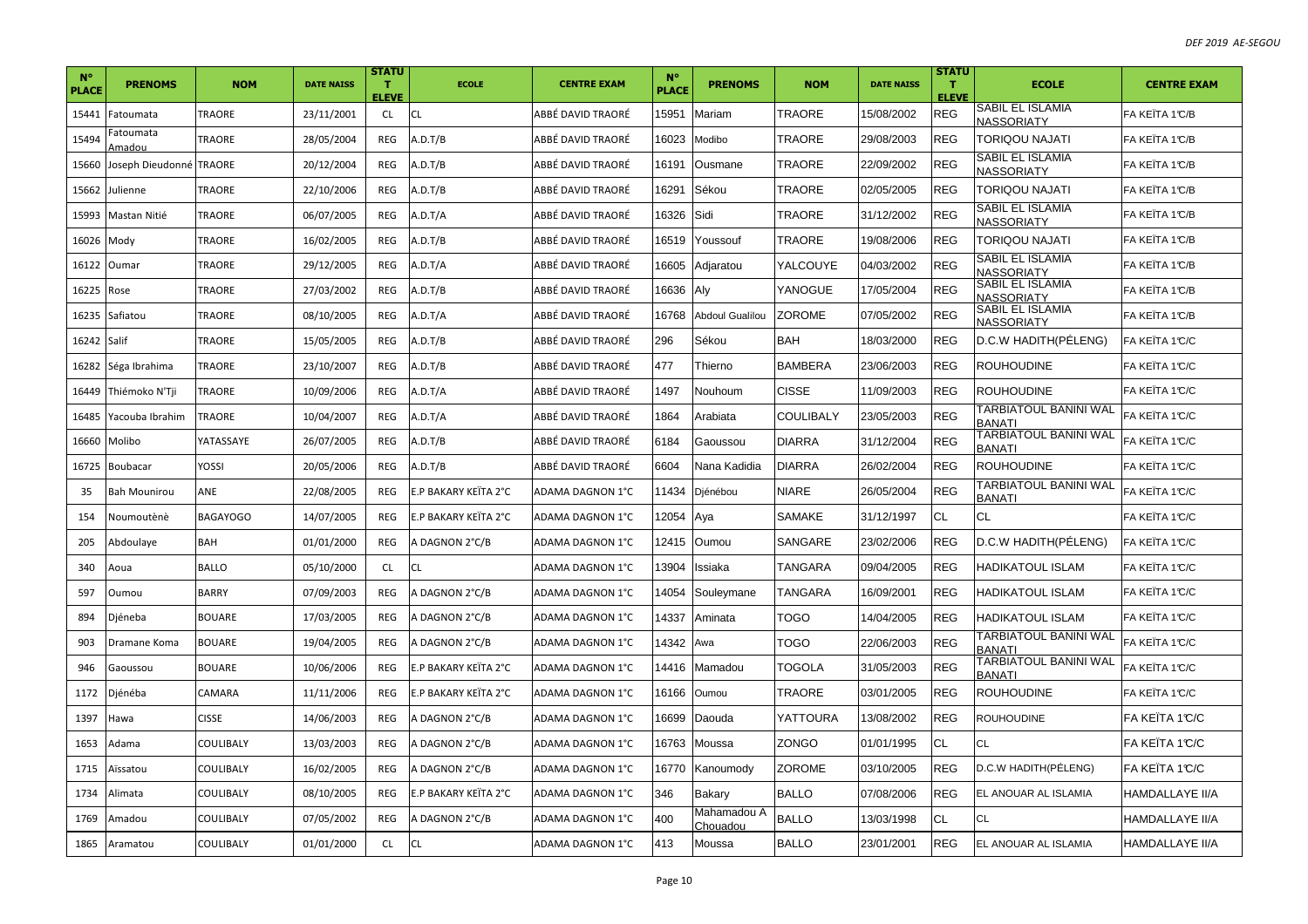| N° PLACE | PRENOMS | NOM | DATE NAISS | STATUT ELEVE | ECOLE | CENTRE EXAM | N° PLACE | PRENOMS | NOM | DATE NAISS | STATUT ELEVE | ECOLE | CENTRE EXAM |
|---|---|---|---|---|---|---|---|---|---|---|---|---|---|
| 15441 | Fatoumata | TRAORE | 23/11/2001 | CL | CL | ABBÉ DAVID TRAORÉ | 15951 | Mariam | TRAORE | 15/08/2002 | REG | SABIL EL ISLAMIA NASSORIATY | FA KEÏTA 1°C/B |
| 15494 | Fatoumata Amadou | TRAORE | 28/05/2004 | REG | A.D.T/B | ABBÉ DAVID TRAORÉ | 16023 | Modibo | TRAORE | 29/08/2003 | REG | TORIQOU NAJATI | FA KEÏTA 1°C/B |
| 15660 | Joseph Dieudonné | TRAORE | 20/12/2004 | REG | A.D.T/B | ABBÉ DAVID TRAORÉ | 16191 | Ousmane | TRAORE | 22/09/2002 | REG | SABIL EL ISLAMIA NASSORIATY | FA KEÏTA 1°C/B |
| 15662 | Julienne | TRAORE | 22/10/2006 | REG | A.D.T/B | ABBÉ DAVID TRAORÉ | 16291 | Sékou | TRAORE | 02/05/2005 | REG | TORIQOU NAJATI | FA KEÏTA 1°C/B |
| 15993 | Mastan Nitié | TRAORE | 06/07/2005 | REG | A.D.T/A | ABBÉ DAVID TRAORÉ | 16326 | Sidi | TRAORE | 31/12/2002 | REG | SABIL EL ISLAMIA NASSORIATY | FA KEÏTA 1°C/B |
| 16026 | Mody | TRAORE | 16/02/2005 | REG | A.D.T/B | ABBÉ DAVID TRAORÉ | 16519 | Youssouf | TRAORE | 19/08/2006 | REG | TORIQOU NAJATI | FA KEÏTA 1°C/B |
| 16122 | Oumar | TRAORE | 29/12/2005 | REG | A.D.T/A | ABBÉ DAVID TRAORÉ | 16605 | Adjaratou | YALCOUYE | 04/03/2002 | REG | SABIL EL ISLAMIA NASSORIATY | FA KEÏTA 1°C/B |
| 16225 | Rose | TRAORE | 27/03/2002 | REG | A.D.T/B | ABBÉ DAVID TRAORÉ | 16636 | Aly | YANOGUE | 17/05/2004 | REG | SABIL EL ISLAMIA NASSORIATY | FA KEÏTA 1°C/B |
| 16235 | Safiatou | TRAORE | 08/10/2005 | REG | A.D.T/A | ABBÉ DAVID TRAORÉ | 16768 | Abdoul Gualilou | ZOROME | 07/05/2002 | REG | SABIL EL ISLAMIA NASSORIATY | FA KEÏTA 1°C/B |
| 16242 | Salif | TRAORE | 15/05/2005 | REG | A.D.T/B | ABBÉ DAVID TRAORÉ | 296 | Sékou | BAH | 18/03/2000 | REG | D.C.W HADITH(PÉLENG) | FA KEÏTA 1°C/C |
| 16282 | Séga Ibrahima | TRAORE | 23/10/2007 | REG | A.D.T/B | ABBÉ DAVID TRAORÉ | 477 | Thierno | BAMBERA | 23/06/2003 | REG | ROUHOUDINE | FA KEÏTA 1°C/C |
| 16449 | Thiémoko N'Tji | TRAORE | 10/09/2006 | REG | A.D.T/A | ABBÉ DAVID TRAORÉ | 1497 | Nouhoum | CISSE | 11/09/2003 | REG | ROUHOUDINE | FA KEÏTA 1°C/C |
| 16485 | Yacouba Ibrahim | TRAORE | 10/04/2007 | REG | A.D.T/A | ABBÉ DAVID TRAORÉ | 1864 | Arabiata | COULIBALY | 23/05/2003 | REG | TARBIATOUL BANINI WAL BANATI | FA KEÏTA 1°C/C |
| 16660 | Molibo | YATASSAYE | 26/07/2005 | REG | A.D.T/B | ABBÉ DAVID TRAORÉ | 6184 | Gaoussou | DIARRA | 31/12/2004 | REG | TARBIATOUL BANINI WAL BANATI | FA KEÏTA 1°C/C |
| 16725 | Boubacar | YOSSI | 20/05/2006 | REG | A.D.T/B | ABBÉ DAVID TRAORÉ | 6604 | Nana Kadidia | DIARRA | 26/02/2004 | REG | ROUHOUDINE | FA KEÏTA 1°C/C |
| 35 | Bah Mounirou | ANE | 22/08/2005 | REG | E.P BAKARY KEÏTA 2°C | ADAMA DAGNON 1°C | 11434 | Djénébou | NIARE | 26/05/2004 | REG | TARBIATOUL BANINI WAL BANATI | FA KEÏTA 1°C/C |
| 154 | Noumoutènè | BAGAYOGO | 14/07/2005 | REG | E.P BAKARY KEÏTA 2°C | ADAMA DAGNON 1°C | 12054 | Aya | SAMAKE | 31/12/1997 | CL | CL | FA KEÏTA 1°C/C |
| 205 | Abdoulaye | BAH | 01/01/2000 | REG | A DAGNON 2°C/B | ADAMA DAGNON 1°C | 12415 | Oumou | SANGARE | 23/02/2006 | REG | D.C.W HADITH(PÉLENG) | FA KEÏTA 1°C/C |
| 340 | Aoua | BALLO | 05/10/2000 | CL | CL | ADAMA DAGNON 1°C | 13904 | Issiaka | TANGARA | 09/04/2005 | REG | HADIKATOUL ISLAM | FA KEÏTA 1°C/C |
| 597 | Oumou | BARRY | 07/09/2003 | REG | A DAGNON 2°C/B | ADAMA DAGNON 1°C | 14054 | Souleymane | TANGARA | 16/09/2001 | REG | HADIKATOUL ISLAM | FA KEÏTA 1°C/C |
| 894 | Djéneba | BOUARE | 17/03/2005 | REG | A DAGNON 2°C/B | ADAMA DAGNON 1°C | 14337 | Aminata | TOGO | 14/04/2005 | REG | HADIKATOUL ISLAM | FA KEÏTA 1°C/C |
| 903 | Dramane Koma | BOUARE | 19/04/2005 | REG | A DAGNON 2°C/B | ADAMA DAGNON 1°C | 14342 | Awa | TOGO | 22/06/2003 | REG | TARBIATOUL BANINI WAL BANATI | FA KEÏTA 1°C/C |
| 946 | Gaoussou | BOUARE | 10/06/2006 | REG | E.P BAKARY KEÏTA 2°C | ADAMA DAGNON 1°C | 14416 | Mamadou | TOGOLA | 31/05/2003 | REG | TARBIATOUL BANINI WAL BANATI | FA KEÏTA 1°C/C |
| 1172 | Djénéba | CAMARA | 11/11/2006 | REG | E.P BAKARY KEÏTA 2°C | ADAMA DAGNON 1°C | 16166 | Oumou | TRAORE | 03/01/2005 | REG | ROUHOUDINE | FA KEÏTA 1°C/C |
| 1397 | Hawa | CISSE | 14/06/2003 | REG | A DAGNON 2°C/B | ADAMA DAGNON 1°C | 16699 | Daouda | YATTOURA | 13/08/2002 | REG | ROUHOUDINE | FA KEÏTA 1°C/C |
| 1653 | Adama | COULIBALY | 13/03/2003 | REG | A DAGNON 2°C/B | ADAMA DAGNON 1°C | 16763 | Moussa | ZONGO | 01/01/1995 | CL | CL | FA KEÏTA 1°C/C |
| 1715 | Aïssatou | COULIBALY | 16/02/2005 | REG | A DAGNON 2°C/B | ADAMA DAGNON 1°C | 16770 | Kanoumody | ZOROME | 03/10/2005 | REG | D.C.W HADITH(PÉLENG) | FA KEÏTA 1°C/C |
| 1734 | Alimata | COULIBALY | 08/10/2005 | REG | E.P BAKARY KEÏTA 2°C | ADAMA DAGNON 1°C | 346 | Bakary | BALLO | 07/08/2006 | REG | EL ANOUAR AL ISLAMIA | HAMDALLAYE II/A |
| 1769 | Amadou | COULIBALY | 07/05/2002 | REG | A DAGNON 2°C/B | ADAMA DAGNON 1°C | 400 | Mahamadou A Chouadou | BALLO | 13/03/1998 | CL | CL | HAMDALLAYE II/A |
| 1865 | Aramatou | COULIBALY | 01/01/2000 | CL | CL | ADAMA DAGNON 1°C | 413 | Moussa | BALLO | 23/01/2001 | REG | EL ANOUAR AL ISLAMIA | HAMDALLAYE II/A |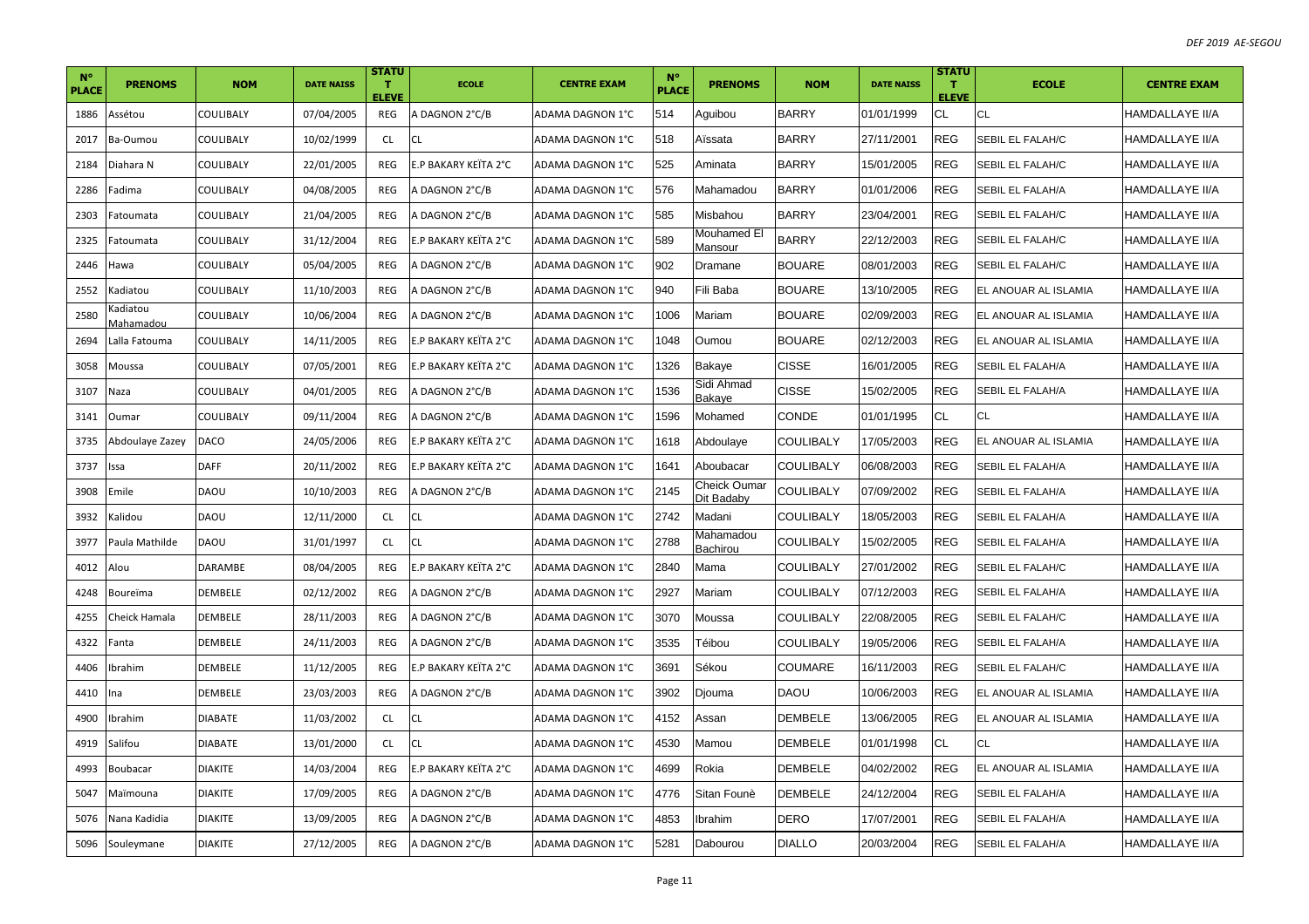| N° PLACE | PRENOMS | NOM | DATE NAISS | STATUT ELEVE | ECOLE | CENTRE EXAM | N° PLACE | PRENOMS | NOM | DATE NAISS | STATUT ELEVE | ECOLE | CENTRE EXAM |
|---|---|---|---|---|---|---|---|---|---|---|---|---|---|
| 1886 | Assétou | COULIBALY | 07/04/2005 | REG | A DAGNON 2°C/B | ADAMA DAGNON 1°C | 514 | Aguibou | BARRY | 01/01/1999 | CL | CL | HAMDALLAYE II/A |
| 2017 | Ba-Oumou | COULIBALY | 10/02/1999 | CL | CL | ADAMA DAGNON 1°C | 518 | Aïssata | BARRY | 27/11/2001 | REG | SEBIL EL FALAH/C | HAMDALLAYE II/A |
| 2184 | Diahara N | COULIBALY | 22/01/2005 | REG | E.P BAKARY KEÏTA 2°C | ADAMA DAGNON 1°C | 525 | Aminata | BARRY | 15/01/2005 | REG | SEBIL EL FALAH/C | HAMDALLAYE II/A |
| 2286 | Fadima | COULIBALY | 04/08/2005 | REG | A DAGNON 2°C/B | ADAMA DAGNON 1°C | 576 | Mahamadou | BARRY | 01/01/2006 | REG | SEBIL EL FALAH/A | HAMDALLAYE II/A |
| 2303 | Fatoumata | COULIBALY | 21/04/2005 | REG | A DAGNON 2°C/B | ADAMA DAGNON 1°C | 585 | Misbahou | BARRY | 23/04/2001 | REG | SEBIL EL FALAH/C | HAMDALLAYE II/A |
| 2325 | Fatoumata | COULIBALY | 31/12/2004 | REG | E.P BAKARY KEÏTA 2°C | ADAMA DAGNON 1°C | 589 | Mouhamed El Mansour | BARRY | 22/12/2003 | REG | SEBIL EL FALAH/C | HAMDALLAYE II/A |
| 2446 | Hawa | COULIBALY | 05/04/2005 | REG | A DAGNON 2°C/B | ADAMA DAGNON 1°C | 902 | Dramane | BOUARE | 08/01/2003 | REG | SEBIL EL FALAH/C | HAMDALLAYE II/A |
| 2552 | Kadiatou | COULIBALY | 11/10/2003 | REG | A DAGNON 2°C/B | ADAMA DAGNON 1°C | 940 | Fili Baba | BOUARE | 13/10/2005 | REG | EL ANOUAR AL ISLAMIA | HAMDALLAYE II/A |
| 2580 | Kadiatou Mahamadou | COULIBALY | 10/06/2004 | REG | A DAGNON 2°C/B | ADAMA DAGNON 1°C | 1006 | Mariam | BOUARE | 02/09/2003 | REG | EL ANOUAR AL ISLAMIA | HAMDALLAYE II/A |
| 2694 | Lalla Fatouma | COULIBALY | 14/11/2005 | REG | E.P BAKARY KEÏTA 2°C | ADAMA DAGNON 1°C | 1048 | Oumou | BOUARE | 02/12/2003 | REG | EL ANOUAR AL ISLAMIA | HAMDALLAYE II/A |
| 3058 | Moussa | COULIBALY | 07/05/2001 | REG | E.P BAKARY KEÏTA 2°C | ADAMA DAGNON 1°C | 1326 | Bakaye | CISSE | 16/01/2005 | REG | SEBIL EL FALAH/A | HAMDALLAYE II/A |
| 3107 | Naza | COULIBALY | 04/01/2005 | REG | A DAGNON 2°C/B | ADAMA DAGNON 1°C | 1536 | Sidi Ahmad Bakaye | CISSE | 15/02/2005 | REG | SEBIL EL FALAH/A | HAMDALLAYE II/A |
| 3141 | Oumar | COULIBALY | 09/11/2004 | REG | A DAGNON 2°C/B | ADAMA DAGNON 1°C | 1596 | Mohamed | CONDE | 01/01/1995 | CL | CL | HAMDALLAYE II/A |
| 3735 | Abdoulaye Zazey | DACO | 24/05/2006 | REG | E.P BAKARY KEÏTA 2°C | ADAMA DAGNON 1°C | 1618 | Abdoulaye | COULIBALY | 17/05/2003 | REG | EL ANOUAR AL ISLAMIA | HAMDALLAYE II/A |
| 3737 | Issa | DAFF | 20/11/2002 | REG | E.P BAKARY KEÏTA 2°C | ADAMA DAGNON 1°C | 1641 | Aboubacar | COULIBALY | 06/08/2003 | REG | SEBIL EL FALAH/A | HAMDALLAYE II/A |
| 3908 | Emile | DAOU | 10/10/2003 | REG | A DAGNON 2°C/B | ADAMA DAGNON 1°C | 2145 | Cheick Oumar Dit Badaby | COULIBALY | 07/09/2002 | REG | SEBIL EL FALAH/A | HAMDALLAYE II/A |
| 3932 | Kalidou | DAOU | 12/11/2000 | CL | CL | ADAMA DAGNON 1°C | 2742 | Madani | COULIBALY | 18/05/2003 | REG | SEBIL EL FALAH/A | HAMDALLAYE II/A |
| 3977 | Paula Mathilde | DAOU | 31/01/1997 | CL | CL | ADAMA DAGNON 1°C | 2788 | Mahamadou Bachirou | COULIBALY | 15/02/2005 | REG | SEBIL EL FALAH/A | HAMDALLAYE II/A |
| 4012 | Alou | DARAMBE | 08/04/2005 | REG | E.P BAKARY KEÏTA 2°C | ADAMA DAGNON 1°C | 2840 | Mama | COULIBALY | 27/01/2002 | REG | SEBIL EL FALAH/C | HAMDALLAYE II/A |
| 4248 | Boureïma | DEMBELE | 02/12/2002 | REG | A DAGNON 2°C/B | ADAMA DAGNON 1°C | 2927 | Mariam | COULIBALY | 07/12/2003 | REG | SEBIL EL FALAH/A | HAMDALLAYE II/A |
| 4255 | Cheick Hamala | DEMBELE | 28/11/2003 | REG | A DAGNON 2°C/B | ADAMA DAGNON 1°C | 3070 | Moussa | COULIBALY | 22/08/2005 | REG | SEBIL EL FALAH/C | HAMDALLAYE II/A |
| 4322 | Fanta | DEMBELE | 24/11/2003 | REG | A DAGNON 2°C/B | ADAMA DAGNON 1°C | 3535 | Téibou | COULIBALY | 19/05/2006 | REG | SEBIL EL FALAH/A | HAMDALLAYE II/A |
| 4406 | Ibrahim | DEMBELE | 11/12/2005 | REG | E.P BAKARY KEÏTA 2°C | ADAMA DAGNON 1°C | 3691 | Sékou | COUMARE | 16/11/2003 | REG | SEBIL EL FALAH/C | HAMDALLAYE II/A |
| 4410 | Ina | DEMBELE | 23/03/2003 | REG | A DAGNON 2°C/B | ADAMA DAGNON 1°C | 3902 | Djouma | DAOU | 10/06/2003 | REG | EL ANOUAR AL ISLAMIA | HAMDALLAYE II/A |
| 4900 | Ibrahim | DIABATE | 11/03/2002 | CL | CL | ADAMA DAGNON 1°C | 4152 | Assan | DEMBELE | 13/06/2005 | REG | EL ANOUAR AL ISLAMIA | HAMDALLAYE II/A |
| 4919 | Salifou | DIABATE | 13/01/2000 | CL | CL | ADAMA DAGNON 1°C | 4530 | Mamou | DEMBELE | 01/01/1998 | CL | CL | HAMDALLAYE II/A |
| 4993 | Boubacar | DIAKITE | 14/03/2004 | REG | E.P BAKARY KEÏTA 2°C | ADAMA DAGNON 1°C | 4699 | Rokia | DEMBELE | 04/02/2002 | REG | EL ANOUAR AL ISLAMIA | HAMDALLAYE II/A |
| 5047 | Maïmouna | DIAKITE | 17/09/2005 | REG | A DAGNON 2°C/B | ADAMA DAGNON 1°C | 4776 | Sitan Founè | DEMBELE | 24/12/2004 | REG | SEBIL EL FALAH/A | HAMDALLAYE II/A |
| 5076 | Nana Kadidia | DIAKITE | 13/09/2005 | REG | A DAGNON 2°C/B | ADAMA DAGNON 1°C | 4853 | Ibrahim | DERO | 17/07/2001 | REG | SEBIL EL FALAH/A | HAMDALLAYE II/A |
| 5096 | Souleymane | DIAKITE | 27/12/2005 | REG | A DAGNON 2°C/B | ADAMA DAGNON 1°C | 5281 | Dabourou | DIALLO | 20/03/2004 | REG | SEBIL EL FALAH/A | HAMDALLAYE II/A |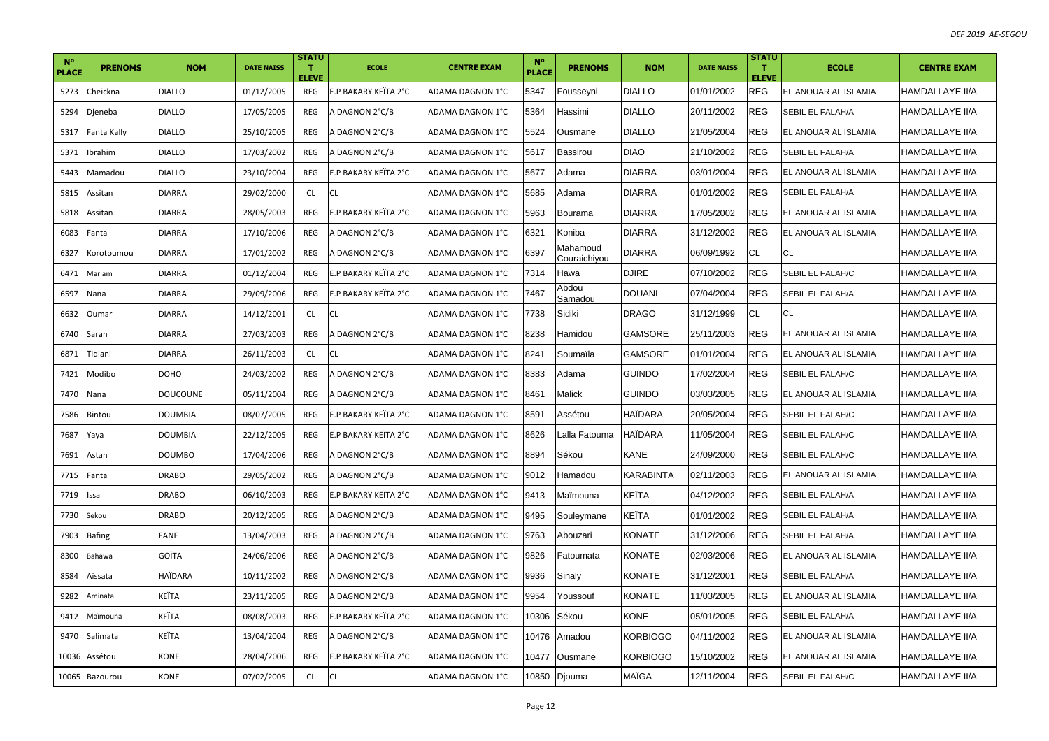| N° PLACE | PRENOMS | NOM | DATE NAISS | STATUT ELEVE | ECOLE | CENTRE EXAM | N° PLACE | PRENOMS | NOM | DATE NAISS | STATUT ELEVE | ECOLE | CENTRE EXAM |
|---|---|---|---|---|---|---|---|---|---|---|---|---|---|
| 5273 | Cheickna | DIALLO | 01/12/2005 | REG | E.P BAKARY KEÏTA 2°C | ADAMA DAGNON 1°C | 5347 | Fousseyni | DIALLO | 01/01/2002 | REG | EL ANOUAR AL ISLAMIA | HAMDALLAYE II/A |
| 5294 | Djeneba | DIALLO | 17/05/2005 | REG | A DAGNON 2°C/B | ADAMA DAGNON 1°C | 5364 | Hassimi | DIALLO | 20/11/2002 | REG | SEBIL EL FALAH/A | HAMDALLAYE II/A |
| 5317 | Fanta Kally | DIALLO | 25/10/2005 | REG | A DAGNON 2°C/B | ADAMA DAGNON 1°C | 5524 | Ousmane | DIALLO | 21/05/2004 | REG | EL ANOUAR AL ISLAMIA | HAMDALLAYE II/A |
| 5371 | Ibrahim | DIALLO | 17/03/2002 | REG | A DAGNON 2°C/B | ADAMA DAGNON 1°C | 5617 | Bassirou | DIAO | 21/10/2002 | REG | SEBIL EL FALAH/A | HAMDALLAYE II/A |
| 5443 | Mamadou | DIALLO | 23/10/2004 | REG | E.P BAKARY KEÏTA 2°C | ADAMA DAGNON 1°C | 5677 | Adama | DIARRA | 03/01/2004 | REG | EL ANOUAR AL ISLAMIA | HAMDALLAYE II/A |
| 5815 | Assitan | DIARRA | 29/02/2000 | CL | CL | ADAMA DAGNON 1°C | 5685 | Adama | DIARRA | 01/01/2002 | REG | SEBIL EL FALAH/A | HAMDALLAYE II/A |
| 5818 | Assitan | DIARRA | 28/05/2003 | REG | E.P BAKARY KEÏTA 2°C | ADAMA DAGNON 1°C | 5963 | Bourama | DIARRA | 17/05/2002 | REG | EL ANOUAR AL ISLAMIA | HAMDALLAYE II/A |
| 6083 | Fanta | DIARRA | 17/10/2006 | REG | A DAGNON 2°C/B | ADAMA DAGNON 1°C | 6321 | Koniba | DIARRA | 31/12/2002 | REG | EL ANOUAR AL ISLAMIA | HAMDALLAYE II/A |
| 6327 | Korotoumou | DIARRA | 17/01/2002 | REG | A DAGNON 2°C/B | ADAMA DAGNON 1°C | 6397 | Mahamoud Couraichiyou | DIARRA | 06/09/1992 | CL | CL | HAMDALLAYE II/A |
| 6471 | Mariam | DIARRA | 01/12/2004 | REG | E.P BAKARY KEÏTA 2°C | ADAMA DAGNON 1°C | 7314 | Hawa | DJIRE | 07/10/2002 | REG | SEBIL EL FALAH/C | HAMDALLAYE II/A |
| 6597 | Nana | DIARRA | 29/09/2006 | REG | E.P BAKARY KEÏTA 2°C | ADAMA DAGNON 1°C | 7467 | Abdou Samadou | DOUANI | 07/04/2004 | REG | SEBIL EL FALAH/A | HAMDALLAYE II/A |
| 6632 | Oumar | DIARRA | 14/12/2001 | CL | CL | ADAMA DAGNON 1°C | 7738 | Sidiki | DRAGO | 31/12/1999 | CL | CL | HAMDALLAYE II/A |
| 6740 | Saran | DIARRA | 27/03/2003 | REG | A DAGNON 2°C/B | ADAMA DAGNON 1°C | 8238 | Hamidou | GAMSORE | 25/11/2003 | REG | EL ANOUAR AL ISLAMIA | HAMDALLAYE II/A |
| 6871 | Tidiani | DIARRA | 26/11/2003 | CL | CL | ADAMA DAGNON 1°C | 8241 | Soumaïla | GAMSORE | 01/01/2004 | REG | EL ANOUAR AL ISLAMIA | HAMDALLAYE II/A |
| 7421 | Modibo | DOHO | 24/03/2002 | REG | A DAGNON 2°C/B | ADAMA DAGNON 1°C | 8383 | Adama | GUINDO | 17/02/2004 | REG | SEBIL EL FALAH/C | HAMDALLAYE II/A |
| 7470 | Nana | DOUCOUNE | 05/11/2004 | REG | A DAGNON 2°C/B | ADAMA DAGNON 1°C | 8461 | Malick | GUINDO | 03/03/2005 | REG | EL ANOUAR AL ISLAMIA | HAMDALLAYE II/A |
| 7586 | Bintou | DOUMBIA | 08/07/2005 | REG | E.P BAKARY KEÏTA 2°C | ADAMA DAGNON 1°C | 8591 | Assétou | HAÏDARA | 20/05/2004 | REG | SEBIL EL FALAH/C | HAMDALLAYE II/A |
| 7687 | Yaya | DOUMBIA | 22/12/2005 | REG | E.P BAKARY KEÏTA 2°C | ADAMA DAGNON 1°C | 8626 | Lalla Fatouma | HAÏDARA | 11/05/2004 | REG | SEBIL EL FALAH/C | HAMDALLAYE II/A |
| 7691 | Astan | DOUMBO | 17/04/2006 | REG | A DAGNON 2°C/B | ADAMA DAGNON 1°C | 8894 | Sékou | KANE | 24/09/2000 | REG | SEBIL EL FALAH/C | HAMDALLAYE II/A |
| 7715 | Fanta | DRABO | 29/05/2002 | REG | A DAGNON 2°C/B | ADAMA DAGNON 1°C | 9012 | Hamadou | KARABINTA | 02/11/2003 | REG | EL ANOUAR AL ISLAMIA | HAMDALLAYE II/A |
| 7719 | Issa | DRABO | 06/10/2003 | REG | E.P BAKARY KEÏTA 2°C | ADAMA DAGNON 1°C | 9413 | Maïmouna | KEÏTA | 04/12/2002 | REG | SEBIL EL FALAH/A | HAMDALLAYE II/A |
| 7730 | Sekou | DRABO | 20/12/2005 | REG | A DAGNON 2°C/B | ADAMA DAGNON 1°C | 9495 | Souleymane | KEÏTA | 01/01/2002 | REG | SEBIL EL FALAH/A | HAMDALLAYE II/A |
| 7903 | Bafing | FANE | 13/04/2003 | REG | A DAGNON 2°C/B | ADAMA DAGNON 1°C | 9763 | Abouzari | KONATE | 31/12/2006 | REG | SEBIL EL FALAH/A | HAMDALLAYE II/A |
| 8300 | Bahawa | GOÏTA | 24/06/2006 | REG | A DAGNON 2°C/B | ADAMA DAGNON 1°C | 9826 | Fatoumata | KONATE | 02/03/2006 | REG | EL ANOUAR AL ISLAMIA | HAMDALLAYE II/A |
| 8584 | Aïssata | HAÏDARA | 10/11/2002 | REG | A DAGNON 2°C/B | ADAMA DAGNON 1°C | 9936 | Sinaly | KONATE | 31/12/2001 | REG | SEBIL EL FALAH/A | HAMDALLAYE II/A |
| 9282 | Aminata | KEÏTA | 23/11/2005 | REG | A DAGNON 2°C/B | ADAMA DAGNON 1°C | 9954 | Youssouf | KONATE | 11/03/2005 | REG | EL ANOUAR AL ISLAMIA | HAMDALLAYE II/A |
| 9412 | Maïmouna | KEÏTA | 08/08/2003 | REG | E.P BAKARY KEÏTA 2°C | ADAMA DAGNON 1°C | 10306 | Sékou | KONE | 05/01/2005 | REG | SEBIL EL FALAH/A | HAMDALLAYE II/A |
| 9470 | Salimata | KEÏTA | 13/04/2004 | REG | A DAGNON 2°C/B | ADAMA DAGNON 1°C | 10476 | Amadou | KORBIOGO | 04/11/2002 | REG | EL ANOUAR AL ISLAMIA | HAMDALLAYE II/A |
| 10036 | Assétou | KONE | 28/04/2006 | REG | E.P BAKARY KEÏTA 2°C | ADAMA DAGNON 1°C | 10477 | Ousmane | KORBIOGO | 15/10/2002 | REG | EL ANOUAR AL ISLAMIA | HAMDALLAYE II/A |
| 10065 | Bazourou | KONE | 07/02/2005 | CL | CL | ADAMA DAGNON 1°C | 10850 | Djouma | MAÏGA | 12/11/2004 | REG | SEBIL EL FALAH/C | HAMDALLAYE II/A |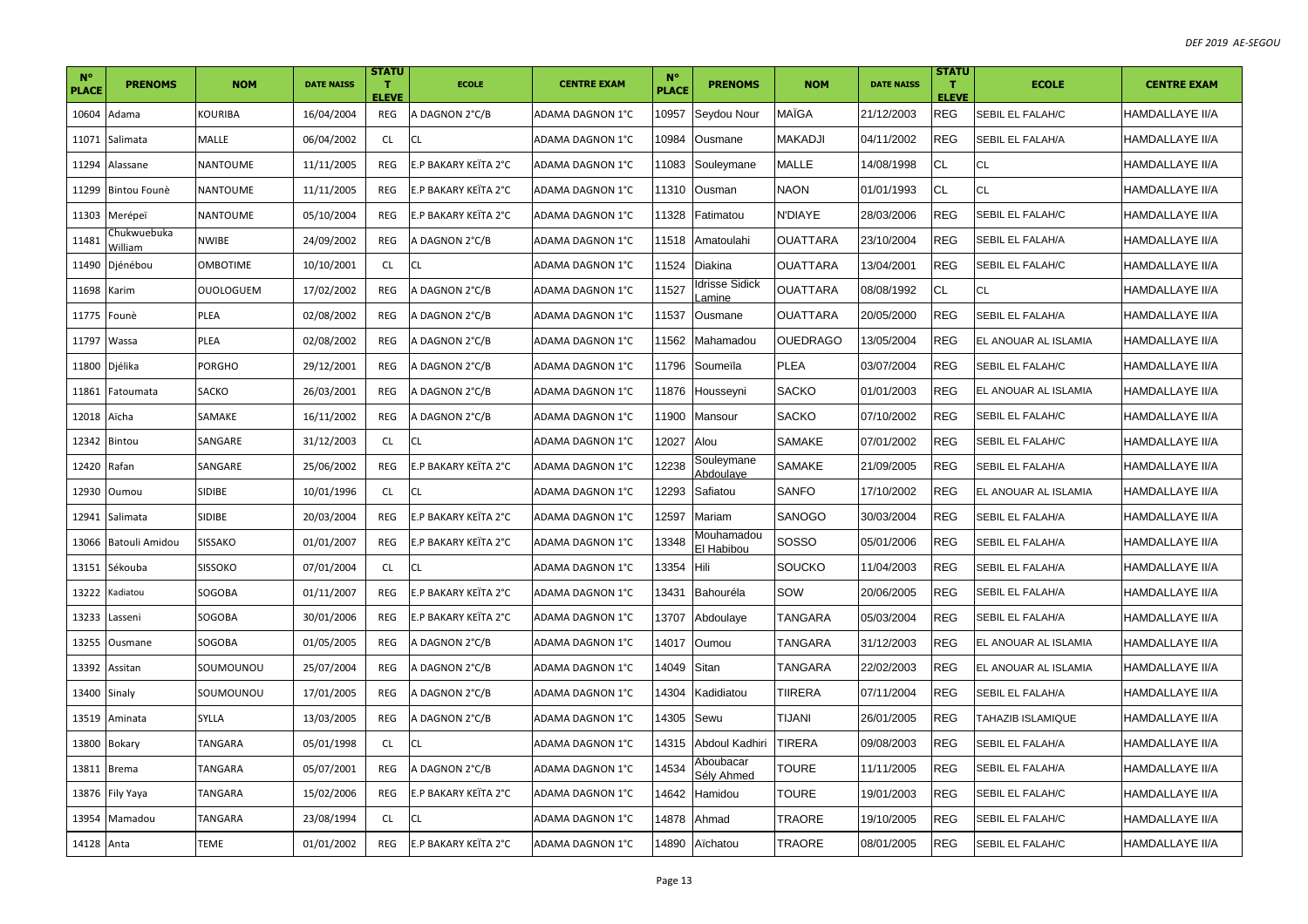| N° PLACE | PRENOMS | NOM | DATE NAISS | STATUT ELEVE | ECOLE | CENTRE EXAM | N° PLACE | PRENOMS | NOM | DATE NAISS | STATUT ELEVE | ECOLE | CENTRE EXAM |
|---|---|---|---|---|---|---|---|---|---|---|---|---|---|
| 10604 | Adama | KOURIBA | 16/04/2004 | REG | A DAGNON 2°C/B | ADAMA DAGNON 1°C | 10957 | Seydou Nour | MAÏGA | 21/12/2003 | REG | SEBIL EL FALAH/C | HAMDALLAYE II/A |
| 11071 | Salimata | MALLE | 06/04/2002 | CL | CL | ADAMA DAGNON 1°C | 10984 | Ousmane | MAKADJI | 04/11/2002 | REG | SEBIL EL FALAH/A | HAMDALLAYE II/A |
| 11294 | Alassane | NANTOUME | 11/11/2005 | REG | E.P BAKARY KEÏTA 2°C | ADAMA DAGNON 1°C | 11083 | Souleymane | MALLE | 14/08/1998 | CL | CL | HAMDALLAYE II/A |
| 11299 | Bintou Founè | NANTOUME | 11/11/2005 | REG | E.P BAKARY KEÏTA 2°C | ADAMA DAGNON 1°C | 11310 | Ousman | NAON | 01/01/1993 | CL | CL | HAMDALLAYE II/A |
| 11303 | Merépeï | NANTOUME | 05/10/2004 | REG | E.P BAKARY KEÏTA 2°C | ADAMA DAGNON 1°C | 11328 | Fatimatou | N'DIAYE | 28/03/2006 | REG | SEBIL EL FALAH/C | HAMDALLAYE II/A |
| 11481 | Chukwuebuka William | NWIBE | 24/09/2002 | REG | A DAGNON 2°C/B | ADAMA DAGNON 1°C | 11518 | Amatoulahi | OUATTARA | 23/10/2004 | REG | SEBIL EL FALAH/A | HAMDALLAYE II/A |
| 11490 | Djénébou | OMBOTIME | 10/10/2001 | CL | CL | ADAMA DAGNON 1°C | 11524 | Diakina | OUATTARA | 13/04/2001 | REG | SEBIL EL FALAH/C | HAMDALLAYE II/A |
| 11698 | Karim | OUOLOGUEM | 17/02/2002 | REG | A DAGNON 2°C/B | ADAMA DAGNON 1°C | 11527 | Idrisse Sidick Lamine | OUATTARA | 08/08/1992 | CL | CL | HAMDALLAYE II/A |
| 11775 | Founè | PLEA | 02/08/2002 | REG | A DAGNON 2°C/B | ADAMA DAGNON 1°C | 11537 | Ousmane | OUATTARA | 20/05/2000 | REG | SEBIL EL FALAH/A | HAMDALLAYE II/A |
| 11797 | Wassa | PLEA | 02/08/2002 | REG | A DAGNON 2°C/B | ADAMA DAGNON 1°C | 11562 | Mahamadou | OUEDRAGO | 13/05/2004 | REG | EL ANOUAR AL ISLAMIA | HAMDALLAYE II/A |
| 11800 | Djélika | PORGHO | 29/12/2001 | REG | A DAGNON 2°C/B | ADAMA DAGNON 1°C | 11796 | Soumeïla | PLEA | 03/07/2004 | REG | SEBIL EL FALAH/C | HAMDALLAYE II/A |
| 11861 | Fatoumata | SACKO | 26/03/2001 | REG | A DAGNON 2°C/B | ADAMA DAGNON 1°C | 11876 | Housseyni | SACKO | 01/01/2003 | REG | EL ANOUAR AL ISLAMIA | HAMDALLAYE II/A |
| 12018 | Aïcha | SAMAKE | 16/11/2002 | REG | A DAGNON 2°C/B | ADAMA DAGNON 1°C | 11900 | Mansour | SACKO | 07/10/2002 | REG | SEBIL EL FALAH/C | HAMDALLAYE II/A |
| 12342 | Bintou | SANGARE | 31/12/2003 | CL | CL | ADAMA DAGNON 1°C | 12027 | Alou | SAMAKE | 07/01/2002 | REG | SEBIL EL FALAH/C | HAMDALLAYE II/A |
| 12420 | Rafan | SANGARE | 25/06/2002 | REG | E.P BAKARY KEÏTA 2°C | ADAMA DAGNON 1°C | 12238 | Souleymane Abdoulaye | SAMAKE | 21/09/2005 | REG | SEBIL EL FALAH/A | HAMDALLAYE II/A |
| 12930 | Oumou | SIDIBE | 10/01/1996 | CL | CL | ADAMA DAGNON 1°C | 12293 | Safiatou | SANFO | 17/10/2002 | REG | EL ANOUAR AL ISLAMIA | HAMDALLAYE II/A |
| 12941 | Salimata | SIDIBE | 20/03/2004 | REG | E.P BAKARY KEÏTA 2°C | ADAMA DAGNON 1°C | 12597 | Mariam | SANOGO | 30/03/2004 | REG | SEBIL EL FALAH/A | HAMDALLAYE II/A |
| 13066 | Batouli Amidou | SISSAKO | 01/01/2007 | REG | E.P BAKARY KEÏTA 2°C | ADAMA DAGNON 1°C | 13348 | Mouhamadou El Habibou | SOSSO | 05/01/2006 | REG | SEBIL EL FALAH/A | HAMDALLAYE II/A |
| 13151 | Sékouba | SISSOKO | 07/01/2004 | CL | CL | ADAMA DAGNON 1°C | 13354 | Hili | SOUCKO | 11/04/2003 | REG | SEBIL EL FALAH/A | HAMDALLAYE II/A |
| 13222 | Kadiatou | SOGOBA | 01/11/2007 | REG | E.P BAKARY KEÏTA 2°C | ADAMA DAGNON 1°C | 13431 | Bahouréla | SOW | 20/06/2005 | REG | SEBIL EL FALAH/A | HAMDALLAYE II/A |
| 13233 | Lasseni | SOGOBA | 30/01/2006 | REG | E.P BAKARY KEÏTA 2°C | ADAMA DAGNON 1°C | 13707 | Abdoulaye | TANGARA | 05/03/2004 | REG | SEBIL EL FALAH/A | HAMDALLAYE II/A |
| 13255 | Ousmane | SOGOBA | 01/05/2005 | REG | A DAGNON 2°C/B | ADAMA DAGNON 1°C | 14017 | Oumou | TANGARA | 31/12/2003 | REG | EL ANOUAR AL ISLAMIA | HAMDALLAYE II/A |
| 13392 | Assitan | SOUMOUNOU | 25/07/2004 | REG | A DAGNON 2°C/B | ADAMA DAGNON 1°C | 14049 | Sitan | TANGARA | 22/02/2003 | REG | EL ANOUAR AL ISLAMIA | HAMDALLAYE II/A |
| 13400 | Sinaly | SOUMOUNOU | 17/01/2005 | REG | A DAGNON 2°C/B | ADAMA DAGNON 1°C | 14304 | Kadidiatou | TIIRERA | 07/11/2004 | REG | SEBIL EL FALAH/A | HAMDALLAYE II/A |
| 13519 | Aminata | SYLLA | 13/03/2005 | REG | A DAGNON 2°C/B | ADAMA DAGNON 1°C | 14305 | Sewu | TIJANI | 26/01/2005 | REG | TAHAZIB ISLAMIQUE | HAMDALLAYE II/A |
| 13800 | Bokary | TANGARA | 05/01/1998 | CL | CL | ADAMA DAGNON 1°C | 14315 | Abdoul Kadhiri | TIRERA | 09/08/2003 | REG | SEBIL EL FALAH/A | HAMDALLAYE II/A |
| 13811 | Brema | TANGARA | 05/07/2001 | REG | A DAGNON 2°C/B | ADAMA DAGNON 1°C | 14534 | Aboubacar Sély Ahmed | TOURE | 11/11/2005 | REG | SEBIL EL FALAH/A | HAMDALLAYE II/A |
| 13876 | Fily Yaya | TANGARA | 15/02/2006 | REG | E.P BAKARY KEÏTA 2°C | ADAMA DAGNON 1°C | 14642 | Hamidou | TOURE | 19/01/2003 | REG | SEBIL EL FALAH/C | HAMDALLAYE II/A |
| 13954 | Mamadou | TANGARA | 23/08/1994 | CL | CL | ADAMA DAGNON 1°C | 14878 | Ahmad | TRAORE | 19/10/2005 | REG | SEBIL EL FALAH/C | HAMDALLAYE II/A |
| 14128 | Anta | TEME | 01/01/2002 | REG | E.P BAKARY KEÏTA 2°C | ADAMA DAGNON 1°C | 14890 | Aïchatou | TRAORE | 08/01/2005 | REG | SEBIL EL FALAH/C | HAMDALLAYE II/A |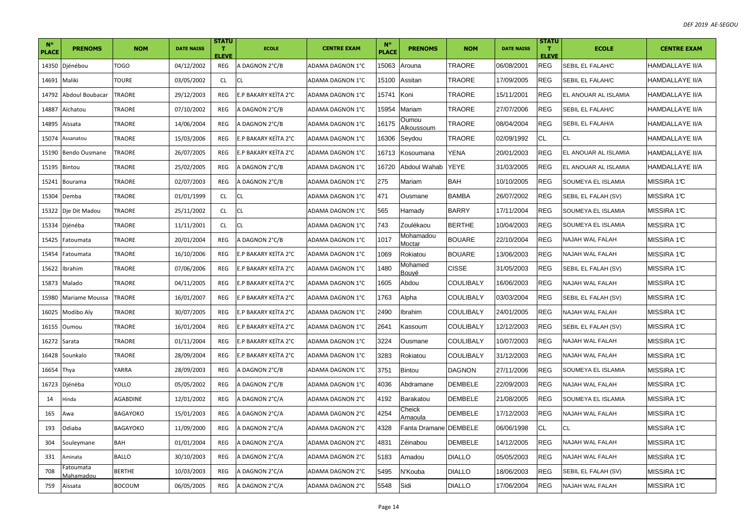| N° PLACE | PRENOMS | NOM | DATE NAISS | STATUT ELEVE | ECOLE | CENTRE EXAM | N° PLACE | PRENOMS | NOM | DATE NAISS | STATUT ELEVE | ECOLE | CENTRE EXAM |
|---|---|---|---|---|---|---|---|---|---|---|---|---|---|
| 14350 | Djénébou | TOGO | 04/12/2002 | REG | A DAGNON 2°C/B | ADAMA DAGNON 1°C | 15063 | Arouna | TRAORE | 06/08/2001 | REG | SEBIL EL FALAH/C | HAMDALLAYE II/A |
| 14691 | Maliki | TOURE | 03/05/2002 | CL | CL | ADAMA DAGNON 1°C | 15100 | Assitan | TRAORE | 17/09/2005 | REG | SEBIL EL FALAH/C | HAMDALLAYE II/A |
| 14792 | Abdoul Boubacar | TRAORE | 29/12/2003 | REG | E.P BAKARY KEÏTA 2°C | ADAMA DAGNON 1°C | 15741 | Koni | TRAORE | 15/11/2001 | REG | EL ANOUAR AL ISLAMIA | HAMDALLAYE II/A |
| 14887 | Aïchatou | TRAORE | 07/10/2002 | REG | A DAGNON 2°C/B | ADAMA DAGNON 1°C | 15954 | Mariam | TRAORE | 27/07/2006 | REG | SEBIL EL FALAH/C | HAMDALLAYE II/A |
| 14895 | Aïssata | TRAORE | 14/06/2004 | REG | A DAGNON 2°C/B | ADAMA DAGNON 1°C | 16175 | Oumou Alkoussoum | TRAORE | 08/04/2004 | REG | SEBIL EL FALAH/A | HAMDALLAYE II/A |
| 15074 | Assanatou | TRAORE | 15/03/2006 | REG | E.P BAKARY KEÏTA 2°C | ADAMA DAGNON 1°C | 16306 | Seydou | TRAORE | 02/09/1992 | CL | CL | HAMDALLAYE II/A |
| 15190 | Bendo Ousmane | TRAORE | 26/07/2005 | REG | E.P BAKARY KEÏTA 2°C | ADAMA DAGNON 1°C | 16713 | Kosoumana | YENA | 20/01/2003 | REG | EL ANOUAR AL ISLAMIA | HAMDALLAYE II/A |
| 15195 | Bintou | TRAORE | 25/02/2005 | REG | A DAGNON 2°C/B | ADAMA DAGNON 1°C | 16720 | Abdoul Wahab | YEYE | 31/03/2005 | REG | EL ANOUAR AL ISLAMIA | HAMDALLAYE II/A |
| 15241 | Bourama | TRAORE | 02/07/2003 | REG | A DAGNON 2°C/B | ADAMA DAGNON 1°C | 275 | Mariam | BAH | 10/10/2005 | REG | SOUMEYA EL ISLAMIA | MISSIRA 1°C |
| 15304 | Demba | TRAORE | 01/01/1999 | CL | CL | ADAMA DAGNON 1°C | 471 | Ousmane | BAMBA | 26/07/2002 | REG | SEBIL EL FALAH (SV) | MISSIRA 1°C |
| 15322 | Dje Dit Madou | TRAORE | 25/11/2002 | CL | CL | ADAMA DAGNON 1°C | 565 | Hamady | BARRY | 17/11/2004 | REG | SOUMEYA EL ISLAMIA | MISSIRA 1°C |
| 15334 | Djénéba | TRAORE | 11/11/2001 | CL | CL | ADAMA DAGNON 1°C | 743 | Zoulékaou | BERTHE | 10/04/2003 | REG | SOUMEYA EL ISLAMIA | MISSIRA 1°C |
| 15425 | Fatoumata | TRAORE | 20/01/2004 | REG | A DAGNON 2°C/B | ADAMA DAGNON 1°C | 1017 | Mohamadou Moctar | BOUARE | 22/10/2004 | REG | NAJAH WAL FALAH | MISSIRA 1°C |
| 15454 | Fatoumata | TRAORE | 16/10/2006 | REG | E.P BAKARY KEÏTA 2°C | ADAMA DAGNON 1°C | 1069 | Rokiatou | BOUARE | 13/06/2003 | REG | NAJAH WAL FALAH | MISSIRA 1°C |
| 15622 | Ibrahim | TRAORE | 07/06/2006 | REG | E.P BAKARY KEÏTA 2°C | ADAMA DAGNON 1°C | 1480 | Mohamed Bouyé | CISSE | 31/05/2003 | REG | SEBIL EL FALAH (SV) | MISSIRA 1°C |
| 15873 | Malado | TRAORE | 04/11/2005 | REG | E.P BAKARY KEÏTA 2°C | ADAMA DAGNON 1°C | 1605 | Abdou | COULIBALY | 16/06/2003 | REG | NAJAH WAL FALAH | MISSIRA 1°C |
| 15980 | Mariame Moussa | TRAORE | 16/01/2007 | REG | E.P BAKARY KEÏTA 2°C | ADAMA DAGNON 1°C | 1763 | Alpha | COULIBALY | 03/03/2004 | REG | SEBIL EL FALAH (SV) | MISSIRA 1°C |
| 16025 | Modibo Aly | TRAORE | 30/07/2005 | REG | E.P BAKARY KEÏTA 2°C | ADAMA DAGNON 1°C | 2490 | Ibrahim | COULIBALY | 24/01/2005 | REG | NAJAH WAL FALAH | MISSIRA 1°C |
| 16155 | Oumou | TRAORE | 16/01/2004 | REG | E.P BAKARY KEÏTA 2°C | ADAMA DAGNON 1°C | 2641 | Kassoum | COULIBALY | 12/12/2003 | REG | SEBIL EL FALAH (SV) | MISSIRA 1°C |
| 16272 | Sarata | TRAORE | 01/11/2004 | REG | E.P BAKARY KEÏTA 2°C | ADAMA DAGNON 1°C | 3224 | Ousmane | COULIBALY | 10/07/2003 | REG | NAJAH WAL FALAH | MISSIRA 1°C |
| 16428 | Sounkalo | TRAORE | 28/09/2004 | REG | E.P BAKARY KEÏTA 2°C | ADAMA DAGNON 1°C | 3283 | Rokiatou | COULIBALY | 31/12/2003 | REG | NAJAH WAL FALAH | MISSIRA 1°C |
| 16654 | Thya | YARRA | 28/09/2003 | REG | A DAGNON 2°C/B | ADAMA DAGNON 1°C | 3751 | Bintou | DAGNON | 27/11/2006 | REG | SOUMEYA EL ISLAMIA | MISSIRA 1°C |
| 16723 | Djénèba | YOLLO | 05/05/2002 | REG | A DAGNON 2°C/B | ADAMA DAGNON 1°C | 4036 | Abdramane | DEMBELE | 22/09/2003 | REG | NAJAH WAL FALAH | MISSIRA 1°C |
| 14 | Hinda | AGABDINE | 12/01/2002 | REG | A DAGNON 2°C/A | ADAMA DAGNON 2°C | 4192 | Barakatou | DEMBELE | 21/08/2005 | REG | SOUMEYA EL ISLAMIA | MISSIRA 1°C |
| 165 | Awa | BAGAYOKO | 15/01/2003 | REG | A DAGNON 2°C/A | ADAMA DAGNON 2°C | 4254 | Cheick Amaoula | DEMBELE | 17/12/2003 | REG | NAJAH WAL FALAH | MISSIRA 1°C |
| 193 | Odiaba | BAGAYOKO | 11/09/2000 | REG | A DAGNON 2°C/A | ADAMA DAGNON 2°C | 4328 | Fanta Dramane | DEMBELE | 06/06/1998 | CL | CL | MISSIRA 1°C |
| 304 | Souleymane | BAH | 01/01/2004 | REG | A DAGNON 2°C/A | ADAMA DAGNON 2°C | 4831 | Zéinabou | DEMBELE | 14/12/2005 | REG | NAJAH WAL FALAH | MISSIRA 1°C |
| 331 | Aminata | BALLO | 30/10/2003 | REG | A DAGNON 2°C/A | ADAMA DAGNON 2°C | 5183 | Amadou | DIALLO | 05/05/2003 | REG | NAJAH WAL FALAH | MISSIRA 1°C |
| 708 | Fatoumata Mahamadou | BERTHE | 10/03/2003 | REG | A DAGNON 2°C/A | ADAMA DAGNON 2°C | 5495 | N'Kouba | DIALLO | 18/06/2003 | REG | SEBIL EL FALAH (SV) | MISSIRA 1°C |
| 759 | Aïssata | BOCOUM | 06/05/2005 | REG | A DAGNON 2°C/A | ADAMA DAGNON 2°C | 5548 | Sidi | DIALLO | 17/06/2004 | REG | NAJAH WAL FALAH | MISSIRA 1°C |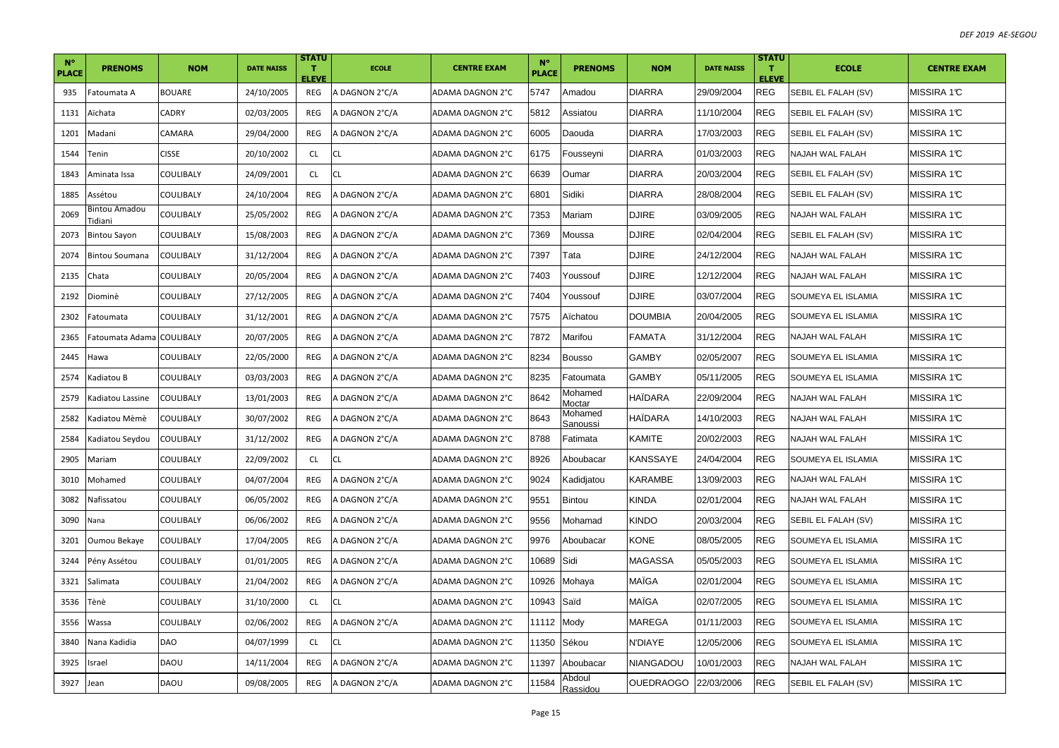| N° PLACE | PRENOMS | NOM | DATE NAISS | STATUT ELEVE | ECOLE | CENTRE EXAM | N° PLACE | PRENOMS | NOM | DATE NAISS | STATUT ELEVE | ECOLE | CENTRE EXAM |
|---|---|---|---|---|---|---|---|---|---|---|---|---|---|
| 935 | Fatoumata A | BOUARE | 24/10/2005 | REG | A DAGNON 2°C/A | ADAMA DAGNON 2°C | 5747 | Amadou | DIARRA | 29/09/2004 | REG | SEBIL EL FALAH (SV) | MISSIRA 1°C |
| 1131 | Aïchata | CADRY | 02/03/2005 | REG | A DAGNON 2°C/A | ADAMA DAGNON 2°C | 5812 | Assiatou | DIARRA | 11/10/2004 | REG | SEBIL EL FALAH (SV) | MISSIRA 1°C |
| 1201 | Madani | CAMARA | 29/04/2000 | REG | A DAGNON 2°C/A | ADAMA DAGNON 2°C | 6005 | Daouda | DIARRA | 17/03/2003 | REG | SEBIL EL FALAH (SV) | MISSIRA 1°C |
| 1544 | Tenin | CISSE | 20/10/2002 | CL | CL | ADAMA DAGNON 2°C | 6175 | Fousseyni | DIARRA | 01/03/2003 | REG | NAJAH WAL FALAH | MISSIRA 1°C |
| 1843 | Aminata Issa | COULIBALY | 24/09/2001 | CL | CL | ADAMA DAGNON 2°C | 6639 | Oumar | DIARRA | 20/03/2004 | REG | SEBIL EL FALAH (SV) | MISSIRA 1°C |
| 1885 | Assétou | COULIBALY | 24/10/2004 | REG | A DAGNON 2°C/A | ADAMA DAGNON 2°C | 6801 | Sidiki | DIARRA | 28/08/2004 | REG | SEBIL EL FALAH (SV) | MISSIRA 1°C |
| 2069 | Bintou Amadou Tidiani | COULIBALY | 25/05/2002 | REG | A DAGNON 2°C/A | ADAMA DAGNON 2°C | 7353 | Mariam | DJIRE | 03/09/2005 | REG | NAJAH WAL FALAH | MISSIRA 1°C |
| 2073 | Bintou Sayon | COULIBALY | 15/08/2003 | REG | A DAGNON 2°C/A | ADAMA DAGNON 2°C | 7369 | Moussa | DJIRE | 02/04/2004 | REG | SEBIL EL FALAH (SV) | MISSIRA 1°C |
| 2074 | Bintou Soumana | COULIBALY | 31/12/2004 | REG | A DAGNON 2°C/A | ADAMA DAGNON 2°C | 7397 | Tata | DJIRE | 24/12/2004 | REG | NAJAH WAL FALAH | MISSIRA 1°C |
| 2135 | Chata | COULIBALY | 20/05/2004 | REG | A DAGNON 2°C/A | ADAMA DAGNON 2°C | 7403 | Youssouf | DJIRE | 12/12/2004 | REG | NAJAH WAL FALAH | MISSIRA 1°C |
| 2192 | Diominè | COULIBALY | 27/12/2005 | REG | A DAGNON 2°C/A | ADAMA DAGNON 2°C | 7404 | Youssouf | DJIRE | 03/07/2004 | REG | SOUMEYA EL ISLAMIA | MISSIRA 1°C |
| 2302 | Fatoumata | COULIBALY | 31/12/2001 | REG | A DAGNON 2°C/A | ADAMA DAGNON 2°C | 7575 | Aïchatou | DOUMBIA | 20/04/2005 | REG | SOUMEYA EL ISLAMIA | MISSIRA 1°C |
| 2365 | Fatoumata Adama | COULIBALY | 20/07/2005 | REG | A DAGNON 2°C/A | ADAMA DAGNON 2°C | 7872 | Marifou | FAMATA | 31/12/2004 | REG | NAJAH WAL FALAH | MISSIRA 1°C |
| 2445 | Hawa | COULIBALY | 22/05/2000 | REG | A DAGNON 2°C/A | ADAMA DAGNON 2°C | 8234 | Bousso | GAMBY | 02/05/2007 | REG | SOUMEYA EL ISLAMIA | MISSIRA 1°C |
| 2574 | Kadiatou B | COULIBALY | 03/03/2003 | REG | A DAGNON 2°C/A | ADAMA DAGNON 2°C | 8235 | Fatoumata | GAMBY | 05/11/2005 | REG | SOUMEYA EL ISLAMIA | MISSIRA 1°C |
| 2579 | Kadiatou Lassine | COULIBALY | 13/01/2003 | REG | A DAGNON 2°C/A | ADAMA DAGNON 2°C | 8642 | Mohamed Moctar | HAÏDARA | 22/09/2004 | REG | NAJAH WAL FALAH | MISSIRA 1°C |
| 2582 | Kadiatou Mèmè | COULIBALY | 30/07/2002 | REG | A DAGNON 2°C/A | ADAMA DAGNON 2°C | 8643 | Mohamed Sanoussi | HAÏDARA | 14/10/2003 | REG | NAJAH WAL FALAH | MISSIRA 1°C |
| 2584 | Kadiatou Seydou | COULIBALY | 31/12/2002 | REG | A DAGNON 2°C/A | ADAMA DAGNON 2°C | 8788 | Fatimata | KAMITE | 20/02/2003 | REG | NAJAH WAL FALAH | MISSIRA 1°C |
| 2905 | Mariam | COULIBALY | 22/09/2002 | CL | CL | ADAMA DAGNON 2°C | 8926 | Aboubacar | KANSSAYE | 24/04/2004 | REG | SOUMEYA EL ISLAMIA | MISSIRA 1°C |
| 3010 | Mohamed | COULIBALY | 04/07/2004 | REG | A DAGNON 2°C/A | ADAMA DAGNON 2°C | 9024 | Kadidjatou | KARAMBE | 13/09/2003 | REG | NAJAH WAL FALAH | MISSIRA 1°C |
| 3082 | Nafissatou | COULIBALY | 06/05/2002 | REG | A DAGNON 2°C/A | ADAMA DAGNON 2°C | 9551 | Bintou | KINDA | 02/01/2004 | REG | NAJAH WAL FALAH | MISSIRA 1°C |
| 3090 | Nana | COULIBALY | 06/06/2002 | REG | A DAGNON 2°C/A | ADAMA DAGNON 2°C | 9556 | Mohamad | KINDO | 20/03/2004 | REG | SEBIL EL FALAH (SV) | MISSIRA 1°C |
| 3201 | Oumou Bekaye | COULIBALY | 17/04/2005 | REG | A DAGNON 2°C/A | ADAMA DAGNON 2°C | 9976 | Aboubacar | KONE | 08/05/2005 | REG | SOUMEYA EL ISLAMIA | MISSIRA 1°C |
| 3244 | Pény Assétou | COULIBALY | 01/01/2005 | REG | A DAGNON 2°C/A | ADAMA DAGNON 2°C | 10689 | Sidi | MAGASSA | 05/05/2003 | REG | SOUMEYA EL ISLAMIA | MISSIRA 1°C |
| 3321 | Salimata | COULIBALY | 21/04/2002 | REG | A DAGNON 2°C/A | ADAMA DAGNON 2°C | 10926 | Mohaya | MAÏGA | 02/01/2004 | REG | SOUMEYA EL ISLAMIA | MISSIRA 1°C |
| 3536 | Tènè | COULIBALY | 31/10/2000 | CL | CL | ADAMA DAGNON 2°C | 10943 | Saïd | MAÏGA | 02/07/2005 | REG | SOUMEYA EL ISLAMIA | MISSIRA 1°C |
| 3556 | Wassa | COULIBALY | 02/06/2002 | REG | A DAGNON 2°C/A | ADAMA DAGNON 2°C | 11112 | Mody | MAREGA | 01/11/2003 | REG | SOUMEYA EL ISLAMIA | MISSIRA 1°C |
| 3840 | Nana Kadidia | DAO | 04/07/1999 | CL | CL | ADAMA DAGNON 2°C | 11350 | Sékou | N'DIAYE | 12/05/2006 | REG | SOUMEYA EL ISLAMIA | MISSIRA 1°C |
| 3925 | Israel | DAOU | 14/11/2004 | REG | A DAGNON 2°C/A | ADAMA DAGNON 2°C | 11397 | Aboubacar | NIANGADOU | 10/01/2003 | REG | NAJAH WAL FALAH | MISSIRA 1°C |
| 3927 | Jean | DAOU | 09/08/2005 | REG | A DAGNON 2°C/A | ADAMA DAGNON 2°C | 11584 | Abdoul Rassidou | OUEDRAOGO | 22/03/2006 | REG | SEBIL EL FALAH (SV) | MISSIRA 1°C |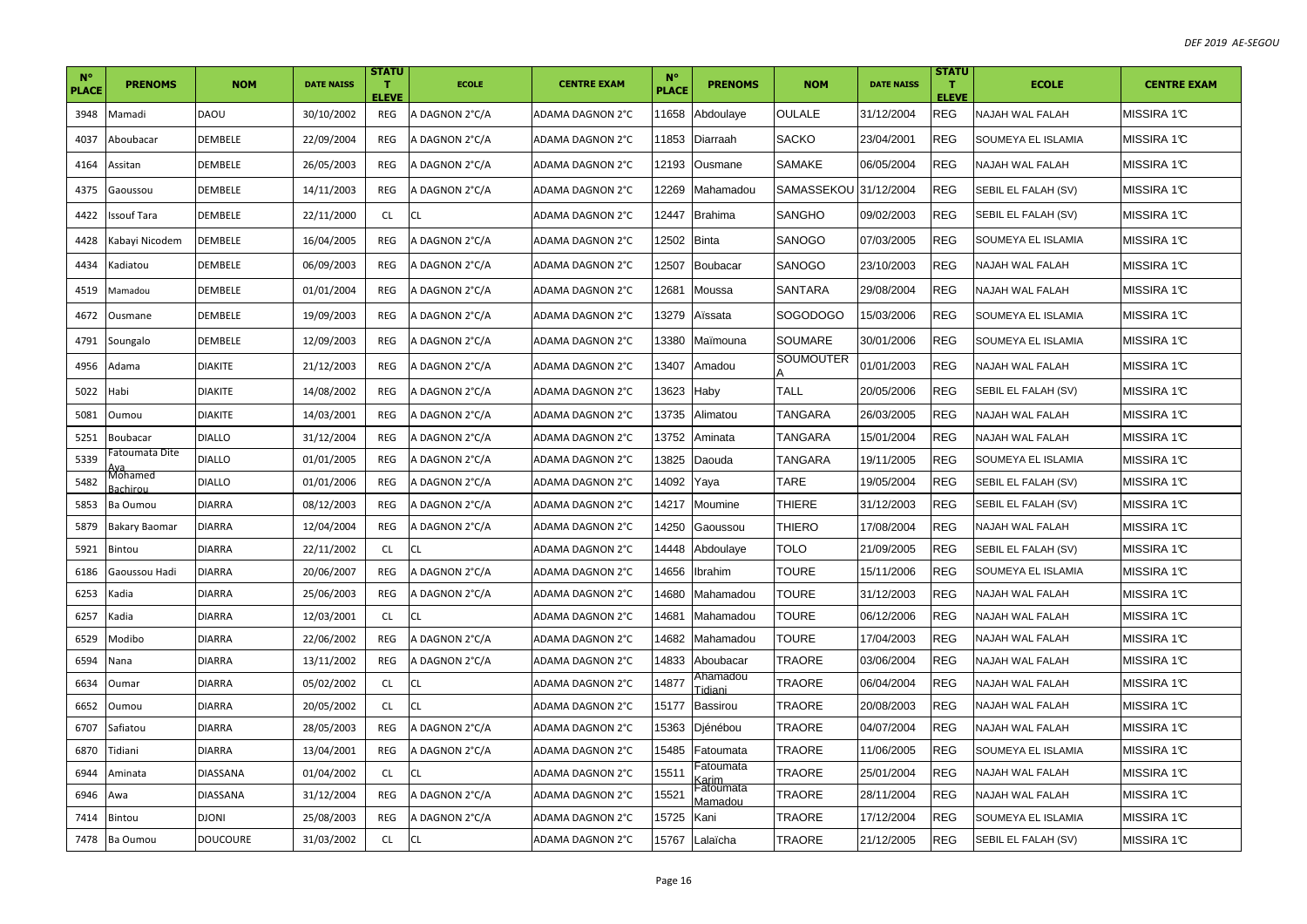| N° PLACE | PRENOMS | NOM | DATE NAISS | STATUT ELEVE | ECOLE | CENTRE EXAM | N° PLACE | PRENOMS | NOM | DATE NAISS | STATUT ELEVE | ECOLE | CENTRE EXAM |
|---|---|---|---|---|---|---|---|---|---|---|---|---|---|
| 3948 | Mamadi | DAOU | 30/10/2002 | REG | A DAGNON 2°C/A | ADAMA DAGNON 2°C | 11658 | Abdoulaye | OULALE | 31/12/2004 | REG | NAJAH WAL FALAH | MISSIRA 1°C |
| 4037 | Aboubacar | DEMBELE | 22/09/2004 | REG | A DAGNON 2°C/A | ADAMA DAGNON 2°C | 11853 | Diarraah | SACKO | 23/04/2001 | REG | SOUMEYA EL ISLAMIA | MISSIRA 1°C |
| 4164 | Assitan | DEMBELE | 26/05/2003 | REG | A DAGNON 2°C/A | ADAMA DAGNON 2°C | 12193 | Ousmane | SAMAKE | 06/05/2004 | REG | NAJAH WAL FALAH | MISSIRA 1°C |
| 4375 | Gaoussou | DEMBELE | 14/11/2003 | REG | A DAGNON 2°C/A | ADAMA DAGNON 2°C | 12269 | Mahamadou | SAMASSEKOU | 31/12/2004 | REG | SEBIL EL FALAH (SV) | MISSIRA 1°C |
| 4422 | Issouf Tara | DEMBELE | 22/11/2000 | CL | CL | ADAMA DAGNON 2°C | 12447 | Brahima | SANGHO | 09/02/2003 | REG | SEBIL EL FALAH (SV) | MISSIRA 1°C |
| 4428 | Kabayi Nicodem | DEMBELE | 16/04/2005 | REG | A DAGNON 2°C/A | ADAMA DAGNON 2°C | 12502 | Binta | SANOGO | 07/03/2005 | REG | SOUMEYA EL ISLAMIA | MISSIRA 1°C |
| 4434 | Kadiatou | DEMBELE | 06/09/2003 | REG | A DAGNON 2°C/A | ADAMA DAGNON 2°C | 12507 | Boubacar | SANOGO | 23/10/2003 | REG | NAJAH WAL FALAH | MISSIRA 1°C |
| 4519 | Mamadou | DEMBELE | 01/01/2004 | REG | A DAGNON 2°C/A | ADAMA DAGNON 2°C | 12681 | Moussa | SANTARA | 29/08/2004 | REG | NAJAH WAL FALAH | MISSIRA 1°C |
| 4672 | Ousmane | DEMBELE | 19/09/2003 | REG | A DAGNON 2°C/A | ADAMA DAGNON 2°C | 13279 | Aïssata | SOGODOGO | 15/03/2006 | REG | SOUMEYA EL ISLAMIA | MISSIRA 1°C |
| 4791 | Soungalo | DEMBELE | 12/09/2003 | REG | A DAGNON 2°C/A | ADAMA DAGNON 2°C | 13380 | Maïmouna | SOUMARE | 30/01/2006 | REG | SOUMEYA EL ISLAMIA | MISSIRA 1°C |
| 4956 | Adama | DIAKITE | 21/12/2003 | REG | A DAGNON 2°C/A | ADAMA DAGNON 2°C | 13407 | Amadou | SOUMOUTERA | 01/01/2003 | REG | NAJAH WAL FALAH | MISSIRA 1°C |
| 5022 | Habi | DIAKITE | 14/08/2002 | REG | A DAGNON 2°C/A | ADAMA DAGNON 2°C | 13623 | Haby | TALL | 20/05/2006 | REG | SEBIL EL FALAH (SV) | MISSIRA 1°C |
| 5081 | Oumou | DIAKITE | 14/03/2001 | REG | A DAGNON 2°C/A | ADAMA DAGNON 2°C | 13735 | Alimatou | TANGARA | 26/03/2005 | REG | NAJAH WAL FALAH | MISSIRA 1°C |
| 5251 | Boubacar | DIALLO | 31/12/2004 | REG | A DAGNON 2°C/A | ADAMA DAGNON 2°C | 13752 | Aminata | TANGARA | 15/01/2004 | REG | NAJAH WAL FALAH | MISSIRA 1°C |
| 5339 | Fatoumata Dite Aya | DIALLO | 01/01/2005 | REG | A DAGNON 2°C/A | ADAMA DAGNON 2°C | 13825 | Daouda | TANGARA | 19/11/2005 | REG | SOUMEYA EL ISLAMIA | MISSIRA 1°C |
| 5482 | Mohamed Bachirou | DIALLO | 01/01/2006 | REG | A DAGNON 2°C/A | ADAMA DAGNON 2°C | 14092 | Yaya | TARE | 19/05/2004 | REG | SEBIL EL FALAH (SV) | MISSIRA 1°C |
| 5853 | Ba Oumou | DIARRA | 08/12/2003 | REG | A DAGNON 2°C/A | ADAMA DAGNON 2°C | 14217 | Moumine | THIERE | 31/12/2003 | REG | SEBIL EL FALAH (SV) | MISSIRA 1°C |
| 5879 | Bakary Baomar | DIARRA | 12/04/2004 | REG | A DAGNON 2°C/A | ADAMA DAGNON 2°C | 14250 | Gaoussou | THIERO | 17/08/2004 | REG | NAJAH WAL FALAH | MISSIRA 1°C |
| 5921 | Bintou | DIARRA | 22/11/2002 | CL | CL | ADAMA DAGNON 2°C | 14448 | Abdoulaye | TOLO | 21/09/2005 | REG | SEBIL EL FALAH (SV) | MISSIRA 1°C |
| 6186 | Gaoussou Hadi | DIARRA | 20/06/2007 | REG | A DAGNON 2°C/A | ADAMA DAGNON 2°C | 14656 | Ibrahim | TOURE | 15/11/2006 | REG | SOUMEYA EL ISLAMIA | MISSIRA 1°C |
| 6253 | Kadia | DIARRA | 25/06/2003 | REG | A DAGNON 2°C/A | ADAMA DAGNON 2°C | 14680 | Mahamadou | TOURE | 31/12/2003 | REG | NAJAH WAL FALAH | MISSIRA 1°C |
| 6257 | Kadia | DIARRA | 12/03/2001 | CL | CL | ADAMA DAGNON 2°C | 14681 | Mahamadou | TOURE | 06/12/2006 | REG | NAJAH WAL FALAH | MISSIRA 1°C |
| 6529 | Modibo | DIARRA | 22/06/2002 | REG | A DAGNON 2°C/A | ADAMA DAGNON 2°C | 14682 | Mahamadou | TOURE | 17/04/2003 | REG | NAJAH WAL FALAH | MISSIRA 1°C |
| 6594 | Nana | DIARRA | 13/11/2002 | REG | A DAGNON 2°C/A | ADAMA DAGNON 2°C | 14833 | Aboubacar | TRAORE | 03/06/2004 | REG | NAJAH WAL FALAH | MISSIRA 1°C |
| 6634 | Oumar | DIARRA | 05/02/2002 | CL | CL | ADAMA DAGNON 2°C | 14877 | Ahamadou Tidiani | TRAORE | 06/04/2004 | REG | NAJAH WAL FALAH | MISSIRA 1°C |
| 6652 | Oumou | DIARRA | 20/05/2002 | CL | CL | ADAMA DAGNON 2°C | 15177 | Bassirou | TRAORE | 20/08/2003 | REG | NAJAH WAL FALAH | MISSIRA 1°C |
| 6707 | Safiatou | DIARRA | 28/05/2003 | REG | A DAGNON 2°C/A | ADAMA DAGNON 2°C | 15363 | Djénébou | TRAORE | 04/07/2004 | REG | NAJAH WAL FALAH | MISSIRA 1°C |
| 6870 | Tidiani | DIARRA | 13/04/2001 | REG | A DAGNON 2°C/A | ADAMA DAGNON 2°C | 15485 | Fatoumata | TRAORE | 11/06/2005 | REG | SOUMEYA EL ISLAMIA | MISSIRA 1°C |
| 6944 | Aminata | DIASSANA | 01/04/2002 | CL | CL | ADAMA DAGNON 2°C | 15511 | Fatoumata Karim | TRAORE | 25/01/2004 | REG | NAJAH WAL FALAH | MISSIRA 1°C |
| 6946 | Awa | DIASSANA | 31/12/2004 | REG | A DAGNON 2°C/A | ADAMA DAGNON 2°C | 15521 | Fatoumata Mamadou | TRAORE | 28/11/2004 | REG | NAJAH WAL FALAH | MISSIRA 1°C |
| 7414 | Bintou | DJONI | 25/08/2003 | REG | A DAGNON 2°C/A | ADAMA DAGNON 2°C | 15725 | Kani | TRAORE | 17/12/2004 | REG | SOUMEYA EL ISLAMIA | MISSIRA 1°C |
| 7478 | Ba Oumou | DOUCOURE | 31/03/2002 | CL | CL | ADAMA DAGNON 2°C | 15767 | Lalaïcha | TRAORE | 21/12/2005 | REG | SEBIL EL FALAH (SV) | MISSIRA 1°C |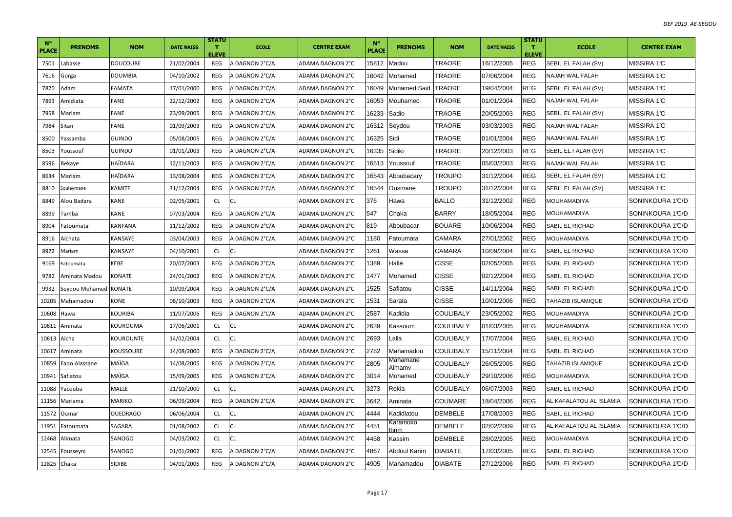| N° PLACE | PRENOMS | NOM | DATE NAISS | STATUT ELEVE | ECOLE | CENTRE EXAM | N° PLACE | PRENOMS | NOM | DATE NAISS | STATUT ELEVE | ECOLE | CENTRE EXAM |
|---|---|---|---|---|---|---|---|---|---|---|---|---|---|
| 7501 | Labasse | DOUCOURE | 21/02/2004 | REG | A DAGNON 2°C/A | ADAMA DAGNON 2°C | 15812 | Madou | TRAORE | 16/12/2005 | REG | SEBIL EL FALAH (SV) | MISSIRA 1°C |
| 7616 | Gorga | DOUMBIA | 04/10/2002 | REG | A DAGNON 2°C/A | ADAMA DAGNON 2°C | 16042 | Mohamed | TRAORE | 07/06/2004 | REG | NAJAH WAL FALAH | MISSIRA 1°C |
| 7870 | Adam | FAMATA | 17/01/2000 | REG | A DAGNON 2°C/A | ADAMA DAGNON 2°C | 16049 | Mohamed Said | TRAORE | 19/04/2004 | REG | SEBIL EL FALAH (SV) | MISSIRA 1°C |
| 7893 | Amidiata | FANE | 22/12/2002 | REG | A DAGNON 2°C/A | ADAMA DAGNON 2°C | 16053 | Mouhamed | TRAORE | 01/01/2004 | REG | NAJAH WAL FALAH | MISSIRA 1°C |
| 7958 | Mariam | FANE | 23/09/2005 | REG | A DAGNON 2°C/A | ADAMA DAGNON 2°C | 16233 | Sadio | TRAORE | 20/05/2003 | REG | SEBIL EL FALAH (SV) | MISSIRA 1°C |
| 7984 | Sitan | FANE | 01/09/2003 | REG | A DAGNON 2°C/A | ADAMA DAGNON 2°C | 16312 | Seydou | TRAORE | 03/03/2003 | REG | NAJAH WAL FALAH | MISSIRA 1°C |
| 8500 | Yassamba | GUINDO | 05/08/2005 | REG | A DAGNON 2°C/A | ADAMA DAGNON 2°C | 16325 | Sidi | TRAORE | 01/01/2004 | REG | NAJAH WAL FALAH | MISSIRA 1°C |
| 8503 | Youssouf | GUINDO | 01/01/2003 | REG | A DAGNON 2°C/A | ADAMA DAGNON 2°C | 16335 | Sidiki | TRAORE | 20/12/2003 | REG | SEBIL EL FALAH (SV) | MISSIRA 1°C |
| 8596 | Bekaye | HAÏDARA | 12/11/2003 | REG | A DAGNON 2°C/A | ADAMA DAGNON 2°C | 16513 | Youssouf | TRAORE | 05/03/2003 | REG | NAJAH WAL FALAH | MISSIRA 1°C |
| 8634 | Mariam | HAÏDARA | 13/08/2004 | REG | A DAGNON 2°C/A | ADAMA DAGNON 2°C | 16543 | Aboubacary | TROUPO | 31/12/2004 | REG | SEBIL EL FALAH (SV) | MISSIRA 1°C |
| 8810 | Souleymane | KAMITE | 31/12/2004 | REG | A DAGNON 2°C/A | ADAMA DAGNON 2°C | 16544 | Ousmane | TROUPO | 31/12/2004 | REG | SEBIL EL FALAH (SV) | MISSIRA 1°C |
| 8849 | Alou Badara | KANE | 02/05/2001 | CL | CL | ADAMA DAGNON 2°C | 376 | Hawa | BALLO | 31/12/2002 | REG | MOUHAMADIYA | SONINKOURA 1°C/D |
| 8899 | Tamba | KANE | 07/03/2004 | REG | A DAGNON 2°C/A | ADAMA DAGNON 2°C | 547 | Chaka | BARRY | 18/05/2004 | REG | MOUHAMADIYA | SONINKOURA 1°C/D |
| 8904 | Fatoumata | KANFANA | 11/12/2002 | REG | A DAGNON 2°C/A | ADAMA DAGNON 2°C | 819 | Aboubacar | BOUARE | 10/06/2004 | REG | SABIL EL RICHAD | SONINKOURA 1°C/D |
| 8916 | Aïchata | KANSAYE | 03/04/2003 | REG | A DAGNON 2°C/A | ADAMA DAGNON 2°C | 1180 | Fatoumata | CAMARA | 27/01/2002 | REG | MOUHAMADIYA | SONINKOURA 1°C/D |
| 8922 | Mariam | KANSAYE | 04/10/2001 | CL | CL | ADAMA DAGNON 2°C | 1261 | Wassa | CAMARA | 10/09/2004 | REG | SABIL EL RICHAD | SONINKOURA 1°C/D |
| 9169 | Fatoumata | KEBE | 20/07/2003 | REG | A DAGNON 2°C/A | ADAMA DAGNON 2°C | 1389 | Hallé | CISSE | 02/05/2005 | REG | SABIL EL RICHAD | SONINKOURA 1°C/D |
| 9782 | Aminata Madou | KONATE | 24/01/2002 | REG | A DAGNON 2°C/A | ADAMA DAGNON 2°C | 1477 | Mohamed | CISSE | 02/12/2004 | REG | SABIL EL RICHAD | SONINKOURA 1°C/D |
| 9932 | Seydou Mohamed | KONATE | 10/09/2004 | REG | A DAGNON 2°C/A | ADAMA DAGNON 2°C | 1525 | Safiatou | CISSE | 14/11/2004 | REG | SABIL EL RICHAD | SONINKOURA 1°C/D |
| 10205 | Mahamadou | KONE | 08/10/2003 | REG | A DAGNON 2°C/A | ADAMA DAGNON 2°C | 1531 | Sarata | CISSE | 10/01/2006 | REG | TAHAZIB ISLAMIQUE | SONINKOURA 1°C/D |
| 10608 | Hawa | KOURIBA | 11/07/2006 | REG | A DAGNON 2°C/A | ADAMA DAGNON 2°C | 2587 | Kadidia | COULIBALY | 23/05/2002 | REG | MOUHAMADIYA | SONINKOURA 1°C/D |
| 10611 | Aminata | KOUROUMA | 17/06/2001 | CL | CL | ADAMA DAGNON 2°C | 2639 | Kassoum | COULIBALY | 01/03/2005 | REG | MOUHAMADIYA | SONINKOURA 1°C/D |
| 10613 | Aïcha | KOUROUNTE | 14/02/2004 | CL | CL | ADAMA DAGNON 2°C | 2693 | Lalla | COULIBALY | 17/07/2004 | REG | SABIL EL RICHAD | SONINKOURA 1°C/D |
| 10617 | Aminata | KOUSSOUBE | 14/08/2000 | REG | A DAGNON 2°C/A | ADAMA DAGNON 2°C | 2782 | Mahamadou | COULIBALY | 15/11/2004 | REG | SABIL EL RICHAD | SONINKOURA 1°C/D |
| 10859 | Fado Alassane | MAÏGA | 14/08/2005 | REG | A DAGNON 2°C/A | ADAMA DAGNON 2°C | 2805 | Mahamane Almamy | COULIBALY | 26/05/2005 | REG | TAHAZIB ISLAMIQUE | SONINKOURA 1°C/D |
| 10941 | Safiatou | MAÏGA | 15/09/2005 | REG | A DAGNON 2°C/A | ADAMA DAGNON 2°C | 3014 | Mohamed | COULIBALY | 29/10/2006 | REG | MOUHAMADIYA | SONINKOURA 1°C/D |
| 11088 | Yacouba | MALLE | 21/10/2000 | CL | CL | ADAMA DAGNON 2°C | 3273 | Rokia | COULIBALY | 06/07/2003 | REG | SABIL EL RICHAD | SONINKOURA 1°C/D |
| 11156 | Mariama | MARIKO | 06/09/2004 | REG | A DAGNON 2°C/A | ADAMA DAGNON 2°C | 3642 | Aminata | COUMARE | 18/04/2006 | REG | AL KAFALATOU AL ISLAMIA | SONINKOURA 1°C/D |
| 11572 | Oumar | OUEDRAGO | 06/06/2004 | CL | CL | ADAMA DAGNON 2°C | 4444 | Kadidiatou | DEMBELE | 17/08/2003 | REG | SABIL EL RICHAD | SONINKOURA 1°C/D |
| 11951 | Fatoumata | SAGARA | 01/08/2002 | CL | CL | ADAMA DAGNON 2°C | 4451 | Karamoko Ibrim | DEMBELE | 02/02/2009 | REG | AL KAFALATOU AL ISLAMIA | SONINKOURA 1°C/D |
| 12468 | Alimata | SANOGO | 04/03/2002 | CL | CL | ADAMA DAGNON 2°C | 4458 | Kassim | DEMBELE | 28/02/2005 | REG | MOUHAMADIYA | SONINKOURA 1°C/D |
| 12545 | Fousseyni | SANOGO | 01/01/2002 | REG | A DAGNON 2°C/A | ADAMA DAGNON 2°C | 4867 | Abdoul Karim | DIABATE | 17/03/2005 | REG | SABIL EL RICHAD | SONINKOURA 1°C/D |
| 12825 | Chaka | SIDIBE | 04/01/2005 | REG | A DAGNON 2°C/A | ADAMA DAGNON 2°C | 4905 | Mahamadou | DIABATE | 27/12/2006 | REG | SABIL EL RICHAD | SONINKOURA 1°C/D |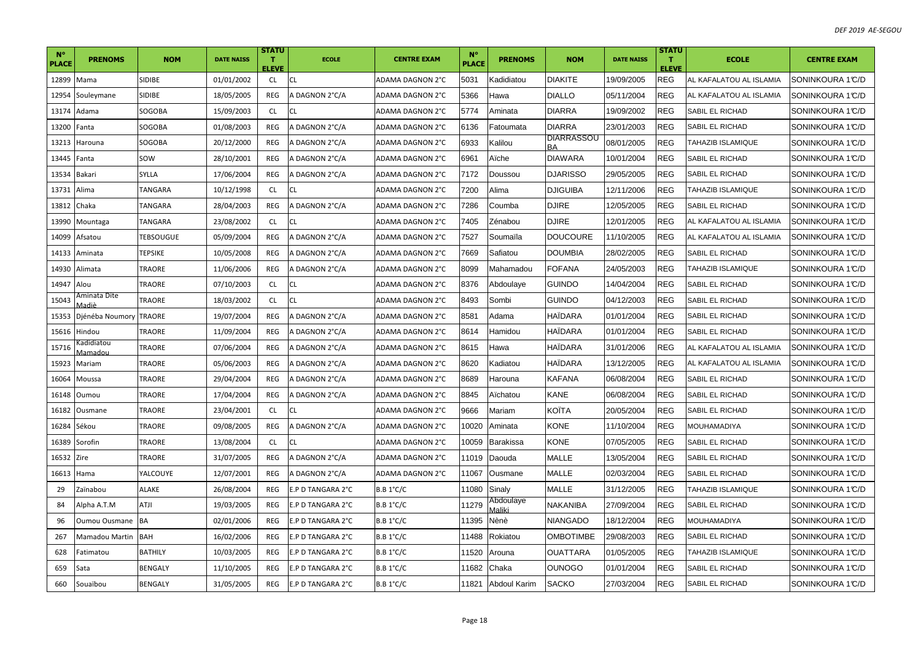| N° PLACE | PRENOMS | NOM | DATE NAISS | STATUT ELEVE | ECOLE | CENTRE EXAM | N° PLACE | PRENOMS | NOM | DATE NAISS | STATUT ELEVE | ECOLE | CENTRE EXAM |
|---|---|---|---|---|---|---|---|---|---|---|---|---|---|
| 12899 | Mama | SIDIBE | 01/01/2002 | CL | CL | ADAMA DAGNON 2°C | 5031 | Kadidiatou | DIAKITE | 19/09/2005 | REG | AL KAFALATOU AL ISLAMIA | SONINKOURA 1°C/D |
| 12954 | Souleymane | SIDIBE | 18/05/2005 | REG | A DAGNON 2°C/A | ADAMA DAGNON 2°C | 5366 | Hawa | DIALLO | 05/11/2004 | REG | AL KAFALATOU AL ISLAMIA | SONINKOURA 1°C/D |
| 13174 | Adama | SOGOBA | 15/09/2003 | CL | CL | ADAMA DAGNON 2°C | 5774 | Aminata | DIARRA | 19/09/2002 | REG | SABIL EL RICHAD | SONINKOURA 1°C/D |
| 13200 | Fanta | SOGOBA | 01/08/2003 | REG | A DAGNON 2°C/A | ADAMA DAGNON 2°C | 6136 | Fatoumata | DIARRA | 23/01/2003 | REG | SABIL EL RICHAD | SONINKOURA 1°C/D |
| 13213 | Harouna | SOGOBA | 20/12/2000 | REG | A DAGNON 2°C/A | ADAMA DAGNON 2°C | 6933 | Kalilou | DIARRASSOU BA | 08/01/2005 | REG | TAHAZIB ISLAMIQUE | SONINKOURA 1°C/D |
| 13445 | Fanta | SOW | 28/10/2001 | REG | A DAGNON 2°C/A | ADAMA DAGNON 2°C | 6961 | Aïche | DIAWARA | 10/01/2004 | REG | SABIL EL RICHAD | SONINKOURA 1°C/D |
| 13534 | Bakari | SYLLA | 17/06/2004 | REG | A DAGNON 2°C/A | ADAMA DAGNON 2°C | 7172 | Doussou | DJARISSO | 29/05/2005 | REG | SABIL EL RICHAD | SONINKOURA 1°C/D |
| 13731 | Alima | TANGARA | 10/12/1998 | CL | CL | ADAMA DAGNON 2°C | 7200 | Alima | DJIGUIBA | 12/11/2006 | REG | TAHAZIB ISLAMIQUE | SONINKOURA 1°C/D |
| 13812 | Chaka | TANGARA | 28/04/2003 | REG | A DAGNON 2°C/A | ADAMA DAGNON 2°C | 7286 | Coumba | DJIRE | 12/05/2005 | REG | SABIL EL RICHAD | SONINKOURA 1°C/D |
| 13990 | Mountaga | TANGARA | 23/08/2002 | CL | CL | ADAMA DAGNON 2°C | 7405 | Zénabou | DJIRE | 12/01/2005 | REG | AL KAFALATOU AL ISLAMIA | SONINKOURA 1°C/D |
| 14099 | Afsatou | TEBSOUGUE | 05/09/2004 | REG | A DAGNON 2°C/A | ADAMA DAGNON 2°C | 7527 | Soumaïla | DOUCOURE | 11/10/2005 | REG | AL KAFALATOU AL ISLAMIA | SONINKOURA 1°C/D |
| 14133 | Aminata | TEPSIKE | 10/05/2008 | REG | A DAGNON 2°C/A | ADAMA DAGNON 2°C | 7669 | Safiatou | DOUMBIA | 28/02/2005 | REG | SABIL EL RICHAD | SONINKOURA 1°C/D |
| 14930 | Alimata | TRAORE | 11/06/2006 | REG | A DAGNON 2°C/A | ADAMA DAGNON 2°C | 8099 | Mahamadou | FOFANA | 24/05/2003 | REG | TAHAZIB ISLAMIQUE | SONINKOURA 1°C/D |
| 14947 | Alou | TRAORE | 07/10/2003 | CL | CL | ADAMA DAGNON 2°C | 8376 | Abdoulaye | GUINDO | 14/04/2004 | REG | SABIL EL RICHAD | SONINKOURA 1°C/D |
| 15043 | Aminata Dite Madiè | TRAORE | 18/03/2002 | CL | CL | ADAMA DAGNON 2°C | 8493 | Sombi | GUINDO | 04/12/2003 | REG | SABIL EL RICHAD | SONINKOURA 1°C/D |
| 15353 | Djénéba Noumory | TRAORE | 19/07/2004 | REG | A DAGNON 2°C/A | ADAMA DAGNON 2°C | 8581 | Adama | HAÏDARA | 01/01/2004 | REG | SABIL EL RICHAD | SONINKOURA 1°C/D |
| 15616 | Hindou | TRAORE | 11/09/2004 | REG | A DAGNON 2°C/A | ADAMA DAGNON 2°C | 8614 | Hamidou | HAÏDARA | 01/01/2004 | REG | SABIL EL RICHAD | SONINKOURA 1°C/D |
| 15716 | Kadidiatou Mamadou | TRAORE | 07/06/2004 | REG | A DAGNON 2°C/A | ADAMA DAGNON 2°C | 8615 | Hawa | HAÏDARA | 31/01/2006 | REG | AL KAFALATOU AL ISLAMIA | SONINKOURA 1°C/D |
| 15923 | Mariam | TRAORE | 05/06/2003 | REG | A DAGNON 2°C/A | ADAMA DAGNON 2°C | 8620 | Kadiatou | HAÏDARA | 13/12/2005 | REG | AL KAFALATOU AL ISLAMIA | SONINKOURA 1°C/D |
| 16064 | Moussa | TRAORE | 29/04/2004 | REG | A DAGNON 2°C/A | ADAMA DAGNON 2°C | 8689 | Harouna | KAFANA | 06/08/2004 | REG | SABIL EL RICHAD | SONINKOURA 1°C/D |
| 16148 | Oumou | TRAORE | 17/04/2004 | REG | A DAGNON 2°C/A | ADAMA DAGNON 2°C | 8845 | Aïchatou | KANE | 06/08/2004 | REG | SABIL EL RICHAD | SONINKOURA 1°C/D |
| 16182 | Ousmane | TRAORE | 23/04/2001 | CL | CL | ADAMA DAGNON 2°C | 9666 | Mariam | KOÏTA | 20/05/2004 | REG | SABIL EL RICHAD | SONINKOURA 1°C/D |
| 16284 | Sékou | TRAORE | 09/08/2005 | REG | A DAGNON 2°C/A | ADAMA DAGNON 2°C | 10020 | Aminata | KONE | 11/10/2004 | REG | MOUHAMADIYA | SONINKOURA 1°C/D |
| 16389 | Sorofin | TRAORE | 13/08/2004 | CL | CL | ADAMA DAGNON 2°C | 10059 | Barakissa | KONE | 07/05/2005 | REG | SABIL EL RICHAD | SONINKOURA 1°C/D |
| 16532 | Zire | TRAORE | 31/07/2005 | REG | A DAGNON 2°C/A | ADAMA DAGNON 2°C | 11019 | Daouda | MALLE | 13/05/2004 | REG | SABIL EL RICHAD | SONINKOURA 1°C/D |
| 16613 | Hama | YALCOUYE | 12/07/2001 | REG | A DAGNON 2°C/A | ADAMA DAGNON 2°C | 11067 | Ousmane | MALLE | 02/03/2004 | REG | SABIL EL RICHAD | SONINKOURA 1°C/D |
| 29 | Zaïnabou | ALAKE | 26/08/2004 | REG | E.P D TANGARA 2°C | B.B 1°C/C | 11080 | Sinaly | MALLE | 31/12/2005 | REG | TAHAZIB ISLAMIQUE | SONINKOURA 1°C/D |
| 84 | Alpha A.T.M | ATJI | 19/03/2005 | REG | E.P D TANGARA 2°C | B.B 1°C/C | 11279 | Abdoulaye Maliki | NAKANIBA | 27/09/2004 | REG | SABIL EL RICHAD | SONINKOURA 1°C/D |
| 96 | Oumou Ousmane | BA | 02/01/2006 | REG | E.P D TANGARA 2°C | B.B 1°C/C | 11395 | Nènè | NIANGADO | 18/12/2004 | REG | MOUHAMADIYA | SONINKOURA 1°C/D |
| 267 | Mamadou Martin | BAH | 16/02/2006 | REG | E.P D TANGARA 2°C | B.B 1°C/C | 11488 | Rokiatou | OMBOTIMBE | 29/08/2003 | REG | SABIL EL RICHAD | SONINKOURA 1°C/D |
| 628 | Fatimatou | BATHILY | 10/03/2005 | REG | E.P D TANGARA 2°C | B.B 1°C/C | 11520 | Arouna | OUATTARA | 01/05/2005 | REG | TAHAZIB ISLAMIQUE | SONINKOURA 1°C/D |
| 659 | Sata | BENGALY | 11/10/2005 | REG | E.P D TANGARA 2°C | B.B 1°C/C | 11682 | Chaka | OUNOGO | 01/01/2004 | REG | SABIL EL RICHAD | SONINKOURA 1°C/D |
| 660 | Souaïbou | BENGALY | 31/05/2005 | REG | E.P D TANGARA 2°C | B.B 1°C/C | 11821 | Abdoul Karim | SACKO | 27/03/2004 | REG | SABIL EL RICHAD | SONINKOURA 1°C/D |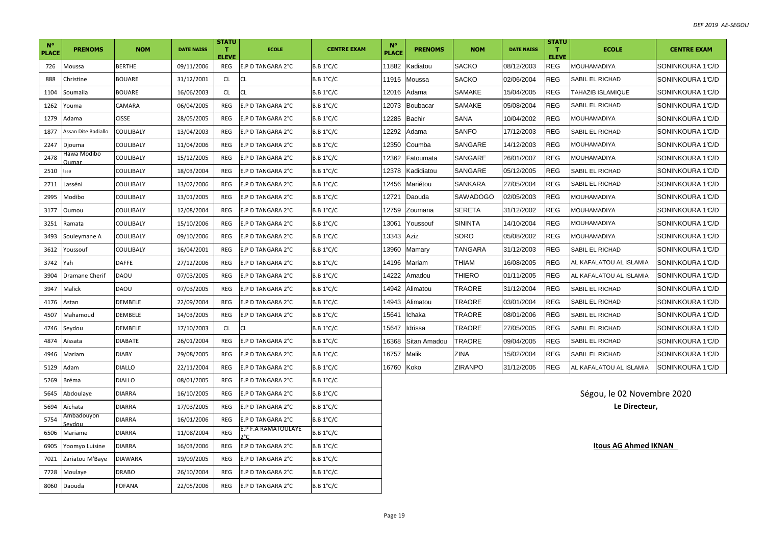| N° PLACE | PRENOMS | NOM | DATE NAISS | STATUT ELEVE | ECOLE | CENTRE EXAM | N° PLACE | PRENOMS | NOM | DATE NAISS | STATUT ELEVE | ECOLE | CENTRE EXAM |
|---|---|---|---|---|---|---|---|---|---|---|---|---|---|
| 726 | Moussa | BERTHE | 09/11/2006 | REG | E.P D TANGARA 2°C | B.B 1°C/C | 11882 | Kadiatou | SACKO | 08/12/2003 | REG | MOUHAMADIYA | SONINKOURA 1°C/D |
| 888 | Christine | BOUARE | 31/12/2001 | CL | CL | B.B 1°C/C | 11915 | Moussa | SACKO | 02/06/2004 | REG | SABIL EL RICHAD | SONINKOURA 1°C/D |
| 1104 | Soumaila | BOUARE | 16/06/2003 | CL | CL | B.B 1°C/C | 12016 | Adama | SAMAKE | 15/04/2005 | REG | TAHAZIB ISLAMIQUE | SONINKOURA 1°C/D |
| 1262 | Youma | CAMARA | 06/04/2005 | REG | E.P D TANGARA 2°C | B.B 1°C/C | 12073 | Boubacar | SAMAKE | 05/08/2004 | REG | SABIL EL RICHAD | SONINKOURA 1°C/D |
| 1279 | Adama | CISSE | 28/05/2005 | REG | E.P D TANGARA 2°C | B.B 1°C/C | 12285 | Bachir | SANA | 10/04/2002 | REG | MOUHAMADIYA | SONINKOURA 1°C/D |
| 1877 | Assan Dite Badiallo | COULIBALY | 13/04/2003 | REG | E.P D TANGARA 2°C | B.B 1°C/C | 12292 | Adama | SANFO | 17/12/2003 | REG | SABIL EL RICHAD | SONINKOURA 1°C/D |
| 2247 | Djouma | COULIBALY | 11/04/2006 | REG | E.P D TANGARA 2°C | B.B 1°C/C | 12350 | Coumba | SANGARE | 14/12/2003 | REG | MOUHAMADIYA | SONINKOURA 1°C/D |
| 2478 | Hawa Modibo Oumar | COULIBALY | 15/12/2005 | REG | E.P D TANGARA 2°C | B.B 1°C/C | 12362 | Fatoumata | SANGARE | 26/01/2007 | REG | MOUHAMADIYA | SONINKOURA 1°C/D |
| 2510 | Issa | COULIBALY | 18/03/2004 | REG | E.P D TANGARA 2°C | B.B 1°C/C | 12378 | Kadidiatou | SANGARE | 05/12/2005 | REG | SABIL EL RICHAD | SONINKOURA 1°C/D |
| 2711 | Lasséni | COULIBALY | 13/02/2006 | REG | E.P D TANGARA 2°C | B.B 1°C/C | 12456 | Mariétou | SANKARA | 27/05/2004 | REG | SABIL EL RICHAD | SONINKOURA 1°C/D |
| 2995 | Modibo | COULIBALY | 13/01/2005 | REG | E.P D TANGARA 2°C | B.B 1°C/C | 12721 | Daouda | SAWADOGO | 02/05/2003 | REG | MOUHAMADIYA | SONINKOURA 1°C/D |
| 3177 | Oumou | COULIBALY | 12/08/2004 | REG | E.P D TANGARA 2°C | B.B 1°C/C | 12759 | Zoumana | SERETA | 31/12/2002 | REG | MOUHAMADIYA | SONINKOURA 1°C/D |
| 3251 | Ramata | COULIBALY | 15/10/2006 | REG | E.P D TANGARA 2°C | B.B 1°C/C | 13061 | Youssouf | SININTA | 14/10/2004 | REG | MOUHAMADIYA | SONINKOURA 1°C/D |
| 3493 | Souleymane A | COULIBALY | 09/10/2006 | REG | E.P D TANGARA 2°C | B.B 1°C/C | 13343 | Aziz | SORO | 05/08/2002 | REG | MOUHAMADIYA | SONINKOURA 1°C/D |
| 3612 | Youssouf | COULIBALY | 16/04/2001 | REG | E.P D TANGARA 2°C | B.B 1°C/C | 13960 | Mamary | TANGARA | 31/12/2003 | REG | SABIL EL RICHAD | SONINKOURA 1°C/D |
| 3742 | Yah | DAFFE | 27/12/2006 | REG | E.P D TANGARA 2°C | B.B 1°C/C | 14196 | Mariam | THIAM | 16/08/2005 | REG | AL KAFALATOU AL ISLAMIA | SONINKOURA 1°C/D |
| 3904 | Dramane Cherif | DAOU | 07/03/2005 | REG | E.P D TANGARA 2°C | B.B 1°C/C | 14222 | Amadou | THIERO | 01/11/2005 | REG | AL KAFALATOU AL ISLAMIA | SONINKOURA 1°C/D |
| 3947 | Malick | DAOU | 07/03/2005 | REG | E.P D TANGARA 2°C | B.B 1°C/C | 14942 | Alimatou | TRAORE | 31/12/2004 | REG | SABIL EL RICHAD | SONINKOURA 1°C/D |
| 4176 | Astan | DEMBELE | 22/09/2004 | REG | E.P D TANGARA 2°C | B.B 1°C/C | 14943 | Alimatou | TRAORE | 03/01/2004 | REG | SABIL EL RICHAD | SONINKOURA 1°C/D |
| 4507 | Mahamoud | DEMBELE | 14/03/2005 | REG | E.P D TANGARA 2°C | B.B 1°C/C | 15641 | Ichaka | TRAORE | 08/01/2006 | REG | SABIL EL RICHAD | SONINKOURA 1°C/D |
| 4746 | Seydou | DEMBELE | 17/10/2003 | CL | CL | B.B 1°C/C | 15647 | Idrissa | TRAORE | 27/05/2005 | REG | SABIL EL RICHAD | SONINKOURA 1°C/D |
| 4874 | Aïssata | DIABATE | 26/01/2004 | REG | E.P D TANGARA 2°C | B.B 1°C/C | 16368 | Sitan Amadou | TRAORE | 09/04/2005 | REG | SABIL EL RICHAD | SONINKOURA 1°C/D |
| 4946 | Mariam | DIABY | 29/08/2005 | REG | E.P D TANGARA 2°C | B.B 1°C/C | 16757 | Malik | ZINA | 15/02/2004 | REG | SABIL EL RICHAD | SONINKOURA 1°C/D |
| 5129 | Adam | DIALLO | 22/11/2004 | REG | E.P D TANGARA 2°C | B.B 1°C/C | 16760 | Koko | ZIRANPO | 31/12/2005 | REG | AL KAFALATOU AL ISLAMIA | SONINKOURA 1°C/D |
| 5269 | Bréma | DIALLO | 08/01/2005 | REG | E.P D TANGARA 2°C | B.B 1°C/C | | | | | | | |
| 5645 | Abdoulaye | DIARRA | 16/10/2005 | REG | E.P D TANGARA 2°C | B.B 1°C/C | | | | | | | |
| 5694 | Aïchata | DIARRA | 17/03/2005 | REG | E.P D TANGARA 2°C | B.B 1°C/C | | | | | | | |
| 5754 | Ambadouyon Seydou | DIARRA | 16/01/2006 | REG | E.P D TANGARA 2°C | B.B 1°C/C | | | | | | | |
| 6506 | Mariame | DIARRA | 11/08/2004 | REG | E.P F.A RAMATOULAYE 2°C | B.B 1°C/C | | | | | | | |
| 6905 | Yoomyo Luisine | DIARRA | 16/03/2006 | REG | E.P D TANGARA 2°C | B.B 1°C/C | | | | | | | |
| 7021 | Zariatou M'Baye | DIAWARA | 19/09/2005 | REG | E.P D TANGARA 2°C | B.B 1°C/C | | | | | | | |
| 7728 | Moulaye | DRABO | 26/10/2004 | REG | E.P D TANGARA 2°C | B.B 1°C/C | | | | | | | |
| 8060 | Daouda | FOFANA | 22/05/2006 | REG | E.P D TANGARA 2°C | B.B 1°C/C | | | | | | | |

Ségou, le 02 Novembre 2020

**Le Directeur,**

**Itous AG Ahmed IKNAN**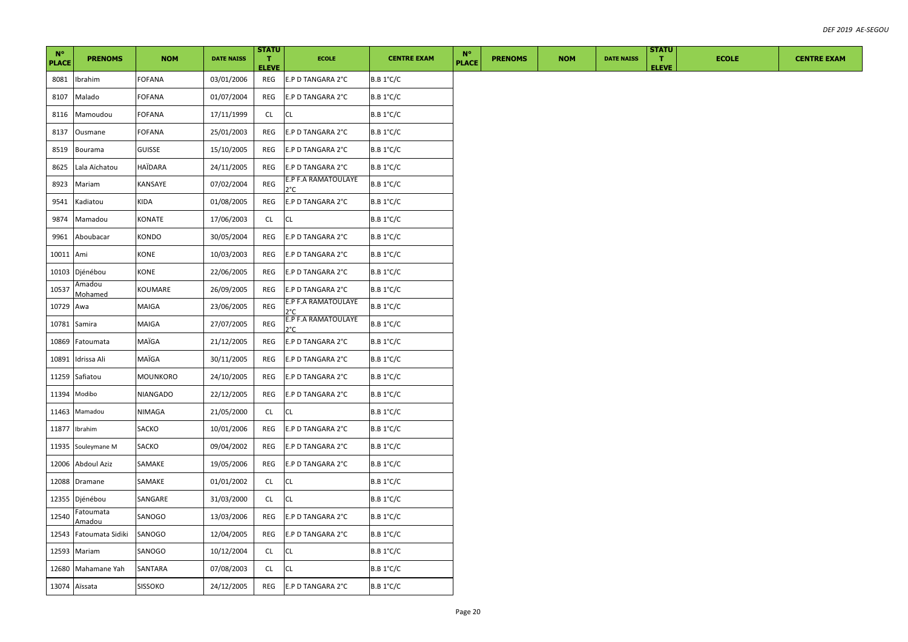| N° PLACE | PRENOMS | NOM | DATE NAISS | STATUT ELEVE | ECOLE | CENTRE EXAM | N° PLACE | PRENOMS | NOM | DATE NAISS | STATUT ELEVE | ECOLE | CENTRE EXAM |
|---|---|---|---|---|---|---|---|---|---|---|---|---|---|
| 8081 | Ibrahim | FOFANA | 03/01/2006 | REG | E.P D TANGARA 2°C | B.B 1°C/C | | | | | | | |
| 8107 | Malado | FOFANA | 01/07/2004 | REG | E.P D TANGARA 2°C | B.B 1°C/C | | | | | | | |
| 8116 | Mamoudou | FOFANA | 17/11/1999 | CL | CL | B.B 1°C/C | | | | | | | |
| 8137 | Ousmane | FOFANA | 25/01/2003 | REG | E.P D TANGARA 2°C | B.B 1°C/C | | | | | | | |
| 8519 | Bourama | GUISSE | 15/10/2005 | REG | E.P D TANGARA 2°C | B.B 1°C/C | | | | | | | |
| 8625 | Lala Aïchatou | HAÏDARA | 24/11/2005 | REG | E.P D TANGARA 2°C | B.B 1°C/C | | | | | | | |
| 8923 | Mariam | KANSAYE | 07/02/2004 | REG | E.P F.A RAMATOULAYE 2°C | B.B 1°C/C | | | | | | | |
| 9541 | Kadiatou | KIDA | 01/08/2005 | REG | E.P D TANGARA 2°C | B.B 1°C/C | | | | | | | |
| 9874 | Mamadou | KONATE | 17/06/2003 | CL | CL | B.B 1°C/C | | | | | | | |
| 9961 | Aboubacar | KONDO | 30/05/2004 | REG | E.P D TANGARA 2°C | B.B 1°C/C | | | | | | | |
| 10011 | Ami | KONE | 10/03/2003 | REG | E.P D TANGARA 2°C | B.B 1°C/C | | | | | | | |
| 10103 | Djénébou | KONE | 22/06/2005 | REG | E.P D TANGARA 2°C | B.B 1°C/C | | | | | | | |
| 10537 | Amadou Mohamed | KOUMARE | 26/09/2005 | REG | E.P D TANGARA 2°C | B.B 1°C/C | | | | | | | |
| 10729 | Awa | MAIGA | 23/06/2005 | REG | E.P F.A RAMATOULAYE 2°C | B.B 1°C/C | | | | | | | |
| 10781 | Samira | MAIGA | 27/07/2005 | REG | E.P F.A RAMATOULAYE 2°C | B.B 1°C/C | | | | | | | |
| 10869 | Fatoumata | MAÏGA | 21/12/2005 | REG | E.P D TANGARA 2°C | B.B 1°C/C | | | | | | | |
| 10891 | Idrissa Ali | MAÏGA | 30/11/2005 | REG | E.P D TANGARA 2°C | B.B 1°C/C | | | | | | | |
| 11259 | Safiatou | MOUNKORO | 24/10/2005 | REG | E.P D TANGARA 2°C | B.B 1°C/C | | | | | | | |
| 11394 | Modibo | NIANGADO | 22/12/2005 | REG | E.P D TANGARA 2°C | B.B 1°C/C | | | | | | | |
| 11463 | Mamadou | NIMAGA | 21/05/2000 | CL | CL | B.B 1°C/C | | | | | | | |
| 11877 | Ibrahim | SACKO | 10/01/2006 | REG | E.P D TANGARA 2°C | B.B 1°C/C | | | | | | | |
| 11935 | Souleymane M | SACKO | 09/04/2002 | REG | E.P D TANGARA 2°C | B.B 1°C/C | | | | | | | |
| 12006 | Abdoul Aziz | SAMAKE | 19/05/2006 | REG | E.P D TANGARA 2°C | B.B 1°C/C | | | | | | | |
| 12088 | Dramane | SAMAKE | 01/01/2002 | CL | CL | B.B 1°C/C | | | | | | | |
| 12355 | Djénébou | SANGARE | 31/03/2000 | CL | CL | B.B 1°C/C | | | | | | | |
| 12540 | Fatoumata Amadou | SANOGO | 13/03/2006 | REG | E.P D TANGARA 2°C | B.B 1°C/C | | | | | | | |
| 12543 | Fatoumata Sidiki | SANOGO | 12/04/2005 | REG | E.P D TANGARA 2°C | B.B 1°C/C | | | | | | | |
| 12593 | Mariam | SANOGO | 10/12/2004 | CL | CL | B.B 1°C/C | | | | | | | |
| 12680 | Mahamane Yah | SANTARA | 07/08/2003 | CL | CL | B.B 1°C/C | | | | | | | |
| 13074 | Aïssata | SISSOKO | 24/12/2005 | REG | E.P D TANGARA 2°C | B.B 1°C/C | | | | | | | |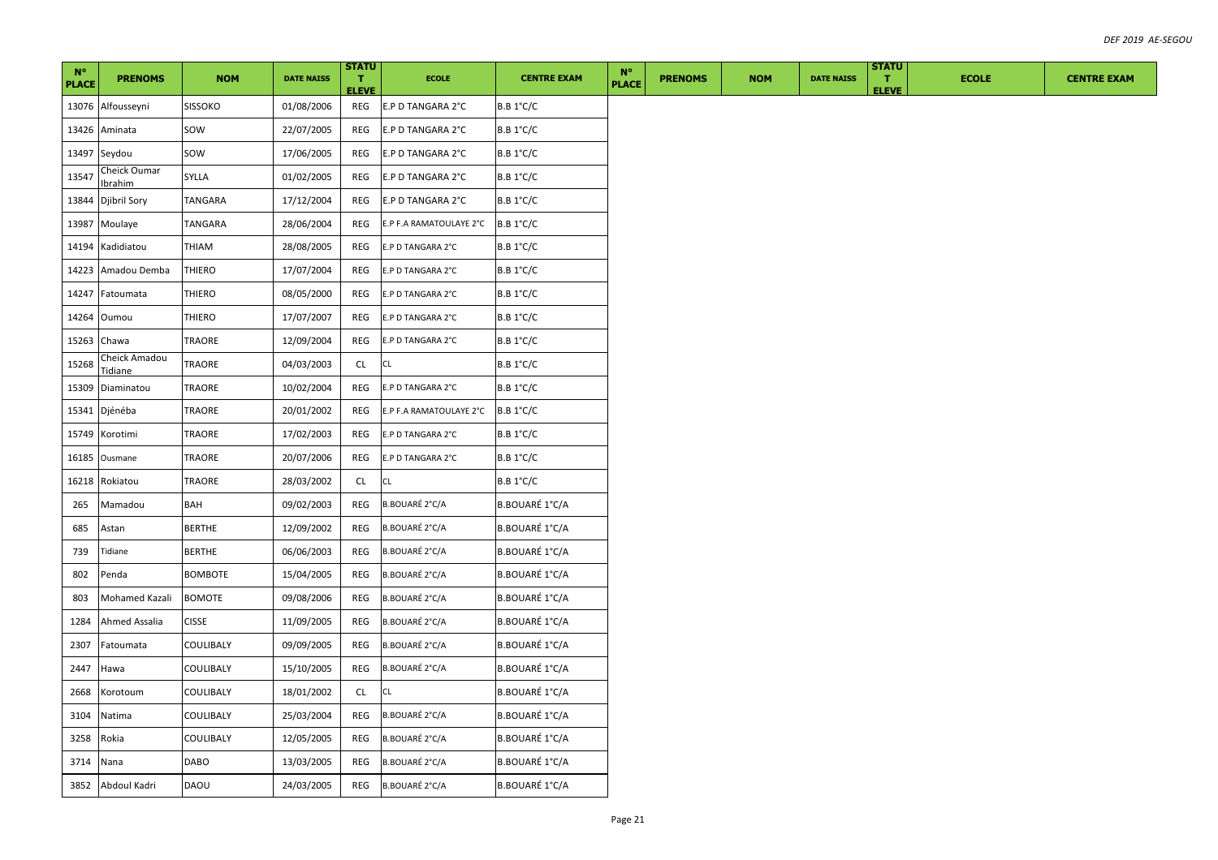| N° PLACE | PRENOMS | NOM | DATE NAISS | STATUT ELEVE | ECOLE | CENTRE EXAM | N° PLACE | PRENOMS | NOM | DATE NAISS | STATUT ELEVE | ECOLE | CENTRE EXAM |
|---|---|---|---|---|---|---|---|---|---|---|---|---|---|
| 13076 | Alfousseyni | SISSOKO | 01/08/2006 | REG | E.P D TANGARA 2°C | B.B 1°C/C | | | | | | | |
| 13426 | Aminata | SOW | 22/07/2005 | REG | E.P D TANGARA 2°C | B.B 1°C/C | | | | | | | |
| 13497 | Seydou | SOW | 17/06/2005 | REG | E.P D TANGARA 2°C | B.B 1°C/C | | | | | | | |
| 13547 | Cheick Oumar Ibrahim | SYLLA | 01/02/2005 | REG | E.P D TANGARA 2°C | B.B 1°C/C | | | | | | | |
| 13844 | Djibril Sory | TANGARA | 17/12/2004 | REG | E.P D TANGARA 2°C | B.B 1°C/C | | | | | | | |
| 13987 | Moulaye | TANGARA | 28/06/2004 | REG | E.P F.A RAMATOULAYE 2°C | B.B 1°C/C | | | | | | | |
| 14194 | Kadidiatou | THIAM | 28/08/2005 | REG | E.P D TANGARA 2°C | B.B 1°C/C | | | | | | | |
| 14223 | Amadou Demba | THIERO | 17/07/2004 | REG | E.P D TANGARA 2°C | B.B 1°C/C | | | | | | | |
| 14247 | Fatoumata | THIERO | 08/05/2000 | REG | E.P D TANGARA 2°C | B.B 1°C/C | | | | | | | |
| 14264 | Oumou | THIERO | 17/07/2007 | REG | E.P D TANGARA 2°C | B.B 1°C/C | | | | | | | |
| 15263 | Chawa | TRAORE | 12/09/2004 | REG | E.P D TANGARA 2°C | B.B 1°C/C | | | | | | | |
| 15268 | Cheick Amadou Tidiane | TRAORE | 04/03/2003 | CL | CL | B.B 1°C/C | | | | | | | |
| 15309 | Diaminatou | TRAORE | 10/02/2004 | REG | E.P D TANGARA 2°C | B.B 1°C/C | | | | | | | |
| 15341 | Djénéba | TRAORE | 20/01/2002 | REG | E.P F.A RAMATOULAYE 2°C | B.B 1°C/C | | | | | | | |
| 15749 | Korotimi | TRAORE | 17/02/2003 | REG | E.P D TANGARA 2°C | B.B 1°C/C | | | | | | | |
| 16185 | Ousmane | TRAORE | 20/07/2006 | REG | E.P D TANGARA 2°C | B.B 1°C/C | | | | | | | |
| 16218 | Rokiatou | TRAORE | 28/03/2002 | CL | CL | B.B 1°C/C | | | | | | | |
| 265 | Mamadou | BAH | 09/02/2003 | REG | B.BOUARÉ 2°C/A | B.BOUARÉ 1°C/A | | | | | | | |
| 685 | Astan | BERTHE | 12/09/2002 | REG | B.BOUARÉ 2°C/A | B.BOUARÉ 1°C/A | | | | | | | |
| 739 | Tidiane | BERTHE | 06/06/2003 | REG | B.BOUARÉ 2°C/A | B.BOUARÉ 1°C/A | | | | | | | |
| 802 | Penda | BOMBOTE | 15/04/2005 | REG | B.BOUARÉ 2°C/A | B.BOUARÉ 1°C/A | | | | | | | |
| 803 | Mohamed Kazali | BOMOTE | 09/08/2006 | REG | B.BOUARÉ 2°C/A | B.BOUARÉ 1°C/A | | | | | | | |
| 1284 | Ahmed Assalia | CISSE | 11/09/2005 | REG | B.BOUARÉ 2°C/A | B.BOUARÉ 1°C/A | | | | | | | |
| 2307 | Fatoumata | COULIBALY | 09/09/2005 | REG | B.BOUARÉ 2°C/A | B.BOUARÉ 1°C/A | | | | | | | |
| 2447 | Hawa | COULIBALY | 15/10/2005 | REG | B.BOUARÉ 2°C/A | B.BOUARÉ 1°C/A | | | | | | | |
| 2668 | Korotoum | COULIBALY | 18/01/2002 | CL | CL | B.BOUARÉ 1°C/A | | | | | | | |
| 3104 | Natima | COULIBALY | 25/03/2004 | REG | B.BOUARÉ 2°C/A | B.BOUARÉ 1°C/A | | | | | | | |
| 3258 | Rokia | COULIBALY | 12/05/2005 | REG | B.BOUARÉ 2°C/A | B.BOUARÉ 1°C/A | | | | | | | |
| 3714 | Nana | DABO | 13/03/2005 | REG | B.BOUARÉ 2°C/A | B.BOUARÉ 1°C/A | | | | | | | |
| 3852 | Abdoul Kadri | DAOU | 24/03/2005 | REG | B.BOUARÉ 2°C/A | B.BOUARÉ 1°C/A | | | | | | | |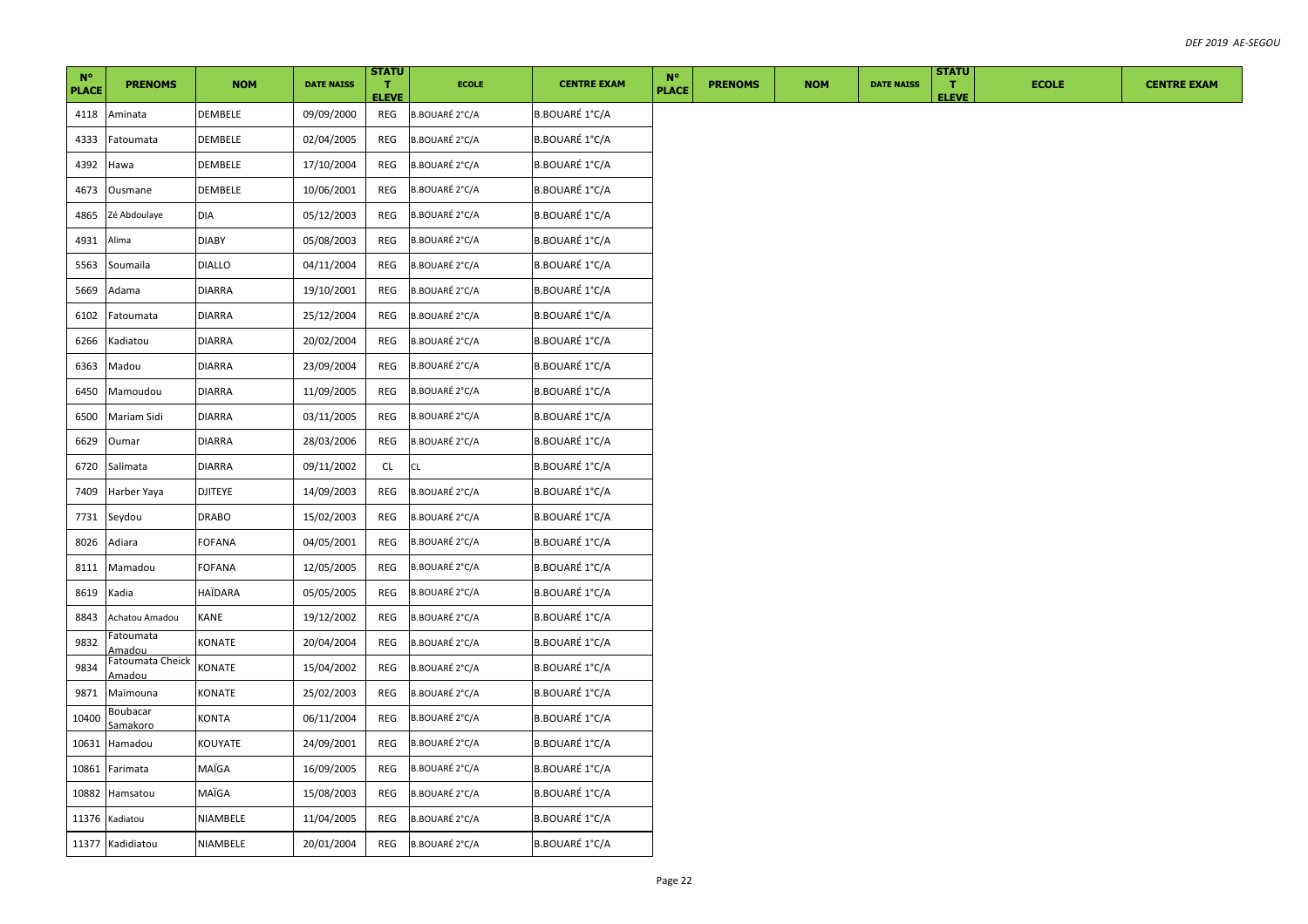| N° PLACE | PRENOMS | NOM | DATE NAISS | STATUT ELEVE | ECOLE | CENTRE EXAM | N° PLACE | PRENOMS | NOM | DATE NAISS | STATUT ELEVE | ECOLE | CENTRE EXAM |
|---|---|---|---|---|---|---|---|---|---|---|---|---|---|
| 4118 | Aminata | DEMBELE | 09/09/2000 | REG | B.BOUARÉ 2°C/A | B.BOUARÉ 1°C/A | | | | | | | |
| 4333 | Fatoumata | DEMBELE | 02/04/2005 | REG | B.BOUARÉ 2°C/A | B.BOUARÉ 1°C/A | | | | | | | |
| 4392 | Hawa | DEMBELE | 17/10/2004 | REG | B.BOUARÉ 2°C/A | B.BOUARÉ 1°C/A | | | | | | | |
| 4673 | Ousmane | DEMBELE | 10/06/2001 | REG | B.BOUARÉ 2°C/A | B.BOUARÉ 1°C/A | | | | | | | |
| 4865 | Zé Abdoulaye | DIA | 05/12/2003 | REG | B.BOUARÉ 2°C/A | B.BOUARÉ 1°C/A | | | | | | | |
| 4931 | Alima | DIABY | 05/08/2003 | REG | B.BOUARÉ 2°C/A | B.BOUARÉ 1°C/A | | | | | | | |
| 5563 | Soumaïla | DIALLO | 04/11/2004 | REG | B.BOUARÉ 2°C/A | B.BOUARÉ 1°C/A | | | | | | | |
| 5669 | Adama | DIARRA | 19/10/2001 | REG | B.BOUARÉ 2°C/A | B.BOUARÉ 1°C/A | | | | | | | |
| 6102 | Fatoumata | DIARRA | 25/12/2004 | REG | B.BOUARÉ 2°C/A | B.BOUARÉ 1°C/A | | | | | | | |
| 6266 | Kadiatou | DIARRA | 20/02/2004 | REG | B.BOUARÉ 2°C/A | B.BOUARÉ 1°C/A | | | | | | | |
| 6363 | Madou | DIARRA | 23/09/2004 | REG | B.BOUARÉ 2°C/A | B.BOUARÉ 1°C/A | | | | | | | |
| 6450 | Mamoudou | DIARRA | 11/09/2005 | REG | B.BOUARÉ 2°C/A | B.BOUARÉ 1°C/A | | | | | | | |
| 6500 | Mariam Sidi | DIARRA | 03/11/2005 | REG | B.BOUARÉ 2°C/A | B.BOUARÉ 1°C/A | | | | | | | |
| 6629 | Oumar | DIARRA | 28/03/2006 | REG | B.BOUARÉ 2°C/A | B.BOUARÉ 1°C/A | | | | | | | |
| 6720 | Salimata | DIARRA | 09/11/2002 | CL | CL | B.BOUARÉ 1°C/A | | | | | | | |
| 7409 | Harber Yaya | DJITEYE | 14/09/2003 | REG | B.BOUARÉ 2°C/A | B.BOUARÉ 1°C/A | | | | | | | |
| 7731 | Seydou | DRABO | 15/02/2003 | REG | B.BOUARÉ 2°C/A | B.BOUARÉ 1°C/A | | | | | | | |
| 8026 | Adiara | FOFANA | 04/05/2001 | REG | B.BOUARÉ 2°C/A | B.BOUARÉ 1°C/A | | | | | | | |
| 8111 | Mamadou | FOFANA | 12/05/2005 | REG | B.BOUARÉ 2°C/A | B.BOUARÉ 1°C/A | | | | | | | |
| 8619 | Kadia | HAÏDARA | 05/05/2005 | REG | B.BOUARÉ 2°C/A | B.BOUARÉ 1°C/A | | | | | | | |
| 8843 | Achatou Amadou | KANE | 19/12/2002 | REG | B.BOUARÉ 2°C/A | B.BOUARÉ 1°C/A | | | | | | | |
| 9832 | Fatoumata Amadou | KONATE | 20/04/2004 | REG | B.BOUARÉ 2°C/A | B.BOUARÉ 1°C/A | | | | | | | |
| 9834 | Fatoumata Cheick Amadou | KONATE | 15/04/2002 | REG | B.BOUARÉ 2°C/A | B.BOUARÉ 1°C/A | | | | | | | |
| 9871 | Maïmouna | KONATE | 25/02/2003 | REG | B.BOUARÉ 2°C/A | B.BOUARÉ 1°C/A | | | | | | | |
| 10400 | Boubacar Samakoro | KONTA | 06/11/2004 | REG | B.BOUARÉ 2°C/A | B.BOUARÉ 1°C/A | | | | | | | |
| 10631 | Hamadou | KOUYATE | 24/09/2001 | REG | B.BOUARÉ 2°C/A | B.BOUARÉ 1°C/A | | | | | | | |
| 10861 | Farimata | MAÏGA | 16/09/2005 | REG | B.BOUARÉ 2°C/A | B.BOUARÉ 1°C/A | | | | | | | |
| 10882 | Hamsatou | MAÏGA | 15/08/2003 | REG | B.BOUARÉ 2°C/A | B.BOUARÉ 1°C/A | | | | | | | |
| 11376 | Kadiatou | NIAMBELE | 11/04/2005 | REG | B.BOUARÉ 2°C/A | B.BOUARÉ 1°C/A | | | | | | | |
| 11377 | Kadidiatou | NIAMBELE | 20/01/2004 | REG | B.BOUARÉ 2°C/A | B.BOUARÉ 1°C/A | | | | | | | |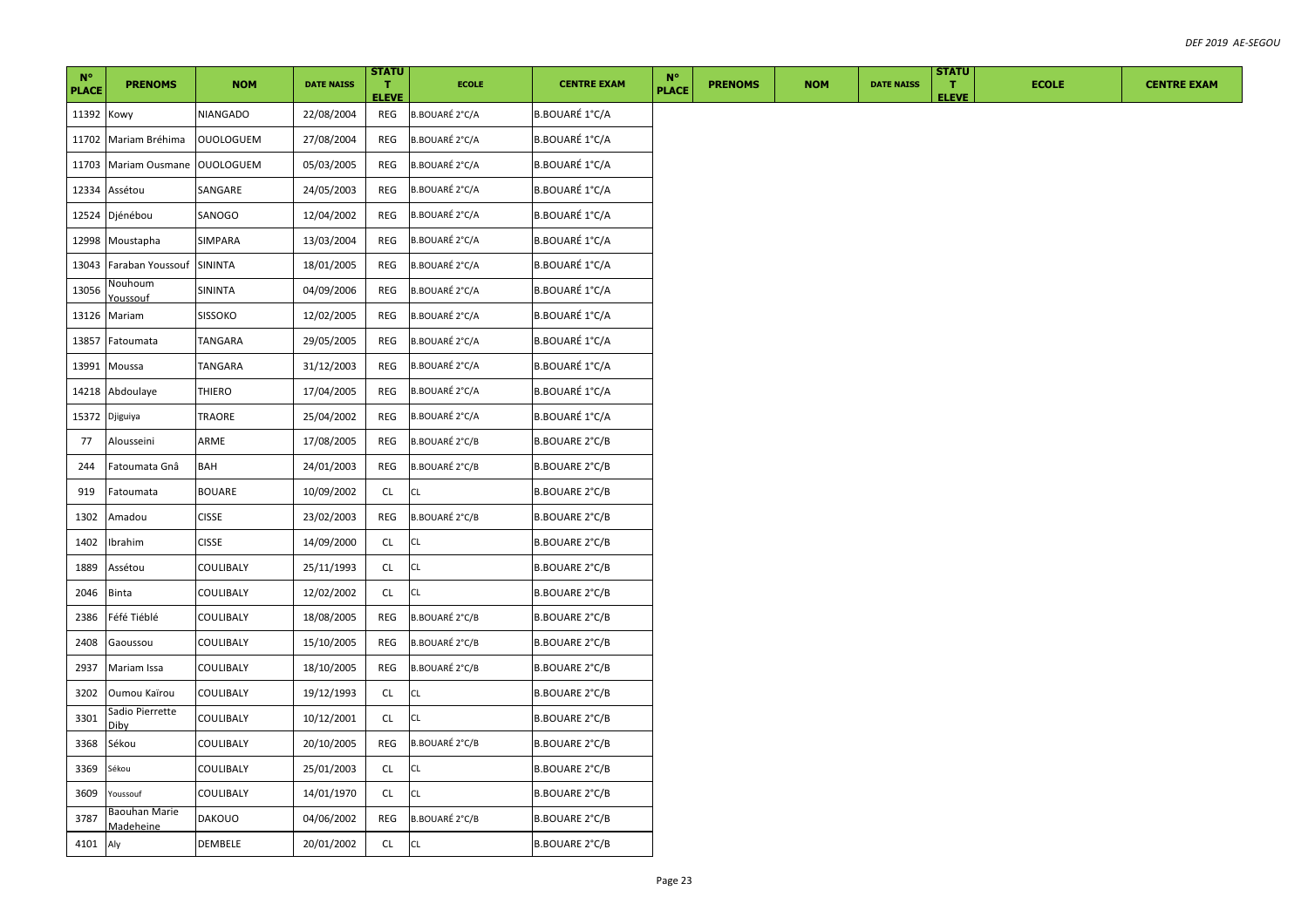| N° PLACE | PRENOMS | NOM | DATE NAISS | STATUT ELEVE | ECOLE | CENTRE EXAM | N° PLACE | PRENOMS | NOM | DATE NAISS | STATUT ELEVE | ECOLE | CENTRE EXAM |
|---|---|---|---|---|---|---|---|---|---|---|---|---|---|
| 11392 | Kowy | NIANGADO | 22/08/2004 | REG | B.BOUARÉ 2°C/A | B.BOUARÉ 1°C/A | | | | | | | |
| 11702 | Mariam Bréhima | OUOLOGUEM | 27/08/2004 | REG | B.BOUARÉ 2°C/A | B.BOUARÉ 1°C/A | | | | | | | |
| 11703 | Mariam Ousmane | OUOLOGUEM | 05/03/2005 | REG | B.BOUARÉ 2°C/A | B.BOUARÉ 1°C/A | | | | | | | |
| 12334 | Assétou | SANGARE | 24/05/2003 | REG | B.BOUARÉ 2°C/A | B.BOUARÉ 1°C/A | | | | | | | |
| 12524 | Djénébou | SANOGO | 12/04/2002 | REG | B.BOUARÉ 2°C/A | B.BOUARÉ 1°C/A | | | | | | | |
| 12998 | Moustapha | SIMPARA | 13/03/2004 | REG | B.BOUARÉ 2°C/A | B.BOUARÉ 1°C/A | | | | | | | |
| 13043 | Faraban Youssouf | SININTA | 18/01/2005 | REG | B.BOUARÉ 2°C/A | B.BOUARÉ 1°C/A | | | | | | | |
| 13056 | Nouhoum Youssouf | SININTA | 04/09/2006 | REG | B.BOUARÉ 2°C/A | B.BOUARÉ 1°C/A | | | | | | | |
| 13126 | Mariam | SISSOKO | 12/02/2005 | REG | B.BOUARÉ 2°C/A | B.BOUARÉ 1°C/A | | | | | | | |
| 13857 | Fatoumata | TANGARA | 29/05/2005 | REG | B.BOUARÉ 2°C/A | B.BOUARÉ 1°C/A | | | | | | | |
| 13991 | Moussa | TANGARA | 31/12/2003 | REG | B.BOUARÉ 2°C/A | B.BOUARÉ 1°C/A | | | | | | | |
| 14218 | Abdoulaye | THIERO | 17/04/2005 | REG | B.BOUARÉ 2°C/A | B.BOUARÉ 1°C/A | | | | | | | |
| 15372 | Djiguiya | TRAORE | 25/04/2002 | REG | B.BOUARÉ 2°C/A | B.BOUARÉ 1°C/A | | | | | | | |
| 77 | Alousseini | ARME | 17/08/2005 | REG | B.BOUARÉ 2°C/B | B.BOUARE 2°C/B | | | | | | | |
| 244 | Fatoumata Gnâ | BAH | 24/01/2003 | REG | B.BOUARÉ 2°C/B | B.BOUARE 2°C/B | | | | | | | |
| 919 | Fatoumata | BOUARE | 10/09/2002 | CL | CL | B.BOUARE 2°C/B | | | | | | | |
| 1302 | Amadou | CISSE | 23/02/2003 | REG | B.BOUARÉ 2°C/B | B.BOUARE 2°C/B | | | | | | | |
| 1402 | Ibrahim | CISSE | 14/09/2000 | CL | CL | B.BOUARE 2°C/B | | | | | | | |
| 1889 | Assétou | COULIBALY | 25/11/1993 | CL | CL | B.BOUARE 2°C/B | | | | | | | |
| 2046 | Binta | COULIBALY | 12/02/2002 | CL | CL | B.BOUARE 2°C/B | | | | | | | |
| 2386 | Féfé Tiéblé | COULIBALY | 18/08/2005 | REG | B.BOUARÉ 2°C/B | B.BOUARE 2°C/B | | | | | | | |
| 2408 | Gaoussou | COULIBALY | 15/10/2005 | REG | B.BOUARÉ 2°C/B | B.BOUARE 2°C/B | | | | | | | |
| 2937 | Mariam Issa | COULIBALY | 18/10/2005 | REG | B.BOUARÉ 2°C/B | B.BOUARE 2°C/B | | | | | | | |
| 3202 | Oumou Kaïrou | COULIBALY | 19/12/1993 | CL | CL | B.BOUARE 2°C/B | | | | | | | |
| 3301 | Sadio Pierrette Diby | COULIBALY | 10/12/2001 | CL | CL | B.BOUARE 2°C/B | | | | | | | |
| 3368 | Sékou | COULIBALY | 20/10/2005 | REG | B.BOUARÉ 2°C/B | B.BOUARE 2°C/B | | | | | | | |
| 3369 | Sékou | COULIBALY | 25/01/2003 | CL | CL | B.BOUARE 2°C/B | | | | | | | |
| 3609 | Youssouf | COULIBALY | 14/01/1970 | CL | CL | B.BOUARE 2°C/B | | | | | | | |
| 3787 | Baouhan Marie Madeheine | DAKOUO | 04/06/2002 | REG | B.BOUARÉ 2°C/B | B.BOUARE 2°C/B | | | | | | | |
| 4101 | Aly | DEMBELE | 20/01/2002 | CL | CL | B.BOUARE 2°C/B | | | | | | | |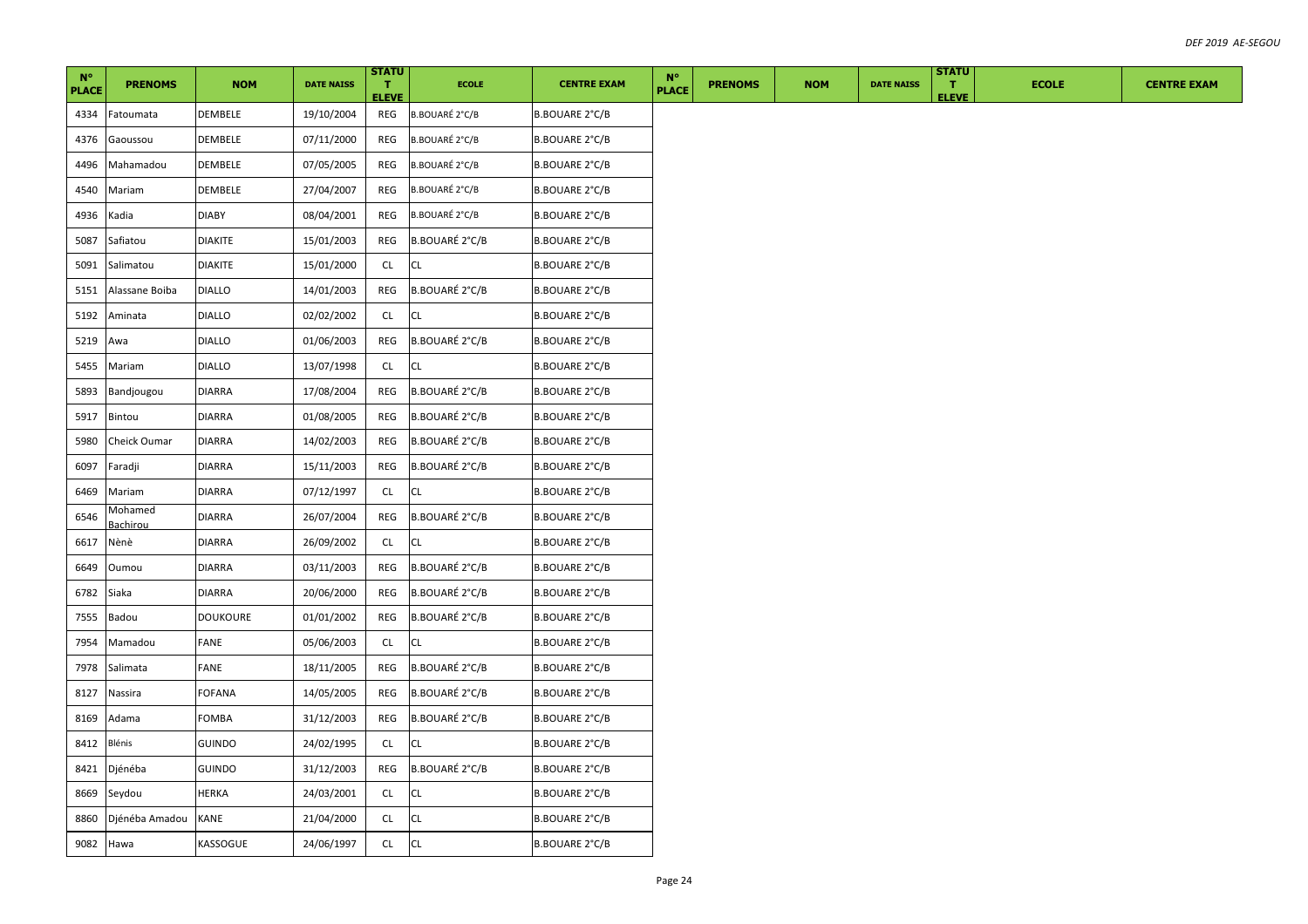| N° PLACE | PRENOMS | NOM | DATE NAISS | STATUT ELEVE | ECOLE | CENTRE EXAM | N° PLACE | PRENOMS | NOM | DATE NAISS | STATUT ELEVE | ECOLE | CENTRE EXAM |
|---|---|---|---|---|---|---|---|---|---|---|---|---|---|
| 4334 | Fatoumata | DEMBELE | 19/10/2004 | REG | B.BOUARÉ 2°C/B | B.BOUARE 2°C/B | | | | | | | |
| 4376 | Gaoussou | DEMBELE | 07/11/2000 | REG | B.BOUARÉ 2°C/B | B.BOUARE 2°C/B | | | | | | | |
| 4496 | Mahamadou | DEMBELE | 07/05/2005 | REG | B.BOUARÉ 2°C/B | B.BOUARE 2°C/B | | | | | | | |
| 4540 | Mariam | DEMBELE | 27/04/2007 | REG | B.BOUARÉ 2°C/B | B.BOUARE 2°C/B | | | | | | | |
| 4936 | Kadia | DIABY | 08/04/2001 | REG | B.BOUARÉ 2°C/B | B.BOUARE 2°C/B | | | | | | | |
| 5087 | Safiatou | DIAKITE | 15/01/2003 | REG | B.BOUARÉ 2°C/B | B.BOUARE 2°C/B | | | | | | | |
| 5091 | Salimatou | DIAKITE | 15/01/2000 | CL | CL | B.BOUARE 2°C/B | | | | | | | |
| 5151 | Alassane Boiba | DIALLO | 14/01/2003 | REG | B.BOUARÉ 2°C/B | B.BOUARE 2°C/B | | | | | | | |
| 5192 | Aminata | DIALLO | 02/02/2002 | CL | CL | B.BOUARE 2°C/B | | | | | | | |
| 5219 | Awa | DIALLO | 01/06/2003 | REG | B.BOUARÉ 2°C/B | B.BOUARE 2°C/B | | | | | | | |
| 5455 | Mariam | DIALLO | 13/07/1998 | CL | CL | B.BOUARE 2°C/B | | | | | | | |
| 5893 | Bandjougou | DIARRA | 17/08/2004 | REG | B.BOUARÉ 2°C/B | B.BOUARE 2°C/B | | | | | | | |
| 5917 | Bintou | DIARRA | 01/08/2005 | REG | B.BOUARÉ 2°C/B | B.BOUARE 2°C/B | | | | | | | |
| 5980 | Cheick Oumar | DIARRA | 14/02/2003 | REG | B.BOUARÉ 2°C/B | B.BOUARE 2°C/B | | | | | | | |
| 6097 | Faradji | DIARRA | 15/11/2003 | REG | B.BOUARÉ 2°C/B | B.BOUARE 2°C/B | | | | | | | |
| 6469 | Mariam | DIARRA | 07/12/1997 | CL | CL | B.BOUARE 2°C/B | | | | | | | |
| 6546 | Mohamed Bachirou | DIARRA | 26/07/2004 | REG | B.BOUARÉ 2°C/B | B.BOUARE 2°C/B | | | | | | | |
| 6617 | Nènè | DIARRA | 26/09/2002 | CL | CL | B.BOUARE 2°C/B | | | | | | | |
| 6649 | Oumou | DIARRA | 03/11/2003 | REG | B.BOUARÉ 2°C/B | B.BOUARE 2°C/B | | | | | | | |
| 6782 | Siaka | DIARRA | 20/06/2000 | REG | B.BOUARÉ 2°C/B | B.BOUARE 2°C/B | | | | | | | |
| 7555 | Badou | DOUKOURE | 01/01/2002 | REG | B.BOUARÉ 2°C/B | B.BOUARE 2°C/B | | | | | | | |
| 7954 | Mamadou | FANE | 05/06/2003 | CL | CL | B.BOUARE 2°C/B | | | | | | | |
| 7978 | Salimata | FANE | 18/11/2005 | REG | B.BOUARÉ 2°C/B | B.BOUARE 2°C/B | | | | | | | |
| 8127 | Nassira | FOFANA | 14/05/2005 | REG | B.BOUARÉ 2°C/B | B.BOUARE 2°C/B | | | | | | | |
| 8169 | Adama | FOMBA | 31/12/2003 | REG | B.BOUARÉ 2°C/B | B.BOUARE 2°C/B | | | | | | | |
| 8412 | Blénis | GUINDO | 24/02/1995 | CL | CL | B.BOUARE 2°C/B | | | | | | | |
| 8421 | Djénéba | GUINDO | 31/12/2003 | REG | B.BOUARÉ 2°C/B | B.BOUARE 2°C/B | | | | | | | |
| 8669 | Seydou | HERKA | 24/03/2001 | CL | CL | B.BOUARE 2°C/B | | | | | | | |
| 8860 | Djénéba Amadou | KANE | 21/04/2000 | CL | CL | B.BOUARE 2°C/B | | | | | | | |
| 9082 | Hawa | KASSOGUE | 24/06/1997 | CL | CL | B.BOUARE 2°C/B | | | | | | | |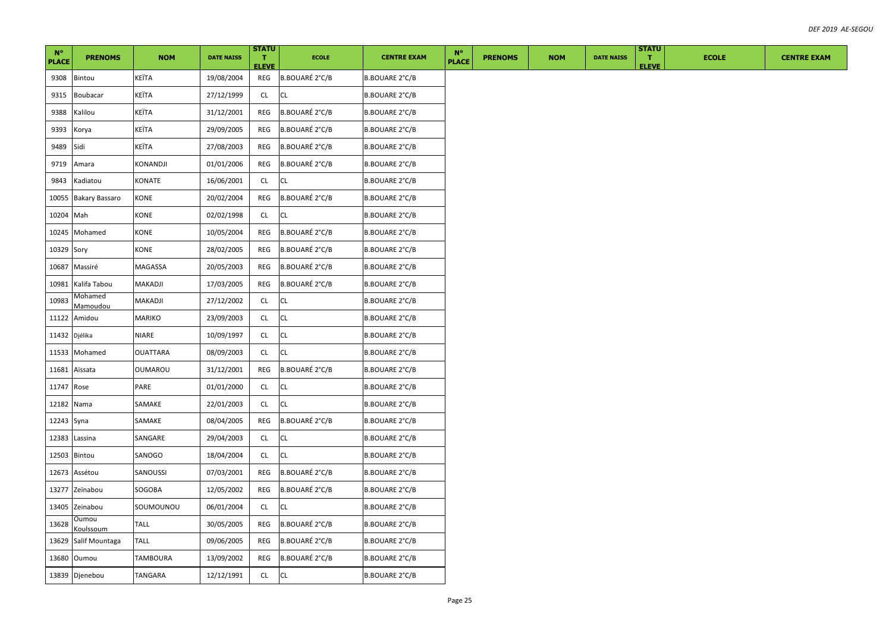| N° PLACE | PRENOMS | NOM | DATE NAISS | STATUT ELEVE | ECOLE | CENTRE EXAM | N° PLACE | PRENOMS | NOM | DATE NAISS | STATUT ELEVE | ECOLE | CENTRE EXAM |
|---|---|---|---|---|---|---|---|---|---|---|---|---|---|
| 9308 | Bintou | KEÏTA | 19/08/2004 | REG | B.BOUARÉ 2°C/B | B.BOUARE 2°C/B | | | | | | | |
| 9315 | Boubacar | KEÏTA | 27/12/1999 | CL | CL | B.BOUARE 2°C/B | | | | | | | |
| 9388 | Kalilou | KEÏTA | 31/12/2001 | REG | B.BOUARÉ 2°C/B | B.BOUARE 2°C/B | | | | | | | |
| 9393 | Korya | KEÏTA | 29/09/2005 | REG | B.BOUARÉ 2°C/B | B.BOUARE 2°C/B | | | | | | | |
| 9489 | Sidi | KEÏTA | 27/08/2003 | REG | B.BOUARÉ 2°C/B | B.BOUARE 2°C/B | | | | | | | |
| 9719 | Amara | KONANDJI | 01/01/2006 | REG | B.BOUARÉ 2°C/B | B.BOUARE 2°C/B | | | | | | | |
| 9843 | Kadiatou | KONATE | 16/06/2001 | CL | CL | B.BOUARE 2°C/B | | | | | | | |
| 10055 | Bakary Bassaro | KONE | 20/02/2004 | REG | B.BOUARÉ 2°C/B | B.BOUARE 2°C/B | | | | | | | |
| 10204 | Mah | KONE | 02/02/1998 | CL | CL | B.BOUARE 2°C/B | | | | | | | |
| 10245 | Mohamed | KONE | 10/05/2004 | REG | B.BOUARÉ 2°C/B | B.BOUARE 2°C/B | | | | | | | |
| 10329 | Sory | KONE | 28/02/2005 | REG | B.BOUARÉ 2°C/B | B.BOUARE 2°C/B | | | | | | | |
| 10687 | Massiré | MAGASSA | 20/05/2003 | REG | B.BOUARÉ 2°C/B | B.BOUARE 2°C/B | | | | | | | |
| 10981 | Kalifa Tabou | MAKADJI | 17/03/2005 | REG | B.BOUARÉ 2°C/B | B.BOUARE 2°C/B | | | | | | | |
| 10983 | Mohamed Mamoudou | MAKADJI | 27/12/2002 | CL | CL | B.BOUARE 2°C/B | | | | | | | |
| 11122 | Amidou | MARIKO | 23/09/2003 | CL | CL | B.BOUARE 2°C/B | | | | | | | |
| 11432 | Djélika | NIARE | 10/09/1997 | CL | CL | B.BOUARE 2°C/B | | | | | | | |
| 11533 | Mohamed | OUATTARA | 08/09/2003 | CL | CL | B.BOUARE 2°C/B | | | | | | | |
| 11681 | Aïssata | OUMAROU | 31/12/2001 | REG | B.BOUARÉ 2°C/B | B.BOUARE 2°C/B | | | | | | | |
| 11747 | Rose | PARE | 01/01/2000 | CL | CL | B.BOUARE 2°C/B | | | | | | | |
| 12182 | Nama | SAMAKE | 22/01/2003 | CL | CL | B.BOUARE 2°C/B | | | | | | | |
| 12243 | Syna | SAMAKE | 08/04/2005 | REG | B.BOUARÉ 2°C/B | B.BOUARE 2°C/B | | | | | | | |
| 12383 | Lassina | SANGARE | 29/04/2003 | CL | CL | B.BOUARE 2°C/B | | | | | | | |
| 12503 | Bintou | SANOGO | 18/04/2004 | CL | CL | B.BOUARE 2°C/B | | | | | | | |
| 12673 | Assétou | SANOUSSI | 07/03/2001 | REG | B.BOUARÉ 2°C/B | B.BOUARE 2°C/B | | | | | | | |
| 13277 | Zeïnabou | SOGOBA | 12/05/2002 | REG | B.BOUARÉ 2°C/B | B.BOUARE 2°C/B | | | | | | | |
| 13405 | Zeinabou | SOUMOUNOU | 06/01/2004 | CL | CL | B.BOUARE 2°C/B | | | | | | | |
| 13628 | Oumou Koulssoum | TALL | 30/05/2005 | REG | B.BOUARÉ 2°C/B | B.BOUARE 2°C/B | | | | | | | |
| 13629 | Salif Mountaga | TALL | 09/06/2005 | REG | B.BOUARÉ 2°C/B | B.BOUARE 2°C/B | | | | | | | |
| 13680 | Oumou | TAMBOURA | 13/09/2002 | REG | B.BOUARÉ 2°C/B | B.BOUARE 2°C/B | | | | | | | |
| 13839 | Djenebou | TANGARA | 12/12/1991 | CL | CL | B.BOUARE 2°C/B | | | | | | | |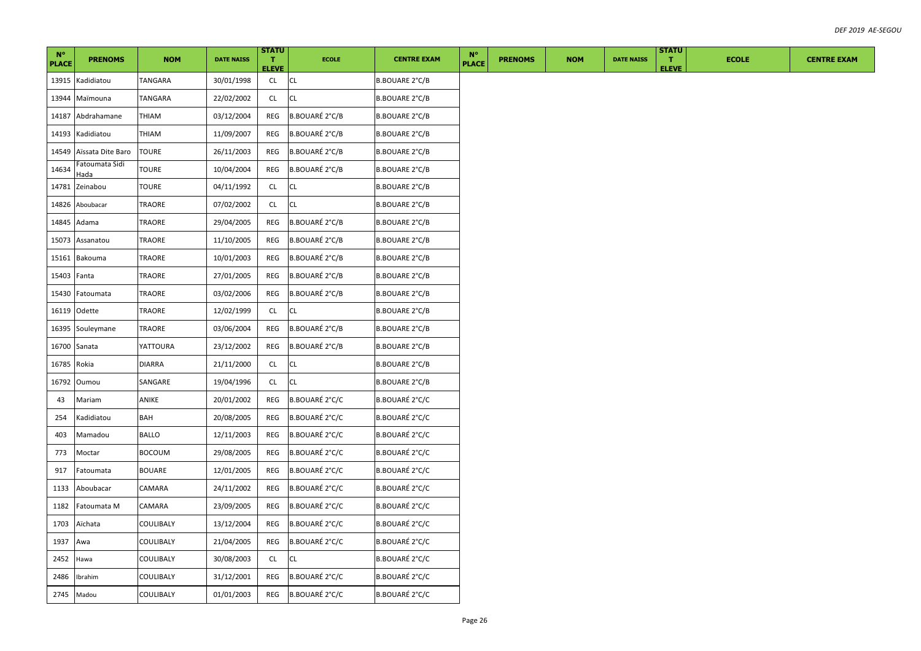| N° PLACE | PRENOMS | NOM | DATE NAISS | STATUT ELEVE | ECOLE | CENTRE EXAM | N° PLACE | PRENOMS | NOM | DATE NAISS | STATUT ELEVE | ECOLE | CENTRE EXAM |
|---|---|---|---|---|---|---|---|---|---|---|---|---|---|
| 13915 | Kadidiatou | TANGARA | 30/01/1998 | CL | CL | B.BOUARE 2°C/B | | | | | | | |
| 13944 | Maïmouna | TANGARA | 22/02/2002 | CL | CL | B.BOUARE 2°C/B | | | | | | | |
| 14187 | Abdrahamane | THIAM | 03/12/2004 | REG | B.BOUARÉ 2°C/B | B.BOUARE 2°C/B | | | | | | | |
| 14193 | Kadidiatou | THIAM | 11/09/2007 | REG | B.BOUARÉ 2°C/B | B.BOUARE 2°C/B | | | | | | | |
| 14549 | Aïssata Dite Baro | TOURE | 26/11/2003 | REG | B.BOUARÉ 2°C/B | B.BOUARE 2°C/B | | | | | | | |
| 14634 | Fatoumata Sidi Hada | TOURE | 10/04/2004 | REG | B.BOUARÉ 2°C/B | B.BOUARE 2°C/B | | | | | | | |
| 14781 | Zeinabou | TOURE | 04/11/1992 | CL | CL | B.BOUARE 2°C/B | | | | | | | |
| 14826 | Aboubacar | TRAORE | 07/02/2002 | CL | CL | B.BOUARE 2°C/B | | | | | | | |
| 14845 | Adama | TRAORE | 29/04/2005 | REG | B.BOUARÉ 2°C/B | B.BOUARE 2°C/B | | | | | | | |
| 15073 | Assanatou | TRAORE | 11/10/2005 | REG | B.BOUARÉ 2°C/B | B.BOUARE 2°C/B | | | | | | | |
| 15161 | Bakouma | TRAORE | 10/01/2003 | REG | B.BOUARÉ 2°C/B | B.BOUARE 2°C/B | | | | | | | |
| 15403 | Fanta | TRAORE | 27/01/2005 | REG | B.BOUARÉ 2°C/B | B.BOUARE 2°C/B | | | | | | | |
| 15430 | Fatoumata | TRAORE | 03/02/2006 | REG | B.BOUARÉ 2°C/B | B.BOUARE 2°C/B | | | | | | | |
| 16119 | Odette | TRAORE | 12/02/1999 | CL | CL | B.BOUARE 2°C/B | | | | | | | |
| 16395 | Souleymane | TRAORE | 03/06/2004 | REG | B.BOUARÉ 2°C/B | B.BOUARE 2°C/B | | | | | | | |
| 16700 | Sanata | YATTOURA | 23/12/2002 | REG | B.BOUARÉ 2°C/B | B.BOUARE 2°C/B | | | | | | | |
| 16785 | Rokia | DIARRA | 21/11/2000 | CL | CL | B.BOUARE 2°C/B | | | | | | | |
| 16792 | Oumou | SANGARE | 19/04/1996 | CL | CL | B.BOUARE 2°C/B | | | | | | | |
| 43 | Mariam | ANIKE | 20/01/2002 | REG | B.BOUARÉ 2°C/C | B.BOUARÉ 2°C/C | | | | | | | |
| 254 | Kadidiatou | BAH | 20/08/2005 | REG | B.BOUARÉ 2°C/C | B.BOUARÉ 2°C/C | | | | | | | |
| 403 | Mamadou | BALLO | 12/11/2003 | REG | B.BOUARÉ 2°C/C | B.BOUARÉ 2°C/C | | | | | | | |
| 773 | Moctar | BOCOUM | 29/08/2005 | REG | B.BOUARÉ 2°C/C | B.BOUARÉ 2°C/C | | | | | | | |
| 917 | Fatoumata | BOUARE | 12/01/2005 | REG | B.BOUARÉ 2°C/C | B.BOUARÉ 2°C/C | | | | | | | |
| 1133 | Aboubacar | CAMARA | 24/11/2002 | REG | B.BOUARÉ 2°C/C | B.BOUARÉ 2°C/C | | | | | | | |
| 1182 | Fatoumata M | CAMARA | 23/09/2005 | REG | B.BOUARÉ 2°C/C | B.BOUARÉ 2°C/C | | | | | | | |
| 1703 | Aïchata | COULIBALY | 13/12/2004 | REG | B.BOUARÉ 2°C/C | B.BOUARÉ 2°C/C | | | | | | | |
| 1937 | Awa | COULIBALY | 21/04/2005 | REG | B.BOUARÉ 2°C/C | B.BOUARÉ 2°C/C | | | | | | | |
| 2452 | Hawa | COULIBALY | 30/08/2003 | CL | CL | B.BOUARÉ 2°C/C | | | | | | | |
| 2486 | Ibrahim | COULIBALY | 31/12/2001 | REG | B.BOUARÉ 2°C/C | B.BOUARÉ 2°C/C | | | | | | | |
| 2745 | Madou | COULIBALY | 01/01/2003 | REG | B.BOUARÉ 2°C/C | B.BOUARÉ 2°C/C | | | | | | | |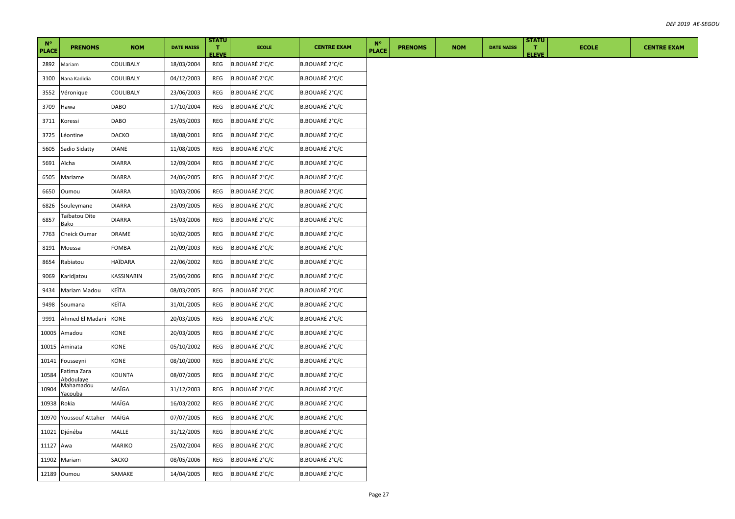| N° PLACE | PRENOMS | NOM | DATE NAISS | STATUT ELEVE | ECOLE | CENTRE EXAM | N° PLACE | PRENOMS | NOM | DATE NAISS | STATUT ELEVE | ECOLE | CENTRE EXAM |
|---|---|---|---|---|---|---|---|---|---|---|---|---|---|
| 2892 | Mariam | COULIBALY | 18/03/2004 | REG | B.BOUARÉ 2°C/C | B.BOUARÉ 2°C/C | | | | | | | |
| 3100 | Nana Kadidia | COULIBALY | 04/12/2003 | REG | B.BOUARÉ 2°C/C | B.BOUARÉ 2°C/C | | | | | | | |
| 3552 | Véronique | COULIBALY | 23/06/2003 | REG | B.BOUARÉ 2°C/C | B.BOUARÉ 2°C/C | | | | | | | |
| 3709 | Hawa | DABO | 17/10/2004 | REG | B.BOUARÉ 2°C/C | B.BOUARÉ 2°C/C | | | | | | | |
| 3711 | Koressi | DABO | 25/05/2003 | REG | B.BOUARÉ 2°C/C | B.BOUARÉ 2°C/C | | | | | | | |
| 3725 | Léontine | DACKO | 18/08/2001 | REG | B.BOUARÉ 2°C/C | B.BOUARÉ 2°C/C | | | | | | | |
| 5605 | Sadio Sidatty | DIANE | 11/08/2005 | REG | B.BOUARÉ 2°C/C | B.BOUARÉ 2°C/C | | | | | | | |
| 5691 | Aïcha | DIARRA | 12/09/2004 | REG | B.BOUARÉ 2°C/C | B.BOUARÉ 2°C/C | | | | | | | |
| 6505 | Mariame | DIARRA | 24/06/2005 | REG | B.BOUARÉ 2°C/C | B.BOUARÉ 2°C/C | | | | | | | |
| 6650 | Oumou | DIARRA | 10/03/2006 | REG | B.BOUARÉ 2°C/C | B.BOUARÉ 2°C/C | | | | | | | |
| 6826 | Souleymane | DIARRA | 23/09/2005 | REG | B.BOUARÉ 2°C/C | B.BOUARÉ 2°C/C | | | | | | | |
| 6857 | Taïbatou Dite Bako | DIARRA | 15/03/2006 | REG | B.BOUARÉ 2°C/C | B.BOUARÉ 2°C/C | | | | | | | |
| 7763 | Cheick Oumar | DRAME | 10/02/2005 | REG | B.BOUARÉ 2°C/C | B.BOUARÉ 2°C/C | | | | | | | |
| 8191 | Moussa | FOMBA | 21/09/2003 | REG | B.BOUARÉ 2°C/C | B.BOUARÉ 2°C/C | | | | | | | |
| 8654 | Rabiatou | HAÏDARA | 22/06/2002 | REG | B.BOUARÉ 2°C/C | B.BOUARÉ 2°C/C | | | | | | | |
| 9069 | Karidjatou | KASSINABIN | 25/06/2006 | REG | B.BOUARÉ 2°C/C | B.BOUARÉ 2°C/C | | | | | | | |
| 9434 | Mariam Madou | KEÏTA | 08/03/2005 | REG | B.BOUARÉ 2°C/C | B.BOUARÉ 2°C/C | | | | | | | |
| 9498 | Soumana | KEÏTA | 31/01/2005 | REG | B.BOUARÉ 2°C/C | B.BOUARÉ 2°C/C | | | | | | | |
| 9991 | Ahmed El Madani | KONE | 20/03/2005 | REG | B.BOUARÉ 2°C/C | B.BOUARÉ 2°C/C | | | | | | | |
| 10005 | Amadou | KONE | 20/03/2005 | REG | B.BOUARÉ 2°C/C | B.BOUARÉ 2°C/C | | | | | | | |
| 10015 | Aminata | KONE | 05/10/2002 | REG | B.BOUARÉ 2°C/C | B.BOUARÉ 2°C/C | | | | | | | |
| 10141 | Fousseyni | KONE | 08/10/2000 | REG | B.BOUARÉ 2°C/C | B.BOUARÉ 2°C/C | | | | | | | |
| 10584 | Fatima Zara Abdoulaye | KOUNTA | 08/07/2005 | REG | B.BOUARÉ 2°C/C | B.BOUARÉ 2°C/C | | | | | | | |
| 10904 | Mahamadou Yacouba | MAÏGA | 31/12/2003 | REG | B.BOUARÉ 2°C/C | B.BOUARÉ 2°C/C | | | | | | | |
| 10938 | Rokia | MAÏGA | 16/03/2002 | REG | B.BOUARÉ 2°C/C | B.BOUARÉ 2°C/C | | | | | | | |
| 10970 | Youssouf Attaher | MAÏGA | 07/07/2005 | REG | B.BOUARÉ 2°C/C | B.BOUARÉ 2°C/C | | | | | | | |
| 11021 | Djénéba | MALLE | 31/12/2005 | REG | B.BOUARÉ 2°C/C | B.BOUARÉ 2°C/C | | | | | | | |
| 11127 | Awa | MARIKO | 25/02/2004 | REG | B.BOUARÉ 2°C/C | B.BOUARÉ 2°C/C | | | | | | | |
| 11902 | Mariam | SACKO | 08/05/2006 | REG | B.BOUARÉ 2°C/C | B.BOUARÉ 2°C/C | | | | | | | |
| 12189 | Oumou | SAMAKE | 14/04/2005 | REG | B.BOUARÉ 2°C/C | B.BOUARÉ 2°C/C | | | | | | | |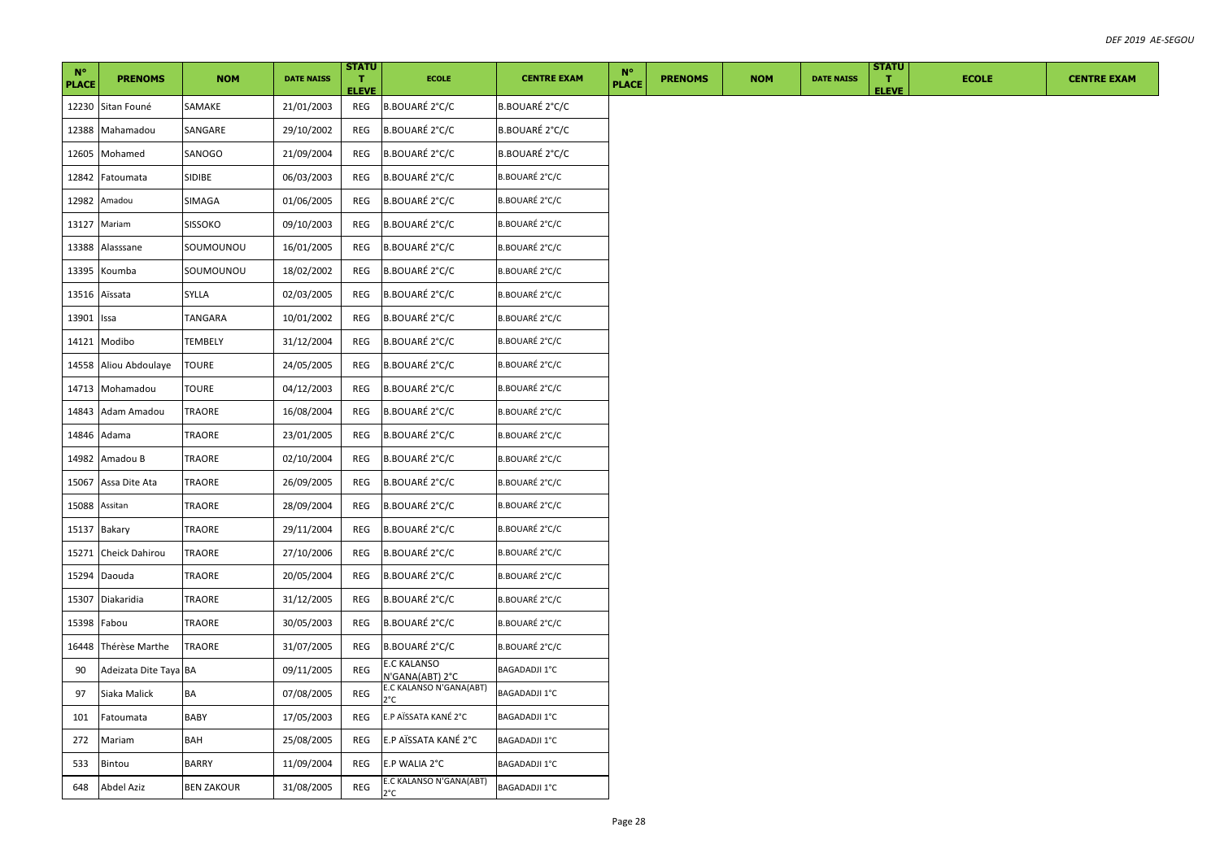| N° PLACE | PRENOMS | NOM | DATE NAISS | STATUT ELEVE | ECOLE | CENTRE EXAM | N° PLACE | PRENOMS | NOM | DATE NAISS | STATUT ELEVE | ECOLE | CENTRE EXAM |
|---|---|---|---|---|---|---|---|---|---|---|---|---|---|
| 12230 | Sitan Founé | SAMAKE | 21/01/2003 | REG | B.BOUARÉ 2°C/C | B.BOUARÉ 2°C/C | | | | | | | |
| 12388 | Mahamadou | SANGARE | 29/10/2002 | REG | B.BOUARÉ 2°C/C | B.BOUARÉ 2°C/C | | | | | | | |
| 12605 | Mohamed | SANOGO | 21/09/2004 | REG | B.BOUARÉ 2°C/C | B.BOUARÉ 2°C/C | | | | | | | |
| 12842 | Fatoumata | SIDIBE | 06/03/2003 | REG | B.BOUARÉ 2°C/C | B.BOUARÉ 2°C/C | | | | | | | |
| 12982 | Amadou | SIMAGA | 01/06/2005 | REG | B.BOUARÉ 2°C/C | B.BOUARÉ 2°C/C | | | | | | | |
| 13127 | Mariam | SISSOKO | 09/10/2003 | REG | B.BOUARÉ 2°C/C | B.BOUARÉ 2°C/C | | | | | | | |
| 13388 | Alasssane | SOUMOUNOU | 16/01/2005 | REG | B.BOUARÉ 2°C/C | B.BOUARÉ 2°C/C | | | | | | | |
| 13395 | Koumba | SOUMOUNOU | 18/02/2002 | REG | B.BOUARÉ 2°C/C | B.BOUARÉ 2°C/C | | | | | | | |
| 13516 | Aïssata | SYLLA | 02/03/2005 | REG | B.BOUARÉ 2°C/C | B.BOUARÉ 2°C/C | | | | | | | |
| 13901 | Issa | TANGARA | 10/01/2002 | REG | B.BOUARÉ 2°C/C | B.BOUARÉ 2°C/C | | | | | | | |
| 14121 | Modibo | TEMBELY | 31/12/2004 | REG | B.BOUARÉ 2°C/C | B.BOUARÉ 2°C/C | | | | | | | |
| 14558 | Aliou Abdoulaye | TOURE | 24/05/2005 | REG | B.BOUARÉ 2°C/C | B.BOUARÉ 2°C/C | | | | | | | |
| 14713 | Mohamadou | TOURE | 04/12/2003 | REG | B.BOUARÉ 2°C/C | B.BOUARÉ 2°C/C | | | | | | | |
| 14843 | Adam Amadou | TRAORE | 16/08/2004 | REG | B.BOUARÉ 2°C/C | B.BOUARÉ 2°C/C | | | | | | | |
| 14846 | Adama | TRAORE | 23/01/2005 | REG | B.BOUARÉ 2°C/C | B.BOUARÉ 2°C/C | | | | | | | |
| 14982 | Amadou B | TRAORE | 02/10/2004 | REG | B.BOUARÉ 2°C/C | B.BOUARÉ 2°C/C | | | | | | | |
| 15067 | Assa Dite Ata | TRAORE | 26/09/2005 | REG | B.BOUARÉ 2°C/C | B.BOUARÉ 2°C/C | | | | | | | |
| 15088 | Assitan | TRAORE | 28/09/2004 | REG | B.BOUARÉ 2°C/C | B.BOUARÉ 2°C/C | | | | | | | |
| 15137 | Bakary | TRAORE | 29/11/2004 | REG | B.BOUARÉ 2°C/C | B.BOUARÉ 2°C/C | | | | | | | |
| 15271 | Cheick Dahirou | TRAORE | 27/10/2006 | REG | B.BOUARÉ 2°C/C | B.BOUARÉ 2°C/C | | | | | | | |
| 15294 | Daouda | TRAORE | 20/05/2004 | REG | B.BOUARÉ 2°C/C | B.BOUARÉ 2°C/C | | | | | | | |
| 15307 | Diakaridia | TRAORE | 31/12/2005 | REG | B.BOUARÉ 2°C/C | B.BOUARÉ 2°C/C | | | | | | | |
| 15398 | Fabou | TRAORE | 30/05/2003 | REG | B.BOUARÉ 2°C/C | B.BOUARÉ 2°C/C | | | | | | | |
| 16448 | Thérèse Marthe | TRAORE | 31/07/2005 | REG | B.BOUARÉ 2°C/C | B.BOUARÉ 2°C/C | | | | | | | |
| 90 | Adeizata Dite Taya | BA | 09/11/2005 | REG | E.C KALANSO N'GANA(ABT) 2°C | BAGADADJI 1°C | | | | | | | |
| 97 | Siaka Malick | BA | 07/08/2005 | REG | E.C KALANSO N'GANA(ABT) 2°C | BAGADADJI 1°C | | | | | | | |
| 101 | Fatoumata | BABY | 17/05/2003 | REG | E.P AÏSSATA KANÉ 2°C | BAGADADJI 1°C | | | | | | | |
| 272 | Mariam | BAH | 25/08/2005 | REG | E.P AÏSSATA KANÉ 2°C | BAGADADJI 1°C | | | | | | | |
| 533 | Bintou | BARRY | 11/09/2004 | REG | E.P WALIA 2°C | BAGADADJI 1°C | | | | | | | |
| 648 | Abdel Aziz | BEN ZAKOUR | 31/08/2005 | REG | E.C KALANSO N'GANA(ABT) 2°C | BAGADADJI 1°C | | | | | | | |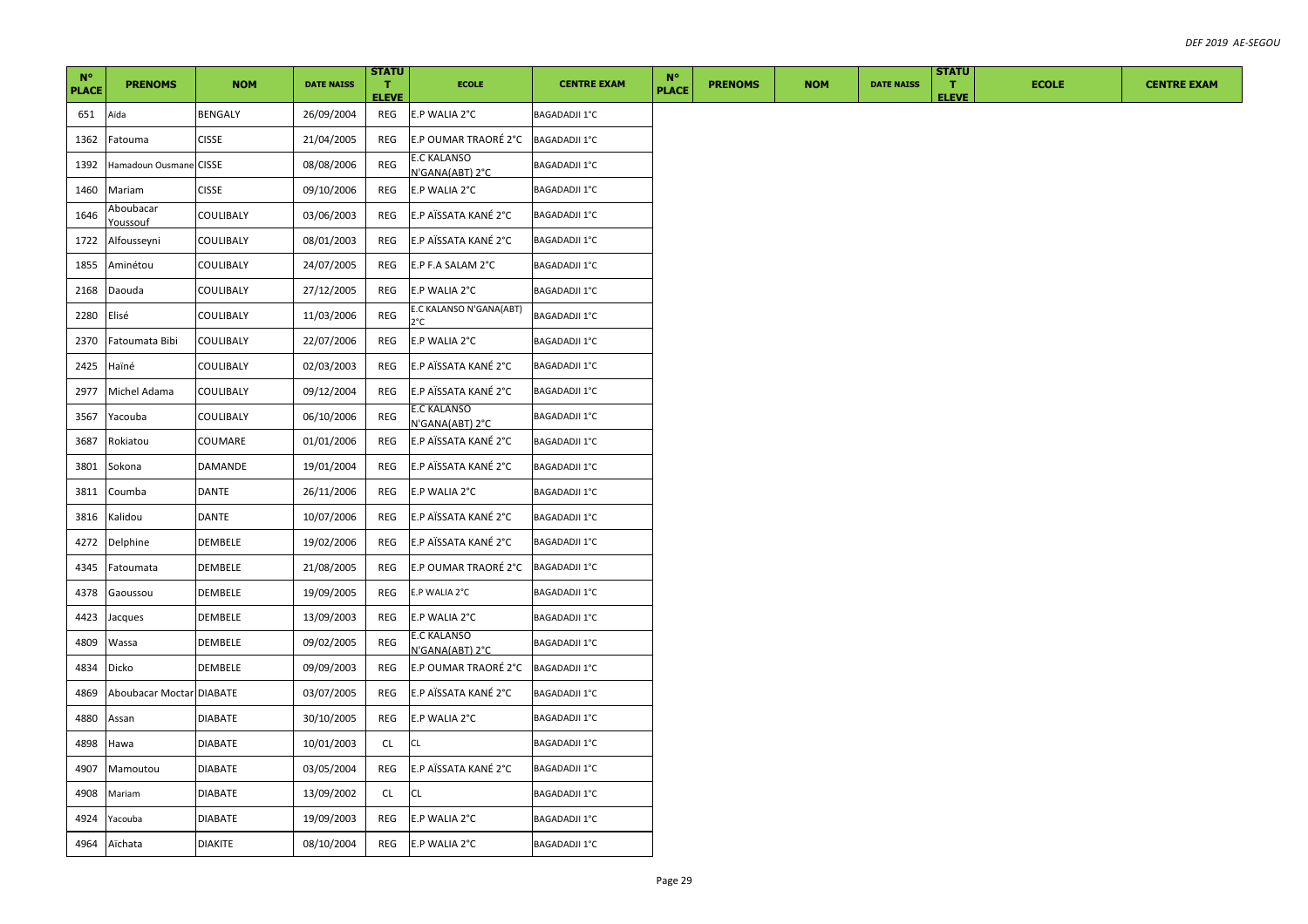| N° PLACE | PRENOMS | NOM | DATE NAISS | STATUT ELEVE | ECOLE | CENTRE EXAM | N° PLACE | PRENOMS | NOM | DATE NAISS | STATUT ELEVE | ECOLE | CENTRE EXAM |
|---|---|---|---|---|---|---|---|---|---|---|---|---|---|
| 651 | Aïda | BENGALY | 26/09/2004 | REG | E.P WALIA 2°C | BAGADADJI 1°C | | | | | | | |
| 1362 | Fatouma | CISSE | 21/04/2005 | REG | E.P OUMAR TRAORÉ 2°C | BAGADADJI 1°C | | | | | | | |
| 1392 | Hamadoun Ousmane | CISSE | 08/08/2006 | REG | E.C KALANSO N'GANA(ABT) 2°C | BAGADADJI 1°C | | | | | | | |
| 1460 | Mariam | CISSE | 09/10/2006 | REG | E.P WALIA 2°C | BAGADADJI 1°C | | | | | | | |
| 1646 | Aboubacar Youssouf | COULIBALY | 03/06/2003 | REG | E.P AÏSSATA KANÉ 2°C | BAGADADJI 1°C | | | | | | | |
| 1722 | Alfousseyni | COULIBALY | 08/01/2003 | REG | E.P AÏSSATA KANÉ 2°C | BAGADADJI 1°C | | | | | | | |
| 1855 | Aminétou | COULIBALY | 24/07/2005 | REG | E.P F.A SALAM 2°C | BAGADADJI 1°C | | | | | | | |
| 2168 | Daouda | COULIBALY | 27/12/2005 | REG | E.P WALIA 2°C | BAGADADJI 1°C | | | | | | | |
| 2280 | Elisé | COULIBALY | 11/03/2006 | REG | E.C KALANSO N'GANA(ABT) 2°C | BAGADADJI 1°C | | | | | | | |
| 2370 | Fatoumata Bibi | COULIBALY | 22/07/2006 | REG | E.P WALIA 2°C | BAGADADJI 1°C | | | | | | | |
| 2425 | Haïné | COULIBALY | 02/03/2003 | REG | E.P AÏSSATA KANÉ 2°C | BAGADADJI 1°C | | | | | | | |
| 2977 | Michel Adama | COULIBALY | 09/12/2004 | REG | E.P AÏSSATA KANÉ 2°C | BAGADADJI 1°C | | | | | | | |
| 3567 | Yacouba | COULIBALY | 06/10/2006 | REG | E.C KALANSO N'GANA(ABT) 2°C | BAGADADJI 1°C | | | | | | | |
| 3687 | Rokiatou | COUMARE | 01/01/2006 | REG | E.P AÏSSATA KANÉ 2°C | BAGADADJI 1°C | | | | | | | |
| 3801 | Sokona | DAMANDE | 19/01/2004 | REG | E.P AÏSSATA KANÉ 2°C | BAGADADJI 1°C | | | | | | | |
| 3811 | Coumba | DANTE | 26/11/2006 | REG | E.P WALIA 2°C | BAGADADJI 1°C | | | | | | | |
| 3816 | Kalidou | DANTE | 10/07/2006 | REG | E.P AÏSSATA KANÉ 2°C | BAGADADJI 1°C | | | | | | | |
| 4272 | Delphine | DEMBELE | 19/02/2006 | REG | E.P AÏSSATA KANÉ 2°C | BAGADADJI 1°C | | | | | | | |
| 4345 | Fatoumata | DEMBELE | 21/08/2005 | REG | E.P OUMAR TRAORÉ 2°C | BAGADADJI 1°C | | | | | | | |
| 4378 | Gaoussou | DEMBELE | 19/09/2005 | REG | E.P WALIA 2°C | BAGADADJI 1°C | | | | | | | |
| 4423 | Jacques | DEMBELE | 13/09/2003 | REG | E.P WALIA 2°C | BAGADADJI 1°C | | | | | | | |
| 4809 | Wassa | DEMBELE | 09/02/2005 | REG | E.C KALANSO N'GANA(ABT) 2°C | BAGADADJI 1°C | | | | | | | |
| 4834 | Dicko | DEMBELE | 09/09/2003 | REG | E.P OUMAR TRAORÉ 2°C | BAGADADJI 1°C | | | | | | | |
| 4869 | Aboubacar Moctar | DIABATE | 03/07/2005 | REG | E.P AÏSSATA KANÉ 2°C | BAGADADJI 1°C | | | | | | | |
| 4880 | Assan | DIABATE | 30/10/2005 | REG | E.P WALIA 2°C | BAGADADJI 1°C | | | | | | | |
| 4898 | Hawa | DIABATE | 10/01/2003 | CL | CL | BAGADADJI 1°C | | | | | | | |
| 4907 | Mamoutou | DIABATE | 03/05/2004 | REG | E.P AÏSSATA KANÉ 2°C | BAGADADJI 1°C | | | | | | | |
| 4908 | Mariam | DIABATE | 13/09/2002 | CL | CL | BAGADADJI 1°C | | | | | | | |
| 4924 | Yacouba | DIABATE | 19/09/2003 | REG | E.P WALIA 2°C | BAGADADJI 1°C | | | | | | | |
| 4964 | Aïchata | DIAKITE | 08/10/2004 | REG | E.P WALIA 2°C | BAGADADJI 1°C | | | | | | | |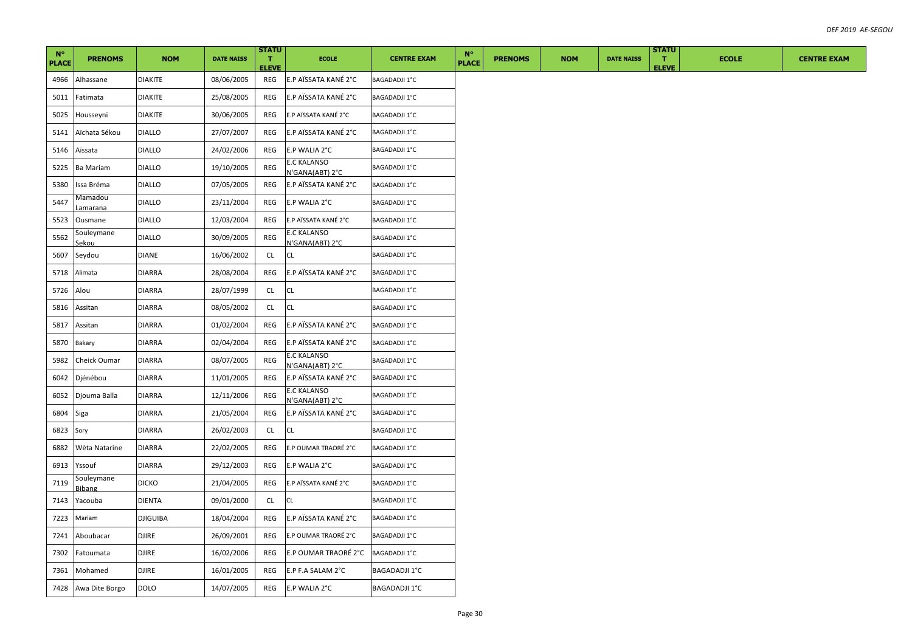| N° PLACE | PRENOMS | NOM | DATE NAISS | STATUT ELEVE | ECOLE | CENTRE EXAM | N° PLACE | PRENOMS | NOM | DATE NAISS | STATUT ELEVE | ECOLE | CENTRE EXAM |
|---|---|---|---|---|---|---|---|---|---|---|---|---|---|
| 4966 | Alhassane | DIAKITE | 08/06/2005 | REG | E.P AÏSSATA KANÉ 2°C | BAGADADJI 1°C | | | | | | | |
| 5011 | Fatimata | DIAKITE | 25/08/2005 | REG | E.P AÏSSATA KANÉ 2°C | BAGADADJI 1°C | | | | | | | |
| 5025 | Housseyni | DIAKITE | 30/06/2005 | REG | E.P AÏSSATA KANÉ 2°C | BAGADADJI 1°C | | | | | | | |
| 5141 | Aïchata Sékou | DIALLO | 27/07/2007 | REG | E.P AÏSSATA KANÉ 2°C | BAGADADJI 1°C | | | | | | | |
| 5146 | Aïssata | DIALLO | 24/02/2006 | REG | E.P WALIA 2°C | BAGADADJI 1°C | | | | | | | |
| 5225 | Ba Mariam | DIALLO | 19/10/2005 | REG | E.C KALANSO N'GANA(ABT) 2°C | BAGADADJI 1°C | | | | | | | |
| 5380 | Issa Bréma | DIALLO | 07/05/2005 | REG | E.P AÏSSATA KANÉ 2°C | BAGADADJI 1°C | | | | | | | |
| 5447 | Mamadou Lamarana | DIALLO | 23/11/2004 | REG | E.P WALIA 2°C | BAGADADJI 1°C | | | | | | | |
| 5523 | Ousmane | DIALLO | 12/03/2004 | REG | E.P AÏSSATA KANÉ 2°C | BAGADADJI 1°C | | | | | | | |
| 5562 | Souleymane Sekou | DIALLO | 30/09/2005 | REG | E.C KALANSO N'GANA(ABT) 2°C | BAGADADJI 1°C | | | | | | | |
| 5607 | Seydou | DIANE | 16/06/2002 | CL | CL | BAGADADJI 1°C | | | | | | | |
| 5718 | Alimata | DIARRA | 28/08/2004 | REG | E.P AÏSSATA KANÉ 2°C | BAGADADJI 1°C | | | | | | | |
| 5726 | Alou | DIARRA | 28/07/1999 | CL | CL | BAGADADJI 1°C | | | | | | | |
| 5816 | Assitan | DIARRA | 08/05/2002 | CL | CL | BAGADADJI 1°C | | | | | | | |
| 5817 | Assitan | DIARRA | 01/02/2004 | REG | E.P AÏSSATA KANÉ 2°C | BAGADADJI 1°C | | | | | | | |
| 5870 | Bakary | DIARRA | 02/04/2004 | REG | E.P AÏSSATA KANÉ 2°C | BAGADADJI 1°C | | | | | | | |
| 5982 | Cheick Oumar | DIARRA | 08/07/2005 | REG | E.C KALANSO N'GANA(ABT) 2°C | BAGADADJI 1°C | | | | | | | |
| 6042 | Djénébou | DIARRA | 11/01/2005 | REG | E.P AÏSSATA KANÉ 2°C | BAGADADJI 1°C | | | | | | | |
| 6052 | Djouma Balla | DIARRA | 12/11/2006 | REG | E.C KALANSO N'GANA(ABT) 2°C | BAGADADJI 1°C | | | | | | | |
| 6804 | Siga | DIARRA | 21/05/2004 | REG | E.P AÏSSATA KANÉ 2°C | BAGADADJI 1°C | | | | | | | |
| 6823 | Sory | DIARRA | 26/02/2003 | CL | CL | BAGADADJI 1°C | | | | | | | |
| 6882 | Wèta Natarine | DIARRA | 22/02/2005 | REG | E.P OUMAR TRAORÉ 2°C | BAGADADJI 1°C | | | | | | | |
| 6913 | Yssouf | DIARRA | 29/12/2003 | REG | E.P WALIA 2°C | BAGADADJI 1°C | | | | | | | |
| 7119 | Souleymane Bibang | DICKO | 21/04/2005 | REG | E.P AÏSSATA KANÉ 2°C | BAGADADJI 1°C | | | | | | | |
| 7143 | Yacouba | DIENTA | 09/01/2000 | CL | CL | BAGADADJI 1°C | | | | | | | |
| 7223 | Mariam | DJIGUIBA | 18/04/2004 | REG | E.P AÏSSATA KANÉ 2°C | BAGADADJI 1°C | | | | | | | |
| 7241 | Aboubacar | DJIRE | 26/09/2001 | REG | E.P OUMAR TRAORÉ 2°C | BAGADADJI 1°C | | | | | | | |
| 7302 | Fatoumata | DJIRE | 16/02/2006 | REG | E.P OUMAR TRAORÉ 2°C | BAGADADJI 1°C | | | | | | | |
| 7361 | Mohamed | DJIRE | 16/01/2005 | REG | E.P F.A SALAM 2°C | BAGADADJI 1°C | | | | | | | |
| 7428 | Awa Dite Borgo | DOLO | 14/07/2005 | REG | E.P WALIA 2°C | BAGADADJI 1°C | | | | | | | |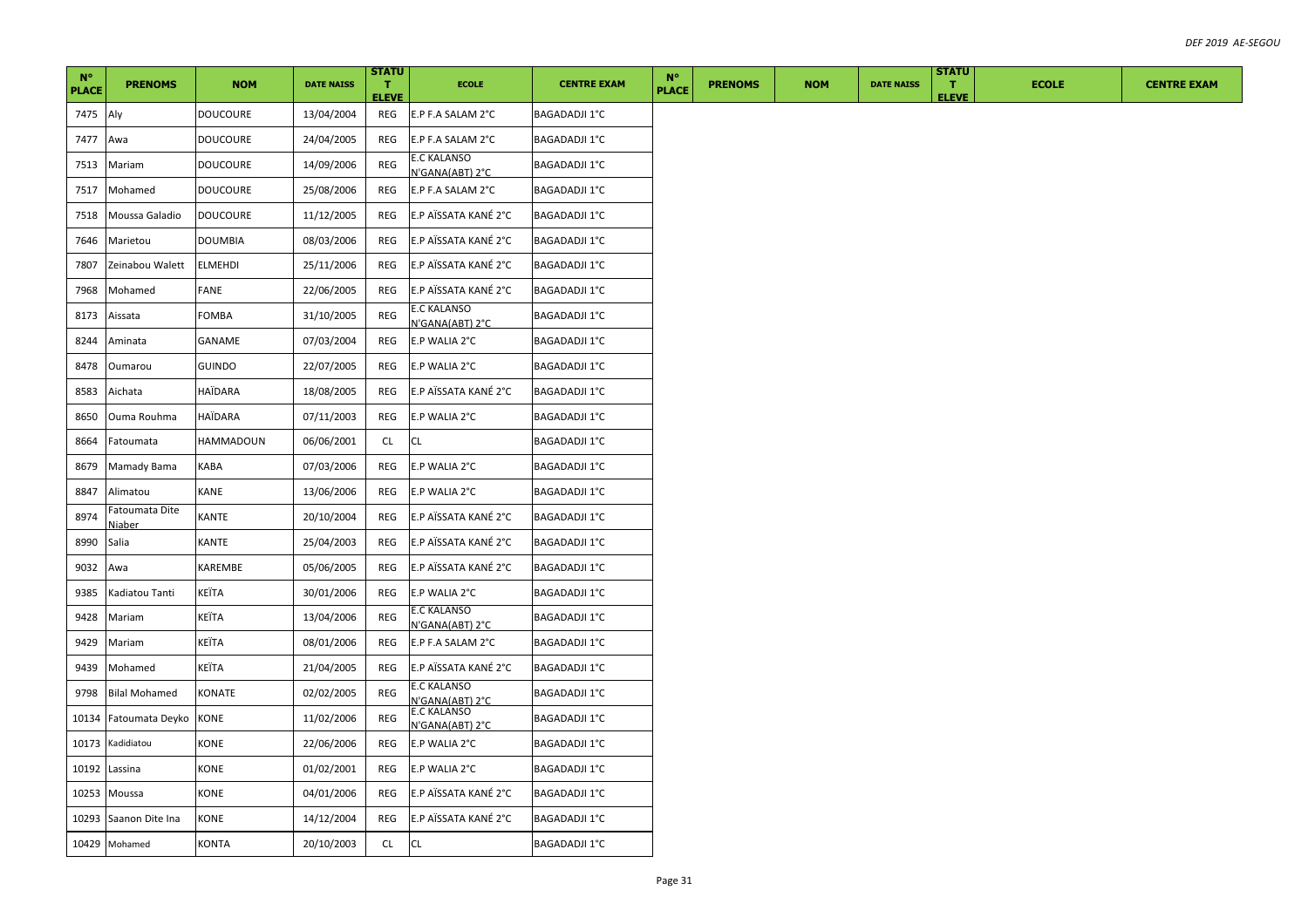| N° PLACE | PRENOMS | NOM | DATE NAISS | STATUT ELEVE | ECOLE | CENTRE EXAM | N° PLACE | PRENOMS | NOM | DATE NAISS | STATUT ELEVE | ECOLE | CENTRE EXAM |
|---|---|---|---|---|---|---|---|---|---|---|---|---|---|
| 7475 | Aly | DOUCOURE | 13/04/2004 | REG | E.P F.A SALAM 2°C | BAGADADJI 1°C | | | | | | | |
| 7477 | Awa | DOUCOURE | 24/04/2005 | REG | E.P F.A SALAM 2°C | BAGADADJI 1°C | | | | | | | |
| 7513 | Mariam | DOUCOURE | 14/09/2006 | REG | E.C KALANSO N'GANA(ABT) 2°C | BAGADADJI 1°C | | | | | | | |
| 7517 | Mohamed | DOUCOURE | 25/08/2006 | REG | E.P F.A SALAM 2°C | BAGADADJI 1°C | | | | | | | |
| 7518 | Moussa Galadio | DOUCOURE | 11/12/2005 | REG | E.P AÏSSATA KANÉ 2°C | BAGADADJI 1°C | | | | | | | |
| 7646 | Marietou | DOUMBIA | 08/03/2006 | REG | E.P AÏSSATA KANÉ 2°C | BAGADADJI 1°C | | | | | | | |
| 7807 | Zeinabou Walett | ELMEHDI | 25/11/2006 | REG | E.P AÏSSATA KANÉ 2°C | BAGADADJI 1°C | | | | | | | |
| 7968 | Mohamed | FANE | 22/06/2005 | REG | E.P AÏSSATA KANÉ 2°C | BAGADADJI 1°C | | | | | | | |
| 8173 | Aissata | FOMBA | 31/10/2005 | REG | E.C KALANSO N'GANA(ABT) 2°C | BAGADADJI 1°C | | | | | | | |
| 8244 | Aminata | GANAME | 07/03/2004 | REG | E.P WALIA 2°C | BAGADADJI 1°C | | | | | | | |
| 8478 | Oumarou | GUINDO | 22/07/2005 | REG | E.P WALIA 2°C | BAGADADJI 1°C | | | | | | | |
| 8583 | Aichata | HAÏDARA | 18/08/2005 | REG | E.P AÏSSATA KANÉ 2°C | BAGADADJI 1°C | | | | | | | |
| 8650 | Ouma Rouhma | HAÏDARA | 07/11/2003 | REG | E.P WALIA 2°C | BAGADADJI 1°C | | | | | | | |
| 8664 | Fatoumata | HAMMADOUN | 06/06/2001 | CL | CL | BAGADADJI 1°C | | | | | | | |
| 8679 | Mamady Bama | KABA | 07/03/2006 | REG | E.P WALIA 2°C | BAGADADJI 1°C | | | | | | | |
| 8847 | Alimatou | KANE | 13/06/2006 | REG | E.P WALIA 2°C | BAGADADJI 1°C | | | | | | | |
| 8974 | Fatoumata Dite Niaber | KANTE | 20/10/2004 | REG | E.P AÏSSATA KANÉ 2°C | BAGADADJI 1°C | | | | | | | |
| 8990 | Salia | KANTE | 25/04/2003 | REG | E.P AÏSSATA KANÉ 2°C | BAGADADJI 1°C | | | | | | | |
| 9032 | Awa | KAREMBE | 05/06/2005 | REG | E.P AÏSSATA KANÉ 2°C | BAGADADJI 1°C | | | | | | | |
| 9385 | Kadiatou Tanti | KEÏTA | 30/01/2006 | REG | E.P WALIA 2°C | BAGADADJI 1°C | | | | | | | |
| 9428 | Mariam | KEÏTA | 13/04/2006 | REG | E.C KALANSO N'GANA(ABT) 2°C | BAGADADJI 1°C | | | | | | | |
| 9429 | Mariam | KEÏTA | 08/01/2006 | REG | E.P F.A SALAM 2°C | BAGADADJI 1°C | | | | | | | |
| 9439 | Mohamed | KEÏTA | 21/04/2005 | REG | E.P AÏSSATA KANÉ 2°C | BAGADADJI 1°C | | | | | | | |
| 9798 | Bilal Mohamed | KONATE | 02/02/2005 | REG | E.C KALANSO N'GANA(ABT) 2°C | BAGADADJI 1°C | | | | | | | |
| 10134 | Fatoumata Deyko | KONE | 11/02/2006 | REG | E.C KALANSO N'GANA(ABT) 2°C | BAGADADJI 1°C | | | | | | | |
| 10173 | Kadidiatou | KONE | 22/06/2006 | REG | E.P WALIA 2°C | BAGADADJI 1°C | | | | | | | |
| 10192 | Lassina | KONE | 01/02/2001 | REG | E.P WALIA 2°C | BAGADADJI 1°C | | | | | | | |
| 10253 | Moussa | KONE | 04/01/2006 | REG | E.P AÏSSATA KANÉ 2°C | BAGADADJI 1°C | | | | | | | |
| 10293 | Saanon Dite Ina | KONE | 14/12/2004 | REG | E.P AÏSSATA KANÉ 2°C | BAGADADJI 1°C | | | | | | | |
| 10429 | Mohamed | KONTA | 20/10/2003 | CL | CL | BAGADADJI 1°C | | | | | | | |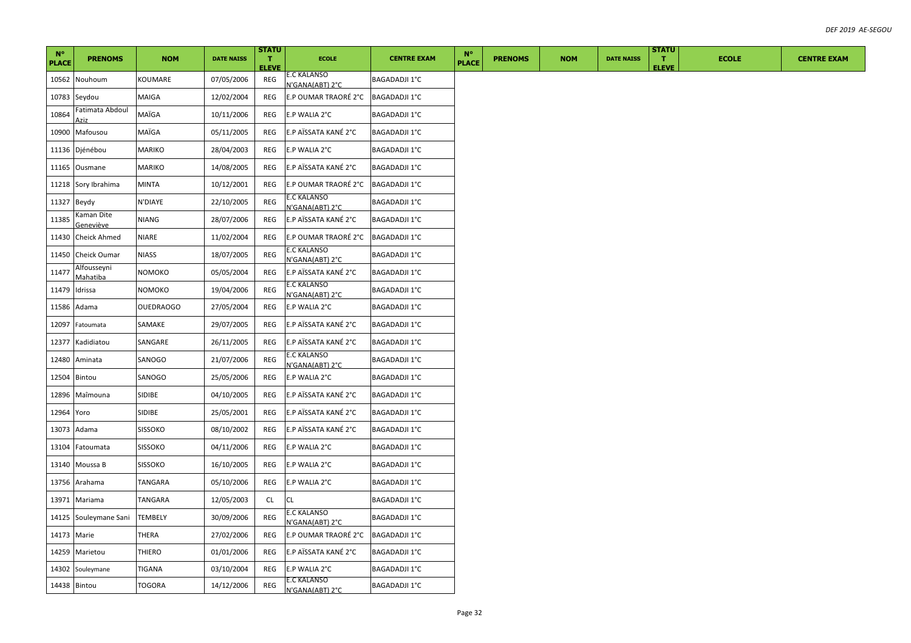| N° PLACE | PRENOMS | NOM | DATE NAISS | STATUT ELEVE | ECOLE | CENTRE EXAM | N° PLACE | PRENOMS | NOM | DATE NAISS | STATUT ELEVE | ECOLE | CENTRE EXAM |
|---|---|---|---|---|---|---|---|---|---|---|---|---|---|
| 10562 | Nouhoum | KOUMARE | 07/05/2006 | REG | E.C KALANSO N'GANA(ABT) 2°C | BAGADADJI 1°C | | | | | | | |
| 10783 | Seydou | MAIGA | 12/02/2004 | REG | E.P OUMAR TRAORÉ 2°C | BAGADADJI 1°C | | | | | | | |
| 10864 | Fatimata Abdoul Aziz | MAÏGA | 10/11/2006 | REG | E.P WALIA 2°C | BAGADADJI 1°C | | | | | | | |
| 10900 | Mafousou | MAÏGA | 05/11/2005 | REG | E.P AÏSSATA KANÉ 2°C | BAGADADJI 1°C | | | | | | | |
| 11136 | Djénébou | MARIKO | 28/04/2003 | REG | E.P WALIA 2°C | BAGADADJI 1°C | | | | | | | |
| 11165 | Ousmane | MARIKO | 14/08/2005 | REG | E.P AÏSSATA KANÉ 2°C | BAGADADJI 1°C | | | | | | | |
| 11218 | Sory Ibrahima | MINTA | 10/12/2001 | REG | E.P OUMAR TRAORÉ 2°C | BAGADADJI 1°C | | | | | | | |
| 11327 | Beydy | N'DIAYE | 22/10/2005 | REG | E.C KALANSO N'GANA(ABT) 2°C | BAGADADJI 1°C | | | | | | | |
| 11385 | Kaman Dite Geneviève | NIANG | 28/07/2006 | REG | E.P AÏSSATA KANÉ 2°C | BAGADADJI 1°C | | | | | | | |
| 11430 | Cheick Ahmed | NIARE | 11/02/2004 | REG | E.P OUMAR TRAORÉ 2°C | BAGADADJI 1°C | | | | | | | |
| 11450 | Cheick Oumar | NIASS | 18/07/2005 | REG | E.C KALANSO N'GANA(ABT) 2°C | BAGADADJI 1°C | | | | | | | |
| 11477 | Alfousseyni Mahatiba | NOMOKO | 05/05/2004 | REG | E.P AÏSSATA KANÉ 2°C | BAGADADJI 1°C | | | | | | | |
| 11479 | Idrissa | NOMOKO | 19/04/2006 | REG | E.C KALANSO N'GANA(ABT) 2°C | BAGADADJI 1°C | | | | | | | |
| 11586 | Adama | OUEDRAOGO | 27/05/2004 | REG | E.P WALIA 2°C | BAGADADJI 1°C | | | | | | | |
| 12097 | Fatoumata | SAMAKE | 29/07/2005 | REG | E.P AÏSSATA KANÉ 2°C | BAGADADJI 1°C | | | | | | | |
| 12377 | Kadidiatou | SANGARE | 26/11/2005 | REG | E.P AÏSSATA KANÉ 2°C | BAGADADJI 1°C | | | | | | | |
| 12480 | Aminata | SANOGO | 21/07/2006 | REG | E.C KALANSO N'GANA(ABT) 2°C | BAGADADJI 1°C | | | | | | | |
| 12504 | Bintou | SANOGO | 25/05/2006 | REG | E.P WALIA 2°C | BAGADADJI 1°C | | | | | | | |
| 12896 | Maîmouna | SIDIBE | 04/10/2005 | REG | E.P AÏSSATA KANÉ 2°C | BAGADADJI 1°C | | | | | | | |
| 12964 | Yoro | SIDIBE | 25/05/2001 | REG | E.P AÏSSATA KANÉ 2°C | BAGADADJI 1°C | | | | | | | |
| 13073 | Adama | SISSOKO | 08/10/2002 | REG | E.P AÏSSATA KANÉ 2°C | BAGADADJI 1°C | | | | | | | |
| 13104 | Fatoumata | SISSOKO | 04/11/2006 | REG | E.P WALIA 2°C | BAGADADJI 1°C | | | | | | | |
| 13140 | Moussa B | SISSOKO | 16/10/2005 | REG | E.P WALIA 2°C | BAGADADJI 1°C | | | | | | | |
| 13756 | Arahama | TANGARA | 05/10/2006 | REG | E.P WALIA 2°C | BAGADADJI 1°C | | | | | | | |
| 13971 | Mariama | TANGARA | 12/05/2003 | CL | CL | BAGADADJI 1°C | | | | | | | |
| 14125 | Souleymane Sani | TEMBELY | 30/09/2006 | REG | E.C KALANSO N'GANA(ABT) 2°C | BAGADADJI 1°C | | | | | | | |
| 14173 | Marie | THERA | 27/02/2006 | REG | E.P OUMAR TRAORÉ 2°C | BAGADADJI 1°C | | | | | | | |
| 14259 | Marietou | THIERO | 01/01/2006 | REG | E.P AÏSSATA KANÉ 2°C | BAGADADJI 1°C | | | | | | | |
| 14302 | Souleymane | TIGANA | 03/10/2004 | REG | E.P WALIA 2°C | BAGADADJI 1°C | | | | | | | |
| 14438 | Bintou | TOGORA | 14/12/2006 | REG | E.C KALANSO N'GANA(ABT) 2°C | BAGADADJI 1°C | | | | | | | |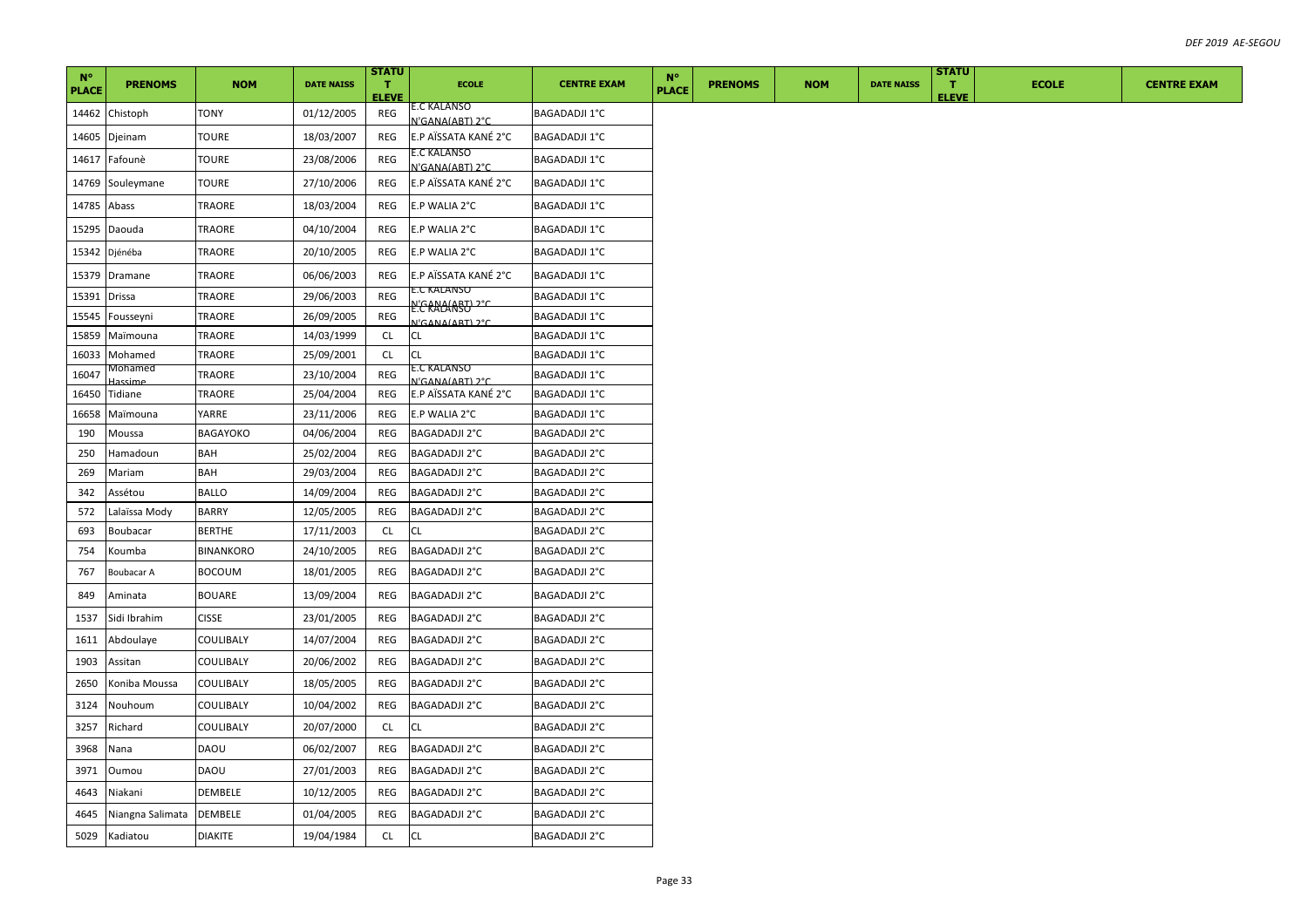| N° PLACE | PRENOMS | NOM | DATE NAISS | STATUT ELEVE | ECOLE | CENTRE EXAM | N° PLACE | PRENOMS | NOM | DATE NAISS | STATUT ELEVE | ECOLE | CENTRE EXAM |
|---|---|---|---|---|---|---|---|---|---|---|---|---|---|
| 14462 | Chistoph | TONY | 01/12/2005 | REG | E.C KALANSO N'GANA(ABT) 2°C | BAGADADJI 1°C | | | | | | | |
| 14605 | Djeinam | TOURE | 18/03/2007 | REG | E.P AÏSSATA KANÉ 2°C | BAGADADJI 1°C | | | | | | | |
| 14617 | Fafounè | TOURE | 23/08/2006 | REG | E.C KALANSO N'GANA(ABT) 2°C | BAGADADJI 1°C | | | | | | | |
| 14769 | Souleymane | TOURE | 27/10/2006 | REG | E.P AÏSSATA KANÉ 2°C | BAGADADJI 1°C | | | | | | | |
| 14785 | Abass | TRAORE | 18/03/2004 | REG | E.P WALIA 2°C | BAGADADJI 1°C | | | | | | | |
| 15295 | Daouda | TRAORE | 04/10/2004 | REG | E.P WALIA 2°C | BAGADADJI 1°C | | | | | | | |
| 15342 | Djénéba | TRAORE | 20/10/2005 | REG | E.P WALIA 2°C | BAGADADJI 1°C | | | | | | | |
| 15379 | Dramane | TRAORE | 06/06/2003 | REG | E.P AÏSSATA KANÉ 2°C | BAGADADJI 1°C | | | | | | | |
| 15391 | Drissa | TRAORE | 29/06/2003 | REG | E.C KALANSO N'GANA(ABT) 2°C | BAGADADJI 1°C | | | | | | | |
| 15545 | Fousseyni | TRAORE | 26/09/2005 | REG | E.C KALANSO N'GANA(ABT) 2°C | BAGADADJI 1°C | | | | | | | |
| 15859 | Maïmouna | TRAORE | 14/03/1999 | CL | CL | BAGADADJI 1°C | | | | | | | |
| 16033 | Mohamed | TRAORE | 25/09/2001 | CL | CL | BAGADADJI 1°C | | | | | | | |
| 16047 | Mohamed Hassime | TRAORE | 23/10/2004 | REG | E.C KALANSO N'GANA(ABT) 2°C | BAGADADJI 1°C | | | | | | | |
| 16450 | Tidiane | TRAORE | 25/04/2004 | REG | E.P AÏSSATA KANÉ 2°C | BAGADADJI 1°C | | | | | | | |
| 16658 | Maïmouna | YARRE | 23/11/2006 | REG | E.P WALIA 2°C | BAGADADJI 1°C | | | | | | | |
| 190 | Moussa | BAGAYOKO | 04/06/2004 | REG | BAGADADJI 2°C | BAGADADJI 2°C | | | | | | | |
| 250 | Hamadoun | BAH | 25/02/2004 | REG | BAGADADJI 2°C | BAGADADJI 2°C | | | | | | | |
| 269 | Mariam | BAH | 29/03/2004 | REG | BAGADADJI 2°C | BAGADADJI 2°C | | | | | | | |
| 342 | Assétou | BALLO | 14/09/2004 | REG | BAGADADJI 2°C | BAGADADJI 2°C | | | | | | | |
| 572 | Lalaïssa Mody | BARRY | 12/05/2005 | REG | BAGADADJI 2°C | BAGADADJI 2°C | | | | | | | |
| 693 | Boubacar | BERTHE | 17/11/2003 | CL | CL | BAGADADJI 2°C | | | | | | | |
| 754 | Koumba | BINANKORO | 24/10/2005 | REG | BAGADADJI 2°C | BAGADADJI 2°C | | | | | | | |
| 767 | Boubacar A | BOCOUM | 18/01/2005 | REG | BAGADADJI 2°C | BAGADADJI 2°C | | | | | | | |
| 849 | Aminata | BOUARE | 13/09/2004 | REG | BAGADADJI 2°C | BAGADADJI 2°C | | | | | | | |
| 1537 | Sidi Ibrahim | CISSE | 23/01/2005 | REG | BAGADADJI 2°C | BAGADADJI 2°C | | | | | | | |
| 1611 | Abdoulaye | COULIBALY | 14/07/2004 | REG | BAGADADJI 2°C | BAGADADJI 2°C | | | | | | | |
| 1903 | Assitan | COULIBALY | 20/06/2002 | REG | BAGADADJI 2°C | BAGADADJI 2°C | | | | | | | |
| 2650 | Koniba Moussa | COULIBALY | 18/05/2005 | REG | BAGADADJI 2°C | BAGADADJI 2°C | | | | | | | |
| 3124 | Nouhoum | COULIBALY | 10/04/2002 | REG | BAGADADJI 2°C | BAGADADJI 2°C | | | | | | | |
| 3257 | Richard | COULIBALY | 20/07/2000 | CL | CL | BAGADADJI 2°C | | | | | | | |
| 3968 | Nana | DAOU | 06/02/2007 | REG | BAGADADJI 2°C | BAGADADJI 2°C | | | | | | | |
| 3971 | Oumou | DAOU | 27/01/2003 | REG | BAGADADJI 2°C | BAGADADJI 2°C | | | | | | | |
| 4643 | Niakani | DEMBELE | 10/12/2005 | REG | BAGADADJI 2°C | BAGADADJI 2°C | | | | | | | |
| 4645 | Niangna Salimata | DEMBELE | 01/04/2005 | REG | BAGADADJI 2°C | BAGADADJI 2°C | | | | | | | |
| 5029 | Kadiatou | DIAKITE | 19/04/1984 | CL | CL | BAGADADJI 2°C | | | | | | | |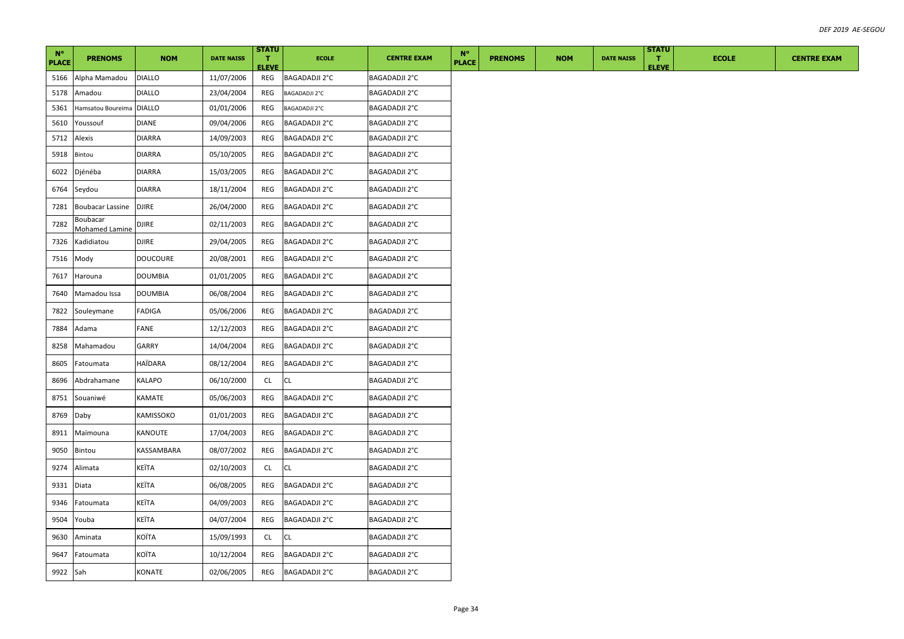| N° PLACE | PRENOMS | NOM | DATE NAISS | STATUT ELEVE | ECOLE | CENTRE EXAM | N° PLACE | PRENOMS | NOM | DATE NAISS | STATUT ELEVE | ECOLE | CENTRE EXAM |
|---|---|---|---|---|---|---|---|---|---|---|---|---|---|
| 5166 | Alpha Mamadou | DIALLO | 11/07/2006 | REG | BAGADADJI 2°C | BAGADADJI 2°C | | | | | | | |
| 5178 | Amadou | DIALLO | 23/04/2004 | REG | BAGADADJI 2°C | BAGADADJI 2°C | | | | | | | |
| 5361 | Hamsatou Boureima | DIALLO | 01/01/2006 | REG | BAGADADJI 2°C | BAGADADJI 2°C | | | | | | | |
| 5610 | Youssouf | DIANE | 09/04/2006 | REG | BAGADADJI 2°C | BAGADADJI 2°C | | | | | | | |
| 5712 | Alexis | DIARRA | 14/09/2003 | REG | BAGADADJI 2°C | BAGADADJI 2°C | | | | | | | |
| 5918 | Bintou | DIARRA | 05/10/2005 | REG | BAGADADJI 2°C | BAGADADJI 2°C | | | | | | | |
| 6022 | Djénéba | DIARRA | 15/03/2005 | REG | BAGADADJI 2°C | BAGADADJI 2°C | | | | | | | |
| 6764 | Seydou | DIARRA | 18/11/2004 | REG | BAGADADJI 2°C | BAGADADJI 2°C | | | | | | | |
| 7281 | Boubacar Lassine | DJIRE | 26/04/2000 | REG | BAGADADJI 2°C | BAGADADJI 2°C | | | | | | | |
| 7282 | Boubacar Mohamed Lamine | DJIRE | 02/11/2003 | REG | BAGADADJI 2°C | BAGADADJI 2°C | | | | | | | |
| 7326 | Kadidiatou | DJIRE | 29/04/2005 | REG | BAGADADJI 2°C | BAGADADJI 2°C | | | | | | | |
| 7516 | Mody | DOUCOURE | 20/08/2001 | REG | BAGADADJI 2°C | BAGADADJI 2°C | | | | | | | |
| 7617 | Harouna | DOUMBIA | 01/01/2005 | REG | BAGADADJI 2°C | BAGADADJI 2°C | | | | | | | |
| 7640 | Mamadou Issa | DOUMBIA | 06/08/2004 | REG | BAGADADJI 2°C | BAGADADJI 2°C | | | | | | | |
| 7822 | Souleymane | FADIGA | 05/06/2006 | REG | BAGADADJI 2°C | BAGADADJI 2°C | | | | | | | |
| 7884 | Adama | FANE | 12/12/2003 | REG | BAGADADJI 2°C | BAGADADJI 2°C | | | | | | | |
| 8258 | Mahamadou | GARRY | 14/04/2004 | REG | BAGADADJI 2°C | BAGADADJI 2°C | | | | | | | |
| 8605 | Fatoumata | HAÏDARA | 08/12/2004 | REG | BAGADADJI 2°C | BAGADADJI 2°C | | | | | | | |
| 8696 | Abdrahamane | KALAPO | 06/10/2000 | CL | CL | BAGADADJI 2°C | | | | | | | |
| 8751 | Souaniwé | KAMATE | 05/06/2003 | REG | BAGADADJI 2°C | BAGADADJI 2°C | | | | | | | |
| 8769 | Daby | KAMISSOKO | 01/01/2003 | REG | BAGADADJI 2°C | BAGADADJI 2°C | | | | | | | |
| 8911 | Maïmouna | KANOUTE | 17/04/2003 | REG | BAGADADJI 2°C | BAGADADJI 2°C | | | | | | | |
| 9050 | Bintou | KASSAMBARA | 08/07/2002 | REG | BAGADADJI 2°C | BAGADADJI 2°C | | | | | | | |
| 9274 | Alimata | KEÏTA | 02/10/2003 | CL | CL | BAGADADJI 2°C | | | | | | | |
| 9331 | Diata | KEÏTA | 06/08/2005 | REG | BAGADADJI 2°C | BAGADADJI 2°C | | | | | | | |
| 9346 | Fatoumata | KEÏTA | 04/09/2003 | REG | BAGADADJI 2°C | BAGADADJI 2°C | | | | | | | |
| 9504 | Youba | KEÏTA | 04/07/2004 | REG | BAGADADJI 2°C | BAGADADJI 2°C | | | | | | | |
| 9630 | Aminata | KOÏTA | 15/09/1993 | CL | CL | BAGADADJI 2°C | | | | | | | |
| 9647 | Fatoumata | KOÏTA | 10/12/2004 | REG | BAGADADJI 2°C | BAGADADJI 2°C | | | | | | | |
| 9922 | Sah | KONATE | 02/06/2005 | REG | BAGADADJI 2°C | BAGADADJI 2°C | | | | | | | |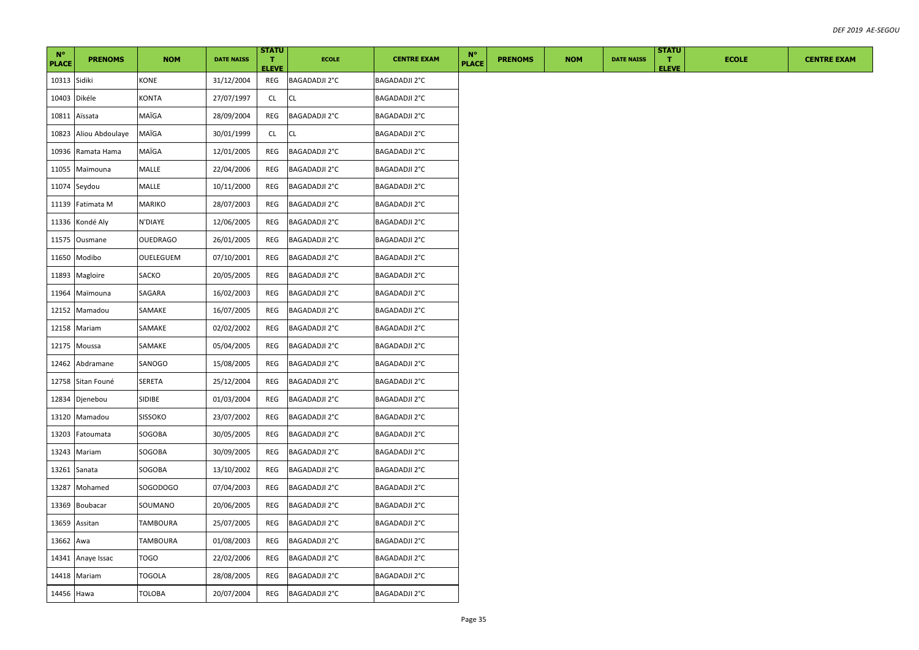| N° PLACE | PRENOMS | NOM | DATE NAISS | STATUT ELEVE | ECOLE | CENTRE EXAM | N° PLACE | PRENOMS | NOM | DATE NAISS | STATUT ELEVE | ECOLE | CENTRE EXAM |
|---|---|---|---|---|---|---|---|---|---|---|---|---|---|
| 10313 | Sidiki | KONE | 31/12/2004 | REG | BAGADADJI 2°C | BAGADADJI 2°C | | | | | | | |
| 10403 | Dikéle | KONTA | 27/07/1997 | CL | CL | BAGADADJI 2°C | | | | | | | |
| 10811 | Aïssata | MAÏGA | 28/09/2004 | REG | BAGADADJI 2°C | BAGADADJI 2°C | | | | | | | |
| 10823 | Aliou Abdoulaye | MAÏGA | 30/01/1999 | CL | CL | BAGADADJI 2°C | | | | | | | |
| 10936 | Ramata Hama | MAÏGA | 12/01/2005 | REG | BAGADADJI 2°C | BAGADADJI 2°C | | | | | | | |
| 11055 | Maïmouna | MALLE | 22/04/2006 | REG | BAGADADJI 2°C | BAGADADJI 2°C | | | | | | | |
| 11074 | Seydou | MALLE | 10/11/2000 | REG | BAGADADJI 2°C | BAGADADJI 2°C | | | | | | | |
| 11139 | Fatimata M | MARIKO | 28/07/2003 | REG | BAGADADJI 2°C | BAGADADJI 2°C | | | | | | | |
| 11336 | Kondé Aly | N'DIAYE | 12/06/2005 | REG | BAGADADJI 2°C | BAGADADJI 2°C | | | | | | | |
| 11575 | Ousmane | OUEDRAGO | 26/01/2005 | REG | BAGADADJI 2°C | BAGADADJI 2°C | | | | | | | |
| 11650 | Modibo | OUELEGUEM | 07/10/2001 | REG | BAGADADJI 2°C | BAGADADJI 2°C | | | | | | | |
| 11893 | Magloire | SACKO | 20/05/2005 | REG | BAGADADJI 2°C | BAGADADJI 2°C | | | | | | | |
| 11964 | Maïmouna | SAGARA | 16/02/2003 | REG | BAGADADJI 2°C | BAGADADJI 2°C | | | | | | | |
| 12152 | Mamadou | SAMAKE | 16/07/2005 | REG | BAGADADJI 2°C | BAGADADJI 2°C | | | | | | | |
| 12158 | Mariam | SAMAKE | 02/02/2002 | REG | BAGADADJI 2°C | BAGADADJI 2°C | | | | | | | |
| 12175 | Moussa | SAMAKE | 05/04/2005 | REG | BAGADADJI 2°C | BAGADADJI 2°C | | | | | | | |
| 12462 | Abdramane | SANOGO | 15/08/2005 | REG | BAGADADJI 2°C | BAGADADJI 2°C | | | | | | | |
| 12758 | Sitan Founé | SERETA | 25/12/2004 | REG | BAGADADJI 2°C | BAGADADJI 2°C | | | | | | | |
| 12834 | Djenebou | SIDIBE | 01/03/2004 | REG | BAGADADJI 2°C | BAGADADJI 2°C | | | | | | | |
| 13120 | Mamadou | SISSOKO | 23/07/2002 | REG | BAGADADJI 2°C | BAGADADJI 2°C | | | | | | | |
| 13203 | Fatoumata | SOGOBA | 30/05/2005 | REG | BAGADADJI 2°C | BAGADADJI 2°C | | | | | | | |
| 13243 | Mariam | SOGOBA | 30/09/2005 | REG | BAGADADJI 2°C | BAGADADJI 2°C | | | | | | | |
| 13261 | Sanata | SOGOBA | 13/10/2002 | REG | BAGADADJI 2°C | BAGADADJI 2°C | | | | | | | |
| 13287 | Mohamed | SOGODOGO | 07/04/2003 | REG | BAGADADJI 2°C | BAGADADJI 2°C | | | | | | | |
| 13369 | Boubacar | SOUMANO | 20/06/2005 | REG | BAGADADJI 2°C | BAGADADJI 2°C | | | | | | | |
| 13659 | Assitan | TAMBOURA | 25/07/2005 | REG | BAGADADJI 2°C | BAGADADJI 2°C | | | | | | | |
| 13662 | Awa | TAMBOURA | 01/08/2003 | REG | BAGADADJI 2°C | BAGADADJI 2°C | | | | | | | |
| 14341 | Anaye Issac | TOGO | 22/02/2006 | REG | BAGADADJI 2°C | BAGADADJI 2°C | | | | | | | |
| 14418 | Mariam | TOGOLA | 28/08/2005 | REG | BAGADADJI 2°C | BAGADADJI 2°C | | | | | | | |
| 14456 | Hawa | TOLOBA | 20/07/2004 | REG | BAGADADJI 2°C | BAGADADJI 2°C | | | | | | | |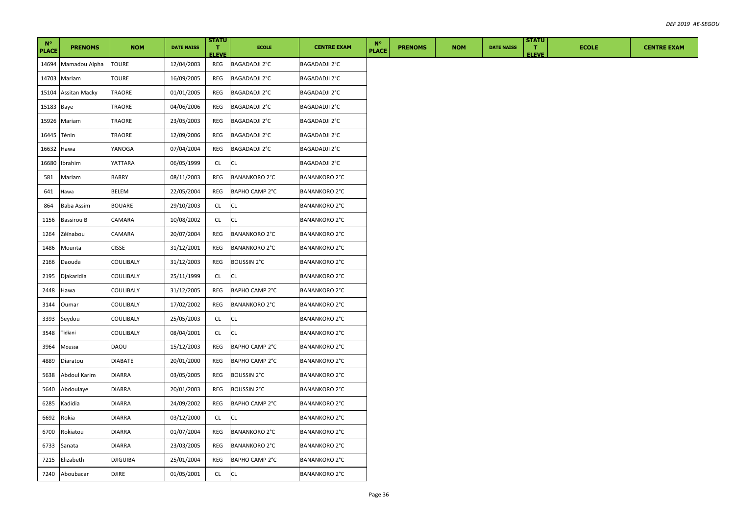| N° PLACE | PRENOMS | NOM | DATE NAISS | STATUT ELEVE | ECOLE | CENTRE EXAM | N° PLACE | PRENOMS | NOM | DATE NAISS | STATUT ELEVE | ECOLE | CENTRE EXAM |
|---|---|---|---|---|---|---|---|---|---|---|---|---|---|
| 14694 | Mamadou Alpha | TOURE | 12/04/2003 | REG | BAGADADJI 2°C | BAGADADJI 2°C | | | | | | | |
| 14703 | Mariam | TOURE | 16/09/2005 | REG | BAGADADJI 2°C | BAGADADJI 2°C | | | | | | | |
| 15104 | Assitan Macky | TRAORE | 01/01/2005 | REG | BAGADADJI 2°C | BAGADADJI 2°C | | | | | | | |
| 15183 | Baye | TRAORE | 04/06/2006 | REG | BAGADADJI 2°C | BAGADADJI 2°C | | | | | | | |
| 15926 | Mariam | TRAORE | 23/05/2003 | REG | BAGADADJI 2°C | BAGADADJI 2°C | | | | | | | |
| 16445 | Ténin | TRAORE | 12/09/2006 | REG | BAGADADJI 2°C | BAGADADJI 2°C | | | | | | | |
| 16632 | Hawa | YANOGA | 07/04/2004 | REG | BAGADADJI 2°C | BAGADADJI 2°C | | | | | | | |
| 16680 | Ibrahim | YATTARA | 06/05/1999 | CL | CL | BAGADADJI 2°C | | | | | | | |
| 581 | Mariam | BARRY | 08/11/2003 | REG | BANANKORO 2°C | BANANKORO 2°C | | | | | | | |
| 641 | Hawa | BELEM | 22/05/2004 | REG | BAPHO CAMP 2°C | BANANKORO 2°C | | | | | | | |
| 864 | Baba Assim | BOUARE | 29/10/2003 | CL | CL | BANANKORO 2°C | | | | | | | |
| 1156 | Bassirou B | CAMARA | 10/08/2002 | CL | CL | BANANKORO 2°C | | | | | | | |
| 1264 | Zéïnabou | CAMARA | 20/07/2004 | REG | BANANKORO 2°C | BANANKORO 2°C | | | | | | | |
| 1486 | Mounta | CISSE | 31/12/2001 | REG | BANANKORO 2°C | BANANKORO 2°C | | | | | | | |
| 2166 | Daouda | COULIBALY | 31/12/2003 | REG | BOUSSIN 2°C | BANANKORO 2°C | | | | | | | |
| 2195 | Djakaridia | COULIBALY | 25/11/1999 | CL | CL | BANANKORO 2°C | | | | | | | |
| 2448 | Hawa | COULIBALY | 31/12/2005 | REG | BAPHO CAMP 2°C | BANANKORO 2°C | | | | | | | |
| 3144 | Oumar | COULIBALY | 17/02/2002 | REG | BANANKORO 2°C | BANANKORO 2°C | | | | | | | |
| 3393 | Seydou | COULIBALY | 25/05/2003 | CL | CL | BANANKORO 2°C | | | | | | | |
| 3548 | Tidiani | COULIBALY | 08/04/2001 | CL | CL | BANANKORO 2°C | | | | | | | |
| 3964 | Moussa | DAOU | 15/12/2003 | REG | BAPHO CAMP 2°C | BANANKORO 2°C | | | | | | | |
| 4889 | Diaratou | DIABATE | 20/01/2000 | REG | BAPHO CAMP 2°C | BANANKORO 2°C | | | | | | | |
| 5638 | Abdoul Karim | DIARRA | 03/05/2005 | REG | BOUSSIN 2°C | BANANKORO 2°C | | | | | | | |
| 5640 | Abdoulaye | DIARRA | 20/01/2003 | REG | BOUSSIN 2°C | BANANKORO 2°C | | | | | | | |
| 6285 | Kadidia | DIARRA | 24/09/2002 | REG | BAPHO CAMP 2°C | BANANKORO 2°C | | | | | | | |
| 6692 | Rokia | DIARRA | 03/12/2000 | CL | CL | BANANKORO 2°C | | | | | | | |
| 6700 | Rokiatou | DIARRA | 01/07/2004 | REG | BANANKORO 2°C | BANANKORO 2°C | | | | | | | |
| 6733 | Sanata | DIARRA | 23/03/2005 | REG | BANANKORO 2°C | BANANKORO 2°C | | | | | | | |
| 7215 | Elizabeth | DJIGUIBA | 25/01/2004 | REG | BAPHO CAMP 2°C | BANANKORO 2°C | | | | | | | |
| 7240 | Aboubacar | DJIRE | 01/05/2001 | CL | CL | BANANKORO 2°C | | | | | | | |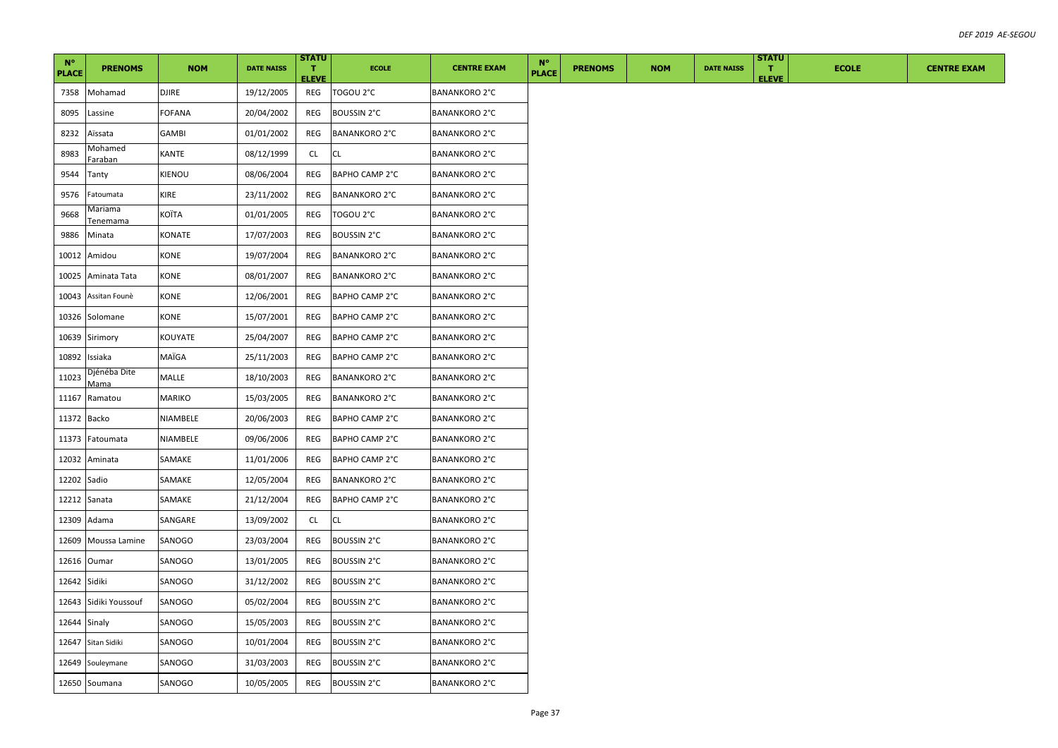| N° PLACE | PRENOMS | NOM | DATE NAISS | STATUT ELEVE | ECOLE | CENTRE EXAM | N° PLACE | PRENOMS | NOM | DATE NAISS | STATUT ELEVE | ECOLE | CENTRE EXAM |
|---|---|---|---|---|---|---|---|---|---|---|---|---|---|
| 7358 | Mohamad | DJIRE | 19/12/2005 | REG | TOGOU 2°C | BANANKORO 2°C | | | | | | | |
| 8095 | Lassine | FOFANA | 20/04/2002 | REG | BOUSSIN 2°C | BANANKORO 2°C | | | | | | | |
| 8232 | Aïssata | GAMBI | 01/01/2002 | REG | BANANKORO 2°C | BANANKORO 2°C | | | | | | | |
| 8983 | Mohamed Faraban | KANTE | 08/12/1999 | CL | CL | BANANKORO 2°C | | | | | | | |
| 9544 | Tanty | KIENOU | 08/06/2004 | REG | BAPHO CAMP 2°C | BANANKORO 2°C | | | | | | | |
| 9576 | Fatoumata | KIRE | 23/11/2002 | REG | BANANKORO 2°C | BANANKORO 2°C | | | | | | | |
| 9668 | Mariama Tenemama | KOÏTA | 01/01/2005 | REG | TOGOU 2°C | BANANKORO 2°C | | | | | | | |
| 9886 | Minata | KONATE | 17/07/2003 | REG | BOUSSIN 2°C | BANANKORO 2°C | | | | | | | |
| 10012 | Amidou | KONE | 19/07/2004 | REG | BANANKORO 2°C | BANANKORO 2°C | | | | | | | |
| 10025 | Aminata Tata | KONE | 08/01/2007 | REG | BANANKORO 2°C | BANANKORO 2°C | | | | | | | |
| 10043 | Assitan Founè | KONE | 12/06/2001 | REG | BAPHO CAMP 2°C | BANANKORO 2°C | | | | | | | |
| 10326 | Solomane | KONE | 15/07/2001 | REG | BAPHO CAMP 2°C | BANANKORO 2°C | | | | | | | |
| 10639 | Sirimory | KOUYATE | 25/04/2007 | REG | BAPHO CAMP 2°C | BANANKORO 2°C | | | | | | | |
| 10892 | Issiaka | MAÏGA | 25/11/2003 | REG | BAPHO CAMP 2°C | BANANKORO 2°C | | | | | | | |
| 11023 | Djénéba Dite Mama | MALLE | 18/10/2003 | REG | BANANKORO 2°C | BANANKORO 2°C | | | | | | | |
| 11167 | Ramatou | MARIKO | 15/03/2005 | REG | BANANKORO 2°C | BANANKORO 2°C | | | | | | | |
| 11372 | Backo | NIAMBELE | 20/06/2003 | REG | BAPHO CAMP 2°C | BANANKORO 2°C | | | | | | | |
| 11373 | Fatoumata | NIAMBELE | 09/06/2006 | REG | BAPHO CAMP 2°C | BANANKORO 2°C | | | | | | | |
| 12032 | Aminata | SAMAKE | 11/01/2006 | REG | BAPHO CAMP 2°C | BANANKORO 2°C | | | | | | | |
| 12202 | Sadio | SAMAKE | 12/05/2004 | REG | BANANKORO 2°C | BANANKORO 2°C | | | | | | | |
| 12212 | Sanata | SAMAKE | 21/12/2004 | REG | BAPHO CAMP 2°C | BANANKORO 2°C | | | | | | | |
| 12309 | Adama | SANGARE | 13/09/2002 | CL | CL | BANANKORO 2°C | | | | | | | |
| 12609 | Moussa Lamine | SANOGO | 23/03/2004 | REG | BOUSSIN 2°C | BANANKORO 2°C | | | | | | | |
| 12616 | Oumar | SANOGO | 13/01/2005 | REG | BOUSSIN 2°C | BANANKORO 2°C | | | | | | | |
| 12642 | Sidiki | SANOGO | 31/12/2002 | REG | BOUSSIN 2°C | BANANKORO 2°C | | | | | | | |
| 12643 | Sidiki Youssouf | SANOGO | 05/02/2004 | REG | BOUSSIN 2°C | BANANKORO 2°C | | | | | | | |
| 12644 | Sinaly | SANOGO | 15/05/2003 | REG | BOUSSIN 2°C | BANANKORO 2°C | | | | | | | |
| 12647 | Sitan Sidiki | SANOGO | 10/01/2004 | REG | BOUSSIN 2°C | BANANKORO 2°C | | | | | | | |
| 12649 | Souleymane | SANOGO | 31/03/2003 | REG | BOUSSIN 2°C | BANANKORO 2°C | | | | | | | |
| 12650 | Soumana | SANOGO | 10/05/2005 | REG | BOUSSIN 2°C | BANANKORO 2°C | | | | | | | |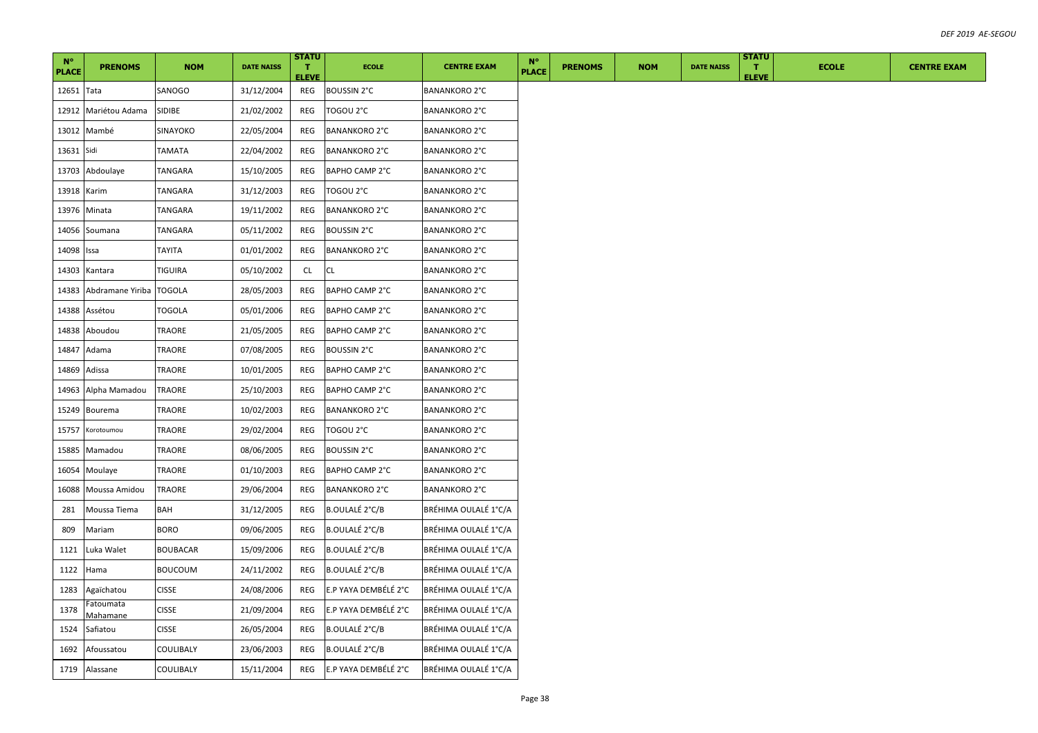| N° PLACE | PRENOMS | NOM | DATE NAISS | STATUT ELEVE | ECOLE | CENTRE EXAM | N° PLACE | PRENOMS | NOM | DATE NAISS | STATUT ELEVE | ECOLE | CENTRE EXAM |
|---|---|---|---|---|---|---|---|---|---|---|---|---|---|
| 12651 | Tata | SANOGO | 31/12/2004 | REG | BOUSSIN 2°C | BANANKORO 2°C | | | | | | | |
| 12912 | Mariétou Adama | SIDIBE | 21/02/2002 | REG | TOGOU 2°C | BANANKORO 2°C | | | | | | | |
| 13012 | Mambé | SINAYOKO | 22/05/2004 | REG | BANANKORO 2°C | BANANKORO 2°C | | | | | | | |
| 13631 | Sidi | TAMATA | 22/04/2002 | REG | BANANKORO 2°C | BANANKORO 2°C | | | | | | | |
| 13703 | Abdoulaye | TANGARA | 15/10/2005 | REG | BAPHO CAMP 2°C | BANANKORO 2°C | | | | | | | |
| 13918 | Karim | TANGARA | 31/12/2003 | REG | TOGOU 2°C | BANANKORO 2°C | | | | | | | |
| 13976 | Minata | TANGARA | 19/11/2002 | REG | BANANKORO 2°C | BANANKORO 2°C | | | | | | | |
| 14056 | Soumana | TANGARA | 05/11/2002 | REG | BOUSSIN 2°C | BANANKORO 2°C | | | | | | | |
| 14098 | Issa | TAYITA | 01/01/2002 | REG | BANANKORO 2°C | BANANKORO 2°C | | | | | | | |
| 14303 | Kantara | TIGUIRA | 05/10/2002 | CL | CL | BANANKORO 2°C | | | | | | | |
| 14383 | Abdramane Yiriba | TOGOLA | 28/05/2003 | REG | BAPHO CAMP 2°C | BANANKORO 2°C | | | | | | | |
| 14388 | Assétou | TOGOLA | 05/01/2006 | REG | BAPHO CAMP 2°C | BANANKORO 2°C | | | | | | | |
| 14838 | Aboudou | TRAORE | 21/05/2005 | REG | BAPHO CAMP 2°C | BANANKORO 2°C | | | | | | | |
| 14847 | Adama | TRAORE | 07/08/2005 | REG | BOUSSIN 2°C | BANANKORO 2°C | | | | | | | |
| 14869 | Adissa | TRAORE | 10/01/2005 | REG | BAPHO CAMP 2°C | BANANKORO 2°C | | | | | | | |
| 14963 | Alpha Mamadou | TRAORE | 25/10/2003 | REG | BAPHO CAMP 2°C | BANANKORO 2°C | | | | | | | |
| 15249 | Bourema | TRAORE | 10/02/2003 | REG | BANANKORO 2°C | BANANKORO 2°C | | | | | | | |
| 15757 | Korotoumou | TRAORE | 29/02/2004 | REG | TOGOU 2°C | BANANKORO 2°C | | | | | | | |
| 15885 | Mamadou | TRAORE | 08/06/2005 | REG | BOUSSIN 2°C | BANANKORO 2°C | | | | | | | |
| 16054 | Moulaye | TRAORE | 01/10/2003 | REG | BAPHO CAMP 2°C | BANANKORO 2°C | | | | | | | |
| 16088 | Moussa Amidou | TRAORE | 29/06/2004 | REG | BANANKORO 2°C | BANANKORO 2°C | | | | | | | |
| 281 | Moussa Tiema | BAH | 31/12/2005 | REG | B.OULALÉ 2°C/B | BRÉHIMA OULALÉ 1°C/A | | | | | | | |
| 809 | Mariam | BORO | 09/06/2005 | REG | B.OULALÉ 2°C/B | BRÉHIMA OULALÉ 1°C/A | | | | | | | |
| 1121 | Luka Walet | BOUBACAR | 15/09/2006 | REG | B.OULALÉ 2°C/B | BRÉHIMA OULALÉ 1°C/A | | | | | | | |
| 1122 | Hama | BOUCOUM | 24/11/2002 | REG | B.OULALÉ 2°C/B | BRÉHIMA OULALÉ 1°C/A | | | | | | | |
| 1283 | Agaïchatou | CISSE | 24/08/2006 | REG | E.P YAYA DEMBÉLÉ 2°C | BRÉHIMA OULALÉ 1°C/A | | | | | | | |
| 1378 | Fatoumata Mahamane | CISSE | 21/09/2004 | REG | E.P YAYA DEMBÉLÉ 2°C | BRÉHIMA OULALÉ 1°C/A | | | | | | | |
| 1524 | Safiatou | CISSE | 26/05/2004 | REG | B.OULALÉ 2°C/B | BRÉHIMA OULALÉ 1°C/A | | | | | | | |
| 1692 | Afoussatou | COULIBALY | 23/06/2003 | REG | B.OULALÉ 2°C/B | BRÉHIMA OULALÉ 1°C/A | | | | | | | |
| 1719 | Alassane | COULIBALY | 15/11/2004 | REG | E.P YAYA DEMBÉLÉ 2°C | BRÉHIMA OULALÉ 1°C/A | | | | | | | |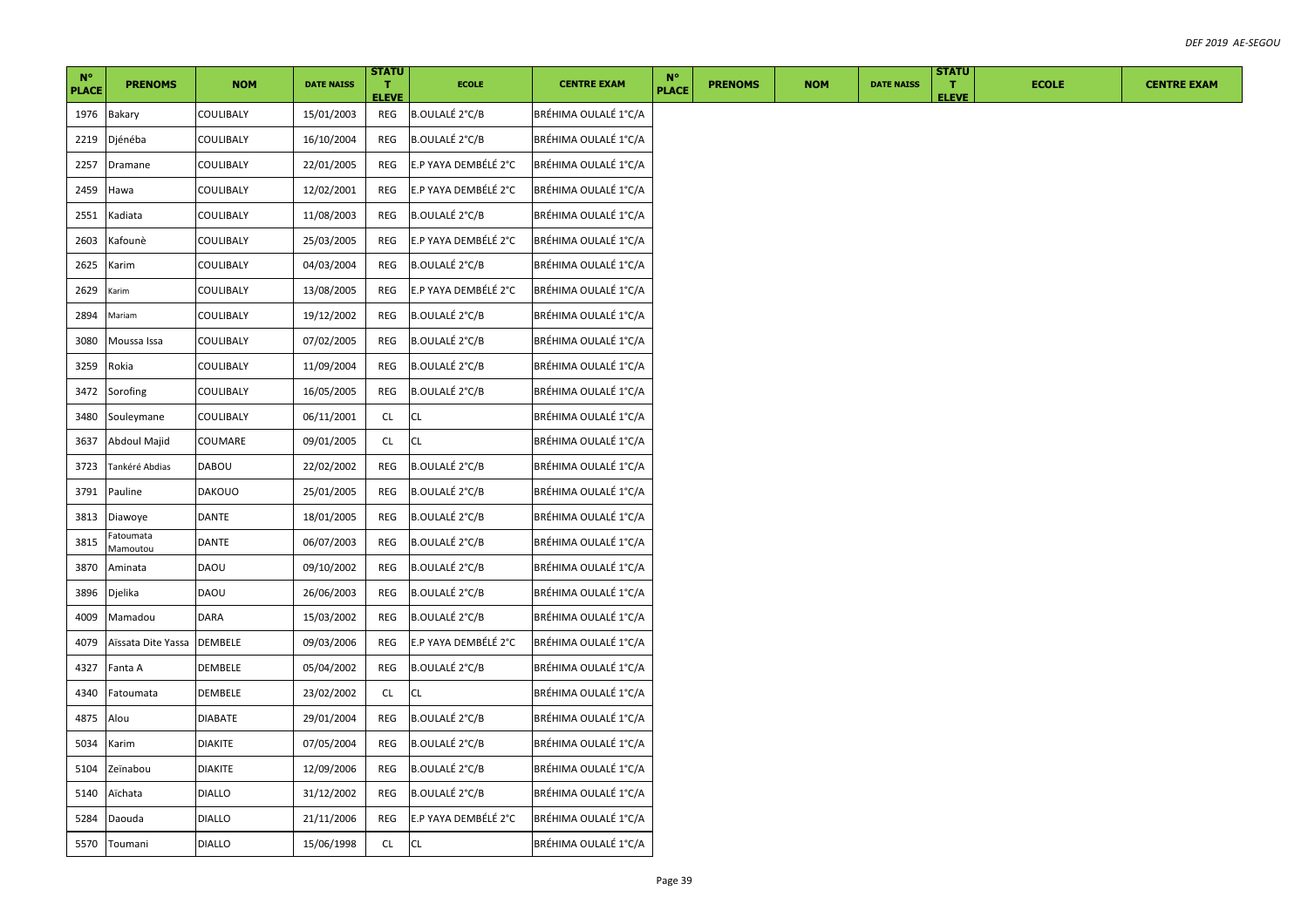| N° PLACE | PRENOMS | NOM | DATE NAISS | STATUT ELEVE | ECOLE | CENTRE EXAM | N° PLACE | PRENOMS | NOM | DATE NAISS | STATUT ELEVE | ECOLE | CENTRE EXAM |
|---|---|---|---|---|---|---|---|---|---|---|---|---|---|
| 1976 | Bakary | COULIBALY | 15/01/2003 | REG | B.OULALÉ 2°C/B | BRÉHIMA OULALÉ 1°C/A | | | | | | | |
| 2219 | Djénéba | COULIBALY | 16/10/2004 | REG | B.OULALÉ 2°C/B | BRÉHIMA OULALÉ 1°C/A | | | | | | | |
| 2257 | Dramane | COULIBALY | 22/01/2005 | REG | E.P YAYA DEMBÉLÉ 2°C | BRÉHIMA OULALÉ 1°C/A | | | | | | | |
| 2459 | Hawa | COULIBALY | 12/02/2001 | REG | E.P YAYA DEMBÉLÉ 2°C | BRÉHIMA OULALÉ 1°C/A | | | | | | | |
| 2551 | Kadiata | COULIBALY | 11/08/2003 | REG | B.OULALÉ 2°C/B | BRÉHIMA OULALÉ 1°C/A | | | | | | | |
| 2603 | Kafounè | COULIBALY | 25/03/2005 | REG | E.P YAYA DEMBÉLÉ 2°C | BRÉHIMA OULALÉ 1°C/A | | | | | | | |
| 2625 | Karim | COULIBALY | 04/03/2004 | REG | B.OULALÉ 2°C/B | BRÉHIMA OULALÉ 1°C/A | | | | | | | |
| 2629 | Karim | COULIBALY | 13/08/2005 | REG | E.P YAYA DEMBÉLÉ 2°C | BRÉHIMA OULALÉ 1°C/A | | | | | | | |
| 2894 | Mariam | COULIBALY | 19/12/2002 | REG | B.OULALÉ 2°C/B | BRÉHIMA OULALÉ 1°C/A | | | | | | | |
| 3080 | Moussa Issa | COULIBALY | 07/02/2005 | REG | B.OULALÉ 2°C/B | BRÉHIMA OULALÉ 1°C/A | | | | | | | |
| 3259 | Rokia | COULIBALY | 11/09/2004 | REG | B.OULALÉ 2°C/B | BRÉHIMA OULALÉ 1°C/A | | | | | | | |
| 3472 | Sorofing | COULIBALY | 16/05/2005 | REG | B.OULALÉ 2°C/B | BRÉHIMA OULALÉ 1°C/A | | | | | | | |
| 3480 | Souleymane | COULIBALY | 06/11/2001 | CL | CL | BRÉHIMA OULALÉ 1°C/A | | | | | | | |
| 3637 | Abdoul Majid | COUMARE | 09/01/2005 | CL | CL | BRÉHIMA OULALÉ 1°C/A | | | | | | | |
| 3723 | Tankéré Abdias | DABOU | 22/02/2002 | REG | B.OULALÉ 2°C/B | BRÉHIMA OULALÉ 1°C/A | | | | | | | |
| 3791 | Pauline | DAKOUO | 25/01/2005 | REG | B.OULALÉ 2°C/B | BRÉHIMA OULALÉ 1°C/A | | | | | | | |
| 3813 | Diawoye | DANTE | 18/01/2005 | REG | B.OULALÉ 2°C/B | BRÉHIMA OULALÉ 1°C/A | | | | | | | |
| 3815 | Fatoumata Mamoutou | DANTE | 06/07/2003 | REG | B.OULALÉ 2°C/B | BRÉHIMA OULALÉ 1°C/A | | | | | | | |
| 3870 | Aminata | DAOU | 09/10/2002 | REG | B.OULALÉ 2°C/B | BRÉHIMA OULALÉ 1°C/A | | | | | | | |
| 3896 | Djelika | DAOU | 26/06/2003 | REG | B.OULALÉ 2°C/B | BRÉHIMA OULALÉ 1°C/A | | | | | | | |
| 4009 | Mamadou | DARA | 15/03/2002 | REG | B.OULALÉ 2°C/B | BRÉHIMA OULALÉ 1°C/A | | | | | | | |
| 4079 | Aïssata Dite Yassa | DEMBELE | 09/03/2006 | REG | E.P YAYA DEMBÉLÉ 2°C | BRÉHIMA OULALÉ 1°C/A | | | | | | | |
| 4327 | Fanta A | DEMBELE | 05/04/2002 | REG | B.OULALÉ 2°C/B | BRÉHIMA OULALÉ 1°C/A | | | | | | | |
| 4340 | Fatoumata | DEMBELE | 23/02/2002 | CL | CL | BRÉHIMA OULALÉ 1°C/A | | | | | | | |
| 4875 | Alou | DIABATE | 29/01/2004 | REG | B.OULALÉ 2°C/B | BRÉHIMA OULALÉ 1°C/A | | | | | | | |
| 5034 | Karim | DIAKITE | 07/05/2004 | REG | B.OULALÉ 2°C/B | BRÉHIMA OULALÉ 1°C/A | | | | | | | |
| 5104 | Zeïnabou | DIAKITE | 12/09/2006 | REG | B.OULALÉ 2°C/B | BRÉHIMA OULALÉ 1°C/A | | | | | | | |
| 5140 | Aïchata | DIALLO | 31/12/2002 | REG | B.OULALÉ 2°C/B | BRÉHIMA OULALÉ 1°C/A | | | | | | | |
| 5284 | Daouda | DIALLO | 21/11/2006 | REG | E.P YAYA DEMBÉLÉ 2°C | BRÉHIMA OULALÉ 1°C/A | | | | | | | |
| 5570 | Toumani | DIALLO | 15/06/1998 | CL | CL | BRÉHIMA OULALÉ 1°C/A | | | | | | | |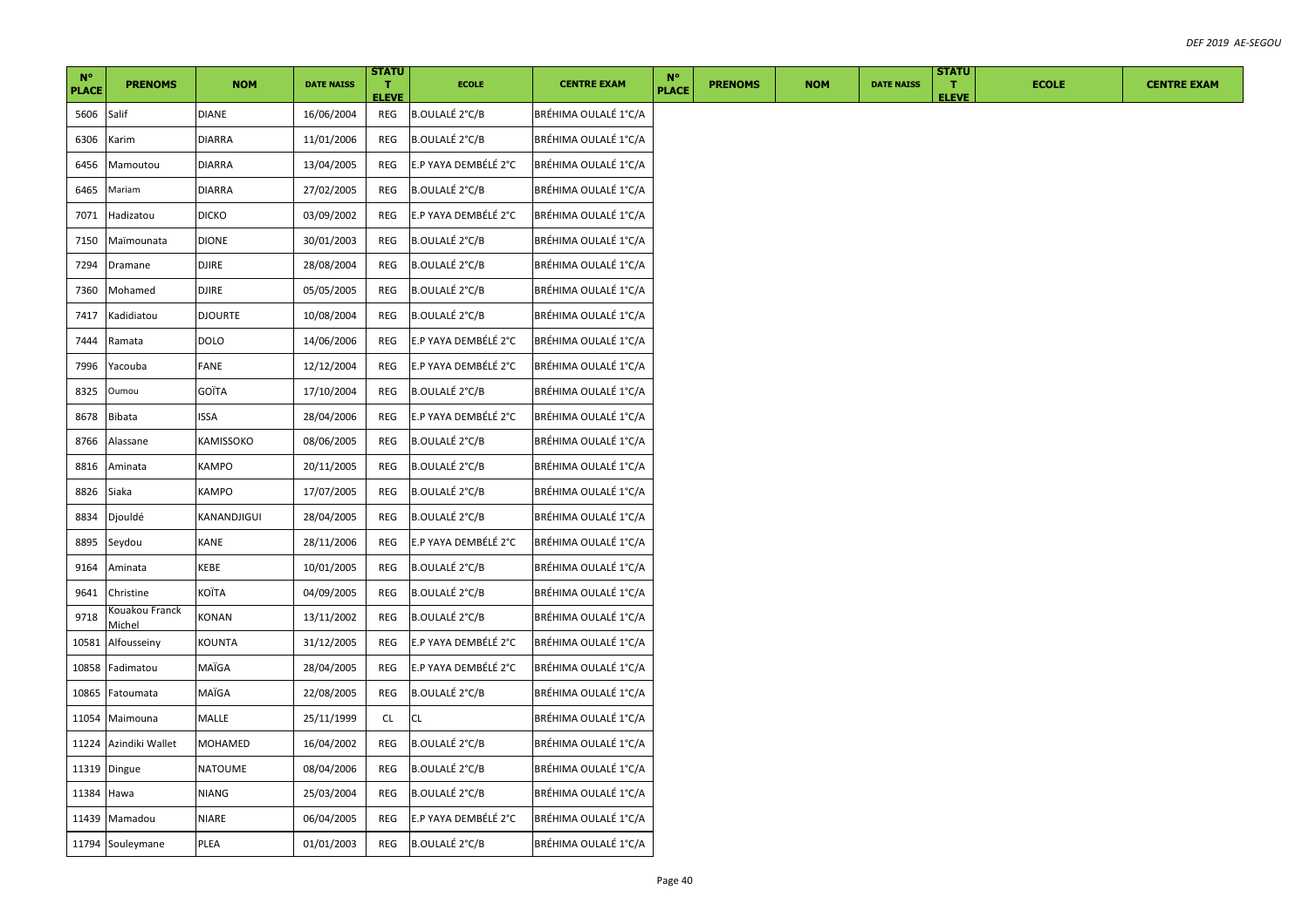| N° PLACE | PRENOMS | NOM | DATE NAISS | STATUT ELEVE | ECOLE | CENTRE EXAM | N° PLACE | PRENOMS | NOM | DATE NAISS | STATUT ELEVE | ECOLE | CENTRE EXAM |
|---|---|---|---|---|---|---|---|---|---|---|---|---|---|
| 5606 | Salif | DIANE | 16/06/2004 | REG | B.OULALÉ 2°C/B | BRÉHIMA OULALÉ 1°C/A | | | | | | | |
| 6306 | Karim | DIARRA | 11/01/2006 | REG | B.OULALÉ 2°C/B | BRÉHIMA OULALÉ 1°C/A | | | | | | | |
| 6456 | Mamoutou | DIARRA | 13/04/2005 | REG | E.P YAYA DEMBÉLÉ 2°C | BRÉHIMA OULALÉ 1°C/A | | | | | | | |
| 6465 | Mariam | DIARRA | 27/02/2005 | REG | B.OULALÉ 2°C/B | BRÉHIMA OULALÉ 1°C/A | | | | | | | |
| 7071 | Hadizatou | DICKO | 03/09/2002 | REG | E.P YAYA DEMBÉLÉ 2°C | BRÉHIMA OULALÉ 1°C/A | | | | | | | |
| 7150 | Maïmounata | DIONE | 30/01/2003 | REG | B.OULALÉ 2°C/B | BRÉHIMA OULALÉ 1°C/A | | | | | | | |
| 7294 | Dramane | DJIRE | 28/08/2004 | REG | B.OULALÉ 2°C/B | BRÉHIMA OULALÉ 1°C/A | | | | | | | |
| 7360 | Mohamed | DJIRE | 05/05/2005 | REG | B.OULALÉ 2°C/B | BRÉHIMA OULALÉ 1°C/A | | | | | | | |
| 7417 | Kadidiatou | DJOURTE | 10/08/2004 | REG | B.OULALÉ 2°C/B | BRÉHIMA OULALÉ 1°C/A | | | | | | | |
| 7444 | Ramata | DOLO | 14/06/2006 | REG | E.P YAYA DEMBÉLÉ 2°C | BRÉHIMA OULALÉ 1°C/A | | | | | | | |
| 7996 | Yacouba | FANE | 12/12/2004 | REG | E.P YAYA DEMBÉLÉ 2°C | BRÉHIMA OULALÉ 1°C/A | | | | | | | |
| 8325 | Oumou | GOÏTA | 17/10/2004 | REG | B.OULALÉ 2°C/B | BRÉHIMA OULALÉ 1°C/A | | | | | | | |
| 8678 | Bibata | ISSA | 28/04/2006 | REG | E.P YAYA DEMBÉLÉ 2°C | BRÉHIMA OULALÉ 1°C/A | | | | | | | |
| 8766 | Alassane | KAMISSOKO | 08/06/2005 | REG | B.OULALÉ 2°C/B | BRÉHIMA OULALÉ 1°C/A | | | | | | | |
| 8816 | Aminata | KAMPO | 20/11/2005 | REG | B.OULALÉ 2°C/B | BRÉHIMA OULALÉ 1°C/A | | | | | | | |
| 8826 | Siaka | KAMPO | 17/07/2005 | REG | B.OULALÉ 2°C/B | BRÉHIMA OULALÉ 1°C/A | | | | | | | |
| 8834 | Djouldé | KANANDJIGUI | 28/04/2005 | REG | B.OULALÉ 2°C/B | BRÉHIMA OULALÉ 1°C/A | | | | | | | |
| 8895 | Seydou | KANE | 28/11/2006 | REG | E.P YAYA DEMBÉLÉ 2°C | BRÉHIMA OULALÉ 1°C/A | | | | | | | |
| 9164 | Aminata | KEBE | 10/01/2005 | REG | B.OULALÉ 2°C/B | BRÉHIMA OULALÉ 1°C/A | | | | | | | |
| 9641 | Christine | KOÏTA | 04/09/2005 | REG | B.OULALÉ 2°C/B | BRÉHIMA OULALÉ 1°C/A | | | | | | | |
| 9718 | Kouakou Franck Michel | KONAN | 13/11/2002 | REG | B.OULALÉ 2°C/B | BRÉHIMA OULALÉ 1°C/A | | | | | | | |
| 10581 | Alfousseiny | KOUNTA | 31/12/2005 | REG | E.P YAYA DEMBÉLÉ 2°C | BRÉHIMA OULALÉ 1°C/A | | | | | | | |
| 10858 | Fadimatou | MAÏGA | 28/04/2005 | REG | E.P YAYA DEMBÉLÉ 2°C | BRÉHIMA OULALÉ 1°C/A | | | | | | | |
| 10865 | Fatoumata | MAÏGA | 22/08/2005 | REG | B.OULALÉ 2°C/B | BRÉHIMA OULALÉ 1°C/A | | | | | | | |
| 11054 | Maimouna | MALLE | 25/11/1999 | CL | CL | BRÉHIMA OULALÉ 1°C/A | | | | | | | |
| 11224 | Azindiki Wallet | MOHAMED | 16/04/2002 | REG | B.OULALÉ 2°C/B | BRÉHIMA OULALÉ 1°C/A | | | | | | | |
| 11319 | Dingue | NATOUME | 08/04/2006 | REG | B.OULALÉ 2°C/B | BRÉHIMA OULALÉ 1°C/A | | | | | | | |
| 11384 | Hawa | NIANG | 25/03/2004 | REG | B.OULALÉ 2°C/B | BRÉHIMA OULALÉ 1°C/A | | | | | | | |
| 11439 | Mamadou | NIARE | 06/04/2005 | REG | E.P YAYA DEMBÉLÉ 2°C | BRÉHIMA OULALÉ 1°C/A | | | | | | | |
| 11794 | Souleymane | PLEA | 01/01/2003 | REG | B.OULALÉ 2°C/B | BRÉHIMA OULALÉ 1°C/A | | | | | | | |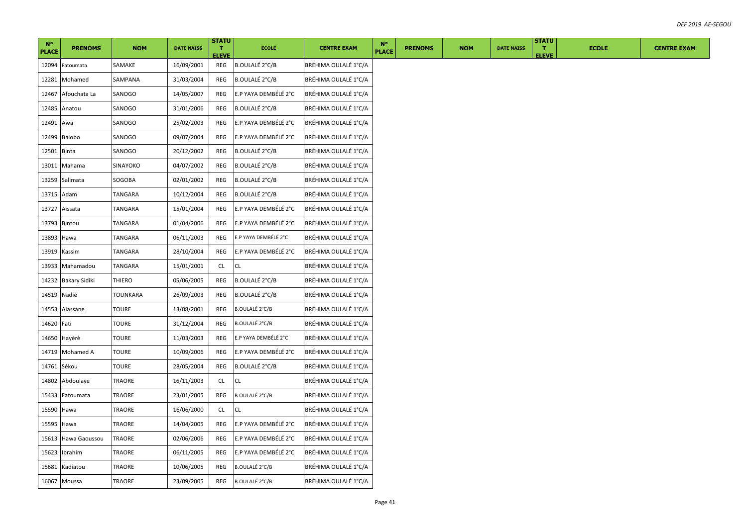| N° PLACE | PRENOMS | NOM | DATE NAISS | STATUT ELEVE | ECOLE | CENTRE EXAM | N° PLACE | PRENOMS | NOM | DATE NAISS | STATUT ELEVE | ECOLE | CENTRE EXAM |
|---|---|---|---|---|---|---|---|---|---|---|---|---|---|
| 12094 | Fatoumata | SAMAKE | 16/09/2001 | REG | B.OULALÉ 2°C/B | BRÉHIMA OULALÉ 1°C/A | | | | | | | |
| 12281 | Mohamed | SAMPANA | 31/03/2004 | REG | B.OULALÉ 2°C/B | BRÉHIMA OULALÉ 1°C/A | | | | | | | |
| 12467 | Afouchata La | SANOGO | 14/05/2007 | REG | E.P YAYA DEMBÉLÉ 2°C | BRÉHIMA OULALÉ 1°C/A | | | | | | | |
| 12485 | Anatou | SANOGO | 31/01/2006 | REG | B.OULALÉ 2°C/B | BRÉHIMA OULALÉ 1°C/A | | | | | | | |
| 12491 | Awa | SANOGO | 25/02/2003 | REG | E.P YAYA DEMBÉLÉ 2°C | BRÉHIMA OULALÉ 1°C/A | | | | | | | |
| 12499 | Balobo | SANOGO | 09/07/2004 | REG | E.P YAYA DEMBÉLÉ 2°C | BRÉHIMA OULALÉ 1°C/A | | | | | | | |
| 12501 | Binta | SANOGO | 20/12/2002 | REG | B.OULALÉ 2°C/B | BRÉHIMA OULALÉ 1°C/A | | | | | | | |
| 13011 | Mahama | SINAYOKO | 04/07/2002 | REG | B.OULALÉ 2°C/B | BRÉHIMA OULALÉ 1°C/A | | | | | | | |
| 13259 | Salimata | SOGOBA | 02/01/2002 | REG | B.OULALÉ 2°C/B | BRÉHIMA OULALÉ 1°C/A | | | | | | | |
| 13715 | Adam | TANGARA | 10/12/2004 | REG | B.OULALÉ 2°C/B | BRÉHIMA OULALÉ 1°C/A | | | | | | | |
| 13727 | Aïssata | TANGARA | 15/01/2004 | REG | E.P YAYA DEMBÉLÉ 2°C | BRÉHIMA OULALÉ 1°C/A | | | | | | | |
| 13793 | Bintou | TANGARA | 01/04/2006 | REG | E.P YAYA DEMBÉLÉ 2°C | BRÉHIMA OULALÉ 1°C/A | | | | | | | |
| 13893 | Hawa | TANGARA | 06/11/2003 | REG | E.P YAYA DEMBÉLÉ 2°C | BRÉHIMA OULALÉ 1°C/A | | | | | | | |
| 13919 | Kassim | TANGARA | 28/10/2004 | REG | E.P YAYA DEMBÉLÉ 2°C | BRÉHIMA OULALÉ 1°C/A | | | | | | | |
| 13933 | Mahamadou | TANGARA | 15/01/2001 | CL | CL | BRÉHIMA OULALÉ 1°C/A | | | | | | | |
| 14232 | Bakary Sidiki | THIERO | 05/06/2005 | REG | B.OULALÉ 2°C/B | BRÉHIMA OULALÉ 1°C/A | | | | | | | |
| 14519 | Nadié | TOUNKARA | 26/09/2003 | REG | B.OULALÉ 2°C/B | BRÉHIMA OULALÉ 1°C/A | | | | | | | |
| 14553 | Alassane | TOURE | 13/08/2001 | REG | B.OULALÉ 2°C/B | BRÉHIMA OULALÉ 1°C/A | | | | | | | |
| 14620 | Fati | TOURE | 31/12/2004 | REG | B.OULALÉ 2°C/B | BRÉHIMA OULALÉ 1°C/A | | | | | | | |
| 14650 | Hayèrè | TOURE | 11/03/2003 | REG | E.P YAYA DEMBÉLÉ 2°C | BRÉHIMA OULALÉ 1°C/A | | | | | | | |
| 14719 | Mohamed A | TOURE | 10/09/2006 | REG | E.P YAYA DEMBÉLÉ 2°C | BRÉHIMA OULALÉ 1°C/A | | | | | | | |
| 14761 | Sékou | TOURE | 28/05/2004 | REG | B.OULALÉ 2°C/B | BRÉHIMA OULALÉ 1°C/A | | | | | | | |
| 14802 | Abdoulaye | TRAORE | 16/11/2003 | CL | CL | BRÉHIMA OULALÉ 1°C/A | | | | | | | |
| 15433 | Fatoumata | TRAORE | 23/01/2005 | REG | B.OULALÉ 2°C/B | BRÉHIMA OULALÉ 1°C/A | | | | | | | |
| 15590 | Hawa | TRAORE | 16/06/2000 | CL | CL | BRÉHIMA OULALÉ 1°C/A | | | | | | | |
| 15595 | Hawa | TRAORE | 14/04/2005 | REG | E.P YAYA DEMBÉLÉ 2°C | BRÉHIMA OULALÉ 1°C/A | | | | | | | |
| 15613 | Hawa Gaoussou | TRAORE | 02/06/2006 | REG | E.P YAYA DEMBÉLÉ 2°C | BRÉHIMA OULALÉ 1°C/A | | | | | | | |
| 15623 | Ibrahim | TRAORE | 06/11/2005 | REG | E.P YAYA DEMBÉLÉ 2°C | BRÉHIMA OULALÉ 1°C/A | | | | | | | |
| 15681 | Kadiatou | TRAORE | 10/06/2005 | REG | B.OULALÉ 2°C/B | BRÉHIMA OULALÉ 1°C/A | | | | | | | |
| 16067 | Moussa | TRAORE | 23/09/2005 | REG | B.OULALÉ 2°C/B | BRÉHIMA OULALÉ 1°C/A | | | | | | | |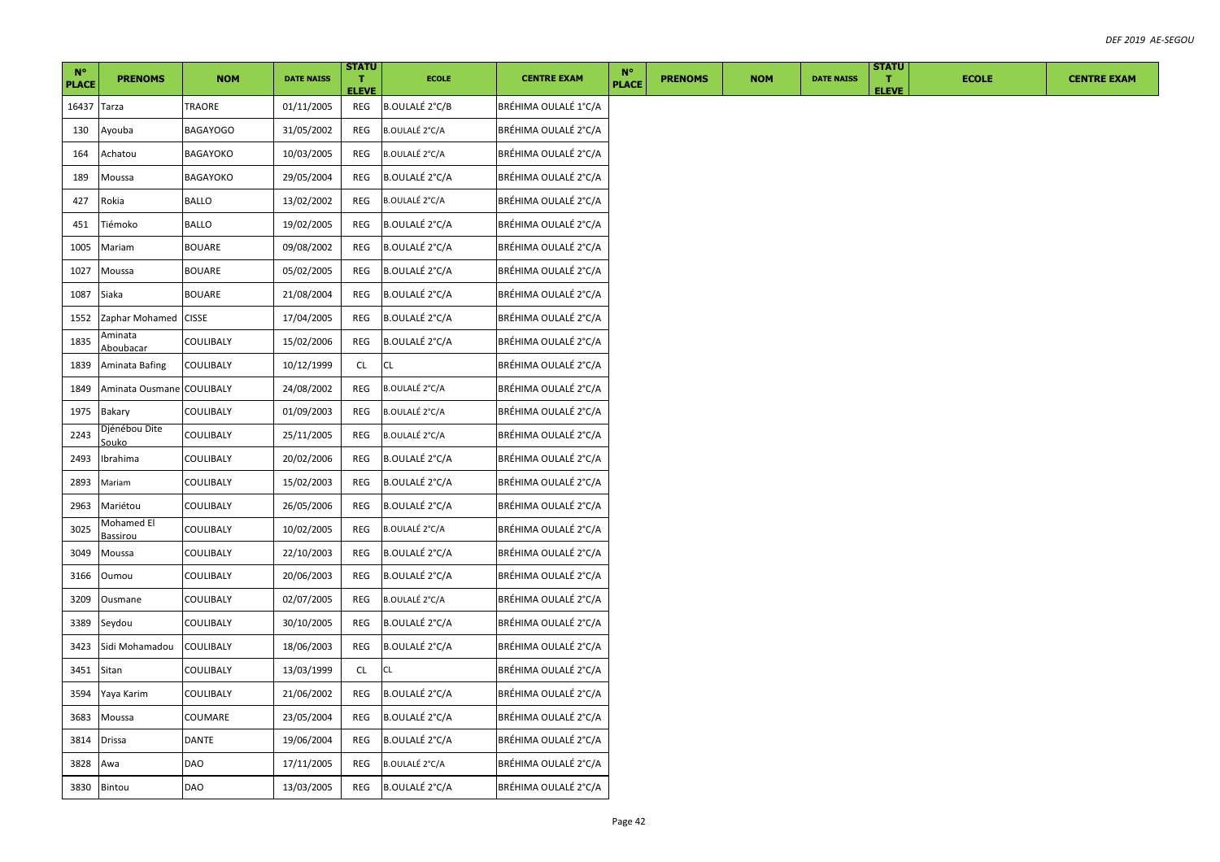| N° PLACE | PRENOMS | NOM | DATE NAISS | STATUT ELEVE | ECOLE | CENTRE EXAM | N° PLACE | PRENOMS | NOM | DATE NAISS | STATUT ELEVE | ECOLE | CENTRE EXAM |
|---|---|---|---|---|---|---|---|---|---|---|---|---|---|
| 16437 | Tarza | TRAORE | 01/11/2005 | REG | B.OULALÉ 2°C/B | BRÉHIMA OULALÉ 1°C/A | | | | | | | |
| 130 | Ayouba | BAGAYOGO | 31/05/2002 | REG | B.OULALÉ 2°C/A | BRÉHIMA OULALÉ 2°C/A | | | | | | | |
| 164 | Achatou | BAGAYOKO | 10/03/2005 | REG | B.OULALÉ 2°C/A | BRÉHIMA OULALÉ 2°C/A | | | | | | | |
| 189 | Moussa | BAGAYOKO | 29/05/2004 | REG | B.OULALÉ 2°C/A | BRÉHIMA OULALÉ 2°C/A | | | | | | | |
| 427 | Rokia | BALLO | 13/02/2002 | REG | B.OULALÉ 2°C/A | BRÉHIMA OULALÉ 2°C/A | | | | | | | |
| 451 | Tiémoko | BALLO | 19/02/2005 | REG | B.OULALÉ 2°C/A | BRÉHIMA OULALÉ 2°C/A | | | | | | | |
| 1005 | Mariam | BOUARE | 09/08/2002 | REG | B.OULALÉ 2°C/A | BRÉHIMA OULALÉ 2°C/A | | | | | | | |
| 1027 | Moussa | BOUARE | 05/02/2005 | REG | B.OULALÉ 2°C/A | BRÉHIMA OULALÉ 2°C/A | | | | | | | |
| 1087 | Siaka | BOUARE | 21/08/2004 | REG | B.OULALÉ 2°C/A | BRÉHIMA OULALÉ 2°C/A | | | | | | | |
| 1552 | Zaphar Mohamed | CISSE | 17/04/2005 | REG | B.OULALÉ 2°C/A | BRÉHIMA OULALÉ 2°C/A | | | | | | | |
| 1835 | Aminata Aboubacar | COULIBALY | 15/02/2006 | REG | B.OULALÉ 2°C/A | BRÉHIMA OULALÉ 2°C/A | | | | | | | |
| 1839 | Aminata Bafing | COULIBALY | 10/12/1999 | CL | CL | BRÉHIMA OULALÉ 2°C/A | | | | | | | |
| 1849 | Aminata Ousmane | COULIBALY | 24/08/2002 | REG | B.OULALÉ 2°C/A | BRÉHIMA OULALÉ 2°C/A | | | | | | | |
| 1975 | Bakary | COULIBALY | 01/09/2003 | REG | B.OULALÉ 2°C/A | BRÉHIMA OULALÉ 2°C/A | | | | | | | |
| 2243 | Djénébou Dite Souko | COULIBALY | 25/11/2005 | REG | B.OULALÉ 2°C/A | BRÉHIMA OULALÉ 2°C/A | | | | | | | |
| 2493 | Ibrahima | COULIBALY | 20/02/2006 | REG | B.OULALÉ 2°C/A | BRÉHIMA OULALÉ 2°C/A | | | | | | | |
| 2893 | Mariam | COULIBALY | 15/02/2003 | REG | B.OULALÉ 2°C/A | BRÉHIMA OULALÉ 2°C/A | | | | | | | |
| 2963 | Mariétou | COULIBALY | 26/05/2006 | REG | B.OULALÉ 2°C/A | BRÉHIMA OULALÉ 2°C/A | | | | | | | |
| 3025 | Mohamed El Bassirou | COULIBALY | 10/02/2005 | REG | B.OULALÉ 2°C/A | BRÉHIMA OULALÉ 2°C/A | | | | | | | |
| 3049 | Moussa | COULIBALY | 22/10/2003 | REG | B.OULALÉ 2°C/A | BRÉHIMA OULALÉ 2°C/A | | | | | | | |
| 3166 | Oumou | COULIBALY | 20/06/2003 | REG | B.OULALÉ 2°C/A | BRÉHIMA OULALÉ 2°C/A | | | | | | | |
| 3209 | Ousmane | COULIBALY | 02/07/2005 | REG | B.OULALÉ 2°C/A | BRÉHIMA OULALÉ 2°C/A | | | | | | | |
| 3389 | Seydou | COULIBALY | 30/10/2005 | REG | B.OULALÉ 2°C/A | BRÉHIMA OULALÉ 2°C/A | | | | | | | |
| 3423 | Sidi Mohamadou | COULIBALY | 18/06/2003 | REG | B.OULALÉ 2°C/A | BRÉHIMA OULALÉ 2°C/A | | | | | | | |
| 3451 | Sitan | COULIBALY | 13/03/1999 | CL | CL | BRÉHIMA OULALÉ 2°C/A | | | | | | | |
| 3594 | Yaya Karim | COULIBALY | 21/06/2002 | REG | B.OULALÉ 2°C/A | BRÉHIMA OULALÉ 2°C/A | | | | | | | |
| 3683 | Moussa | COUMARE | 23/05/2004 | REG | B.OULALÉ 2°C/A | BRÉHIMA OULALÉ 2°C/A | | | | | | | |
| 3814 | Drissa | DANTE | 19/06/2004 | REG | B.OULALÉ 2°C/A | BRÉHIMA OULALÉ 2°C/A | | | | | | | |
| 3828 | Awa | DAO | 17/11/2005 | REG | B.OULALÉ 2°C/A | BRÉHIMA OULALÉ 2°C/A | | | | | | | |
| 3830 | Bintou | DAO | 13/03/2005 | REG | B.OULALÉ 2°C/A | BRÉHIMA OULALÉ 2°C/A | | | | | | | |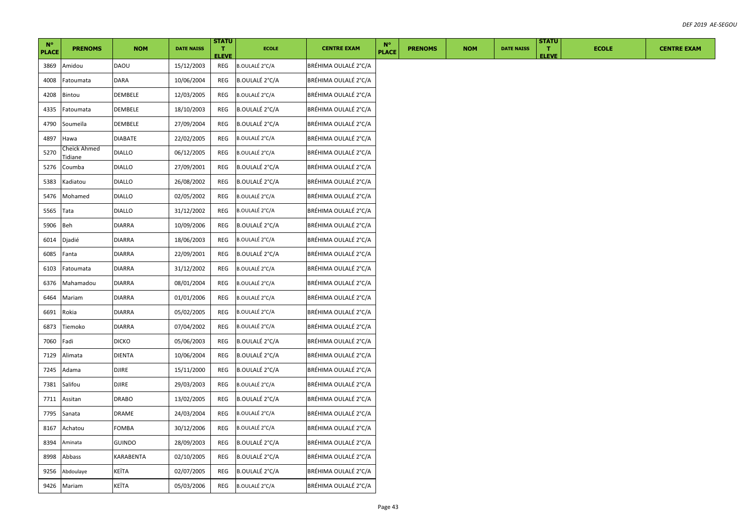| N° PLACE | PRENOMS | NOM | DATE NAISS | STATUT ELEVE | ECOLE | CENTRE EXAM | N° PLACE | PRENOMS | NOM | DATE NAISS | STATUT ELEVE | ECOLE | CENTRE EXAM |
|---|---|---|---|---|---|---|---|---|---|---|---|---|---|
| 3869 | Amidou | DAOU | 15/12/2003 | REG | B.OULALÉ 2°C/A | BRÉHIMA OULALÉ 2°C/A | | | | | | | |
| 4008 | Fatoumata | DARA | 10/06/2004 | REG | B.OULALÉ 2°C/A | BRÉHIMA OULALÉ 2°C/A | | | | | | | |
| 4208 | Bintou | DEMBELE | 12/03/2005 | REG | B.OULALÉ 2°C/A | BRÉHIMA OULALÉ 2°C/A | | | | | | | |
| 4335 | Fatoumata | DEMBELE | 18/10/2003 | REG | B.OULALÉ 2°C/A | BRÉHIMA OULALÉ 2°C/A | | | | | | | |
| 4790 | Soumeïla | DEMBELE | 27/09/2004 | REG | B.OULALÉ 2°C/A | BRÉHIMA OULALÉ 2°C/A | | | | | | | |
| 4897 | Hawa | DIABATE | 22/02/2005 | REG | B.OULALÉ 2°C/A | BRÉHIMA OULALÉ 2°C/A | | | | | | | |
| 5270 | Cheick Ahmed Tidiane | DIALLO | 06/12/2005 | REG | B.OULALÉ 2°C/A | BRÉHIMA OULALÉ 2°C/A | | | | | | | |
| 5276 | Coumba | DIALLO | 27/09/2001 | REG | B.OULALÉ 2°C/A | BRÉHIMA OULALÉ 2°C/A | | | | | | | |
| 5383 | Kadiatou | DIALLO | 26/08/2002 | REG | B.OULALÉ 2°C/A | BRÉHIMA OULALÉ 2°C/A | | | | | | | |
| 5476 | Mohamed | DIALLO | 02/05/2002 | REG | B.OULALÉ 2°C/A | BRÉHIMA OULALÉ 2°C/A | | | | | | | |
| 5565 | Tata | DIALLO | 31/12/2002 | REG | B.OULALÉ 2°C/A | BRÉHIMA OULALÉ 2°C/A | | | | | | | |
| 5906 | Beh | DIARRA | 10/09/2006 | REG | B.OULALÉ 2°C/A | BRÉHIMA OULALÉ 2°C/A | | | | | | | |
| 6014 | Djadié | DIARRA | 18/06/2003 | REG | B.OULALÉ 2°C/A | BRÉHIMA OULALÉ 2°C/A | | | | | | | |
| 6085 | Fanta | DIARRA | 22/09/2001 | REG | B.OULALÉ 2°C/A | BRÉHIMA OULALÉ 2°C/A | | | | | | | |
| 6103 | Fatoumata | DIARRA | 31/12/2002 | REG | B.OULALÉ 2°C/A | BRÉHIMA OULALÉ 2°C/A | | | | | | | |
| 6376 | Mahamadou | DIARRA | 08/01/2004 | REG | B.OULALÉ 2°C/A | BRÉHIMA OULALÉ 2°C/A | | | | | | | |
| 6464 | Mariam | DIARRA | 01/01/2006 | REG | B.OULALÉ 2°C/A | BRÉHIMA OULALÉ 2°C/A | | | | | | | |
| 6691 | Rokia | DIARRA | 05/02/2005 | REG | B.OULALÉ 2°C/A | BRÉHIMA OULALÉ 2°C/A | | | | | | | |
| 6873 | Tiemoko | DIARRA | 07/04/2002 | REG | B.OULALÉ 2°C/A | BRÉHIMA OULALÉ 2°C/A | | | | | | | |
| 7060 | Fadi | DICKO | 05/06/2003 | REG | B.OULALÉ 2°C/A | BRÉHIMA OULALÉ 2°C/A | | | | | | | |
| 7129 | Alimata | DIENTA | 10/06/2004 | REG | B.OULALÉ 2°C/A | BRÉHIMA OULALÉ 2°C/A | | | | | | | |
| 7245 | Adama | DJIRE | 15/11/2000 | REG | B.OULALÉ 2°C/A | BRÉHIMA OULALÉ 2°C/A | | | | | | | |
| 7381 | Salifou | DJIRE | 29/03/2003 | REG | B.OULALÉ 2°C/A | BRÉHIMA OULALÉ 2°C/A | | | | | | | |
| 7711 | Assitan | DRABO | 13/02/2005 | REG | B.OULALÉ 2°C/A | BRÉHIMA OULALÉ 2°C/A | | | | | | | |
| 7795 | Sanata | DRAME | 24/03/2004 | REG | B.OULALÉ 2°C/A | BRÉHIMA OULALÉ 2°C/A | | | | | | | |
| 8167 | Achatou | FOMBA | 30/12/2006 | REG | B.OULALÉ 2°C/A | BRÉHIMA OULALÉ 2°C/A | | | | | | | |
| 8394 | Aminata | GUINDO | 28/09/2003 | REG | B.OULALÉ 2°C/A | BRÉHIMA OULALÉ 2°C/A | | | | | | | |
| 8998 | Abbass | KARABENTA | 02/10/2005 | REG | B.OULALÉ 2°C/A | BRÉHIMA OULALÉ 2°C/A | | | | | | | |
| 9256 | Abdoulaye | KEÏTA | 02/07/2005 | REG | B.OULALÉ 2°C/A | BRÉHIMA OULALÉ 2°C/A | | | | | | | |
| 9426 | Mariam | KEÏTA | 05/03/2006 | REG | B.OULALÉ 2°C/A | BRÉHIMA OULALÉ 2°C/A | | | | | | | |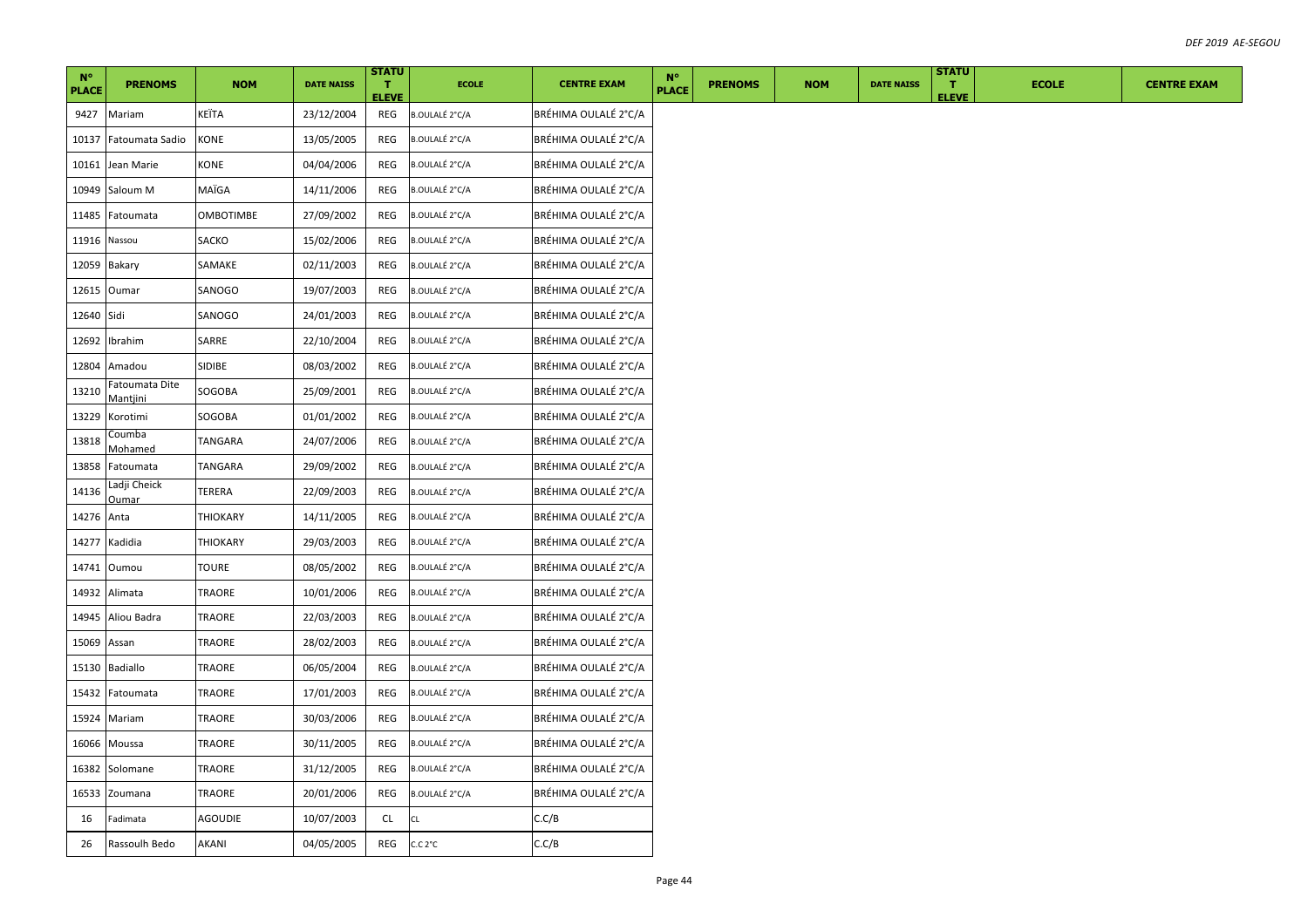| N° PLACE | PRENOMS | NOM | DATE NAISS | STATUT ELEVE | ECOLE | CENTRE EXAM | N° PLACE | PRENOMS | NOM | DATE NAISS | STATUT ELEVE | ECOLE | CENTRE EXAM |
|---|---|---|---|---|---|---|---|---|---|---|---|---|---|
| 9427 | Mariam | KEÏTA | 23/12/2004 | REG | B.OULALÉ 2°C/A | BRÉHIMA OULALÉ 2°C/A | | | | | | | |
| 10137 | Fatoumata Sadio | KONE | 13/05/2005 | REG | B.OULALÉ 2°C/A | BRÉHIMA OULALÉ 2°C/A | | | | | | | |
| 10161 | Jean Marie | KONE | 04/04/2006 | REG | B.OULALÉ 2°C/A | BRÉHIMA OULALÉ 2°C/A | | | | | | | |
| 10949 | Saloum M | MAÏGA | 14/11/2006 | REG | B.OULALÉ 2°C/A | BRÉHIMA OULALÉ 2°C/A | | | | | | | |
| 11485 | Fatoumata | OMBOTIMBE | 27/09/2002 | REG | B.OULALÉ 2°C/A | BRÉHIMA OULALÉ 2°C/A | | | | | | | |
| 11916 | Nassou | SACKO | 15/02/2006 | REG | B.OULALÉ 2°C/A | BRÉHIMA OULALÉ 2°C/A | | | | | | | |
| 12059 | Bakary | SAMAKE | 02/11/2003 | REG | B.OULALÉ 2°C/A | BRÉHIMA OULALÉ 2°C/A | | | | | | | |
| 12615 | Oumar | SANOGO | 19/07/2003 | REG | B.OULALÉ 2°C/A | BRÉHIMA OULALÉ 2°C/A | | | | | | | |
| 12640 | Sidi | SANOGO | 24/01/2003 | REG | B.OULALÉ 2°C/A | BRÉHIMA OULALÉ 2°C/A | | | | | | | |
| 12692 | Ibrahim | SARRE | 22/10/2004 | REG | B.OULALÉ 2°C/A | BRÉHIMA OULALÉ 2°C/A | | | | | | | |
| 12804 | Amadou | SIDIBE | 08/03/2002 | REG | B.OULALÉ 2°C/A | BRÉHIMA OULALÉ 2°C/A | | | | | | | |
| 13210 | Fatoumata Dite Mantjini | SOGOBA | 25/09/2001 | REG | B.OULALÉ 2°C/A | BRÉHIMA OULALÉ 2°C/A | | | | | | | |
| 13229 | Korotimi | SOGOBA | 01/01/2002 | REG | B.OULALÉ 2°C/A | BRÉHIMA OULALÉ 2°C/A | | | | | | | |
| 13818 | Coumba Mohamed | TANGARA | 24/07/2006 | REG | B.OULALÉ 2°C/A | BRÉHIMA OULALÉ 2°C/A | | | | | | | |
| 13858 | Fatoumata | TANGARA | 29/09/2002 | REG | B.OULALÉ 2°C/A | BRÉHIMA OULALÉ 2°C/A | | | | | | | |
| 14136 | Ladji Cheick Oumar | TERERA | 22/09/2003 | REG | B.OULALÉ 2°C/A | BRÉHIMA OULALÉ 2°C/A | | | | | | | |
| 14276 | Anta | THIOKARY | 14/11/2005 | REG | B.OULALÉ 2°C/A | BRÉHIMA OULALÉ 2°C/A | | | | | | | |
| 14277 | Kadidia | THIOKARY | 29/03/2003 | REG | B.OULALÉ 2°C/A | BRÉHIMA OULALÉ 2°C/A | | | | | | | |
| 14741 | Oumou | TOURE | 08/05/2002 | REG | B.OULALÉ 2°C/A | BRÉHIMA OULALÉ 2°C/A | | | | | | | |
| 14932 | Alimata | TRAORE | 10/01/2006 | REG | B.OULALÉ 2°C/A | BRÉHIMA OULALÉ 2°C/A | | | | | | | |
| 14945 | Aliou Badra | TRAORE | 22/03/2003 | REG | B.OULALÉ 2°C/A | BRÉHIMA OULALÉ 2°C/A | | | | | | | |
| 15069 | Assan | TRAORE | 28/02/2003 | REG | B.OULALÉ 2°C/A | BRÉHIMA OULALÉ 2°C/A | | | | | | | |
| 15130 | Badiallo | TRAORE | 06/05/2004 | REG | B.OULALÉ 2°C/A | BRÉHIMA OULALÉ 2°C/A | | | | | | | |
| 15432 | Fatoumata | TRAORE | 17/01/2003 | REG | B.OULALÉ 2°C/A | BRÉHIMA OULALÉ 2°C/A | | | | | | | |
| 15924 | Mariam | TRAORE | 30/03/2006 | REG | B.OULALÉ 2°C/A | BRÉHIMA OULALÉ 2°C/A | | | | | | | |
| 16066 | Moussa | TRAORE | 30/11/2005 | REG | B.OULALÉ 2°C/A | BRÉHIMA OULALÉ 2°C/A | | | | | | | |
| 16382 | Solomane | TRAORE | 31/12/2005 | REG | B.OULALÉ 2°C/A | BRÉHIMA OULALÉ 2°C/A | | | | | | | |
| 16533 | Zoumana | TRAORE | 20/01/2006 | REG | B.OULALÉ 2°C/A | BRÉHIMA OULALÉ 2°C/A | | | | | | | |
| 16 | Fadimata | AGOUDIE | 10/07/2003 | CL | CL | C.C/B | | | | | | | |
| 26 | Rassoulh Bedo | AKANI | 04/05/2005 | REG | C.C 2°C | C.C/B | | | | | | | |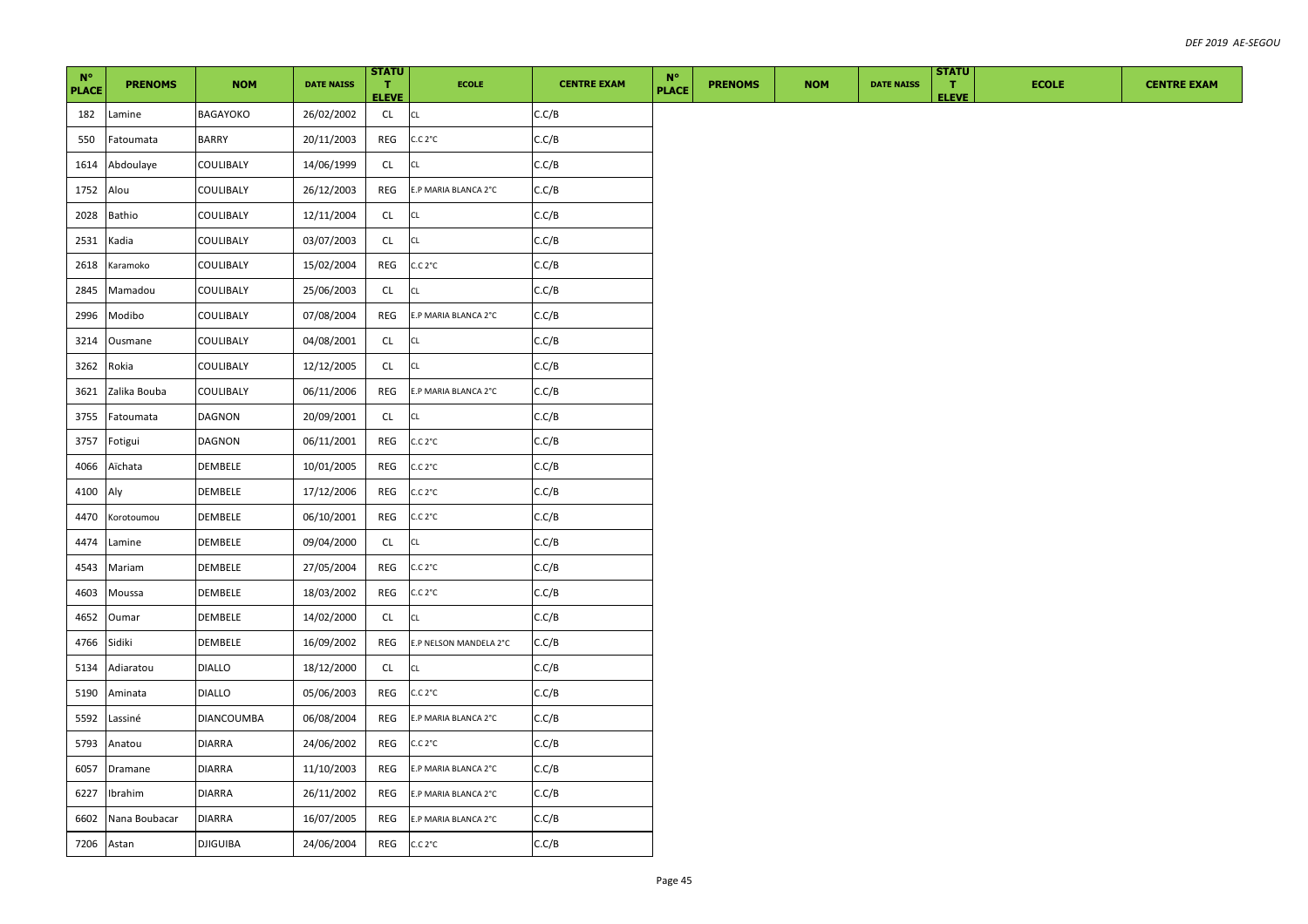| N° PLACE | PRENOMS | NOM | DATE NAISS | STATUT ELEVE | ECOLE | CENTRE EXAM | N° PLACE | PRENOMS | NOM | DATE NAISS | STATUT ELEVE | ECOLE | CENTRE EXAM |
|---|---|---|---|---|---|---|---|---|---|---|---|---|---|
| 182 | Lamine | BAGAYOKO | 26/02/2002 | CL | CL | C.C/B | | | | | | | |
| 550 | Fatoumata | BARRY | 20/11/2003 | REG | C.C 2°C | C.C/B | | | | | | | |
| 1614 | Abdoulaye | COULIBALY | 14/06/1999 | CL | CL | C.C/B | | | | | | | |
| 1752 | Alou | COULIBALY | 26/12/2003 | REG | E.P MARIA BLANCA 2°C | C.C/B | | | | | | | |
| 2028 | Bathio | COULIBALY | 12/11/2004 | CL | CL | C.C/B | | | | | | | |
| 2531 | Kadia | COULIBALY | 03/07/2003 | CL | CL | C.C/B | | | | | | | |
| 2618 | Karamoko | COULIBALY | 15/02/2004 | REG | C.C 2°C | C.C/B | | | | | | | |
| 2845 | Mamadou | COULIBALY | 25/06/2003 | CL | CL | C.C/B | | | | | | | |
| 2996 | Modibo | COULIBALY | 07/08/2004 | REG | E.P MARIA BLANCA 2°C | C.C/B | | | | | | | |
| 3214 | Ousmane | COULIBALY | 04/08/2001 | CL | CL | C.C/B | | | | | | | |
| 3262 | Rokia | COULIBALY | 12/12/2005 | CL | CL | C.C/B | | | | | | | |
| 3621 | Zalika Bouba | COULIBALY | 06/11/2006 | REG | E.P MARIA BLANCA 2°C | C.C/B | | | | | | | |
| 3755 | Fatoumata | DAGNON | 20/09/2001 | CL | CL | C.C/B | | | | | | | |
| 3757 | Fotigui | DAGNON | 06/11/2001 | REG | C.C 2°C | C.C/B | | | | | | | |
| 4066 | Aïchata | DEMBELE | 10/01/2005 | REG | C.C 2°C | C.C/B | | | | | | | |
| 4100 | Aly | DEMBELE | 17/12/2006 | REG | C.C 2°C | C.C/B | | | | | | | |
| 4470 | Korotoumou | DEMBELE | 06/10/2001 | REG | C.C 2°C | C.C/B | | | | | | | |
| 4474 | Lamine | DEMBELE | 09/04/2000 | CL | CL | C.C/B | | | | | | | |
| 4543 | Mariam | DEMBELE | 27/05/2004 | REG | C.C 2°C | C.C/B | | | | | | | |
| 4603 | Moussa | DEMBELE | 18/03/2002 | REG | C.C 2°C | C.C/B | | | | | | | |
| 4652 | Oumar | DEMBELE | 14/02/2000 | CL | CL | C.C/B | | | | | | | |
| 4766 | Sidiki | DEMBELE | 16/09/2002 | REG | E.P NELSON MANDELA 2°C | C.C/B | | | | | | | |
| 5134 | Adiaratou | DIALLO | 18/12/2000 | CL | CL | C.C/B | | | | | | | |
| 5190 | Aminata | DIALLO | 05/06/2003 | REG | C.C 2°C | C.C/B | | | | | | | |
| 5592 | Lassiné | DIANCOUMBA | 06/08/2004 | REG | E.P MARIA BLANCA 2°C | C.C/B | | | | | | | |
| 5793 | Anatou | DIARRA | 24/06/2002 | REG | C.C 2°C | C.C/B | | | | | | | |
| 6057 | Dramane | DIARRA | 11/10/2003 | REG | E.P MARIA BLANCA 2°C | C.C/B | | | | | | | |
| 6227 | Ibrahim | DIARRA | 26/11/2002 | REG | E.P MARIA BLANCA 2°C | C.C/B | | | | | | | |
| 6602 | Nana Boubacar | DIARRA | 16/07/2005 | REG | E.P MARIA BLANCA 2°C | C.C/B | | | | | | | |
| 7206 | Astan | DJIGUIBA | 24/06/2004 | REG | C.C 2°C | C.C/B | | | | | | | |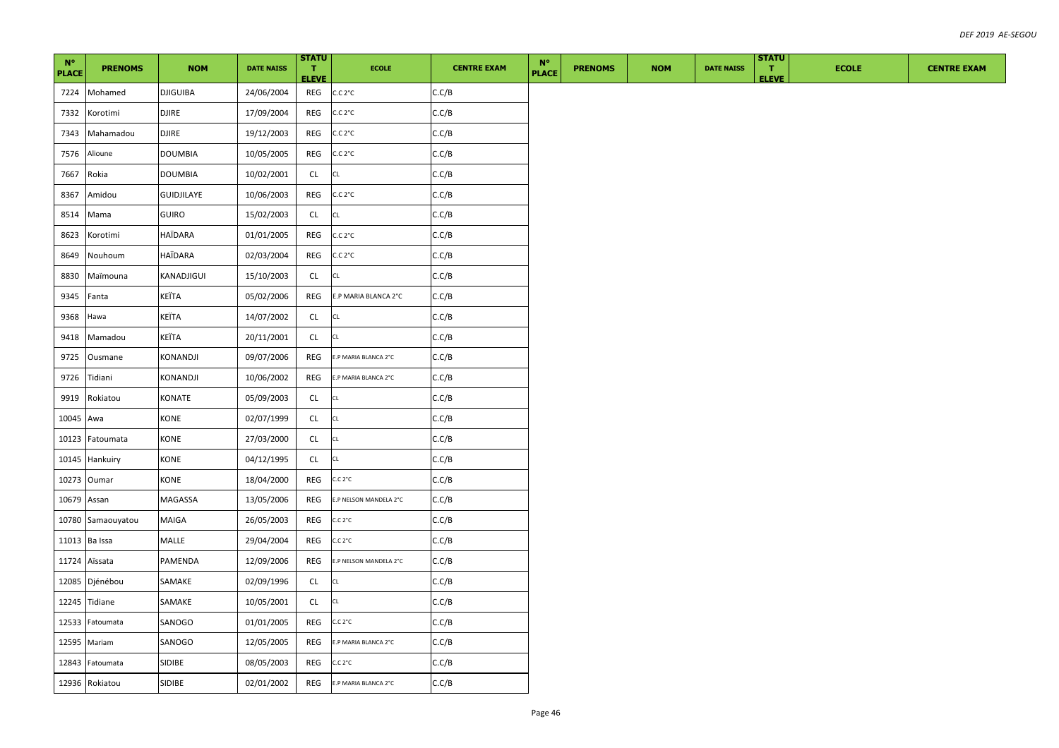| N° PLACE | PRENOMS | NOM | DATE NAISS | STATUT ELEVE | ECOLE | CENTRE EXAM | N° PLACE | PRENOMS | NOM | DATE NAISS | STATUT ELEVE | ECOLE | CENTRE EXAM |
|---|---|---|---|---|---|---|---|---|---|---|---|---|---|
| 7224 | Mohamed | DJIGUIBA | 24/06/2004 | REG | C.C 2°C | C.C/B | | | | | | | |
| 7332 | Korotimi | DJIRE | 17/09/2004 | REG | C.C 2°C | C.C/B | | | | | | | |
| 7343 | Mahamadou | DJIRE | 19/12/2003 | REG | C.C 2°C | C.C/B | | | | | | | |
| 7576 | Alioune | DOUMBIA | 10/05/2005 | REG | C.C 2°C | C.C/B | | | | | | | |
| 7667 | Rokia | DOUMBIA | 10/02/2001 | CL | CL | C.C/B | | | | | | | |
| 8367 | Amidou | GUIDJILAYE | 10/06/2003 | REG | C.C 2°C | C.C/B | | | | | | | |
| 8514 | Mama | GUIRO | 15/02/2003 | CL | CL | C.C/B | | | | | | | |
| 8623 | Korotimi | HAÏDARA | 01/01/2005 | REG | C.C 2°C | C.C/B | | | | | | | |
| 8649 | Nouhoum | HAÏDARA | 02/03/2004 | REG | C.C 2°C | C.C/B | | | | | | | |
| 8830 | Maïmouna | KANADJIGUI | 15/10/2003 | CL | CL | C.C/B | | | | | | | |
| 9345 | Fanta | KEÏTA | 05/02/2006 | REG | E.P MARIA BLANCA 2°C | C.C/B | | | | | | | |
| 9368 | Hawa | KEÏTA | 14/07/2002 | CL | CL | C.C/B | | | | | | | |
| 9418 | Mamadou | KEÏTA | 20/11/2001 | CL | CL | C.C/B | | | | | | | |
| 9725 | Ousmane | KONANDJI | 09/07/2006 | REG | E.P MARIA BLANCA 2°C | C.C/B | | | | | | | |
| 9726 | Tidiani | KONANDJI | 10/06/2002 | REG | E.P MARIA BLANCA 2°C | C.C/B | | | | | | | |
| 9919 | Rokiatou | KONATE | 05/09/2003 | CL | CL | C.C/B | | | | | | | |
| 10045 | Awa | KONE | 02/07/1999 | CL | CL | C.C/B | | | | | | | |
| 10123 | Fatoumata | KONE | 27/03/2000 | CL | CL | C.C/B | | | | | | | |
| 10145 | Hankuiry | KONE | 04/12/1995 | CL | CL | C.C/B | | | | | | | |
| 10273 | Oumar | KONE | 18/04/2000 | REG | C.C 2°C | C.C/B | | | | | | | |
| 10679 | Assan | MAGASSA | 13/05/2006 | REG | E.P NELSON MANDELA 2°C | C.C/B | | | | | | | |
| 10780 | Samaouyatou | MAIGA | 26/05/2003 | REG | C.C 2°C | C.C/B | | | | | | | |
| 11013 | Ba Issa | MALLE | 29/04/2004 | REG | C.C 2°C | C.C/B | | | | | | | |
| 11724 | Aïssata | PAMENDA | 12/09/2006 | REG | E.P NELSON MANDELA 2°C | C.C/B | | | | | | | |
| 12085 | Djénébou | SAMAKE | 02/09/1996 | CL | CL | C.C/B | | | | | | | |
| 12245 | Tidiane | SAMAKE | 10/05/2001 | CL | CL | C.C/B | | | | | | | |
| 12533 | Fatoumata | SANOGO | 01/01/2005 | REG | C.C 2°C | C.C/B | | | | | | | |
| 12595 | Mariam | SANOGO | 12/05/2005 | REG | E.P MARIA BLANCA 2°C | C.C/B | | | | | | | |
| 12843 | Fatoumata | SIDIBE | 08/05/2003 | REG | C.C 2°C | C.C/B | | | | | | | |
| 12936 | Rokiatou | SIDIBE | 02/01/2002 | REG | E.P MARIA BLANCA 2°C | C.C/B | | | | | | | |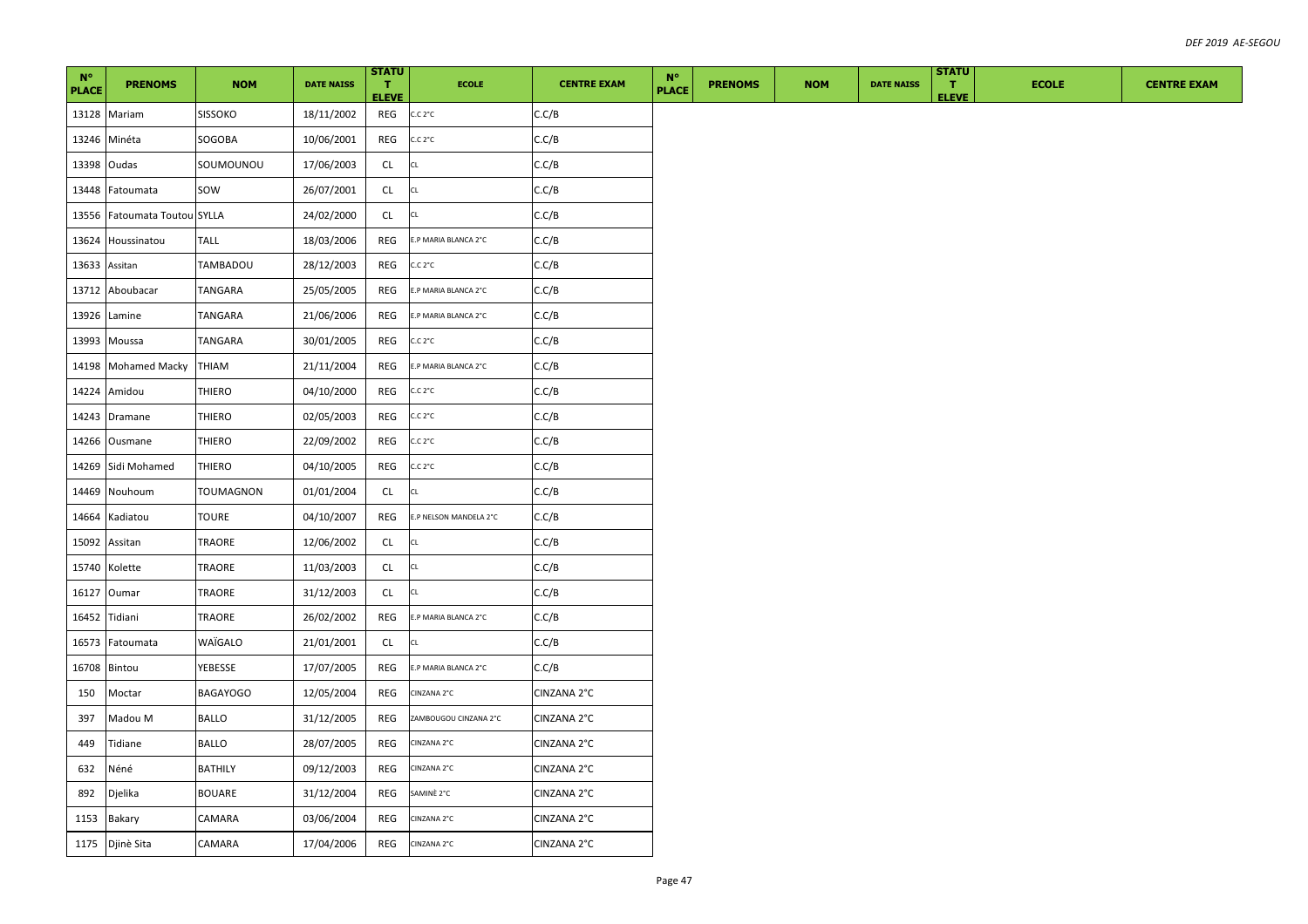| N° PLACE | PRENOMS | NOM | DATE NAISS | STATUT ELEVE | ECOLE | CENTRE EXAM | N° PLACE | PRENOMS | NOM | DATE NAISS | STATUT ELEVE | ECOLE | CENTRE EXAM |
|---|---|---|---|---|---|---|---|---|---|---|---|---|---|
| 13128 | Mariam | SISSOKO | 18/11/2002 | REG | C.C 2°C | C.C/B | | | | | | | |
| 13246 | Minéta | SOGOBA | 10/06/2001 | REG | C.C 2°C | C.C/B | | | | | | | |
| 13398 | Oudas | SOUMOUNOU | 17/06/2003 | CL | CL | C.C/B | | | | | | | |
| 13448 | Fatoumata | SOW | 26/07/2001 | CL | CL | C.C/B | | | | | | | |
| 13556 | Fatoumata Toutou | SYLLA | 24/02/2000 | CL | CL | C.C/B | | | | | | | |
| 13624 | Houssinatou | TALL | 18/03/2006 | REG | E.P MARIA BLANCA 2°C | C.C/B | | | | | | | |
| 13633 | Assitan | TAMBADOU | 28/12/2003 | REG | C.C 2°C | C.C/B | | | | | | | |
| 13712 | Aboubacar | TANGARA | 25/05/2005 | REG | E.P MARIA BLANCA 2°C | C.C/B | | | | | | | |
| 13926 | Lamine | TANGARA | 21/06/2006 | REG | E.P MARIA BLANCA 2°C | C.C/B | | | | | | | |
| 13993 | Moussa | TANGARA | 30/01/2005 | REG | C.C 2°C | C.C/B | | | | | | | |
| 14198 | Mohamed Macky | THIAM | 21/11/2004 | REG | E.P MARIA BLANCA 2°C | C.C/B | | | | | | | |
| 14224 | Amidou | THIERO | 04/10/2000 | REG | C.C 2°C | C.C/B | | | | | | | |
| 14243 | Dramane | THIERO | 02/05/2003 | REG | C.C 2°C | C.C/B | | | | | | | |
| 14266 | Ousmane | THIERO | 22/09/2002 | REG | C.C 2°C | C.C/B | | | | | | | |
| 14269 | Sidi Mohamed | THIERO | 04/10/2005 | REG | C.C 2°C | C.C/B | | | | | | | |
| 14469 | Nouhoum | TOUMAGNON | 01/01/2004 | CL | CL | C.C/B | | | | | | | |
| 14664 | Kadiatou | TOURE | 04/10/2007 | REG | E.P NELSON MANDELA 2°C | C.C/B | | | | | | | |
| 15092 | Assitan | TRAORE | 12/06/2002 | CL | CL | C.C/B | | | | | | | |
| 15740 | Kolette | TRAORE | 11/03/2003 | CL | CL | C.C/B | | | | | | | |
| 16127 | Oumar | TRAORE | 31/12/2003 | CL | CL | C.C/B | | | | | | | |
| 16452 | Tidiani | TRAORE | 26/02/2002 | REG | E.P MARIA BLANCA 2°C | C.C/B | | | | | | | |
| 16573 | Fatoumata | WAÏGALO | 21/01/2001 | CL | CL | C.C/B | | | | | | | |
| 16708 | Bintou | YEBESSE | 17/07/2005 | REG | E.P MARIA BLANCA 2°C | C.C/B | | | | | | | |
| 150 | Moctar | BAGAYOGO | 12/05/2004 | REG | CINZANA 2°C | CINZANA 2°C | | | | | | | |
| 397 | Madou M | BALLO | 31/12/2005 | REG | ZAMBOUGOU CINZANA 2°C | CINZANA 2°C | | | | | | | |
| 449 | Tidiane | BALLO | 28/07/2005 | REG | CINZANA 2°C | CINZANA 2°C | | | | | | | |
| 632 | Néné | BATHILY | 09/12/2003 | REG | CINZANA 2°C | CINZANA 2°C | | | | | | | |
| 892 | Djelika | BOUARE | 31/12/2004 | REG | SAMINÈ 2°C | CINZANA 2°C | | | | | | | |
| 1153 | Bakary | CAMARA | 03/06/2004 | REG | CINZANA 2°C | CINZANA 2°C | | | | | | | |
| 1175 | Djinè Sita | CAMARA | 17/04/2006 | REG | CINZANA 2°C | CINZANA 2°C | | | | | | | |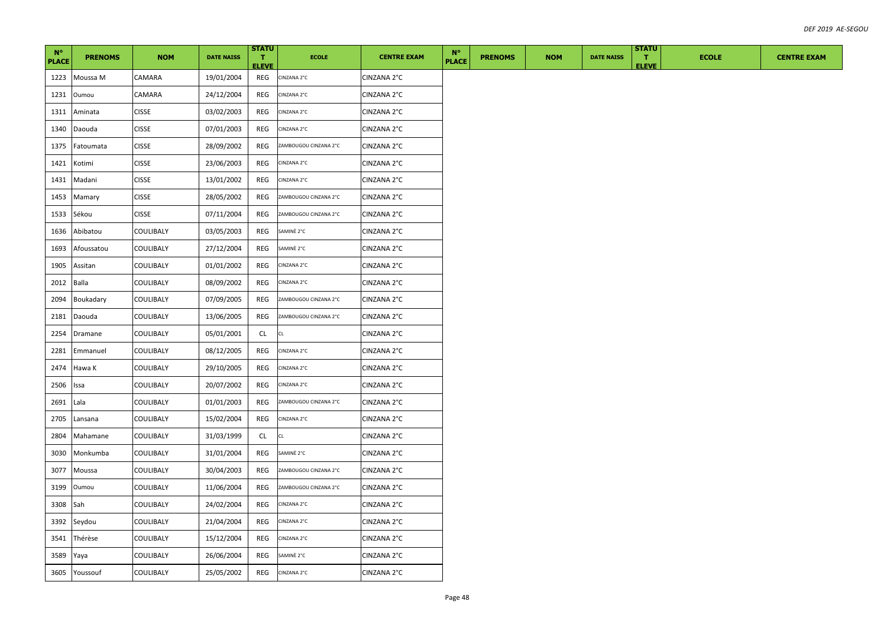| N° PLACE | PRENOMS | NOM | DATE NAISS | STATUT ELEVE | ECOLE | CENTRE EXAM | N° PLACE | PRENOMS | NOM | DATE NAISS | STATUT ELEVE | ECOLE | CENTRE EXAM |
|---|---|---|---|---|---|---|---|---|---|---|---|---|---|
| 1223 | Moussa M | CAMARA | 19/01/2004 | REG | CINZANA 2°C | CINZANA 2°C | | | | | | | |
| 1231 | Oumou | CAMARA | 24/12/2004 | REG | CINZANA 2°C | CINZANA 2°C | | | | | | | |
| 1311 | Aminata | CISSE | 03/02/2003 | REG | CINZANA 2°C | CINZANA 2°C | | | | | | | |
| 1340 | Daouda | CISSE | 07/01/2003 | REG | CINZANA 2°C | CINZANA 2°C | | | | | | | |
| 1375 | Fatoumata | CISSE | 28/09/2002 | REG | ZAMBOUGOU CINZANA 2°C | CINZANA 2°C | | | | | | | |
| 1421 | Kotimi | CISSE | 23/06/2003 | REG | CINZANA 2°C | CINZANA 2°C | | | | | | | |
| 1431 | Madani | CISSE | 13/01/2002 | REG | CINZANA 2°C | CINZANA 2°C | | | | | | | |
| 1453 | Mamary | CISSE | 28/05/2002 | REG | ZAMBOUGOU CINZANA 2°C | CINZANA 2°C | | | | | | | |
| 1533 | Sékou | CISSE | 07/11/2004 | REG | ZAMBOUGOU CINZANA 2°C | CINZANA 2°C | | | | | | | |
| 1636 | Abibatou | COULIBALY | 03/05/2003 | REG | SAMINÈ 2°C | CINZANA 2°C | | | | | | | |
| 1693 | Afoussatou | COULIBALY | 27/12/2004 | REG | SAMINÈ 2°C | CINZANA 2°C | | | | | | | |
| 1905 | Assitan | COULIBALY | 01/01/2002 | REG | CINZANA 2°C | CINZANA 2°C | | | | | | | |
| 2012 | Balla | COULIBALY | 08/09/2002 | REG | CINZANA 2°C | CINZANA 2°C | | | | | | | |
| 2094 | Boukadary | COULIBALY | 07/09/2005 | REG | ZAMBOUGOU CINZANA 2°C | CINZANA 2°C | | | | | | | |
| 2181 | Daouda | COULIBALY | 13/06/2005 | REG | ZAMBOUGOU CINZANA 2°C | CINZANA 2°C | | | | | | | |
| 2254 | Dramane | COULIBALY | 05/01/2001 | CL | CL | CINZANA 2°C | | | | | | | |
| 2281 | Emmanuel | COULIBALY | 08/12/2005 | REG | CINZANA 2°C | CINZANA 2°C | | | | | | | |
| 2474 | Hawa K | COULIBALY | 29/10/2005 | REG | CINZANA 2°C | CINZANA 2°C | | | | | | | |
| 2506 | Issa | COULIBALY | 20/07/2002 | REG | CINZANA 2°C | CINZANA 2°C | | | | | | | |
| 2691 | Lala | COULIBALY | 01/01/2003 | REG | ZAMBOUGOU CINZANA 2°C | CINZANA 2°C | | | | | | | |
| 2705 | Lansana | COULIBALY | 15/02/2004 | REG | CINZANA 2°C | CINZANA 2°C | | | | | | | |
| 2804 | Mahamane | COULIBALY | 31/03/1999 | CL | CL | CINZANA 2°C | | | | | | | |
| 3030 | Monkumba | COULIBALY | 31/01/2004 | REG | SAMINÈ 2°C | CINZANA 2°C | | | | | | | |
| 3077 | Moussa | COULIBALY | 30/04/2003 | REG | ZAMBOUGOU CINZANA 2°C | CINZANA 2°C | | | | | | | |
| 3199 | Oumou | COULIBALY | 11/06/2004 | REG | ZAMBOUGOU CINZANA 2°C | CINZANA 2°C | | | | | | | |
| 3308 | Sah | COULIBALY | 24/02/2004 | REG | CINZANA 2°C | CINZANA 2°C | | | | | | | |
| 3392 | Seydou | COULIBALY | 21/04/2004 | REG | CINZANA 2°C | CINZANA 2°C | | | | | | | |
| 3541 | Thérèse | COULIBALY | 15/12/2004 | REG | CINZANA 2°C | CINZANA 2°C | | | | | | | |
| 3589 | Yaya | COULIBALY | 26/06/2004 | REG | SAMINÈ 2°C | CINZANA 2°C | | | | | | | |
| 3605 | Youssouf | COULIBALY | 25/05/2002 | REG | CINZANA 2°C | CINZANA 2°C | | | | | | | |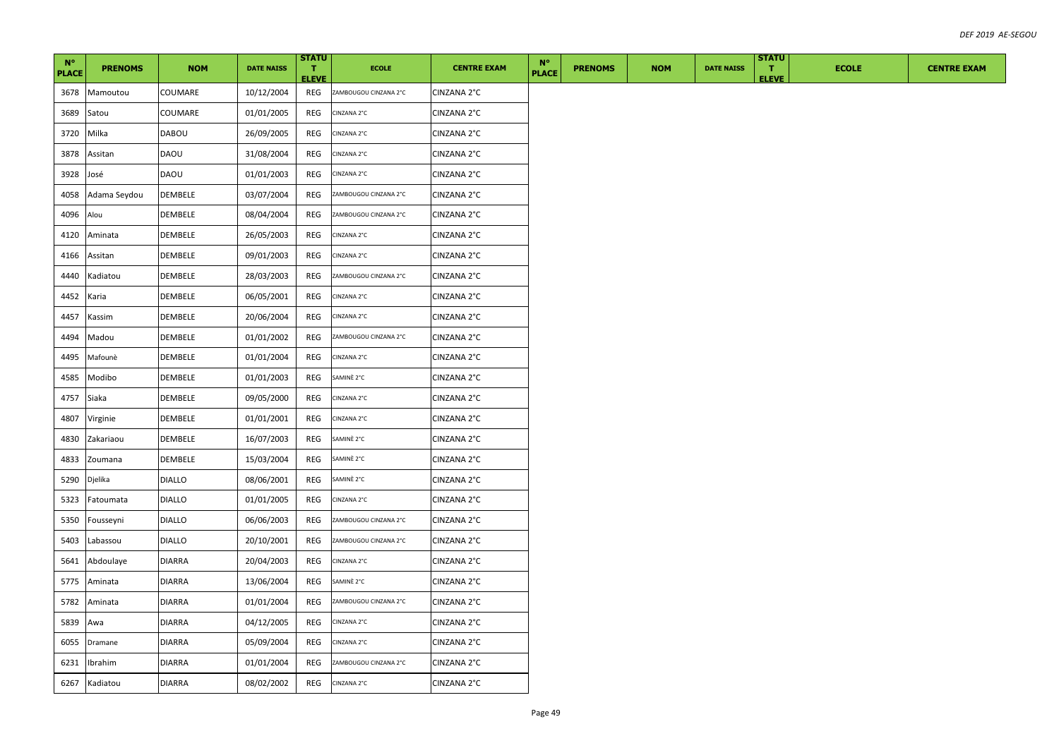| N° PLACE | PRENOMS | NOM | DATE NAISS | STATUT ELEVE | ECOLE | CENTRE EXAM | N° PLACE | PRENOMS | NOM | DATE NAISS | STATUT ELEVE | ECOLE | CENTRE EXAM |
|---|---|---|---|---|---|---|---|---|---|---|---|---|---|
| 3678 | Mamoutou | COUMARE | 10/12/2004 | REG | ZAMBOUGOU CINZANA 2°C | CINZANA 2°C | | | | | | | |
| 3689 | Satou | COUMARE | 01/01/2005 | REG | CINZANA 2°C | CINZANA 2°C | | | | | | | |
| 3720 | Milka | DABOU | 26/09/2005 | REG | CINZANA 2°C | CINZANA 2°C | | | | | | | |
| 3878 | Assitan | DAOU | 31/08/2004 | REG | CINZANA 2°C | CINZANA 2°C | | | | | | | |
| 3928 | José | DAOU | 01/01/2003 | REG | CINZANA 2°C | CINZANA 2°C | | | | | | | |
| 4058 | Adama Seydou | DEMBELE | 03/07/2004 | REG | ZAMBOUGOU CINZANA 2°C | CINZANA 2°C | | | | | | | |
| 4096 | Alou | DEMBELE | 08/04/2004 | REG | ZAMBOUGOU CINZANA 2°C | CINZANA 2°C | | | | | | | |
| 4120 | Aminata | DEMBELE | 26/05/2003 | REG | CINZANA 2°C | CINZANA 2°C | | | | | | | |
| 4166 | Assitan | DEMBELE | 09/01/2003 | REG | CINZANA 2°C | CINZANA 2°C | | | | | | | |
| 4440 | Kadiatou | DEMBELE | 28/03/2003 | REG | ZAMBOUGOU CINZANA 2°C | CINZANA 2°C | | | | | | | |
| 4452 | Karia | DEMBELE | 06/05/2001 | REG | CINZANA 2°C | CINZANA 2°C | | | | | | | |
| 4457 | Kassim | DEMBELE | 20/06/2004 | REG | CINZANA 2°C | CINZANA 2°C | | | | | | | |
| 4494 | Madou | DEMBELE | 01/01/2002 | REG | ZAMBOUGOU CINZANA 2°C | CINZANA 2°C | | | | | | | |
| 4495 | Mafounè | DEMBELE | 01/01/2004 | REG | CINZANA 2°C | CINZANA 2°C | | | | | | | |
| 4585 | Modibo | DEMBELE | 01/01/2003 | REG | SAMINÈ 2°C | CINZANA 2°C | | | | | | | |
| 4757 | Siaka | DEMBELE | 09/05/2000 | REG | CINZANA 2°C | CINZANA 2°C | | | | | | | |
| 4807 | Virginie | DEMBELE | 01/01/2001 | REG | CINZANA 2°C | CINZANA 2°C | | | | | | | |
| 4830 | Zakariaou | DEMBELE | 16/07/2003 | REG | SAMINÈ 2°C | CINZANA 2°C | | | | | | | |
| 4833 | Zoumana | DEMBELE | 15/03/2004 | REG | SAMINÈ 2°C | CINZANA 2°C | | | | | | | |
| 5290 | Djelika | DIALLO | 08/06/2001 | REG | SAMINÈ 2°C | CINZANA 2°C | | | | | | | |
| 5323 | Fatoumata | DIALLO | 01/01/2005 | REG | CINZANA 2°C | CINZANA 2°C | | | | | | | |
| 5350 | Fousseyni | DIALLO | 06/06/2003 | REG | ZAMBOUGOU CINZANA 2°C | CINZANA 2°C | | | | | | | |
| 5403 | Labassou | DIALLO | 20/10/2001 | REG | ZAMBOUGOU CINZANA 2°C | CINZANA 2°C | | | | | | | |
| 5641 | Abdoulaye | DIARRA | 20/04/2003 | REG | CINZANA 2°C | CINZANA 2°C | | | | | | | |
| 5775 | Aminata | DIARRA | 13/06/2004 | REG | SAMINÈ 2°C | CINZANA 2°C | | | | | | | |
| 5782 | Aminata | DIARRA | 01/01/2004 | REG | ZAMBOUGOU CINZANA 2°C | CINZANA 2°C | | | | | | | |
| 5839 | Awa | DIARRA | 04/12/2005 | REG | CINZANA 2°C | CINZANA 2°C | | | | | | | |
| 6055 | Dramane | DIARRA | 05/09/2004 | REG | CINZANA 2°C | CINZANA 2°C | | | | | | | |
| 6231 | Ibrahim | DIARRA | 01/01/2004 | REG | ZAMBOUGOU CINZANA 2°C | CINZANA 2°C | | | | | | | |
| 6267 | Kadiatou | DIARRA | 08/02/2002 | REG | CINZANA 2°C | CINZANA 2°C | | | | | | | |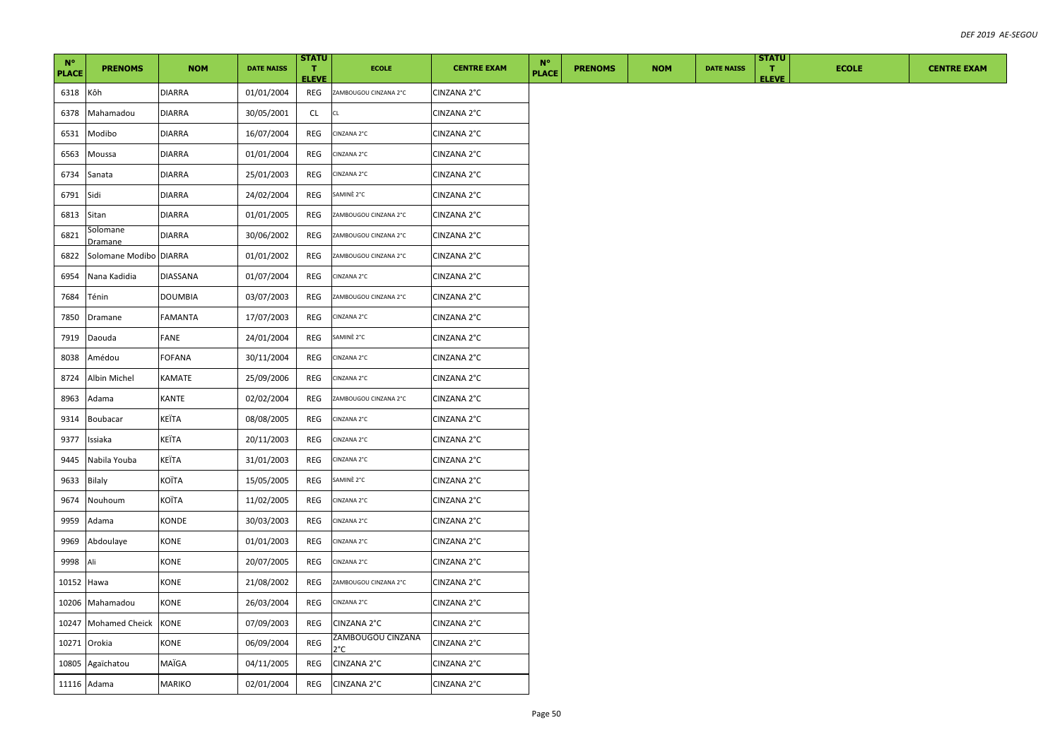| N° PLACE | PRENOMS | NOM | DATE NAISS | STATUT ELEVE | ECOLE | CENTRE EXAM | N° PLACE | PRENOMS | NOM | DATE NAISS | STATUT ELEVE | ECOLE | CENTRE EXAM |
|---|---|---|---|---|---|---|---|---|---|---|---|---|---|
| 6318 | Kôh | DIARRA | 01/01/2004 | REG | ZAMBOUGOU CINZANA 2°C | CINZANA 2°C | | | | | | | |
| 6378 | Mahamadou | DIARRA | 30/05/2001 | CL | CL | CINZANA 2°C | | | | | | | |
| 6531 | Modibo | DIARRA | 16/07/2004 | REG | CINZANA 2°C | CINZANA 2°C | | | | | | | |
| 6563 | Moussa | DIARRA | 01/01/2004 | REG | CINZANA 2°C | CINZANA 2°C | | | | | | | |
| 6734 | Sanata | DIARRA | 25/01/2003 | REG | CINZANA 2°C | CINZANA 2°C | | | | | | | |
| 6791 | Sidi | DIARRA | 24/02/2004 | REG | SAMINÈ 2°C | CINZANA 2°C | | | | | | | |
| 6813 | Sitan | DIARRA | 01/01/2005 | REG | ZAMBOUGOU CINZANA 2°C | CINZANA 2°C | | | | | | | |
| 6821 | Solomane Dramane | DIARRA | 30/06/2002 | REG | ZAMBOUGOU CINZANA 2°C | CINZANA 2°C | | | | | | | |
| 6822 | Solomane Modibo | DIARRA | 01/01/2002 | REG | ZAMBOUGOU CINZANA 2°C | CINZANA 2°C | | | | | | | |
| 6954 | Nana Kadidia | DIASSANA | 01/07/2004 | REG | CINZANA 2°C | CINZANA 2°C | | | | | | | |
| 7684 | Ténin | DOUMBIA | 03/07/2003 | REG | ZAMBOUGOU CINZANA 2°C | CINZANA 2°C | | | | | | | |
| 7850 | Dramane | FAMANTA | 17/07/2003 | REG | CINZANA 2°C | CINZANA 2°C | | | | | | | |
| 7919 | Daouda | FANE | 24/01/2004 | REG | SAMINÈ 2°C | CINZANA 2°C | | | | | | | |
| 8038 | Amédou | FOFANA | 30/11/2004 | REG | CINZANA 2°C | CINZANA 2°C | | | | | | | |
| 8724 | Albin Michel | KAMATE | 25/09/2006 | REG | CINZANA 2°C | CINZANA 2°C | | | | | | | |
| 8963 | Adama | KANTE | 02/02/2004 | REG | ZAMBOUGOU CINZANA 2°C | CINZANA 2°C | | | | | | | |
| 9314 | Boubacar | KEÏTA | 08/08/2005 | REG | CINZANA 2°C | CINZANA 2°C | | | | | | | |
| 9377 | Issiaka | KEÏTA | 20/11/2003 | REG | CINZANA 2°C | CINZANA 2°C | | | | | | | |
| 9445 | Nabila Youba | KEÏTA | 31/01/2003 | REG | CINZANA 2°C | CINZANA 2°C | | | | | | | |
| 9633 | Bilaly | KOÏTA | 15/05/2005 | REG | SAMINÈ 2°C | CINZANA 2°C | | | | | | | |
| 9674 | Nouhoum | KOÏTA | 11/02/2005 | REG | CINZANA 2°C | CINZANA 2°C | | | | | | | |
| 9959 | Adama | KONDE | 30/03/2003 | REG | CINZANA 2°C | CINZANA 2°C | | | | | | | |
| 9969 | Abdoulaye | KONE | 01/01/2003 | REG | CINZANA 2°C | CINZANA 2°C | | | | | | | |
| 9998 | Ali | KONE | 20/07/2005 | REG | CINZANA 2°C | CINZANA 2°C | | | | | | | |
| 10152 | Hawa | KONE | 21/08/2002 | REG | ZAMBOUGOU CINZANA 2°C | CINZANA 2°C | | | | | | | |
| 10206 | Mahamadou | KONE | 26/03/2004 | REG | CINZANA 2°C | CINZANA 2°C | | | | | | | |
| 10247 | Mohamed Cheick | KONE | 07/09/2003 | REG | CINZANA 2°C | CINZANA 2°C | | | | | | | |
| 10271 | Orokia | KONE | 06/09/2004 | REG | ZAMBOUGOU CINZANA 2°C | CINZANA 2°C | | | | | | | |
| 10805 | Agaïchatou | MAÏGA | 04/11/2005 | REG | CINZANA 2°C | CINZANA 2°C | | | | | | | |
| 11116 | Adama | MARIKO | 02/01/2004 | REG | CINZANA 2°C | CINZANA 2°C | | | | | | | |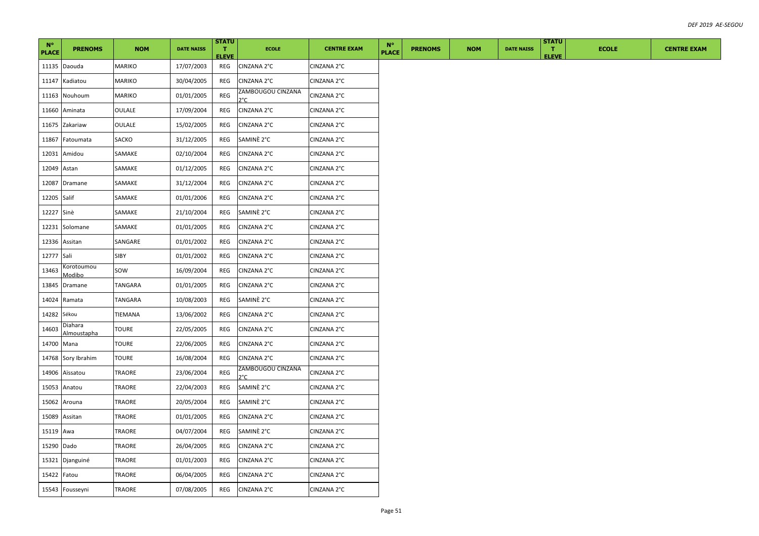| N° PLACE | PRENOMS | NOM | DATE NAISS | STATUT ELEVE | ECOLE | CENTRE EXAM | N° PLACE | PRENOMS | NOM | DATE NAISS | STATUT ELEVE | ECOLE | CENTRE EXAM |
|---|---|---|---|---|---|---|---|---|---|---|---|---|---|
| 11135 | Daouda | MARIKO | 17/07/2003 | REG | CINZANA 2°C | CINZANA 2°C | | | | | | | |
| 11147 | Kadiatou | MARIKO | 30/04/2005 | REG | CINZANA 2°C | CINZANA 2°C | | | | | | | |
| 11163 | Nouhoum | MARIKO | 01/01/2005 | REG | ZAMBOUGOU CINZANA 2°C | CINZANA 2°C | | | | | | | |
| 11660 | Aminata | OULALE | 17/09/2004 | REG | CINZANA 2°C | CINZANA 2°C | | | | | | | |
| 11675 | Zakariaw | OULALE | 15/02/2005 | REG | CINZANA 2°C | CINZANA 2°C | | | | | | | |
| 11867 | Fatoumata | SACKO | 31/12/2005 | REG | SAMINÈ 2°C | CINZANA 2°C | | | | | | | |
| 12031 | Amidou | SAMAKE | 02/10/2004 | REG | CINZANA 2°C | CINZANA 2°C | | | | | | | |
| 12049 | Astan | SAMAKE | 01/12/2005 | REG | CINZANA 2°C | CINZANA 2°C | | | | | | | |
| 12087 | Dramane | SAMAKE | 31/12/2004 | REG | CINZANA 2°C | CINZANA 2°C | | | | | | | |
| 12205 | Salif | SAMAKE | 01/01/2006 | REG | CINZANA 2°C | CINZANA 2°C | | | | | | | |
| 12227 | Sinè | SAMAKE | 21/10/2004 | REG | SAMINÈ 2°C | CINZANA 2°C | | | | | | | |
| 12231 | Solomane | SAMAKE | 01/01/2005 | REG | CINZANA 2°C | CINZANA 2°C | | | | | | | |
| 12336 | Assitan | SANGARE | 01/01/2002 | REG | CINZANA 2°C | CINZANA 2°C | | | | | | | |
| 12777 | Sali | SIBY | 01/01/2002 | REG | CINZANA 2°C | CINZANA 2°C | | | | | | | |
| 13463 | Korotoumou Modibo | SOW | 16/09/2004 | REG | CINZANA 2°C | CINZANA 2°C | | | | | | | |
| 13845 | Dramane | TANGARA | 01/01/2005 | REG | CINZANA 2°C | CINZANA 2°C | | | | | | | |
| 14024 | Ramata | TANGARA | 10/08/2003 | REG | SAMINÈ 2°C | CINZANA 2°C | | | | | | | |
| 14282 | Sékou | TIEMANA | 13/06/2002 | REG | CINZANA 2°C | CINZANA 2°C | | | | | | | |
| 14603 | Diahara Almoustapha | TOURE | 22/05/2005 | REG | CINZANA 2°C | CINZANA 2°C | | | | | | | |
| 14700 | Mana | TOURE | 22/06/2005 | REG | CINZANA 2°C | CINZANA 2°C | | | | | | | |
| 14768 | Sory Ibrahim | TOURE | 16/08/2004 | REG | CINZANA 2°C | CINZANA 2°C | | | | | | | |
| 14906 | Aïssatou | TRAORE | 23/06/2004 | REG | ZAMBOUGOU CINZANA 2°C | CINZANA 2°C | | | | | | | |
| 15053 | Anatou | TRAORE | 22/04/2003 | REG | SAMINÈ 2°C | CINZANA 2°C | | | | | | | |
| 15062 | Arouna | TRAORE | 20/05/2004 | REG | SAMINÈ 2°C | CINZANA 2°C | | | | | | | |
| 15089 | Assitan | TRAORE | 01/01/2005 | REG | CINZANA 2°C | CINZANA 2°C | | | | | | | |
| 15119 | Awa | TRAORE | 04/07/2004 | REG | SAMINÈ 2°C | CINZANA 2°C | | | | | | | |
| 15290 | Dado | TRAORE | 26/04/2005 | REG | CINZANA 2°C | CINZANA 2°C | | | | | | | |
| 15321 | Djanguiné | TRAORE | 01/01/2003 | REG | CINZANA 2°C | CINZANA 2°C | | | | | | | |
| 15422 | Fatou | TRAORE | 06/04/2005 | REG | CINZANA 2°C | CINZANA 2°C | | | | | | | |
| 15543 | Fousseyni | TRAORE | 07/08/2005 | REG | CINZANA 2°C | CINZANA 2°C | | | | | | | |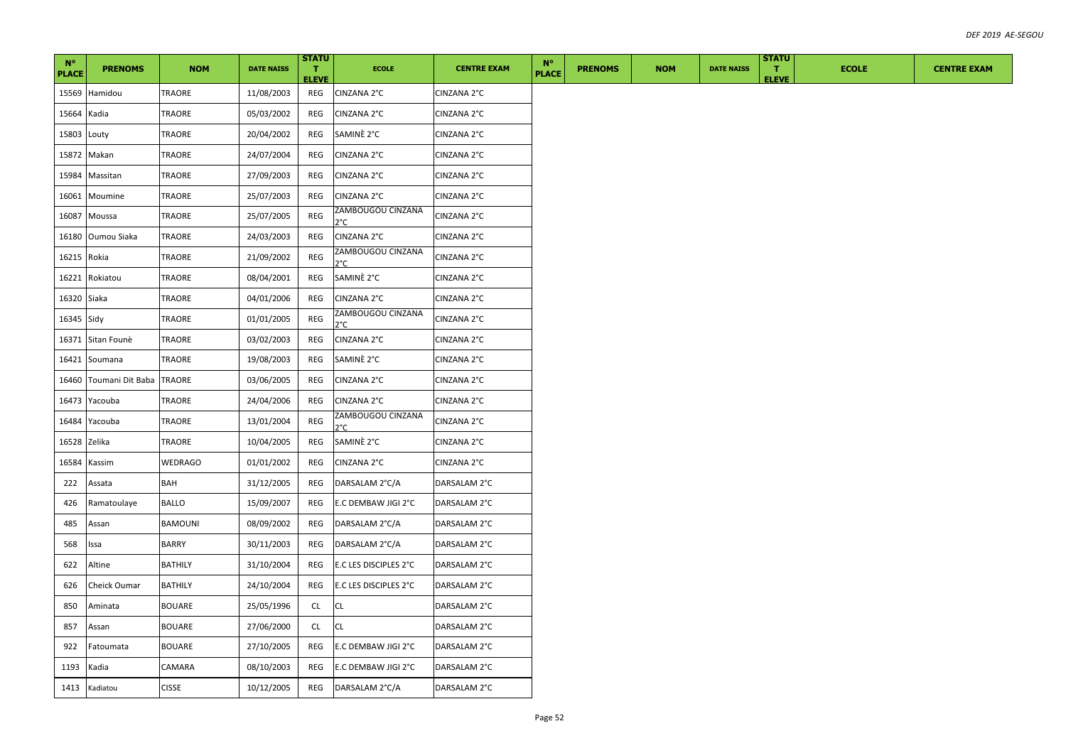| N° PLACE | PRENOMS | NOM | DATE NAISS | STATUT ELEVE | ECOLE | CENTRE EXAM | N° PLACE | PRENOMS | NOM | DATE NAISS | STATUT ELEVE | ECOLE | CENTRE EXAM |
|---|---|---|---|---|---|---|---|---|---|---|---|---|---|
| 15569 | Hamidou | TRAORE | 11/08/2003 | REG | CINZANA 2°C | CINZANA 2°C | | | | | | | |
| 15664 | Kadia | TRAORE | 05/03/2002 | REG | CINZANA 2°C | CINZANA 2°C | | | | | | | |
| 15803 | Louty | TRAORE | 20/04/2002 | REG | SAMINÈ 2°C | CINZANA 2°C | | | | | | | |
| 15872 | Makan | TRAORE | 24/07/2004 | REG | CINZANA 2°C | CINZANA 2°C | | | | | | | |
| 15984 | Massitan | TRAORE | 27/09/2003 | REG | CINZANA 2°C | CINZANA 2°C | | | | | | | |
| 16061 | Moumine | TRAORE | 25/07/2003 | REG | CINZANA 2°C | CINZANA 2°C | | | | | | | |
| 16087 | Moussa | TRAORE | 25/07/2005 | REG | ZAMBOUGOU CINZANA 2°C | CINZANA 2°C | | | | | | | |
| 16180 | Oumou Siaka | TRAORE | 24/03/2003 | REG | CINZANA 2°C | CINZANA 2°C | | | | | | | |
| 16215 | Rokia | TRAORE | 21/09/2002 | REG | ZAMBOUGOU CINZANA 2°C | CINZANA 2°C | | | | | | | |
| 16221 | Rokiatou | TRAORE | 08/04/2001 | REG | SAMINÈ 2°C | CINZANA 2°C | | | | | | | |
| 16320 | Siaka | TRAORE | 04/01/2006 | REG | CINZANA 2°C | CINZANA 2°C | | | | | | | |
| 16345 | Sidy | TRAORE | 01/01/2005 | REG | ZAMBOUGOU CINZANA 2°C | CINZANA 2°C | | | | | | | |
| 16371 | Sitan Founè | TRAORE | 03/02/2003 | REG | CINZANA 2°C | CINZANA 2°C | | | | | | | |
| 16421 | Soumana | TRAORE | 19/08/2003 | REG | SAMINÈ 2°C | CINZANA 2°C | | | | | | | |
| 16460 | Toumani Dit Baba | TRAORE | 03/06/2005 | REG | CINZANA 2°C | CINZANA 2°C | | | | | | | |
| 16473 | Yacouba | TRAORE | 24/04/2006 | REG | CINZANA 2°C | CINZANA 2°C | | | | | | | |
| 16484 | Yacouba | TRAORE | 13/01/2004 | REG | ZAMBOUGOU CINZANA 2°C | CINZANA 2°C | | | | | | | |
| 16528 | Zelika | TRAORE | 10/04/2005 | REG | SAMINÈ 2°C | CINZANA 2°C | | | | | | | |
| 16584 | Kassim | WEDRAGO | 01/01/2002 | REG | CINZANA 2°C | CINZANA 2°C | | | | | | | |
| 222 | Assata | BAH | 31/12/2005 | REG | DARSALAM 2°C/A | DARSALAM 2°C | | | | | | | |
| 426 | Ramatoulaye | BALLO | 15/09/2007 | REG | E.C DEMBAW JIGI 2°C | DARSALAM 2°C | | | | | | | |
| 485 | Assan | BAMOUNI | 08/09/2002 | REG | DARSALAM 2°C/A | DARSALAM 2°C | | | | | | | |
| 568 | Issa | BARRY | 30/11/2003 | REG | DARSALAM 2°C/A | DARSALAM 2°C | | | | | | | |
| 622 | Altine | BATHILY | 31/10/2004 | REG | E.C LES DISCIPLES 2°C | DARSALAM 2°C | | | | | | | |
| 626 | Cheick Oumar | BATHILY | 24/10/2004 | REG | E.C LES DISCIPLES 2°C | DARSALAM 2°C | | | | | | | |
| 850 | Aminata | BOUARE | 25/05/1996 | CL | CL | DARSALAM 2°C | | | | | | | |
| 857 | Assan | BOUARE | 27/06/2000 | CL | CL | DARSALAM 2°C | | | | | | | |
| 922 | Fatoumata | BOUARE | 27/10/2005 | REG | E.C DEMBAW JIGI 2°C | DARSALAM 2°C | | | | | | | |
| 1193 | Kadia | CAMARA | 08/10/2003 | REG | E.C DEMBAW JIGI 2°C | DARSALAM 2°C | | | | | | | |
| 1413 | Kadiatou | CISSE | 10/12/2005 | REG | DARSALAM 2°C/A | DARSALAM 2°C | | | | | | | |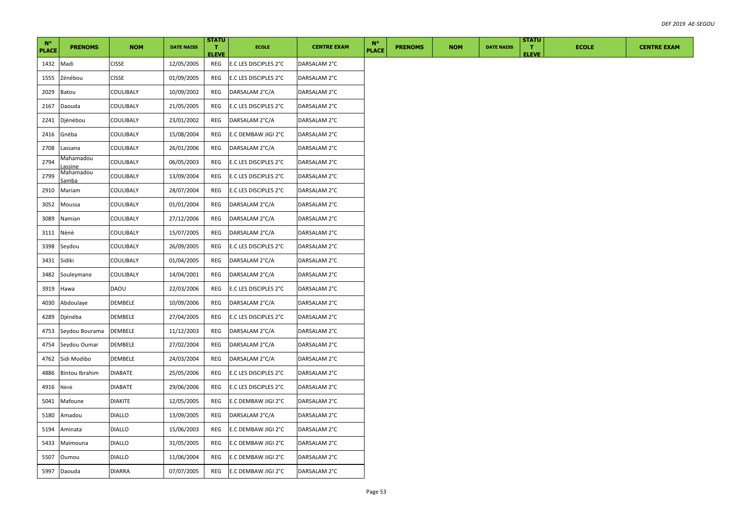| N° PLACE | PRENOMS | NOM | DATE NAISS | STATUT ELEVE | ECOLE | CENTRE EXAM | N° PLACE | PRENOMS | NOM | DATE NAISS | STATUT ELEVE | ECOLE | CENTRE EXAM |
|---|---|---|---|---|---|---|---|---|---|---|---|---|---|
| 1432 | Madi | CISSE | 12/05/2005 | REG | E.C LES DISCIPLES 2°C | DARSALAM 2°C | | | | | | | |
| 1555 | Zénébou | CISSE | 01/09/2005 | REG | E.C LES DISCIPLES 2°C | DARSALAM 2°C | | | | | | | |
| 2029 | Batou | COULIBALY | 10/09/2002 | REG | DARSALAM 2°C/A | DARSALAM 2°C | | | | | | | |
| 2167 | Daouda | COULIBALY | 21/05/2005 | REG | E.C LES DISCIPLES 2°C | DARSALAM 2°C | | | | | | | |
| 2241 | Djénèbou | COULIBALY | 23/01/2002 | REG | DARSALAM 2°C/A | DARSALAM 2°C | | | | | | | |
| 2416 | Gnéba | COULIBALY | 15/08/2004 | REG | E.C DEMBAW JIGI 2°C | DARSALAM 2°C | | | | | | | |
| 2708 | Lassana | COULIBALY | 26/01/2006 | REG | DARSALAM 2°C/A | DARSALAM 2°C | | | | | | | |
| 2794 | Mahamadou Lassine | COULIBALY | 06/05/2003 | REG | E.C LES DISCIPLES 2°C | DARSALAM 2°C | | | | | | | |
| 2799 | Mahamadou Samba | COULIBALY | 13/09/2004 | REG | E.C LES DISCIPLES 2°C | DARSALAM 2°C | | | | | | | |
| 2910 | Mariam | COULIBALY | 28/07/2004 | REG | E.C LES DISCIPLES 2°C | DARSALAM 2°C | | | | | | | |
| 3052 | Moussa | COULIBALY | 01/01/2004 | REG | DARSALAM 2°C/A | DARSALAM 2°C | | | | | | | |
| 3089 | Namian | COULIBALY | 27/12/2006 | REG | DARSALAM 2°C/A | DARSALAM 2°C | | | | | | | |
| 3111 | Nènè | COULIBALY | 15/07/2005 | REG | DARSALAM 2°C/A | DARSALAM 2°C | | | | | | | |
| 3398 | Seydou | COULIBALY | 26/09/2005 | REG | E.C LES DISCIPLES 2°C | DARSALAM 2°C | | | | | | | |
| 3431 | Sidiki | COULIBALY | 01/04/2005 | REG | DARSALAM 2°C/A | DARSALAM 2°C | | | | | | | |
| 3482 | Souleymane | COULIBALY | 14/04/2001 | REG | DARSALAM 2°C/A | DARSALAM 2°C | | | | | | | |
| 3919 | Hawa | DAOU | 22/03/2006 | REG | E.C LES DISCIPLES 2°C | DARSALAM 2°C | | | | | | | |
| 4030 | Abdoulaye | DEMBELE | 10/09/2006 | REG | DARSALAM 2°C/A | DARSALAM 2°C | | | | | | | |
| 4289 | Djénéba | DEMBELE | 27/04/2005 | REG | E.C LES DISCIPLES 2°C | DARSALAM 2°C | | | | | | | |
| 4753 | Seydou Bourama | DEMBELE | 11/12/2003 | REG | DARSALAM 2°C/A | DARSALAM 2°C | | | | | | | |
| 4754 | Seydou Oumar | DEMBELE | 27/02/2004 | REG | DARSALAM 2°C/A | DARSALAM 2°C | | | | | | | |
| 4762 | Sidi Modibo | DEMBELE | 24/03/2004 | REG | DARSALAM 2°C/A | DARSALAM 2°C | | | | | | | |
| 4886 | Bintou Ibrahim | DIABATE | 25/05/2006 | REG | E.C LES DISCIPLES 2°C | DARSALAM 2°C | | | | | | | |
| 4916 | Nènè | DIABATE | 29/06/2006 | REG | E.C LES DISCIPLES 2°C | DARSALAM 2°C | | | | | | | |
| 5041 | Mafoune | DIAKITE | 12/05/2005 | REG | E.C DEMBAW JIGI 2°C | DARSALAM 2°C | | | | | | | |
| 5180 | Amadou | DIALLO | 13/09/2005 | REG | DARSALAM 2°C/A | DARSALAM 2°C | | | | | | | |
| 5194 | Aminata | DIALLO | 15/06/2003 | REG | E.C DEMBAW JIGI 2°C | DARSALAM 2°C | | | | | | | |
| 5433 | Maïmouna | DIALLO | 31/05/2005 | REG | E.C DEMBAW JIGI 2°C | DARSALAM 2°C | | | | | | | |
| 5507 | Oumou | DIALLO | 11/06/2004 | REG | E.C DEMBAW JIGI 2°C | DARSALAM 2°C | | | | | | | |
| 5997 | Daouda | DIARRA | 07/07/2005 | REG | E.C DEMBAW JIGI 2°C | DARSALAM 2°C | | | | | | | |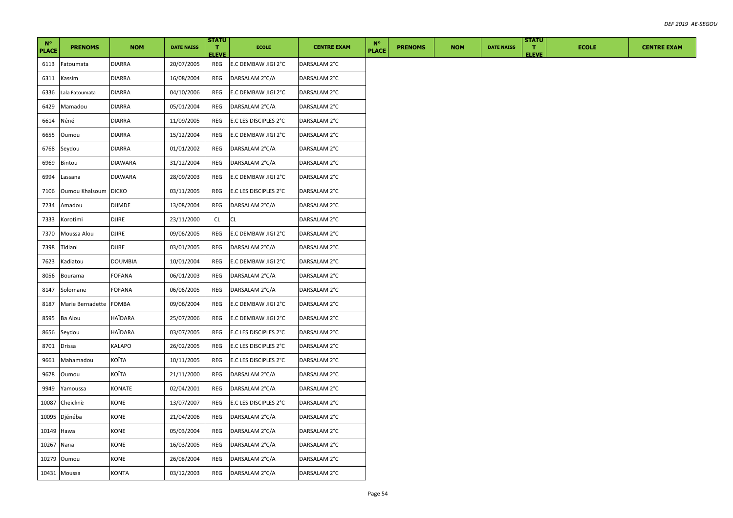| N° PLACE | PRENOMS | NOM | DATE NAISS | STATUT ELEVE | ECOLE | CENTRE EXAM | N° PLACE | PRENOMS | NOM | DATE NAISS | STATUT ELEVE | ECOLE | CENTRE EXAM |
|---|---|---|---|---|---|---|---|---|---|---|---|---|---|
| 6113 | Fatoumata | DIARRA | 20/07/2005 | REG | E.C DEMBAW JIGI 2°C | DARSALAM 2°C | | | | | | | |
| 6311 | Kassim | DIARRA | 16/08/2004 | REG | DARSALAM 2°C/A | DARSALAM 2°C | | | | | | | |
| 6336 | Lala Fatoumata | DIARRA | 04/10/2006 | REG | E.C DEMBAW JIGI 2°C | DARSALAM 2°C | | | | | | | |
| 6429 | Mamadou | DIARRA | 05/01/2004 | REG | DARSALAM 2°C/A | DARSALAM 2°C | | | | | | | |
| 6614 | Néné | DIARRA | 11/09/2005 | REG | E.C LES DISCIPLES 2°C | DARSALAM 2°C | | | | | | | |
| 6655 | Oumou | DIARRA | 15/12/2004 | REG | E.C DEMBAW JIGI 2°C | DARSALAM 2°C | | | | | | | |
| 6768 | Seydou | DIARRA | 01/01/2002 | REG | DARSALAM 2°C/A | DARSALAM 2°C | | | | | | | |
| 6969 | Bintou | DIAWARA | 31/12/2004 | REG | DARSALAM 2°C/A | DARSALAM 2°C | | | | | | | |
| 6994 | Lassana | DIAWARA | 28/09/2003 | REG | E.C DEMBAW JIGI 2°C | DARSALAM 2°C | | | | | | | |
| 7106 | Oumou Khalsoum | DICKO | 03/11/2005 | REG | E.C LES DISCIPLES 2°C | DARSALAM 2°C | | | | | | | |
| 7234 | Amadou | DJIMDE | 13/08/2004 | REG | DARSALAM 2°C/A | DARSALAM 2°C | | | | | | | |
| 7333 | Korotimi | DJIRE | 23/11/2000 | CL | CL | DARSALAM 2°C | | | | | | | |
| 7370 | Moussa Alou | DJIRE | 09/06/2005 | REG | E.C DEMBAW JIGI 2°C | DARSALAM 2°C | | | | | | | |
| 7398 | Tidiani | DJIRE | 03/01/2005 | REG | DARSALAM 2°C/A | DARSALAM 2°C | | | | | | | |
| 7623 | Kadiatou | DOUMBIA | 10/01/2004 | REG | E.C DEMBAW JIGI 2°C | DARSALAM 2°C | | | | | | | |
| 8056 | Bourama | FOFANA | 06/01/2003 | REG | DARSALAM 2°C/A | DARSALAM 2°C | | | | | | | |
| 8147 | Solomane | FOFANA | 06/06/2005 | REG | DARSALAM 2°C/A | DARSALAM 2°C | | | | | | | |
| 8187 | Marie Bernadette | FOMBA | 09/06/2004 | REG | E.C DEMBAW JIGI 2°C | DARSALAM 2°C | | | | | | | |
| 8595 | Ba Alou | HAÏDARA | 25/07/2006 | REG | E.C DEMBAW JIGI 2°C | DARSALAM 2°C | | | | | | | |
| 8656 | Seydou | HAÏDARA | 03/07/2005 | REG | E.C LES DISCIPLES 2°C | DARSALAM 2°C | | | | | | | |
| 8701 | Drissa | KALAPO | 26/02/2005 | REG | E.C LES DISCIPLES 2°C | DARSALAM 2°C | | | | | | | |
| 9661 | Mahamadou | KOÏTA | 10/11/2005 | REG | E.C LES DISCIPLES 2°C | DARSALAM 2°C | | | | | | | |
| 9678 | Oumou | KOÏTA | 21/11/2000 | REG | DARSALAM 2°C/A | DARSALAM 2°C | | | | | | | |
| 9949 | Yamoussa | KONATE | 02/04/2001 | REG | DARSALAM 2°C/A | DARSALAM 2°C | | | | | | | |
| 10087 | Cheicknè | KONE | 13/07/2007 | REG | E.C LES DISCIPLES 2°C | DARSALAM 2°C | | | | | | | |
| 10095 | Djénéba | KONE | 21/04/2006 | REG | DARSALAM 2°C/A | DARSALAM 2°C | | | | | | | |
| 10149 | Hawa | KONE | 05/03/2004 | REG | DARSALAM 2°C/A | DARSALAM 2°C | | | | | | | |
| 10267 | Nana | KONE | 16/03/2005 | REG | DARSALAM 2°C/A | DARSALAM 2°C | | | | | | | |
| 10279 | Oumou | KONE | 26/08/2004 | REG | DARSALAM 2°C/A | DARSALAM 2°C | | | | | | | |
| 10431 | Moussa | KONTA | 03/12/2003 | REG | DARSALAM 2°C/A | DARSALAM 2°C | | | | | | | |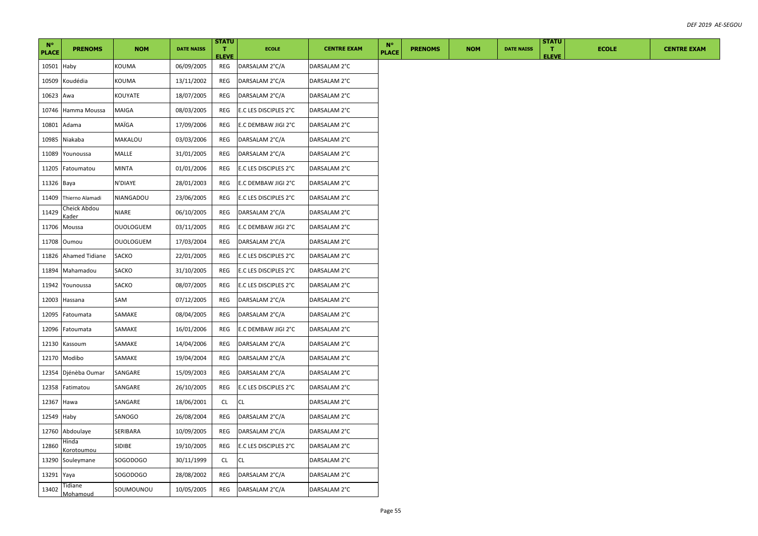| N° PLACE | PRENOMS | NOM | DATE NAISS | STATUT ELEVE | ECOLE | CENTRE EXAM | N° PLACE | PRENOMS | NOM | DATE NAISS | STATUT ELEVE | ECOLE | CENTRE EXAM |
|---|---|---|---|---|---|---|---|---|---|---|---|---|---|
| 10501 | Haby | KOUMA | 06/09/2005 | REG | DARSALAM 2°C/A | DARSALAM 2°C | | | | | | | |
| 10509 | Koudédia | KOUMA | 13/11/2002 | REG | DARSALAM 2°C/A | DARSALAM 2°C | | | | | | | |
| 10623 | Awa | KOUYATE | 18/07/2005 | REG | DARSALAM 2°C/A | DARSALAM 2°C | | | | | | | |
| 10746 | Hamma Moussa | MAIGA | 08/03/2005 | REG | E.C LES DISCIPLES 2°C | DARSALAM 2°C | | | | | | | |
| 10801 | Adama | MAÏGA | 17/09/2006 | REG | E.C DEMBAW JIGI 2°C | DARSALAM 2°C | | | | | | | |
| 10985 | Niakaba | MAKALOU | 03/03/2006 | REG | DARSALAM 2°C/A | DARSALAM 2°C | | | | | | | |
| 11089 | Younoussa | MALLE | 31/01/2005 | REG | DARSALAM 2°C/A | DARSALAM 2°C | | | | | | | |
| 11205 | Fatoumatou | MINTA | 01/01/2006 | REG | E.C LES DISCIPLES 2°C | DARSALAM 2°C | | | | | | | |
| 11326 | Baya | N'DIAYE | 28/01/2003 | REG | E.C DEMBAW JIGI 2°C | DARSALAM 2°C | | | | | | | |
| 11409 | Thierno Alamadi | NIANGADOU | 23/06/2005 | REG | E.C LES DISCIPLES 2°C | DARSALAM 2°C | | | | | | | |
| 11429 | Cheick Abdou Kader | NIARE | 06/10/2005 | REG | DARSALAM 2°C/A | DARSALAM 2°C | | | | | | | |
| 11706 | Moussa | OUOLOGUEM | 03/11/2005 | REG | E.C DEMBAW JIGI 2°C | DARSALAM 2°C | | | | | | | |
| 11708 | Oumou | OUOLOGUEM | 17/03/2004 | REG | DARSALAM 2°C/A | DARSALAM 2°C | | | | | | | |
| 11826 | Ahamed Tidiane | SACKO | 22/01/2005 | REG | E.C LES DISCIPLES 2°C | DARSALAM 2°C | | | | | | | |
| 11894 | Mahamadou | SACKO | 31/10/2005 | REG | E.C LES DISCIPLES 2°C | DARSALAM 2°C | | | | | | | |
| 11942 | Younoussa | SACKO | 08/07/2005 | REG | E.C LES DISCIPLES 2°C | DARSALAM 2°C | | | | | | | |
| 12003 | Hassana | SAM | 07/12/2005 | REG | DARSALAM 2°C/A | DARSALAM 2°C | | | | | | | |
| 12095 | Fatoumata | SAMAKE | 08/04/2005 | REG | DARSALAM 2°C/A | DARSALAM 2°C | | | | | | | |
| 12096 | Fatoumata | SAMAKE | 16/01/2006 | REG | E.C DEMBAW JIGI 2°C | DARSALAM 2°C | | | | | | | |
| 12130 | Kassoum | SAMAKE | 14/04/2006 | REG | DARSALAM 2°C/A | DARSALAM 2°C | | | | | | | |
| 12170 | Modibo | SAMAKE | 19/04/2004 | REG | DARSALAM 2°C/A | DARSALAM 2°C | | | | | | | |
| 12354 | Djénèba Oumar | SANGARE | 15/09/2003 | REG | DARSALAM 2°C/A | DARSALAM 2°C | | | | | | | |
| 12358 | Fatimatou | SANGARE | 26/10/2005 | REG | E.C LES DISCIPLES 2°C | DARSALAM 2°C | | | | | | | |
| 12367 | Hawa | SANGARE | 18/06/2001 | CL | CL | DARSALAM 2°C | | | | | | | |
| 12549 | Haby | SANOGO | 26/08/2004 | REG | DARSALAM 2°C/A | DARSALAM 2°C | | | | | | | |
| 12760 | Abdoulaye | SERIBARA | 10/09/2005 | REG | DARSALAM 2°C/A | DARSALAM 2°C | | | | | | | |
| 12860 | Hinda Korotoumou | SIDIBE | 19/10/2005 | REG | E.C LES DISCIPLES 2°C | DARSALAM 2°C | | | | | | | |
| 13290 | Souleymane | SOGODOGO | 30/11/1999 | CL | CL | DARSALAM 2°C | | | | | | | |
| 13291 | Yaya | SOGODOGO | 28/08/2002 | REG | DARSALAM 2°C/A | DARSALAM 2°C | | | | | | | |
| 13402 | Tidiane Mohamoud | SOUMOUNOU | 10/05/2005 | REG | DARSALAM 2°C/A | DARSALAM 2°C | | | | | | | |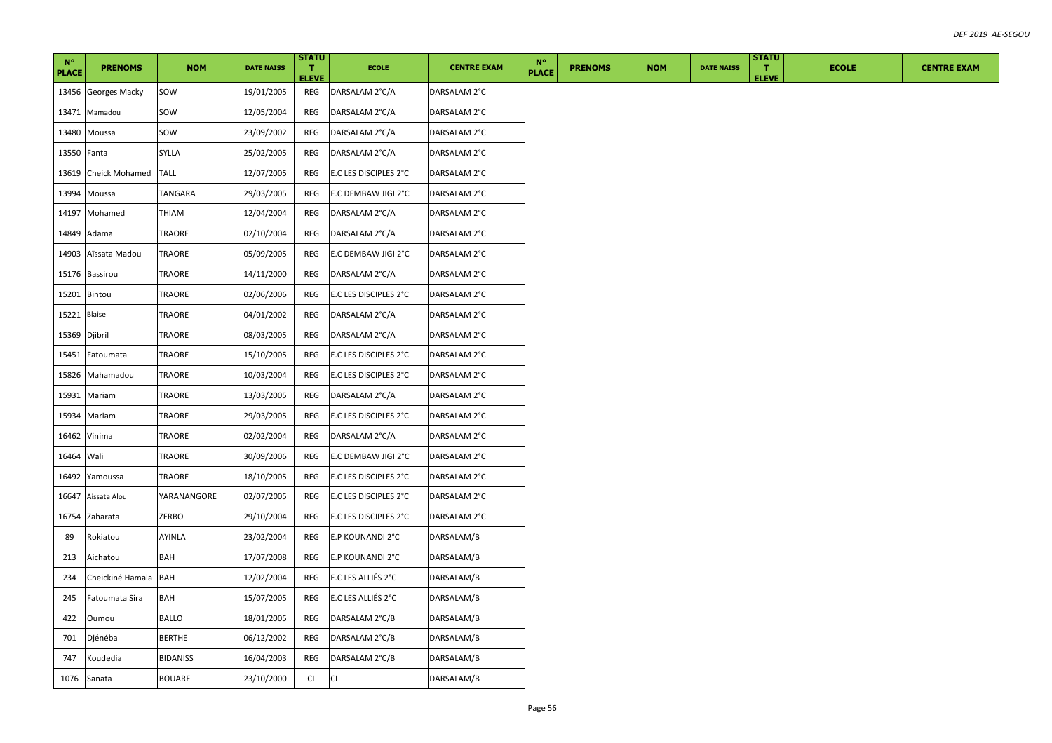| N° PLACE | PRENOMS | NOM | DATE NAISS | STATUT ELEVE | ECOLE | CENTRE EXAM | N° PLACE | PRENOMS | NOM | DATE NAISS | STATUT ELEVE | ECOLE | CENTRE EXAM |
|---|---|---|---|---|---|---|---|---|---|---|---|---|---|
| 13456 | Georges Macky | SOW | 19/01/2005 | REG | DARSALAM 2°C/A | DARSALAM 2°C | | | | | | | |
| 13471 | Mamadou | SOW | 12/05/2004 | REG | DARSALAM 2°C/A | DARSALAM 2°C | | | | | | | |
| 13480 | Moussa | SOW | 23/09/2002 | REG | DARSALAM 2°C/A | DARSALAM 2°C | | | | | | | |
| 13550 | Fanta | SYLLA | 25/02/2005 | REG | DARSALAM 2°C/A | DARSALAM 2°C | | | | | | | |
| 13619 | Cheick Mohamed | TALL | 12/07/2005 | REG | E.C LES DISCIPLES 2°C | DARSALAM 2°C | | | | | | | |
| 13994 | Moussa | TANGARA | 29/03/2005 | REG | E.C DEMBAW JIGI 2°C | DARSALAM 2°C | | | | | | | |
| 14197 | Mohamed | THIAM | 12/04/2004 | REG | DARSALAM 2°C/A | DARSALAM 2°C | | | | | | | |
| 14849 | Adama | TRAORE | 02/10/2004 | REG | DARSALAM 2°C/A | DARSALAM 2°C | | | | | | | |
| 14903 | Aïssata Madou | TRAORE | 05/09/2005 | REG | E.C DEMBAW JIGI 2°C | DARSALAM 2°C | | | | | | | |
| 15176 | Bassirou | TRAORE | 14/11/2000 | REG | DARSALAM 2°C/A | DARSALAM 2°C | | | | | | | |
| 15201 | Bintou | TRAORE | 02/06/2006 | REG | E.C LES DISCIPLES 2°C | DARSALAM 2°C | | | | | | | |
| 15221 | Blaise | TRAORE | 04/01/2002 | REG | DARSALAM 2°C/A | DARSALAM 2°C | | | | | | | |
| 15369 | Djibril | TRAORE | 08/03/2005 | REG | DARSALAM 2°C/A | DARSALAM 2°C | | | | | | | |
| 15451 | Fatoumata | TRAORE | 15/10/2005 | REG | E.C LES DISCIPLES 2°C | DARSALAM 2°C | | | | | | | |
| 15826 | Mahamadou | TRAORE | 10/03/2004 | REG | E.C LES DISCIPLES 2°C | DARSALAM 2°C | | | | | | | |
| 15931 | Mariam | TRAORE | 13/03/2005 | REG | DARSALAM 2°C/A | DARSALAM 2°C | | | | | | | |
| 15934 | Mariam | TRAORE | 29/03/2005 | REG | E.C LES DISCIPLES 2°C | DARSALAM 2°C | | | | | | | |
| 16462 | Vinima | TRAORE | 02/02/2004 | REG | DARSALAM 2°C/A | DARSALAM 2°C | | | | | | | |
| 16464 | Wali | TRAORE | 30/09/2006 | REG | E.C DEMBAW JIGI 2°C | DARSALAM 2°C | | | | | | | |
| 16492 | Yamoussa | TRAORE | 18/10/2005 | REG | E.C LES DISCIPLES 2°C | DARSALAM 2°C | | | | | | | |
| 16647 | Aissata Alou | YARANANGORE | 02/07/2005 | REG | E.C LES DISCIPLES 2°C | DARSALAM 2°C | | | | | | | |
| 16754 | Zaharata | ZERBO | 29/10/2004 | REG | E.C LES DISCIPLES 2°C | DARSALAM 2°C | | | | | | | |
| 89 | Rokiatou | AYINLA | 23/02/2004 | REG | E.P KOUNANDI 2°C | DARSALAM/B | | | | | | | |
| 213 | Aichatou | BAH | 17/07/2008 | REG | E.P KOUNANDI 2°C | DARSALAM/B | | | | | | | |
| 234 | Cheickiné Hamala | BAH | 12/02/2004 | REG | E.C LES ALLIÉS 2°C | DARSALAM/B | | | | | | | |
| 245 | Fatoumata Sira | BAH | 15/07/2005 | REG | E.C LES ALLIÉS 2°C | DARSALAM/B | | | | | | | |
| 422 | Oumou | BALLO | 18/01/2005 | REG | DARSALAM 2°C/B | DARSALAM/B | | | | | | | |
| 701 | Djénéba | BERTHE | 06/12/2002 | REG | DARSALAM 2°C/B | DARSALAM/B | | | | | | | |
| 747 | Koudedia | BIDANISS | 16/04/2003 | REG | DARSALAM 2°C/B | DARSALAM/B | | | | | | | |
| 1076 | Sanata | BOUARE | 23/10/2000 | CL | CL | DARSALAM/B | | | | | | | |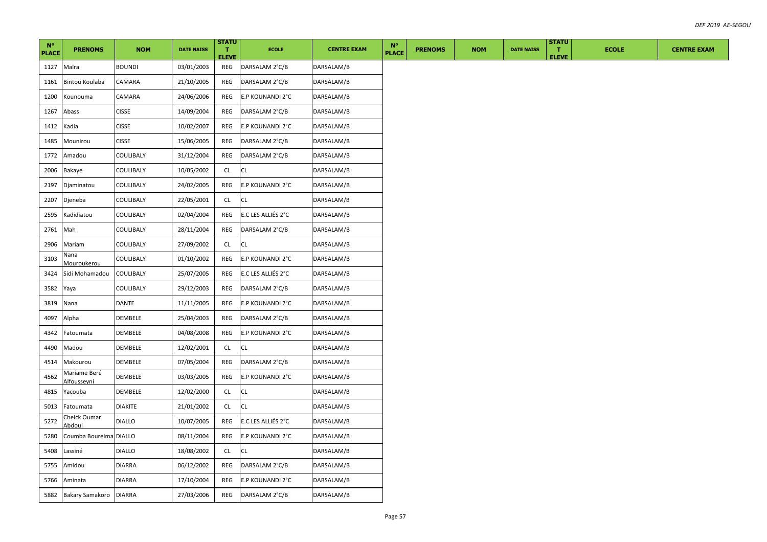| N° PLACE | PRENOMS | NOM | DATE NAISS | STATUT ELEVE | ECOLE | CENTRE EXAM | N° PLACE | PRENOMS | NOM | DATE NAISS | STATUT ELEVE | ECOLE | CENTRE EXAM |
|---|---|---|---|---|---|---|---|---|---|---|---|---|---|
| 1127 | Maïra | BOUNDI | 03/01/2003 | REG | DARSALAM 2°C/B | DARSALAM/B | | | | | | | |
| 1161 | Bintou Koulaba | CAMARA | 21/10/2005 | REG | DARSALAM 2°C/B | DARSALAM/B | | | | | | | |
| 1200 | Kounouma | CAMARA | 24/06/2006 | REG | E.P KOUNANDI 2°C | DARSALAM/B | | | | | | | |
| 1267 | Abass | CISSE | 14/09/2004 | REG | DARSALAM 2°C/B | DARSALAM/B | | | | | | | |
| 1412 | Kadia | CISSE | 10/02/2007 | REG | E.P KOUNANDI 2°C | DARSALAM/B | | | | | | | |
| 1485 | Mounirou | CISSE | 15/06/2005 | REG | DARSALAM 2°C/B | DARSALAM/B | | | | | | | |
| 1772 | Amadou | COULIBALY | 31/12/2004 | REG | DARSALAM 2°C/B | DARSALAM/B | | | | | | | |
| 2006 | Bakaye | COULIBALY | 10/05/2002 | CL | CL | DARSALAM/B | | | | | | | |
| 2197 | Djaminatou | COULIBALY | 24/02/2005 | REG | E.P KOUNANDI 2°C | DARSALAM/B | | | | | | | |
| 2207 | Djeneba | COULIBALY | 22/05/2001 | CL | CL | DARSALAM/B | | | | | | | |
| 2595 | Kadidiatou | COULIBALY | 02/04/2004 | REG | E.C LES ALLIÉS 2°C | DARSALAM/B | | | | | | | |
| 2761 | Mah | COULIBALY | 28/11/2004 | REG | DARSALAM 2°C/B | DARSALAM/B | | | | | | | |
| 2906 | Mariam | COULIBALY | 27/09/2002 | CL | CL | DARSALAM/B | | | | | | | |
| 3103 | Nana Mouroukerou | COULIBALY | 01/10/2002 | REG | E.P KOUNANDI 2°C | DARSALAM/B | | | | | | | |
| 3424 | Sidi Mohamadou | COULIBALY | 25/07/2005 | REG | E.C LES ALLIÉS 2°C | DARSALAM/B | | | | | | | |
| 3582 | Yaya | COULIBALY | 29/12/2003 | REG | DARSALAM 2°C/B | DARSALAM/B | | | | | | | |
| 3819 | Nana | DANTE | 11/11/2005 | REG | E.P KOUNANDI 2°C | DARSALAM/B | | | | | | | |
| 4097 | Alpha | DEMBELE | 25/04/2003 | REG | DARSALAM 2°C/B | DARSALAM/B | | | | | | | |
| 4342 | Fatoumata | DEMBELE | 04/08/2008 | REG | E.P KOUNANDI 2°C | DARSALAM/B | | | | | | | |
| 4490 | Madou | DEMBELE | 12/02/2001 | CL | CL | DARSALAM/B | | | | | | | |
| 4514 | Makourou | DEMBELE | 07/05/2004 | REG | DARSALAM 2°C/B | DARSALAM/B | | | | | | | |
| 4562 | Mariame Beré Alfousseyni | DEMBELE | 03/03/2005 | REG | E.P KOUNANDI 2°C | DARSALAM/B | | | | | | | |
| 4815 | Yacouba | DEMBELE | 12/02/2000 | CL | CL | DARSALAM/B | | | | | | | |
| 5013 | Fatoumata | DIAKITE | 21/01/2002 | CL | CL | DARSALAM/B | | | | | | | |
| 5272 | Cheick Oumar Abdoul | DIALLO | 10/07/2005 | REG | E.C LES ALLIÉS 2°C | DARSALAM/B | | | | | | | |
| 5280 | Coumba Boureima | DIALLO | 08/11/2004 | REG | E.P KOUNANDI 2°C | DARSALAM/B | | | | | | | |
| 5408 | Lassiné | DIALLO | 18/08/2002 | CL | CL | DARSALAM/B | | | | | | | |
| 5755 | Amidou | DIARRA | 06/12/2002 | REG | DARSALAM 2°C/B | DARSALAM/B | | | | | | | |
| 5766 | Aminata | DIARRA | 17/10/2004 | REG | E.P KOUNANDI 2°C | DARSALAM/B | | | | | | | |
| 5882 | Bakary Samakoro | DIARRA | 27/03/2006 | REG | DARSALAM 2°C/B | DARSALAM/B | | | | | | | |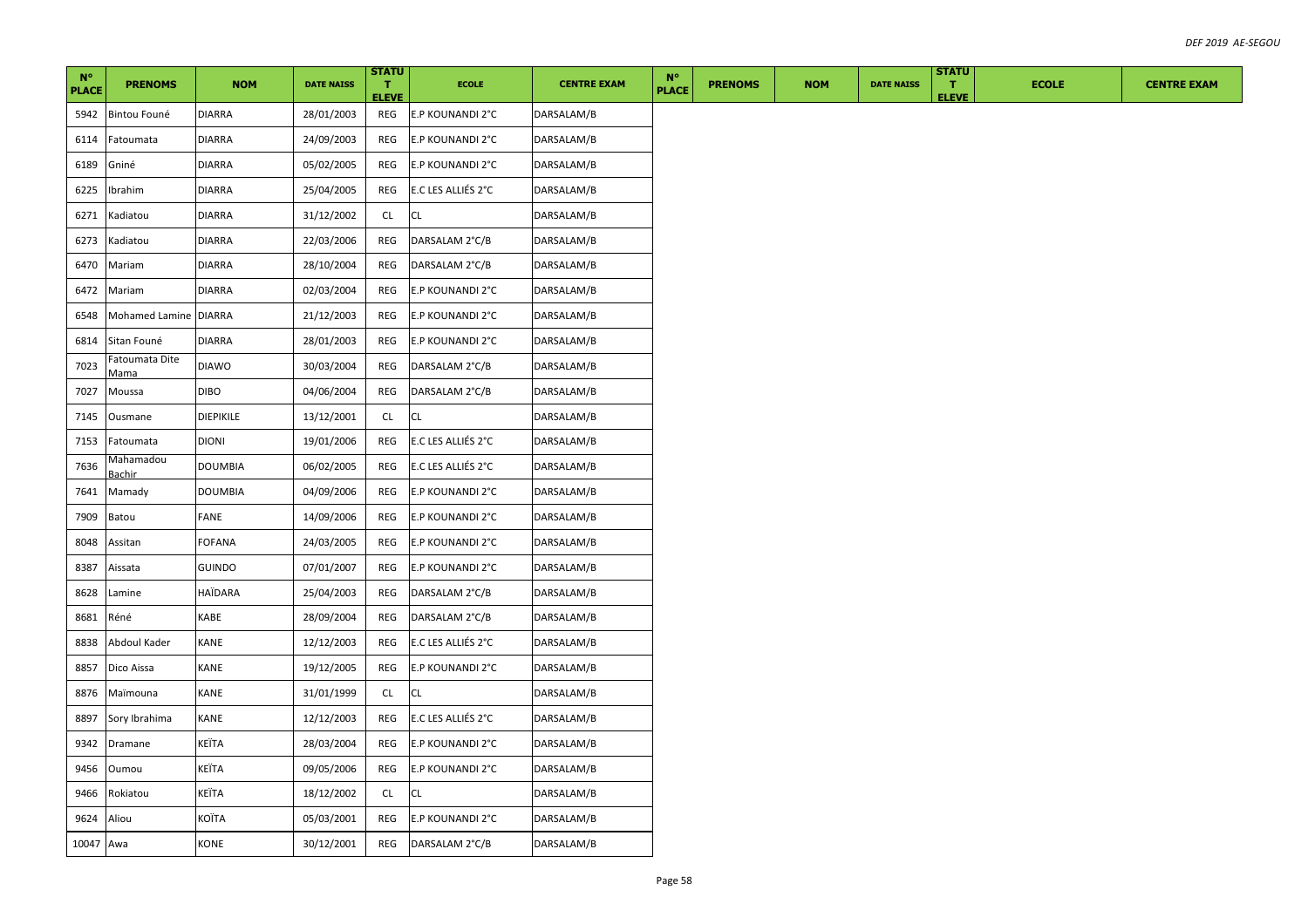| N° PLACE | PRENOMS | NOM | DATE NAISS | STATUT ELEVE | ECOLE | CENTRE EXAM | N° PLACE | PRENOMS | NOM | DATE NAISS | STATUT ELEVE | ECOLE | CENTRE EXAM |
|---|---|---|---|---|---|---|---|---|---|---|---|---|---|
| 5942 | Bintou Founé | DIARRA | 28/01/2003 | REG | E.P KOUNANDI 2°C | DARSALAM/B | | | | | | | |
| 6114 | Fatoumata | DIARRA | 24/09/2003 | REG | E.P KOUNANDI 2°C | DARSALAM/B | | | | | | | |
| 6189 | Gniné | DIARRA | 05/02/2005 | REG | E.P KOUNANDI 2°C | DARSALAM/B | | | | | | | |
| 6225 | Ibrahim | DIARRA | 25/04/2005 | REG | E.C LES ALLIÉS 2°C | DARSALAM/B | | | | | | | |
| 6271 | Kadiatou | DIARRA | 31/12/2002 | CL | CL | DARSALAM/B | | | | | | | |
| 6273 | Kadiatou | DIARRA | 22/03/2006 | REG | DARSALAM 2°C/B | DARSALAM/B | | | | | | | |
| 6470 | Mariam | DIARRA | 28/10/2004 | REG | DARSALAM 2°C/B | DARSALAM/B | | | | | | | |
| 6472 | Mariam | DIARRA | 02/03/2004 | REG | E.P KOUNANDI 2°C | DARSALAM/B | | | | | | | |
| 6548 | Mohamed Lamine | DIARRA | 21/12/2003 | REG | E.P KOUNANDI 2°C | DARSALAM/B | | | | | | | |
| 6814 | Sitan Founé | DIARRA | 28/01/2003 | REG | E.P KOUNANDI 2°C | DARSALAM/B | | | | | | | |
| 7023 | Fatoumata Dite Mama | DIAWO | 30/03/2004 | REG | DARSALAM 2°C/B | DARSALAM/B | | | | | | | |
| 7027 | Moussa | DIBO | 04/06/2004 | REG | DARSALAM 2°C/B | DARSALAM/B | | | | | | | |
| 7145 | Ousmane | DIEPIKILE | 13/12/2001 | CL | CL | DARSALAM/B | | | | | | | |
| 7153 | Fatoumata | DIONI | 19/01/2006 | REG | E.C LES ALLIÉS 2°C | DARSALAM/B | | | | | | | |
| 7636 | Mahamadou Bachir | DOUMBIA | 06/02/2005 | REG | E.C LES ALLIÉS 2°C | DARSALAM/B | | | | | | | |
| 7641 | Mamady | DOUMBIA | 04/09/2006 | REG | E.P KOUNANDI 2°C | DARSALAM/B | | | | | | | |
| 7909 | Batou | FANE | 14/09/2006 | REG | E.P KOUNANDI 2°C | DARSALAM/B | | | | | | | |
| 8048 | Assitan | FOFANA | 24/03/2005 | REG | E.P KOUNANDI 2°C | DARSALAM/B | | | | | | | |
| 8387 | Aissata | GUINDO | 07/01/2007 | REG | E.P KOUNANDI 2°C | DARSALAM/B | | | | | | | |
| 8628 | Lamine | HAÏDARA | 25/04/2003 | REG | DARSALAM 2°C/B | DARSALAM/B | | | | | | | |
| 8681 | Réné | KABE | 28/09/2004 | REG | DARSALAM 2°C/B | DARSALAM/B | | | | | | | |
| 8838 | Abdoul Kader | KANE | 12/12/2003 | REG | E.C LES ALLIÉS 2°C | DARSALAM/B | | | | | | | |
| 8857 | Dico Aissa | KANE | 19/12/2005 | REG | E.P KOUNANDI 2°C | DARSALAM/B | | | | | | | |
| 8876 | Maïmouna | KANE | 31/01/1999 | CL | CL | DARSALAM/B | | | | | | | |
| 8897 | Sory Ibrahima | KANE | 12/12/2003 | REG | E.C LES ALLIÉS 2°C | DARSALAM/B | | | | | | | |
| 9342 | Dramane | KEÏTA | 28/03/2004 | REG | E.P KOUNANDI 2°C | DARSALAM/B | | | | | | | |
| 9456 | Oumou | KEÏTA | 09/05/2006 | REG | E.P KOUNANDI 2°C | DARSALAM/B | | | | | | | |
| 9466 | Rokiatou | KEÏTA | 18/12/2002 | CL | CL | DARSALAM/B | | | | | | | |
| 9624 | Aliou | KOÏTA | 05/03/2001 | REG | E.P KOUNANDI 2°C | DARSALAM/B | | | | | | | |
| 10047 | Awa | KONE | 30/12/2001 | REG | DARSALAM 2°C/B | DARSALAM/B | | | | | | | |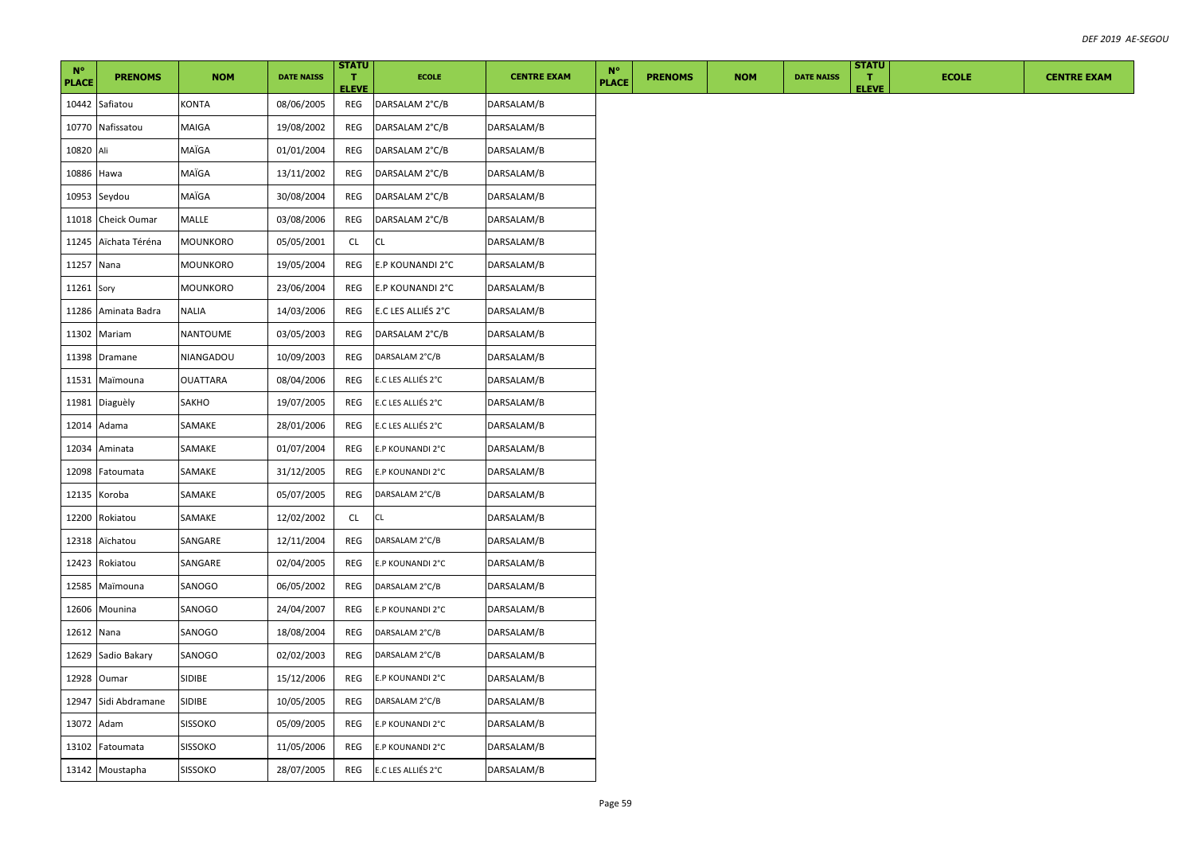| N° PLACE | PRENOMS | NOM | DATE NAISS | STATUT ELEVE | ECOLE | CENTRE EXAM | N° PLACE | PRENOMS | NOM | DATE NAISS | STATUT ELEVE | ECOLE | CENTRE EXAM |
|---|---|---|---|---|---|---|---|---|---|---|---|---|---|
| 10442 | Safiatou | KONTA | 08/06/2005 | REG | DARSALAM 2°C/B | DARSALAM/B | | | | | | | |
| 10770 | Nafissatou | MAIGA | 19/08/2002 | REG | DARSALAM 2°C/B | DARSALAM/B | | | | | | | |
| 10820 | Ali | MAÏGA | 01/01/2004 | REG | DARSALAM 2°C/B | DARSALAM/B | | | | | | | |
| 10886 | Hawa | MAÏGA | 13/11/2002 | REG | DARSALAM 2°C/B | DARSALAM/B | | | | | | | |
| 10953 | Seydou | MAÏGA | 30/08/2004 | REG | DARSALAM 2°C/B | DARSALAM/B | | | | | | | |
| 11018 | Cheick Oumar | MALLE | 03/08/2006 | REG | DARSALAM 2°C/B | DARSALAM/B | | | | | | | |
| 11245 | Aïchata Téréna | MOUNKORO | 05/05/2001 | CL | CL | DARSALAM/B | | | | | | | |
| 11257 | Nana | MOUNKORO | 19/05/2004 | REG | E.P KOUNANDI 2°C | DARSALAM/B | | | | | | | |
| 11261 | Sory | MOUNKORO | 23/06/2004 | REG | E.P KOUNANDI 2°C | DARSALAM/B | | | | | | | |
| 11286 | Aminata Badra | NALIA | 14/03/2006 | REG | E.C LES ALLIÉS 2°C | DARSALAM/B | | | | | | | |
| 11302 | Mariam | NANTOUME | 03/05/2003 | REG | DARSALAM 2°C/B | DARSALAM/B | | | | | | | |
| 11398 | Dramane | NIANGADOU | 10/09/2003 | REG | DARSALAM 2°C/B | DARSALAM/B | | | | | | | |
| 11531 | Maïmouna | OUATTARA | 08/04/2006 | REG | E.C LES ALLIÉS 2°C | DARSALAM/B | | | | | | | |
| 11981 | Diaguèly | SAKHO | 19/07/2005 | REG | E.C LES ALLIÉS 2°C | DARSALAM/B | | | | | | | |
| 12014 | Adama | SAMAKE | 28/01/2006 | REG | E.C LES ALLIÉS 2°C | DARSALAM/B | | | | | | | |
| 12034 | Aminata | SAMAKE | 01/07/2004 | REG | E.P KOUNANDI 2°C | DARSALAM/B | | | | | | | |
| 12098 | Fatoumata | SAMAKE | 31/12/2005 | REG | E.P KOUNANDI 2°C | DARSALAM/B | | | | | | | |
| 12135 | Koroba | SAMAKE | 05/07/2005 | REG | DARSALAM 2°C/B | DARSALAM/B | | | | | | | |
| 12200 | Rokiatou | SAMAKE | 12/02/2002 | CL | CL | DARSALAM/B | | | | | | | |
| 12318 | Aïchatou | SANGARE | 12/11/2004 | REG | DARSALAM 2°C/B | DARSALAM/B | | | | | | | |
| 12423 | Rokiatou | SANGARE | 02/04/2005 | REG | E.P KOUNANDI 2°C | DARSALAM/B | | | | | | | |
| 12585 | Maïmouna | SANOGO | 06/05/2002 | REG | DARSALAM 2°C/B | DARSALAM/B | | | | | | | |
| 12606 | Mounina | SANOGO | 24/04/2007 | REG | E.P KOUNANDI 2°C | DARSALAM/B | | | | | | | |
| 12612 | Nana | SANOGO | 18/08/2004 | REG | DARSALAM 2°C/B | DARSALAM/B | | | | | | | |
| 12629 | Sadio Bakary | SANOGO | 02/02/2003 | REG | DARSALAM 2°C/B | DARSALAM/B | | | | | | | |
| 12928 | Oumar | SIDIBE | 15/12/2006 | REG | E.P KOUNANDI 2°C | DARSALAM/B | | | | | | | |
| 12947 | Sidi Abdramane | SIDIBE | 10/05/2005 | REG | DARSALAM 2°C/B | DARSALAM/B | | | | | | | |
| 13072 | Adam | SISSOKO | 05/09/2005 | REG | E.P KOUNANDI 2°C | DARSALAM/B | | | | | | | |
| 13102 | Fatoumata | SISSOKO | 11/05/2006 | REG | E.P KOUNANDI 2°C | DARSALAM/B | | | | | | | |
| 13142 | Moustapha | SISSOKO | 28/07/2005 | REG | E.C LES ALLIÉS 2°C | DARSALAM/B | | | | | | | |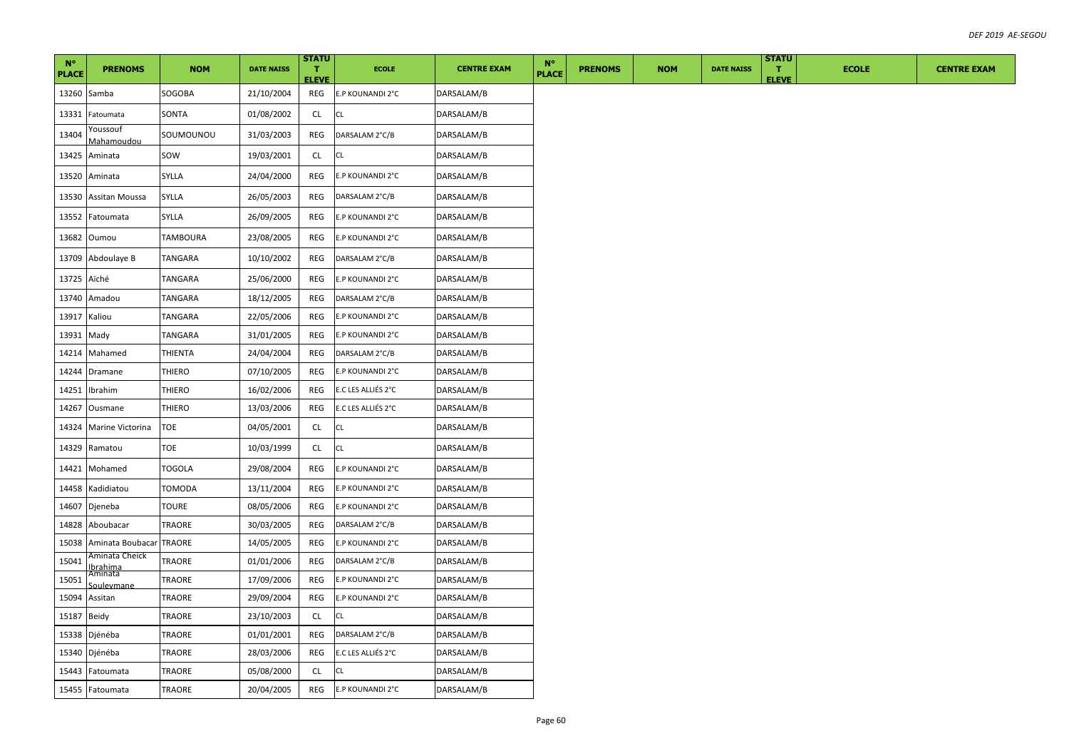| N° PLACE | PRENOMS | NOM | DATE NAISS | STATUT ELEVE | ECOLE | CENTRE EXAM | N° PLACE | PRENOMS | NOM | DATE NAISS | STATUT ELEVE | ECOLE | CENTRE EXAM |
|---|---|---|---|---|---|---|---|---|---|---|---|---|---|
| 13260 | Samba | SOGOBA | 21/10/2004 | REG | E.P KOUNANDI 2°C | DARSALAM/B | | | | | | | |
| 13331 | Fatoumata | SONTA | 01/08/2002 | CL | CL | DARSALAM/B | | | | | | | |
| 13404 | Youssouf Mahamoudou | SOUMOUNOU | 31/03/2003 | REG | DARSALAM 2°C/B | DARSALAM/B | | | | | | | |
| 13425 | Aminata | SOW | 19/03/2001 | CL | CL | DARSALAM/B | | | | | | | |
| 13520 | Aminata | SYLLA | 24/04/2000 | REG | E.P KOUNANDI 2°C | DARSALAM/B | | | | | | | |
| 13530 | Assitan Moussa | SYLLA | 26/05/2003 | REG | DARSALAM 2°C/B | DARSALAM/B | | | | | | | |
| 13552 | Fatoumata | SYLLA | 26/09/2005 | REG | E.P KOUNANDI 2°C | DARSALAM/B | | | | | | | |
| 13682 | Oumou | TAMBOURA | 23/08/2005 | REG | E.P KOUNANDI 2°C | DARSALAM/B | | | | | | | |
| 13709 | Abdoulaye B | TANGARA | 10/10/2002 | REG | DARSALAM 2°C/B | DARSALAM/B | | | | | | | |
| 13725 | Aïché | TANGARA | 25/06/2000 | REG | E.P KOUNANDI 2°C | DARSALAM/B | | | | | | | |
| 13740 | Amadou | TANGARA | 18/12/2005 | REG | DARSALAM 2°C/B | DARSALAM/B | | | | | | | |
| 13917 | Kaliou | TANGARA | 22/05/2006 | REG | E.P KOUNANDI 2°C | DARSALAM/B | | | | | | | |
| 13931 | Mady | TANGARA | 31/01/2005 | REG | E.P KOUNANDI 2°C | DARSALAM/B | | | | | | | |
| 14214 | Mahamed | THIENTA | 24/04/2004 | REG | DARSALAM 2°C/B | DARSALAM/B | | | | | | | |
| 14244 | Dramane | THIERO | 07/10/2005 | REG | E.P KOUNANDI 2°C | DARSALAM/B | | | | | | | |
| 14251 | Ibrahim | THIERO | 16/02/2006 | REG | E.C LES ALLIÉS 2°C | DARSALAM/B | | | | | | | |
| 14267 | Ousmane | THIERO | 13/03/2006 | REG | E.C LES ALLIÉS 2°C | DARSALAM/B | | | | | | | |
| 14324 | Marine Victorina | TOE | 04/05/2001 | CL | CL | DARSALAM/B | | | | | | | |
| 14329 | Ramatou | TOE | 10/03/1999 | CL | CL | DARSALAM/B | | | | | | | |
| 14421 | Mohamed | TOGOLA | 29/08/2004 | REG | E.P KOUNANDI 2°C | DARSALAM/B | | | | | | | |
| 14458 | Kadidiatou | TOMODA | 13/11/2004 | REG | E.P KOUNANDI 2°C | DARSALAM/B | | | | | | | |
| 14607 | Djeneba | TOURE | 08/05/2006 | REG | E.P KOUNANDI 2°C | DARSALAM/B | | | | | | | |
| 14828 | Aboubacar | TRAORE | 30/03/2005 | REG | DARSALAM 2°C/B | DARSALAM/B | | | | | | | |
| 15038 | Aminata Boubacar | TRAORE | 14/05/2005 | REG | E.P KOUNANDI 2°C | DARSALAM/B | | | | | | | |
| 15041 | Aminata Cheick Ibrahima | TRAORE | 01/01/2006 | REG | DARSALAM 2°C/B | DARSALAM/B | | | | | | | |
| 15051 | Aminata Souleymane | TRAORE | 17/09/2006 | REG | E.P KOUNANDI 2°C | DARSALAM/B | | | | | | | |
| 15094 | Assitan | TRAORE | 29/09/2004 | REG | E.P KOUNANDI 2°C | DARSALAM/B | | | | | | | |
| 15187 | Beidy | TRAORE | 23/10/2003 | CL | CL | DARSALAM/B | | | | | | | |
| 15338 | Djénéba | TRAORE | 01/01/2001 | REG | DARSALAM 2°C/B | DARSALAM/B | | | | | | | |
| 15340 | Djénéba | TRAORE | 28/03/2006 | REG | E.C LES ALLIÉS 2°C | DARSALAM/B | | | | | | | |
| 15443 | Fatoumata | TRAORE | 05/08/2000 | CL | CL | DARSALAM/B | | | | | | | |
| 15455 | Fatoumata | TRAORE | 20/04/2005 | REG | E.P KOUNANDI 2°C | DARSALAM/B | | | | | | | |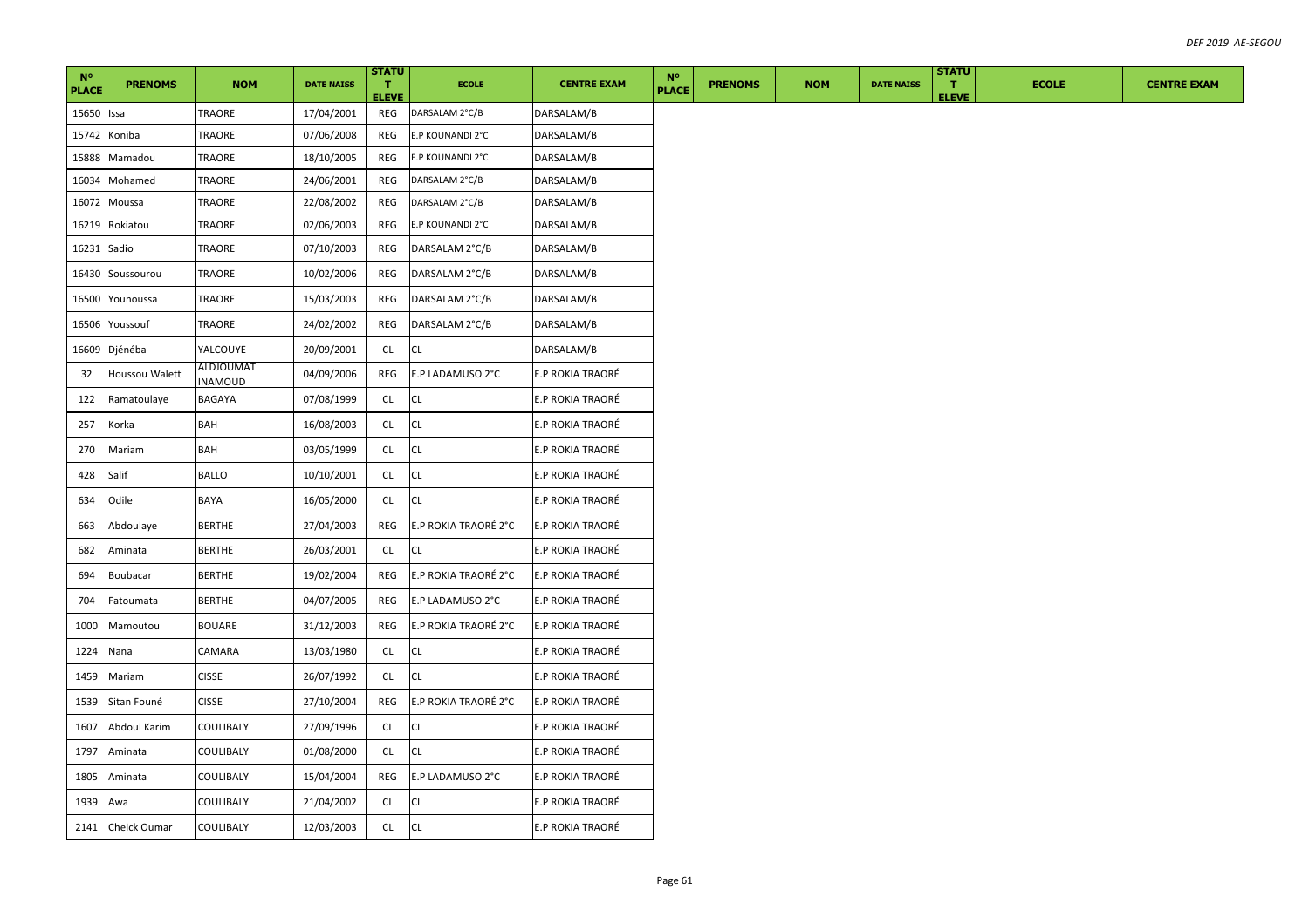| N° PLACE | PRENOMS | NOM | DATE NAISS | STATUT ELEVE | ECOLE | CENTRE EXAM | N° PLACE | PRENOMS | NOM | DATE NAISS | STATUT ELEVE | ECOLE | CENTRE EXAM |
|---|---|---|---|---|---|---|---|---|---|---|---|---|---|
| 15650 | Issa | TRAORE | 17/04/2001 | REG | DARSALAM 2°C/B | DARSALAM/B | | | | | | | |
| 15742 | Koniba | TRAORE | 07/06/2008 | REG | E.P KOUNANDI 2°C | DARSALAM/B | | | | | | | |
| 15888 | Mamadou | TRAORE | 18/10/2005 | REG | E.P KOUNANDI 2°C | DARSALAM/B | | | | | | | |
| 16034 | Mohamed | TRAORE | 24/06/2001 | REG | DARSALAM 2°C/B | DARSALAM/B | | | | | | | |
| 16072 | Moussa | TRAORE | 22/08/2002 | REG | DARSALAM 2°C/B | DARSALAM/B | | | | | | | |
| 16219 | Rokiatou | TRAORE | 02/06/2003 | REG | E.P KOUNANDI 2°C | DARSALAM/B | | | | | | | |
| 16231 | Sadio | TRAORE | 07/10/2003 | REG | DARSALAM 2°C/B | DARSALAM/B | | | | | | | |
| 16430 | Soussourou | TRAORE | 10/02/2006 | REG | DARSALAM 2°C/B | DARSALAM/B | | | | | | | |
| 16500 | Younoussa | TRAORE | 15/03/2003 | REG | DARSALAM 2°C/B | DARSALAM/B | | | | | | | |
| 16506 | Youssouf | TRAORE | 24/02/2002 | REG | DARSALAM 2°C/B | DARSALAM/B | | | | | | | |
| 16609 | Djénéba | YALCOUYE | 20/09/2001 | CL | CL | DARSALAM/B | | | | | | | |
| 32 | Houssou Walett | ALDJOUMAT INAMOUD | 04/09/2006 | REG | E.P LADAMUSO 2°C | E.P ROKIA TRAORÉ | | | | | | | |
| 122 | Ramatoulaye | BAGAYA | 07/08/1999 | CL | CL | E.P ROKIA TRAORÉ | | | | | | | |
| 257 | Korka | BAH | 16/08/2003 | CL | CL | E.P ROKIA TRAORÉ | | | | | | | |
| 270 | Mariam | BAH | 03/05/1999 | CL | CL | E.P ROKIA TRAORÉ | | | | | | | |
| 428 | Salif | BALLO | 10/10/2001 | CL | CL | E.P ROKIA TRAORÉ | | | | | | | |
| 634 | Odile | BAYA | 16/05/2000 | CL | CL | E.P ROKIA TRAORÉ | | | | | | | |
| 663 | Abdoulaye | BERTHE | 27/04/2003 | REG | E.P ROKIA TRAORÉ 2°C | E.P ROKIA TRAORÉ | | | | | | | |
| 682 | Aminata | BERTHE | 26/03/2001 | CL | CL | E.P ROKIA TRAORÉ | | | | | | | |
| 694 | Boubacar | BERTHE | 19/02/2004 | REG | E.P ROKIA TRAORÉ 2°C | E.P ROKIA TRAORÉ | | | | | | | |
| 704 | Fatoumata | BERTHE | 04/07/2005 | REG | E.P LADAMUSO 2°C | E.P ROKIA TRAORÉ | | | | | | | |
| 1000 | Mamoutou | BOUARE | 31/12/2003 | REG | E.P ROKIA TRAORÉ 2°C | E.P ROKIA TRAORÉ | | | | | | | |
| 1224 | Nana | CAMARA | 13/03/1980 | CL | CL | E.P ROKIA TRAORÉ | | | | | | | |
| 1459 | Mariam | CISSE | 26/07/1992 | CL | CL | E.P ROKIA TRAORÉ | | | | | | | |
| 1539 | Sitan Founé | CISSE | 27/10/2004 | REG | E.P ROKIA TRAORÉ 2°C | E.P ROKIA TRAORÉ | | | | | | | |
| 1607 | Abdoul Karim | COULIBALY | 27/09/1996 | CL | CL | E.P ROKIA TRAORÉ | | | | | | | |
| 1797 | Aminata | COULIBALY | 01/08/2000 | CL | CL | E.P ROKIA TRAORÉ | | | | | | | |
| 1805 | Aminata | COULIBALY | 15/04/2004 | REG | E.P LADAMUSO 2°C | E.P ROKIA TRAORÉ | | | | | | | |
| 1939 | Awa | COULIBALY | 21/04/2002 | CL | CL | E.P ROKIA TRAORÉ | | | | | | | |
| 2141 | Cheick Oumar | COULIBALY | 12/03/2003 | CL | CL | E.P ROKIA TRAORÉ | | | | | | | |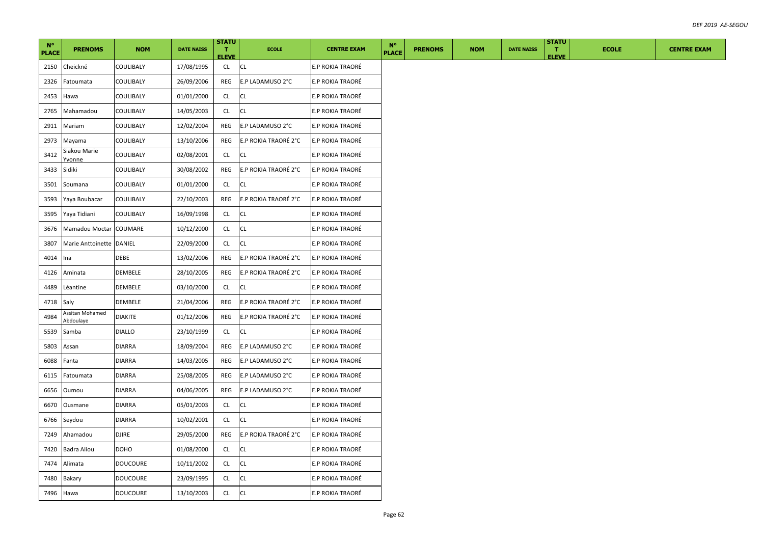| N° PLACE | PRENOMS | NOM | DATE NAISS | STATUT ELEVE | ECOLE | CENTRE EXAM | N° PLACE | PRENOMS | NOM | DATE NAISS | STATUT ELEVE | ECOLE | CENTRE EXAM |
|---|---|---|---|---|---|---|---|---|---|---|---|---|---|
| 2150 | Cheickné | COULIBALY | 17/08/1995 | CL | CL | E.P ROKIA TRAORÉ | | | | | | | |
| 2326 | Fatoumata | COULIBALY | 26/09/2006 | REG | E.P LADAMUSO 2°C | E.P ROKIA TRAORÉ | | | | | | | |
| 2453 | Hawa | COULIBALY | 01/01/2000 | CL | CL | E.P ROKIA TRAORÉ | | | | | | | |
| 2765 | Mahamadou | COULIBALY | 14/05/2003 | CL | CL | E.P ROKIA TRAORÉ | | | | | | | |
| 2911 | Mariam | COULIBALY | 12/02/2004 | REG | E.P LADAMUSO 2°C | E.P ROKIA TRAORÉ | | | | | | | |
| 2973 | Mayama | COULIBALY | 13/10/2006 | REG | E.P ROKIA TRAORÉ 2°C | E.P ROKIA TRAORÉ | | | | | | | |
| 3412 | Siakou Marie Yvonne | COULIBALY | 02/08/2001 | CL | CL | E.P ROKIA TRAORÉ | | | | | | | |
| 3433 | Sidiki | COULIBALY | 30/08/2002 | REG | E.P ROKIA TRAORÉ 2°C | E.P ROKIA TRAORÉ | | | | | | | |
| 3501 | Soumana | COULIBALY | 01/01/2000 | CL | CL | E.P ROKIA TRAORÉ | | | | | | | |
| 3593 | Yaya Boubacar | COULIBALY | 22/10/2003 | REG | E.P ROKIA TRAORÉ 2°C | E.P ROKIA TRAORÉ | | | | | | | |
| 3595 | Yaya Tidiani | COULIBALY | 16/09/1998 | CL | CL | E.P ROKIA TRAORÉ | | | | | | | |
| 3676 | Mamadou Moctar | COUMARE | 10/12/2000 | CL | CL | E.P ROKIA TRAORÉ | | | | | | | |
| 3807 | Marie Anttoinette | DANIEL | 22/09/2000 | CL | CL | E.P ROKIA TRAORÉ | | | | | | | |
| 4014 | Ina | DEBE | 13/02/2006 | REG | E.P ROKIA TRAORÉ 2°C | E.P ROKIA TRAORÉ | | | | | | | |
| 4126 | Aminata | DEMBELE | 28/10/2005 | REG | E.P ROKIA TRAORÉ 2°C | E.P ROKIA TRAORÉ | | | | | | | |
| 4489 | Léantine | DEMBELE | 03/10/2000 | CL | CL | E.P ROKIA TRAORÉ | | | | | | | |
| 4718 | Saly | DEMBELE | 21/04/2006 | REG | E.P ROKIA TRAORÉ 2°C | E.P ROKIA TRAORÉ | | | | | | | |
| 4984 | Assitan Mohamed Abdoulaye | DIAKITE | 01/12/2006 | REG | E.P ROKIA TRAORÉ 2°C | E.P ROKIA TRAORÉ | | | | | | | |
| 5539 | Samba | DIALLO | 23/10/1999 | CL | CL | E.P ROKIA TRAORÉ | | | | | | | |
| 5803 | Assan | DIARRA | 18/09/2004 | REG | E.P LADAMUSO 2°C | E.P ROKIA TRAORÉ | | | | | | | |
| 6088 | Fanta | DIARRA | 14/03/2005 | REG | E.P LADAMUSO 2°C | E.P ROKIA TRAORÉ | | | | | | | |
| 6115 | Fatoumata | DIARRA | 25/08/2005 | REG | E.P LADAMUSO 2°C | E.P ROKIA TRAORÉ | | | | | | | |
| 6656 | Oumou | DIARRA | 04/06/2005 | REG | E.P LADAMUSO 2°C | E.P ROKIA TRAORÉ | | | | | | | |
| 6670 | Ousmane | DIARRA | 05/01/2003 | CL | CL | E.P ROKIA TRAORÉ | | | | | | | |
| 6766 | Seydou | DIARRA | 10/02/2001 | CL | CL | E.P ROKIA TRAORÉ | | | | | | | |
| 7249 | Ahamadou | DJIRE | 29/05/2000 | REG | E.P ROKIA TRAORÉ 2°C | E.P ROKIA TRAORÉ | | | | | | | |
| 7420 | Badra Aliou | DOHO | 01/08/2000 | CL | CL | E.P ROKIA TRAORÉ | | | | | | | |
| 7474 | Alimata | DOUCOURE | 10/11/2002 | CL | CL | E.P ROKIA TRAORÉ | | | | | | | |
| 7480 | Bakary | DOUCOURE | 23/09/1995 | CL | CL | E.P ROKIA TRAORÉ | | | | | | | |
| 7496 | Hawa | DOUCOURE | 13/10/2003 | CL | CL | E.P ROKIA TRAORÉ | | | | | | | |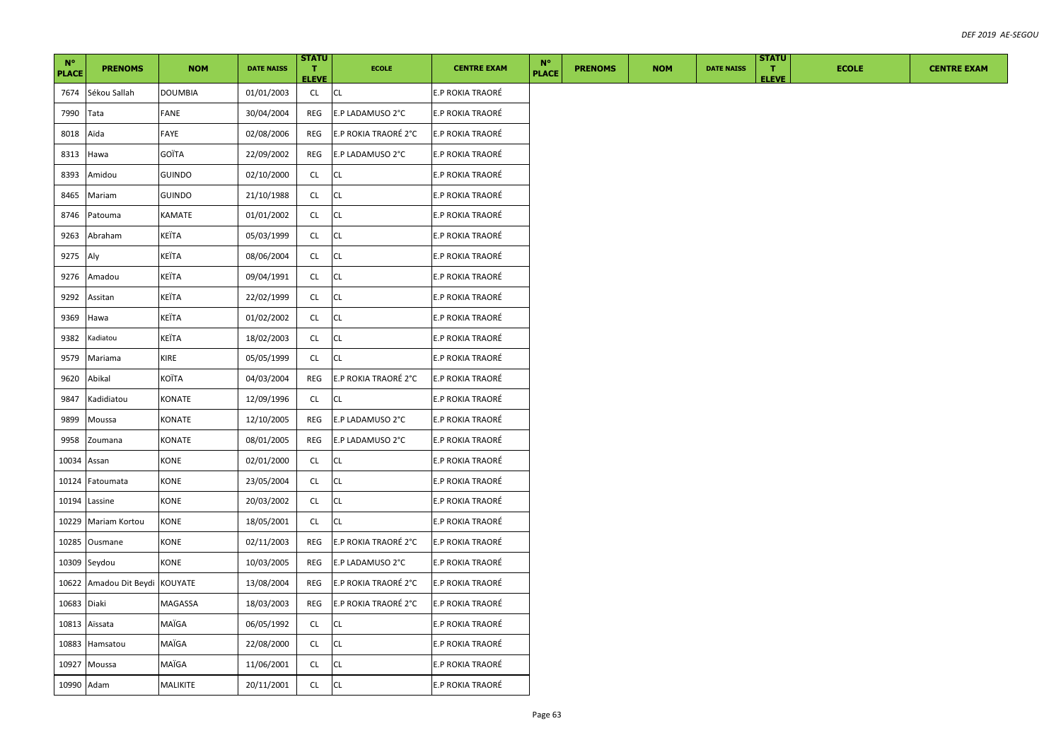| N° PLACE | PRENOMS | NOM | DATE NAISS | STATUT ELEVE | ECOLE | CENTRE EXAM | N° PLACE | PRENOMS | NOM | DATE NAISS | STATUT ELEVE | ECOLE | CENTRE EXAM |
|---|---|---|---|---|---|---|---|---|---|---|---|---|---|
| 7674 | Sékou Sallah | DOUMBIA | 01/01/2003 | CL | CL | E.P ROKIA TRAORÉ | | | | | | | |
| 7990 | Tata | FANE | 30/04/2004 | REG | E.P LADAMUSO 2°C | E.P ROKIA TRAORÉ | | | | | | | |
| 8018 | Aïda | FAYE | 02/08/2006 | REG | E.P ROKIA TRAORÉ 2°C | E.P ROKIA TRAORÉ | | | | | | | |
| 8313 | Hawa | GOÏTA | 22/09/2002 | REG | E.P LADAMUSO 2°C | E.P ROKIA TRAORÉ | | | | | | | |
| 8393 | Amidou | GUINDO | 02/10/2000 | CL | CL | E.P ROKIA TRAORÉ | | | | | | | |
| 8465 | Mariam | GUINDO | 21/10/1988 | CL | CL | E.P ROKIA TRAORÉ | | | | | | | |
| 8746 | Patouma | KAMATE | 01/01/2002 | CL | CL | E.P ROKIA TRAORÉ | | | | | | | |
| 9263 | Abraham | KEÏTA | 05/03/1999 | CL | CL | E.P ROKIA TRAORÉ | | | | | | | |
| 9275 | Aly | KEÏTA | 08/06/2004 | CL | CL | E.P ROKIA TRAORÉ | | | | | | | |
| 9276 | Amadou | KEÏTA | 09/04/1991 | CL | CL | E.P ROKIA TRAORÉ | | | | | | | |
| 9292 | Assitan | KEÏTA | 22/02/1999 | CL | CL | E.P ROKIA TRAORÉ | | | | | | | |
| 9369 | Hawa | KEÏTA | 01/02/2002 | CL | CL | E.P ROKIA TRAORÉ | | | | | | | |
| 9382 | Kadiatou | KEÏTA | 18/02/2003 | CL | CL | E.P ROKIA TRAORÉ | | | | | | | |
| 9579 | Mariama | KIRE | 05/05/1999 | CL | CL | E.P ROKIA TRAORÉ | | | | | | | |
| 9620 | Abikal | KOÏTA | 04/03/2004 | REG | E.P ROKIA TRAORÉ 2°C | E.P ROKIA TRAORÉ | | | | | | | |
| 9847 | Kadidiatou | KONATE | 12/09/1996 | CL | CL | E.P ROKIA TRAORÉ | | | | | | | |
| 9899 | Moussa | KONATE | 12/10/2005 | REG | E.P LADAMUSO 2°C | E.P ROKIA TRAORÉ | | | | | | | |
| 9958 | Zoumana | KONATE | 08/01/2005 | REG | E.P LADAMUSO 2°C | E.P ROKIA TRAORÉ | | | | | | | |
| 10034 | Assan | KONE | 02/01/2000 | CL | CL | E.P ROKIA TRAORÉ | | | | | | | |
| 10124 | Fatoumata | KONE | 23/05/2004 | CL | CL | E.P ROKIA TRAORÉ | | | | | | | |
| 10194 | Lassine | KONE | 20/03/2002 | CL | CL | E.P ROKIA TRAORÉ | | | | | | | |
| 10229 | Mariam Kortou | KONE | 18/05/2001 | CL | CL | E.P ROKIA TRAORÉ | | | | | | | |
| 10285 | Ousmane | KONE | 02/11/2003 | REG | E.P ROKIA TRAORÉ 2°C | E.P ROKIA TRAORÉ | | | | | | | |
| 10309 | Seydou | KONE | 10/03/2005 | REG | E.P LADAMUSO 2°C | E.P ROKIA TRAORÉ | | | | | | | |
| 10622 | Amadou Dit Beydi | KOUYATE | 13/08/2004 | REG | E.P ROKIA TRAORÉ 2°C | E.P ROKIA TRAORÉ | | | | | | | |
| 10683 | Diaki | MAGASSA | 18/03/2003 | REG | E.P ROKIA TRAORÉ 2°C | E.P ROKIA TRAORÉ | | | | | | | |
| 10813 | Aïssata | MAÏGA | 06/05/1992 | CL | CL | E.P ROKIA TRAORÉ | | | | | | | |
| 10883 | Hamsatou | MAÏGA | 22/08/2000 | CL | CL | E.P ROKIA TRAORÉ | | | | | | | |
| 10927 | Moussa | MAÏGA | 11/06/2001 | CL | CL | E.P ROKIA TRAORÉ | | | | | | | |
| 10990 | Adam | MALIKITE | 20/11/2001 | CL | CL | E.P ROKIA TRAORÉ | | | | | | | |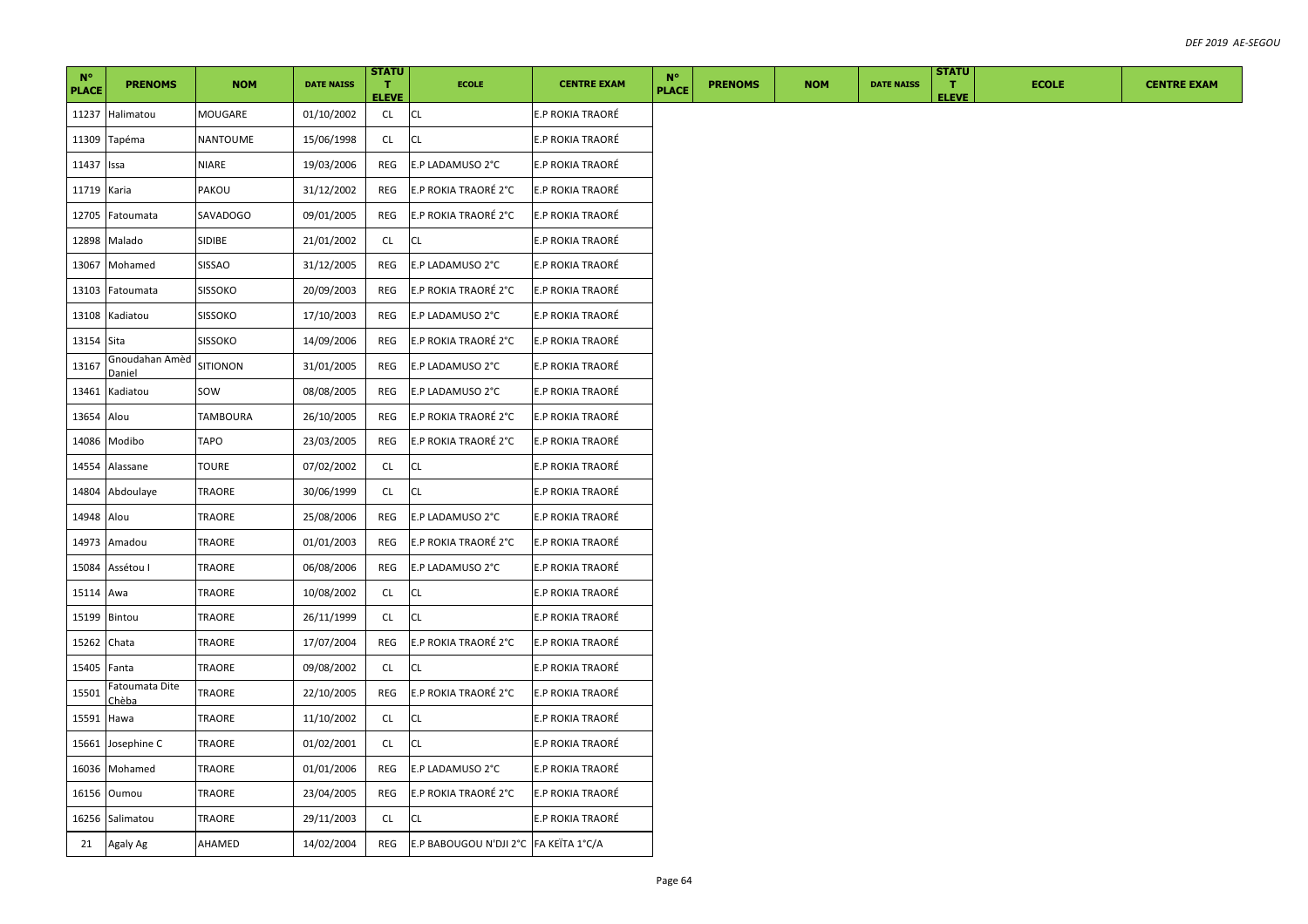| N° PLACE | PRENOMS | NOM | DATE NAISS | STATUT ELEVE | ECOLE | CENTRE EXAM | N° PLACE | PRENOMS | NOM | DATE NAISS | STATUT ELEVE | ECOLE | CENTRE EXAM |
|---|---|---|---|---|---|---|---|---|---|---|---|---|---|
| 11237 | Halimatou | MOUGARE | 01/10/2002 | CL | CL | E.P ROKIA TRAORÉ | | | | | | | |
| 11309 | Tapéma | NANTOUME | 15/06/1998 | CL | CL | E.P ROKIA TRAORÉ | | | | | | | |
| 11437 | Issa | NIARE | 19/03/2006 | REG | E.P LADAMUSO 2°C | E.P ROKIA TRAORÉ | | | | | | | |
| 11719 | Karia | PAKOU | 31/12/2002 | REG | E.P ROKIA TRAORÉ 2°C | E.P ROKIA TRAORÉ | | | | | | | |
| 12705 | Fatoumata | SAVADOGO | 09/01/2005 | REG | E.P ROKIA TRAORÉ 2°C | E.P ROKIA TRAORÉ | | | | | | | |
| 12898 | Malado | SIDIBE | 21/01/2002 | CL | CL | E.P ROKIA TRAORÉ | | | | | | | |
| 13067 | Mohamed | SISSAO | 31/12/2005 | REG | E.P LADAMUSO 2°C | E.P ROKIA TRAORÉ | | | | | | | |
| 13103 | Fatoumata | SISSOKO | 20/09/2003 | REG | E.P ROKIA TRAORÉ 2°C | E.P ROKIA TRAORÉ | | | | | | | |
| 13108 | Kadiatou | SISSOKO | 17/10/2003 | REG | E.P LADAMUSO 2°C | E.P ROKIA TRAORÉ | | | | | | | |
| 13154 | Sita | SISSOKO | 14/09/2006 | REG | E.P ROKIA TRAORÉ 2°C | E.P ROKIA TRAORÉ | | | | | | | |
| 13167 | Gnoudahan Amèd Daniel | SITIONON | 31/01/2005 | REG | E.P LADAMUSO 2°C | E.P ROKIA TRAORÉ | | | | | | | |
| 13461 | Kadiatou | SOW | 08/08/2005 | REG | E.P LADAMUSO 2°C | E.P ROKIA TRAORÉ | | | | | | | |
| 13654 | Alou | TAMBOURA | 26/10/2005 | REG | E.P ROKIA TRAORÉ 2°C | E.P ROKIA TRAORÉ | | | | | | | |
| 14086 | Modibo | TAPO | 23/03/2005 | REG | E.P ROKIA TRAORÉ 2°C | E.P ROKIA TRAORÉ | | | | | | | |
| 14554 | Alassane | TOURE | 07/02/2002 | CL | CL | E.P ROKIA TRAORÉ | | | | | | | |
| 14804 | Abdoulaye | TRAORE | 30/06/1999 | CL | CL | E.P ROKIA TRAORÉ | | | | | | | |
| 14948 | Alou | TRAORE | 25/08/2006 | REG | E.P LADAMUSO 2°C | E.P ROKIA TRAORÉ | | | | | | | |
| 14973 | Amadou | TRAORE | 01/01/2003 | REG | E.P ROKIA TRAORÉ 2°C | E.P ROKIA TRAORÉ | | | | | | | |
| 15084 | Assétou I | TRAORE | 06/08/2006 | REG | E.P LADAMUSO 2°C | E.P ROKIA TRAORÉ | | | | | | | |
| 15114 | Awa | TRAORE | 10/08/2002 | CL | CL | E.P ROKIA TRAORÉ | | | | | | | |
| 15199 | Bintou | TRAORE | 26/11/1999 | CL | CL | E.P ROKIA TRAORÉ | | | | | | | |
| 15262 | Chata | TRAORE | 17/07/2004 | REG | E.P ROKIA TRAORÉ 2°C | E.P ROKIA TRAORÉ | | | | | | | |
| 15405 | Fanta | TRAORE | 09/08/2002 | CL | CL | E.P ROKIA TRAORÉ | | | | | | | |
| 15501 | Fatoumata Dite Chèba | TRAORE | 22/10/2005 | REG | E.P ROKIA TRAORÉ 2°C | E.P ROKIA TRAORÉ | | | | | | | |
| 15591 | Hawa | TRAORE | 11/10/2002 | CL | CL | E.P ROKIA TRAORÉ | | | | | | | |
| 15661 | Josephine C | TRAORE | 01/02/2001 | CL | CL | E.P ROKIA TRAORÉ | | | | | | | |
| 16036 | Mohamed | TRAORE | 01/01/2006 | REG | E.P LADAMUSO 2°C | E.P ROKIA TRAORÉ | | | | | | | |
| 16156 | Oumou | TRAORE | 23/04/2005 | REG | E.P ROKIA TRAORÉ 2°C | E.P ROKIA TRAORÉ | | | | | | | |
| 16256 | Salimatou | TRAORE | 29/11/2003 | CL | CL | E.P ROKIA TRAORÉ | | | | | | | |
| 21 | Agaly Ag | AHAMED | 14/02/2004 | REG | E.P BABOUGOU N'DJI 2°C | FA KEÏTA 1°C/A | | | | | | | |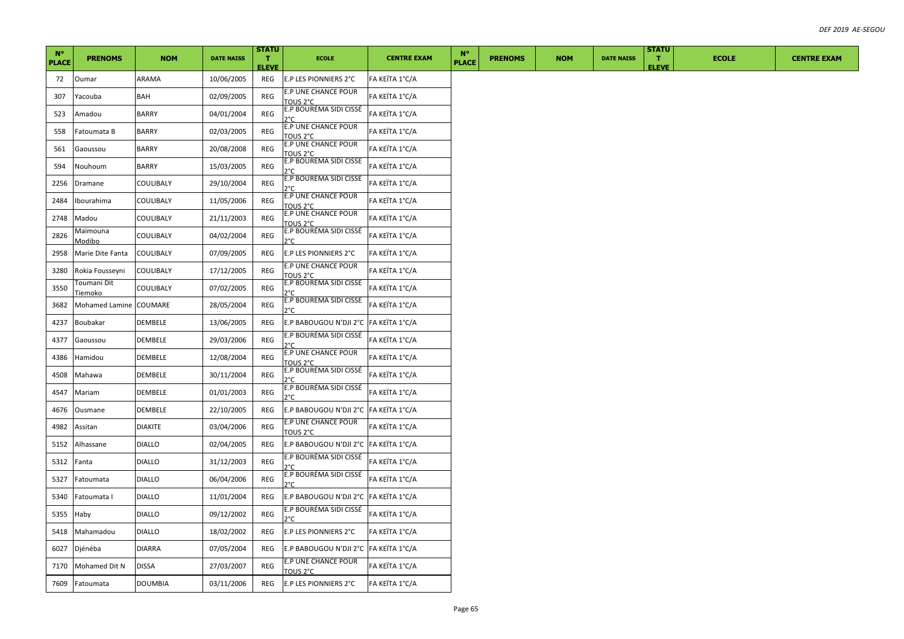| N° PLACE | PRENOMS | NOM | DATE NAISS | STATUT ELEVE | ECOLE | CENTRE EXAM | N° PLACE | PRENOMS | NOM | DATE NAISS | STATUT ELEVE | ECOLE | CENTRE EXAM |
|---|---|---|---|---|---|---|---|---|---|---|---|---|---|
| 72 | Oumar | ARAMA | 10/06/2005 | REG | E.P LES PIONNIERS 2°C | FA KEÏTA 1°C/A | | | | | | | |
| 307 | Yacouba | BAH | 02/09/2005 | REG | E.P UNE CHANCE POUR TOUS 2°C | FA KEÏTA 1°C/A | | | | | | | |
| 523 | Amadou | BARRY | 04/01/2004 | REG | E.P BOURÉMA SIDI CISSÉ 2°C | FA KEÏTA 1°C/A | | | | | | | |
| 558 | Fatoumata B | BARRY | 02/03/2005 | REG | E.P UNE CHANCE POUR TOUS 2°C | FA KEÏTA 1°C/A | | | | | | | |
| 561 | Gaoussou | BARRY | 20/08/2008 | REG | E.P UNE CHANCE POUR TOUS 2°C | FA KEÏTA 1°C/A | | | | | | | |
| 594 | Nouhoum | BARRY | 15/03/2005 | REG | E.P BOURÉMA SIDI CISSÉ 2°C | FA KEÏTA 1°C/A | | | | | | | |
| 2256 | Dramane | COULIBALY | 29/10/2004 | REG | E.P BOURÉMA SIDI CISSÉ 2°C | FA KEÏTA 1°C/A | | | | | | | |
| 2484 | Ibourahima | COULIBALY | 11/05/2006 | REG | E.P UNE CHANCE POUR TOUS 2°C | FA KEÏTA 1°C/A | | | | | | | |
| 2748 | Madou | COULIBALY | 21/11/2003 | REG | E.P UNE CHANCE POUR TOUS 2°C | FA KEÏTA 1°C/A | | | | | | | |
| 2826 | Maïmouna Modibo | COULIBALY | 04/02/2004 | REG | E.P BOURÉMA SIDI CISSÉ 2°C | FA KEÏTA 1°C/A | | | | | | | |
| 2958 | Marie Dite Fanta | COULIBALY | 07/09/2005 | REG | E.P LES PIONNIERS 2°C | FA KEÏTA 1°C/A | | | | | | | |
| 3280 | Rokia Fousseyni | COULIBALY | 17/12/2005 | REG | E.P UNE CHANCE POUR TOUS 2°C | FA KEÏTA 1°C/A | | | | | | | |
| 3550 | Toumani Dit Tiemoko | COULIBALY | 07/02/2005 | REG | E.P BOURÉMA SIDI CISSÉ 2°C | FA KEÏTA 1°C/A | | | | | | | |
| 3682 | Mohamed Lamine | COUMARE | 28/05/2004 | REG | E.P BOURÉMA SIDI CISSÉ 2°C | FA KEÏTA 1°C/A | | | | | | | |
| 4237 | Boubakar | DEMBELE | 13/06/2005 | REG | E.P BABOUGOU N'DJI 2°C | FA KEÏTA 1°C/A | | | | | | | |
| 4377 | Gaoussou | DEMBELE | 29/03/2006 | REG | E.P BOURÉMA SIDI CISSÉ 2°C | FA KEÏTA 1°C/A | | | | | | | |
| 4386 | Hamidou | DEMBELE | 12/08/2004 | REG | E.P UNE CHANCE POUR TOUS 2°C | FA KEÏTA 1°C/A | | | | | | | |
| 4508 | Mahawa | DEMBELE | 30/11/2004 | REG | E.P BOURÉMA SIDI CISSÉ 2°C | FA KEÏTA 1°C/A | | | | | | | |
| 4547 | Mariam | DEMBELE | 01/01/2003 | REG | E.P BOURÉMA SIDI CISSÉ 2°C | FA KEÏTA 1°C/A | | | | | | | |
| 4676 | Ousmane | DEMBELE | 22/10/2005 | REG | E.P BABOUGOU N'DJI 2°C | FA KEÏTA 1°C/A | | | | | | | |
| 4982 | Assitan | DIAKITE | 03/04/2006 | REG | E.P UNE CHANCE POUR TOUS 2°C | FA KEÏTA 1°C/A | | | | | | | |
| 5152 | Alhassane | DIALLO | 02/04/2005 | REG | E.P BABOUGOU N'DJI 2°C | FA KEÏTA 1°C/A | | | | | | | |
| 5312 | Fanta | DIALLO | 31/12/2003 | REG | E.P BOURÉMA SIDI CISSÉ 2°C | FA KEÏTA 1°C/A | | | | | | | |
| 5327 | Fatoumata | DIALLO | 06/04/2006 | REG | E.P BOURÉMA SIDI CISSÉ 2°C | FA KEÏTA 1°C/A | | | | | | | |
| 5340 | Fatoumata I | DIALLO | 11/01/2004 | REG | E.P BABOUGOU N'DJI 2°C | FA KEÏTA 1°C/A | | | | | | | |
| 5355 | Haby | DIALLO | 09/12/2002 | REG | E.P BOURÉMA SIDI CISSÉ 2°C | FA KEÏTA 1°C/A | | | | | | | |
| 5418 | Mahamadou | DIALLO | 18/02/2002 | REG | E.P LES PIONNIERS 2°C | FA KEÏTA 1°C/A | | | | | | | |
| 6027 | Djénéba | DIARRA | 07/05/2004 | REG | E.P BABOUGOU N'DJI 2°C | FA KEÏTA 1°C/A | | | | | | | |
| 7170 | Mohamed Dit N | DISSA | 27/03/2007 | REG | E.P UNE CHANCE POUR TOUS 2°C | FA KEÏTA 1°C/A | | | | | | | |
| 7609 | Fatoumata | DOUMBIA | 03/11/2006 | REG | E.P LES PIONNIERS 2°C | FA KEÏTA 1°C/A | | | | | | | |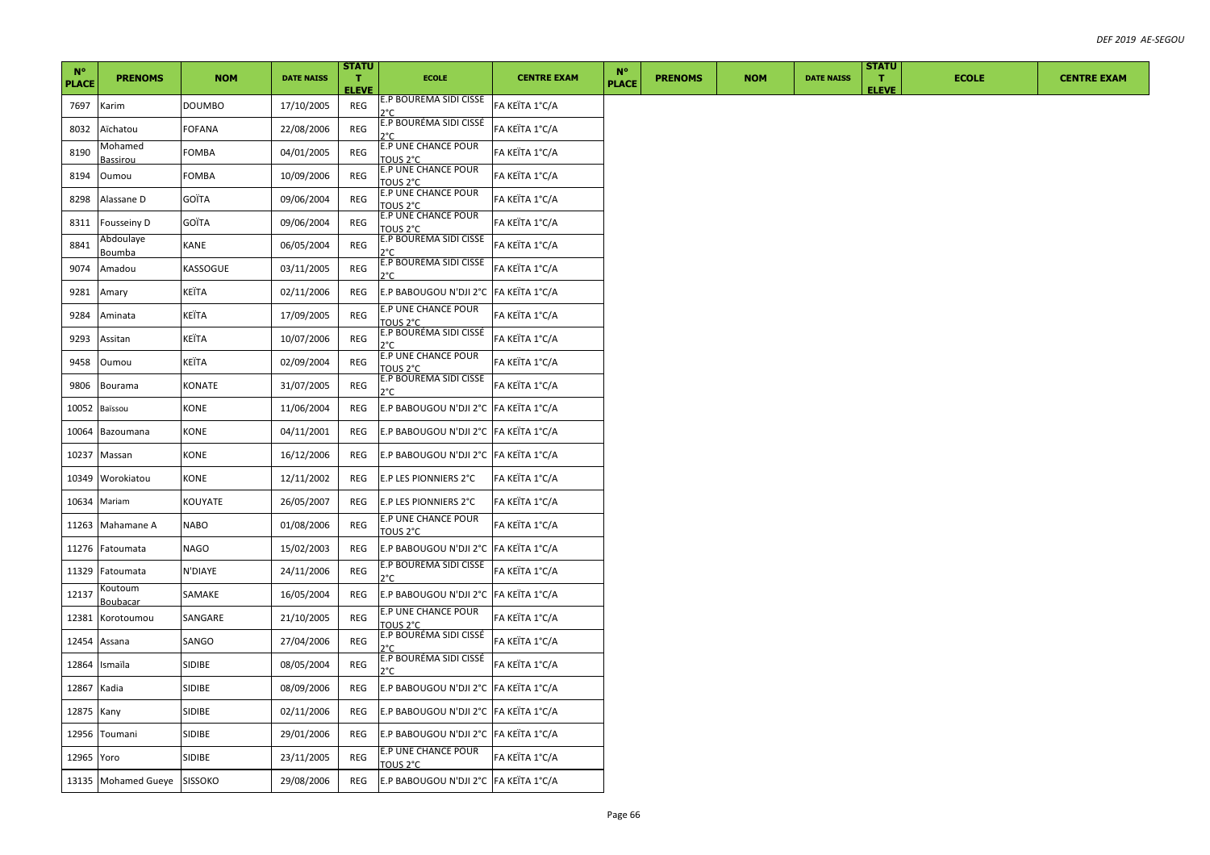| N° PLACE | PRENOMS | NOM | DATE NAISS | STATUT ELEVE | ECOLE | CENTRE EXAM | N° PLACE | PRENOMS | NOM | DATE NAISS | STATUT ELEVE | ECOLE | CENTRE EXAM |
|---|---|---|---|---|---|---|---|---|---|---|---|---|---|
| 7697 | Karim | DOUMBO | 17/10/2005 | REG | E.P BOUREMA SIDI CISSE 2°C | FA KEÏTA 1°C/A | | | | | | | |
| 8032 | Aïchatou | FOFANA | 22/08/2006 | REG | E.P BOURÉMA SIDI CISSÉ 2°C | FA KEÏTA 1°C/A | | | | | | | |
| 8190 | Mohamed Bassirou | FOMBA | 04/01/2005 | REG | E.P UNE CHANCE POUR TOUS 2°C | FA KEÏTA 1°C/A | | | | | | | |
| 8194 | Oumou | FOMBA | 10/09/2006 | REG | E.P UNE CHANCE POUR TOUS 2°C | FA KEÏTA 1°C/A | | | | | | | |
| 8298 | Alassane D | GOÏTA | 09/06/2004 | REG | E.P UNE CHANCE POUR TOUS 2°C | FA KEÏTA 1°C/A | | | | | | | |
| 8311 | Fousseiny D | GOÏTA | 09/06/2004 | REG | E.P UNE CHANCE POUR TOUS 2°C | FA KEÏTA 1°C/A | | | | | | | |
| 8841 | Abdoulaye Boumba | KANE | 06/05/2004 | REG | E.P BOUREMA SIDI CISSE 2°C | FA KEÏTA 1°C/A | | | | | | | |
| 9074 | Amadou | KASSOGUE | 03/11/2005 | REG | E.P BOUREMA SIDI CISSE 2°C | FA KEÏTA 1°C/A | | | | | | | |
| 9281 | Amary | KEÏTA | 02/11/2006 | REG | E.P BABOUGOU N'DJI 2°C | FA KEÏTA 1°C/A | | | | | | | |
| 9284 | Aminata | KEÏTA | 17/09/2005 | REG | E.P UNE CHANCE POUR TOUS 2°C | FA KEÏTA 1°C/A | | | | | | | |
| 9293 | Assitan | KEÏTA | 10/07/2006 | REG | E.P BOURÉMA SIDI CISSÉ 2°C | FA KEÏTA 1°C/A | | | | | | | |
| 9458 | Oumou | KEÏTA | 02/09/2004 | REG | E.P UNE CHANCE POUR TOUS 2°C | FA KEÏTA 1°C/A | | | | | | | |
| 9806 | Bourama | KONATE | 31/07/2005 | REG | E.P BOUREMA SIDI CISSE 2°C | FA KEÏTA 1°C/A | | | | | | | |
| 10052 | Baïssou | KONE | 11/06/2004 | REG | E.P BABOUGOU N'DJI 2°C | FA KEÏTA 1°C/A | | | | | | | |
| 10064 | Bazoumana | KONE | 04/11/2001 | REG | E.P BABOUGOU N'DJI 2°C | FA KEÏTA 1°C/A | | | | | | | |
| 10237 | Massan | KONE | 16/12/2006 | REG | E.P BABOUGOU N'DJI 2°C | FA KEÏTA 1°C/A | | | | | | | |
| 10349 | Worokiatou | KONE | 12/11/2002 | REG | E.P LES PIONNIERS 2°C | FA KEÏTA 1°C/A | | | | | | | |
| 10634 | Mariam | KOUYATE | 26/05/2007 | REG | E.P LES PIONNIERS 2°C | FA KEÏTA 1°C/A | | | | | | | |
| 11263 | Mahamane A | NABO | 01/08/2006 | REG | E.P UNE CHANCE POUR TOUS 2°C | FA KEÏTA 1°C/A | | | | | | | |
| 11276 | Fatoumata | NAGO | 15/02/2003 | REG | E.P BABOUGOU N'DJI 2°C | FA KEÏTA 1°C/A | | | | | | | |
| 11329 | Fatoumata | N'DIAYE | 24/11/2006 | REG | E.P BOUREMA SIDI CISSE 2°C | FA KEÏTA 1°C/A | | | | | | | |
| 12137 | Koutoum Boubacar | SAMAKE | 16/05/2004 | REG | E.P BABOUGOU N'DJI 2°C | FA KEÏTA 1°C/A | | | | | | | |
| 12381 | Korotoumou | SANGARE | 21/10/2005 | REG | E.P UNE CHANCE POUR TOUS 2°C | FA KEÏTA 1°C/A | | | | | | | |
| 12454 | Assana | SANGO | 27/04/2006 | REG | E.P BOURÉMA SIDI CISSÉ 2°C | FA KEÏTA 1°C/A | | | | | | | |
| 12864 | Ismaïla | SIDIBE | 08/05/2004 | REG | E.P BOURÉMA SIDI CISSÉ 2°C | FA KEÏTA 1°C/A | | | | | | | |
| 12867 | Kadia | SIDIBE | 08/09/2006 | REG | E.P BABOUGOU N'DJI 2°C | FA KEÏTA 1°C/A | | | | | | | |
| 12875 | Kany | SIDIBE | 02/11/2006 | REG | E.P BABOUGOU N'DJI 2°C | FA KEÏTA 1°C/A | | | | | | | |
| 12956 | Toumani | SIDIBE | 29/01/2006 | REG | E.P BABOUGOU N'DJI 2°C | FA KEÏTA 1°C/A | | | | | | | |
| 12965 | Yoro | SIDIBE | 23/11/2005 | REG | E.P UNE CHANCE POUR TOUS 2°C | FA KEÏTA 1°C/A | | | | | | | |
| 13135 | Mohamed Gueye | SISSOKO | 29/08/2006 | REG | E.P BABOUGOU N'DJI 2°C | FA KEÏTA 1°C/A | | | | | | | |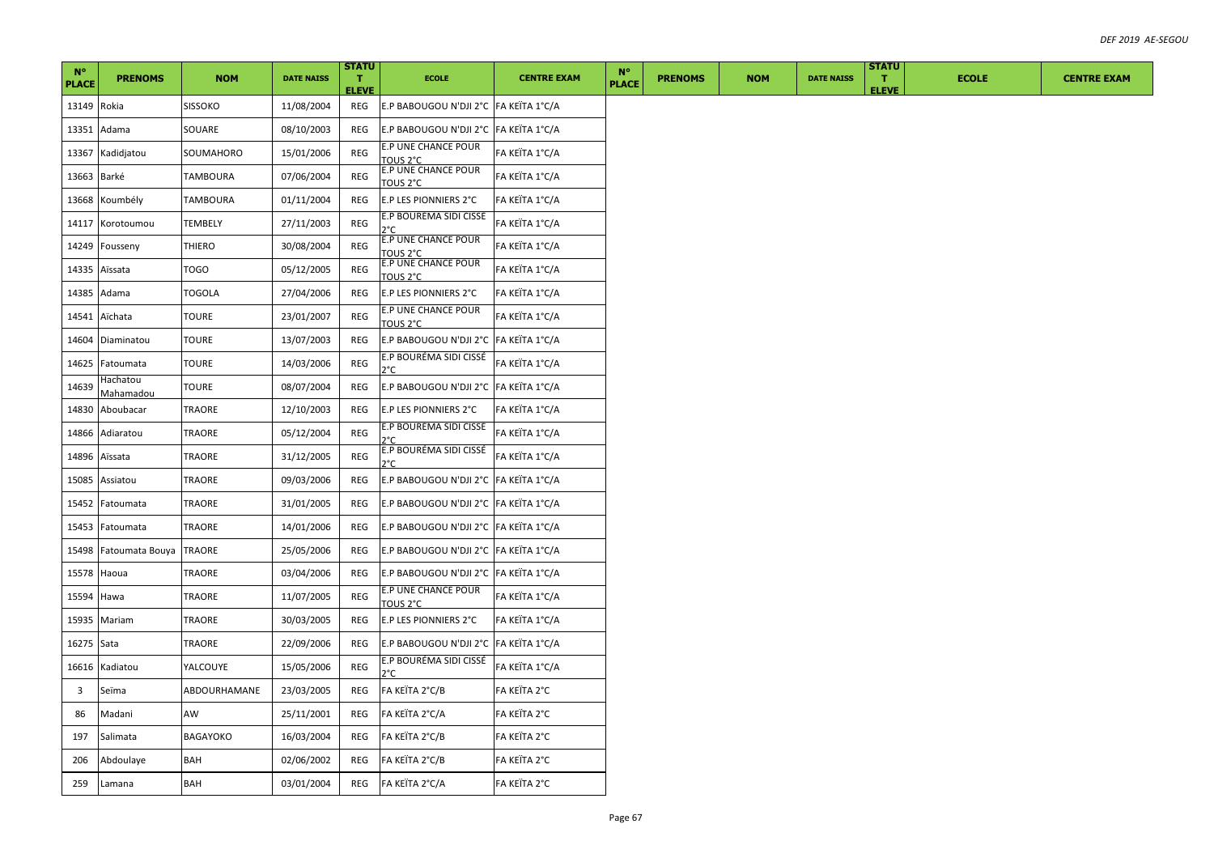| N° PLACE | PRENOMS | NOM | DATE NAISS | STATUT ELEVE | ECOLE | CENTRE EXAM | N° PLACE | PRENOMS | NOM | DATE NAISS | STATUT ELEVE | ECOLE | CENTRE EXAM |
|---|---|---|---|---|---|---|---|---|---|---|---|---|---|
| 13149 | Rokia | SISSOKO | 11/08/2004 | REG | E.P BABOUGOU N'DJI 2°C | FA KEÏTA 1°C/A | | | | | | | |
| 13351 | Adama | SOUARE | 08/10/2003 | REG | E.P BABOUGOU N'DJI 2°C | FA KEÏTA 1°C/A | | | | | | | |
| 13367 | Kadidjatou | SOUMAHORO | 15/01/2006 | REG | E.P UNE CHANCE POUR TOUS 2°C | FA KEÏTA 1°C/A | | | | | | | |
| 13663 | Barké | TAMBOURA | 07/06/2004 | REG | E.P UNE CHANCE POUR TOUS 2°C | FA KEÏTA 1°C/A | | | | | | | |
| 13668 | Koumbély | TAMBOURA | 01/11/2004 | REG | E.P LES PIONNIERS 2°C | FA KEÏTA 1°C/A | | | | | | | |
| 14117 | Korotoumou | TEMBELY | 27/11/2003 | REG | E.P BOUREMA SIDI CISSE 2°C | FA KEÏTA 1°C/A | | | | | | | |
| 14249 | Fousseny | THIERO | 30/08/2004 | REG | E.P UNE CHANCE POUR TOUS 2°C | FA KEÏTA 1°C/A | | | | | | | |
| 14335 | Aïssata | TOGO | 05/12/2005 | REG | E.P UNE CHANCE POUR TOUS 2°C | FA KEÏTA 1°C/A | | | | | | | |
| 14385 | Adama | TOGOLA | 27/04/2006 | REG | E.P LES PIONNIERS 2°C | FA KEÏTA 1°C/A | | | | | | | |
| 14541 | Aïchata | TOURE | 23/01/2007 | REG | E.P UNE CHANCE POUR TOUS 2°C | FA KEÏTA 1°C/A | | | | | | | |
| 14604 | Diaminatou | TOURE | 13/07/2003 | REG | E.P BABOUGOU N'DJI 2°C | FA KEÏTA 1°C/A | | | | | | | |
| 14625 | Fatoumata | TOURE | 14/03/2006 | REG | E.P BOURÉMA SIDI CISSÉ 2°C | FA KEÏTA 1°C/A | | | | | | | |
| 14639 | Hachatou Mahamadou | TOURE | 08/07/2004 | REG | E.P BABOUGOU N'DJI 2°C | FA KEÏTA 1°C/A | | | | | | | |
| 14830 | Aboubacar | TRAORE | 12/10/2003 | REG | E.P LES PIONNIERS 2°C | FA KEÏTA 1°C/A | | | | | | | |
| 14866 | Adiaratou | TRAORE | 05/12/2004 | REG | E.P BOUREMA SIDI CISSE 2°C | FA KEÏTA 1°C/A | | | | | | | |
| 14896 | Aïssata | TRAORE | 31/12/2005 | REG | E.P BOURÉMA SIDI CISSÉ 2°C | FA KEÏTA 1°C/A | | | | | | | |
| 15085 | Assiatou | TRAORE | 09/03/2006 | REG | E.P BABOUGOU N'DJI 2°C | FA KEÏTA 1°C/A | | | | | | | |
| 15452 | Fatoumata | TRAORE | 31/01/2005 | REG | E.P BABOUGOU N'DJI 2°C | FA KEÏTA 1°C/A | | | | | | | |
| 15453 | Fatoumata | TRAORE | 14/01/2006 | REG | E.P BABOUGOU N'DJI 2°C | FA KEÏTA 1°C/A | | | | | | | |
| 15498 | Fatoumata Bouya | TRAORE | 25/05/2006 | REG | E.P BABOUGOU N'DJI 2°C | FA KEÏTA 1°C/A | | | | | | | |
| 15578 | Haoua | TRAORE | 03/04/2006 | REG | E.P BABOUGOU N'DJI 2°C | FA KEÏTA 1°C/A | | | | | | | |
| 15594 | Hawa | TRAORE | 11/07/2005 | REG | E.P UNE CHANCE POUR TOUS 2°C | FA KEÏTA 1°C/A | | | | | | | |
| 15935 | Mariam | TRAORE | 30/03/2005 | REG | E.P LES PIONNIERS 2°C | FA KEÏTA 1°C/A | | | | | | | |
| 16275 | Sata | TRAORE | 22/09/2006 | REG | E.P BABOUGOU N'DJI 2°C | FA KEÏTA 1°C/A | | | | | | | |
| 16616 | Kadiatou | YALCOUYE | 15/05/2006 | REG | E.P BOURÉMA SIDI CISSÉ 2°C | FA KEÏTA 1°C/A | | | | | | | |
| 3 | Seïma | ABDOURHAMANE | 23/03/2005 | REG | FA KEÏTA 2°C/B | FA KEÏTA 2°C | | | | | | | |
| 86 | Madani | AW | 25/11/2001 | REG | FA KEÏTA 2°C/A | FA KEÏTA 2°C | | | | | | | |
| 197 | Salimata | BAGAYOKO | 16/03/2004 | REG | FA KEÏTA 2°C/B | FA KEÏTA 2°C | | | | | | | |
| 206 | Abdoulaye | BAH | 02/06/2002 | REG | FA KEÏTA 2°C/B | FA KEÏTA 2°C | | | | | | | |
| 259 | Lamana | BAH | 03/01/2004 | REG | FA KEÏTA 2°C/A | FA KEÏTA 2°C | | | | | | | |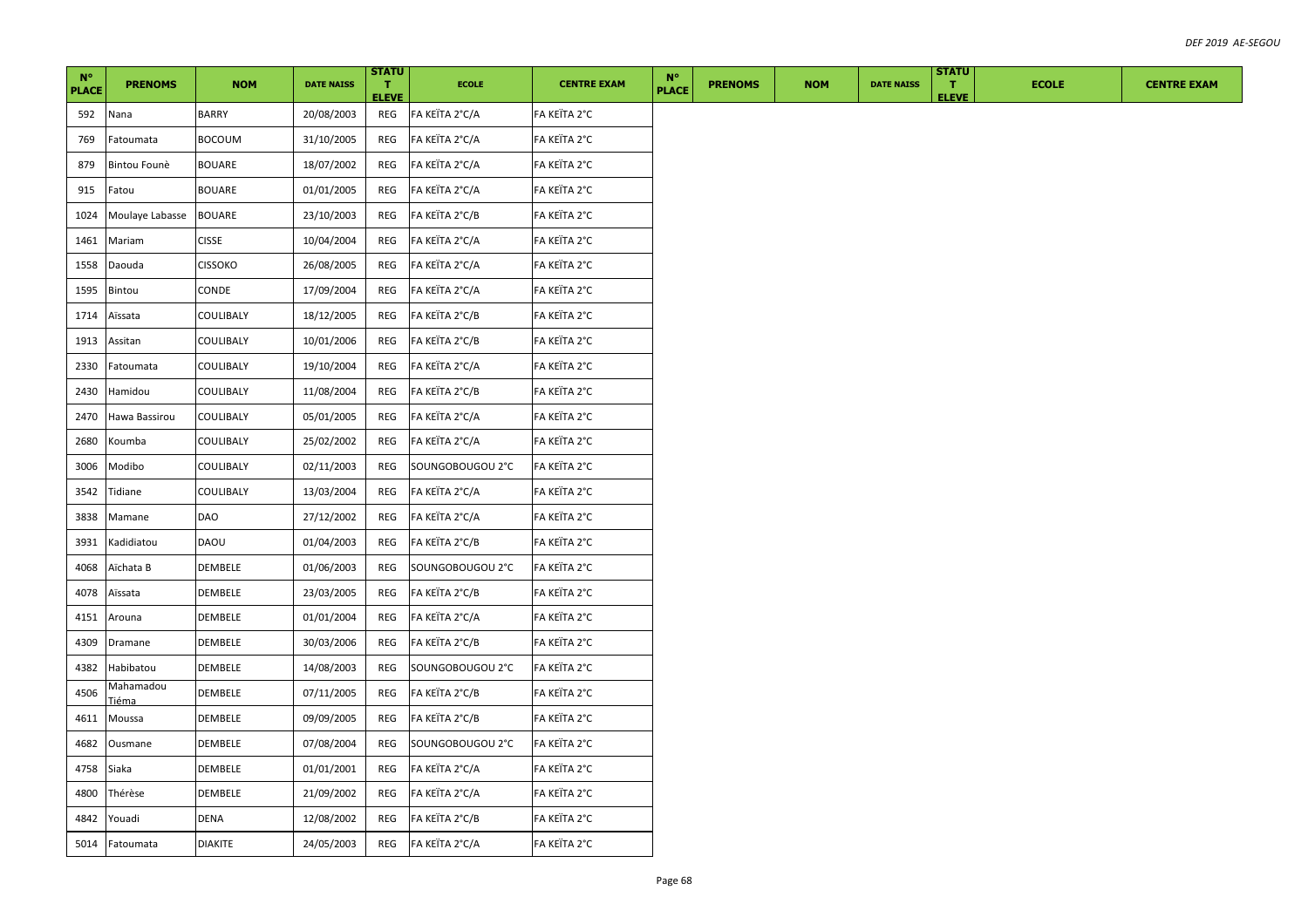| N° PLACE | PRENOMS | NOM | DATE NAISS | STATUT ELEVE | ECOLE | CENTRE EXAM | N° PLACE | PRENOMS | NOM | DATE NAISS | STATUT ELEVE | ECOLE | CENTRE EXAM |
|---|---|---|---|---|---|---|---|---|---|---|---|---|---|
| 592 | Nana | BARRY | 20/08/2003 | REG | FA KEÏTA 2°C/A | FA KEÏTA 2°C | | | | | | | |
| 769 | Fatoumata | BOCOUM | 31/10/2005 | REG | FA KEÏTA 2°C/A | FA KEÏTA 2°C | | | | | | | |
| 879 | Bintou Founè | BOUARE | 18/07/2002 | REG | FA KEÏTA 2°C/A | FA KEÏTA 2°C | | | | | | | |
| 915 | Fatou | BOUARE | 01/01/2005 | REG | FA KEÏTA 2°C/A | FA KEÏTA 2°C | | | | | | | |
| 1024 | Moulaye Labasse | BOUARE | 23/10/2003 | REG | FA KEÏTA 2°C/B | FA KEÏTA 2°C | | | | | | | |
| 1461 | Mariam | CISSE | 10/04/2004 | REG | FA KEÏTA 2°C/A | FA KEÏTA 2°C | | | | | | | |
| 1558 | Daouda | CISSOKO | 26/08/2005 | REG | FA KEÏTA 2°C/A | FA KEÏTA 2°C | | | | | | | |
| 1595 | Bintou | CONDE | 17/09/2004 | REG | FA KEÏTA 2°C/A | FA KEÏTA 2°C | | | | | | | |
| 1714 | Aïssata | COULIBALY | 18/12/2005 | REG | FA KEÏTA 2°C/B | FA KEÏTA 2°C | | | | | | | |
| 1913 | Assitan | COULIBALY | 10/01/2006 | REG | FA KEÏTA 2°C/B | FA KEÏTA 2°C | | | | | | | |
| 2330 | Fatoumata | COULIBALY | 19/10/2004 | REG | FA KEÏTA 2°C/A | FA KEÏTA 2°C | | | | | | | |
| 2430 | Hamidou | COULIBALY | 11/08/2004 | REG | FA KEÏTA 2°C/B | FA KEÏTA 2°C | | | | | | | |
| 2470 | Hawa Bassirou | COULIBALY | 05/01/2005 | REG | FA KEÏTA 2°C/A | FA KEÏTA 2°C | | | | | | | |
| 2680 | Koumba | COULIBALY | 25/02/2002 | REG | FA KEÏTA 2°C/A | FA KEÏTA 2°C | | | | | | | |
| 3006 | Modibo | COULIBALY | 02/11/2003 | REG | SOUNGOBOUGOU 2°C | FA KEÏTA 2°C | | | | | | | |
| 3542 | Tidiane | COULIBALY | 13/03/2004 | REG | FA KEÏTA 2°C/A | FA KEÏTA 2°C | | | | | | | |
| 3838 | Mamane | DAO | 27/12/2002 | REG | FA KEÏTA 2°C/A | FA KEÏTA 2°C | | | | | | | |
| 3931 | Kadidiatou | DAOU | 01/04/2003 | REG | FA KEÏTA 2°C/B | FA KEÏTA 2°C | | | | | | | |
| 4068 | Aïchata B | DEMBELE | 01/06/2003 | REG | SOUNGOBOUGOU 2°C | FA KEÏTA 2°C | | | | | | | |
| 4078 | Aïssata | DEMBELE | 23/03/2005 | REG | FA KEÏTA 2°C/B | FA KEÏTA 2°C | | | | | | | |
| 4151 | Arouna | DEMBELE | 01/01/2004 | REG | FA KEÏTA 2°C/A | FA KEÏTA 2°C | | | | | | | |
| 4309 | Dramane | DEMBELE | 30/03/2006 | REG | FA KEÏTA 2°C/B | FA KEÏTA 2°C | | | | | | | |
| 4382 | Habibatou | DEMBELE | 14/08/2003 | REG | SOUNGOBOUGOU 2°C | FA KEÏTA 2°C | | | | | | | |
| 4506 | Mahamadou Tiéma | DEMBELE | 07/11/2005 | REG | FA KEÏTA 2°C/B | FA KEÏTA 2°C | | | | | | | |
| 4611 | Moussa | DEMBELE | 09/09/2005 | REG | FA KEÏTA 2°C/B | FA KEÏTA 2°C | | | | | | | |
| 4682 | Ousmane | DEMBELE | 07/08/2004 | REG | SOUNGOBOUGOU 2°C | FA KEÏTA 2°C | | | | | | | |
| 4758 | Siaka | DEMBELE | 01/01/2001 | REG | FA KEÏTA 2°C/A | FA KEÏTA 2°C | | | | | | | |
| 4800 | Thérèse | DEMBELE | 21/09/2002 | REG | FA KEÏTA 2°C/A | FA KEÏTA 2°C | | | | | | | |
| 4842 | Youadi | DENA | 12/08/2002 | REG | FA KEÏTA 2°C/B | FA KEÏTA 2°C | | | | | | | |
| 5014 | Fatoumata | DIAKITE | 24/05/2003 | REG | FA KEÏTA 2°C/A | FA KEÏTA 2°C | | | | | | | |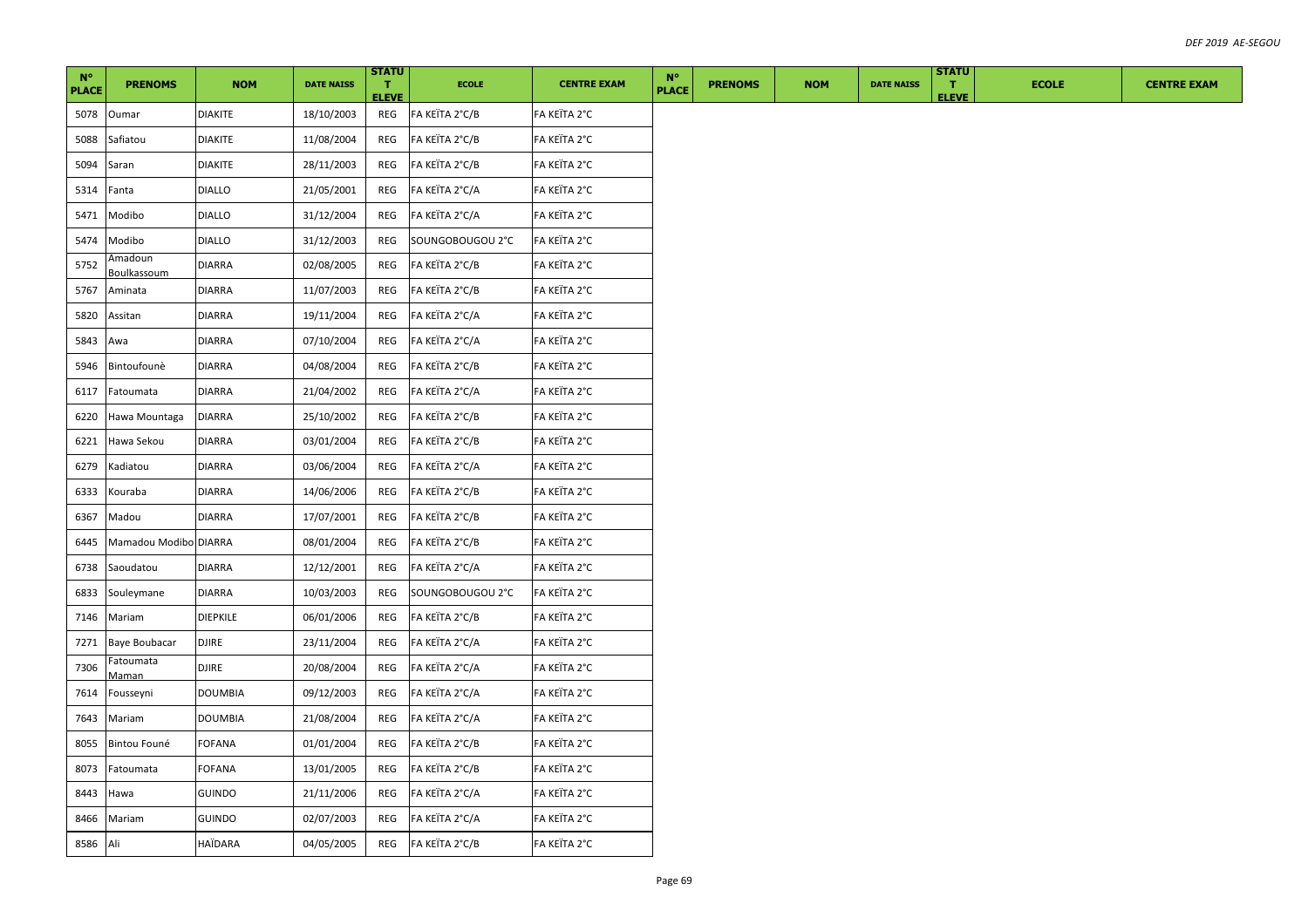| N° PLACE | PRENOMS | NOM | DATE NAISS | STATUT ELEVE | ECOLE | CENTRE EXAM | N° PLACE | PRENOMS | NOM | DATE NAISS | STATUT ELEVE | ECOLE | CENTRE EXAM |
|---|---|---|---|---|---|---|---|---|---|---|---|---|---|
| 5078 | Oumar | DIAKITE | 18/10/2003 | REG | FA KEÏTA 2°C/B | FA KEÏTA 2°C | | | | | | | |
| 5088 | Safiatou | DIAKITE | 11/08/2004 | REG | FA KEÏTA 2°C/B | FA KEÏTA 2°C | | | | | | | |
| 5094 | Saran | DIAKITE | 28/11/2003 | REG | FA KEÏTA 2°C/B | FA KEÏTA 2°C | | | | | | | |
| 5314 | Fanta | DIALLO | 21/05/2001 | REG | FA KEÏTA 2°C/A | FA KEÏTA 2°C | | | | | | | |
| 5471 | Modibo | DIALLO | 31/12/2004 | REG | FA KEÏTA 2°C/A | FA KEÏTA 2°C | | | | | | | |
| 5474 | Modibo | DIALLO | 31/12/2003 | REG | SOUNGOBOUGOU 2°C | FA KEÏTA 2°C | | | | | | | |
| 5752 | Amadoun Boulkassoum | DIARRA | 02/08/2005 | REG | FA KEÏTA 2°C/B | FA KEÏTA 2°C | | | | | | | |
| 5767 | Aminata | DIARRA | 11/07/2003 | REG | FA KEÏTA 2°C/B | FA KEÏTA 2°C | | | | | | | |
| 5820 | Assitan | DIARRA | 19/11/2004 | REG | FA KEÏTA 2°C/A | FA KEÏTA 2°C | | | | | | | |
| 5843 | Awa | DIARRA | 07/10/2004 | REG | FA KEÏTA 2°C/A | FA KEÏTA 2°C | | | | | | | |
| 5946 | Bintoufounè | DIARRA | 04/08/2004 | REG | FA KEÏTA 2°C/B | FA KEÏTA 2°C | | | | | | | |
| 6117 | Fatoumata | DIARRA | 21/04/2002 | REG | FA KEÏTA 2°C/A | FA KEÏTA 2°C | | | | | | | |
| 6220 | Hawa Mountaga | DIARRA | 25/10/2002 | REG | FA KEÏTA 2°C/B | FA KEÏTA 2°C | | | | | | | |
| 6221 | Hawa Sekou | DIARRA | 03/01/2004 | REG | FA KEÏTA 2°C/B | FA KEÏTA 2°C | | | | | | | |
| 6279 | Kadiatou | DIARRA | 03/06/2004 | REG | FA KEÏTA 2°C/A | FA KEÏTA 2°C | | | | | | | |
| 6333 | Kouraba | DIARRA | 14/06/2006 | REG | FA KEÏTA 2°C/B | FA KEÏTA 2°C | | | | | | | |
| 6367 | Madou | DIARRA | 17/07/2001 | REG | FA KEÏTA 2°C/B | FA KEÏTA 2°C | | | | | | | |
| 6445 | Mamadou Modibo | DIARRA | 08/01/2004 | REG | FA KEÏTA 2°C/B | FA KEÏTA 2°C | | | | | | | |
| 6738 | Saoudatou | DIARRA | 12/12/2001 | REG | FA KEÏTA 2°C/A | FA KEÏTA 2°C | | | | | | | |
| 6833 | Souleymane | DIARRA | 10/03/2003 | REG | SOUNGOBOUGOU 2°C | FA KEÏTA 2°C | | | | | | | |
| 7146 | Mariam | DIEPKILE | 06/01/2006 | REG | FA KEÏTA 2°C/B | FA KEÏTA 2°C | | | | | | | |
| 7271 | Baye Boubacar | DJIRE | 23/11/2004 | REG | FA KEÏTA 2°C/A | FA KEÏTA 2°C | | | | | | | |
| 7306 | Fatoumata Maman | DJIRE | 20/08/2004 | REG | FA KEÏTA 2°C/A | FA KEÏTA 2°C | | | | | | | |
| 7614 | Fousseyni | DOUMBIA | 09/12/2003 | REG | FA KEÏTA 2°C/A | FA KEÏTA 2°C | | | | | | | |
| 7643 | Mariam | DOUMBIA | 21/08/2004 | REG | FA KEÏTA 2°C/A | FA KEÏTA 2°C | | | | | | | |
| 8055 | Bintou Founé | FOFANA | 01/01/2004 | REG | FA KEÏTA 2°C/B | FA KEÏTA 2°C | | | | | | | |
| 8073 | Fatoumata | FOFANA | 13/01/2005 | REG | FA KEÏTA 2°C/B | FA KEÏTA 2°C | | | | | | | |
| 8443 | Hawa | GUINDO | 21/11/2006 | REG | FA KEÏTA 2°C/A | FA KEÏTA 2°C | | | | | | | |
| 8466 | Mariam | GUINDO | 02/07/2003 | REG | FA KEÏTA 2°C/A | FA KEÏTA 2°C | | | | | | | |
| 8586 | Ali | HAÏDARA | 04/05/2005 | REG | FA KEÏTA 2°C/B | FA KEÏTA 2°C | | | | | | | |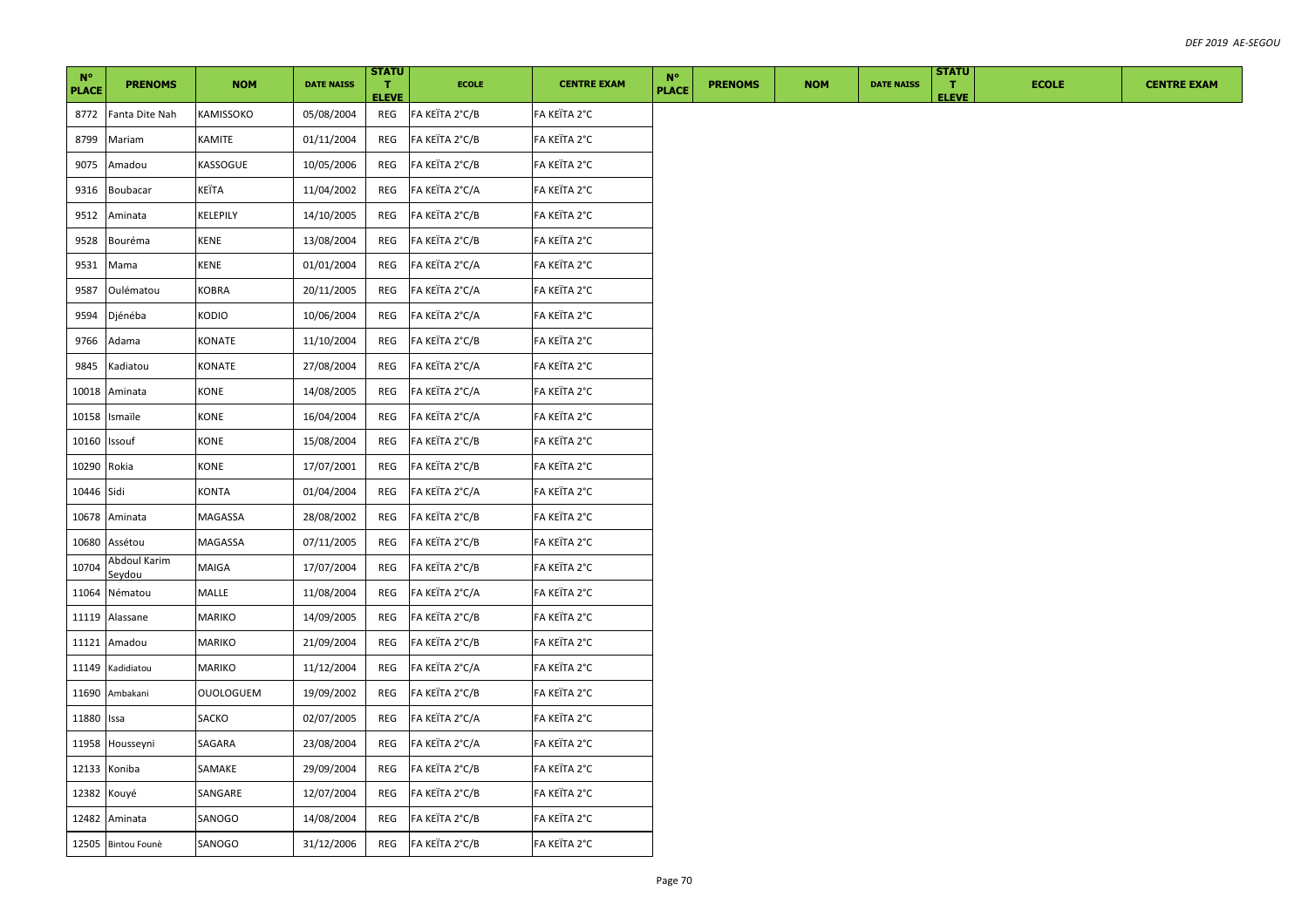| N° PLACE | PRENOMS | NOM | DATE NAISS | STATUT ELEVE | ECOLE | CENTRE EXAM | N° PLACE | PRENOMS | NOM | DATE NAISS | STATUT ELEVE | ECOLE | CENTRE EXAM |
|---|---|---|---|---|---|---|---|---|---|---|---|---|---|
| 8772 | Fanta Dite Nah | KAMISSOKO | 05/08/2004 | REG | FA KEÏTA 2°C/B | FA KEÏTA 2°C | | | | | | | |
| 8799 | Mariam | KAMITE | 01/11/2004 | REG | FA KEÏTA 2°C/B | FA KEÏTA 2°C | | | | | | | |
| 9075 | Amadou | KASSOGUE | 10/05/2006 | REG | FA KEÏTA 2°C/B | FA KEÏTA 2°C | | | | | | | |
| 9316 | Boubacar | KEÏTA | 11/04/2002 | REG | FA KEÏTA 2°C/A | FA KEÏTA 2°C | | | | | | | |
| 9512 | Aminata | KELEPILY | 14/10/2005 | REG | FA KEÏTA 2°C/B | FA KEÏTA 2°C | | | | | | | |
| 9528 | Bouréma | KENE | 13/08/2004 | REG | FA KEÏTA 2°C/B | FA KEÏTA 2°C | | | | | | | |
| 9531 | Mama | KENE | 01/01/2004 | REG | FA KEÏTA 2°C/A | FA KEÏTA 2°C | | | | | | | |
| 9587 | Oulématou | KOBRA | 20/11/2005 | REG | FA KEÏTA 2°C/A | FA KEÏTA 2°C | | | | | | | |
| 9594 | Djénéba | KODIO | 10/06/2004 | REG | FA KEÏTA 2°C/A | FA KEÏTA 2°C | | | | | | | |
| 9766 | Adama | KONATE | 11/10/2004 | REG | FA KEÏTA 2°C/B | FA KEÏTA 2°C | | | | | | | |
| 9845 | Kadiatou | KONATE | 27/08/2004 | REG | FA KEÏTA 2°C/A | FA KEÏTA 2°C | | | | | | | |
| 10018 | Aminata | KONE | 14/08/2005 | REG | FA KEÏTA 2°C/A | FA KEÏTA 2°C | | | | | | | |
| 10158 | Ismaïle | KONE | 16/04/2004 | REG | FA KEÏTA 2°C/A | FA KEÏTA 2°C | | | | | | | |
| 10160 | Issouf | KONE | 15/08/2004 | REG | FA KEÏTA 2°C/B | FA KEÏTA 2°C | | | | | | | |
| 10290 | Rokia | KONE | 17/07/2001 | REG | FA KEÏTA 2°C/B | FA KEÏTA 2°C | | | | | | | |
| 10446 | Sidi | KONTA | 01/04/2004 | REG | FA KEÏTA 2°C/A | FA KEÏTA 2°C | | | | | | | |
| 10678 | Aminata | MAGASSA | 28/08/2002 | REG | FA KEÏTA 2°C/B | FA KEÏTA 2°C | | | | | | | |
| 10680 | Assétou | MAGASSA | 07/11/2005 | REG | FA KEÏTA 2°C/B | FA KEÏTA 2°C | | | | | | | |
| 10704 | Abdoul Karim Seydou | MAIGA | 17/07/2004 | REG | FA KEÏTA 2°C/B | FA KEÏTA 2°C | | | | | | | |
| 11064 | Nématou | MALLE | 11/08/2004 | REG | FA KEÏTA 2°C/A | FA KEÏTA 2°C | | | | | | | |
| 11119 | Alassane | MARIKO | 14/09/2005 | REG | FA KEÏTA 2°C/B | FA KEÏTA 2°C | | | | | | | |
| 11121 | Amadou | MARIKO | 21/09/2004 | REG | FA KEÏTA 2°C/B | FA KEÏTA 2°C | | | | | | | |
| 11149 | Kadidiatou | MARIKO | 11/12/2004 | REG | FA KEÏTA 2°C/A | FA KEÏTA 2°C | | | | | | | |
| 11690 | Ambakani | OUOLOGUEM | 19/09/2002 | REG | FA KEÏTA 2°C/B | FA KEÏTA 2°C | | | | | | | |
| 11880 | Issa | SACKO | 02/07/2005 | REG | FA KEÏTA 2°C/A | FA KEÏTA 2°C | | | | | | | |
| 11958 | Housseyni | SAGARA | 23/08/2004 | REG | FA KEÏTA 2°C/A | FA KEÏTA 2°C | | | | | | | |
| 12133 | Koniba | SAMAKE | 29/09/2004 | REG | FA KEÏTA 2°C/B | FA KEÏTA 2°C | | | | | | | |
| 12382 | Kouyé | SANGARE | 12/07/2004 | REG | FA KEÏTA 2°C/B | FA KEÏTA 2°C | | | | | | | |
| 12482 | Aminata | SANOGO | 14/08/2004 | REG | FA KEÏTA 2°C/B | FA KEÏTA 2°C | | | | | | | |
| 12505 | Bintou Founè | SANOGO | 31/12/2006 | REG | FA KEÏTA 2°C/B | FA KEÏTA 2°C | | | | | | | |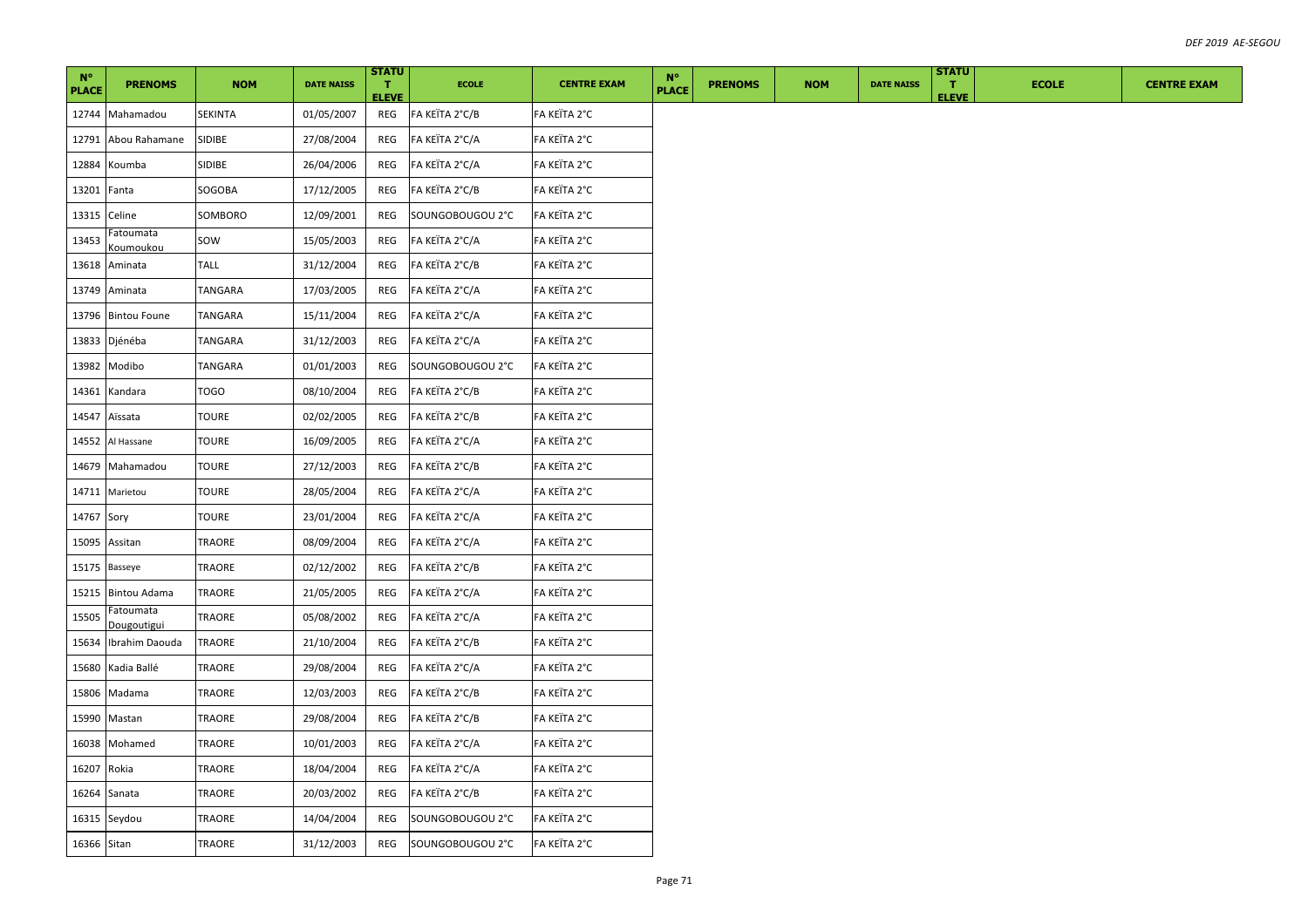| N° PLACE | PRENOMS | NOM | DATE NAISS | STATUT ELEVE | ECOLE | CENTRE EXAM | N° PLACE | PRENOMS | NOM | DATE NAISS | STATUT ELEVE | ECOLE | CENTRE EXAM |
|---|---|---|---|---|---|---|---|---|---|---|---|---|---|
| 12744 | Mahamadou | SEKINTA | 01/05/2007 | REG | FA KEÏTA 2°C/B | FA KEÏTA 2°C | | | | | | | |
| 12791 | Abou Rahamane | SIDIBE | 27/08/2004 | REG | FA KEÏTA 2°C/A | FA KEÏTA 2°C | | | | | | | |
| 12884 | Koumba | SIDIBE | 26/04/2006 | REG | FA KEÏTA 2°C/A | FA KEÏTA 2°C | | | | | | | |
| 13201 | Fanta | SOGOBA | 17/12/2005 | REG | FA KEÏTA 2°C/B | FA KEÏTA 2°C | | | | | | | |
| 13315 | Celine | SOMBORO | 12/09/2001 | REG | SOUNGOBOUGOU 2°C | FA KEÏTA 2°C | | | | | | | |
| 13453 | Fatoumata Koumoukou | SOW | 15/05/2003 | REG | FA KEÏTA 2°C/A | FA KEÏTA 2°C | | | | | | | |
| 13618 | Aminata | TALL | 31/12/2004 | REG | FA KEÏTA 2°C/B | FA KEÏTA 2°C | | | | | | | |
| 13749 | Aminata | TANGARA | 17/03/2005 | REG | FA KEÏTA 2°C/A | FA KEÏTA 2°C | | | | | | | |
| 13796 | Bintou Foune | TANGARA | 15/11/2004 | REG | FA KEÏTA 2°C/A | FA KEÏTA 2°C | | | | | | | |
| 13833 | Djénéba | TANGARA | 31/12/2003 | REG | FA KEÏTA 2°C/A | FA KEÏTA 2°C | | | | | | | |
| 13982 | Modibo | TANGARA | 01/01/2003 | REG | SOUNGOBOUGOU 2°C | FA KEÏTA 2°C | | | | | | | |
| 14361 | Kandara | TOGO | 08/10/2004 | REG | FA KEÏTA 2°C/B | FA KEÏTA 2°C | | | | | | | |
| 14547 | Aïssata | TOURE | 02/02/2005 | REG | FA KEÏTA 2°C/B | FA KEÏTA 2°C | | | | | | | |
| 14552 | Al Hassane | TOURE | 16/09/2005 | REG | FA KEÏTA 2°C/A | FA KEÏTA 2°C | | | | | | | |
| 14679 | Mahamadou | TOURE | 27/12/2003 | REG | FA KEÏTA 2°C/B | FA KEÏTA 2°C | | | | | | | |
| 14711 | Marietou | TOURE | 28/05/2004 | REG | FA KEÏTA 2°C/A | FA KEÏTA 2°C | | | | | | | |
| 14767 | Sory | TOURE | 23/01/2004 | REG | FA KEÏTA 2°C/A | FA KEÏTA 2°C | | | | | | | |
| 15095 | Assitan | TRAORE | 08/09/2004 | REG | FA KEÏTA 2°C/A | FA KEÏTA 2°C | | | | | | | |
| 15175 | Basseye | TRAORE | 02/12/2002 | REG | FA KEÏTA 2°C/B | FA KEÏTA 2°C | | | | | | | |
| 15215 | Bintou Adama | TRAORE | 21/05/2005 | REG | FA KEÏTA 2°C/A | FA KEÏTA 2°C | | | | | | | |
| 15505 | Fatoumata Dougoutigui | TRAORE | 05/08/2002 | REG | FA KEÏTA 2°C/A | FA KEÏTA 2°C | | | | | | | |
| 15634 | Ibrahim Daouda | TRAORE | 21/10/2004 | REG | FA KEÏTA 2°C/B | FA KEÏTA 2°C | | | | | | | |
| 15680 | Kadia Ballé | TRAORE | 29/08/2004 | REG | FA KEÏTA 2°C/A | FA KEÏTA 2°C | | | | | | | |
| 15806 | Madama | TRAORE | 12/03/2003 | REG | FA KEÏTA 2°C/B | FA KEÏTA 2°C | | | | | | | |
| 15990 | Mastan | TRAORE | 29/08/2004 | REG | FA KEÏTA 2°C/B | FA KEÏTA 2°C | | | | | | | |
| 16038 | Mohamed | TRAORE | 10/01/2003 | REG | FA KEÏTA 2°C/A | FA KEÏTA 2°C | | | | | | | |
| 16207 | Rokia | TRAORE | 18/04/2004 | REG | FA KEÏTA 2°C/A | FA KEÏTA 2°C | | | | | | | |
| 16264 | Sanata | TRAORE | 20/03/2002 | REG | FA KEÏTA 2°C/B | FA KEÏTA 2°C | | | | | | | |
| 16315 | Seydou | TRAORE | 14/04/2004 | REG | SOUNGOBOUGOU 2°C | FA KEÏTA 2°C | | | | | | | |
| 16366 | Sitan | TRAORE | 31/12/2003 | REG | SOUNGOBOUGOU 2°C | FA KEÏTA 2°C | | | | | | | |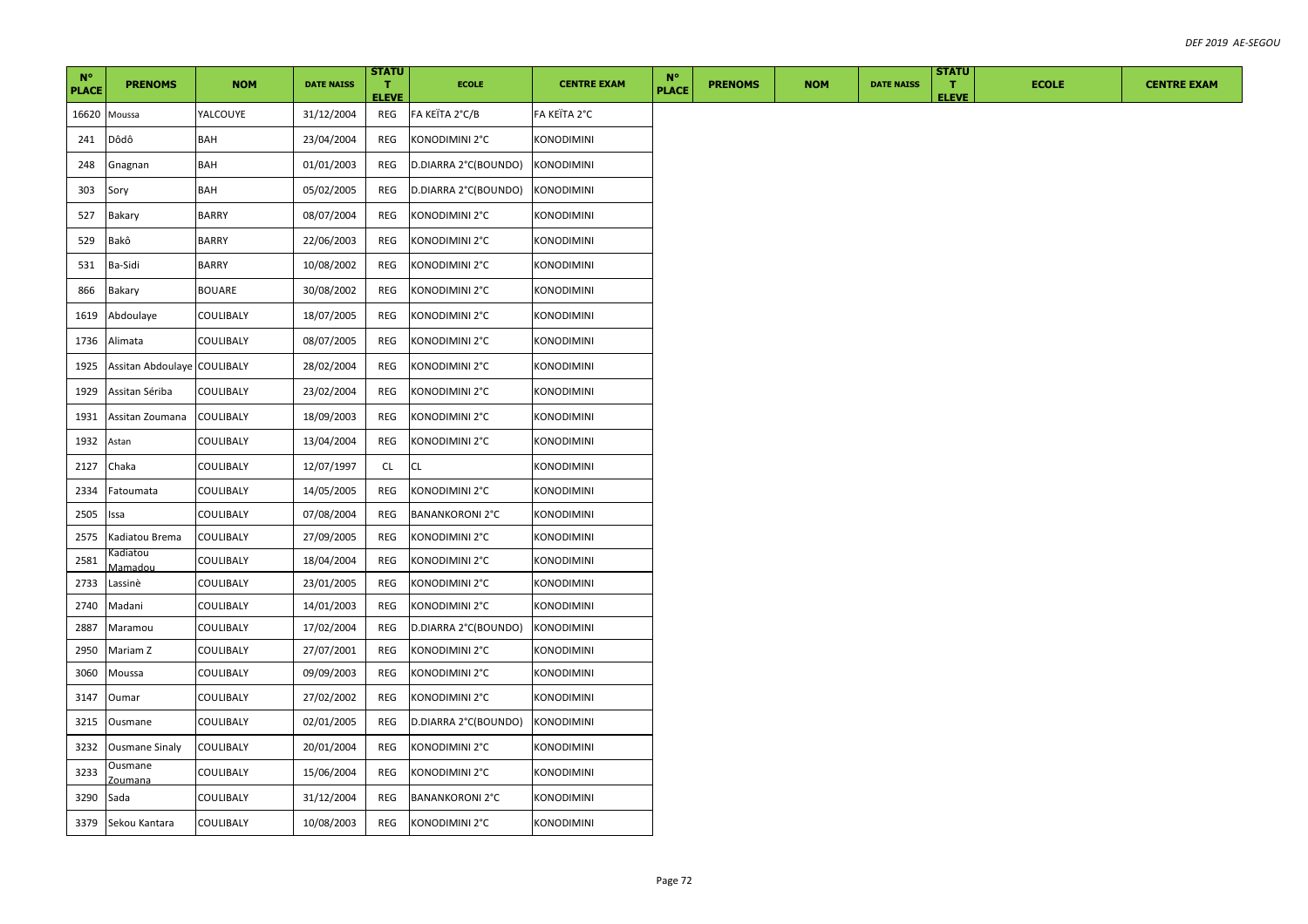| N° PLACE | PRENOMS | NOM | DATE NAISS | STATUT ELEVE | ECOLE | CENTRE EXAM | N° PLACE | PRENOMS | NOM | DATE NAISS | STATUT ELEVE | ECOLE | CENTRE EXAM |
|---|---|---|---|---|---|---|---|---|---|---|---|---|---|
| 16620 | Moussa | YALCOUYE | 31/12/2004 | REG | FA KEÏTA 2°C/B | FA KEÏTA 2°C | | | | | | | |
| 241 | Dôdô | BAH | 23/04/2004 | REG | KONODIMINI 2°C | KONODIMINI | | | | | | | |
| 248 | Gnagnan | BAH | 01/01/2003 | REG | D.DIARRA 2°C(BOUNDO) | KONODIMINI | | | | | | | |
| 303 | Sory | BAH | 05/02/2005 | REG | D.DIARRA 2°C(BOUNDO) | KONODIMINI | | | | | | | |
| 527 | Bakary | BARRY | 08/07/2004 | REG | KONODIMINI 2°C | KONODIMINI | | | | | | | |
| 529 | Bakô | BARRY | 22/06/2003 | REG | KONODIMINI 2°C | KONODIMINI | | | | | | | |
| 531 | Ba-Sidi | BARRY | 10/08/2002 | REG | KONODIMINI 2°C | KONODIMINI | | | | | | | |
| 866 | Bakary | BOUARE | 30/08/2002 | REG | KONODIMINI 2°C | KONODIMINI | | | | | | | |
| 1619 | Abdoulaye | COULIBALY | 18/07/2005 | REG | KONODIMINI 2°C | KONODIMINI | | | | | | | |
| 1736 | Alimata | COULIBALY | 08/07/2005 | REG | KONODIMINI 2°C | KONODIMINI | | | | | | | |
| 1925 | Assitan Abdoulaye | COULIBALY | 28/02/2004 | REG | KONODIMINI 2°C | KONODIMINI | | | | | | | |
| 1929 | Assitan Sériba | COULIBALY | 23/02/2004 | REG | KONODIMINI 2°C | KONODIMINI | | | | | | | |
| 1931 | Assitan Zoumana | COULIBALY | 18/09/2003 | REG | KONODIMINI 2°C | KONODIMINI | | | | | | | |
| 1932 | Astan | COULIBALY | 13/04/2004 | REG | KONODIMINI 2°C | KONODIMINI | | | | | | | |
| 2127 | Chaka | COULIBALY | 12/07/1997 | CL | CL | KONODIMINI | | | | | | | |
| 2334 | Fatoumata | COULIBALY | 14/05/2005 | REG | KONODIMINI 2°C | KONODIMINI | | | | | | | |
| 2505 | Issa | COULIBALY | 07/08/2004 | REG | BANANKORONI 2°C | KONODIMINI | | | | | | | |
| 2575 | Kadiatou Brema | COULIBALY | 27/09/2005 | REG | KONODIMINI 2°C | KONODIMINI | | | | | | | |
| 2581 | Kadiatou Mamadou | COULIBALY | 18/04/2004 | REG | KONODIMINI 2°C | KONODIMINI | | | | | | | |
| 2733 | Lassinè | COULIBALY | 23/01/2005 | REG | KONODIMINI 2°C | KONODIMINI | | | | | | | |
| 2740 | Madani | COULIBALY | 14/01/2003 | REG | KONODIMINI 2°C | KONODIMINI | | | | | | | |
| 2887 | Maramou | COULIBALY | 17/02/2004 | REG | D.DIARRA 2°C(BOUNDO) | KONODIMINI | | | | | | | |
| 2950 | Mariam Z | COULIBALY | 27/07/2001 | REG | KONODIMINI 2°C | KONODIMINI | | | | | | | |
| 3060 | Moussa | COULIBALY | 09/09/2003 | REG | KONODIMINI 2°C | KONODIMINI | | | | | | | |
| 3147 | Oumar | COULIBALY | 27/02/2002 | REG | KONODIMINI 2°C | KONODIMINI | | | | | | | |
| 3215 | Ousmane | COULIBALY | 02/01/2005 | REG | D.DIARRA 2°C(BOUNDO) | KONODIMINI | | | | | | | |
| 3232 | Ousmane Sinaly | COULIBALY | 20/01/2004 | REG | KONODIMINI 2°C | KONODIMINI | | | | | | | |
| 3233 | Ousmane Zoumana | COULIBALY | 15/06/2004 | REG | KONODIMINI 2°C | KONODIMINI | | | | | | | |
| 3290 | Sada | COULIBALY | 31/12/2004 | REG | BANANKORONI 2°C | KONODIMINI | | | | | | | |
| 3379 | Sekou Kantara | COULIBALY | 10/08/2003 | REG | KONODIMINI 2°C | KONODIMINI | | | | | | | |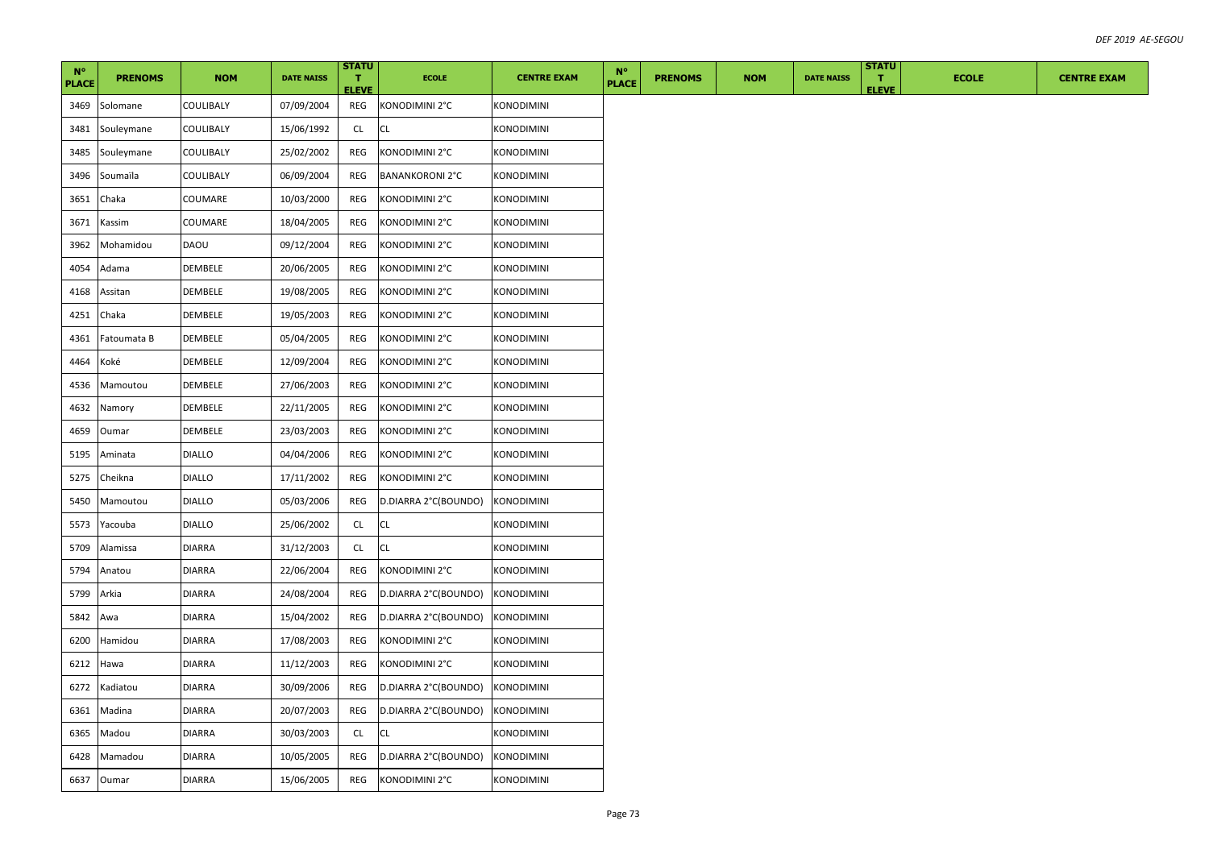| N° PLACE | PRENOMS | NOM | DATE NAISS | STATUT ELEVE | ECOLE | CENTRE EXAM | N° PLACE | PRENOMS | NOM | DATE NAISS | STATUT ELEVE | ECOLE | CENTRE EXAM |
|---|---|---|---|---|---|---|---|---|---|---|---|---|---|
| 3469 | Solomane | COULIBALY | 07/09/2004 | REG | KONODIMINI 2°C | KONODIMINI | | | | | | | |
| 3481 | Souleymane | COULIBALY | 15/06/1992 | CL | CL | KONODIMINI | | | | | | | |
| 3485 | Souleymane | COULIBALY | 25/02/2002 | REG | KONODIMINI 2°C | KONODIMINI | | | | | | | |
| 3496 | Soumaïla | COULIBALY | 06/09/2004 | REG | BANANKORONI 2°C | KONODIMINI | | | | | | | |
| 3651 | Chaka | COUMARE | 10/03/2000 | REG | KONODIMINI 2°C | KONODIMINI | | | | | | | |
| 3671 | Kassim | COUMARE | 18/04/2005 | REG | KONODIMINI 2°C | KONODIMINI | | | | | | | |
| 3962 | Mohamidou | DAOU | 09/12/2004 | REG | KONODIMINI 2°C | KONODIMINI | | | | | | | |
| 4054 | Adama | DEMBELE | 20/06/2005 | REG | KONODIMINI 2°C | KONODIMINI | | | | | | | |
| 4168 | Assitan | DEMBELE | 19/08/2005 | REG | KONODIMINI 2°C | KONODIMINI | | | | | | | |
| 4251 | Chaka | DEMBELE | 19/05/2003 | REG | KONODIMINI 2°C | KONODIMINI | | | | | | | |
| 4361 | Fatoumata B | DEMBELE | 05/04/2005 | REG | KONODIMINI 2°C | KONODIMINI | | | | | | | |
| 4464 | Koké | DEMBELE | 12/09/2004 | REG | KONODIMINI 2°C | KONODIMINI | | | | | | | |
| 4536 | Mamoutou | DEMBELE | 27/06/2003 | REG | KONODIMINI 2°C | KONODIMINI | | | | | | | |
| 4632 | Namory | DEMBELE | 22/11/2005 | REG | KONODIMINI 2°C | KONODIMINI | | | | | | | |
| 4659 | Oumar | DEMBELE | 23/03/2003 | REG | KONODIMINI 2°C | KONODIMINI | | | | | | | |
| 5195 | Aminata | DIALLO | 04/04/2006 | REG | KONODIMINI 2°C | KONODIMINI | | | | | | | |
| 5275 | Cheikna | DIALLO | 17/11/2002 | REG | KONODIMINI 2°C | KONODIMINI | | | | | | | |
| 5450 | Mamoutou | DIALLO | 05/03/2006 | REG | D.DIARRA 2°C(BOUNDO) | KONODIMINI | | | | | | | |
| 5573 | Yacouba | DIALLO | 25/06/2002 | CL | CL | KONODIMINI | | | | | | | |
| 5709 | Alamissa | DIARRA | 31/12/2003 | CL | CL | KONODIMINI | | | | | | | |
| 5794 | Anatou | DIARRA | 22/06/2004 | REG | KONODIMINI 2°C | KONODIMINI | | | | | | | |
| 5799 | Arkia | DIARRA | 24/08/2004 | REG | D.DIARRA 2°C(BOUNDO) | KONODIMINI | | | | | | | |
| 5842 | Awa | DIARRA | 15/04/2002 | REG | D.DIARRA 2°C(BOUNDO) | KONODIMINI | | | | | | | |
| 6200 | Hamidou | DIARRA | 17/08/2003 | REG | KONODIMINI 2°C | KONODIMINI | | | | | | | |
| 6212 | Hawa | DIARRA | 11/12/2003 | REG | KONODIMINI 2°C | KONODIMINI | | | | | | | |
| 6272 | Kadiatou | DIARRA | 30/09/2006 | REG | D.DIARRA 2°C(BOUNDO) | KONODIMINI | | | | | | | |
| 6361 | Madina | DIARRA | 20/07/2003 | REG | D.DIARRA 2°C(BOUNDO) | KONODIMINI | | | | | | | |
| 6365 | Madou | DIARRA | 30/03/2003 | CL | CL | KONODIMINI | | | | | | | |
| 6428 | Mamadou | DIARRA | 10/05/2005 | REG | D.DIARRA 2°C(BOUNDO) | KONODIMINI | | | | | | | |
| 6637 | Oumar | DIARRA | 15/06/2005 | REG | KONODIMINI 2°C | KONODIMINI | | | | | | | |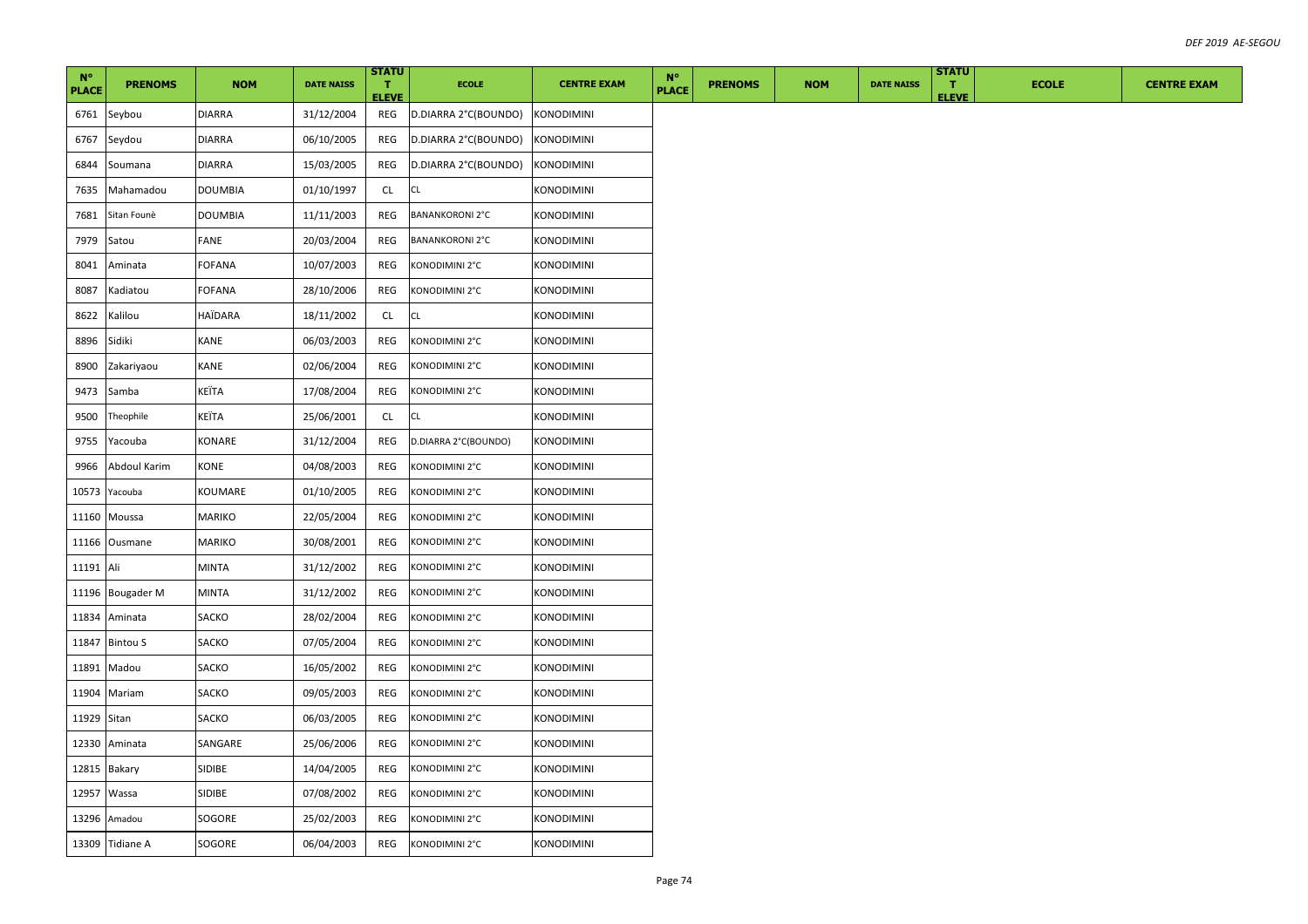| N° PLACE | PRENOMS | NOM | DATE NAISS | STATUT ELEVE | ECOLE | CENTRE EXAM | N° PLACE | PRENOMS | NOM | DATE NAISS | STATUT ELEVE | ECOLE | CENTRE EXAM |
|---|---|---|---|---|---|---|---|---|---|---|---|---|---|
| 6761 | Seybou | DIARRA | 31/12/2004 | REG | D.DIARRA 2°C(BOUNDO) | KONODIMINI | | | | | | | |
| 6767 | Seydou | DIARRA | 06/10/2005 | REG | D.DIARRA 2°C(BOUNDO) | KONODIMINI | | | | | | | |
| 6844 | Soumana | DIARRA | 15/03/2005 | REG | D.DIARRA 2°C(BOUNDO) | KONODIMINI | | | | | | | |
| 7635 | Mahamadou | DOUMBIA | 01/10/1997 | CL | CL | KONODIMINI | | | | | | | |
| 7681 | Sitan Founè | DOUMBIA | 11/11/2003 | REG | BANANKORONI 2°C | KONODIMINI | | | | | | | |
| 7979 | Satou | FANE | 20/03/2004 | REG | BANANKORONI 2°C | KONODIMINI | | | | | | | |
| 8041 | Aminata | FOFANA | 10/07/2003 | REG | KONODIMINI 2°C | KONODIMINI | | | | | | | |
| 8087 | Kadiatou | FOFANA | 28/10/2006 | REG | KONODIMINI 2°C | KONODIMINI | | | | | | | |
| 8622 | Kalilou | HAÏDARA | 18/11/2002 | CL | CL | KONODIMINI | | | | | | | |
| 8896 | Sidiki | KANE | 06/03/2003 | REG | KONODIMINI 2°C | KONODIMINI | | | | | | | |
| 8900 | Zakariyaou | KANE | 02/06/2004 | REG | KONODIMINI 2°C | KONODIMINI | | | | | | | |
| 9473 | Samba | KEÏTA | 17/08/2004 | REG | KONODIMINI 2°C | KONODIMINI | | | | | | | |
| 9500 | Theophile | KEÏTA | 25/06/2001 | CL | CL | KONODIMINI | | | | | | | |
| 9755 | Yacouba | KONARE | 31/12/2004 | REG | D.DIARRA 2°C(BOUNDO) | KONODIMINI | | | | | | | |
| 9966 | Abdoul Karim | KONE | 04/08/2003 | REG | KONODIMINI 2°C | KONODIMINI | | | | | | | |
| 10573 | Yacouba | KOUMARE | 01/10/2005 | REG | KONODIMINI 2°C | KONODIMINI | | | | | | | |
| 11160 | Moussa | MARIKO | 22/05/2004 | REG | KONODIMINI 2°C | KONODIMINI | | | | | | | |
| 11166 | Ousmane | MARIKO | 30/08/2001 | REG | KONODIMINI 2°C | KONODIMINI | | | | | | | |
| 11191 | Ali | MINTA | 31/12/2002 | REG | KONODIMINI 2°C | KONODIMINI | | | | | | | |
| 11196 | Bougader M | MINTA | 31/12/2002 | REG | KONODIMINI 2°C | KONODIMINI | | | | | | | |
| 11834 | Aminata | SACKO | 28/02/2004 | REG | KONODIMINI 2°C | KONODIMINI | | | | | | | |
| 11847 | Bintou S | SACKO | 07/05/2004 | REG | KONODIMINI 2°C | KONODIMINI | | | | | | | |
| 11891 | Madou | SACKO | 16/05/2002 | REG | KONODIMINI 2°C | KONODIMINI | | | | | | | |
| 11904 | Mariam | SACKO | 09/05/2003 | REG | KONODIMINI 2°C | KONODIMINI | | | | | | | |
| 11929 | Sitan | SACKO | 06/03/2005 | REG | KONODIMINI 2°C | KONODIMINI | | | | | | | |
| 12330 | Aminata | SANGARE | 25/06/2006 | REG | KONODIMINI 2°C | KONODIMINI | | | | | | | |
| 12815 | Bakary | SIDIBE | 14/04/2005 | REG | KONODIMINI 2°C | KONODIMINI | | | | | | | |
| 12957 | Wassa | SIDIBE | 07/08/2002 | REG | KONODIMINI 2°C | KONODIMINI | | | | | | | |
| 13296 | Amadou | SOGORE | 25/02/2003 | REG | KONODIMINI 2°C | KONODIMINI | | | | | | | |
| 13309 | Tidiane A | SOGORE | 06/04/2003 | REG | KONODIMINI 2°C | KONODIMINI | | | | | | | |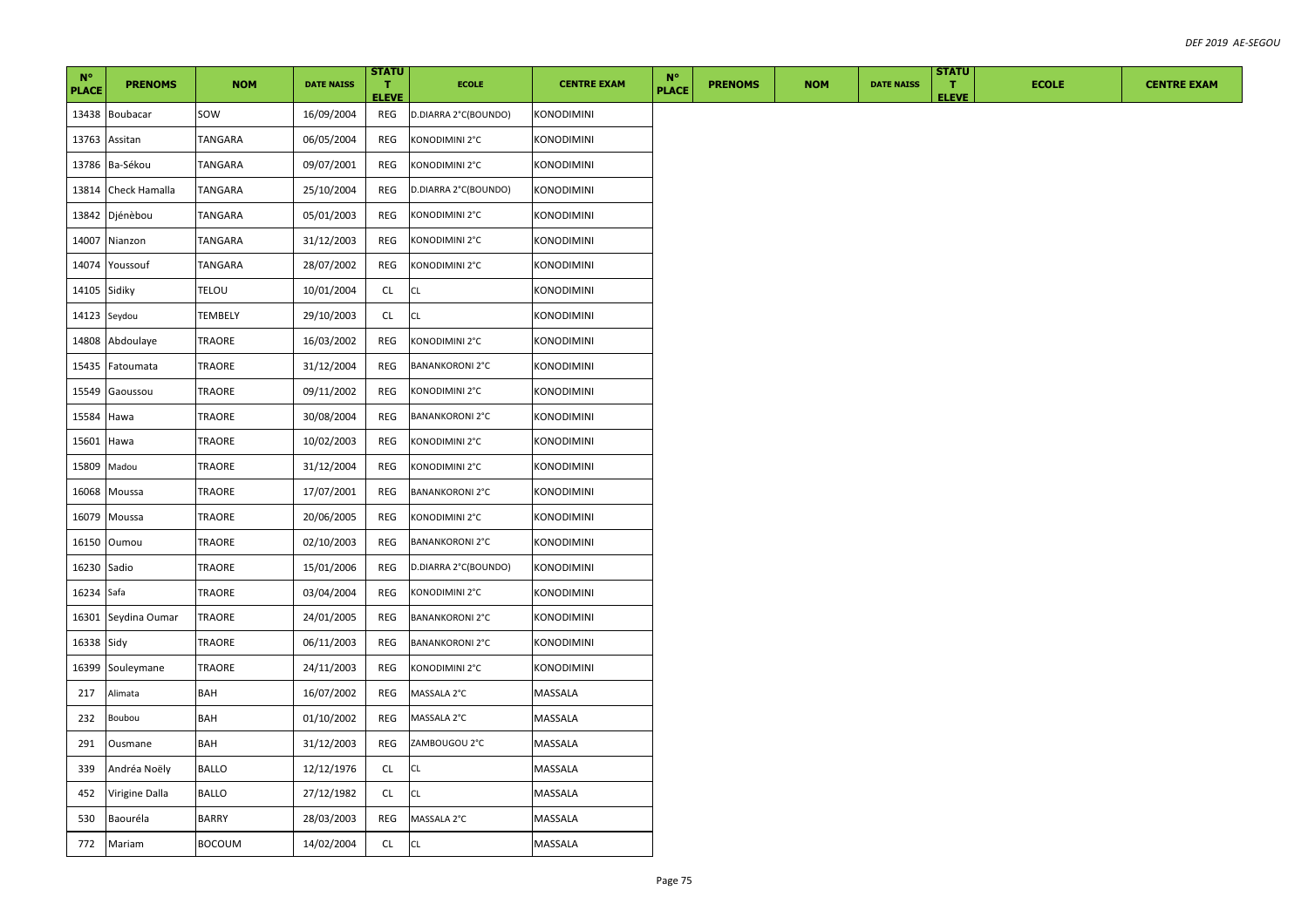| N° PLACE | PRENOMS | NOM | DATE NAISS | STATUT ELEVE | ECOLE | CENTRE EXAM | N° PLACE | PRENOMS | NOM | DATE NAISS | STATUT ELEVE | ECOLE | CENTRE EXAM |
|---|---|---|---|---|---|---|---|---|---|---|---|---|---|
| 13438 | Boubacar | SOW | 16/09/2004 | REG | D.DIARRA 2°C(BOUNDO) | KONODIMINI | | | | | | | |
| 13763 | Assitan | TANGARA | 06/05/2004 | REG | KONODIMINI 2°C | KONODIMINI | | | | | | | |
| 13786 | Ba-Sékou | TANGARA | 09/07/2001 | REG | KONODIMINI 2°C | KONODIMINI | | | | | | | |
| 13814 | Check Hamalla | TANGARA | 25/10/2004 | REG | D.DIARRA 2°C(BOUNDO) | KONODIMINI | | | | | | | |
| 13842 | Djénèbou | TANGARA | 05/01/2003 | REG | KONODIMINI 2°C | KONODIMINI | | | | | | | |
| 14007 | Nianzon | TANGARA | 31/12/2003 | REG | KONODIMINI 2°C | KONODIMINI | | | | | | | |
| 14074 | Youssouf | TANGARA | 28/07/2002 | REG | KONODIMINI 2°C | KONODIMINI | | | | | | | |
| 14105 | Sidiky | TELOU | 10/01/2004 | CL | CL | KONODIMINI | | | | | | | |
| 14123 | Seydou | TEMBELY | 29/10/2003 | CL | CL | KONODIMINI | | | | | | | |
| 14808 | Abdoulaye | TRAORE | 16/03/2002 | REG | KONODIMINI 2°C | KONODIMINI | | | | | | | |
| 15435 | Fatoumata | TRAORE | 31/12/2004 | REG | BANANKORONI 2°C | KONODIMINI | | | | | | | |
| 15549 | Gaoussou | TRAORE | 09/11/2002 | REG | KONODIMINI 2°C | KONODIMINI | | | | | | | |
| 15584 | Hawa | TRAORE | 30/08/2004 | REG | BANANKORONI 2°C | KONODIMINI | | | | | | | |
| 15601 | Hawa | TRAORE | 10/02/2003 | REG | KONODIMINI 2°C | KONODIMINI | | | | | | | |
| 15809 | Madou | TRAORE | 31/12/2004 | REG | KONODIMINI 2°C | KONODIMINI | | | | | | | |
| 16068 | Moussa | TRAORE | 17/07/2001 | REG | BANANKORONI 2°C | KONODIMINI | | | | | | | |
| 16079 | Moussa | TRAORE | 20/06/2005 | REG | KONODIMINI 2°C | KONODIMINI | | | | | | | |
| 16150 | Oumou | TRAORE | 02/10/2003 | REG | BANANKORONI 2°C | KONODIMINI | | | | | | | |
| 16230 | Sadio | TRAORE | 15/01/2006 | REG | D.DIARRA 2°C(BOUNDO) | KONODIMINI | | | | | | | |
| 16234 | Safa | TRAORE | 03/04/2004 | REG | KONODIMINI 2°C | KONODIMINI | | | | | | | |
| 16301 | Seydina Oumar | TRAORE | 24/01/2005 | REG | BANANKORONI 2°C | KONODIMINI | | | | | | | |
| 16338 | Sidy | TRAORE | 06/11/2003 | REG | BANANKORONI 2°C | KONODIMINI | | | | | | | |
| 16399 | Souleymane | TRAORE | 24/11/2003 | REG | KONODIMINI 2°C | KONODIMINI | | | | | | | |
| 217 | Alimata | BAH | 16/07/2002 | REG | MASSALA 2°C | MASSALA | | | | | | | |
| 232 | Boubou | BAH | 01/10/2002 | REG | MASSALA 2°C | MASSALA | | | | | | | |
| 291 | Ousmane | BAH | 31/12/2003 | REG | ZAMBOUGOU 2°C | MASSALA | | | | | | | |
| 339 | Andréa Noëly | BALLO | 12/12/1976 | CL | CL | MASSALA | | | | | | | |
| 452 | Virigine Dalla | BALLO | 27/12/1982 | CL | CL | MASSALA | | | | | | | |
| 530 | Baouréla | BARRY | 28/03/2003 | REG | MASSALA 2°C | MASSALA | | | | | | | |
| 772 | Mariam | BOCOUM | 14/02/2004 | CL | CL | MASSALA | | | | | | | |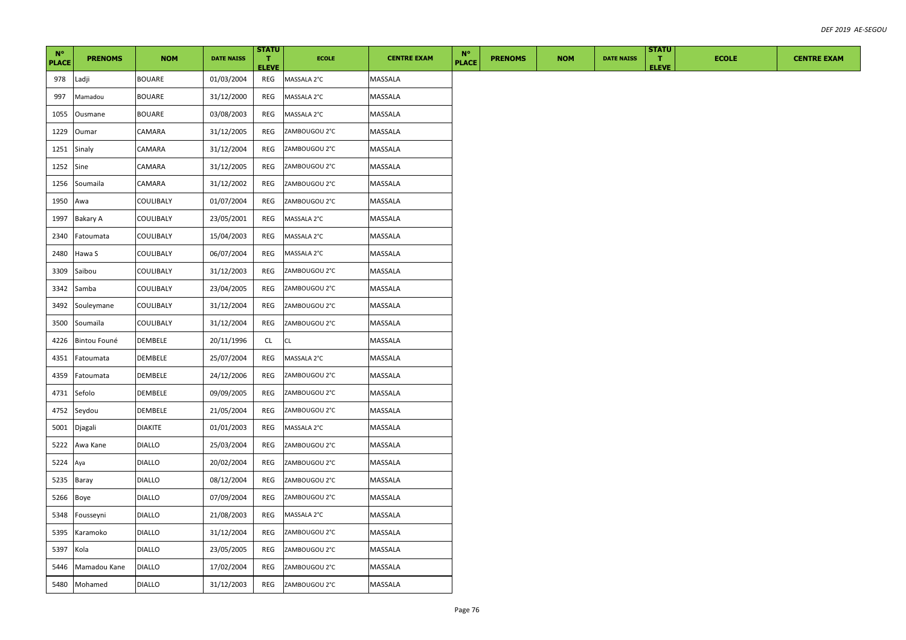| N° PLACE | PRENOMS | NOM | DATE NAISS | STATUT ELEVE | ECOLE | CENTRE EXAM | N° PLACE | PRENOMS | NOM | DATE NAISS | STATUT ELEVE | ECOLE | CENTRE EXAM |
|---|---|---|---|---|---|---|---|---|---|---|---|---|---|
| 978 | Ladji | BOUARE | 01/03/2004 | REG | MASSALA 2°C | MASSALA | | | | | | | |
| 997 | Mamadou | BOUARE | 31/12/2000 | REG | MASSALA 2°C | MASSALA | | | | | | | |
| 1055 | Ousmane | BOUARE | 03/08/2003 | REG | MASSALA 2°C | MASSALA | | | | | | | |
| 1229 | Oumar | CAMARA | 31/12/2005 | REG | ZAMBOUGOU 2°C | MASSALA | | | | | | | |
| 1251 | Sinaly | CAMARA | 31/12/2004 | REG | ZAMBOUGOU 2°C | MASSALA | | | | | | | |
| 1252 | Sine | CAMARA | 31/12/2005 | REG | ZAMBOUGOU 2°C | MASSALA | | | | | | | |
| 1256 | Soumaila | CAMARA | 31/12/2002 | REG | ZAMBOUGOU 2°C | MASSALA | | | | | | | |
| 1950 | Awa | COULIBALY | 01/07/2004 | REG | ZAMBOUGOU 2°C | MASSALA | | | | | | | |
| 1997 | Bakary A | COULIBALY | 23/05/2001 | REG | MASSALA 2°C | MASSALA | | | | | | | |
| 2340 | Fatoumata | COULIBALY | 15/04/2003 | REG | MASSALA 2°C | MASSALA | | | | | | | |
| 2480 | Hawa S | COULIBALY | 06/07/2004 | REG | MASSALA 2°C | MASSALA | | | | | | | |
| 3309 | Saibou | COULIBALY | 31/12/2003 | REG | ZAMBOUGOU 2°C | MASSALA | | | | | | | |
| 3342 | Samba | COULIBALY | 23/04/2005 | REG | ZAMBOUGOU 2°C | MASSALA | | | | | | | |
| 3492 | Souleymane | COULIBALY | 31/12/2004 | REG | ZAMBOUGOU 2°C | MASSALA | | | | | | | |
| 3500 | Soumaïla | COULIBALY | 31/12/2004 | REG | ZAMBOUGOU 2°C | MASSALA | | | | | | | |
| 4226 | Bintou Founé | DEMBELE | 20/11/1996 | CL | CL | MASSALA | | | | | | | |
| 4351 | Fatoumata | DEMBELE | 25/07/2004 | REG | MASSALA 2°C | MASSALA | | | | | | | |
| 4359 | Fatoumata | DEMBELE | 24/12/2006 | REG | ZAMBOUGOU 2°C | MASSALA | | | | | | | |
| 4731 | Sefolo | DEMBELE | 09/09/2005 | REG | ZAMBOUGOU 2°C | MASSALA | | | | | | | |
| 4752 | Seydou | DEMBELE | 21/05/2004 | REG | ZAMBOUGOU 2°C | MASSALA | | | | | | | |
| 5001 | Djagali | DIAKITE | 01/01/2003 | REG | MASSALA 2°C | MASSALA | | | | | | | |
| 5222 | Awa Kane | DIALLO | 25/03/2004 | REG | ZAMBOUGOU 2°C | MASSALA | | | | | | | |
| 5224 | Aya | DIALLO | 20/02/2004 | REG | ZAMBOUGOU 2°C | MASSALA | | | | | | | |
| 5235 | Baray | DIALLO | 08/12/2004 | REG | ZAMBOUGOU 2°C | MASSALA | | | | | | | |
| 5266 | Boye | DIALLO | 07/09/2004 | REG | ZAMBOUGOU 2°C | MASSALA | | | | | | | |
| 5348 | Fousseyni | DIALLO | 21/08/2003 | REG | MASSALA 2°C | MASSALA | | | | | | | |
| 5395 | Karamoko | DIALLO | 31/12/2004 | REG | ZAMBOUGOU 2°C | MASSALA | | | | | | | |
| 5397 | Kola | DIALLO | 23/05/2005 | REG | ZAMBOUGOU 2°C | MASSALA | | | | | | | |
| 5446 | Mamadou Kane | DIALLO | 17/02/2004 | REG | ZAMBOUGOU 2°C | MASSALA | | | | | | | |
| 5480 | Mohamed | DIALLO | 31/12/2003 | REG | ZAMBOUGOU 2°C | MASSALA | | | | | | | |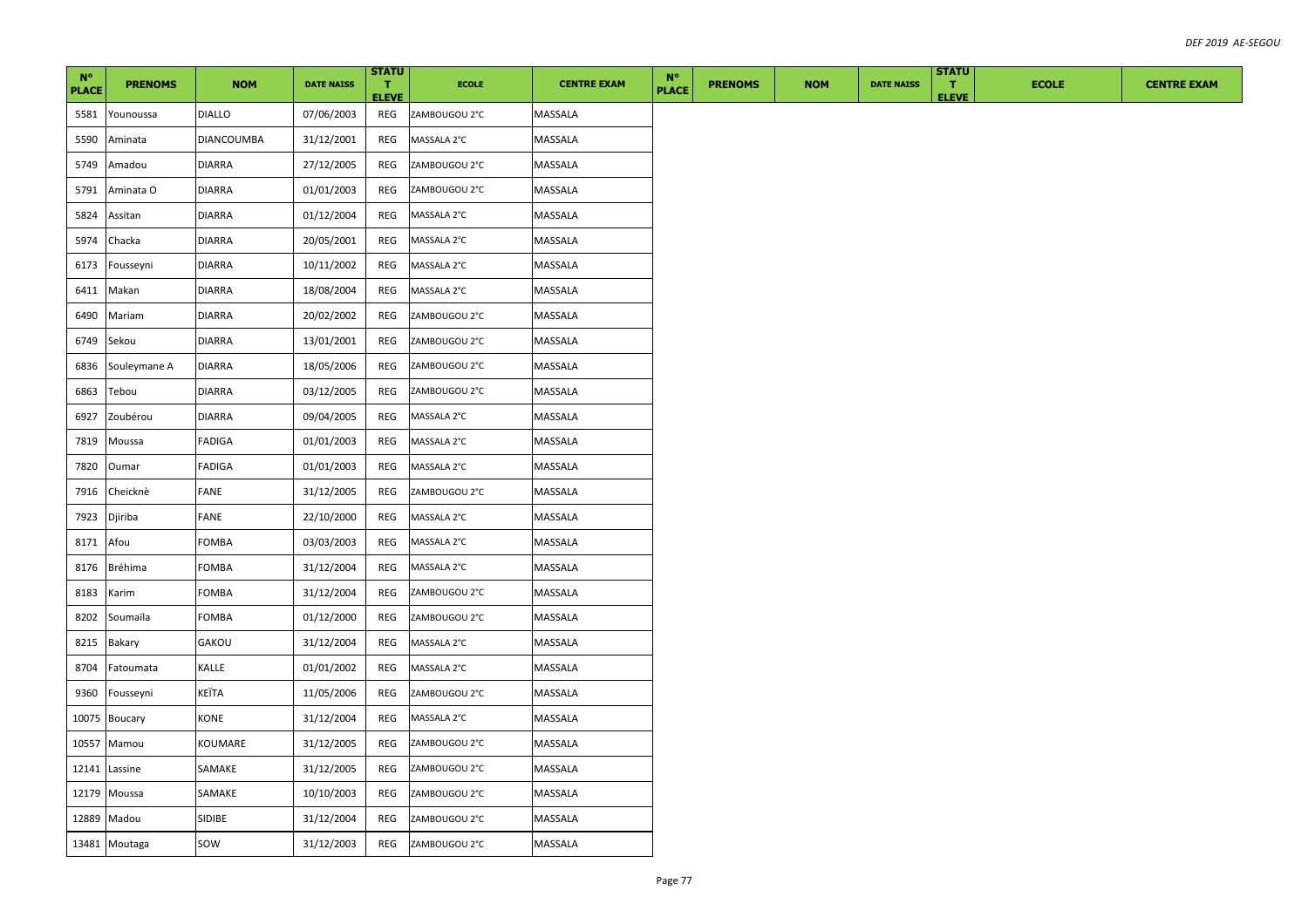| N° PLACE | PRENOMS | NOM | DATE NAISS | STATUT ELEVE | ECOLE | CENTRE EXAM | N° PLACE | PRENOMS | NOM | DATE NAISS | STATUT ELEVE | ECOLE | CENTRE EXAM |
|---|---|---|---|---|---|---|---|---|---|---|---|---|---|
| 5581 | Younoussa | DIALLO | 07/06/2003 | REG | ZAMBOUGOU 2°C | MASSALA | | | | | | | |
| 5590 | Aminata | DIANCOUMBA | 31/12/2001 | REG | MASSALA 2°C | MASSALA | | | | | | | |
| 5749 | Amadou | DIARRA | 27/12/2005 | REG | ZAMBOUGOU 2°C | MASSALA | | | | | | | |
| 5791 | Aminata O | DIARRA | 01/01/2003 | REG | ZAMBOUGOU 2°C | MASSALA | | | | | | | |
| 5824 | Assitan | DIARRA | 01/12/2004 | REG | MASSALA 2°C | MASSALA | | | | | | | |
| 5974 | Chacka | DIARRA | 20/05/2001 | REG | MASSALA 2°C | MASSALA | | | | | | | |
| 6173 | Fousseyni | DIARRA | 10/11/2002 | REG | MASSALA 2°C | MASSALA | | | | | | | |
| 6411 | Makan | DIARRA | 18/08/2004 | REG | MASSALA 2°C | MASSALA | | | | | | | |
| 6490 | Mariam | DIARRA | 20/02/2002 | REG | ZAMBOUGOU 2°C | MASSALA | | | | | | | |
| 6749 | Sekou | DIARRA | 13/01/2001 | REG | ZAMBOUGOU 2°C | MASSALA | | | | | | | |
| 6836 | Souleymane A | DIARRA | 18/05/2006 | REG | ZAMBOUGOU 2°C | MASSALA | | | | | | | |
| 6863 | Tebou | DIARRA | 03/12/2005 | REG | ZAMBOUGOU 2°C | MASSALA | | | | | | | |
| 6927 | Zoubérou | DIARRA | 09/04/2005 | REG | MASSALA 2°C | MASSALA | | | | | | | |
| 7819 | Moussa | FADIGA | 01/01/2003 | REG | MASSALA 2°C | MASSALA | | | | | | | |
| 7820 | Oumar | FADIGA | 01/01/2003 | REG | MASSALA 2°C | MASSALA | | | | | | | |
| 7916 | Cheicknè | FANE | 31/12/2005 | REG | ZAMBOUGOU 2°C | MASSALA | | | | | | | |
| 7923 | Djiriba | FANE | 22/10/2000 | REG | MASSALA 2°C | MASSALA | | | | | | | |
| 8171 | Afou | FOMBA | 03/03/2003 | REG | MASSALA 2°C | MASSALA | | | | | | | |
| 8176 | Bréhima | FOMBA | 31/12/2004 | REG | MASSALA 2°C | MASSALA | | | | | | | |
| 8183 | Karim | FOMBA | 31/12/2004 | REG | ZAMBOUGOU 2°C | MASSALA | | | | | | | |
| 8202 | Soumaïla | FOMBA | 01/12/2000 | REG | ZAMBOUGOU 2°C | MASSALA | | | | | | | |
| 8215 | Bakary | GAKOU | 31/12/2004 | REG | MASSALA 2°C | MASSALA | | | | | | | |
| 8704 | Fatoumata | KALLE | 01/01/2002 | REG | MASSALA 2°C | MASSALA | | | | | | | |
| 9360 | Fousseyni | KEÏTA | 11/05/2006 | REG | ZAMBOUGOU 2°C | MASSALA | | | | | | | |
| 10075 | Boucary | KONE | 31/12/2004 | REG | MASSALA 2°C | MASSALA | | | | | | | |
| 10557 | Mamou | KOUMARE | 31/12/2005 | REG | ZAMBOUGOU 2°C | MASSALA | | | | | | | |
| 12141 | Lassine | SAMAKE | 31/12/2005 | REG | ZAMBOUGOU 2°C | MASSALA | | | | | | | |
| 12179 | Moussa | SAMAKE | 10/10/2003 | REG | ZAMBOUGOU 2°C | MASSALA | | | | | | | |
| 12889 | Madou | SIDIBE | 31/12/2004 | REG | ZAMBOUGOU 2°C | MASSALA | | | | | | | |
| 13481 | Moutaga | SOW | 31/12/2003 | REG | ZAMBOUGOU 2°C | MASSALA | | | | | | | |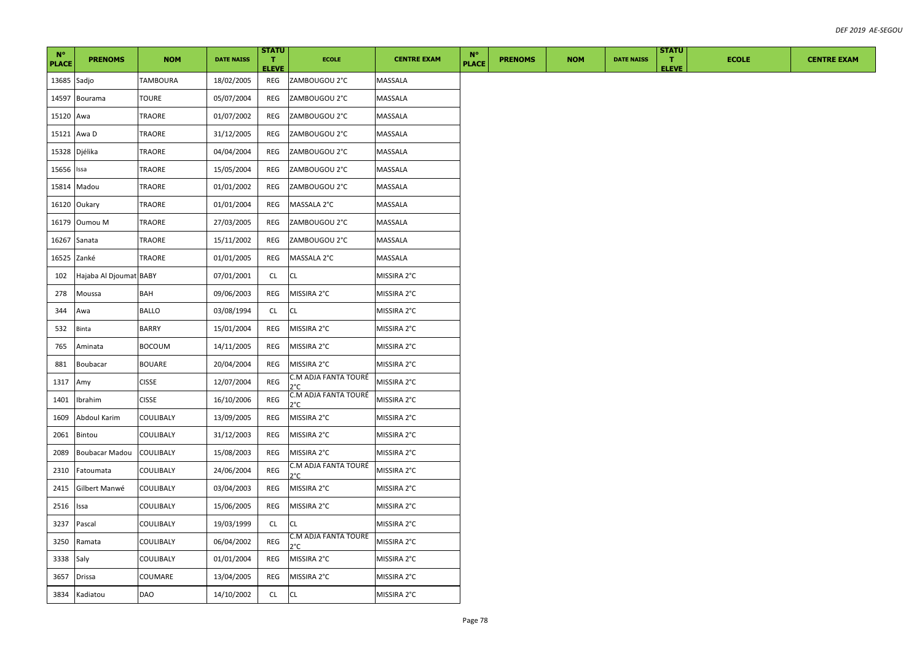| N° PLACE | PRENOMS | NOM | DATE NAISS | STATUT ELEVE | ECOLE | CENTRE EXAM | N° PLACE | PRENOMS | NOM | DATE NAISS | STATUT ELEVE | ECOLE | CENTRE EXAM |
|---|---|---|---|---|---|---|---|---|---|---|---|---|---|
| 13685 | Sadjo | TAMBOURA | 18/02/2005 | REG | ZAMBOUGOU 2°C | MASSALA | | | | | | | |
| 14597 | Bourama | TOURE | 05/07/2004 | REG | ZAMBOUGOU 2°C | MASSALA | | | | | | | |
| 15120 | Awa | TRAORE | 01/07/2002 | REG | ZAMBOUGOU 2°C | MASSALA | | | | | | | |
| 15121 | Awa D | TRAORE | 31/12/2005 | REG | ZAMBOUGOU 2°C | MASSALA | | | | | | | |
| 15328 | Djélika | TRAORE | 04/04/2004 | REG | ZAMBOUGOU 2°C | MASSALA | | | | | | | |
| 15656 | Issa | TRAORE | 15/05/2004 | REG | ZAMBOUGOU 2°C | MASSALA | | | | | | | |
| 15814 | Madou | TRAORE | 01/01/2002 | REG | ZAMBOUGOU 2°C | MASSALA | | | | | | | |
| 16120 | Oukary | TRAORE | 01/01/2004 | REG | MASSALA 2°C | MASSALA | | | | | | | |
| 16179 | Oumou M | TRAORE | 27/03/2005 | REG | ZAMBOUGOU 2°C | MASSALA | | | | | | | |
| 16267 | Sanata | TRAORE | 15/11/2002 | REG | ZAMBOUGOU 2°C | MASSALA | | | | | | | |
| 16525 | Zanké | TRAORE | 01/01/2005 | REG | MASSALA 2°C | MASSALA | | | | | | | |
| 102 | Hajaba Al Djoumat | BABY | 07/01/2001 | CL | CL | MISSIRA 2°C | | | | | | | |
| 278 | Moussa | BAH | 09/06/2003 | REG | MISSIRA 2°C | MISSIRA 2°C | | | | | | | |
| 344 | Awa | BALLO | 03/08/1994 | CL | CL | MISSIRA 2°C | | | | | | | |
| 532 | Binta | BARRY | 15/01/2004 | REG | MISSIRA 2°C | MISSIRA 2°C | | | | | | | |
| 765 | Aminata | BOCOUM | 14/11/2005 | REG | MISSIRA 2°C | MISSIRA 2°C | | | | | | | |
| 881 | Boubacar | BOUARE | 20/04/2004 | REG | MISSIRA 2°C | MISSIRA 2°C | | | | | | | |
| 1317 | Amy | CISSE | 12/07/2004 | REG | C.M ADJA FANTA TOURÉ 2°C | MISSIRA 2°C | | | | | | | |
| 1401 | Ibrahim | CISSE | 16/10/2006 | REG | C.M ADJA FANTA TOURÉ 2°C | MISSIRA 2°C | | | | | | | |
| 1609 | Abdoul Karim | COULIBALY | 13/09/2005 | REG | MISSIRA 2°C | MISSIRA 2°C | | | | | | | |
| 2061 | Bintou | COULIBALY | 31/12/2003 | REG | MISSIRA 2°C | MISSIRA 2°C | | | | | | | |
| 2089 | Boubacar Madou | COULIBALY | 15/08/2003 | REG | MISSIRA 2°C | MISSIRA 2°C | | | | | | | |
| 2310 | Fatoumata | COULIBALY | 24/06/2004 | REG | C.M ADJA FANTA TOURÉ 2°C | MISSIRA 2°C | | | | | | | |
| 2415 | Gilbert Manwé | COULIBALY | 03/04/2003 | REG | MISSIRA 2°C | MISSIRA 2°C | | | | | | | |
| 2516 | Issa | COULIBALY | 15/06/2005 | REG | MISSIRA 2°C | MISSIRA 2°C | | | | | | | |
| 3237 | Pascal | COULIBALY | 19/03/1999 | CL | CL | MISSIRA 2°C | | | | | | | |
| 3250 | Ramata | COULIBALY | 06/04/2002 | REG | C.M ADJA FANTA TOURE 2°C | MISSIRA 2°C | | | | | | | |
| 3338 | Saly | COULIBALY | 01/01/2004 | REG | MISSIRA 2°C | MISSIRA 2°C | | | | | | | |
| 3657 | Drissa | COUMARE | 13/04/2005 | REG | MISSIRA 2°C | MISSIRA 2°C | | | | | | | |
| 3834 | Kadiatou | DAO | 14/10/2002 | CL | CL | MISSIRA 2°C | | | | | | | |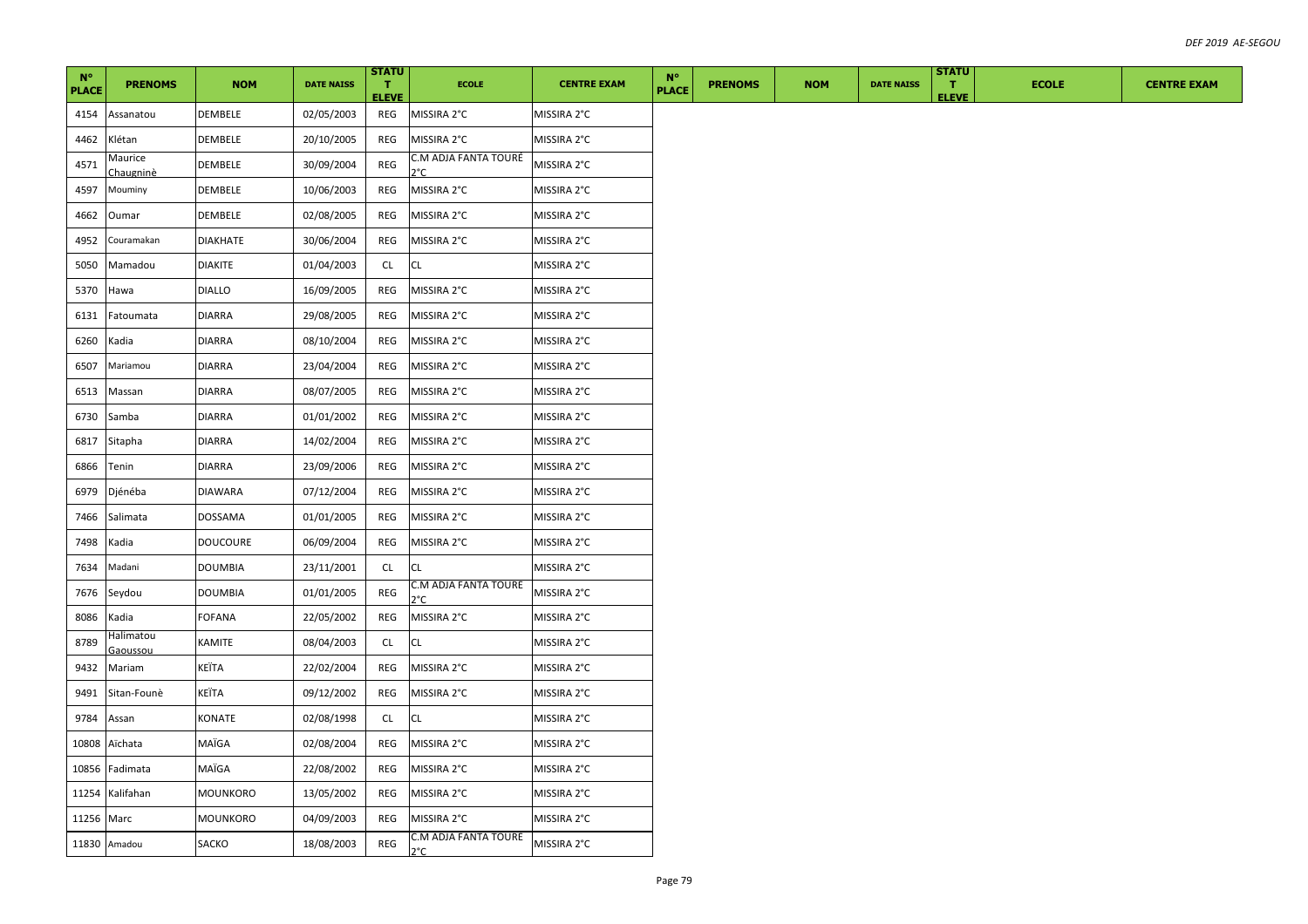| N° PLACE | PRENOMS | NOM | DATE NAISS | STATUT ELEVE | ECOLE | CENTRE EXAM | N° PLACE | PRENOMS | NOM | DATE NAISS | STATUT ELEVE | ECOLE | CENTRE EXAM |
|---|---|---|---|---|---|---|---|---|---|---|---|---|---|
| 4154 | Assanatou | DEMBELE | 02/05/2003 | REG | MISSIRA 2°C | MISSIRA 2°C | | | | | | | |
| 4462 | Klétan | DEMBELE | 20/10/2005 | REG | MISSIRA 2°C | MISSIRA 2°C | | | | | | | |
| 4571 | Maurice Chaugninè | DEMBELE | 30/09/2004 | REG | C.M ADJA FANTA TOURÉ 2°C | MISSIRA 2°C | | | | | | | |
| 4597 | Mouminy | DEMBELE | 10/06/2003 | REG | MISSIRA 2°C | MISSIRA 2°C | | | | | | | |
| 4662 | Oumar | DEMBELE | 02/08/2005 | REG | MISSIRA 2°C | MISSIRA 2°C | | | | | | | |
| 4952 | Couramakan | DIAKHATE | 30/06/2004 | REG | MISSIRA 2°C | MISSIRA 2°C | | | | | | | |
| 5050 | Mamadou | DIAKITE | 01/04/2003 | CL | CL | MISSIRA 2°C | | | | | | | |
| 5370 | Hawa | DIALLO | 16/09/2005 | REG | MISSIRA 2°C | MISSIRA 2°C | | | | | | | |
| 6131 | Fatoumata | DIARRA | 29/08/2005 | REG | MISSIRA 2°C | MISSIRA 2°C | | | | | | | |
| 6260 | Kadia | DIARRA | 08/10/2004 | REG | MISSIRA 2°C | MISSIRA 2°C | | | | | | | |
| 6507 | Mariamou | DIARRA | 23/04/2004 | REG | MISSIRA 2°C | MISSIRA 2°C | | | | | | | |
| 6513 | Massan | DIARRA | 08/07/2005 | REG | MISSIRA 2°C | MISSIRA 2°C | | | | | | | |
| 6730 | Samba | DIARRA | 01/01/2002 | REG | MISSIRA 2°C | MISSIRA 2°C | | | | | | | |
| 6817 | Sitapha | DIARRA | 14/02/2004 | REG | MISSIRA 2°C | MISSIRA 2°C | | | | | | | |
| 6866 | Tenin | DIARRA | 23/09/2006 | REG | MISSIRA 2°C | MISSIRA 2°C | | | | | | | |
| 6979 | Djénéba | DIAWARA | 07/12/2004 | REG | MISSIRA 2°C | MISSIRA 2°C | | | | | | | |
| 7466 | Salimata | DOSSAMA | 01/01/2005 | REG | MISSIRA 2°C | MISSIRA 2°C | | | | | | | |
| 7498 | Kadia | DOUCOURE | 06/09/2004 | REG | MISSIRA 2°C | MISSIRA 2°C | | | | | | | |
| 7634 | Madani | DOUMBIA | 23/11/2001 | CL | CL | MISSIRA 2°C | | | | | | | |
| 7676 | Seydou | DOUMBIA | 01/01/2005 | REG | C.M ADJA FANTA TOURE 2°C | MISSIRA 2°C | | | | | | | |
| 8086 | Kadia | FOFANA | 22/05/2002 | REG | MISSIRA 2°C | MISSIRA 2°C | | | | | | | |
| 8789 | Halimatou Gaoussou | KAMITE | 08/04/2003 | CL | CL | MISSIRA 2°C | | | | | | | |
| 9432 | Mariam | KEÏTA | 22/02/2004 | REG | MISSIRA 2°C | MISSIRA 2°C | | | | | | | |
| 9491 | Sitan-Founè | KEÏTA | 09/12/2002 | REG | MISSIRA 2°C | MISSIRA 2°C | | | | | | | |
| 9784 | Assan | KONATE | 02/08/1998 | CL | CL | MISSIRA 2°C | | | | | | | |
| 10808 | Aïchata | MAÏGA | 02/08/2004 | REG | MISSIRA 2°C | MISSIRA 2°C | | | | | | | |
| 10856 | Fadimata | MAÏGA | 22/08/2002 | REG | MISSIRA 2°C | MISSIRA 2°C | | | | | | | |
| 11254 | Kalifahan | MOUNKORO | 13/05/2002 | REG | MISSIRA 2°C | MISSIRA 2°C | | | | | | | |
| 11256 | Marc | MOUNKORO | 04/09/2003 | REG | MISSIRA 2°C | MISSIRA 2°C | | | | | | | |
| 11830 | Amadou | SACKO | 18/08/2003 | REG | C.M ADJA FANTA TOURE 2°C | MISSIRA 2°C | | | | | | | |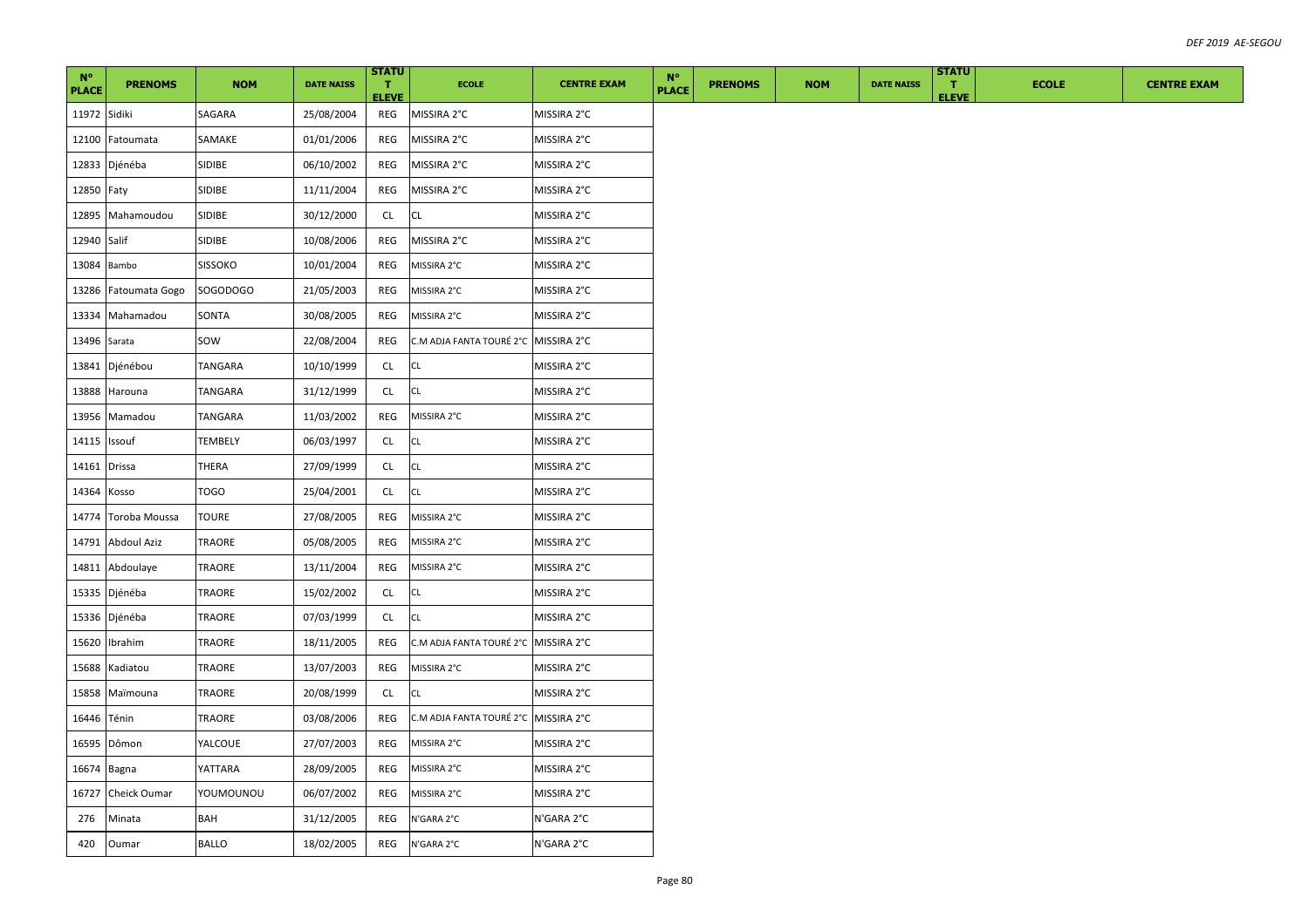| N° PLACE | PRENOMS | NOM | DATE NAISS | STATUT ELEVE | ECOLE | CENTRE EXAM | N° PLACE | PRENOMS | NOM | DATE NAISS | STATUT ELEVE | ECOLE | CENTRE EXAM |
|---|---|---|---|---|---|---|---|---|---|---|---|---|---|
| 11972 | Sidiki | SAGARA | 25/08/2004 | REG | MISSIRA 2°C | MISSIRA 2°C | | | | | | | |
| 12100 | Fatoumata | SAMAKE | 01/01/2006 | REG | MISSIRA 2°C | MISSIRA 2°C | | | | | | | |
| 12833 | Djénéba | SIDIBE | 06/10/2002 | REG | MISSIRA 2°C | MISSIRA 2°C | | | | | | | |
| 12850 | Faty | SIDIBE | 11/11/2004 | REG | MISSIRA 2°C | MISSIRA 2°C | | | | | | | |
| 12895 | Mahamoudou | SIDIBE | 30/12/2000 | CL | CL | MISSIRA 2°C | | | | | | | |
| 12940 | Salif | SIDIBE | 10/08/2006 | REG | MISSIRA 2°C | MISSIRA 2°C | | | | | | | |
| 13084 | Bambo | SISSOKO | 10/01/2004 | REG | MISSIRA 2°C | MISSIRA 2°C | | | | | | | |
| 13286 | Fatoumata Gogo | SOGODOGO | 21/05/2003 | REG | MISSIRA 2°C | MISSIRA 2°C | | | | | | | |
| 13334 | Mahamadou | SONTA | 30/08/2005 | REG | MISSIRA 2°C | MISSIRA 2°C | | | | | | | |
| 13496 | Sarata | SOW | 22/08/2004 | REG | C.M ADJA FANTA TOURÉ 2°C | MISSIRA 2°C | | | | | | | |
| 13841 | Djénébou | TANGARA | 10/10/1999 | CL | CL | MISSIRA 2°C | | | | | | | |
| 13888 | Harouna | TANGARA | 31/12/1999 | CL | CL | MISSIRA 2°C | | | | | | | |
| 13956 | Mamadou | TANGARA | 11/03/2002 | REG | MISSIRA 2°C | MISSIRA 2°C | | | | | | | |
| 14115 | Issouf | TEMBELY | 06/03/1997 | CL | CL | MISSIRA 2°C | | | | | | | |
| 14161 | Drissa | THERA | 27/09/1999 | CL | CL | MISSIRA 2°C | | | | | | | |
| 14364 | Kosso | TOGO | 25/04/2001 | CL | CL | MISSIRA 2°C | | | | | | | |
| 14774 | Toroba Moussa | TOURE | 27/08/2005 | REG | MISSIRA 2°C | MISSIRA 2°C | | | | | | | |
| 14791 | Abdoul Aziz | TRAORE | 05/08/2005 | REG | MISSIRA 2°C | MISSIRA 2°C | | | | | | | |
| 14811 | Abdoulaye | TRAORE | 13/11/2004 | REG | MISSIRA 2°C | MISSIRA 2°C | | | | | | | |
| 15335 | Djénéba | TRAORE | 15/02/2002 | CL | CL | MISSIRA 2°C | | | | | | | |
| 15336 | Djénéba | TRAORE | 07/03/1999 | CL | CL | MISSIRA 2°C | | | | | | | |
| 15620 | Ibrahim | TRAORE | 18/11/2005 | REG | C.M ADJA FANTA TOURÉ 2°C | MISSIRA 2°C | | | | | | | |
| 15688 | Kadiatou | TRAORE | 13/07/2003 | REG | MISSIRA 2°C | MISSIRA 2°C | | | | | | | |
| 15858 | Maïmouna | TRAORE | 20/08/1999 | CL | CL | MISSIRA 2°C | | | | | | | |
| 16446 | Ténin | TRAORE | 03/08/2006 | REG | C.M ADJA FANTA TOURÉ 2°C | MISSIRA 2°C | | | | | | | |
| 16595 | Dômon | YALCOUE | 27/07/2003 | REG | MISSIRA 2°C | MISSIRA 2°C | | | | | | | |
| 16674 | Bagna | YATTARA | 28/09/2005 | REG | MISSIRA 2°C | MISSIRA 2°C | | | | | | | |
| 16727 | Cheick Oumar | YOUMOUNOU | 06/07/2002 | REG | MISSIRA 2°C | MISSIRA 2°C | | | | | | | |
| 276 | Minata | BAH | 31/12/2005 | REG | N'GARA 2°C | N'GARA 2°C | | | | | | | |
| 420 | Oumar | BALLO | 18/02/2005 | REG | N'GARA 2°C | N'GARA 2°C | | | | | | | |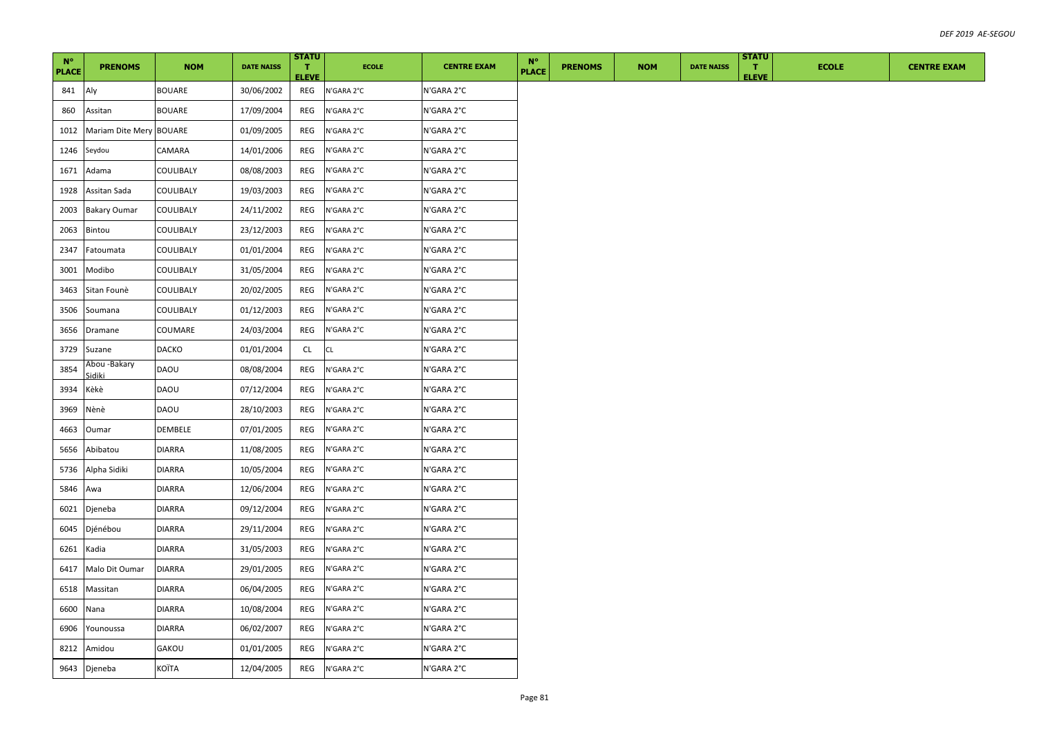| N° PLACE | PRENOMS | NOM | DATE NAISS | STATUT ELEVE | ECOLE | CENTRE EXAM | N° PLACE | PRENOMS | NOM | DATE NAISS | STATUT ELEVE | ECOLE | CENTRE EXAM |
|---|---|---|---|---|---|---|---|---|---|---|---|---|---|
| 841 | Aly | BOUARE | 30/06/2002 | REG | N'GARA 2°C | N'GARA 2°C | | | | | | | |
| 860 | Assitan | BOUARE | 17/09/2004 | REG | N'GARA 2°C | N'GARA 2°C | | | | | | | |
| 1012 | Mariam Dite Mery | BOUARE | 01/09/2005 | REG | N'GARA 2°C | N'GARA 2°C | | | | | | | |
| 1246 | Seydou | CAMARA | 14/01/2006 | REG | N'GARA 2°C | N'GARA 2°C | | | | | | | |
| 1671 | Adama | COULIBALY | 08/08/2003 | REG | N'GARA 2°C | N'GARA 2°C | | | | | | | |
| 1928 | Assitan Sada | COULIBALY | 19/03/2003 | REG | N'GARA 2°C | N'GARA 2°C | | | | | | | |
| 2003 | Bakary Oumar | COULIBALY | 24/11/2002 | REG | N'GARA 2°C | N'GARA 2°C | | | | | | | |
| 2063 | Bintou | COULIBALY | 23/12/2003 | REG | N'GARA 2°C | N'GARA 2°C | | | | | | | |
| 2347 | Fatoumata | COULIBALY | 01/01/2004 | REG | N'GARA 2°C | N'GARA 2°C | | | | | | | |
| 3001 | Modibo | COULIBALY | 31/05/2004 | REG | N'GARA 2°C | N'GARA 2°C | | | | | | | |
| 3463 | Sitan Founè | COULIBALY | 20/02/2005 | REG | N'GARA 2°C | N'GARA 2°C | | | | | | | |
| 3506 | Soumana | COULIBALY | 01/12/2003 | REG | N'GARA 2°C | N'GARA 2°C | | | | | | | |
| 3656 | Dramane | COUMARE | 24/03/2004 | REG | N'GARA 2°C | N'GARA 2°C | | | | | | | |
| 3729 | Suzane | DACKO | 01/01/2004 | CL | CL | N'GARA 2°C | | | | | | | |
| 3854 | Abou -Bakary Sidiki | DAOU | 08/08/2004 | REG | N'GARA 2°C | N'GARA 2°C | | | | | | | |
| 3934 | Kèkè | DAOU | 07/12/2004 | REG | N'GARA 2°C | N'GARA 2°C | | | | | | | |
| 3969 | Nènè | DAOU | 28/10/2003 | REG | N'GARA 2°C | N'GARA 2°C | | | | | | | |
| 4663 | Oumar | DEMBELE | 07/01/2005 | REG | N'GARA 2°C | N'GARA 2°C | | | | | | | |
| 5656 | Abibatou | DIARRA | 11/08/2005 | REG | N'GARA 2°C | N'GARA 2°C | | | | | | | |
| 5736 | Alpha Sidiki | DIARRA | 10/05/2004 | REG | N'GARA 2°C | N'GARA 2°C | | | | | | | |
| 5846 | Awa | DIARRA | 12/06/2004 | REG | N'GARA 2°C | N'GARA 2°C | | | | | | | |
| 6021 | Djeneba | DIARRA | 09/12/2004 | REG | N'GARA 2°C | N'GARA 2°C | | | | | | | |
| 6045 | Djénébou | DIARRA | 29/11/2004 | REG | N'GARA 2°C | N'GARA 2°C | | | | | | | |
| 6261 | Kadia | DIARRA | 31/05/2003 | REG | N'GARA 2°C | N'GARA 2°C | | | | | | | |
| 6417 | Malo Dit Oumar | DIARRA | 29/01/2005 | REG | N'GARA 2°C | N'GARA 2°C | | | | | | | |
| 6518 | Massitan | DIARRA | 06/04/2005 | REG | N'GARA 2°C | N'GARA 2°C | | | | | | | |
| 6600 | Nana | DIARRA | 10/08/2004 | REG | N'GARA 2°C | N'GARA 2°C | | | | | | | |
| 6906 | Younoussa | DIARRA | 06/02/2007 | REG | N'GARA 2°C | N'GARA 2°C | | | | | | | |
| 8212 | Amidou | GAKOU | 01/01/2005 | REG | N'GARA 2°C | N'GARA 2°C | | | | | | | |
| 9643 | Djeneba | KOÏTA | 12/04/2005 | REG | N'GARA 2°C | N'GARA 2°C | | | | | | | |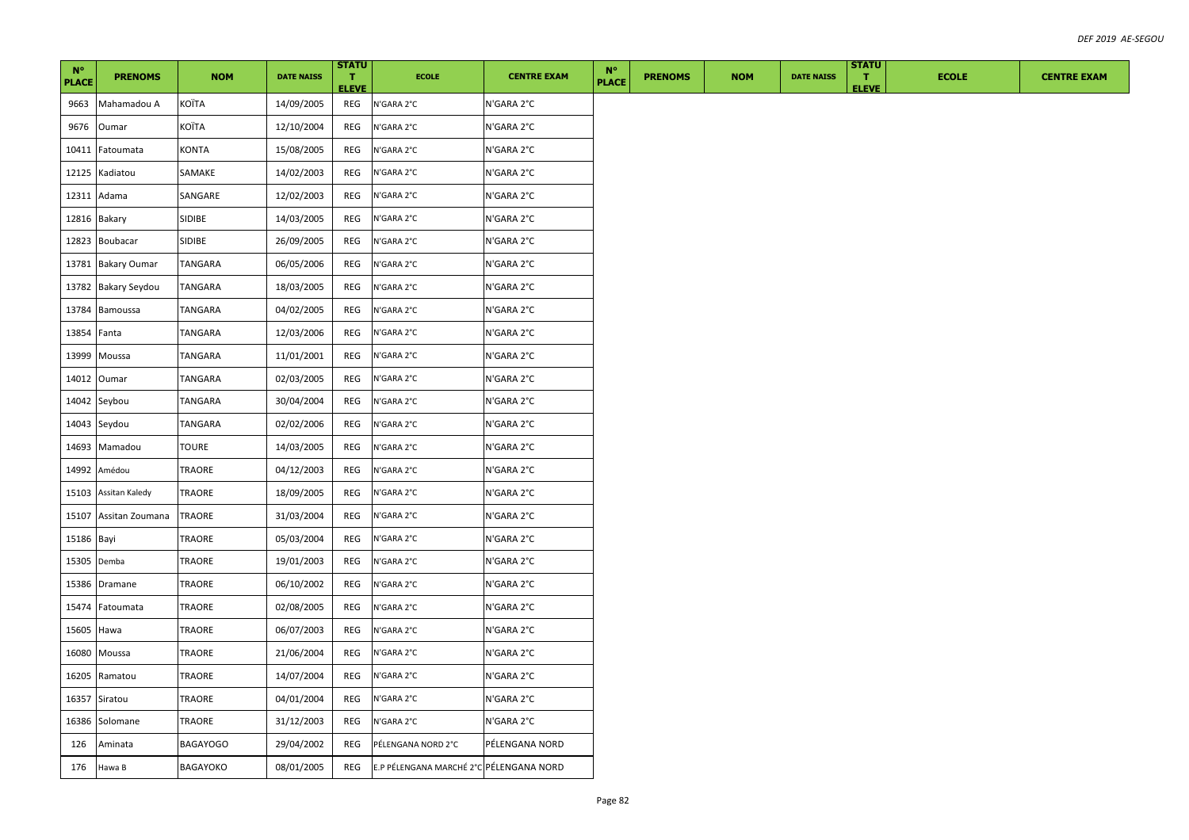| N° PLACE | PRENOMS | NOM | DATE NAISS | STATUT ELEVE | ECOLE | CENTRE EXAM | N° PLACE | PRENOMS | NOM | DATE NAISS | STATUT ELEVE | ECOLE | CENTRE EXAM |
|---|---|---|---|---|---|---|---|---|---|---|---|---|---|
| 9663 | Mahamadou A | KOÏTA | 14/09/2005 | REG | N'GARA 2°C | N'GARA 2°C | | | | | | | |
| 9676 | Oumar | KOÏTA | 12/10/2004 | REG | N'GARA 2°C | N'GARA 2°C | | | | | | | |
| 10411 | Fatoumata | KONTA | 15/08/2005 | REG | N'GARA 2°C | N'GARA 2°C | | | | | | | |
| 12125 | Kadiatou | SAMAKE | 14/02/2003 | REG | N'GARA 2°C | N'GARA 2°C | | | | | | | |
| 12311 | Adama | SANGARE | 12/02/2003 | REG | N'GARA 2°C | N'GARA 2°C | | | | | | | |
| 12816 | Bakary | SIDIBE | 14/03/2005 | REG | N'GARA 2°C | N'GARA 2°C | | | | | | | |
| 12823 | Boubacar | SIDIBE | 26/09/2005 | REG | N'GARA 2°C | N'GARA 2°C | | | | | | | |
| 13781 | Bakary Oumar | TANGARA | 06/05/2006 | REG | N'GARA 2°C | N'GARA 2°C | | | | | | | |
| 13782 | Bakary Seydou | TANGARA | 18/03/2005 | REG | N'GARA 2°C | N'GARA 2°C | | | | | | | |
| 13784 | Bamoussa | TANGARA | 04/02/2005 | REG | N'GARA 2°C | N'GARA 2°C | | | | | | | |
| 13854 | Fanta | TANGARA | 12/03/2006 | REG | N'GARA 2°C | N'GARA 2°C | | | | | | | |
| 13999 | Moussa | TANGARA | 11/01/2001 | REG | N'GARA 2°C | N'GARA 2°C | | | | | | | |
| 14012 | Oumar | TANGARA | 02/03/2005 | REG | N'GARA 2°C | N'GARA 2°C | | | | | | | |
| 14042 | Seybou | TANGARA | 30/04/2004 | REG | N'GARA 2°C | N'GARA 2°C | | | | | | | |
| 14043 | Seydou | TANGARA | 02/02/2006 | REG | N'GARA 2°C | N'GARA 2°C | | | | | | | |
| 14693 | Mamadou | TOURE | 14/03/2005 | REG | N'GARA 2°C | N'GARA 2°C | | | | | | | |
| 14992 | Amédou | TRAORE | 04/12/2003 | REG | N'GARA 2°C | N'GARA 2°C | | | | | | | |
| 15103 | Assitan Kaledy | TRAORE | 18/09/2005 | REG | N'GARA 2°C | N'GARA 2°C | | | | | | | |
| 15107 | Assitan Zoumana | TRAORE | 31/03/2004 | REG | N'GARA 2°C | N'GARA 2°C | | | | | | | |
| 15186 | Bayi | TRAORE | 05/03/2004 | REG | N'GARA 2°C | N'GARA 2°C | | | | | | | |
| 15305 | Demba | TRAORE | 19/01/2003 | REG | N'GARA 2°C | N'GARA 2°C | | | | | | | |
| 15386 | Dramane | TRAORE | 06/10/2002 | REG | N'GARA 2°C | N'GARA 2°C | | | | | | | |
| 15474 | Fatoumata | TRAORE | 02/08/2005 | REG | N'GARA 2°C | N'GARA 2°C | | | | | | | |
| 15605 | Hawa | TRAORE | 06/07/2003 | REG | N'GARA 2°C | N'GARA 2°C | | | | | | | |
| 16080 | Moussa | TRAORE | 21/06/2004 | REG | N'GARA 2°C | N'GARA 2°C | | | | | | | |
| 16205 | Ramatou | TRAORE | 14/07/2004 | REG | N'GARA 2°C | N'GARA 2°C | | | | | | | |
| 16357 | Siratou | TRAORE | 04/01/2004 | REG | N'GARA 2°C | N'GARA 2°C | | | | | | | |
| 16386 | Solomane | TRAORE | 31/12/2003 | REG | N'GARA 2°C | N'GARA 2°C | | | | | | | |
| 126 | Aminata | BAGAYOGO | 29/04/2002 | REG | PÉLENGANA NORD 2°C | PÉLENGANA NORD | | | | | | | |
| 176 | Hawa B | BAGAYOKO | 08/01/2005 | REG | E.P PÉLENGANA MARCHÉ 2°C | PÉLENGANA NORD | | | | | | | |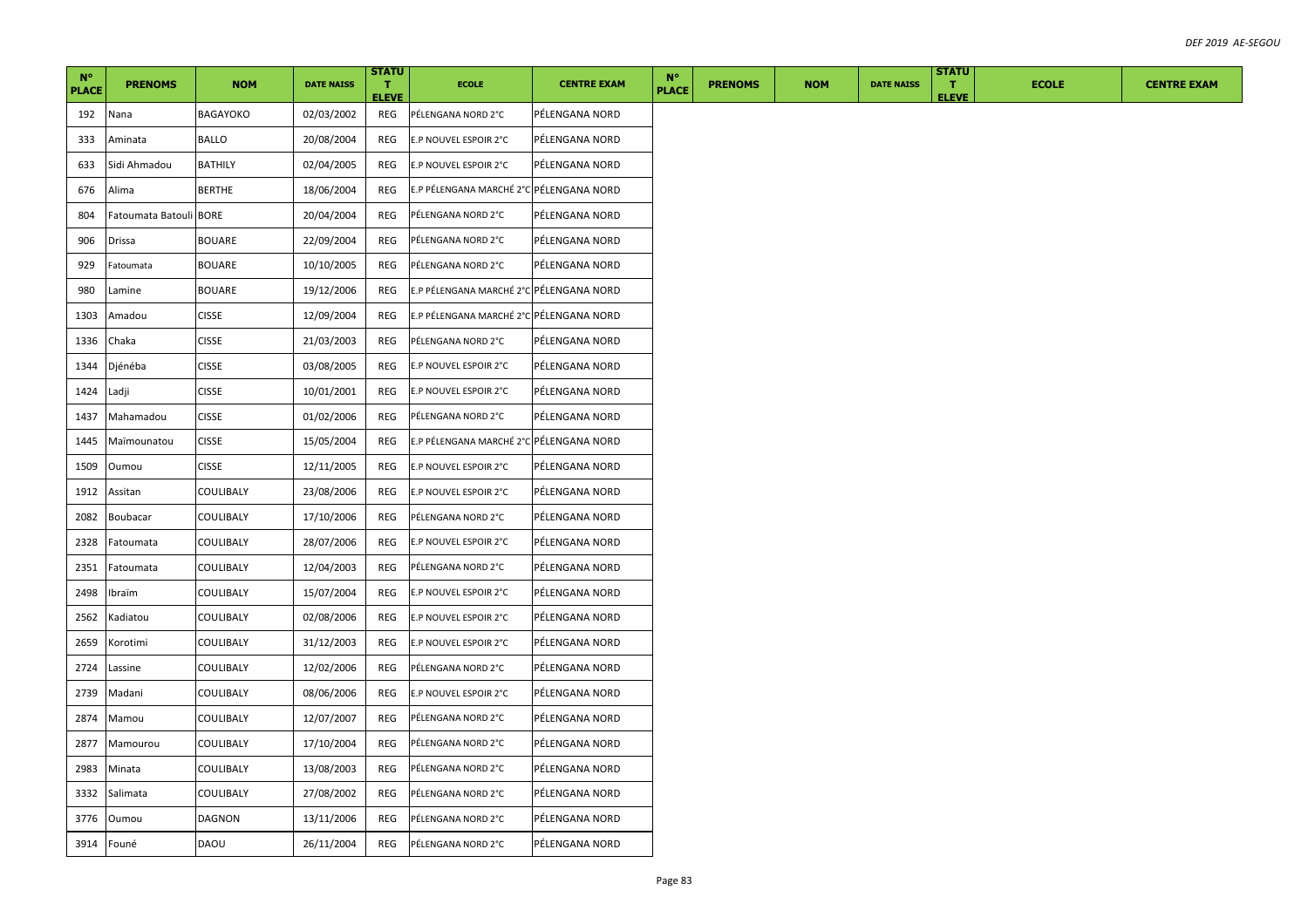| N° PLACE | PRENOMS | NOM | DATE NAISS | STATUT ELEVE | ECOLE | CENTRE EXAM | N° PLACE | PRENOMS | NOM | DATE NAISS | STATUT ELEVE | ECOLE | CENTRE EXAM |
|---|---|---|---|---|---|---|---|---|---|---|---|---|---|
| 192 | Nana | BAGAYOKO | 02/03/2002 | REG | PÉLENGANA NORD 2°C | PÉLENGANA NORD | | | | | | | |
| 333 | Aminata | BALLO | 20/08/2004 | REG | E.P NOUVEL ESPOIR 2°C | PÉLENGANA NORD | | | | | | | |
| 633 | Sidi Ahmadou | BATHILY | 02/04/2005 | REG | E.P NOUVEL ESPOIR 2°C | PÉLENGANA NORD | | | | | | | |
| 676 | Alima | BERTHE | 18/06/2004 | REG | E.P PÉLENGANA MARCHÉ 2°C | PÉLENGANA NORD | | | | | | | |
| 804 | Fatoumata Batouli | BORE | 20/04/2004 | REG | PÉLENGANA NORD 2°C | PÉLENGANA NORD | | | | | | | |
| 906 | Drissa | BOUARE | 22/09/2004 | REG | PÉLENGANA NORD 2°C | PÉLENGANA NORD | | | | | | | |
| 929 | Fatoumata | BOUARE | 10/10/2005 | REG | PÉLENGANA NORD 2°C | PÉLENGANA NORD | | | | | | | |
| 980 | Lamine | BOUARE | 19/12/2006 | REG | E.P PÉLENGANA MARCHÉ 2°C | PÉLENGANA NORD | | | | | | | |
| 1303 | Amadou | CISSE | 12/09/2004 | REG | E.P PÉLENGANA MARCHÉ 2°C | PÉLENGANA NORD | | | | | | | |
| 1336 | Chaka | CISSE | 21/03/2003 | REG | PÉLENGANA NORD 2°C | PÉLENGANA NORD | | | | | | | |
| 1344 | Djénéba | CISSE | 03/08/2005 | REG | E.P NOUVEL ESPOIR 2°C | PÉLENGANA NORD | | | | | | | |
| 1424 | Ladji | CISSE | 10/01/2001 | REG | E.P NOUVEL ESPOIR 2°C | PÉLENGANA NORD | | | | | | | |
| 1437 | Mahamadou | CISSE | 01/02/2006 | REG | PÉLENGANA NORD 2°C | PÉLENGANA NORD | | | | | | | |
| 1445 | Maïmounatou | CISSE | 15/05/2004 | REG | E.P PÉLENGANA MARCHÉ 2°C | PÉLENGANA NORD | | | | | | | |
| 1509 | Oumou | CISSE | 12/11/2005 | REG | E.P NOUVEL ESPOIR 2°C | PÉLENGANA NORD | | | | | | | |
| 1912 | Assitan | COULIBALY | 23/08/2006 | REG | E.P NOUVEL ESPOIR 2°C | PÉLENGANA NORD | | | | | | | |
| 2082 | Boubacar | COULIBALY | 17/10/2006 | REG | PÉLENGANA NORD 2°C | PÉLENGANA NORD | | | | | | | |
| 2328 | Fatoumata | COULIBALY | 28/07/2006 | REG | E.P NOUVEL ESPOIR 2°C | PÉLENGANA NORD | | | | | | | |
| 2351 | Fatoumata | COULIBALY | 12/04/2003 | REG | PÉLENGANA NORD 2°C | PÉLENGANA NORD | | | | | | | |
| 2498 | Ibraïm | COULIBALY | 15/07/2004 | REG | E.P NOUVEL ESPOIR 2°C | PÉLENGANA NORD | | | | | | | |
| 2562 | Kadiatou | COULIBALY | 02/08/2006 | REG | E.P NOUVEL ESPOIR 2°C | PÉLENGANA NORD | | | | | | | |
| 2659 | Korotimi | COULIBALY | 31/12/2003 | REG | E.P NOUVEL ESPOIR 2°C | PÉLENGANA NORD | | | | | | | |
| 2724 | Lassine | COULIBALY | 12/02/2006 | REG | PÉLENGANA NORD 2°C | PÉLENGANA NORD | | | | | | | |
| 2739 | Madani | COULIBALY | 08/06/2006 | REG | E.P NOUVEL ESPOIR 2°C | PÉLENGANA NORD | | | | | | | |
| 2874 | Mamou | COULIBALY | 12/07/2007 | REG | PÉLENGANA NORD 2°C | PÉLENGANA NORD | | | | | | | |
| 2877 | Mamourou | COULIBALY | 17/10/2004 | REG | PÉLENGANA NORD 2°C | PÉLENGANA NORD | | | | | | | |
| 2983 | Minata | COULIBALY | 13/08/2003 | REG | PÉLENGANA NORD 2°C | PÉLENGANA NORD | | | | | | | |
| 3332 | Salimata | COULIBALY | 27/08/2002 | REG | PÉLENGANA NORD 2°C | PÉLENGANA NORD | | | | | | | |
| 3776 | Oumou | DAGNON | 13/11/2006 | REG | PÉLENGANA NORD 2°C | PÉLENGANA NORD | | | | | | | |
| 3914 | Founé | DAOU | 26/11/2004 | REG | PÉLENGANA NORD 2°C | PÉLENGANA NORD | | | | | | | |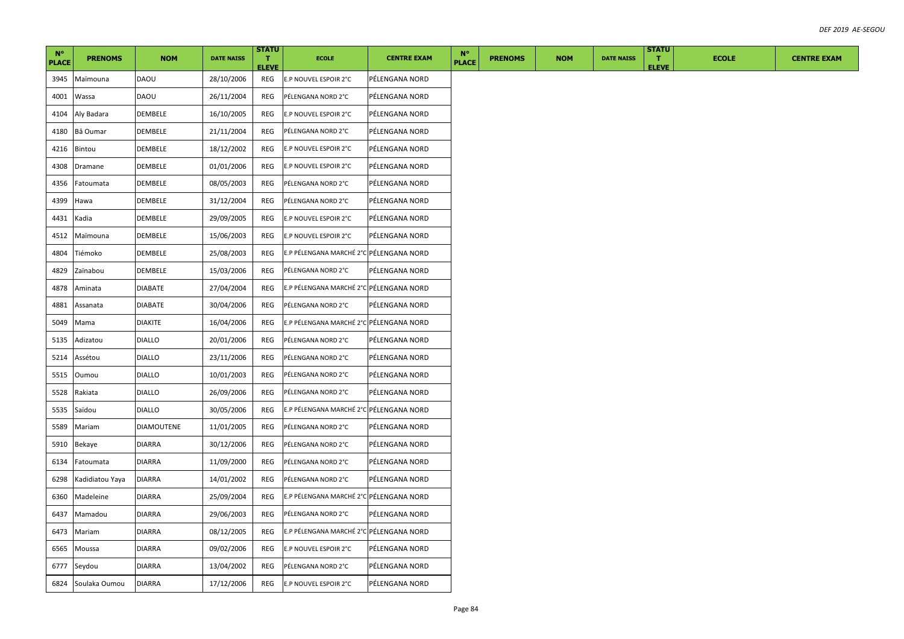| N° PLACE | PRENOMS | NOM | DATE NAISS | STATUT ELEVE | ECOLE | CENTRE EXAM | N° PLACE | PRENOMS | NOM | DATE NAISS | STATUT ELEVE | ECOLE | CENTRE EXAM |
|---|---|---|---|---|---|---|---|---|---|---|---|---|---|
| 3945 | Maïmouna | DAOU | 28/10/2006 | REG | E.P NOUVEL ESPOIR 2°C | PÉLENGANA NORD | | | | | | | |
| 4001 | Wassa | DAOU | 26/11/2004 | REG | PÉLENGANA NORD 2°C | PÉLENGANA NORD | | | | | | | |
| 4104 | Aly Badara | DEMBELE | 16/10/2005 | REG | E.P NOUVEL ESPOIR 2°C | PÉLENGANA NORD | | | | | | | |
| 4180 | Bâ Oumar | DEMBELE | 21/11/2004 | REG | PÉLENGANA NORD 2°C | PÉLENGANA NORD | | | | | | | |
| 4216 | Bintou | DEMBELE | 18/12/2002 | REG | E.P NOUVEL ESPOIR 2°C | PÉLENGANA NORD | | | | | | | |
| 4308 | Dramane | DEMBELE | 01/01/2006 | REG | E.P NOUVEL ESPOIR 2°C | PÉLENGANA NORD | | | | | | | |
| 4356 | Fatoumata | DEMBELE | 08/05/2003 | REG | PÉLENGANA NORD 2°C | PÉLENGANA NORD | | | | | | | |
| 4399 | Hawa | DEMBELE | 31/12/2004 | REG | PÉLENGANA NORD 2°C | PÉLENGANA NORD | | | | | | | |
| 4431 | Kadia | DEMBELE | 29/09/2005 | REG | E.P NOUVEL ESPOIR 2°C | PÉLENGANA NORD | | | | | | | |
| 4512 | Maïmouna | DEMBELE | 15/06/2003 | REG | E.P NOUVEL ESPOIR 2°C | PÉLENGANA NORD | | | | | | | |
| 4804 | Tiémoko | DEMBELE | 25/08/2003 | REG | E.P PÉLENGANA MARCHÉ 2°C | PÉLENGANA NORD | | | | | | | |
| 4829 | Zaïnabou | DEMBELE | 15/03/2006 | REG | PÉLENGANA NORD 2°C | PÉLENGANA NORD | | | | | | | |
| 4878 | Aminata | DIABATE | 27/04/2004 | REG | E.P PÉLENGANA MARCHÉ 2°C | PÉLENGANA NORD | | | | | | | |
| 4881 | Assanata | DIABATE | 30/04/2006 | REG | PÉLENGANA NORD 2°C | PÉLENGANA NORD | | | | | | | |
| 5049 | Mama | DIAKITE | 16/04/2006 | REG | E.P PÉLENGANA MARCHÉ 2°C | PÉLENGANA NORD | | | | | | | |
| 5135 | Adizatou | DIALLO | 20/01/2006 | REG | PÉLENGANA NORD 2°C | PÉLENGANA NORD | | | | | | | |
| 5214 | Assétou | DIALLO | 23/11/2006 | REG | PÉLENGANA NORD 2°C | PÉLENGANA NORD | | | | | | | |
| 5515 | Oumou | DIALLO | 10/01/2003 | REG | PÉLENGANA NORD 2°C | PÉLENGANA NORD | | | | | | | |
| 5528 | Rakiata | DIALLO | 26/09/2006 | REG | PÉLENGANA NORD 2°C | PÉLENGANA NORD | | | | | | | |
| 5535 | Saïdou | DIALLO | 30/05/2006 | REG | E.P PÉLENGANA MARCHÉ 2°C | PÉLENGANA NORD | | | | | | | |
| 5589 | Mariam | DIAMOUTENE | 11/01/2005 | REG | PÉLENGANA NORD 2°C | PÉLENGANA NORD | | | | | | | |
| 5910 | Bekaye | DIARRA | 30/12/2006 | REG | PÉLENGANA NORD 2°C | PÉLENGANA NORD | | | | | | | |
| 6134 | Fatoumata | DIARRA | 11/09/2000 | REG | PÉLENGANA NORD 2°C | PÉLENGANA NORD | | | | | | | |
| 6298 | Kadidiatou Yaya | DIARRA | 14/01/2002 | REG | PÉLENGANA NORD 2°C | PÉLENGANA NORD | | | | | | | |
| 6360 | Madeleine | DIARRA | 25/09/2004 | REG | E.P PÉLENGANA MARCHÉ 2°C | PÉLENGANA NORD | | | | | | | |
| 6437 | Mamadou | DIARRA | 29/06/2003 | REG | PÉLENGANA NORD 2°C | PÉLENGANA NORD | | | | | | | |
| 6473 | Mariam | DIARRA | 08/12/2005 | REG | E.P PÉLENGANA MARCHÉ 2°C | PÉLENGANA NORD | | | | | | | |
| 6565 | Moussa | DIARRA | 09/02/2006 | REG | E.P NOUVEL ESPOIR 2°C | PÉLENGANA NORD | | | | | | | |
| 6777 | Seydou | DIARRA | 13/04/2002 | REG | PÉLENGANA NORD 2°C | PÉLENGANA NORD | | | | | | | |
| 6824 | Soulaka Oumou | DIARRA | 17/12/2006 | REG | E.P NOUVEL ESPOIR 2°C | PÉLENGANA NORD | | | | | | | |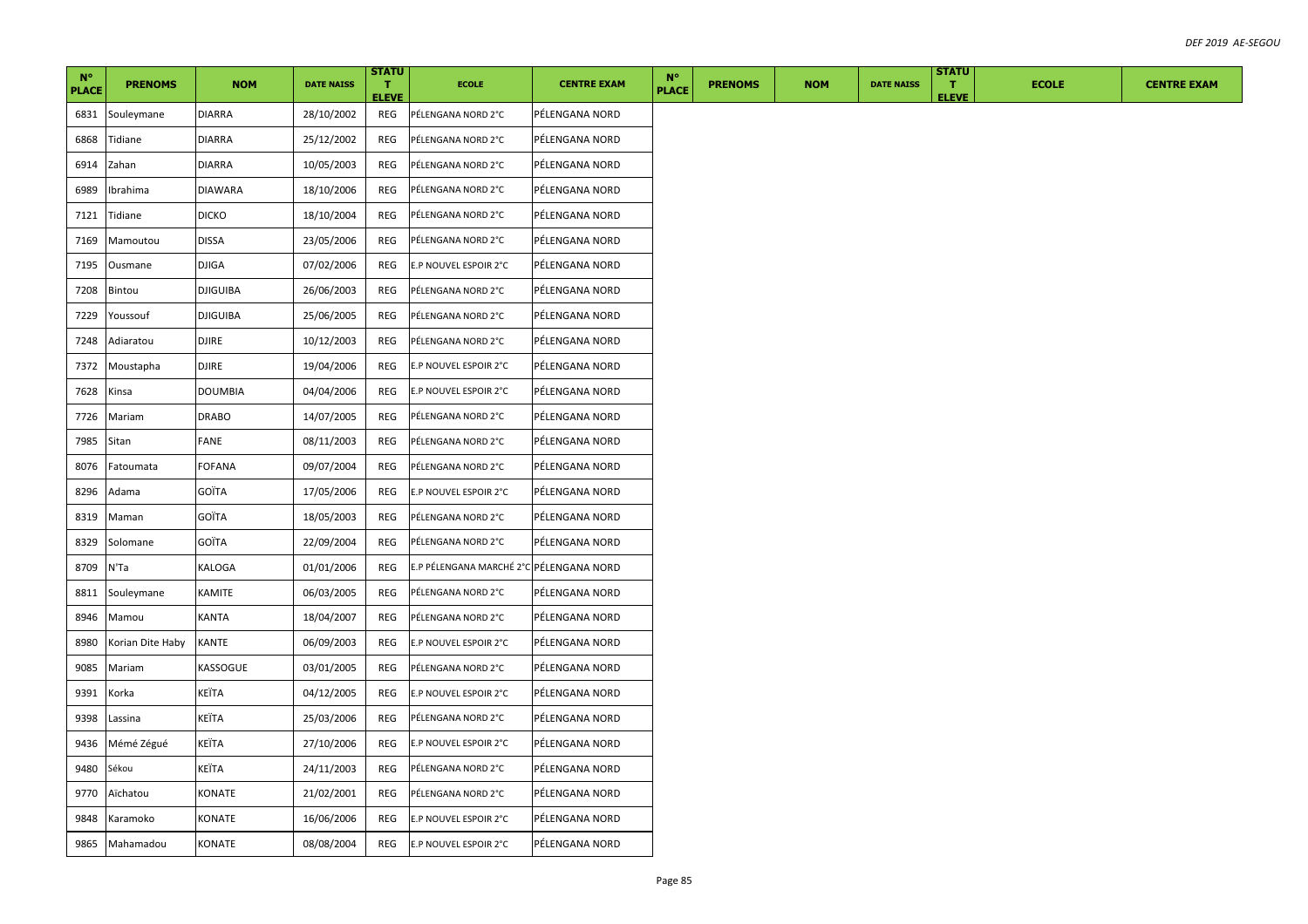| N° PLACE | PRENOMS | NOM | DATE NAISS | STATUT ELEVE | ECOLE | CENTRE EXAM | N° PLACE | PRENOMS | NOM | DATE NAISS | STATUT ELEVE | ECOLE | CENTRE EXAM |
|---|---|---|---|---|---|---|---|---|---|---|---|---|---|
| 6831 | Souleymane | DIARRA | 28/10/2002 | REG | PÉLENGANA NORD 2°C | PÉLENGANA NORD | | | | | | | |
| 6868 | Tidiane | DIARRA | 25/12/2002 | REG | PÉLENGANA NORD 2°C | PÉLENGANA NORD | | | | | | | |
| 6914 | Zahan | DIARRA | 10/05/2003 | REG | PÉLENGANA NORD 2°C | PÉLENGANA NORD | | | | | | | |
| 6989 | Ibrahima | DIAWARA | 18/10/2006 | REG | PÉLENGANA NORD 2°C | PÉLENGANA NORD | | | | | | | |
| 7121 | Tidiane | DICKO | 18/10/2004 | REG | PÉLENGANA NORD 2°C | PÉLENGANA NORD | | | | | | | |
| 7169 | Mamoutou | DISSA | 23/05/2006 | REG | PÉLENGANA NORD 2°C | PÉLENGANA NORD | | | | | | | |
| 7195 | Ousmane | DJIGA | 07/02/2006 | REG | E.P NOUVEL ESPOIR 2°C | PÉLENGANA NORD | | | | | | | |
| 7208 | Bintou | DJIGUIBA | 26/06/2003 | REG | PÉLENGANA NORD 2°C | PÉLENGANA NORD | | | | | | | |
| 7229 | Youssouf | DJIGUIBA | 25/06/2005 | REG | PÉLENGANA NORD 2°C | PÉLENGANA NORD | | | | | | | |
| 7248 | Adiaratou | DJIRE | 10/12/2003 | REG | PÉLENGANA NORD 2°C | PÉLENGANA NORD | | | | | | | |
| 7372 | Moustapha | DJIRE | 19/04/2006 | REG | E.P NOUVEL ESPOIR 2°C | PÉLENGANA NORD | | | | | | | |
| 7628 | Kinsa | DOUMBIA | 04/04/2006 | REG | E.P NOUVEL ESPOIR 2°C | PÉLENGANA NORD | | | | | | | |
| 7726 | Mariam | DRABO | 14/07/2005 | REG | PÉLENGANA NORD 2°C | PÉLENGANA NORD | | | | | | | |
| 7985 | Sitan | FANE | 08/11/2003 | REG | PÉLENGANA NORD 2°C | PÉLENGANA NORD | | | | | | | |
| 8076 | Fatoumata | FOFANA | 09/07/2004 | REG | PÉLENGANA NORD 2°C | PÉLENGANA NORD | | | | | | | |
| 8296 | Adama | GOÏTA | 17/05/2006 | REG | E.P NOUVEL ESPOIR 2°C | PÉLENGANA NORD | | | | | | | |
| 8319 | Maman | GOÏTA | 18/05/2003 | REG | PÉLENGANA NORD 2°C | PÉLENGANA NORD | | | | | | | |
| 8329 | Solomane | GOÏTA | 22/09/2004 | REG | PÉLENGANA NORD 2°C | PÉLENGANA NORD | | | | | | | |
| 8709 | N'Ta | KALOGA | 01/01/2006 | REG | E.P PÉLENGANA MARCHÉ 2°C | PÉLENGANA NORD | | | | | | | |
| 8811 | Souleymane | KAMITE | 06/03/2005 | REG | PÉLENGANA NORD 2°C | PÉLENGANA NORD | | | | | | | |
| 8946 | Mamou | KANTA | 18/04/2007 | REG | PÉLENGANA NORD 2°C | PÉLENGANA NORD | | | | | | | |
| 8980 | Korian Dite Haby | KANTE | 06/09/2003 | REG | E.P NOUVEL ESPOIR 2°C | PÉLENGANA NORD | | | | | | | |
| 9085 | Mariam | KASSOGUE | 03/01/2005 | REG | PÉLENGANA NORD 2°C | PÉLENGANA NORD | | | | | | | |
| 9391 | Korka | KEÏTA | 04/12/2005 | REG | E.P NOUVEL ESPOIR 2°C | PÉLENGANA NORD | | | | | | | |
| 9398 | Lassina | KEÏTA | 25/03/2006 | REG | PÉLENGANA NORD 2°C | PÉLENGANA NORD | | | | | | | |
| 9436 | Mémé Zégué | KEÏTA | 27/10/2006 | REG | E.P NOUVEL ESPOIR 2°C | PÉLENGANA NORD | | | | | | | |
| 9480 | Sékou | KEÏTA | 24/11/2003 | REG | PÉLENGANA NORD 2°C | PÉLENGANA NORD | | | | | | | |
| 9770 | Aïchatou | KONATE | 21/02/2001 | REG | PÉLENGANA NORD 2°C | PÉLENGANA NORD | | | | | | | |
| 9848 | Karamoko | KONATE | 16/06/2006 | REG | E.P NOUVEL ESPOIR 2°C | PÉLENGANA NORD | | | | | | | |
| 9865 | Mahamadou | KONATE | 08/08/2004 | REG | E.P NOUVEL ESPOIR 2°C | PÉLENGANA NORD | | | | | | | |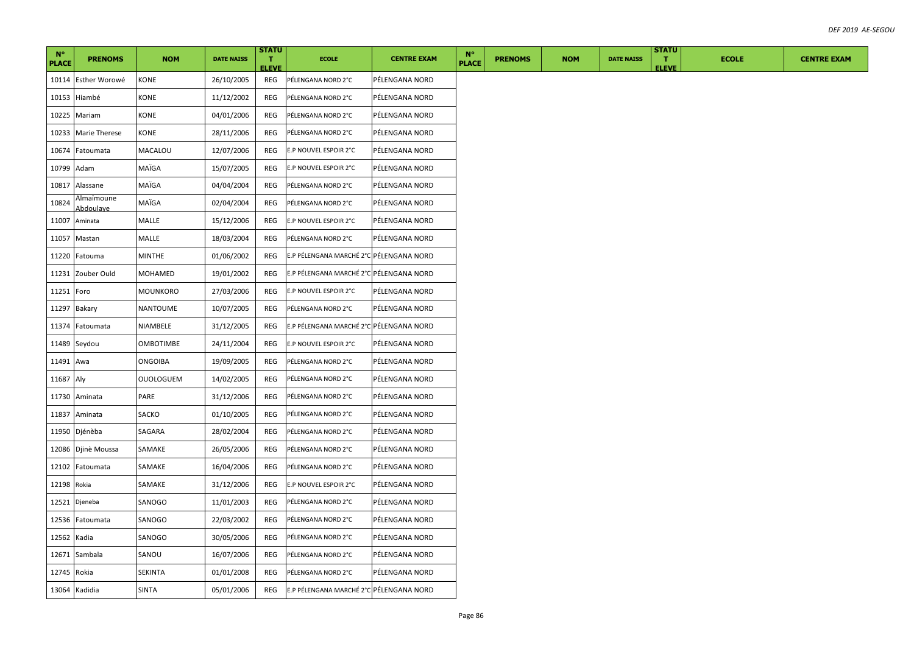| N° PLACE | PRENOMS | NOM | DATE NAISS | STATUT ELEVE | ECOLE | CENTRE EXAM |
|---|---|---|---|---|---|---|
| 10114 | Esther Worowé | KONE | 26/10/2005 | REG | PÉLENGANA NORD 2°C | PÉLENGANA NORD |
| 10153 | Hiambé | KONE | 11/12/2002 | REG | PÉLENGANA NORD 2°C | PÉLENGANA NORD |
| 10225 | Mariam | KONE | 04/01/2006 | REG | PÉLENGANA NORD 2°C | PÉLENGANA NORD |
| 10233 | Marie Therese | KONE | 28/11/2006 | REG | PÉLENGANA NORD 2°C | PÉLENGANA NORD |
| 10674 | Fatoumata | MACALOU | 12/07/2006 | REG | E.P NOUVEL ESPOIR 2°C | PÉLENGANA NORD |
| 10799 | Adam | MAÏGA | 15/07/2005 | REG | E.P NOUVEL ESPOIR 2°C | PÉLENGANA NORD |
| 10817 | Alassane | MAÏGA | 04/04/2004 | REG | PÉLENGANA NORD 2°C | PÉLENGANA NORD |
| 10824 | Almaïmoune Abdoulaye | MAÏGA | 02/04/2004 | REG | PÉLENGANA NORD 2°C | PÉLENGANA NORD |
| 11007 | Aminata | MALLE | 15/12/2006 | REG | E.P NOUVEL ESPOIR 2°C | PÉLENGANA NORD |
| 11057 | Mastan | MALLE | 18/03/2004 | REG | PÉLENGANA NORD 2°C | PÉLENGANA NORD |
| 11220 | Fatouma | MINTHE | 01/06/2002 | REG | E.P PÉLENGANA MARCHÉ 2°C | PÉLENGANA NORD |
| 11231 | Zouber Ould | MOHAMED | 19/01/2002 | REG | E.P PÉLENGANA MARCHÉ 2°C | PÉLENGANA NORD |
| 11251 | Foro | MOUNKORO | 27/03/2006 | REG | E.P NOUVEL ESPOIR 2°C | PÉLENGANA NORD |
| 11297 | Bakary | NANTOUME | 10/07/2005 | REG | PÉLENGANA NORD 2°C | PÉLENGANA NORD |
| 11374 | Fatoumata | NIAMBELE | 31/12/2005 | REG | E.P PÉLENGANA MARCHÉ 2°C | PÉLENGANA NORD |
| 11489 | Seydou | OMBOTIMBE | 24/11/2004 | REG | E.P NOUVEL ESPOIR 2°C | PÉLENGANA NORD |
| 11491 | Awa | ONGOIBA | 19/09/2005 | REG | PÉLENGANA NORD 2°C | PÉLENGANA NORD |
| 11687 | Aly | OUOLOGUEM | 14/02/2005 | REG | PÉLENGANA NORD 2°C | PÉLENGANA NORD |
| 11730 | Aminata | PARE | 31/12/2006 | REG | PÉLENGANA NORD 2°C | PÉLENGANA NORD |
| 11837 | Aminata | SACKO | 01/10/2005 | REG | PÉLENGANA NORD 2°C | PÉLENGANA NORD |
| 11950 | Djénèba | SAGARA | 28/02/2004 | REG | PÉLENGANA NORD 2°C | PÉLENGANA NORD |
| 12086 | Djinè Moussa | SAMAKE | 26/05/2006 | REG | PÉLENGANA NORD 2°C | PÉLENGANA NORD |
| 12102 | Fatoumata | SAMAKE | 16/04/2006 | REG | PÉLENGANA NORD 2°C | PÉLENGANA NORD |
| 12198 | Rokia | SAMAKE | 31/12/2006 | REG | E.P NOUVEL ESPOIR 2°C | PÉLENGANA NORD |
| 12521 | Djeneba | SANOGO | 11/01/2003 | REG | PÉLENGANA NORD 2°C | PÉLENGANA NORD |
| 12536 | Fatoumata | SANOGO | 22/03/2002 | REG | PÉLENGANA NORD 2°C | PÉLENGANA NORD |
| 12562 | Kadia | SANOGO | 30/05/2006 | REG | PÉLENGANA NORD 2°C | PÉLENGANA NORD |
| 12671 | Sambala | SANOU | 16/07/2006 | REG | PÉLENGANA NORD 2°C | PÉLENGANA NORD |
| 12745 | Rokia | SEKINTA | 01/01/2008 | REG | PÉLENGANA NORD 2°C | PÉLENGANA NORD |
| 13064 | Kadidia | SINTA | 05/01/2006 | REG | E.P PÉLENGANA MARCHÉ 2°C | PÉLENGANA NORD |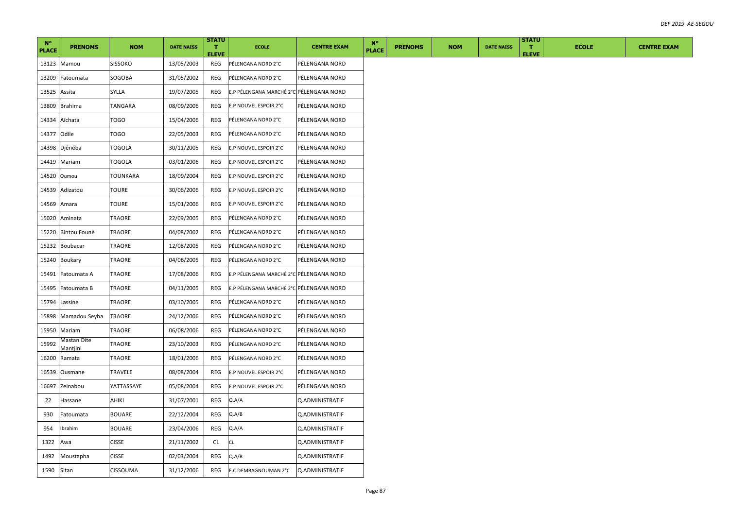| N° PLACE | PRENOMS | NOM | DATE NAISS | STATUT ELEVE | ECOLE | CENTRE EXAM | N° PLACE | PRENOMS | NOM | DATE NAISS | STATUT ELEVE | ECOLE | CENTRE EXAM |
|---|---|---|---|---|---|---|---|---|---|---|---|---|---|
| 13123 | Mamou | SISSOKO | 13/05/2003 | REG | PÉLENGANA NORD 2°C | PÉLENGANA NORD | | | | | | | |
| 13209 | Fatoumata | SOGOBA | 31/05/2002 | REG | PÉLENGANA NORD 2°C | PÉLENGANA NORD | | | | | | | |
| 13525 | Assita | SYLLA | 19/07/2005 | REG | E.P PÉLENGANA MARCHÉ 2°C | PÉLENGANA NORD | | | | | | | |
| 13809 | Brahima | TANGARA | 08/09/2006 | REG | E.P NOUVEL ESPOIR 2°C | PÉLENGANA NORD | | | | | | | |
| 14334 | Aïchata | TOGO | 15/04/2006 | REG | PÉLENGANA NORD 2°C | PÉLENGANA NORD | | | | | | | |
| 14377 | Odile | TOGO | 22/05/2003 | REG | PÉLENGANA NORD 2°C | PÉLENGANA NORD | | | | | | | |
| 14398 | Djénéba | TOGOLA | 30/11/2005 | REG | E.P NOUVEL ESPOIR 2°C | PÉLENGANA NORD | | | | | | | |
| 14419 | Mariam | TOGOLA | 03/01/2006 | REG | E.P NOUVEL ESPOIR 2°C | PÉLENGANA NORD | | | | | | | |
| 14520 | Oumou | TOUNKARA | 18/09/2004 | REG | E.P NOUVEL ESPOIR 2°C | PÉLENGANA NORD | | | | | | | |
| 14539 | Adizatou | TOURE | 30/06/2006 | REG | E.P NOUVEL ESPOIR 2°C | PÉLENGANA NORD | | | | | | | |
| 14569 | Amara | TOURE | 15/01/2006 | REG | E.P NOUVEL ESPOIR 2°C | PÉLENGANA NORD | | | | | | | |
| 15020 | Aminata | TRAORE | 22/09/2005 | REG | PÉLENGANA NORD 2°C | PÉLENGANA NORD | | | | | | | |
| 15220 | Bintou Founè | TRAORE | 04/08/2002 | REG | PÉLENGANA NORD 2°C | PÉLENGANA NORD | | | | | | | |
| 15232 | Boubacar | TRAORE | 12/08/2005 | REG | PÉLENGANA NORD 2°C | PÉLENGANA NORD | | | | | | | |
| 15240 | Boukary | TRAORE | 04/06/2005 | REG | PÉLENGANA NORD 2°C | PÉLENGANA NORD | | | | | | | |
| 15491 | Fatoumata A | TRAORE | 17/08/2006 | REG | E.P PÉLENGANA MARCHÉ 2°C | PÉLENGANA NORD | | | | | | | |
| 15495 | Fatoumata B | TRAORE | 04/11/2005 | REG | E.P PÉLENGANA MARCHÉ 2°C | PÉLENGANA NORD | | | | | | | |
| 15794 | Lassine | TRAORE | 03/10/2005 | REG | PÉLENGANA NORD 2°C | PÉLENGANA NORD | | | | | | | |
| 15898 | Mamadou Seyba | TRAORE | 24/12/2006 | REG | PÉLENGANA NORD 2°C | PÉLENGANA NORD | | | | | | | |
| 15950 | Mariam | TRAORE | 06/08/2006 | REG | PÉLENGANA NORD 2°C | PÉLENGANA NORD | | | | | | | |
| 15992 | Mastan Dite Mantjini | TRAORE | 23/10/2003 | REG | PÉLENGANA NORD 2°C | PÉLENGANA NORD | | | | | | | |
| 16200 | Ramata | TRAORE | 18/01/2006 | REG | PÉLENGANA NORD 2°C | PÉLENGANA NORD | | | | | | | |
| 16539 | Ousmane | TRAVELE | 08/08/2004 | REG | E.P NOUVEL ESPOIR 2°C | PÉLENGANA NORD | | | | | | | |
| 16697 | Zeinabou | YATTASSAYE | 05/08/2004 | REG | E.P NOUVEL ESPOIR 2°C | PÉLENGANA NORD | | | | | | | |
| 22 | Hassane | AHIKI | 31/07/2001 | REG | Q.A/A | Q.ADMINISTRATIF | | | | | | | |
| 930 | Fatoumata | BOUARE | 22/12/2004 | REG | Q.A/B | Q.ADMINISTRATIF | | | | | | | |
| 954 | Ibrahim | BOUARE | 23/04/2006 | REG | Q.A/A | Q.ADMINISTRATIF | | | | | | | |
| 1322 | Awa | CISSE | 21/11/2002 | CL | CL | Q.ADMINISTRATIF | | | | | | | |
| 1492 | Moustapha | CISSE | 02/03/2004 | REG | Q.A/B | Q.ADMINISTRATIF | | | | | | | |
| 1590 | Sitan | CISSOUMA | 31/12/2006 | REG | E.C DEMBAGNOUMAN 2°C | Q.ADMINISTRATIF | | | | | | | |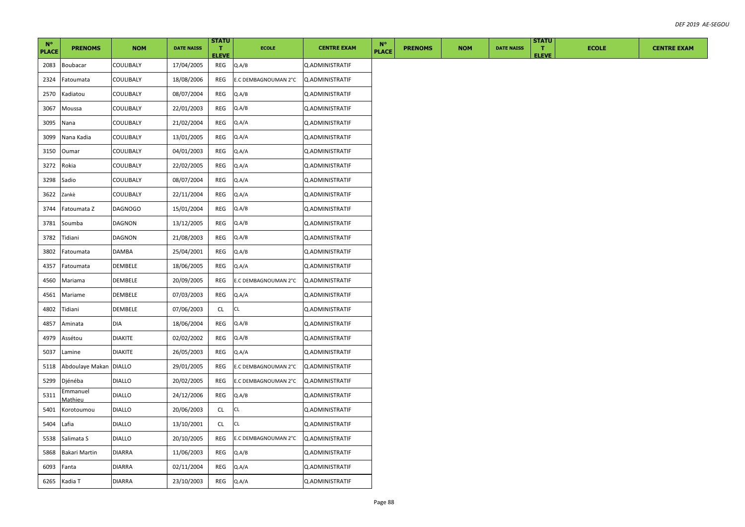| N° PLACE | PRENOMS | NOM | DATE NAISS | STATUT ELEVE | ECOLE | CENTRE EXAM | N° PLACE | PRENOMS | NOM | DATE NAISS | STATUT ELEVE | ECOLE | CENTRE EXAM |
|---|---|---|---|---|---|---|---|---|---|---|---|---|---|
| 2083 | Boubacar | COULIBALY | 17/04/2005 | REG | Q.A/B | Q.ADMINISTRATIF | | | | | | | |
| 2324 | Fatoumata | COULIBALY | 18/08/2006 | REG | E.C DEMBAGNOUMAN 2°C | Q.ADMINISTRATIF | | | | | | | |
| 2570 | Kadiatou | COULIBALY | 08/07/2004 | REG | Q.A/B | Q.ADMINISTRATIF | | | | | | | |
| 3067 | Moussa | COULIBALY | 22/01/2003 | REG | Q.A/B | Q.ADMINISTRATIF | | | | | | | |
| 3095 | Nana | COULIBALY | 21/02/2004 | REG | Q.A/A | Q.ADMINISTRATIF | | | | | | | |
| 3099 | Nana Kadia | COULIBALY | 13/01/2005 | REG | Q.A/A | Q.ADMINISTRATIF | | | | | | | |
| 3150 | Oumar | COULIBALY | 04/01/2003 | REG | Q.A/A | Q.ADMINISTRATIF | | | | | | | |
| 3272 | Rokia | COULIBALY | 22/02/2005 | REG | Q.A/A | Q.ADMINISTRATIF | | | | | | | |
| 3298 | Sadio | COULIBALY | 08/07/2004 | REG | Q.A/A | Q.ADMINISTRATIF | | | | | | | |
| 3622 | Zankè | COULIBALY | 22/11/2004 | REG | Q.A/A | Q.ADMINISTRATIF | | | | | | | |
| 3744 | Fatoumata Z | DAGNOGO | 15/01/2004 | REG | Q.A/B | Q.ADMINISTRATIF | | | | | | | |
| 3781 | Soumba | DAGNON | 13/12/2005 | REG | Q.A/B | Q.ADMINISTRATIF | | | | | | | |
| 3782 | Tidiani | DAGNON | 21/08/2003 | REG | Q.A/B | Q.ADMINISTRATIF | | | | | | | |
| 3802 | Fatoumata | DAMBA | 25/04/2001 | REG | Q.A/B | Q.ADMINISTRATIF | | | | | | | |
| 4357 | Fatoumata | DEMBELE | 18/06/2005 | REG | Q.A/A | Q.ADMINISTRATIF | | | | | | | |
| 4560 | Mariama | DEMBELE | 20/09/2005 | REG | E.C DEMBAGNOUMAN 2°C | Q.ADMINISTRATIF | | | | | | | |
| 4561 | Mariame | DEMBELE | 07/03/2003 | REG | Q.A/A | Q.ADMINISTRATIF | | | | | | | |
| 4802 | Tidiani | DEMBELE | 07/06/2003 | CL | CL | Q.ADMINISTRATIF | | | | | | | |
| 4857 | Aminata | DIA | 18/06/2004 | REG | Q.A/B | Q.ADMINISTRATIF | | | | | | | |
| 4979 | Assétou | DIAKITE | 02/02/2002 | REG | Q.A/B | Q.ADMINISTRATIF | | | | | | | |
| 5037 | Lamine | DIAKITE | 26/05/2003 | REG | Q.A/A | Q.ADMINISTRATIF | | | | | | | |
| 5118 | Abdoulaye Makan | DIALLO | 29/01/2005 | REG | E.C DEMBAGNOUMAN 2°C | Q.ADMINISTRATIF | | | | | | | |
| 5299 | Djénéba | DIALLO | 20/02/2005 | REG | E.C DEMBAGNOUMAN 2°C | Q.ADMINISTRATIF | | | | | | | |
| 5311 | Emmanuel Mathieu | DIALLO | 24/12/2006 | REG | Q.A/B | Q.ADMINISTRATIF | | | | | | | |
| 5401 | Korotoumou | DIALLO | 20/06/2003 | CL | CL | Q.ADMINISTRATIF | | | | | | | |
| 5404 | Lafia | DIALLO | 13/10/2001 | CL | CL | Q.ADMINISTRATIF | | | | | | | |
| 5538 | Salimata S | DIALLO | 20/10/2005 | REG | E.C DEMBAGNOUMAN 2°C | Q.ADMINISTRATIF | | | | | | | |
| 5868 | Bakari Martin | DIARRA | 11/06/2003 | REG | Q.A/B | Q.ADMINISTRATIF | | | | | | | |
| 6093 | Fanta | DIARRA | 02/11/2004 | REG | Q.A/A | Q.ADMINISTRATIF | | | | | | | |
| 6265 | Kadia T | DIARRA | 23/10/2003 | REG | Q.A/A | Q.ADMINISTRATIF | | | | | | | |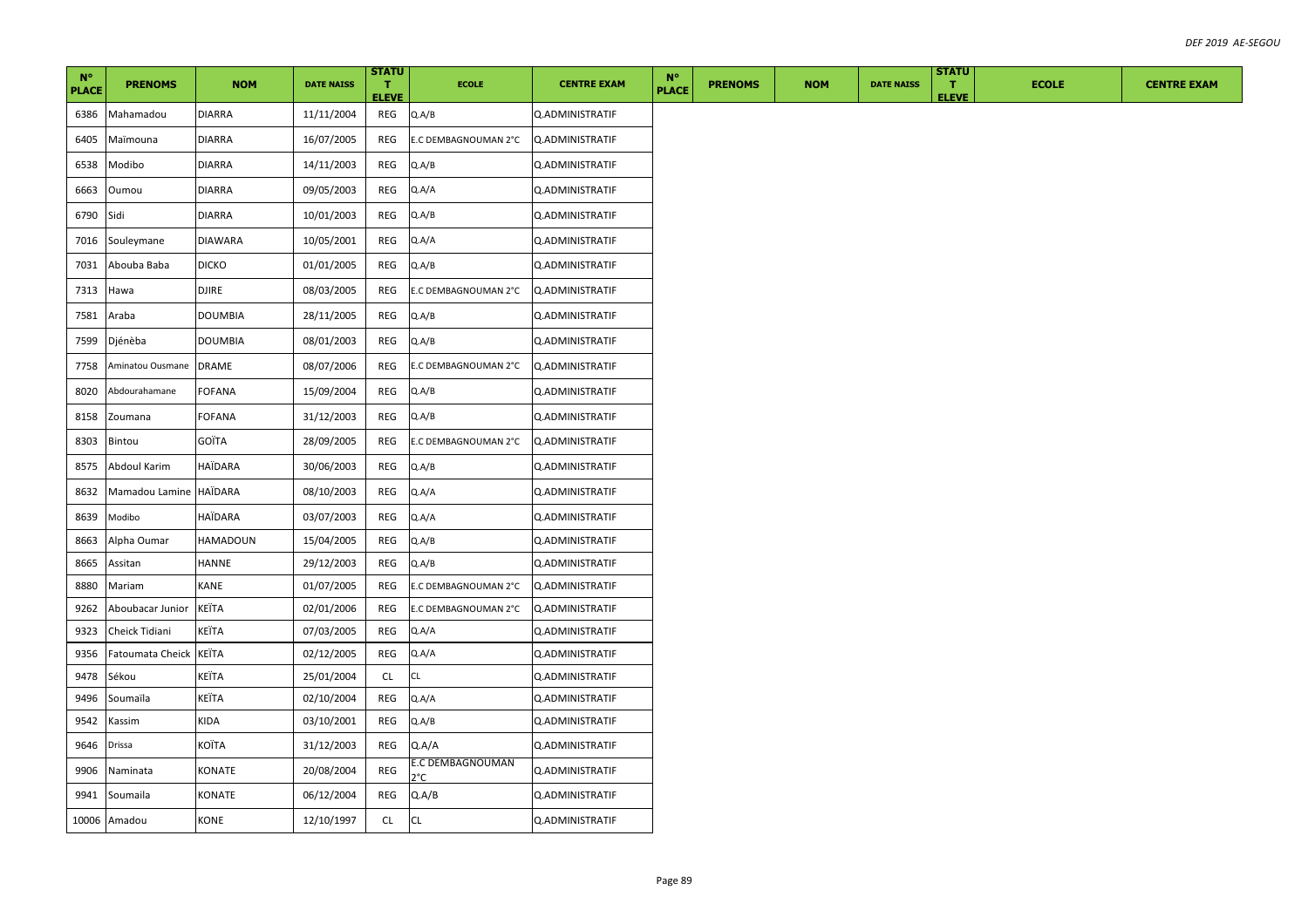| N° PLACE | PRENOMS | NOM | DATE NAISS | STATUT ELEVE | ECOLE | CENTRE EXAM | N° PLACE | PRENOMS | NOM | DATE NAISS | STATUT ELEVE | ECOLE | CENTRE EXAM |
|---|---|---|---|---|---|---|---|---|---|---|---|---|---|
| 6386 | Mahamadou | DIARRA | 11/11/2004 | REG | Q.A/B | Q.ADMINISTRATIF | | | | | | | |
| 6405 | Maïmouna | DIARRA | 16/07/2005 | REG | E.C DEMBAGNOUMAN 2°C | Q.ADMINISTRATIF | | | | | | | |
| 6538 | Modibo | DIARRA | 14/11/2003 | REG | Q.A/B | Q.ADMINISTRATIF | | | | | | | |
| 6663 | Oumou | DIARRA | 09/05/2003 | REG | Q.A/A | Q.ADMINISTRATIF | | | | | | | |
| 6790 | Sidi | DIARRA | 10/01/2003 | REG | Q.A/B | Q.ADMINISTRATIF | | | | | | | |
| 7016 | Souleymane | DIAWARA | 10/05/2001 | REG | Q.A/A | Q.ADMINISTRATIF | | | | | | | |
| 7031 | Abouba Baba | DICKO | 01/01/2005 | REG | Q.A/B | Q.ADMINISTRATIF | | | | | | | |
| 7313 | Hawa | DJIRE | 08/03/2005 | REG | E.C DEMBAGNOUMAN 2°C | Q.ADMINISTRATIF | | | | | | | |
| 7581 | Araba | DOUMBIA | 28/11/2005 | REG | Q.A/B | Q.ADMINISTRATIF | | | | | | | |
| 7599 | Djénèba | DOUMBIA | 08/01/2003 | REG | Q.A/B | Q.ADMINISTRATIF | | | | | | | |
| 7758 | Aminatou Ousmane | DRAME | 08/07/2006 | REG | E.C DEMBAGNOUMAN 2°C | Q.ADMINISTRATIF | | | | | | | |
| 8020 | Abdourahamane | FOFANA | 15/09/2004 | REG | Q.A/B | Q.ADMINISTRATIF | | | | | | | |
| 8158 | Zoumana | FOFANA | 31/12/2003 | REG | Q.A/B | Q.ADMINISTRATIF | | | | | | | |
| 8303 | Bintou | GOÏTA | 28/09/2005 | REG | E.C DEMBAGNOUMAN 2°C | Q.ADMINISTRATIF | | | | | | | |
| 8575 | Abdoul Karim | HAÏDARA | 30/06/2003 | REG | Q.A/B | Q.ADMINISTRATIF | | | | | | | |
| 8632 | Mamadou Lamine | HAÏDARA | 08/10/2003 | REG | Q.A/A | Q.ADMINISTRATIF | | | | | | | |
| 8639 | Modibo | HAÏDARA | 03/07/2003 | REG | Q.A/A | Q.ADMINISTRATIF | | | | | | | |
| 8663 | Alpha Oumar | HAMADOUN | 15/04/2005 | REG | Q.A/B | Q.ADMINISTRATIF | | | | | | | |
| 8665 | Assitan | HANNE | 29/12/2003 | REG | Q.A/B | Q.ADMINISTRATIF | | | | | | | |
| 8880 | Mariam | KANE | 01/07/2005 | REG | E.C DEMBAGNOUMAN 2°C | Q.ADMINISTRATIF | | | | | | | |
| 9262 | Aboubacar Junior | KEÏTA | 02/01/2006 | REG | E.C DEMBAGNOUMAN 2°C | Q.ADMINISTRATIF | | | | | | | |
| 9323 | Cheick Tidiani | KEÏTA | 07/03/2005 | REG | Q.A/A | Q.ADMINISTRATIF | | | | | | | |
| 9356 | Fatoumata Cheick | KEÏTA | 02/12/2005 | REG | Q.A/A | Q.ADMINISTRATIF | | | | | | | |
| 9478 | Sékou | KEÏTA | 25/01/2004 | CL | CL | Q.ADMINISTRATIF | | | | | | | |
| 9496 | Soumaïla | KEÏTA | 02/10/2004 | REG | Q.A/A | Q.ADMINISTRATIF | | | | | | | |
| 9542 | Kassim | KIDA | 03/10/2001 | REG | Q.A/B | Q.ADMINISTRATIF | | | | | | | |
| 9646 | Drissa | KOÏTA | 31/12/2003 | REG | Q.A/A | Q.ADMINISTRATIF | | | | | | | |
| 9906 | Naminata | KONATE | 20/08/2004 | REG | E.C DEMBAGNOUMAN 2°C | Q.ADMINISTRATIF | | | | | | | |
| 9941 | Soumaila | KONATE | 06/12/2004 | REG | Q.A/B | Q.ADMINISTRATIF | | | | | | | |
| 10006 | Amadou | KONE | 12/10/1997 | CL | CL | Q.ADMINISTRATIF | | | | | | | |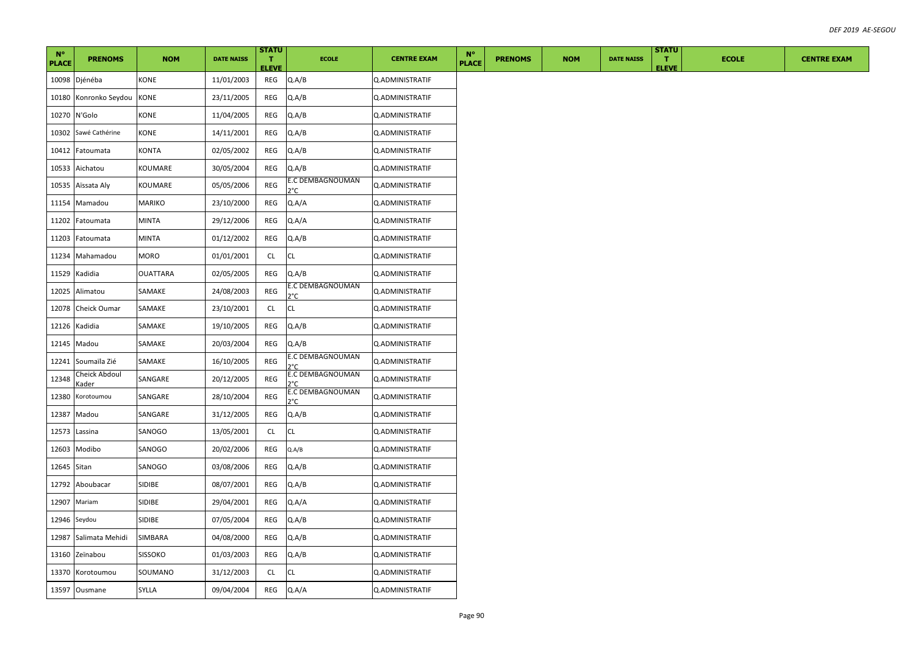| N° PLACE | PRENOMS | NOM | DATE NAISS | STATUT ELEVE | ECOLE | CENTRE EXAM | N° PLACE | PRENOMS | NOM | DATE NAISS | STATUT ELEVE | ECOLE | CENTRE EXAM |
|---|---|---|---|---|---|---|---|---|---|---|---|---|---|
| 10098 | Djénéba | KONE | 11/01/2003 | REG | Q.A/B | Q.ADMINISTRATIF | | | | | | | |
| 10180 | Konronko Seydou | KONE | 23/11/2005 | REG | Q.A/B | Q.ADMINISTRATIF | | | | | | | |
| 10270 | N'Golo | KONE | 11/04/2005 | REG | Q.A/B | Q.ADMINISTRATIF | | | | | | | |
| 10302 | Sawé Cathérine | KONE | 14/11/2001 | REG | Q.A/B | Q.ADMINISTRATIF | | | | | | | |
| 10412 | Fatoumata | KONTA | 02/05/2002 | REG | Q.A/B | Q.ADMINISTRATIF | | | | | | | |
| 10533 | Aichatou | KOUMARE | 30/05/2004 | REG | Q.A/B | Q.ADMINISTRATIF | | | | | | | |
| 10535 | Aïssata Aly | KOUMARE | 05/05/2006 | REG | E.C DEMBAGNOUMAN 2°C | Q.ADMINISTRATIF | | | | | | | |
| 11154 | Mamadou | MARIKO | 23/10/2000 | REG | Q.A/A | Q.ADMINISTRATIF | | | | | | | |
| 11202 | Fatoumata | MINTA | 29/12/2006 | REG | Q.A/A | Q.ADMINISTRATIF | | | | | | | |
| 11203 | Fatoumata | MINTA | 01/12/2002 | REG | Q.A/B | Q.ADMINISTRATIF | | | | | | | |
| 11234 | Mahamadou | MORO | 01/01/2001 | CL | CL | Q.ADMINISTRATIF | | | | | | | |
| 11529 | Kadidia | OUATTARA | 02/05/2005 | REG | Q.A/B | Q.ADMINISTRATIF | | | | | | | |
| 12025 | Alimatou | SAMAKE | 24/08/2003 | REG | E.C DEMBAGNOUMAN 2°C | Q.ADMINISTRATIF | | | | | | | |
| 12078 | Cheick Oumar | SAMAKE | 23/10/2001 | CL | CL | Q.ADMINISTRATIF | | | | | | | |
| 12126 | Kadidia | SAMAKE | 19/10/2005 | REG | Q.A/B | Q.ADMINISTRATIF | | | | | | | |
| 12145 | Madou | SAMAKE | 20/03/2004 | REG | Q.A/B | Q.ADMINISTRATIF | | | | | | | |
| 12241 | Soumaïla Zié | SAMAKE | 16/10/2005 | REG | E.C DEMBAGNOUMAN 2°C | Q.ADMINISTRATIF | | | | | | | |
| 12348 | Cheick Abdoul Kader | SANGARE | 20/12/2005 | REG | E.C DEMBAGNOUMAN 2°C | Q.ADMINISTRATIF | | | | | | | |
| 12380 | Korotoumou | SANGARE | 28/10/2004 | REG | E.C DEMBAGNOUMAN 2°C | Q.ADMINISTRATIF | | | | | | | |
| 12387 | Madou | SANGARE | 31/12/2005 | REG | Q.A/B | Q.ADMINISTRATIF | | | | | | | |
| 12573 | Lassina | SANOGO | 13/05/2001 | CL | CL | Q.ADMINISTRATIF | | | | | | | |
| 12603 | Modibo | SANOGO | 20/02/2006 | REG | Q.A/B | Q.ADMINISTRATIF | | | | | | | |
| 12645 | Sitan | SANOGO | 03/08/2006 | REG | Q.A/B | Q.ADMINISTRATIF | | | | | | | |
| 12792 | Aboubacar | SIDIBE | 08/07/2001 | REG | Q.A/B | Q.ADMINISTRATIF | | | | | | | |
| 12907 | Mariam | SIDIBE | 29/04/2001 | REG | Q.A/A | Q.ADMINISTRATIF | | | | | | | |
| 12946 | Seydou | SIDIBE | 07/05/2004 | REG | Q.A/B | Q.ADMINISTRATIF | | | | | | | |
| 12987 | Salimata Mehidi | SIMBARA | 04/08/2000 | REG | Q.A/B | Q.ADMINISTRATIF | | | | | | | |
| 13160 | Zeïnabou | SISSOKO | 01/03/2003 | REG | Q.A/B | Q.ADMINISTRATIF | | | | | | | |
| 13370 | Korotoumou | SOUMANO | 31/12/2003 | CL | CL | Q.ADMINISTRATIF | | | | | | | |
| 13597 | Ousmane | SYLLA | 09/04/2004 | REG | Q.A/A | Q.ADMINISTRATIF | | | | | | | |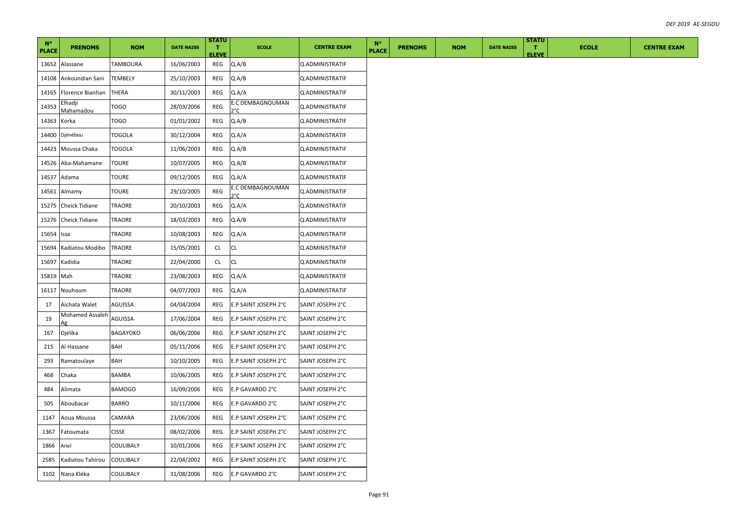| N° PLACE | PRENOMS | NOM | DATE NAISS | STATUT ELEVE | ECOLE | CENTRE EXAM | N° PLACE | PRENOMS | NOM | DATE NAISS | STATUT ELEVE | ECOLE | CENTRE EXAM |
|---|---|---|---|---|---|---|---|---|---|---|---|---|---|
| 13652 | Alassane | TAMBOURA | 16/06/2003 | REG | Q.A/B | Q.ADMINISTRATIF | | | | | | | |
| 14108 | Ankoundian Sani | TEMBELY | 25/10/2003 | REG | Q.A/B | Q.ADMINISTRATIF | | | | | | | |
| 14165 | Florence Bianhan | THERA | 30/11/2003 | REG | Q.A/A | Q.ADMINISTRATIF | | | | | | | |
| 14353 | Elhadji Mahamadou | TOGO | 28/03/2006 | REG | E.C DEMBAGNOUMAN 2°C | Q.ADMINISTRATIF | | | | | | | |
| 14363 | Korka | TOGO | 01/01/2002 | REG | Q.A/B | Q.ADMINISTRATIF | | | | | | | |
| 14400 | Djénébou | TOGOLA | 30/12/2004 | REG | Q.A/A | Q.ADMINISTRATIF | | | | | | | |
| 14423 | Moussa Chaka | TOGOLA | 11/06/2003 | REG | Q.A/B | Q.ADMINISTRATIF | | | | | | | |
| 14526 | Aba-Mahamane | TOURE | 10/07/2005 | REG | Q.A/B | Q.ADMINISTRATIF | | | | | | | |
| 14537 | Adama | TOURE | 09/12/2005 | REG | Q.A/A | Q.ADMINISTRATIF | | | | | | | |
| 14561 | Almamy | TOURE | 29/10/2005 | REG | E.C DEMBAGNOUMAN 2°C | Q.ADMINISTRATIF | | | | | | | |
| 15275 | Cheick Tidiane | TRAORE | 20/10/2003 | REG | Q.A/A | Q.ADMINISTRATIF | | | | | | | |
| 15276 | Cheick Tidiane | TRAORE | 18/03/2003 | REG | Q.A/B | Q.ADMINISTRATIF | | | | | | | |
| 15654 | Issa | TRAORE | 10/08/2003 | REG | Q.A/A | Q.ADMINISTRATIF | | | | | | | |
| 15694 | Kadiatou Modibo | TRAORE | 15/05/2001 | CL | CL | Q.ADMINISTRATIF | | | | | | | |
| 15697 | Kadidia | TRAORE | 22/04/2000 | CL | CL | Q.ADMINISTRATIF | | | | | | | |
| 15819 | Mah | TRAORE | 23/08/2003 | REG | Q.A/A | Q.ADMINISTRATIF | | | | | | | |
| 16117 | Nouhoum | TRAORE | 04/07/2003 | REG | Q.A/A | Q.ADMINISTRATIF | | | | | | | |
| 17 | Aïchata Walet | AGUISSA | 04/04/2004 | REG | E.P SAINT JOSEPH 2°C | SAINT JOSEPH 2°C | | | | | | | |
| 19 | Mohamed Assaleh Ag | AGUISSA | 17/06/2004 | REG | E.P SAINT JOSEPH 2°C | SAINT JOSEPH 2°C | | | | | | | |
| 167 | Djélika | BAGAYOKO | 06/06/2006 | REG | E.P SAINT JOSEPH 2°C | SAINT JOSEPH 2°C | | | | | | | |
| 215 | Al Hassane | BAH | 05/11/2006 | REG | E.P SAINT JOSEPH 2°C | SAINT JOSEPH 2°C | | | | | | | |
| 293 | Ramatoulaye | BAH | 10/10/2005 | REG | E.P SAINT JOSEPH 2°C | SAINT JOSEPH 2°C | | | | | | | |
| 468 | Chaka | BAMBA | 10/06/2005 | REG | E.P SAINT JOSEPH 2°C | SAINT JOSEPH 2°C | | | | | | | |
| 484 | Alimata | BAMOGO | 16/09/2006 | REG | E.P GAVARDO 2°C | SAINT JOSEPH 2°C | | | | | | | |
| 505 | Aboubacar | BARRO | 10/11/2006 | REG | E.P GAVARDO 2°C | SAINT JOSEPH 2°C | | | | | | | |
| 1147 | Aoua Moussa | CAMARA | 23/06/2006 | REG | E.P SAINT JOSEPH 2°C | SAINT JOSEPH 2°C | | | | | | | |
| 1367 | Fatoumata | CISSE | 08/02/2006 | REG | E.P SAINT JOSEPH 2°C | SAINT JOSEPH 2°C | | | | | | | |
| 1866 | Ariel | COULIBALY | 10/01/2006 | REG | E.P SAINT JOSEPH 2°C | SAINT JOSEPH 2°C | | | | | | | |
| 2585 | Kadiatou Tahirou | COULIBALY | 22/04/2002 | REG | E.P SAINT JOSEPH 2°C | SAINT JOSEPH 2°C | | | | | | | |
| 3102 | Nana Kléka | COULIBALY | 31/08/2006 | REG | E.P GAVARDO 2°C | SAINT JOSEPH 2°C | | | | | | | |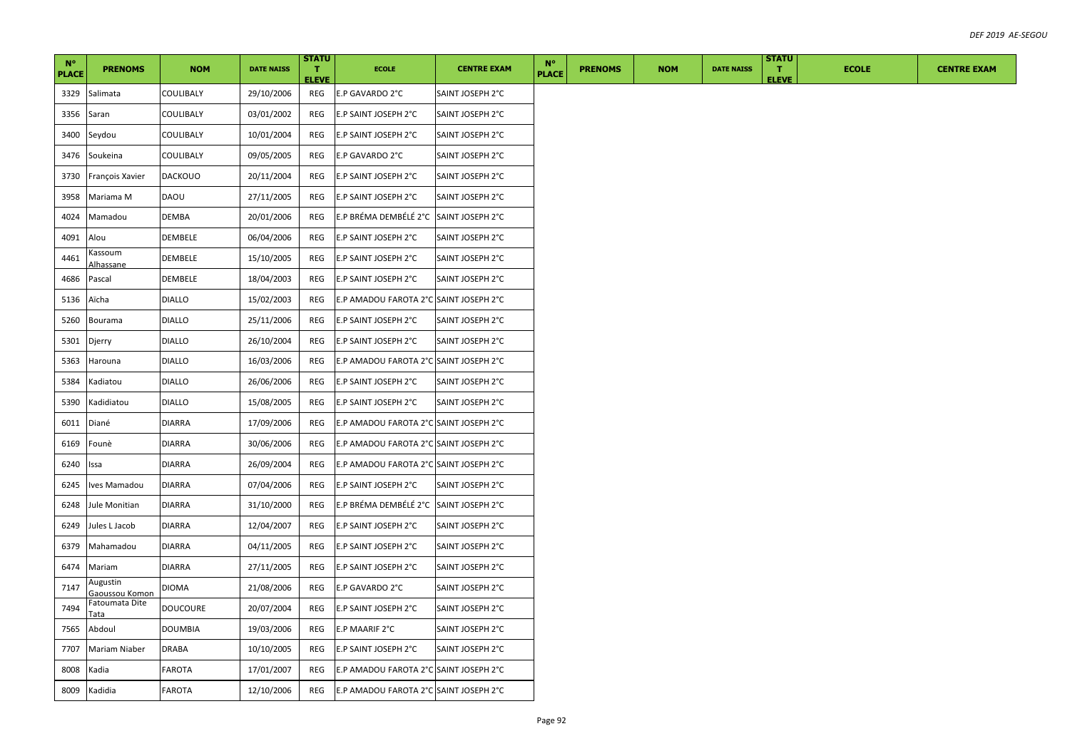| N° PLACE | PRENOMS | NOM | DATE NAISS | STATUT ELEVE | ECOLE | CENTRE EXAM | N° PLACE | PRENOMS | NOM | DATE NAISS | STATUT ELEVE | ECOLE | CENTRE EXAM |
|---|---|---|---|---|---|---|---|---|---|---|---|---|---|
| 3329 | Salimata | COULIBALY | 29/10/2006 | REG | E.P GAVARDO 2°C | SAINT JOSEPH 2°C | | | | | | | |
| 3356 | Saran | COULIBALY | 03/01/2002 | REG | E.P SAINT JOSEPH 2°C | SAINT JOSEPH 2°C | | | | | | | |
| 3400 | Seydou | COULIBALY | 10/01/2004 | REG | E.P SAINT JOSEPH 2°C | SAINT JOSEPH 2°C | | | | | | | |
| 3476 | Soukeina | COULIBALY | 09/05/2005 | REG | E.P GAVARDO 2°C | SAINT JOSEPH 2°C | | | | | | | |
| 3730 | François Xavier | DACKOUO | 20/11/2004 | REG | E.P SAINT JOSEPH 2°C | SAINT JOSEPH 2°C | | | | | | | |
| 3958 | Mariama M | DAOU | 27/11/2005 | REG | E.P SAINT JOSEPH 2°C | SAINT JOSEPH 2°C | | | | | | | |
| 4024 | Mamadou | DEMBA | 20/01/2006 | REG | E.P BRÉMA DEMBÉLÉ 2°C | SAINT JOSEPH 2°C | | | | | | | |
| 4091 | Alou | DEMBELE | 06/04/2006 | REG | E.P SAINT JOSEPH 2°C | SAINT JOSEPH 2°C | | | | | | | |
| 4461 | Kassoum Alhassane | DEMBELE | 15/10/2005 | REG | E.P SAINT JOSEPH 2°C | SAINT JOSEPH 2°C | | | | | | | |
| 4686 | Pascal | DEMBELE | 18/04/2003 | REG | E.P SAINT JOSEPH 2°C | SAINT JOSEPH 2°C | | | | | | | |
| 5136 | Aïcha | DIALLO | 15/02/2003 | REG | E.P AMADOU FAROTA 2°C | SAINT JOSEPH 2°C | | | | | | | |
| 5260 | Bourama | DIALLO | 25/11/2006 | REG | E.P SAINT JOSEPH 2°C | SAINT JOSEPH 2°C | | | | | | | |
| 5301 | Djerry | DIALLO | 26/10/2004 | REG | E.P SAINT JOSEPH 2°C | SAINT JOSEPH 2°C | | | | | | | |
| 5363 | Harouna | DIALLO | 16/03/2006 | REG | E.P AMADOU FAROTA 2°C | SAINT JOSEPH 2°C | | | | | | | |
| 5384 | Kadiatou | DIALLO | 26/06/2006 | REG | E.P SAINT JOSEPH 2°C | SAINT JOSEPH 2°C | | | | | | | |
| 5390 | Kadidiatou | DIALLO | 15/08/2005 | REG | E.P SAINT JOSEPH 2°C | SAINT JOSEPH 2°C | | | | | | | |
| 6011 | Diané | DIARRA | 17/09/2006 | REG | E.P AMADOU FAROTA 2°C | SAINT JOSEPH 2°C | | | | | | | |
| 6169 | Founè | DIARRA | 30/06/2006 | REG | E.P AMADOU FAROTA 2°C | SAINT JOSEPH 2°C | | | | | | | |
| 6240 | Issa | DIARRA | 26/09/2004 | REG | E.P AMADOU FAROTA 2°C | SAINT JOSEPH 2°C | | | | | | | |
| 6245 | Ives Mamadou | DIARRA | 07/04/2006 | REG | E.P SAINT JOSEPH 2°C | SAINT JOSEPH 2°C | | | | | | | |
| 6248 | Jule Monitian | DIARRA | 31/10/2000 | REG | E.P BRÉMA DEMBÉLÉ 2°C | SAINT JOSEPH 2°C | | | | | | | |
| 6249 | Jules L Jacob | DIARRA | 12/04/2007 | REG | E.P SAINT JOSEPH 2°C | SAINT JOSEPH 2°C | | | | | | | |
| 6379 | Mahamadou | DIARRA | 04/11/2005 | REG | E.P SAINT JOSEPH 2°C | SAINT JOSEPH 2°C | | | | | | | |
| 6474 | Mariam | DIARRA | 27/11/2005 | REG | E.P SAINT JOSEPH 2°C | SAINT JOSEPH 2°C | | | | | | | |
| 7147 | Augustin Gaoussou Komon | DIOMA | 21/08/2006 | REG | E.P GAVARDO 2°C | SAINT JOSEPH 2°C | | | | | | | |
| 7494 | Fatoumata Dite Tata | DOUCOURE | 20/07/2004 | REG | E.P SAINT JOSEPH 2°C | SAINT JOSEPH 2°C | | | | | | | |
| 7565 | Abdoul | DOUMBIA | 19/03/2006 | REG | E.P MAARIF 2°C | SAINT JOSEPH 2°C | | | | | | | |
| 7707 | Mariam Niaber | DRABA | 10/10/2005 | REG | E.P SAINT JOSEPH 2°C | SAINT JOSEPH 2°C | | | | | | | |
| 8008 | Kadia | FAROTA | 17/01/2007 | REG | E.P AMADOU FAROTA 2°C | SAINT JOSEPH 2°C | | | | | | | |
| 8009 | Kadidia | FAROTA | 12/10/2006 | REG | E.P AMADOU FAROTA 2°C | SAINT JOSEPH 2°C | | | | | | | |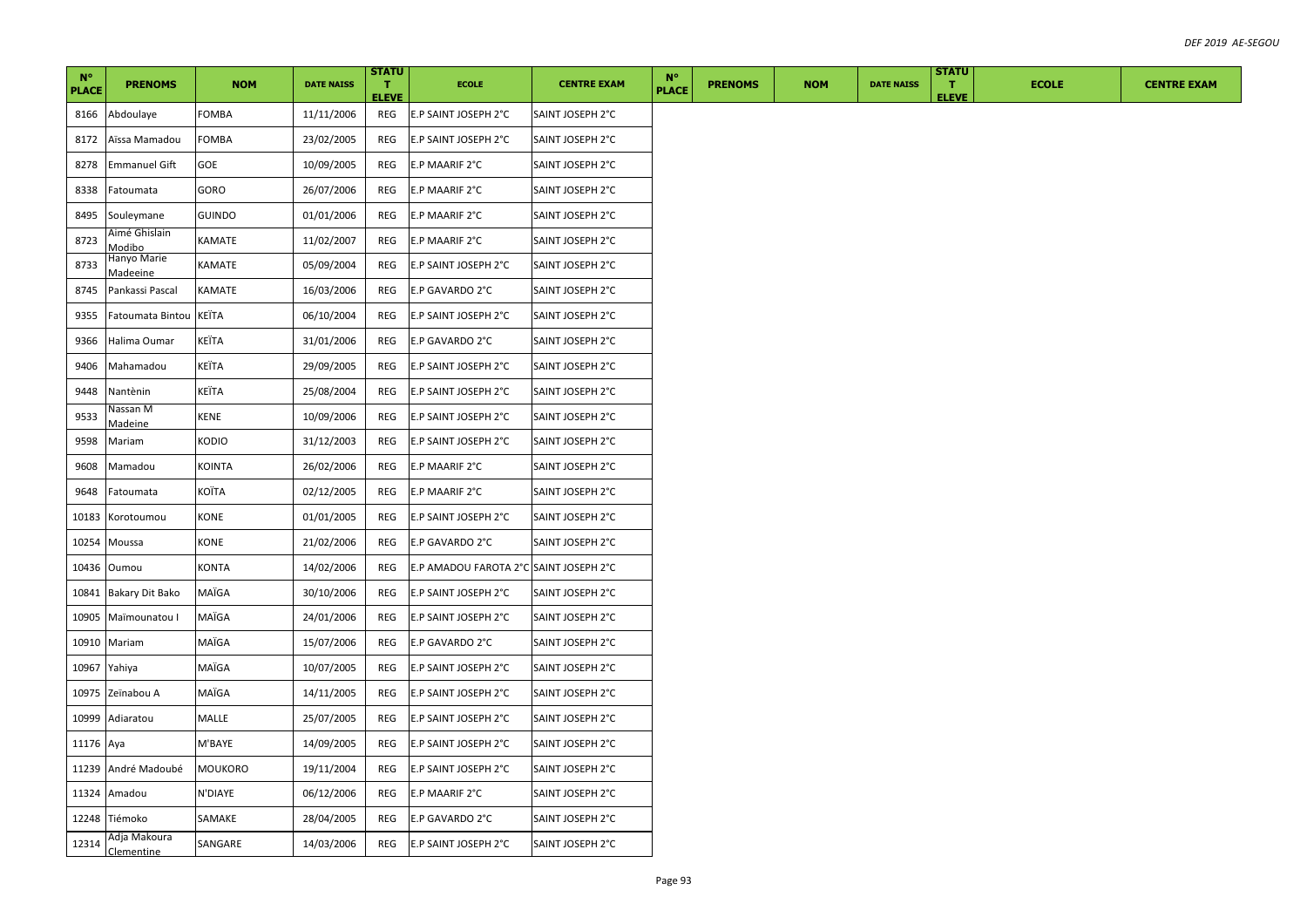| N° PLACE | PRENOMS | NOM | DATE NAISS | STATUT ELEVE | ECOLE | CENTRE EXAM | N° PLACE | PRENOMS | NOM | DATE NAISS | STATUT ELEVE | ECOLE | CENTRE EXAM |
|---|---|---|---|---|---|---|---|---|---|---|---|---|---|
| 8166 | Abdoulaye | FOMBA | 11/11/2006 | REG | E.P SAINT JOSEPH 2°C | SAINT JOSEPH 2°C | | | | | | | |
| 8172 | Aïssa Mamadou | FOMBA | 23/02/2005 | REG | E.P SAINT JOSEPH 2°C | SAINT JOSEPH 2°C | | | | | | | |
| 8278 | Emmanuel Gift | GOE | 10/09/2005 | REG | E.P MAARIF 2°C | SAINT JOSEPH 2°C | | | | | | | |
| 8338 | Fatoumata | GORO | 26/07/2006 | REG | E.P MAARIF 2°C | SAINT JOSEPH 2°C | | | | | | | |
| 8495 | Souleymane | GUINDO | 01/01/2006 | REG | E.P MAARIF 2°C | SAINT JOSEPH 2°C | | | | | | | |
| 8723 | Aimé Ghislain Modibo | KAMATE | 11/02/2007 | REG | E.P MAARIF 2°C | SAINT JOSEPH 2°C | | | | | | | |
| 8733 | Hanyo Marie Madeeine | KAMATE | 05/09/2004 | REG | E.P SAINT JOSEPH 2°C | SAINT JOSEPH 2°C | | | | | | | |
| 8745 | Pankassi Pascal | KAMATE | 16/03/2006 | REG | E.P GAVARDO 2°C | SAINT JOSEPH 2°C | | | | | | | |
| 9355 | Fatoumata Bintou | KEÏTA | 06/10/2004 | REG | E.P SAINT JOSEPH 2°C | SAINT JOSEPH 2°C | | | | | | | |
| 9366 | Halima Oumar | KEÏTA | 31/01/2006 | REG | E.P GAVARDO 2°C | SAINT JOSEPH 2°C | | | | | | | |
| 9406 | Mahamadou | KEÏTA | 29/09/2005 | REG | E.P SAINT JOSEPH 2°C | SAINT JOSEPH 2°C | | | | | | | |
| 9448 | Nantènin | KEÏTA | 25/08/2004 | REG | E.P SAINT JOSEPH 2°C | SAINT JOSEPH 2°C | | | | | | | |
| 9533 | Nassan M Madeine | KENE | 10/09/2006 | REG | E.P SAINT JOSEPH 2°C | SAINT JOSEPH 2°C | | | | | | | |
| 9598 | Mariam | KODIO | 31/12/2003 | REG | E.P SAINT JOSEPH 2°C | SAINT JOSEPH 2°C | | | | | | | |
| 9608 | Mamadou | KOINTA | 26/02/2006 | REG | E.P MAARIF 2°C | SAINT JOSEPH 2°C | | | | | | | |
| 9648 | Fatoumata | KOÏTA | 02/12/2005 | REG | E.P MAARIF 2°C | SAINT JOSEPH 2°C | | | | | | | |
| 10183 | Korotoumou | KONE | 01/01/2005 | REG | E.P SAINT JOSEPH 2°C | SAINT JOSEPH 2°C | | | | | | | |
| 10254 | Moussa | KONE | 21/02/2006 | REG | E.P GAVARDO 2°C | SAINT JOSEPH 2°C | | | | | | | |
| 10436 | Oumou | KONTA | 14/02/2006 | REG | E.P AMADOU FAROTA 2°C | SAINT JOSEPH 2°C | | | | | | | |
| 10841 | Bakary Dit Bako | MAÏGA | 30/10/2006 | REG | E.P SAINT JOSEPH 2°C | SAINT JOSEPH 2°C | | | | | | | |
| 10905 | Maïmounatou I | MAÏGA | 24/01/2006 | REG | E.P SAINT JOSEPH 2°C | SAINT JOSEPH 2°C | | | | | | | |
| 10910 | Mariam | MAÏGA | 15/07/2006 | REG | E.P GAVARDO 2°C | SAINT JOSEPH 2°C | | | | | | | |
| 10967 | Yahiya | MAÏGA | 10/07/2005 | REG | E.P SAINT JOSEPH 2°C | SAINT JOSEPH 2°C | | | | | | | |
| 10975 | Zeïnabou A | MAÏGA | 14/11/2005 | REG | E.P SAINT JOSEPH 2°C | SAINT JOSEPH 2°C | | | | | | | |
| 10999 | Adiaratou | MALLE | 25/07/2005 | REG | E.P SAINT JOSEPH 2°C | SAINT JOSEPH 2°C | | | | | | | |
| 11176 | Aya | M'BAYE | 14/09/2005 | REG | E.P SAINT JOSEPH 2°C | SAINT JOSEPH 2°C | | | | | | | |
| 11239 | André Madoubé | MOUKORO | 19/11/2004 | REG | E.P SAINT JOSEPH 2°C | SAINT JOSEPH 2°C | | | | | | | |
| 11324 | Amadou | N'DIAYE | 06/12/2006 | REG | E.P MAARIF 2°C | SAINT JOSEPH 2°C | | | | | | | |
| 12248 | Tiémoko | SAMAKE | 28/04/2005 | REG | E.P GAVARDO 2°C | SAINT JOSEPH 2°C | | | | | | | |
| 12314 | Adja Makoura Clementine | SANGARE | 14/03/2006 | REG | E.P SAINT JOSEPH 2°C | SAINT JOSEPH 2°C | | | | | | | |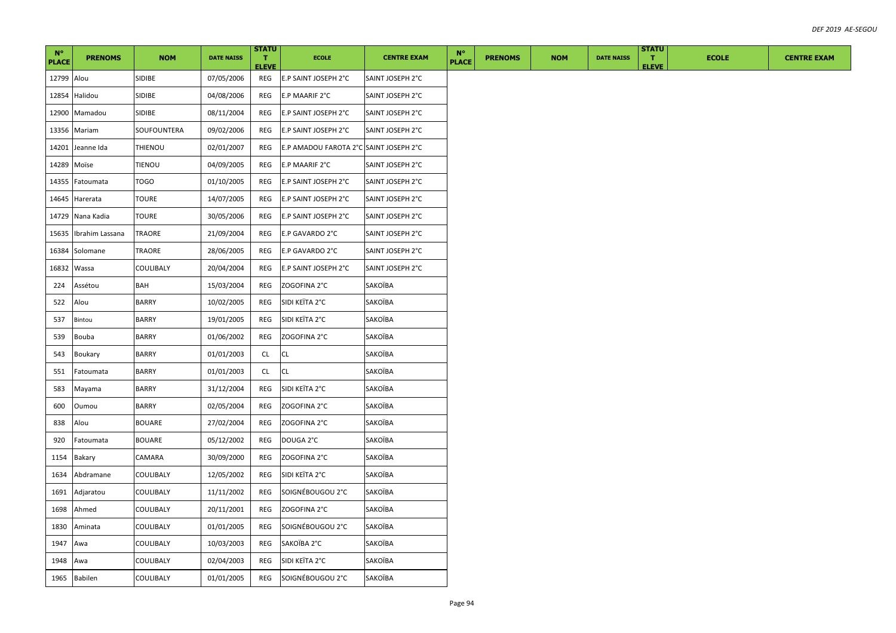| N° PLACE | PRENOMS | NOM | DATE NAISS | STATUT ELEVE | ECOLE | CENTRE EXAM | N° PLACE | PRENOMS | NOM | DATE NAISS | STATUT ELEVE | ECOLE | CENTRE EXAM |
|---|---|---|---|---|---|---|---|---|---|---|---|---|---|
| 12799 | Alou | SIDIBE | 07/05/2006 | REG | E.P SAINT JOSEPH 2°C | SAINT JOSEPH 2°C | | | | | | | |
| 12854 | Halidou | SIDIBE | 04/08/2006 | REG | E.P MAARIF 2°C | SAINT JOSEPH 2°C | | | | | | | |
| 12900 | Mamadou | SIDIBE | 08/11/2004 | REG | E.P SAINT JOSEPH 2°C | SAINT JOSEPH 2°C | | | | | | | |
| 13356 | Mariam | SOUFOUNTERA | 09/02/2006 | REG | E.P SAINT JOSEPH 2°C | SAINT JOSEPH 2°C | | | | | | | |
| 14201 | Jeanne Ida | THIENOU | 02/01/2007 | REG | E.P AMADOU FAROTA 2°C | SAINT JOSEPH 2°C | | | | | | | |
| 14289 | Moïse | TIENOU | 04/09/2005 | REG | E.P MAARIF 2°C | SAINT JOSEPH 2°C | | | | | | | |
| 14355 | Fatoumata | TOGO | 01/10/2005 | REG | E.P SAINT JOSEPH 2°C | SAINT JOSEPH 2°C | | | | | | | |
| 14645 | Harerata | TOURE | 14/07/2005 | REG | E.P SAINT JOSEPH 2°C | SAINT JOSEPH 2°C | | | | | | | |
| 14729 | Nana Kadia | TOURE | 30/05/2006 | REG | E.P SAINT JOSEPH 2°C | SAINT JOSEPH 2°C | | | | | | | |
| 15635 | Ibrahim Lassana | TRAORE | 21/09/2004 | REG | E.P GAVARDO 2°C | SAINT JOSEPH 2°C | | | | | | | |
| 16384 | Solomane | TRAORE | 28/06/2005 | REG | E.P GAVARDO 2°C | SAINT JOSEPH 2°C | | | | | | | |
| 16832 | Wassa | COULIBALY | 20/04/2004 | REG | E.P SAINT JOSEPH 2°C | SAINT JOSEPH 2°C | | | | | | | |
| 224 | Assétou | BAH | 15/03/2004 | REG | ZOGOFINA 2°C | SAKOÏBA | | | | | | | |
| 522 | Alou | BARRY | 10/02/2005 | REG | SIDI KEÏTA 2°C | SAKOÏBA | | | | | | | |
| 537 | Bintou | BARRY | 19/01/2005 | REG | SIDI KEÏTA 2°C | SAKOÏBA | | | | | | | |
| 539 | Bouba | BARRY | 01/06/2002 | REG | ZOGOFINA 2°C | SAKOÏBA | | | | | | | |
| 543 | Boukary | BARRY | 01/01/2003 | CL | CL | SAKOÏBA | | | | | | | |
| 551 | Fatoumata | BARRY | 01/01/2003 | CL | CL | SAKOÏBA | | | | | | | |
| 583 | Mayama | BARRY | 31/12/2004 | REG | SIDI KEÏTA 2°C | SAKOÏBA | | | | | | | |
| 600 | Oumou | BARRY | 02/05/2004 | REG | ZOGOFINA 2°C | SAKOÏBA | | | | | | | |
| 838 | Alou | BOUARE | 27/02/2004 | REG | ZOGOFINA 2°C | SAKOÏBA | | | | | | | |
| 920 | Fatoumata | BOUARE | 05/12/2002 | REG | DOUGA 2°C | SAKOÏBA | | | | | | | |
| 1154 | Bakary | CAMARA | 30/09/2000 | REG | ZOGOFINA 2°C | SAKOÏBA | | | | | | | |
| 1634 | Abdramane | COULIBALY | 12/05/2002 | REG | SIDI KEÏTA 2°C | SAKOÏBA | | | | | | | |
| 1691 | Adjaratou | COULIBALY | 11/11/2002 | REG | SOIGNÉBOUGOU 2°C | SAKOÏBA | | | | | | | |
| 1698 | Ahmed | COULIBALY | 20/11/2001 | REG | ZOGOFINA 2°C | SAKOÏBA | | | | | | | |
| 1830 | Aminata | COULIBALY | 01/01/2005 | REG | SOIGNÉBOUGOU 2°C | SAKOÏBA | | | | | | | |
| 1947 | Awa | COULIBALY | 10/03/2003 | REG | SAKOÏBA 2°C | SAKOÏBA | | | | | | | |
| 1948 | Awa | COULIBALY | 02/04/2003 | REG | SIDI KEÏTA 2°C | SAKOÏBA | | | | | | | |
| 1965 | Babilen | COULIBALY | 01/01/2005 | REG | SOIGNÉBOUGOU 2°C | SAKOÏBA | | | | | | | |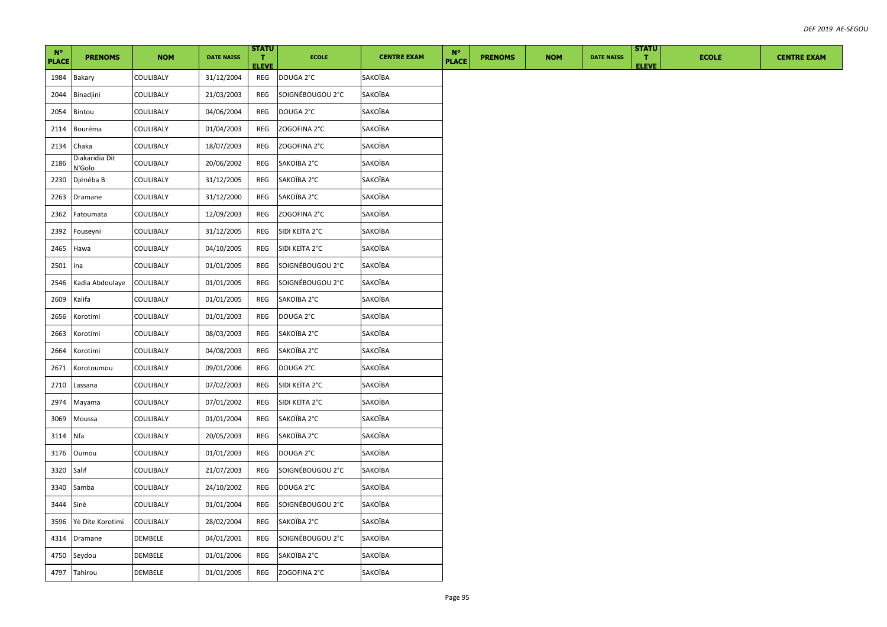| N° PLACE | PRENOMS | NOM | DATE NAISS | STATUT ELEVE | ECOLE | CENTRE EXAM | N° PLACE | PRENOMS | NOM | DATE NAISS | STATUT ELEVE | ECOLE | CENTRE EXAM |
|---|---|---|---|---|---|---|---|---|---|---|---|---|---|
| 1984 | Bakary | COULIBALY | 31/12/2004 | REG | DOUGA 2°C | SAKOÏBA | | | | | | | |
| 2044 | Binadjini | COULIBALY | 21/03/2003 | REG | SOIGNÉBOUGOU 2°C | SAKOÏBA | | | | | | | |
| 2054 | Bintou | COULIBALY | 04/06/2004 | REG | DOUGA 2°C | SAKOÏBA | | | | | | | |
| 2114 | Bouréma | COULIBALY | 01/04/2003 | REG | ZOGOFINA 2°C | SAKOÏBA | | | | | | | |
| 2134 | Chaka | COULIBALY | 18/07/2003 | REG | ZOGOFINA 2°C | SAKOÏBA | | | | | | | |
| 2186 | Diakaridia Dit N'Golo | COULIBALY | 20/06/2002 | REG | SAKOÏBA 2°C | SAKOÏBA | | | | | | | |
| 2230 | Djénéba B | COULIBALY | 31/12/2005 | REG | SAKOÏBA 2°C | SAKOÏBA | | | | | | | |
| 2263 | Dramane | COULIBALY | 31/12/2000 | REG | SAKOÏBA 2°C | SAKOÏBA | | | | | | | |
| 2362 | Fatoumata | COULIBALY | 12/09/2003 | REG | ZOGOFINA 2°C | SAKOÏBA | | | | | | | |
| 2392 | Fouseyni | COULIBALY | 31/12/2005 | REG | SIDI KEÏTA 2°C | SAKOÏBA | | | | | | | |
| 2465 | Hawa | COULIBALY | 04/10/2005 | REG | SIDI KEÏTA 2°C | SAKOÏBA | | | | | | | |
| 2501 | Ina | COULIBALY | 01/01/2005 | REG | SOIGNÉBOUGOU 2°C | SAKOÏBA | | | | | | | |
| 2546 | Kadia Abdoulaye | COULIBALY | 01/01/2005 | REG | SOIGNÉBOUGOU 2°C | SAKOÏBA | | | | | | | |
| 2609 | Kalifa | COULIBALY | 01/01/2005 | REG | SAKOÏBA 2°C | SAKOÏBA | | | | | | | |
| 2656 | Korotimi | COULIBALY | 01/01/2003 | REG | DOUGA 2°C | SAKOÏBA | | | | | | | |
| 2663 | Korotimi | COULIBALY | 08/03/2003 | REG | SAKOÏBA 2°C | SAKOÏBA | | | | | | | |
| 2664 | Korotimi | COULIBALY | 04/08/2003 | REG | SAKOÏBA 2°C | SAKOÏBA | | | | | | | |
| 2671 | Korotoumou | COULIBALY | 09/01/2006 | REG | DOUGA 2°C | SAKOÏBA | | | | | | | |
| 2710 | Lassana | COULIBALY | 07/02/2003 | REG | SIDI KEÏTA 2°C | SAKOÏBA | | | | | | | |
| 2974 | Mayama | COULIBALY | 07/01/2002 | REG | SIDI KEÏTA 2°C | SAKOÏBA | | | | | | | |
| 3069 | Moussa | COULIBALY | 01/01/2004 | REG | SAKOÏBA 2°C | SAKOÏBA | | | | | | | |
| 3114 | Nfa | COULIBALY | 20/05/2003 | REG | SAKOÏBA 2°C | SAKOÏBA | | | | | | | |
| 3176 | Oumou | COULIBALY | 01/01/2003 | REG | DOUGA 2°C | SAKOÏBA | | | | | | | |
| 3320 | Salif | COULIBALY | 21/07/2003 | REG | SOIGNÉBOUGOU 2°C | SAKOÏBA | | | | | | | |
| 3340 | Samba | COULIBALY | 24/10/2002 | REG | DOUGA 2°C | SAKOÏBA | | | | | | | |
| 3444 | Sinè | COULIBALY | 01/01/2004 | REG | SOIGNÉBOUGOU 2°C | SAKOÏBA | | | | | | | |
| 3596 | Yè Dite Korotimi | COULIBALY | 28/02/2004 | REG | SAKOÏBA 2°C | SAKOÏBA | | | | | | | |
| 4314 | Dramane | DEMBELE | 04/01/2001 | REG | SOIGNÉBOUGOU 2°C | SAKOÏBA | | | | | | | |
| 4750 | Seydou | DEMBELE | 01/01/2006 | REG | SAKOÏBA 2°C | SAKOÏBA | | | | | | | |
| 4797 | Tahirou | DEMBELE | 01/01/2005 | REG | ZOGOFINA 2°C | SAKOÏBA | | | | | | | |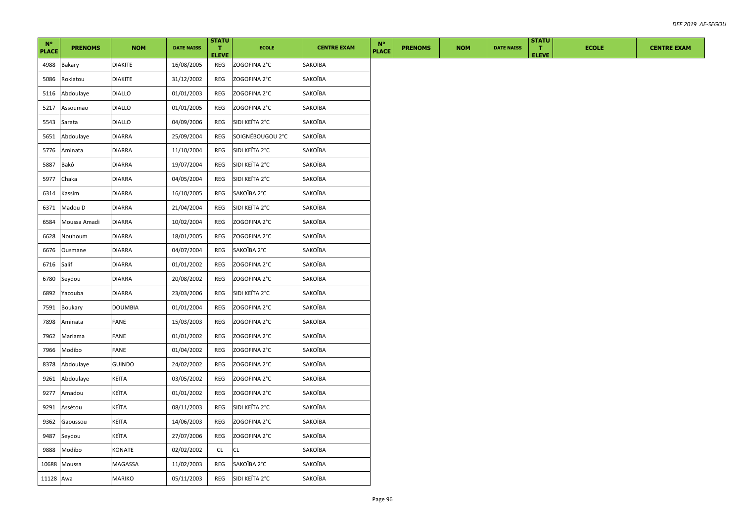| N° PLACE | PRENOMS | NOM | DATE NAISS | STATUT ELEVE | ECOLE | CENTRE EXAM | N° PLACE | PRENOMS | NOM | DATE NAISS | STATUT ELEVE | ECOLE | CENTRE EXAM |
|---|---|---|---|---|---|---|---|---|---|---|---|---|---|
| 4988 | Bakary | DIAKITE | 16/08/2005 | REG | ZOGOFINA 2°C | SAKOÏBA | | | | | | | |
| 5086 | Rokiatou | DIAKITE | 31/12/2002 | REG | ZOGOFINA 2°C | SAKOÏBA | | | | | | | |
| 5116 | Abdoulaye | DIALLO | 01/01/2003 | REG | ZOGOFINA 2°C | SAKOÏBA | | | | | | | |
| 5217 | Assoumao | DIALLO | 01/01/2005 | REG | ZOGOFINA 2°C | SAKOÏBA | | | | | | | |
| 5543 | Sarata | DIALLO | 04/09/2006 | REG | SIDI KEÏTA 2°C | SAKOÏBA | | | | | | | |
| 5651 | Abdoulaye | DIARRA | 25/09/2004 | REG | SOIGNÉBOUGOU 2°C | SAKOÏBA | | | | | | | |
| 5776 | Aminata | DIARRA | 11/10/2004 | REG | SIDI KEÏTA 2°C | SAKOÏBA | | | | | | | |
| 5887 | Bakô | DIARRA | 19/07/2004 | REG | SIDI KEÏTA 2°C | SAKOÏBA | | | | | | | |
| 5977 | Chaka | DIARRA | 04/05/2004 | REG | SIDI KEÏTA 2°C | SAKOÏBA | | | | | | | |
| 6314 | Kassim | DIARRA | 16/10/2005 | REG | SAKOÏBA 2°C | SAKOÏBA | | | | | | | |
| 6371 | Madou D | DIARRA | 21/04/2004 | REG | SIDI KEÏTA 2°C | SAKOÏBA | | | | | | | |
| 6584 | Moussa Amadi | DIARRA | 10/02/2004 | REG | ZOGOFINA 2°C | SAKOÏBA | | | | | | | |
| 6628 | Nouhoum | DIARRA | 18/01/2005 | REG | ZOGOFINA 2°C | SAKOÏBA | | | | | | | |
| 6676 | Ousmane | DIARRA | 04/07/2004 | REG | SAKOÏBA 2°C | SAKOÏBA | | | | | | | |
| 6716 | Salif | DIARRA | 01/01/2002 | REG | ZOGOFINA 2°C | SAKOÏBA | | | | | | | |
| 6780 | Seydou | DIARRA | 20/08/2002 | REG | ZOGOFINA 2°C | SAKOÏBA | | | | | | | |
| 6892 | Yacouba | DIARRA | 23/03/2006 | REG | SIDI KEÏTA 2°C | SAKOÏBA | | | | | | | |
| 7591 | Boukary | DOUMBIA | 01/01/2004 | REG | ZOGOFINA 2°C | SAKOÏBA | | | | | | | |
| 7898 | Aminata | FANE | 15/03/2003 | REG | ZOGOFINA 2°C | SAKOÏBA | | | | | | | |
| 7962 | Mariama | FANE | 01/01/2002 | REG | ZOGOFINA 2°C | SAKOÏBA | | | | | | | |
| 7966 | Modibo | FANE | 01/04/2002 | REG | ZOGOFINA 2°C | SAKOÏBA | | | | | | | |
| 8378 | Abdoulaye | GUINDO | 24/02/2002 | REG | ZOGOFINA 2°C | SAKOÏBA | | | | | | | |
| 9261 | Abdoulaye | KEÏTA | 03/05/2002 | REG | ZOGOFINA 2°C | SAKOÏBA | | | | | | | |
| 9277 | Amadou | KEÏTA | 01/01/2002 | REG | ZOGOFINA 2°C | SAKOÏBA | | | | | | | |
| 9291 | Assétou | KEÏTA | 08/11/2003 | REG | SIDI KEÏTA 2°C | SAKOÏBA | | | | | | | |
| 9362 | Gaoussou | KEÏTA | 14/06/2003 | REG | ZOGOFINA 2°C | SAKOÏBA | | | | | | | |
| 9487 | Seydou | KEÏTA | 27/07/2006 | REG | ZOGOFINA 2°C | SAKOÏBA | | | | | | | |
| 9888 | Modibo | KONATE | 02/02/2002 | CL | CL | SAKOÏBA | | | | | | | |
| 10688 | Moussa | MAGASSA | 11/02/2003 | REG | SAKOÏBA 2°C | SAKOÏBA | | | | | | | |
| 11128 | Awa | MARIKO | 05/11/2003 | REG | SIDI KEÏTA 2°C | SAKOÏBA | | | | | | | |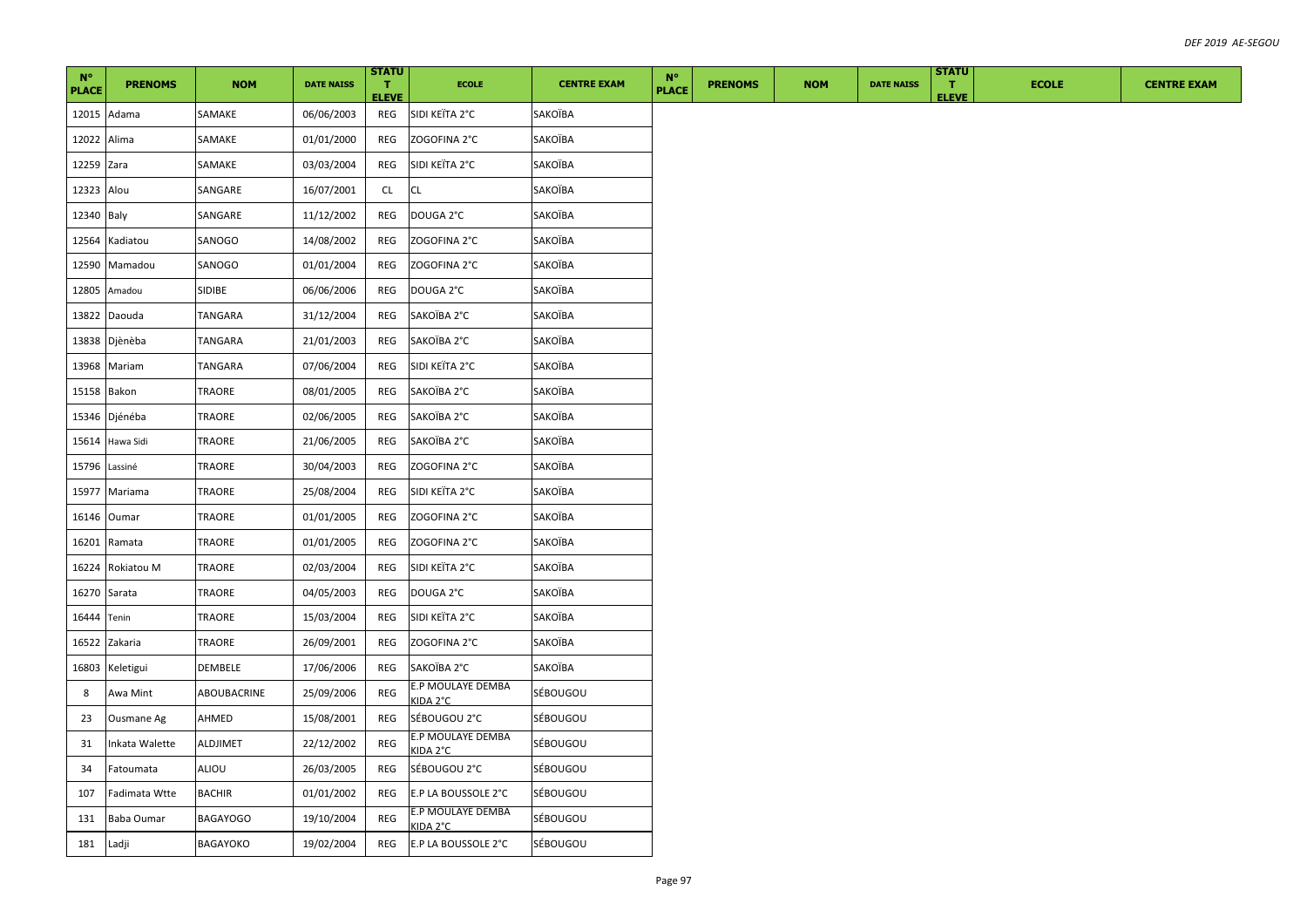| N° PLACE | PRENOMS | NOM | DATE NAISS | STATUT ELEVE | ECOLE | CENTRE EXAM | N° PLACE | PRENOMS | NOM | DATE NAISS | STATUT ELEVE | ECOLE | CENTRE EXAM |
|---|---|---|---|---|---|---|---|---|---|---|---|---|---|
| 12015 | Adama | SAMAKE | 06/06/2003 | REG | SIDI KEÏTA 2°C | SAKOÏBA | | | | | | | |
| 12022 | Alima | SAMAKE | 01/01/2000 | REG | ZOGOFINA 2°C | SAKOÏBA | | | | | | | |
| 12259 | Zara | SAMAKE | 03/03/2004 | REG | SIDI KEÏTA 2°C | SAKOÏBA | | | | | | | |
| 12323 | Alou | SANGARE | 16/07/2001 | CL | CL | SAKOÏBA | | | | | | | |
| 12340 | Baly | SANGARE | 11/12/2002 | REG | DOUGA 2°C | SAKOÏBA | | | | | | | |
| 12564 | Kadiatou | SANOGO | 14/08/2002 | REG | ZOGOFINA 2°C | SAKOÏBA | | | | | | | |
| 12590 | Mamadou | SANOGO | 01/01/2004 | REG | ZOGOFINA 2°C | SAKOÏBA | | | | | | | |
| 12805 | Amadou | SIDIBE | 06/06/2006 | REG | DOUGA 2°C | SAKOÏBA | | | | | | | |
| 13822 | Daouda | TANGARA | 31/12/2004 | REG | SAKOÏBA 2°C | SAKOÏBA | | | | | | | |
| 13838 | Djènèba | TANGARA | 21/01/2003 | REG | SAKOÏBA 2°C | SAKOÏBA | | | | | | | |
| 13968 | Mariam | TANGARA | 07/06/2004 | REG | SIDI KEÏTA 2°C | SAKOÏBA | | | | | | | |
| 15158 | Bakon | TRAORE | 08/01/2005 | REG | SAKOÏBA 2°C | SAKOÏBA | | | | | | | |
| 15346 | Djénéba | TRAORE | 02/06/2005 | REG | SAKOÏBA 2°C | SAKOÏBA | | | | | | | |
| 15614 | Hawa Sidi | TRAORE | 21/06/2005 | REG | SAKOÏBA 2°C | SAKOÏBA | | | | | | | |
| 15796 | Lassiné | TRAORE | 30/04/2003 | REG | ZOGOFINA 2°C | SAKOÏBA | | | | | | | |
| 15977 | Mariama | TRAORE | 25/08/2004 | REG | SIDI KEÏTA 2°C | SAKOÏBA | | | | | | | |
| 16146 | Oumar | TRAORE | 01/01/2005 | REG | ZOGOFINA 2°C | SAKOÏBA | | | | | | | |
| 16201 | Ramata | TRAORE | 01/01/2005 | REG | ZOGOFINA 2°C | SAKOÏBA | | | | | | | |
| 16224 | Rokiatou M | TRAORE | 02/03/2004 | REG | SIDI KEÏTA 2°C | SAKOÏBA | | | | | | | |
| 16270 | Sarata | TRAORE | 04/05/2003 | REG | DOUGA 2°C | SAKOÏBA | | | | | | | |
| 16444 | Tenin | TRAORE | 15/03/2004 | REG | SIDI KEÏTA 2°C | SAKOÏBA | | | | | | | |
| 16522 | Zakaria | TRAORE | 26/09/2001 | REG | ZOGOFINA 2°C | SAKOÏBA | | | | | | | |
| 16803 | Keletigui | DEMBELE | 17/06/2006 | REG | SAKOÏBA 2°C | SAKOÏBA | | | | | | | |
| 8 | Awa Mint | ABOUBACRINE | 25/09/2006 | REG | E.P MOULAYE DEMBA KIDA 2°C | SÉBOUGOU | | | | | | | |
| 23 | Ousmane Ag | AHMED | 15/08/2001 | REG | SÉBOUGOU 2°C | SÉBOUGOU | | | | | | | |
| 31 | Inkata Walette | ALDJIMET | 22/12/2002 | REG | E.P MOULAYE DEMBA KIDA 2°C | SÉBOUGOU | | | | | | | |
| 34 | Fatoumata | ALIOU | 26/03/2005 | REG | SÉBOUGOU 2°C | SÉBOUGOU | | | | | | | |
| 107 | Fadimata Wtte | BACHIR | 01/01/2002 | REG | E.P LA BOUSSOLE 2°C | SÉBOUGOU | | | | | | | |
| 131 | Baba Oumar | BAGAYOGO | 19/10/2004 | REG | E.P MOULAYE DEMBA KIDA 2°C | SÉBOUGOU | | | | | | | |
| 181 | Ladji | BAGAYOKO | 19/02/2004 | REG | E.P LA BOUSSOLE 2°C | SÉBOUGOU | | | | | | | |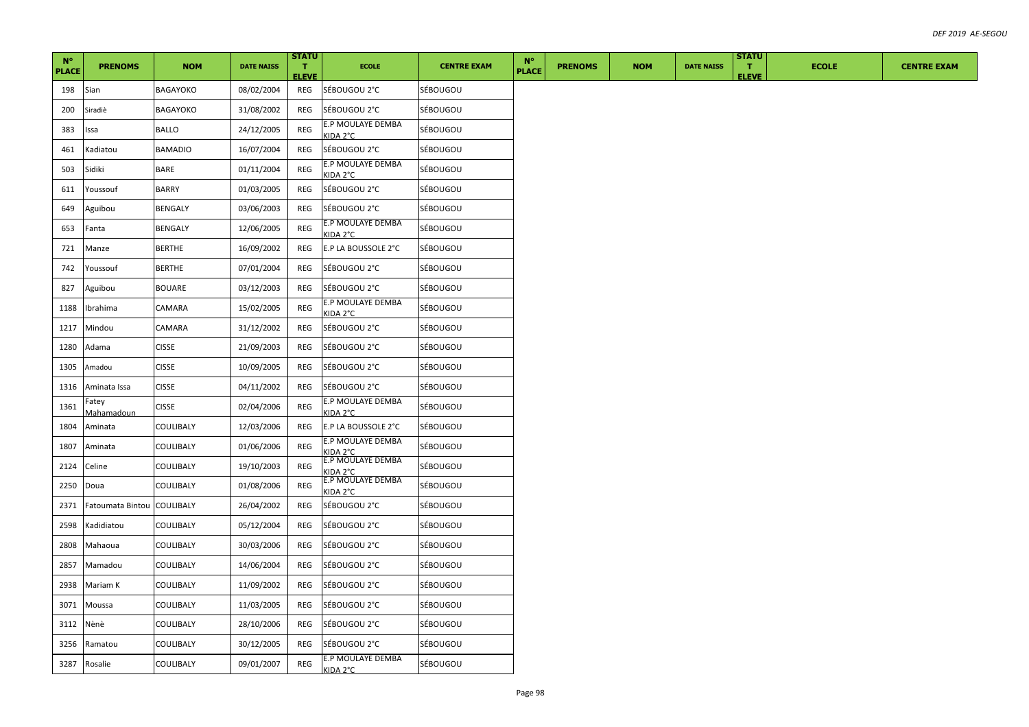| N° PLACE | PRENOMS | NOM | DATE NAISS | STATUT ELEVE | ECOLE | CENTRE EXAM | N° PLACE | PRENOMS | NOM | DATE NAISS | STATUT ELEVE | ECOLE | CENTRE EXAM |
|---|---|---|---|---|---|---|---|---|---|---|---|---|---|
| 198 | Sian | BAGAYOKO | 08/02/2004 | REG | SÉBOUGOU 2°C | SÉBOUGOU | | | | | | | |
| 200 | Siradiè | BAGAYOKO | 31/08/2002 | REG | SÉBOUGOU 2°C | SÉBOUGOU | | | | | | | |
| 383 | Issa | BALLO | 24/12/2005 | REG | E.P MOULAYE DEMBA KIDA 2°C | SÉBOUGOU | | | | | | | |
| 461 | Kadiatou | BAMADIO | 16/07/2004 | REG | SÉBOUGOU 2°C | SÉBOUGOU | | | | | | | |
| 503 | Sidiki | BARE | 01/11/2004 | REG | E.P MOULAYE DEMBA KIDA 2°C | SÉBOUGOU | | | | | | | |
| 611 | Youssouf | BARRY | 01/03/2005 | REG | SÉBOUGOU 2°C | SÉBOUGOU | | | | | | | |
| 649 | Aguibou | BENGALY | 03/06/2003 | REG | SÉBOUGOU 2°C | SÉBOUGOU | | | | | | | |
| 653 | Fanta | BENGALY | 12/06/2005 | REG | E.P MOULAYE DEMBA KIDA 2°C | SÉBOUGOU | | | | | | | |
| 721 | Manze | BERTHE | 16/09/2002 | REG | E.P LA BOUSSOLE 2°C | SÉBOUGOU | | | | | | | |
| 742 | Youssouf | BERTHE | 07/01/2004 | REG | SÉBOUGOU 2°C | SÉBOUGOU | | | | | | | |
| 827 | Aguibou | BOUARE | 03/12/2003 | REG | SÉBOUGOU 2°C | SÉBOUGOU | | | | | | | |
| 1188 | Ibrahima | CAMARA | 15/02/2005 | REG | E.P MOULAYE DEMBA KIDA 2°C | SÉBOUGOU | | | | | | | |
| 1217 | Mindou | CAMARA | 31/12/2002 | REG | SÉBOUGOU 2°C | SÉBOUGOU | | | | | | | |
| 1280 | Adama | CISSE | 21/09/2003 | REG | SÉBOUGOU 2°C | SÉBOUGOU | | | | | | | |
| 1305 | Amadou | CISSE | 10/09/2005 | REG | SÉBOUGOU 2°C | SÉBOUGOU | | | | | | | |
| 1316 | Aminata Issa | CISSE | 04/11/2002 | REG | SÉBOUGOU 2°C | SÉBOUGOU | | | | | | | |
| 1361 | Fatey Mahamadoun | CISSE | 02/04/2006 | REG | E.P MOULAYE DEMBA KIDA 2°C | SÉBOUGOU | | | | | | | |
| 1804 | Aminata | COULIBALY | 12/03/2006 | REG | E.P LA BOUSSOLE 2°C | SÉBOUGOU | | | | | | | |
| 1807 | Aminata | COULIBALY | 01/06/2006 | REG | E.P MOULAYE DEMBA KIDA 2°C | SÉBOUGOU | | | | | | | |
| 2124 | Celine | COULIBALY | 19/10/2003 | REG | E.P MOULAYE DEMBA KIDA 2°C | SÉBOUGOU | | | | | | | |
| 2250 | Doua | COULIBALY | 01/08/2006 | REG | E.P MOULAYE DEMBA KIDA 2°C | SÉBOUGOU | | | | | | | |
| 2371 | Fatoumata Bintou | COULIBALY | 26/04/2002 | REG | SÉBOUGOU 2°C | SÉBOUGOU | | | | | | | |
| 2598 | Kadidiatou | COULIBALY | 05/12/2004 | REG | SÉBOUGOU 2°C | SÉBOUGOU | | | | | | | |
| 2808 | Mahaoua | COULIBALY | 30/03/2006 | REG | SÉBOUGOU 2°C | SÉBOUGOU | | | | | | | |
| 2857 | Mamadou | COULIBALY | 14/06/2004 | REG | SÉBOUGOU 2°C | SÉBOUGOU | | | | | | | |
| 2938 | Mariam K | COULIBALY | 11/09/2002 | REG | SÉBOUGOU 2°C | SÉBOUGOU | | | | | | | |
| 3071 | Moussa | COULIBALY | 11/03/2005 | REG | SÉBOUGOU 2°C | SÉBOUGOU | | | | | | | |
| 3112 | Nènè | COULIBALY | 28/10/2006 | REG | SÉBOUGOU 2°C | SÉBOUGOU | | | | | | | |
| 3256 | Ramatou | COULIBALY | 30/12/2005 | REG | SÉBOUGOU 2°C | SÉBOUGOU | | | | | | | |
| 3287 | Rosalie | COULIBALY | 09/01/2007 | REG | E.P MOULAYE DEMBA KIDA 2°C | SÉBOUGOU | | | | | | | |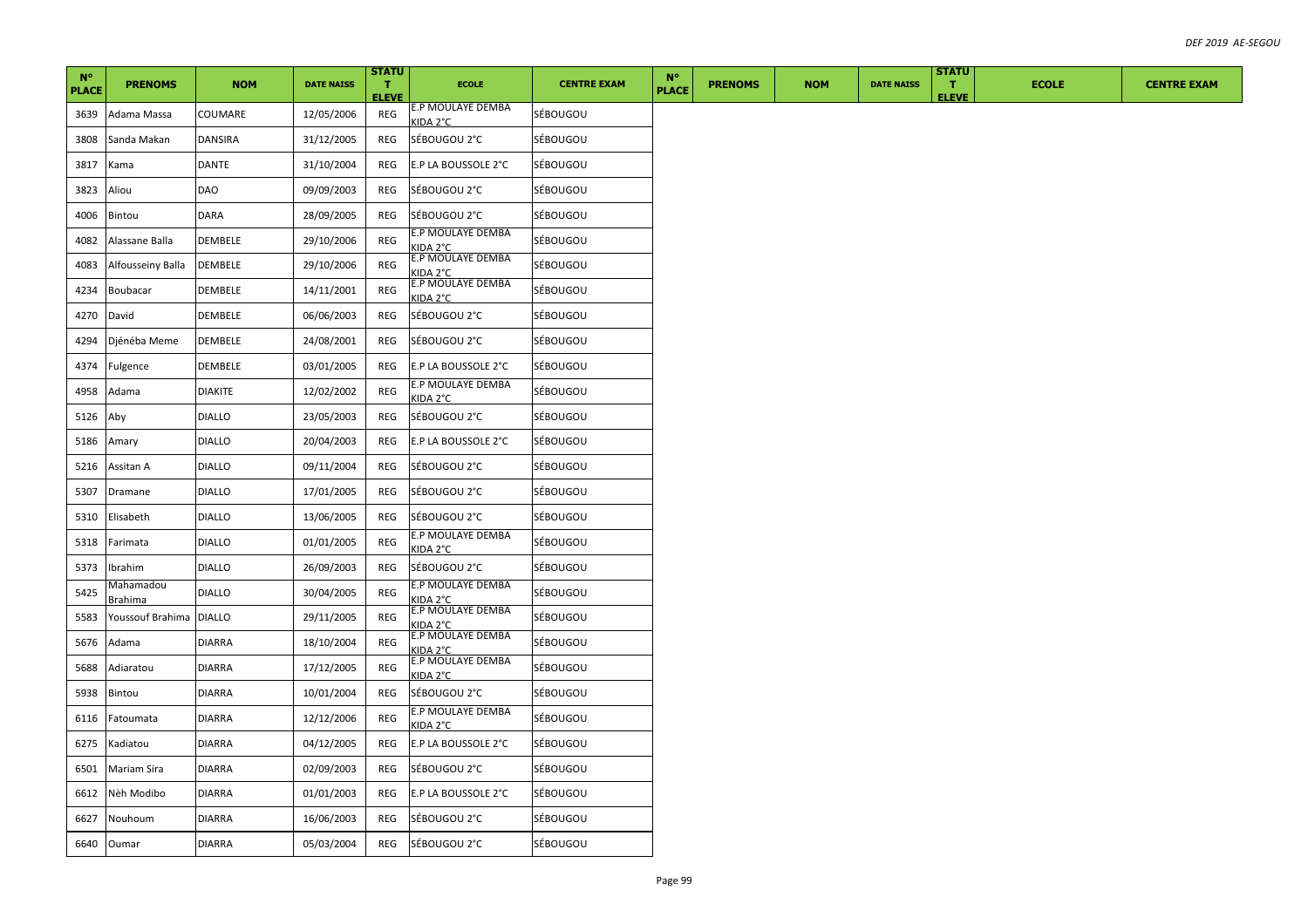| N° PLACE | PRENOMS | NOM | DATE NAISS | STATUT ELEVE | ECOLE | CENTRE EXAM | N° PLACE | PRENOMS | NOM | DATE NAISS | STATUT ELEVE | ECOLE | CENTRE EXAM |
|---|---|---|---|---|---|---|---|---|---|---|---|---|---|
| 3639 | Adama Massa | COUMARE | 12/05/2006 | REG | E.P MOULAYE DEMBA KIDA 2°C | SÉBOUGOU | | | | | | | |
| 3808 | Sanda Makan | DANSIRA | 31/12/2005 | REG | SÉBOUGOU 2°C | SÉBOUGOU | | | | | | | |
| 3817 | Kama | DANTE | 31/10/2004 | REG | E.P LA BOUSSOLE 2°C | SÉBOUGOU | | | | | | | |
| 3823 | Aliou | DAO | 09/09/2003 | REG | SÉBOUGOU 2°C | SÉBOUGOU | | | | | | | |
| 4006 | Bintou | DARA | 28/09/2005 | REG | SÉBOUGOU 2°C | SÉBOUGOU | | | | | | | |
| 4082 | Alassane Balla | DEMBELE | 29/10/2006 | REG | E.P MOULAYE DEMBA KIDA 2°C | SÉBOUGOU | | | | | | | |
| 4083 | Alfousseiny Balla | DEMBELE | 29/10/2006 | REG | E.P MOULAYE DEMBA KIDA 2°C | SÉBOUGOU | | | | | | | |
| 4234 | Boubacar | DEMBELE | 14/11/2001 | REG | E.P MOULAYE DEMBA KIDA 2°C | SÉBOUGOU | | | | | | | |
| 4270 | David | DEMBELE | 06/06/2003 | REG | SÉBOUGOU 2°C | SÉBOUGOU | | | | | | | |
| 4294 | Djénéba Meme | DEMBELE | 24/08/2001 | REG | SÉBOUGOU 2°C | SÉBOUGOU | | | | | | | |
| 4374 | Fulgence | DEMBELE | 03/01/2005 | REG | E.P LA BOUSSOLE 2°C | SÉBOUGOU | | | | | | | |
| 4958 | Adama | DIAKITE | 12/02/2002 | REG | E.P MOULAYE DEMBA KIDA 2°C | SÉBOUGOU | | | | | | | |
| 5126 | Aby | DIALLO | 23/05/2003 | REG | SÉBOUGOU 2°C | SÉBOUGOU | | | | | | | |
| 5186 | Amary | DIALLO | 20/04/2003 | REG | E.P LA BOUSSOLE 2°C | SÉBOUGOU | | | | | | | |
| 5216 | Assitan A | DIALLO | 09/11/2004 | REG | SÉBOUGOU 2°C | SÉBOUGOU | | | | | | | |
| 5307 | Dramane | DIALLO | 17/01/2005 | REG | SÉBOUGOU 2°C | SÉBOUGOU | | | | | | | |
| 5310 | Elisabeth | DIALLO | 13/06/2005 | REG | SÉBOUGOU 2°C | SÉBOUGOU | | | | | | | |
| 5318 | Farimata | DIALLO | 01/01/2005 | REG | E.P MOULAYE DEMBA KIDA 2°C | SÉBOUGOU | | | | | | | |
| 5373 | Ibrahim | DIALLO | 26/09/2003 | REG | SÉBOUGOU 2°C | SÉBOUGOU | | | | | | | |
| 5425 | Mahamadou Brahima | DIALLO | 30/04/2005 | REG | E.P MOULAYE DEMBA KIDA 2°C | SÉBOUGOU | | | | | | | |
| 5583 | Youssouf Brahima | DIALLO | 29/11/2005 | REG | E.P MOULAYE DEMBA KIDA 2°C | SÉBOUGOU | | | | | | | |
| 5676 | Adama | DIARRA | 18/10/2004 | REG | E.P MOULAYE DEMBA KIDA 2°C | SÉBOUGOU | | | | | | | |
| 5688 | Adiaratou | DIARRA | 17/12/2005 | REG | E.P MOULAYE DEMBA KIDA 2°C | SÉBOUGOU | | | | | | | |
| 5938 | Bintou | DIARRA | 10/01/2004 | REG | SÉBOUGOU 2°C | SÉBOUGOU | | | | | | | |
| 6116 | Fatoumata | DIARRA | 12/12/2006 | REG | E.P MOULAYE DEMBA KIDA 2°C | SÉBOUGOU | | | | | | | |
| 6275 | Kadiatou | DIARRA | 04/12/2005 | REG | E.P LA BOUSSOLE 2°C | SÉBOUGOU | | | | | | | |
| 6501 | Mariam Sira | DIARRA | 02/09/2003 | REG | SÉBOUGOU 2°C | SÉBOUGOU | | | | | | | |
| 6612 | Nèh Modibo | DIARRA | 01/01/2003 | REG | E.P LA BOUSSOLE 2°C | SÉBOUGOU | | | | | | | |
| 6627 | Nouhoum | DIARRA | 16/06/2003 | REG | SÉBOUGOU 2°C | SÉBOUGOU | | | | | | | |
| 6640 | Oumar | DIARRA | 05/03/2004 | REG | SÉBOUGOU 2°C | SÉBOUGOU | | | | | | | |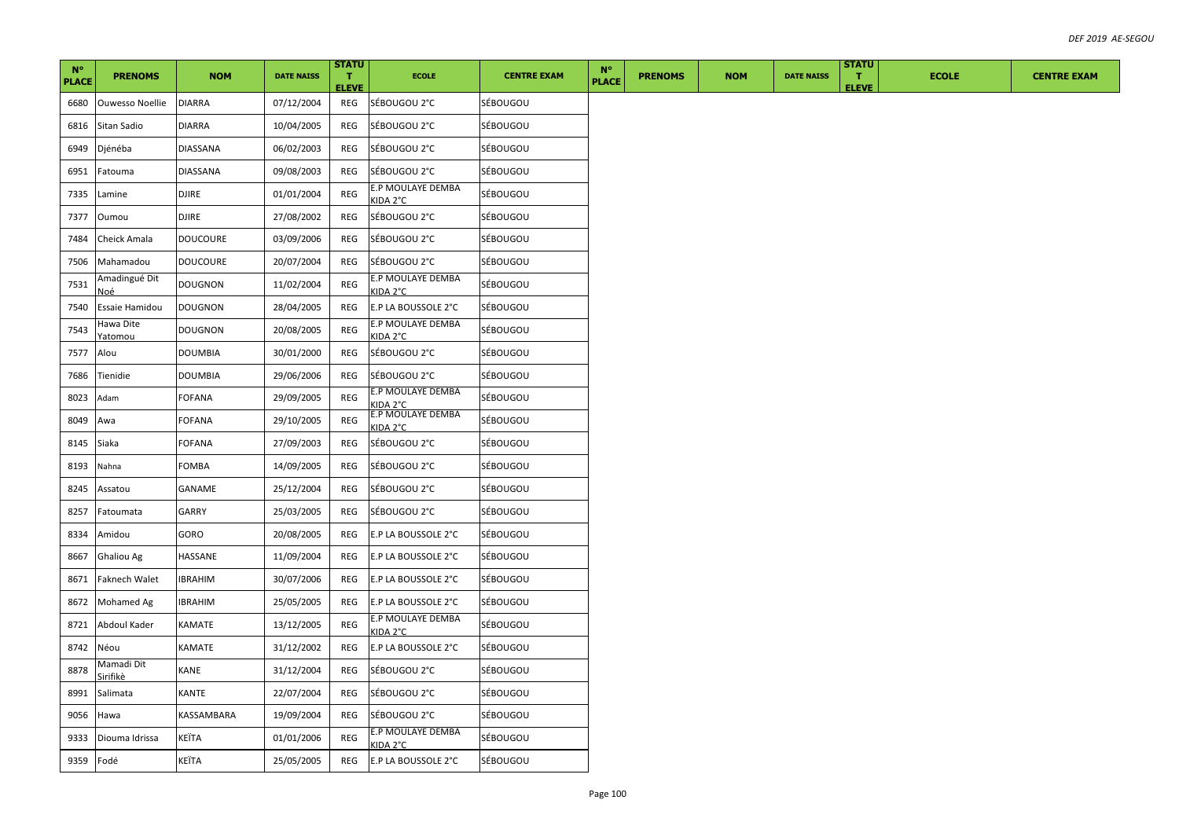| N° PLACE | PRENOMS | NOM | DATE NAISS | STATUT ELEVE | ECOLE | CENTRE EXAM | N° PLACE | PRENOMS | NOM | DATE NAISS | STATUT ELEVE | ECOLE | CENTRE EXAM |
|---|---|---|---|---|---|---|---|---|---|---|---|---|---|
| 6680 | Ouwesso Noellie | DIARRA | 07/12/2004 | REG | SÉBOUGOU 2°C | SÉBOUGOU | | | | | | | |
| 6816 | Sitan Sadio | DIARRA | 10/04/2005 | REG | SÉBOUGOU 2°C | SÉBOUGOU | | | | | | | |
| 6949 | Djénéba | DIASSANA | 06/02/2003 | REG | SÉBOUGOU 2°C | SÉBOUGOU | | | | | | | |
| 6951 | Fatouma | DIASSANA | 09/08/2003 | REG | SÉBOUGOU 2°C | SÉBOUGOU | | | | | | | |
| 7335 | Lamine | DJIRE | 01/01/2004 | REG | E.P MOULAYE DEMBA KIDA 2°C | SÉBOUGOU | | | | | | | |
| 7377 | Oumou | DJIRE | 27/08/2002 | REG | SÉBOUGOU 2°C | SÉBOUGOU | | | | | | | |
| 7484 | Cheick Amala | DOUCOURE | 03/09/2006 | REG | SÉBOUGOU 2°C | SÉBOUGOU | | | | | | | |
| 7506 | Mahamadou | DOUCOURE | 20/07/2004 | REG | SÉBOUGOU 2°C | SÉBOUGOU | | | | | | | |
| 7531 | Amadingué Dit Noé | DOUGNON | 11/02/2004 | REG | E.P MOULAYE DEMBA KIDA 2°C | SÉBOUGOU | | | | | | | |
| 7540 | Essaie Hamidou | DOUGNON | 28/04/2005 | REG | E.P LA BOUSSOLE 2°C | SÉBOUGOU | | | | | | | |
| 7543 | Hawa Dite Yatomou | DOUGNON | 20/08/2005 | REG | E.P MOULAYE DEMBA KIDA 2°C | SÉBOUGOU | | | | | | | |
| 7577 | Alou | DOUMBIA | 30/01/2000 | REG | SÉBOUGOU 2°C | SÉBOUGOU | | | | | | | |
| 7686 | Tienidie | DOUMBIA | 29/06/2006 | REG | SÉBOUGOU 2°C | SÉBOUGOU | | | | | | | |
| 8023 | Adam | FOFANA | 29/09/2005 | REG | E.P MOULAYE DEMBA KIDA 2°C | SÉBOUGOU | | | | | | | |
| 8049 | Awa | FOFANA | 29/10/2005 | REG | E.P MOULAYE DEMBA KIDA 2°C | SÉBOUGOU | | | | | | | |
| 8145 | Siaka | FOFANA | 27/09/2003 | REG | SÉBOUGOU 2°C | SÉBOUGOU | | | | | | | |
| 8193 | Nahna | FOMBA | 14/09/2005 | REG | SÉBOUGOU 2°C | SÉBOUGOU | | | | | | | |
| 8245 | Assatou | GANAME | 25/12/2004 | REG | SÉBOUGOU 2°C | SÉBOUGOU | | | | | | | |
| 8257 | Fatoumata | GARRY | 25/03/2005 | REG | SÉBOUGOU 2°C | SÉBOUGOU | | | | | | | |
| 8334 | Amidou | GORO | 20/08/2005 | REG | E.P LA BOUSSOLE 2°C | SÉBOUGOU | | | | | | | |
| 8667 | Ghaliou Ag | HASSANE | 11/09/2004 | REG | E.P LA BOUSSOLE 2°C | SÉBOUGOU | | | | | | | |
| 8671 | Faknech Walet | IBRAHIM | 30/07/2006 | REG | E.P LA BOUSSOLE 2°C | SÉBOUGOU | | | | | | | |
| 8672 | Mohamed Ag | IBRAHIM | 25/05/2005 | REG | E.P LA BOUSSOLE 2°C | SÉBOUGOU | | | | | | | |
| 8721 | Abdoul Kader | KAMATE | 13/12/2005 | REG | E.P MOULAYE DEMBA KIDA 2°C | SÉBOUGOU | | | | | | | |
| 8742 | Néou | KAMATE | 31/12/2002 | REG | E.P LA BOUSSOLE 2°C | SÉBOUGOU | | | | | | | |
| 8878 | Mamadi Dit Sirifikè | KANE | 31/12/2004 | REG | SÉBOUGOU 2°C | SÉBOUGOU | | | | | | | |
| 8991 | Salimata | KANTE | 22/07/2004 | REG | SÉBOUGOU 2°C | SÉBOUGOU | | | | | | | |
| 9056 | Hawa | KASSAMBARA | 19/09/2004 | REG | SÉBOUGOU 2°C | SÉBOUGOU | | | | | | | |
| 9333 | Diouma Idrissa | KEÏTA | 01/01/2006 | REG | E.P MOULAYE DEMBA KIDA 2°C | SÉBOUGOU | | | | | | | |
| 9359 | Fodé | KEÏTA | 25/05/2005 | REG | E.P LA BOUSSOLE 2°C | SÉBOUGOU | | | | | | | |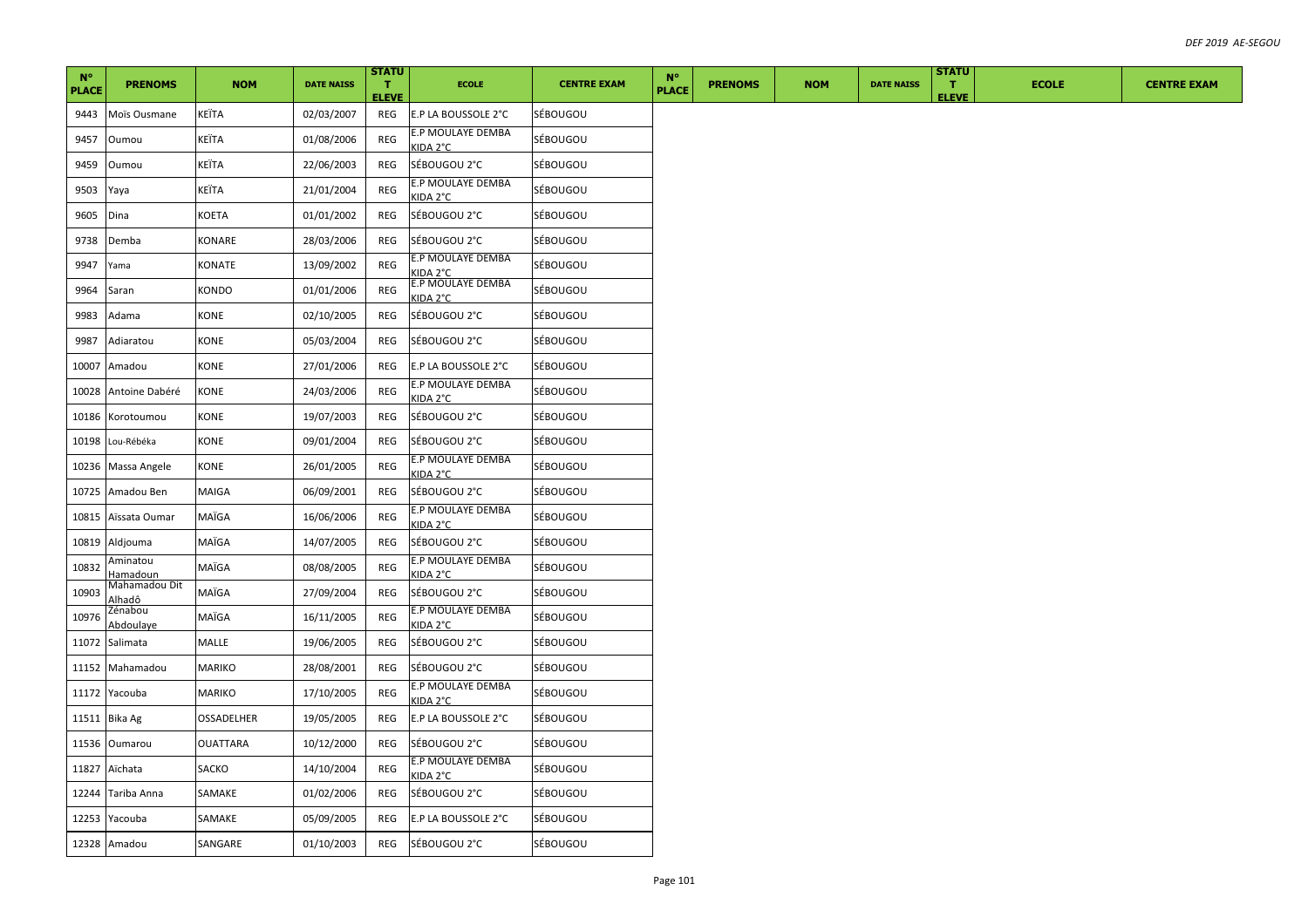| N° PLACE | PRENOMS | NOM | DATE NAISS | STATUT ELEVE | ECOLE | CENTRE EXAM | N° PLACE | PRENOMS | NOM | DATE NAISS | STATUT ELEVE | ECOLE | CENTRE EXAM |
|---|---|---|---|---|---|---|---|---|---|---|---|---|---|
| 9443 | Moïs Ousmane | KEÏTA | 02/03/2007 | REG | E.P LA BOUSSOLE 2°C | SÉBOUGOU | | | | | | | |
| 9457 | Oumou | KEÏTA | 01/08/2006 | REG | E.P MOULAYE DEMBA KIDA 2°C | SÉBOUGOU | | | | | | | |
| 9459 | Oumou | KEÏTA | 22/06/2003 | REG | SÉBOUGOU 2°C | SÉBOUGOU | | | | | | | |
| 9503 | Yaya | KEÏTA | 21/01/2004 | REG | E.P MOULAYE DEMBA KIDA 2°C | SÉBOUGOU | | | | | | | |
| 9605 | Dina | KOETA | 01/01/2002 | REG | SÉBOUGOU 2°C | SÉBOUGOU | | | | | | | |
| 9738 | Demba | KONARE | 28/03/2006 | REG | SÉBOUGOU 2°C | SÉBOUGOU | | | | | | | |
| 9947 | Yama | KONATE | 13/09/2002 | REG | E.P MOULAYE DEMBA KIDA 2°C | SÉBOUGOU | | | | | | | |
| 9964 | Saran | KONDO | 01/01/2006 | REG | E.P MOULAYE DEMBA KIDA 2°C | SÉBOUGOU | | | | | | | |
| 9983 | Adama | KONE | 02/10/2005 | REG | SÉBOUGOU 2°C | SÉBOUGOU | | | | | | | |
| 9987 | Adiaratou | KONE | 05/03/2004 | REG | SÉBOUGOU 2°C | SÉBOUGOU | | | | | | | |
| 10007 | Amadou | KONE | 27/01/2006 | REG | E.P LA BOUSSOLE 2°C | SÉBOUGOU | | | | | | | |
| 10028 | Antoine Dabéré | KONE | 24/03/2006 | REG | E.P MOULAYE DEMBA KIDA 2°C | SÉBOUGOU | | | | | | | |
| 10186 | Korotoumou | KONE | 19/07/2003 | REG | SÉBOUGOU 2°C | SÉBOUGOU | | | | | | | |
| 10198 | Lou-Rébéka | KONE | 09/01/2004 | REG | SÉBOUGOU 2°C | SÉBOUGOU | | | | | | | |
| 10236 | Massa Angele | KONE | 26/01/2005 | REG | E.P MOULAYE DEMBA KIDA 2°C | SÉBOUGOU | | | | | | | |
| 10725 | Amadou Ben | MAIGA | 06/09/2001 | REG | SÉBOUGOU 2°C | SÉBOUGOU | | | | | | | |
| 10815 | Aïssata Oumar | MAÏGA | 16/06/2006 | REG | E.P MOULAYE DEMBA KIDA 2°C | SÉBOUGOU | | | | | | | |
| 10819 | Aldjouma | MAÏGA | 14/07/2005 | REG | SÉBOUGOU 2°C | SÉBOUGOU | | | | | | | |
| 10832 | Aminatou Hamadoun | MAÏGA | 08/08/2005 | REG | E.P MOULAYE DEMBA KIDA 2°C | SÉBOUGOU | | | | | | | |
| 10903 | Mahamadou Dit Alhadô | MAÏGA | 27/09/2004 | REG | SÉBOUGOU 2°C | SÉBOUGOU | | | | | | | |
| 10976 | Zénabou Abdoulaye | MAÏGA | 16/11/2005 | REG | E.P MOULAYE DEMBA KIDA 2°C | SÉBOUGOU | | | | | | | |
| 11072 | Salimata | MALLE | 19/06/2005 | REG | SÉBOUGOU 2°C | SÉBOUGOU | | | | | | | |
| 11152 | Mahamadou | MARIKO | 28/08/2001 | REG | SÉBOUGOU 2°C | SÉBOUGOU | | | | | | | |
| 11172 | Yacouba | MARIKO | 17/10/2005 | REG | E.P MOULAYE DEMBA KIDA 2°C | SÉBOUGOU | | | | | | | |
| 11511 | Bika Ag | OSSADELHER | 19/05/2005 | REG | E.P LA BOUSSOLE 2°C | SÉBOUGOU | | | | | | | |
| 11536 | Oumarou | OUATTARA | 10/12/2000 | REG | SÉBOUGOU 2°C | SÉBOUGOU | | | | | | | |
| 11827 | Aïchata | SACKO | 14/10/2004 | REG | E.P MOULAYE DEMBA KIDA 2°C | SÉBOUGOU | | | | | | | |
| 12244 | Tariba Anna | SAMAKE | 01/02/2006 | REG | SÉBOUGOU 2°C | SÉBOUGOU | | | | | | | |
| 12253 | Yacouba | SAMAKE | 05/09/2005 | REG | E.P LA BOUSSOLE 2°C | SÉBOUGOU | | | | | | | |
| 12328 | Amadou | SANGARE | 01/10/2003 | REG | SÉBOUGOU 2°C | SÉBOUGOU | | | | | | | |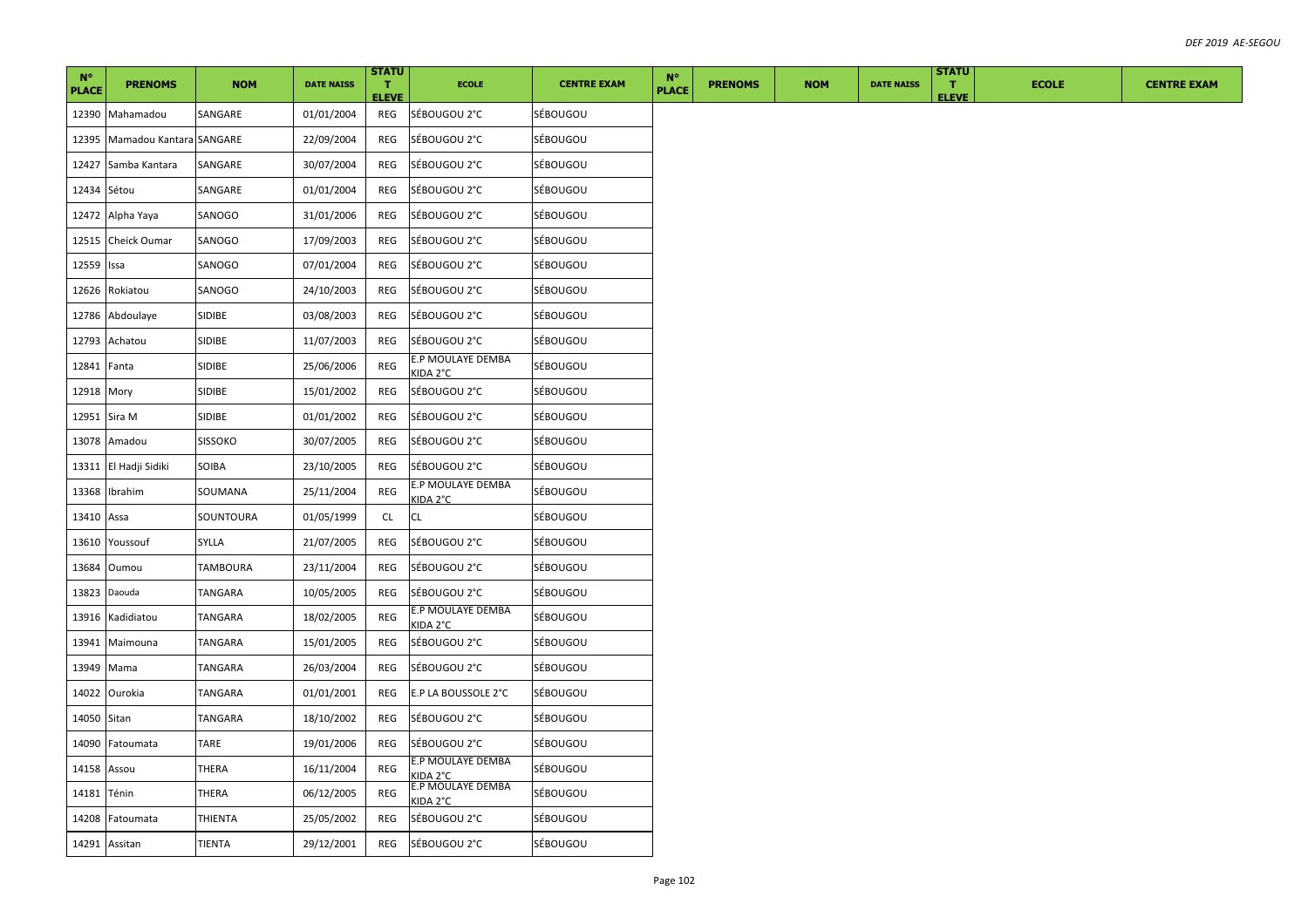| N° PLACE | PRENOMS | NOM | DATE NAISS | STATUT ELEVE | ECOLE | CENTRE EXAM | N° PLACE | PRENOMS | NOM | DATE NAISS | STATUT ELEVE | ECOLE | CENTRE EXAM |
|---|---|---|---|---|---|---|---|---|---|---|---|---|---|
| 12390 | Mahamadou | SANGARE | 01/01/2004 | REG | SÉBOUGOU 2°C | SÉBOUGOU | | | | | | | |
| 12395 | Mamadou Kantara | SANGARE | 22/09/2004 | REG | SÉBOUGOU 2°C | SÉBOUGOU | | | | | | | |
| 12427 | Samba Kantara | SANGARE | 30/07/2004 | REG | SÉBOUGOU 2°C | SÉBOUGOU | | | | | | | |
| 12434 | Sétou | SANGARE | 01/01/2004 | REG | SÉBOUGOU 2°C | SÉBOUGOU | | | | | | | |
| 12472 | Alpha Yaya | SANOGO | 31/01/2006 | REG | SÉBOUGOU 2°C | SÉBOUGOU | | | | | | | |
| 12515 | Cheick Oumar | SANOGO | 17/09/2003 | REG | SÉBOUGOU 2°C | SÉBOUGOU | | | | | | | |
| 12559 | Issa | SANOGO | 07/01/2004 | REG | SÉBOUGOU 2°C | SÉBOUGOU | | | | | | | |
| 12626 | Rokiatou | SANOGO | 24/10/2003 | REG | SÉBOUGOU 2°C | SÉBOUGOU | | | | | | | |
| 12786 | Abdoulaye | SIDIBE | 03/08/2003 | REG | SÉBOUGOU 2°C | SÉBOUGOU | | | | | | | |
| 12793 | Achatou | SIDIBE | 11/07/2003 | REG | SÉBOUGOU 2°C | SÉBOUGOU | | | | | | | |
| 12841 | Fanta | SIDIBE | 25/06/2006 | REG | E.P MOULAYE DEMBA KIDA 2°C | SÉBOUGOU | | | | | | | |
| 12918 | Mory | SIDIBE | 15/01/2002 | REG | SÉBOUGOU 2°C | SÉBOUGOU | | | | | | | |
| 12951 | Sira M | SIDIBE | 01/01/2002 | REG | SÉBOUGOU 2°C | SÉBOUGOU | | | | | | | |
| 13078 | Amadou | SISSOKO | 30/07/2005 | REG | SÉBOUGOU 2°C | SÉBOUGOU | | | | | | | |
| 13311 | El Hadji Sidiki | SOIBA | 23/10/2005 | REG | SÉBOUGOU 2°C | SÉBOUGOU | | | | | | | |
| 13368 | Ibrahim | SOUMANA | 25/11/2004 | REG | E.P MOULAYE DEMBA KIDA 2°C | SÉBOUGOU | | | | | | | |
| 13410 | Assa | SOUNTOURA | 01/05/1999 | CL | CL | SÉBOUGOU | | | | | | | |
| 13610 | Youssouf | SYLLA | 21/07/2005 | REG | SÉBOUGOU 2°C | SÉBOUGOU | | | | | | | |
| 13684 | Oumou | TAMBOURA | 23/11/2004 | REG | SÉBOUGOU 2°C | SÉBOUGOU | | | | | | | |
| 13823 | Daouda | TANGARA | 10/05/2005 | REG | SÉBOUGOU 2°C | SÉBOUGOU | | | | | | | |
| 13916 | Kadidiatou | TANGARA | 18/02/2005 | REG | E.P MOULAYE DEMBA KIDA 2°C | SÉBOUGOU | | | | | | | |
| 13941 | Maimouna | TANGARA | 15/01/2005 | REG | SÉBOUGOU 2°C | SÉBOUGOU | | | | | | | |
| 13949 | Mama | TANGARA | 26/03/2004 | REG | SÉBOUGOU 2°C | SÉBOUGOU | | | | | | | |
| 14022 | Ourokia | TANGARA | 01/01/2001 | REG | E.P LA BOUSSOLE 2°C | SÉBOUGOU | | | | | | | |
| 14050 | Sitan | TANGARA | 18/10/2002 | REG | SÉBOUGOU 2°C | SÉBOUGOU | | | | | | | |
| 14090 | Fatoumata | TARE | 19/01/2006 | REG | SÉBOUGOU 2°C | SÉBOUGOU | | | | | | | |
| 14158 | Assou | THERA | 16/11/2004 | REG | E.P MOULAYE DEMBA KIDA 2°C | SÉBOUGOU | | | | | | | |
| 14181 | Ténin | THERA | 06/12/2005 | REG | E.P MOULAYE DEMBA KIDA 2°C | SÉBOUGOU | | | | | | | |
| 14208 | Fatoumata | THIENTA | 25/05/2002 | REG | SÉBOUGOU 2°C | SÉBOUGOU | | | | | | | |
| 14291 | Assitan | TIENTA | 29/12/2001 | REG | SÉBOUGOU 2°C | SÉBOUGOU | | | | | | | |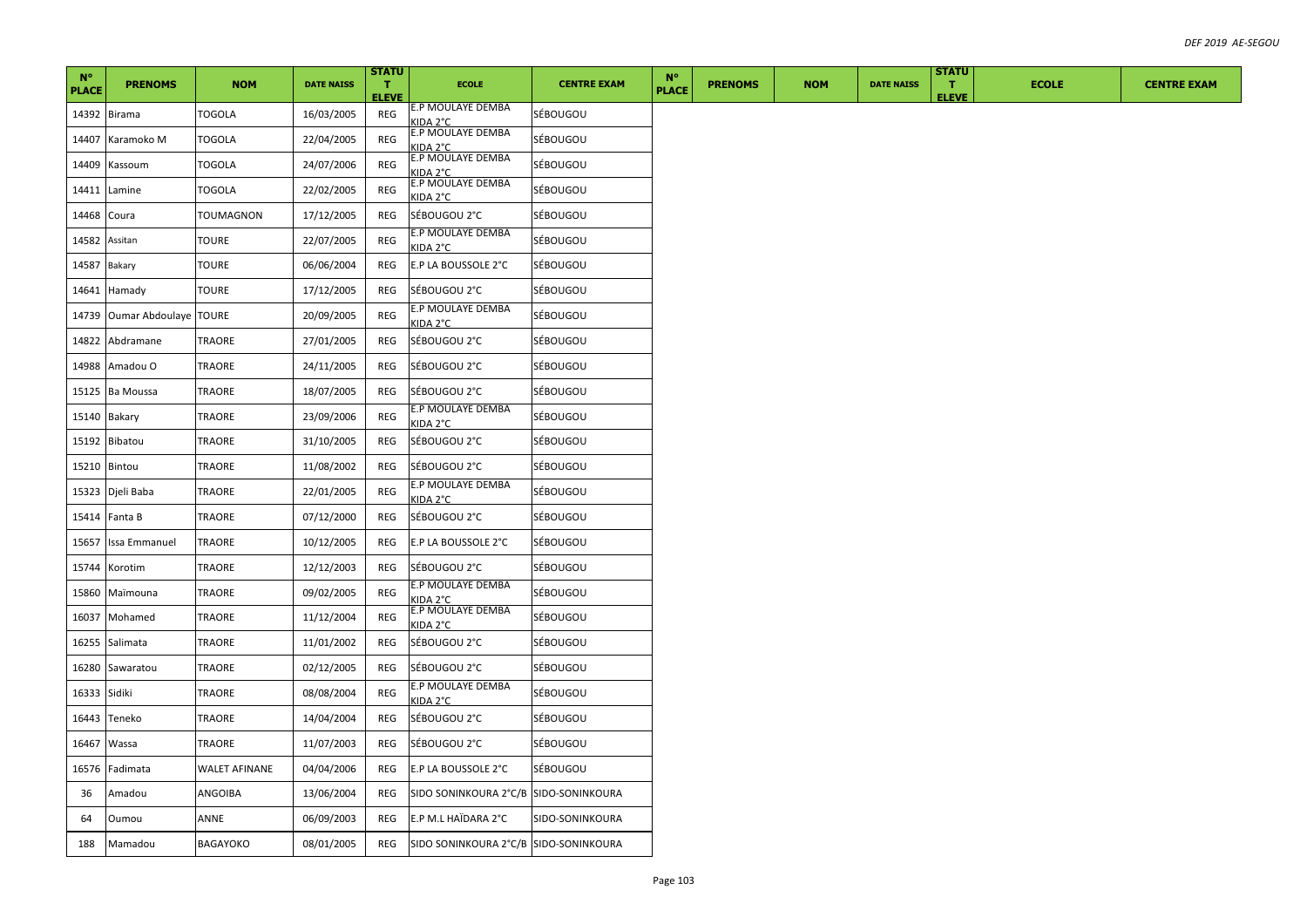| N° PLACE | PRENOMS | NOM | DATE NAISS | STATUT ELEVE | ECOLE | CENTRE EXAM | N° PLACE | PRENOMS | NOM | DATE NAISS | STATUT ELEVE | ECOLE | CENTRE EXAM |
|---|---|---|---|---|---|---|---|---|---|---|---|---|---|
| 14392 | Birama | TOGOLA | 16/03/2005 | REG | E.P MOULAYE DEMBA KIDA 2°C | SÉBOUGOU | | | | | | | |
| 14407 | Karamoko M | TOGOLA | 22/04/2005 | REG | E.P MOULAYE DEMBA KIDA 2°C | SÉBOUGOU | | | | | | | |
| 14409 | Kassoum | TOGOLA | 24/07/2006 | REG | E.P MOULAYE DEMBA KIDA 2°C | SÉBOUGOU | | | | | | | |
| 14411 | Lamine | TOGOLA | 22/02/2005 | REG | E.P MOULAYE DEMBA KIDA 2°C | SÉBOUGOU | | | | | | | |
| 14468 | Coura | TOUMAGNON | 17/12/2005 | REG | SÉBOUGOU 2°C | SÉBOUGOU | | | | | | | |
| 14582 | Assitan | TOURE | 22/07/2005 | REG | E.P MOULAYE DEMBA KIDA 2°C | SÉBOUGOU | | | | | | | |
| 14587 | Bakary | TOURE | 06/06/2004 | REG | E.P LA BOUSSOLE 2°C | SÉBOUGOU | | | | | | | |
| 14641 | Hamady | TOURE | 17/12/2005 | REG | SÉBOUGOU 2°C | SÉBOUGOU | | | | | | | |
| 14739 | Oumar Abdoulaye | TOURE | 20/09/2005 | REG | E.P MOULAYE DEMBA KIDA 2°C | SÉBOUGOU | | | | | | | |
| 14822 | Abdramane | TRAORE | 27/01/2005 | REG | SÉBOUGOU 2°C | SÉBOUGOU | | | | | | | |
| 14988 | Amadou O | TRAORE | 24/11/2005 | REG | SÉBOUGOU 2°C | SÉBOUGOU | | | | | | | |
| 15125 | Ba Moussa | TRAORE | 18/07/2005 | REG | SÉBOUGOU 2°C | SÉBOUGOU | | | | | | | |
| 15140 | Bakary | TRAORE | 23/09/2006 | REG | E.P MOULAYE DEMBA KIDA 2°C | SÉBOUGOU | | | | | | | |
| 15192 | Bibatou | TRAORE | 31/10/2005 | REG | SÉBOUGOU 2°C | SÉBOUGOU | | | | | | | |
| 15210 | Bintou | TRAORE | 11/08/2002 | REG | SÉBOUGOU 2°C | SÉBOUGOU | | | | | | | |
| 15323 | Djeli Baba | TRAORE | 22/01/2005 | REG | E.P MOULAYE DEMBA KIDA 2°C | SÉBOUGOU | | | | | | | |
| 15414 | Fanta B | TRAORE | 07/12/2000 | REG | SÉBOUGOU 2°C | SÉBOUGOU | | | | | | | |
| 15657 | Issa Emmanuel | TRAORE | 10/12/2005 | REG | E.P LA BOUSSOLE 2°C | SÉBOUGOU | | | | | | | |
| 15744 | Korotim | TRAORE | 12/12/2003 | REG | SÉBOUGOU 2°C | SÉBOUGOU | | | | | | | |
| 15860 | Maïmouna | TRAORE | 09/02/2005 | REG | E.P MOULAYE DEMBA KIDA 2°C | SÉBOUGOU | | | | | | | |
| 16037 | Mohamed | TRAORE | 11/12/2004 | REG | E.P MOULAYE DEMBA KIDA 2°C | SÉBOUGOU | | | | | | | |
| 16255 | Salimata | TRAORE | 11/01/2002 | REG | SÉBOUGOU 2°C | SÉBOUGOU | | | | | | | |
| 16280 | Sawaratou | TRAORE | 02/12/2005 | REG | SÉBOUGOU 2°C | SÉBOUGOU | | | | | | | |
| 16333 | Sidiki | TRAORE | 08/08/2004 | REG | E.P MOULAYE DEMBA KIDA 2°C | SÉBOUGOU | | | | | | | |
| 16443 | Teneko | TRAORE | 14/04/2004 | REG | SÉBOUGOU 2°C | SÉBOUGOU | | | | | | | |
| 16467 | Wassa | TRAORE | 11/07/2003 | REG | SÉBOUGOU 2°C | SÉBOUGOU | | | | | | | |
| 16576 | Fadimata | WALET AFINANE | 04/04/2006 | REG | E.P LA BOUSSOLE 2°C | SÉBOUGOU | | | | | | | |
| 36 | Amadou | ANGOIBA | 13/06/2004 | REG | SIDO SONINKOURA 2°C/B | SIDO-SONINKOURA | | | | | | | |
| 64 | Oumou | ANNE | 06/09/2003 | REG | E.P M.L HAÏDARA 2°C | SIDO-SONINKOURA | | | | | | | |
| 188 | Mamadou | BAGAYOKO | 08/01/2005 | REG | SIDO SONINKOURA 2°C/B | SIDO-SONINKOURA | | | | | | | |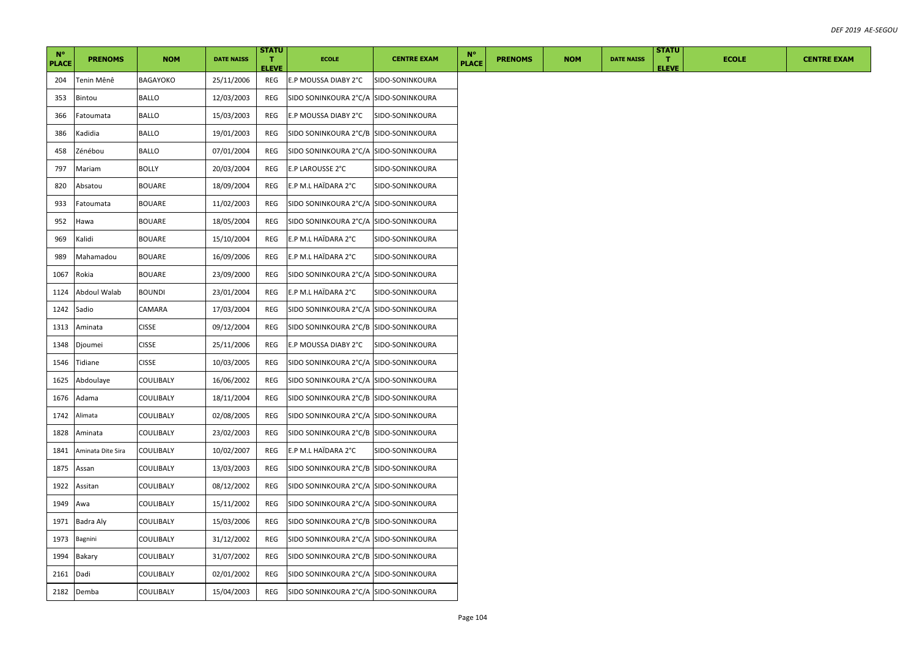| N° PLACE | PRENOMS | NOM | DATE NAISS | STATUT ELEVE | ECOLE | CENTRE EXAM | N° PLACE | PRENOMS | NOM | DATE NAISS | STATUT ELEVE | ECOLE | CENTRE EXAM |
|---|---|---|---|---|---|---|---|---|---|---|---|---|---|
| 204 | Tenin Mênê | BAGAYOKO | 25/11/2006 | REG | E.P MOUSSA DIABY 2°C | SIDO-SONINKOURA | | | | | | | |
| 353 | Bintou | BALLO | 12/03/2003 | REG | SIDO SONINKOURA 2°C/A | SIDO-SONINKOURA | | | | | | | |
| 366 | Fatoumata | BALLO | 15/03/2003 | REG | E.P MOUSSA DIABY 2°C | SIDO-SONINKOURA | | | | | | | |
| 386 | Kadidia | BALLO | 19/01/2003 | REG | SIDO SONINKOURA 2°C/B | SIDO-SONINKOURA | | | | | | | |
| 458 | Zénébou | BALLO | 07/01/2004 | REG | SIDO SONINKOURA 2°C/A | SIDO-SONINKOURA | | | | | | | |
| 797 | Mariam | BOLLY | 20/03/2004 | REG | E.P LAROUSSE 2°C | SIDO-SONINKOURA | | | | | | | |
| 820 | Absatou | BOUARE | 18/09/2004 | REG | E.P M.L HAÏDARA 2°C | SIDO-SONINKOURA | | | | | | | |
| 933 | Fatoumata | BOUARE | 11/02/2003 | REG | SIDO SONINKOURA 2°C/A | SIDO-SONINKOURA | | | | | | | |
| 952 | Hawa | BOUARE | 18/05/2004 | REG | SIDO SONINKOURA 2°C/A | SIDO-SONINKOURA | | | | | | | |
| 969 | Kalidi | BOUARE | 15/10/2004 | REG | E.P M.L HAÏDARA 2°C | SIDO-SONINKOURA | | | | | | | |
| 989 | Mahamadou | BOUARE | 16/09/2006 | REG | E.P M.L HAÏDARA 2°C | SIDO-SONINKOURA | | | | | | | |
| 1067 | Rokia | BOUARE | 23/09/2000 | REG | SIDO SONINKOURA 2°C/A | SIDO-SONINKOURA | | | | | | | |
| 1124 | Abdoul Walab | BOUNDI | 23/01/2004 | REG | E.P M.L HAÏDARA 2°C | SIDO-SONINKOURA | | | | | | | |
| 1242 | Sadio | CAMARA | 17/03/2004 | REG | SIDO SONINKOURA 2°C/A | SIDO-SONINKOURA | | | | | | | |
| 1313 | Aminata | CISSE | 09/12/2004 | REG | SIDO SONINKOURA 2°C/B | SIDO-SONINKOURA | | | | | | | |
| 1348 | Djoumei | CISSE | 25/11/2006 | REG | E.P MOUSSA DIABY 2°C | SIDO-SONINKOURA | | | | | | | |
| 1546 | Tidiane | CISSE | 10/03/2005 | REG | SIDO SONINKOURA 2°C/A | SIDO-SONINKOURA | | | | | | | |
| 1625 | Abdoulaye | COULIBALY | 16/06/2002 | REG | SIDO SONINKOURA 2°C/A | SIDO-SONINKOURA | | | | | | | |
| 1676 | Adama | COULIBALY | 18/11/2004 | REG | SIDO SONINKOURA 2°C/B | SIDO-SONINKOURA | | | | | | | |
| 1742 | Alimata | COULIBALY | 02/08/2005 | REG | SIDO SONINKOURA 2°C/A | SIDO-SONINKOURA | | | | | | | |
| 1828 | Aminata | COULIBALY | 23/02/2003 | REG | SIDO SONINKOURA 2°C/B | SIDO-SONINKOURA | | | | | | | |
| 1841 | Aminata Dite Sira | COULIBALY | 10/02/2007 | REG | E.P M.L HAÏDARA 2°C | SIDO-SONINKOURA | | | | | | | |
| 1875 | Assan | COULIBALY | 13/03/2003 | REG | SIDO SONINKOURA 2°C/B | SIDO-SONINKOURA | | | | | | | |
| 1922 | Assitan | COULIBALY | 08/12/2002 | REG | SIDO SONINKOURA 2°C/A | SIDO-SONINKOURA | | | | | | | |
| 1949 | Awa | COULIBALY | 15/11/2002 | REG | SIDO SONINKOURA 2°C/A | SIDO-SONINKOURA | | | | | | | |
| 1971 | Badra Aly | COULIBALY | 15/03/2006 | REG | SIDO SONINKOURA 2°C/B | SIDO-SONINKOURA | | | | | | | |
| 1973 | Bagnini | COULIBALY | 31/12/2002 | REG | SIDO SONINKOURA 2°C/A | SIDO-SONINKOURA | | | | | | | |
| 1994 | Bakary | COULIBALY | 31/07/2002 | REG | SIDO SONINKOURA 2°C/B | SIDO-SONINKOURA | | | | | | | |
| 2161 | Dadi | COULIBALY | 02/01/2002 | REG | SIDO SONINKOURA 2°C/A | SIDO-SONINKOURA | | | | | | | |
| 2182 | Demba | COULIBALY | 15/04/2003 | REG | SIDO SONINKOURA 2°C/A | SIDO-SONINKOURA | | | | | | | |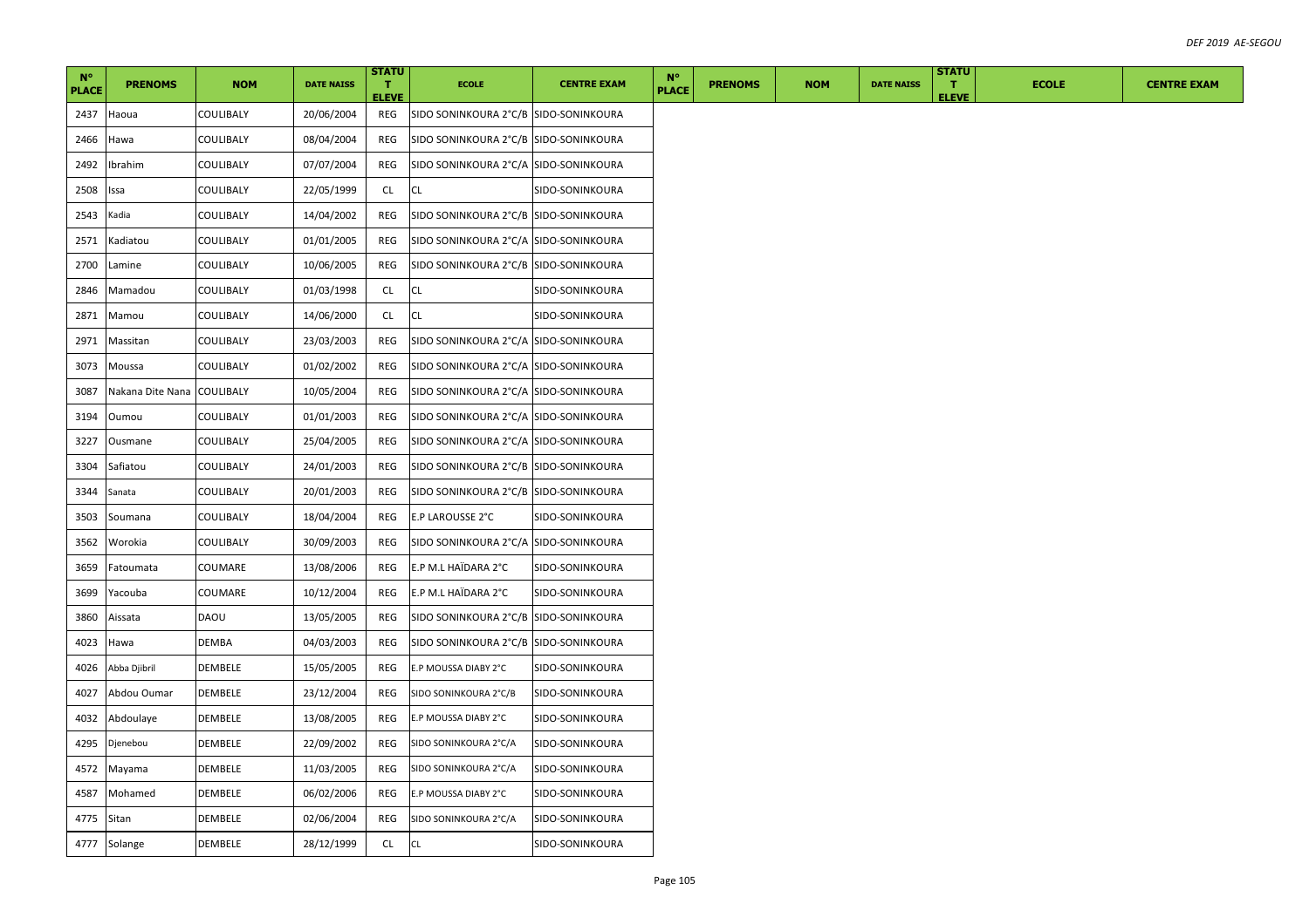| N° PLACE | PRENOMS | NOM | DATE NAISS | STATUT ELEVE | ECOLE | CENTRE EXAM | N° PLACE | PRENOMS | NOM | DATE NAISS | STATUT ELEVE | ECOLE | CENTRE EXAM |
|---|---|---|---|---|---|---|---|---|---|---|---|---|---|
| 2437 | Haoua | COULIBALY | 20/06/2004 | REG | SIDO SONINKOURA 2°C/B | SIDO-SONINKOURA | | | | | | | |
| 2466 | Hawa | COULIBALY | 08/04/2004 | REG | SIDO SONINKOURA 2°C/B | SIDO-SONINKOURA | | | | | | | |
| 2492 | Ibrahim | COULIBALY | 07/07/2004 | REG | SIDO SONINKOURA 2°C/A | SIDO-SONINKOURA | | | | | | | |
| 2508 | Issa | COULIBALY | 22/05/1999 | CL | CL | SIDO-SONINKOURA | | | | | | | |
| 2543 | Kadia | COULIBALY | 14/04/2002 | REG | SIDO SONINKOURA 2°C/B | SIDO-SONINKOURA | | | | | | | |
| 2571 | Kadiatou | COULIBALY | 01/01/2005 | REG | SIDO SONINKOURA 2°C/A | SIDO-SONINKOURA | | | | | | | |
| 2700 | Lamine | COULIBALY | 10/06/2005 | REG | SIDO SONINKOURA 2°C/B | SIDO-SONINKOURA | | | | | | | |
| 2846 | Mamadou | COULIBALY | 01/03/1998 | CL | CL | SIDO-SONINKOURA | | | | | | | |
| 2871 | Mamou | COULIBALY | 14/06/2000 | CL | CL | SIDO-SONINKOURA | | | | | | | |
| 2971 | Massitan | COULIBALY | 23/03/2003 | REG | SIDO SONINKOURA 2°C/A | SIDO-SONINKOURA | | | | | | | |
| 3073 | Moussa | COULIBALY | 01/02/2002 | REG | SIDO SONINKOURA 2°C/A | SIDO-SONINKOURA | | | | | | | |
| 3087 | Nakana Dite Nana | COULIBALY | 10/05/2004 | REG | SIDO SONINKOURA 2°C/A | SIDO-SONINKOURA | | | | | | | |
| 3194 | Oumou | COULIBALY | 01/01/2003 | REG | SIDO SONINKOURA 2°C/A | SIDO-SONINKOURA | | | | | | | |
| 3227 | Ousmane | COULIBALY | 25/04/2005 | REG | SIDO SONINKOURA 2°C/A | SIDO-SONINKOURA | | | | | | | |
| 3304 | Safiatou | COULIBALY | 24/01/2003 | REG | SIDO SONINKOURA 2°C/B | SIDO-SONINKOURA | | | | | | | |
| 3344 | Sanata | COULIBALY | 20/01/2003 | REG | SIDO SONINKOURA 2°C/B | SIDO-SONINKOURA | | | | | | | |
| 3503 | Soumana | COULIBALY | 18/04/2004 | REG | E.P LAROUSSE 2°C | SIDO-SONINKOURA | | | | | | | |
| 3562 | Worokia | COULIBALY | 30/09/2003 | REG | SIDO SONINKOURA 2°C/A | SIDO-SONINKOURA | | | | | | | |
| 3659 | Fatoumata | COUMARE | 13/08/2006 | REG | E.P M.L HAÏDARA 2°C | SIDO-SONINKOURA | | | | | | | |
| 3699 | Yacouba | COUMARE | 10/12/2004 | REG | E.P M.L HAÏDARA 2°C | SIDO-SONINKOURA | | | | | | | |
| 3860 | Aissata | DAOU | 13/05/2005 | REG | SIDO SONINKOURA 2°C/B | SIDO-SONINKOURA | | | | | | | |
| 4023 | Hawa | DEMBA | 04/03/2003 | REG | SIDO SONINKOURA 2°C/B | SIDO-SONINKOURA | | | | | | | |
| 4026 | Abba Djibril | DEMBELE | 15/05/2005 | REG | E.P MOUSSA DIABY 2°C | SIDO-SONINKOURA | | | | | | | |
| 4027 | Abdou Oumar | DEMBELE | 23/12/2004 | REG | SIDO SONINKOURA 2°C/B | SIDO-SONINKOURA | | | | | | | |
| 4032 | Abdoulaye | DEMBELE | 13/08/2005 | REG | E.P MOUSSA DIABY 2°C | SIDO-SONINKOURA | | | | | | | |
| 4295 | Djenebou | DEMBELE | 22/09/2002 | REG | SIDO SONINKOURA 2°C/A | SIDO-SONINKOURA | | | | | | | |
| 4572 | Mayama | DEMBELE | 11/03/2005 | REG | SIDO SONINKOURA 2°C/A | SIDO-SONINKOURA | | | | | | | |
| 4587 | Mohamed | DEMBELE | 06/02/2006 | REG | E.P MOUSSA DIABY 2°C | SIDO-SONINKOURA | | | | | | | |
| 4775 | Sitan | DEMBELE | 02/06/2004 | REG | SIDO SONINKOURA 2°C/A | SIDO-SONINKOURA | | | | | | | |
| 4777 | Solange | DEMBELE | 28/12/1999 | CL | CL | SIDO-SONINKOURA | | | | | | | |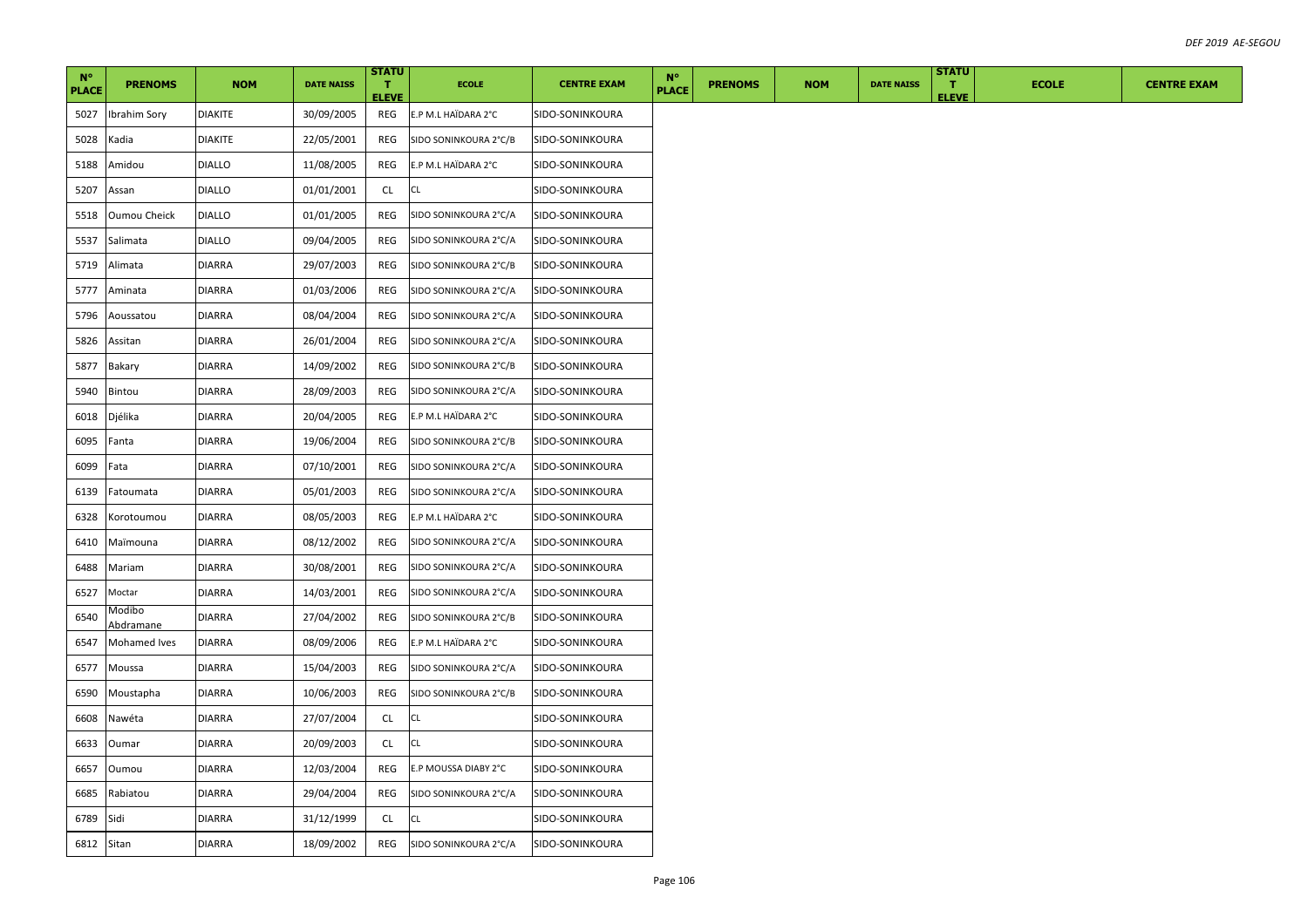| N° PLACE | PRENOMS | NOM | DATE NAISS | STATUT ELEVE | ECOLE | CENTRE EXAM | N° PLACE | PRENOMS | NOM | DATE NAISS | STATUT ELEVE | ECOLE | CENTRE EXAM |
|---|---|---|---|---|---|---|---|---|---|---|---|---|---|
| 5027 | Ibrahim Sory | DIAKITE | 30/09/2005 | REG | E.P M.L HAÏDARA 2°C | SIDO-SONINKOURA | | | | | | | |
| 5028 | Kadia | DIAKITE | 22/05/2001 | REG | SIDO SONINKOURA 2°C/B | SIDO-SONINKOURA | | | | | | | |
| 5188 | Amidou | DIALLO | 11/08/2005 | REG | E.P M.L HAÏDARA 2°C | SIDO-SONINKOURA | | | | | | | |
| 5207 | Assan | DIALLO | 01/01/2001 | CL | CL | SIDO-SONINKOURA | | | | | | | |
| 5518 | Oumou Cheick | DIALLO | 01/01/2005 | REG | SIDO SONINKOURA 2°C/A | SIDO-SONINKOURA | | | | | | | |
| 5537 | Salimata | DIALLO | 09/04/2005 | REG | SIDO SONINKOURA 2°C/A | SIDO-SONINKOURA | | | | | | | |
| 5719 | Alimata | DIARRA | 29/07/2003 | REG | SIDO SONINKOURA 2°C/B | SIDO-SONINKOURA | | | | | | | |
| 5777 | Aminata | DIARRA | 01/03/2006 | REG | SIDO SONINKOURA 2°C/A | SIDO-SONINKOURA | | | | | | | |
| 5796 | Aoussatou | DIARRA | 08/04/2004 | REG | SIDO SONINKOURA 2°C/A | SIDO-SONINKOURA | | | | | | | |
| 5826 | Assitan | DIARRA | 26/01/2004 | REG | SIDO SONINKOURA 2°C/A | SIDO-SONINKOURA | | | | | | | |
| 5877 | Bakary | DIARRA | 14/09/2002 | REG | SIDO SONINKOURA 2°C/B | SIDO-SONINKOURA | | | | | | | |
| 5940 | Bintou | DIARRA | 28/09/2003 | REG | SIDO SONINKOURA 2°C/A | SIDO-SONINKOURA | | | | | | | |
| 6018 | Djélika | DIARRA | 20/04/2005 | REG | E.P M.L HAÏDARA 2°C | SIDO-SONINKOURA | | | | | | | |
| 6095 | Fanta | DIARRA | 19/06/2004 | REG | SIDO SONINKOURA 2°C/B | SIDO-SONINKOURA | | | | | | | |
| 6099 | Fata | DIARRA | 07/10/2001 | REG | SIDO SONINKOURA 2°C/A | SIDO-SONINKOURA | | | | | | | |
| 6139 | Fatoumata | DIARRA | 05/01/2003 | REG | SIDO SONINKOURA 2°C/A | SIDO-SONINKOURA | | | | | | | |
| 6328 | Korotoumou | DIARRA | 08/05/2003 | REG | E.P M.L HAÏDARA 2°C | SIDO-SONINKOURA | | | | | | | |
| 6410 | Maïmouna | DIARRA | 08/12/2002 | REG | SIDO SONINKOURA 2°C/A | SIDO-SONINKOURA | | | | | | | |
| 6488 | Mariam | DIARRA | 30/08/2001 | REG | SIDO SONINKOURA 2°C/A | SIDO-SONINKOURA | | | | | | | |
| 6527 | Moctar | DIARRA | 14/03/2001 | REG | SIDO SONINKOURA 2°C/A | SIDO-SONINKOURA | | | | | | | |
| 6540 | Modibo Abdramane | DIARRA | 27/04/2002 | REG | SIDO SONINKOURA 2°C/B | SIDO-SONINKOURA | | | | | | | |
| 6547 | Mohamed Ives | DIARRA | 08/09/2006 | REG | E.P M.L HAÏDARA 2°C | SIDO-SONINKOURA | | | | | | | |
| 6577 | Moussa | DIARRA | 15/04/2003 | REG | SIDO SONINKOURA 2°C/A | SIDO-SONINKOURA | | | | | | | |
| 6590 | Moustapha | DIARRA | 10/06/2003 | REG | SIDO SONINKOURA 2°C/B | SIDO-SONINKOURA | | | | | | | |
| 6608 | Nawéta | DIARRA | 27/07/2004 | CL | CL | SIDO-SONINKOURA | | | | | | | |
| 6633 | Oumar | DIARRA | 20/09/2003 | CL | CL | SIDO-SONINKOURA | | | | | | | |
| 6657 | Oumou | DIARRA | 12/03/2004 | REG | E.P MOUSSA DIABY 2°C | SIDO-SONINKOURA | | | | | | | |
| 6685 | Rabiatou | DIARRA | 29/04/2004 | REG | SIDO SONINKOURA 2°C/A | SIDO-SONINKOURA | | | | | | | |
| 6789 | Sidi | DIARRA | 31/12/1999 | CL | CL | SIDO-SONINKOURA | | | | | | | |
| 6812 | Sitan | DIARRA | 18/09/2002 | REG | SIDO SONINKOURA 2°C/A | SIDO-SONINKOURA | | | | | | | |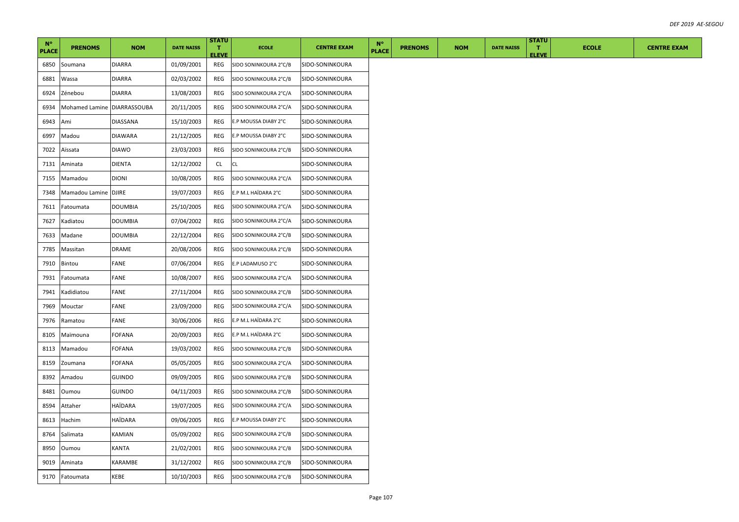| N° PLACE | PRENOMS | NOM | DATE NAISS | STATUT ELEVE | ECOLE | CENTRE EXAM | N° PLACE | PRENOMS | NOM | DATE NAISS | STATUT ELEVE | ECOLE | CENTRE EXAM |
|---|---|---|---|---|---|---|---|---|---|---|---|---|---|
| 6850 | Soumana | DIARRA | 01/09/2001 | REG | SIDO SONINKOURA 2°C/B | SIDO-SONINKOURA | | | | | | | |
| 6881 | Wassa | DIARRA | 02/03/2002 | REG | SIDO SONINKOURA 2°C/B | SIDO-SONINKOURA | | | | | | | |
| 6924 | Zénebou | DIARRA | 13/08/2003 | REG | SIDO SONINKOURA 2°C/A | SIDO-SONINKOURA | | | | | | | |
| 6934 | Mohamed Lamine | DIARRASSOUBA | 20/11/2005 | REG | SIDO SONINKOURA 2°C/A | SIDO-SONINKOURA | | | | | | | |
| 6943 | Ami | DIASSANA | 15/10/2003 | REG | E.P MOUSSA DIABY 2°C | SIDO-SONINKOURA | | | | | | | |
| 6997 | Madou | DIAWARA | 21/12/2005 | REG | E.P MOUSSA DIABY 2°C | SIDO-SONINKOURA | | | | | | | |
| 7022 | Aïssata | DIAWO | 23/03/2003 | REG | SIDO SONINKOURA 2°C/B | SIDO-SONINKOURA | | | | | | | |
| 7131 | Aminata | DIENTA | 12/12/2002 | CL | CL | SIDO-SONINKOURA | | | | | | | |
| 7155 | Mamadou | DIONI | 10/08/2005 | REG | SIDO SONINKOURA 2°C/A | SIDO-SONINKOURA | | | | | | | |
| 7348 | Mamadou Lamine | DJIRE | 19/07/2003 | REG | E.P M.L HAÏDARA 2°C | SIDO-SONINKOURA | | | | | | | |
| 7611 | Fatoumata | DOUMBIA | 25/10/2005 | REG | SIDO SONINKOURA 2°C/A | SIDO-SONINKOURA | | | | | | | |
| 7627 | Kadiatou | DOUMBIA | 07/04/2002 | REG | SIDO SONINKOURA 2°C/A | SIDO-SONINKOURA | | | | | | | |
| 7633 | Madane | DOUMBIA | 22/12/2004 | REG | SIDO SONINKOURA 2°C/B | SIDO-SONINKOURA | | | | | | | |
| 7785 | Massitan | DRAME | 20/08/2006 | REG | SIDO SONINKOURA 2°C/B | SIDO-SONINKOURA | | | | | | | |
| 7910 | Bintou | FANE | 07/06/2004 | REG | E.P LADAMUSO 2°C | SIDO-SONINKOURA | | | | | | | |
| 7931 | Fatoumata | FANE | 10/08/2007 | REG | SIDO SONINKOURA 2°C/A | SIDO-SONINKOURA | | | | | | | |
| 7941 | Kadidiatou | FANE | 27/11/2004 | REG | SIDO SONINKOURA 2°C/B | SIDO-SONINKOURA | | | | | | | |
| 7969 | Mouctar | FANE | 23/09/2000 | REG | SIDO SONINKOURA 2°C/A | SIDO-SONINKOURA | | | | | | | |
| 7976 | Ramatou | FANE | 30/06/2006 | REG | E.P M.L HAÏDARA 2°C | SIDO-SONINKOURA | | | | | | | |
| 8105 | Maïmouna | FOFANA | 20/09/2003 | REG | E.P M.L HAÏDARA 2°C | SIDO-SONINKOURA | | | | | | | |
| 8113 | Mamadou | FOFANA | 19/03/2002 | REG | SIDO SONINKOURA 2°C/B | SIDO-SONINKOURA | | | | | | | |
| 8159 | Zoumana | FOFANA | 05/05/2005 | REG | SIDO SONINKOURA 2°C/A | SIDO-SONINKOURA | | | | | | | |
| 8392 | Amadou | GUINDO | 09/09/2005 | REG | SIDO SONINKOURA 2°C/B | SIDO-SONINKOURA | | | | | | | |
| 8481 | Oumou | GUINDO | 04/11/2003 | REG | SIDO SONINKOURA 2°C/B | SIDO-SONINKOURA | | | | | | | |
| 8594 | Attaher | HAÏDARA | 19/07/2005 | REG | SIDO SONINKOURA 2°C/A | SIDO-SONINKOURA | | | | | | | |
| 8613 | Hachim | HAÏDARA | 09/06/2005 | REG | E.P MOUSSA DIABY 2°C | SIDO-SONINKOURA | | | | | | | |
| 8764 | Salimata | KAMIAN | 05/09/2002 | REG | SIDO SONINKOURA 2°C/B | SIDO-SONINKOURA | | | | | | | |
| 8950 | Oumou | KANTA | 21/02/2001 | REG | SIDO SONINKOURA 2°C/B | SIDO-SONINKOURA | | | | | | | |
| 9019 | Aminata | KARAMBE | 31/12/2002 | REG | SIDO SONINKOURA 2°C/B | SIDO-SONINKOURA | | | | | | | |
| 9170 | Fatoumata | KEBE | 10/10/2003 | REG | SIDO SONINKOURA 2°C/B | SIDO-SONINKOURA | | | | | | | |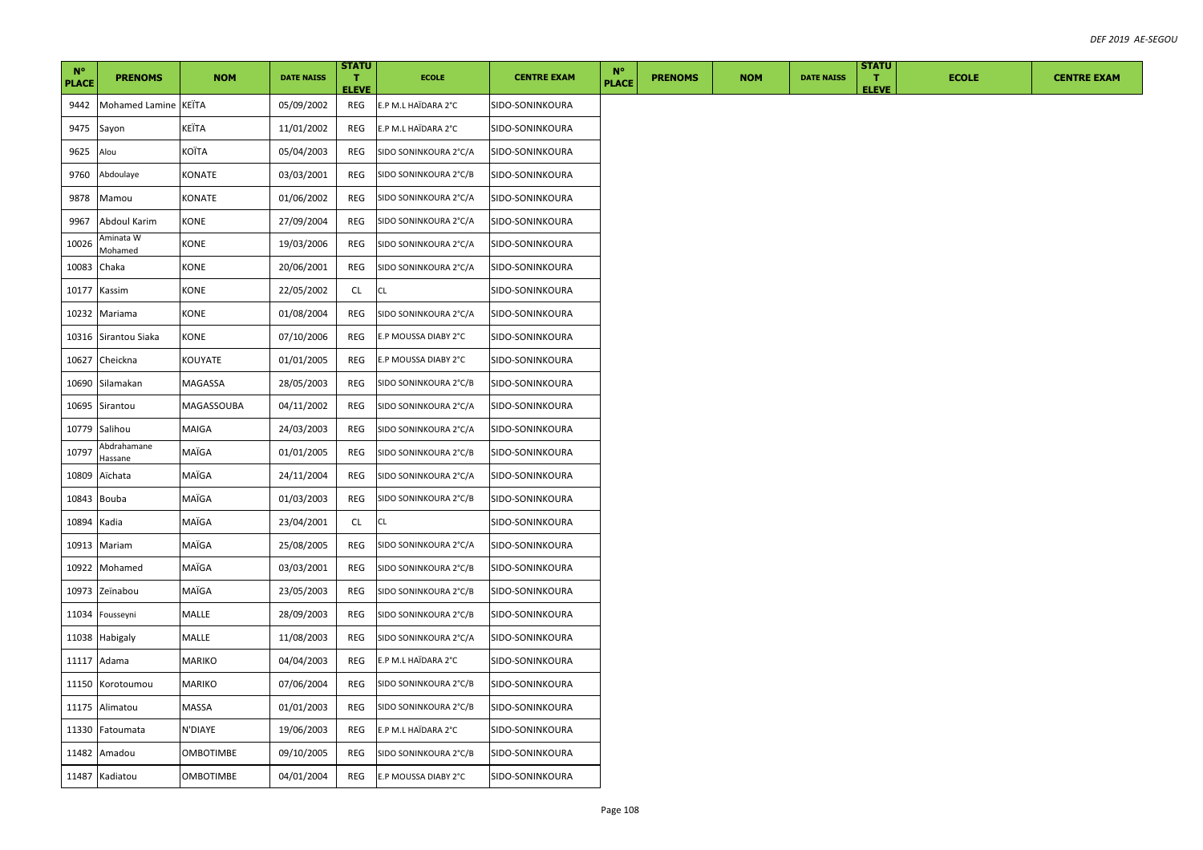| N° PLACE | PRENOMS | NOM | DATE NAISS | STATUT ELEVE | ECOLE | CENTRE EXAM | N° PLACE | PRENOMS | NOM | DATE NAISS | STATUT ELEVE | ECOLE | CENTRE EXAM |
|---|---|---|---|---|---|---|---|---|---|---|---|---|---|
| 9442 | Mohamed Lamine | KEÏTA | 05/09/2002 | REG | E.P M.L HAÏDARA 2°C | SIDO-SONINKOURA | | | | | | | |
| 9475 | Sayon | KEÏTA | 11/01/2002 | REG | E.P M.L HAÏDARA 2°C | SIDO-SONINKOURA | | | | | | | |
| 9625 | Alou | KOÏTA | 05/04/2003 | REG | SIDO SONINKOURA 2°C/A | SIDO-SONINKOURA | | | | | | | |
| 9760 | Abdoulaye | KONATE | 03/03/2001 | REG | SIDO SONINKOURA 2°C/B | SIDO-SONINKOURA | | | | | | | |
| 9878 | Mamou | KONATE | 01/06/2002 | REG | SIDO SONINKOURA 2°C/A | SIDO-SONINKOURA | | | | | | | |
| 9967 | Abdoul Karim | KONE | 27/09/2004 | REG | SIDO SONINKOURA 2°C/A | SIDO-SONINKOURA | | | | | | | |
| 10026 | Aminata W Mohamed | KONE | 19/03/2006 | REG | SIDO SONINKOURA 2°C/A | SIDO-SONINKOURA | | | | | | | |
| 10083 | Chaka | KONE | 20/06/2001 | REG | SIDO SONINKOURA 2°C/A | SIDO-SONINKOURA | | | | | | | |
| 10177 | Kassim | KONE | 22/05/2002 | CL | CL | SIDO-SONINKOURA | | | | | | | |
| 10232 | Mariama | KONE | 01/08/2004 | REG | SIDO SONINKOURA 2°C/A | SIDO-SONINKOURA | | | | | | | |
| 10316 | Sirantou Siaka | KONE | 07/10/2006 | REG | E.P MOUSSA DIABY 2°C | SIDO-SONINKOURA | | | | | | | |
| 10627 | Cheickna | KOUYATE | 01/01/2005 | REG | E.P MOUSSA DIABY 2°C | SIDO-SONINKOURA | | | | | | | |
| 10690 | Silamakan | MAGASSA | 28/05/2003 | REG | SIDO SONINKOURA 2°C/B | SIDO-SONINKOURA | | | | | | | |
| 10695 | Sirantou | MAGASSOUBA | 04/11/2002 | REG | SIDO SONINKOURA 2°C/A | SIDO-SONINKOURA | | | | | | | |
| 10779 | Salihou | MAIGA | 24/03/2003 | REG | SIDO SONINKOURA 2°C/A | SIDO-SONINKOURA | | | | | | | |
| 10797 | Abdrahamane Hassane | MAÏGA | 01/01/2005 | REG | SIDO SONINKOURA 2°C/B | SIDO-SONINKOURA | | | | | | | |
| 10809 | Aïchata | MAÏGA | 24/11/2004 | REG | SIDO SONINKOURA 2°C/A | SIDO-SONINKOURA | | | | | | | |
| 10843 | Bouba | MAÏGA | 01/03/2003 | REG | SIDO SONINKOURA 2°C/B | SIDO-SONINKOURA | | | | | | | |
| 10894 | Kadia | MAÏGA | 23/04/2001 | CL | CL | SIDO-SONINKOURA | | | | | | | |
| 10913 | Mariam | MAÏGA | 25/08/2005 | REG | SIDO SONINKOURA 2°C/A | SIDO-SONINKOURA | | | | | | | |
| 10922 | Mohamed | MAÏGA | 03/03/2001 | REG | SIDO SONINKOURA 2°C/B | SIDO-SONINKOURA | | | | | | | |
| 10973 | Zeïnabou | MAÏGA | 23/05/2003 | REG | SIDO SONINKOURA 2°C/B | SIDO-SONINKOURA | | | | | | | |
| 11034 | Fousseyni | MALLE | 28/09/2003 | REG | SIDO SONINKOURA 2°C/B | SIDO-SONINKOURA | | | | | | | |
| 11038 | Habigaly | MALLE | 11/08/2003 | REG | SIDO SONINKOURA 2°C/A | SIDO-SONINKOURA | | | | | | | |
| 11117 | Adama | MARIKO | 04/04/2003 | REG | E.P M.L HAÏDARA 2°C | SIDO-SONINKOURA | | | | | | | |
| 11150 | Korotoumou | MARIKO | 07/06/2004 | REG | SIDO SONINKOURA 2°C/B | SIDO-SONINKOURA | | | | | | | |
| 11175 | Alimatou | MASSA | 01/01/2003 | REG | SIDO SONINKOURA 2°C/B | SIDO-SONINKOURA | | | | | | | |
| 11330 | Fatoumata | N'DIAYE | 19/06/2003 | REG | E.P M.L HAÏDARA 2°C | SIDO-SONINKOURA | | | | | | | |
| 11482 | Amadou | OMBOTIMBE | 09/10/2005 | REG | SIDO SONINKOURA 2°C/B | SIDO-SONINKOURA | | | | | | | |
| 11487 | Kadiatou | OMBOTIMBE | 04/01/2004 | REG | E.P MOUSSA DIABY 2°C | SIDO-SONINKOURA | | | | | | | |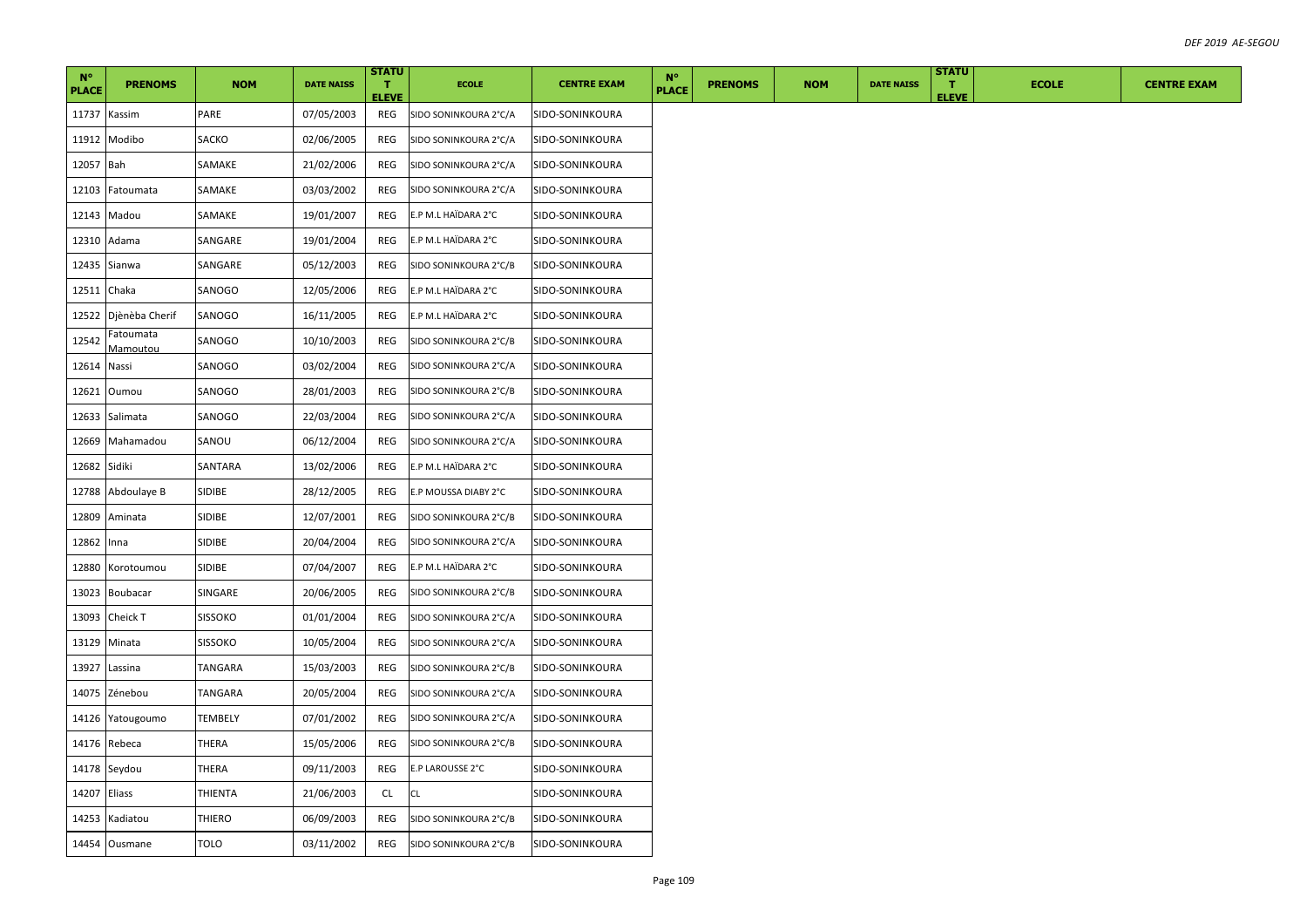| N° PLACE | PRENOMS | NOM | DATE NAISS | STATUT ELEVE | ECOLE | CENTRE EXAM | N° PLACE | PRENOMS | NOM | DATE NAISS | STATUT ELEVE | ECOLE | CENTRE EXAM |
|---|---|---|---|---|---|---|---|---|---|---|---|---|---|
| 11737 | Kassim | PARE | 07/05/2003 | REG | SIDO SONINKOURA 2°C/A | SIDO-SONINKOURA | | | | | | | |
| 11912 | Modibo | SACKO | 02/06/2005 | REG | SIDO SONINKOURA 2°C/A | SIDO-SONINKOURA | | | | | | | |
| 12057 | Bah | SAMAKE | 21/02/2006 | REG | SIDO SONINKOURA 2°C/A | SIDO-SONINKOURA | | | | | | | |
| 12103 | Fatoumata | SAMAKE | 03/03/2002 | REG | SIDO SONINKOURA 2°C/A | SIDO-SONINKOURA | | | | | | | |
| 12143 | Madou | SAMAKE | 19/01/2007 | REG | E.P M.L HAÏDARA 2°C | SIDO-SONINKOURA | | | | | | | |
| 12310 | Adama | SANGARE | 19/01/2004 | REG | E.P M.L HAÏDARA 2°C | SIDO-SONINKOURA | | | | | | | |
| 12435 | Sianwa | SANGARE | 05/12/2003 | REG | SIDO SONINKOURA 2°C/B | SIDO-SONINKOURA | | | | | | | |
| 12511 | Chaka | SANOGO | 12/05/2006 | REG | E.P M.L HAÏDARA 2°C | SIDO-SONINKOURA | | | | | | | |
| 12522 | Djènèba Cherif | SANOGO | 16/11/2005 | REG | E.P M.L HAÏDARA 2°C | SIDO-SONINKOURA | | | | | | | |
| 12542 | Fatoumata Mamoutou | SANOGO | 10/10/2003 | REG | SIDO SONINKOURA 2°C/B | SIDO-SONINKOURA | | | | | | | |
| 12614 | Nassi | SANOGO | 03/02/2004 | REG | SIDO SONINKOURA 2°C/A | SIDO-SONINKOURA | | | | | | | |
| 12621 | Oumou | SANOGO | 28/01/2003 | REG | SIDO SONINKOURA 2°C/B | SIDO-SONINKOURA | | | | | | | |
| 12633 | Salimata | SANOGO | 22/03/2004 | REG | SIDO SONINKOURA 2°C/A | SIDO-SONINKOURA | | | | | | | |
| 12669 | Mahamadou | SANOU | 06/12/2004 | REG | SIDO SONINKOURA 2°C/A | SIDO-SONINKOURA | | | | | | | |
| 12682 | Sidiki | SANTARA | 13/02/2006 | REG | E.P M.L HAÏDARA 2°C | SIDO-SONINKOURA | | | | | | | |
| 12788 | Abdoulaye B | SIDIBE | 28/12/2005 | REG | E.P MOUSSA DIABY 2°C | SIDO-SONINKOURA | | | | | | | |
| 12809 | Aminata | SIDIBE | 12/07/2001 | REG | SIDO SONINKOURA 2°C/B | SIDO-SONINKOURA | | | | | | | |
| 12862 | Inna | SIDIBE | 20/04/2004 | REG | SIDO SONINKOURA 2°C/A | SIDO-SONINKOURA | | | | | | | |
| 12880 | Korotoumou | SIDIBE | 07/04/2007 | REG | E.P M.L HAÏDARA 2°C | SIDO-SONINKOURA | | | | | | | |
| 13023 | Boubacar | SINGARE | 20/06/2005 | REG | SIDO SONINKOURA 2°C/B | SIDO-SONINKOURA | | | | | | | |
| 13093 | Cheick T | SISSOKO | 01/01/2004 | REG | SIDO SONINKOURA 2°C/A | SIDO-SONINKOURA | | | | | | | |
| 13129 | Minata | SISSOKO | 10/05/2004 | REG | SIDO SONINKOURA 2°C/A | SIDO-SONINKOURA | | | | | | | |
| 13927 | Lassina | TANGARA | 15/03/2003 | REG | SIDO SONINKOURA 2°C/B | SIDO-SONINKOURA | | | | | | | |
| 14075 | Zénebou | TANGARA | 20/05/2004 | REG | SIDO SONINKOURA 2°C/A | SIDO-SONINKOURA | | | | | | | |
| 14126 | Yatougoumo | TEMBELY | 07/01/2002 | REG | SIDO SONINKOURA 2°C/A | SIDO-SONINKOURA | | | | | | | |
| 14176 | Rebeca | THERA | 15/05/2006 | REG | SIDO SONINKOURA 2°C/B | SIDO-SONINKOURA | | | | | | | |
| 14178 | Seydou | THERA | 09/11/2003 | REG | E.P LAROUSSE 2°C | SIDO-SONINKOURA | | | | | | | |
| 14207 | Eliass | THIENTA | 21/06/2003 | CL | CL | SIDO-SONINKOURA | | | | | | | |
| 14253 | Kadiatou | THIERO | 06/09/2003 | REG | SIDO SONINKOURA 2°C/B | SIDO-SONINKOURA | | | | | | | |
| 14454 | Ousmane | TOLO | 03/11/2002 | REG | SIDO SONINKOURA 2°C/B | SIDO-SONINKOURA | | | | | | | |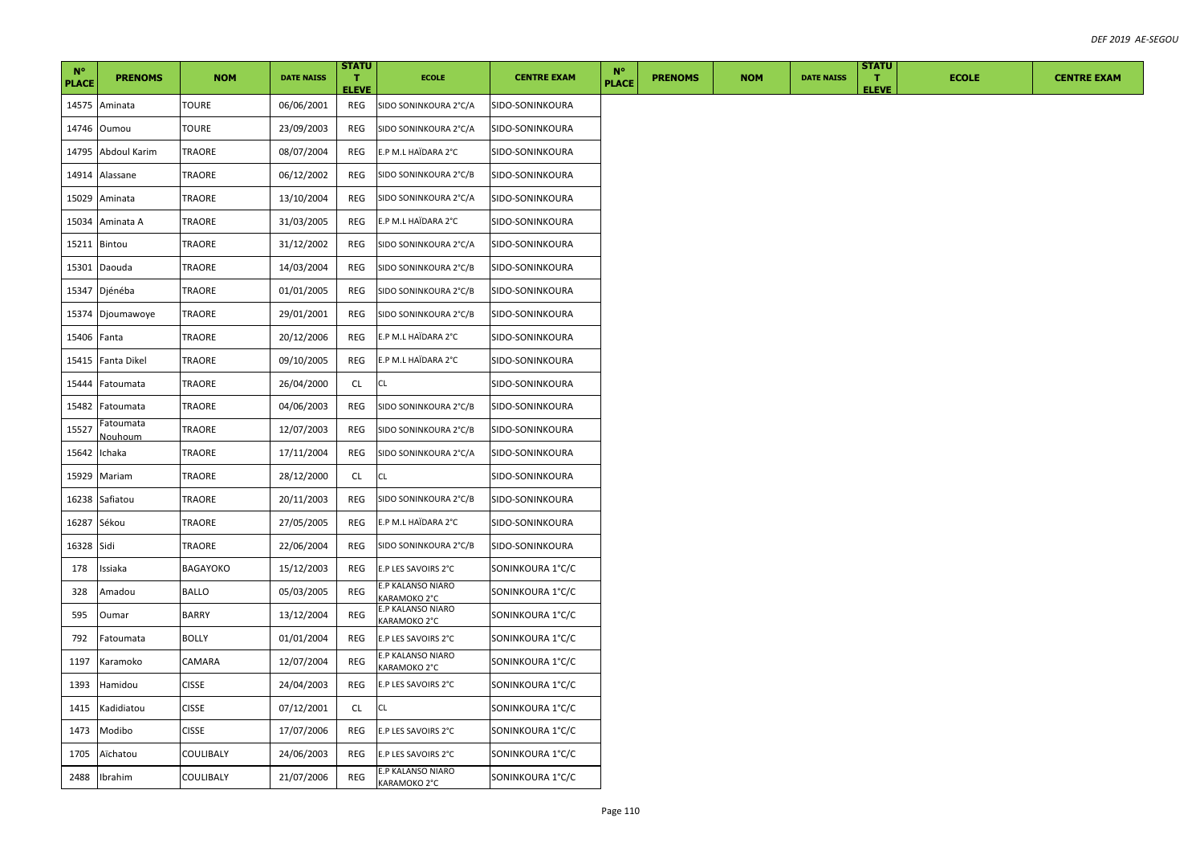| N° PLACE | PRENOMS | NOM | DATE NAISS | STATUT ELEVE | ECOLE | CENTRE EXAM | N° PLACE | PRENOMS | NOM | DATE NAISS | STATUT ELEVE | ECOLE | CENTRE EXAM |
|---|---|---|---|---|---|---|---|---|---|---|---|---|---|
| 14575 | Aminata | TOURE | 06/06/2001 | REG | SIDO SONINKOURA 2°C/A | SIDO-SONINKOURA | | | | | | | |
| 14746 | Oumou | TOURE | 23/09/2003 | REG | SIDO SONINKOURA 2°C/A | SIDO-SONINKOURA | | | | | | | |
| 14795 | Abdoul Karim | TRAORE | 08/07/2004 | REG | E.P M.L HAÏDARA 2°C | SIDO-SONINKOURA | | | | | | | |
| 14914 | Alassane | TRAORE | 06/12/2002 | REG | SIDO SONINKOURA 2°C/B | SIDO-SONINKOURA | | | | | | | |
| 15029 | Aminata | TRAORE | 13/10/2004 | REG | SIDO SONINKOURA 2°C/A | SIDO-SONINKOURA | | | | | | | |
| 15034 | Aminata A | TRAORE | 31/03/2005 | REG | E.P M.L HAÏDARA 2°C | SIDO-SONINKOURA | | | | | | | |
| 15211 | Bintou | TRAORE | 31/12/2002 | REG | SIDO SONINKOURA 2°C/A | SIDO-SONINKOURA | | | | | | | |
| 15301 | Daouda | TRAORE | 14/03/2004 | REG | SIDO SONINKOURA 2°C/B | SIDO-SONINKOURA | | | | | | | |
| 15347 | Djénéba | TRAORE | 01/01/2005 | REG | SIDO SONINKOURA 2°C/B | SIDO-SONINKOURA | | | | | | | |
| 15374 | Djoumawoye | TRAORE | 29/01/2001 | REG | SIDO SONINKOURA 2°C/B | SIDO-SONINKOURA | | | | | | | |
| 15406 | Fanta | TRAORE | 20/12/2006 | REG | E.P M.L HAÏDARA 2°C | SIDO-SONINKOURA | | | | | | | |
| 15415 | Fanta Dikel | TRAORE | 09/10/2005 | REG | E.P M.L HAÏDARA 2°C | SIDO-SONINKOURA | | | | | | | |
| 15444 | Fatoumata | TRAORE | 26/04/2000 | CL | CL | SIDO-SONINKOURA | | | | | | | |
| 15482 | Fatoumata | TRAORE | 04/06/2003 | REG | SIDO SONINKOURA 2°C/B | SIDO-SONINKOURA | | | | | | | |
| 15527 | Fatoumata Nouhoum | TRAORE | 12/07/2003 | REG | SIDO SONINKOURA 2°C/B | SIDO-SONINKOURA | | | | | | | |
| 15642 | Ichaka | TRAORE | 17/11/2004 | REG | SIDO SONINKOURA 2°C/A | SIDO-SONINKOURA | | | | | | | |
| 15929 | Mariam | TRAORE | 28/12/2000 | CL | CL | SIDO-SONINKOURA | | | | | | | |
| 16238 | Safiatou | TRAORE | 20/11/2003 | REG | SIDO SONINKOURA 2°C/B | SIDO-SONINKOURA | | | | | | | |
| 16287 | Sékou | TRAORE | 27/05/2005 | REG | E.P M.L HAÏDARA 2°C | SIDO-SONINKOURA | | | | | | | |
| 16328 | Sidi | TRAORE | 22/06/2004 | REG | SIDO SONINKOURA 2°C/B | SIDO-SONINKOURA | | | | | | | |
| 178 | Issiaka | BAGAYOKO | 15/12/2003 | REG | E.P LES SAVOIRS 2°C | SONINKOURA 1°C/C | | | | | | | |
| 328 | Amadou | BALLO | 05/03/2005 | REG | E.P KALANSO NIARO KARAMOKO 2°C | SONINKOURA 1°C/C | | | | | | | |
| 595 | Oumar | BARRY | 13/12/2004 | REG | E.P KALANSO NIARO KARAMOKO 2°C | SONINKOURA 1°C/C | | | | | | | |
| 792 | Fatoumata | BOLLY | 01/01/2004 | REG | E.P LES SAVOIRS 2°C | SONINKOURA 1°C/C | | | | | | | |
| 1197 | Karamoko | CAMARA | 12/07/2004 | REG | E.P KALANSO NIARO KARAMOKO 2°C | SONINKOURA 1°C/C | | | | | | | |
| 1393 | Hamidou | CISSE | 24/04/2003 | REG | E.P LES SAVOIRS 2°C | SONINKOURA 1°C/C | | | | | | | |
| 1415 | Kadidiatou | CISSE | 07/12/2001 | CL | CL | SONINKOURA 1°C/C | | | | | | | |
| 1473 | Modibo | CISSE | 17/07/2006 | REG | E.P LES SAVOIRS 2°C | SONINKOURA 1°C/C | | | | | | | |
| 1705 | Aïchatou | COULIBALY | 24/06/2003 | REG | E.P LES SAVOIRS 2°C | SONINKOURA 1°C/C | | | | | | | |
| 2488 | Ibrahim | COULIBALY | 21/07/2006 | REG | E.P KALANSO NIARO KARAMOKO 2°C | SONINKOURA 1°C/C | | | | | | | |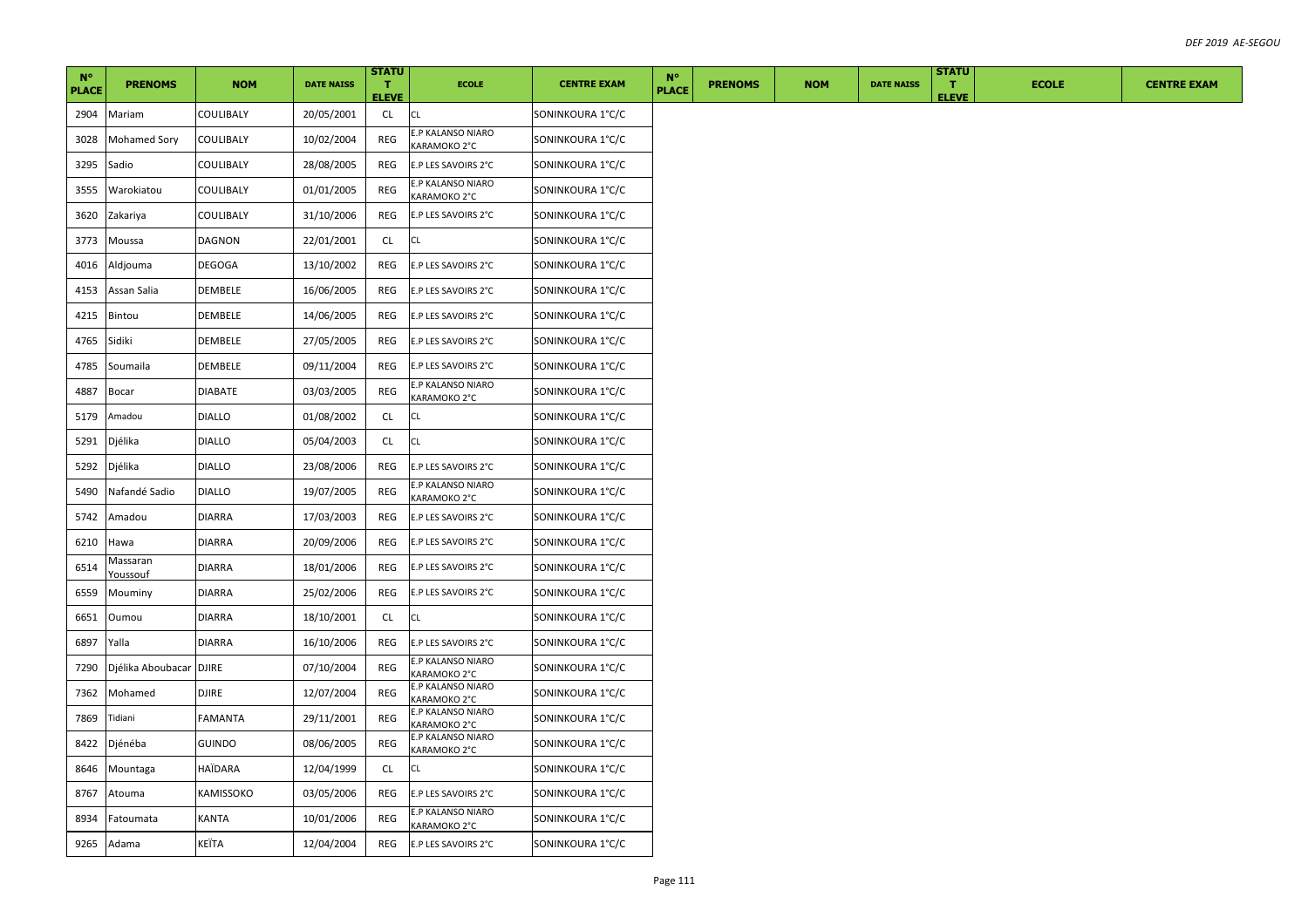| N° PLACE | PRENOMS | NOM | DATE NAISS | STATUT ELEVE | ECOLE | CENTRE EXAM | N° PLACE | PRENOMS | NOM | DATE NAISS | STATUT ELEVE | ECOLE | CENTRE EXAM |
|---|---|---|---|---|---|---|---|---|---|---|---|---|---|
| 2904 | Mariam | COULIBALY | 20/05/2001 | CL | CL | SONINKOURA 1°C/C | | | | | | | |
| 3028 | Mohamed Sory | COULIBALY | 10/02/2004 | REG | E.P KALANSO NIARO KARAMOKO 2°C | SONINKOURA 1°C/C | | | | | | | |
| 3295 | Sadio | COULIBALY | 28/08/2005 | REG | E.P LES SAVOIRS 2°C | SONINKOURA 1°C/C | | | | | | | |
| 3555 | Warokiatou | COULIBALY | 01/01/2005 | REG | E.P KALANSO NIARO KARAMOKO 2°C | SONINKOURA 1°C/C | | | | | | | |
| 3620 | Zakariya | COULIBALY | 31/10/2006 | REG | E.P LES SAVOIRS 2°C | SONINKOURA 1°C/C | | | | | | | |
| 3773 | Moussa | DAGNON | 22/01/2001 | CL | CL | SONINKOURA 1°C/C | | | | | | | |
| 4016 | Aldjouma | DEGOGA | 13/10/2002 | REG | E.P LES SAVOIRS 2°C | SONINKOURA 1°C/C | | | | | | | |
| 4153 | Assan Salia | DEMBELE | 16/06/2005 | REG | E.P LES SAVOIRS 2°C | SONINKOURA 1°C/C | | | | | | | |
| 4215 | Bintou | DEMBELE | 14/06/2005 | REG | E.P LES SAVOIRS 2°C | SONINKOURA 1°C/C | | | | | | | |
| 4765 | Sidiki | DEMBELE | 27/05/2005 | REG | E.P LES SAVOIRS 2°C | SONINKOURA 1°C/C | | | | | | | |
| 4785 | Soumaila | DEMBELE | 09/11/2004 | REG | E.P LES SAVOIRS 2°C | SONINKOURA 1°C/C | | | | | | | |
| 4887 | Bocar | DIABATE | 03/03/2005 | REG | E.P KALANSO NIARO KARAMOKO 2°C | SONINKOURA 1°C/C | | | | | | | |
| 5179 | Amadou | DIALLO | 01/08/2002 | CL | CL | SONINKOURA 1°C/C | | | | | | | |
| 5291 | Djélika | DIALLO | 05/04/2003 | CL | CL | SONINKOURA 1°C/C | | | | | | | |
| 5292 | Djélika | DIALLO | 23/08/2006 | REG | E.P LES SAVOIRS 2°C | SONINKOURA 1°C/C | | | | | | | |
| 5490 | Nafandé Sadio | DIALLO | 19/07/2005 | REG | E.P KALANSO NIARO KARAMOKO 2°C | SONINKOURA 1°C/C | | | | | | | |
| 5742 | Amadou | DIARRA | 17/03/2003 | REG | E.P LES SAVOIRS 2°C | SONINKOURA 1°C/C | | | | | | | |
| 6210 | Hawa | DIARRA | 20/09/2006 | REG | E.P LES SAVOIRS 2°C | SONINKOURA 1°C/C | | | | | | | |
| 6514 | Massaran Youssouf | DIARRA | 18/01/2006 | REG | E.P LES SAVOIRS 2°C | SONINKOURA 1°C/C | | | | | | | |
| 6559 | Mouminy | DIARRA | 25/02/2006 | REG | E.P LES SAVOIRS 2°C | SONINKOURA 1°C/C | | | | | | | |
| 6651 | Oumou | DIARRA | 18/10/2001 | CL | CL | SONINKOURA 1°C/C | | | | | | | |
| 6897 | Yalla | DIARRA | 16/10/2006 | REG | E.P LES SAVOIRS 2°C | SONINKOURA 1°C/C | | | | | | | |
| 7290 | Djélika Aboubacar | DJIRE | 07/10/2004 | REG | E.P KALANSO NIARO KARAMOKO 2°C | SONINKOURA 1°C/C | | | | | | | |
| 7362 | Mohamed | DJIRE | 12/07/2004 | REG | E.P KALANSO NIARO KARAMOKO 2°C | SONINKOURA 1°C/C | | | | | | | |
| 7869 | Tidiani | FAMANTA | 29/11/2001 | REG | E.P KALANSO NIARO KARAMOKO 2°C | SONINKOURA 1°C/C | | | | | | | |
| 8422 | Djénéba | GUINDO | 08/06/2005 | REG | E.P KALANSO NIARO KARAMOKO 2°C | SONINKOURA 1°C/C | | | | | | | |
| 8646 | Mountaga | HAÏDARA | 12/04/1999 | CL | CL | SONINKOURA 1°C/C | | | | | | | |
| 8767 | Atouma | KAMISSOKO | 03/05/2006 | REG | E.P LES SAVOIRS 2°C | SONINKOURA 1°C/C | | | | | | | |
| 8934 | Fatoumata | KANTA | 10/01/2006 | REG | E.P KALANSO NIARO KARAMOKO 2°C | SONINKOURA 1°C/C | | | | | | | |
| 9265 | Adama | KEÏTA | 12/04/2004 | REG | E.P LES SAVOIRS 2°C | SONINKOURA 1°C/C | | | | | | | |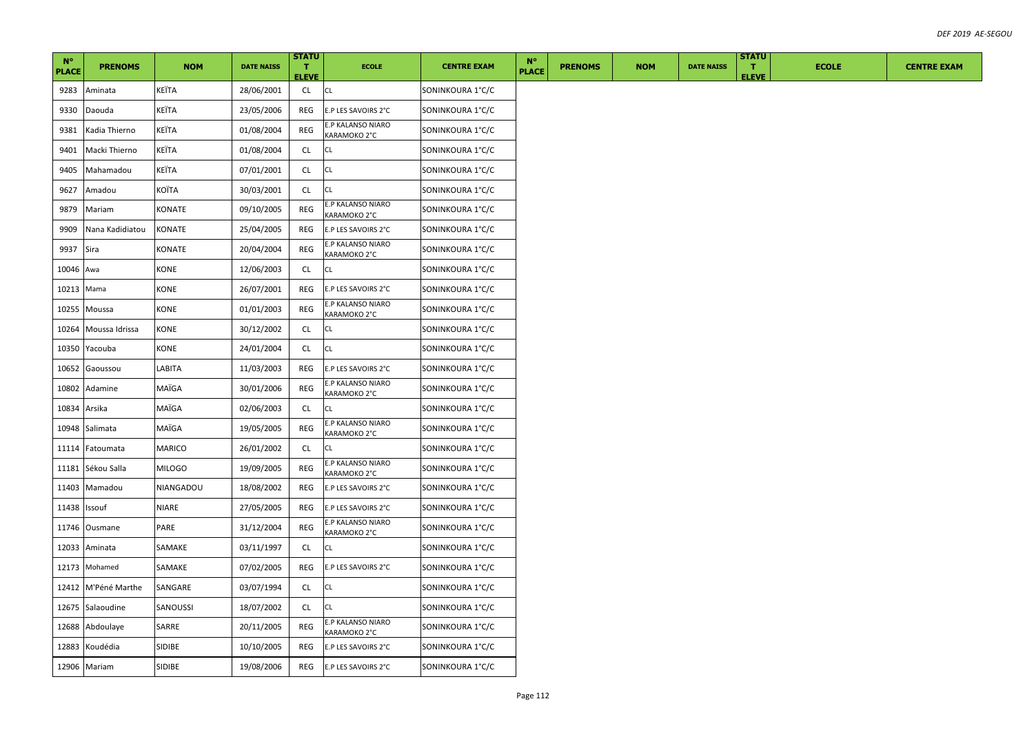| N° PLACE | PRENOMS | NOM | DATE NAISS | STATUT ELEVE | ECOLE | CENTRE EXAM | N° PLACE | PRENOMS | NOM | DATE NAISS | STATUT ELEVE | ECOLE | CENTRE EXAM |
|---|---|---|---|---|---|---|---|---|---|---|---|---|---|
| 9283 | Aminata | KEÏTA | 28/06/2001 | CL | CL | SONINKOURA 1°C/C | | | | | | | |
| 9330 | Daouda | KEÏTA | 23/05/2006 | REG | E.P LES SAVOIRS 2°C | SONINKOURA 1°C/C | | | | | | | |
| 9381 | Kadia Thierno | KEÏTA | 01/08/2004 | REG | E.P KALANSO NIARO KARAMOKO 2°C | SONINKOURA 1°C/C | | | | | | | |
| 9401 | Macki Thierno | KEÏTA | 01/08/2004 | CL | CL | SONINKOURA 1°C/C | | | | | | | |
| 9405 | Mahamadou | KEÏTA | 07/01/2001 | CL | CL | SONINKOURA 1°C/C | | | | | | | |
| 9627 | Amadou | KOÏTA | 30/03/2001 | CL | CL | SONINKOURA 1°C/C | | | | | | | |
| 9879 | Mariam | KONATE | 09/10/2005 | REG | E.P KALANSO NIARO KARAMOKO 2°C | SONINKOURA 1°C/C | | | | | | | |
| 9909 | Nana Kadidiatou | KONATE | 25/04/2005 | REG | E.P LES SAVOIRS 2°C | SONINKOURA 1°C/C | | | | | | | |
| 9937 | Sira | KONATE | 20/04/2004 | REG | E.P KALANSO NIARO KARAMOKO 2°C | SONINKOURA 1°C/C | | | | | | | |
| 10046 | Awa | KONE | 12/06/2003 | CL | CL | SONINKOURA 1°C/C | | | | | | | |
| 10213 | Mama | KONE | 26/07/2001 | REG | E.P LES SAVOIRS 2°C | SONINKOURA 1°C/C | | | | | | | |
| 10255 | Moussa | KONE | 01/01/2003 | REG | E.P KALANSO NIARO KARAMOKO 2°C | SONINKOURA 1°C/C | | | | | | | |
| 10264 | Moussa Idrissa | KONE | 30/12/2002 | CL | CL | SONINKOURA 1°C/C | | | | | | | |
| 10350 | Yacouba | KONE | 24/01/2004 | CL | CL | SONINKOURA 1°C/C | | | | | | | |
| 10652 | Gaoussou | LABITA | 11/03/2003 | REG | E.P LES SAVOIRS 2°C | SONINKOURA 1°C/C | | | | | | | |
| 10802 | Adamine | MAÏGA | 30/01/2006 | REG | E.P KALANSO NIARO KARAMOKO 2°C | SONINKOURA 1°C/C | | | | | | | |
| 10834 | Arsika | MAÏGA | 02/06/2003 | CL | CL | SONINKOURA 1°C/C | | | | | | | |
| 10948 | Salimata | MAÏGA | 19/05/2005 | REG | E.P KALANSO NIARO KARAMOKO 2°C | SONINKOURA 1°C/C | | | | | | | |
| 11114 | Fatoumata | MARICO | 26/01/2002 | CL | CL | SONINKOURA 1°C/C | | | | | | | |
| 11181 | Sékou Salla | MILOGO | 19/09/2005 | REG | E.P KALANSO NIARO KARAMOKO 2°C | SONINKOURA 1°C/C | | | | | | | |
| 11403 | Mamadou | NIANGADOU | 18/08/2002 | REG | E.P LES SAVOIRS 2°C | SONINKOURA 1°C/C | | | | | | | |
| 11438 | Issouf | NIARE | 27/05/2005 | REG | E.P LES SAVOIRS 2°C | SONINKOURA 1°C/C | | | | | | | |
| 11746 | Ousmane | PARE | 31/12/2004 | REG | E.P KALANSO NIARO KARAMOKO 2°C | SONINKOURA 1°C/C | | | | | | | |
| 12033 | Aminata | SAMAKE | 03/11/1997 | CL | CL | SONINKOURA 1°C/C | | | | | | | |
| 12173 | Mohamed | SAMAKE | 07/02/2005 | REG | E.P LES SAVOIRS 2°C | SONINKOURA 1°C/C | | | | | | | |
| 12412 | M'Péné Marthe | SANGARE | 03/07/1994 | CL | CL | SONINKOURA 1°C/C | | | | | | | |
| 12675 | Salaoudine | SANOUSSI | 18/07/2002 | CL | CL | SONINKOURA 1°C/C | | | | | | | |
| 12688 | Abdoulaye | SARRE | 20/11/2005 | REG | E.P KALANSO NIARO KARAMOKO 2°C | SONINKOURA 1°C/C | | | | | | | |
| 12883 | Koudédia | SIDIBE | 10/10/2005 | REG | E.P LES SAVOIRS 2°C | SONINKOURA 1°C/C | | | | | | | |
| 12906 | Mariam | SIDIBE | 19/08/2006 | REG | E.P LES SAVOIRS 2°C | SONINKOURA 1°C/C | | | | | | | |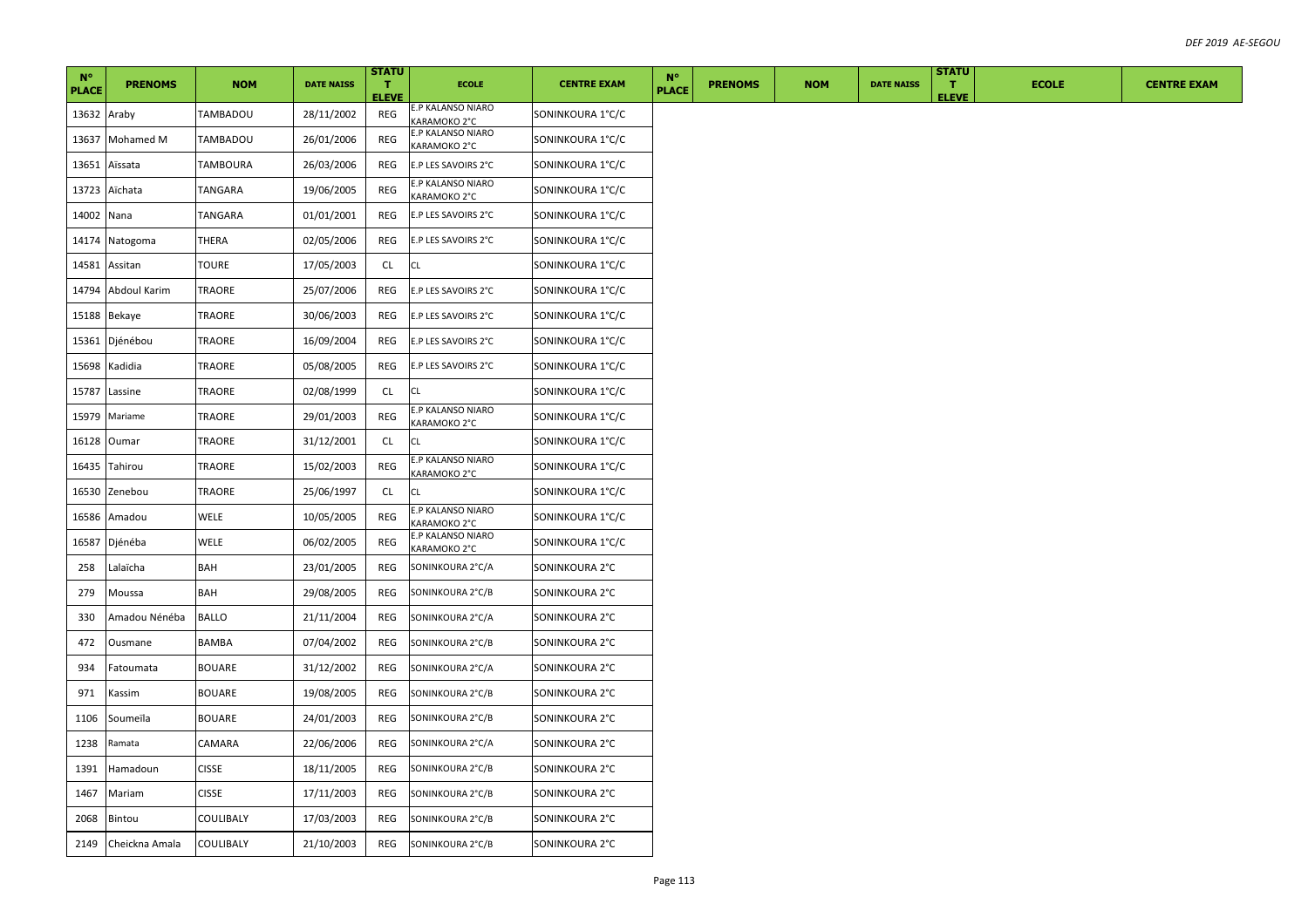| N° PLACE | PRENOMS | NOM | DATE NAISS | STATUT ELEVE | ECOLE | CENTRE EXAM | N° PLACE | PRENOMS | NOM | DATE NAISS | STATUT ELEVE | ECOLE | CENTRE EXAM |
|---|---|---|---|---|---|---|---|---|---|---|---|---|---|
| 13632 | Araby | TAMBADOU | 28/11/2002 | REG | E.P KALANSO NIARO KARAMOKO 2°C | SONINKOURA 1°C/C | | | | | | | |
| 13637 | Mohamed M | TAMBADOU | 26/01/2006 | REG | E.P KALANSO NIARO KARAMOKO 2°C | SONINKOURA 1°C/C | | | | | | | |
| 13651 | Aïssata | TAMBOURA | 26/03/2006 | REG | E.P LES SAVOIRS 2°C | SONINKOURA 1°C/C | | | | | | | |
| 13723 | Aïchata | TANGARA | 19/06/2005 | REG | E.P KALANSO NIARO KARAMOKO 2°C | SONINKOURA 1°C/C | | | | | | | |
| 14002 | Nana | TANGARA | 01/01/2001 | REG | E.P LES SAVOIRS 2°C | SONINKOURA 1°C/C | | | | | | | |
| 14174 | Natogoma | THERA | 02/05/2006 | REG | E.P LES SAVOIRS 2°C | SONINKOURA 1°C/C | | | | | | | |
| 14581 | Assitan | TOURE | 17/05/2003 | CL | CL | SONINKOURA 1°C/C | | | | | | | |
| 14794 | Abdoul Karim | TRAORE | 25/07/2006 | REG | E.P LES SAVOIRS 2°C | SONINKOURA 1°C/C | | | | | | | |
| 15188 | Bekaye | TRAORE | 30/06/2003 | REG | E.P LES SAVOIRS 2°C | SONINKOURA 1°C/C | | | | | | | |
| 15361 | Djénébou | TRAORE | 16/09/2004 | REG | E.P LES SAVOIRS 2°C | SONINKOURA 1°C/C | | | | | | | |
| 15698 | Kadidia | TRAORE | 05/08/2005 | REG | E.P LES SAVOIRS 2°C | SONINKOURA 1°C/C | | | | | | | |
| 15787 | Lassine | TRAORE | 02/08/1999 | CL | CL | SONINKOURA 1°C/C | | | | | | | |
| 15979 | Mariame | TRAORE | 29/01/2003 | REG | E.P KALANSO NIARO KARAMOKO 2°C | SONINKOURA 1°C/C | | | | | | | |
| 16128 | Oumar | TRAORE | 31/12/2001 | CL | CL | SONINKOURA 1°C/C | | | | | | | |
| 16435 | Tahirou | TRAORE | 15/02/2003 | REG | E.P KALANSO NIARO KARAMOKO 2°C | SONINKOURA 1°C/C | | | | | | | |
| 16530 | Zenebou | TRAORE | 25/06/1997 | CL | CL | SONINKOURA 1°C/C | | | | | | | |
| 16586 | Amadou | WELE | 10/05/2005 | REG | E.P KALANSO NIARO KARAMOKO 2°C | SONINKOURA 1°C/C | | | | | | | |
| 16587 | Djénéba | WELE | 06/02/2005 | REG | E.P KALANSO NIARO KARAMOKO 2°C | SONINKOURA 1°C/C | | | | | | | |
| 258 | Lalaïcha | BAH | 23/01/2005 | REG | SONINKOURA 2°C/A | SONINKOURA 2°C | | | | | | | |
| 279 | Moussa | BAH | 29/08/2005 | REG | SONINKOURA 2°C/B | SONINKOURA 2°C | | | | | | | |
| 330 | Amadou Nénéba | BALLO | 21/11/2004 | REG | SONINKOURA 2°C/A | SONINKOURA 2°C | | | | | | | |
| 472 | Ousmane | BAMBA | 07/04/2002 | REG | SONINKOURA 2°C/B | SONINKOURA 2°C | | | | | | | |
| 934 | Fatoumata | BOUARE | 31/12/2002 | REG | SONINKOURA 2°C/A | SONINKOURA 2°C | | | | | | | |
| 971 | Kassim | BOUARE | 19/08/2005 | REG | SONINKOURA 2°C/B | SONINKOURA 2°C | | | | | | | |
| 1106 | Soumeïla | BOUARE | 24/01/2003 | REG | SONINKOURA 2°C/B | SONINKOURA 2°C | | | | | | | |
| 1238 | Ramata | CAMARA | 22/06/2006 | REG | SONINKOURA 2°C/A | SONINKOURA 2°C | | | | | | | |
| 1391 | Hamadoun | CISSE | 18/11/2005 | REG | SONINKOURA 2°C/B | SONINKOURA 2°C | | | | | | | |
| 1467 | Mariam | CISSE | 17/11/2003 | REG | SONINKOURA 2°C/B | SONINKOURA 2°C | | | | | | | |
| 2068 | Bintou | COULIBALY | 17/03/2003 | REG | SONINKOURA 2°C/B | SONINKOURA 2°C | | | | | | | |
| 2149 | Cheickna Amala | COULIBALY | 21/10/2003 | REG | SONINKOURA 2°C/B | SONINKOURA 2°C | | | | | | | |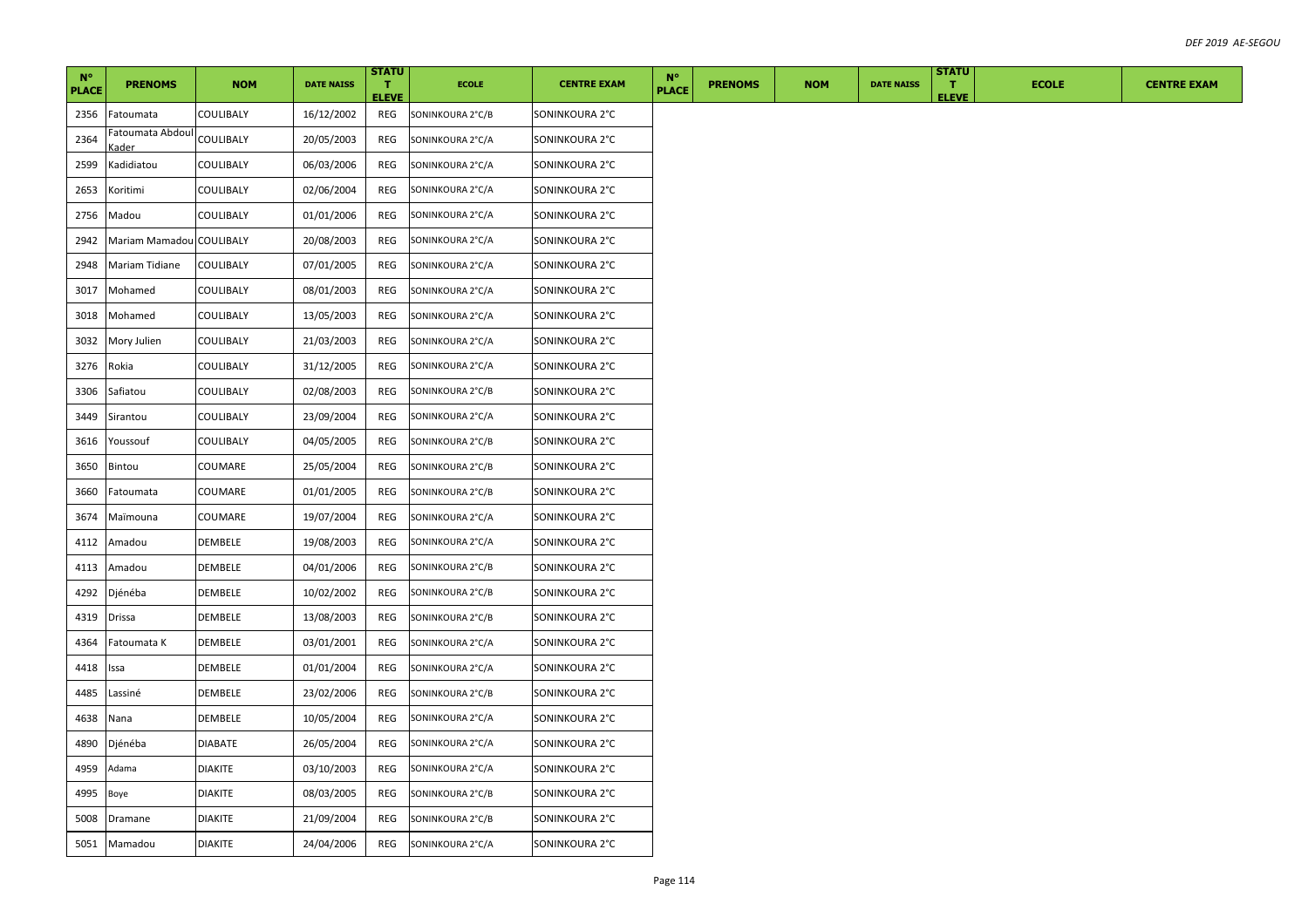| N° PLACE | PRENOMS | NOM | DATE NAISS | STATUT ELEVE | ECOLE | CENTRE EXAM | N° PLACE | PRENOMS | NOM | DATE NAISS | STATUT ELEVE | ECOLE | CENTRE EXAM |
|---|---|---|---|---|---|---|---|---|---|---|---|---|---|
| 2356 | Fatoumata | COULIBALY | 16/12/2002 | REG | SONINKOURA 2°C/B | SONINKOURA 2°C | | | | | | | |
| 2364 | Fatoumata Abdoul Kader | COULIBALY | 20/05/2003 | REG | SONINKOURA 2°C/A | SONINKOURA 2°C | | | | | | | |
| 2599 | Kadidiatou | COULIBALY | 06/03/2006 | REG | SONINKOURA 2°C/A | SONINKOURA 2°C | | | | | | | |
| 2653 | Koritimi | COULIBALY | 02/06/2004 | REG | SONINKOURA 2°C/A | SONINKOURA 2°C | | | | | | | |
| 2756 | Madou | COULIBALY | 01/01/2006 | REG | SONINKOURA 2°C/A | SONINKOURA 2°C | | | | | | | |
| 2942 | Mariam Mamadou | COULIBALY | 20/08/2003 | REG | SONINKOURA 2°C/A | SONINKOURA 2°C | | | | | | | |
| 2948 | Mariam Tidiane | COULIBALY | 07/01/2005 | REG | SONINKOURA 2°C/A | SONINKOURA 2°C | | | | | | | |
| 3017 | Mohamed | COULIBALY | 08/01/2003 | REG | SONINKOURA 2°C/A | SONINKOURA 2°C | | | | | | | |
| 3018 | Mohamed | COULIBALY | 13/05/2003 | REG | SONINKOURA 2°C/A | SONINKOURA 2°C | | | | | | | |
| 3032 | Mory Julien | COULIBALY | 21/03/2003 | REG | SONINKOURA 2°C/A | SONINKOURA 2°C | | | | | | | |
| 3276 | Rokia | COULIBALY | 31/12/2005 | REG | SONINKOURA 2°C/A | SONINKOURA 2°C | | | | | | | |
| 3306 | Safiatou | COULIBALY | 02/08/2003 | REG | SONINKOURA 2°C/B | SONINKOURA 2°C | | | | | | | |
| 3449 | Sirantou | COULIBALY | 23/09/2004 | REG | SONINKOURA 2°C/A | SONINKOURA 2°C | | | | | | | |
| 3616 | Youssouf | COULIBALY | 04/05/2005 | REG | SONINKOURA 2°C/B | SONINKOURA 2°C | | | | | | | |
| 3650 | Bintou | COUMARE | 25/05/2004 | REG | SONINKOURA 2°C/B | SONINKOURA 2°C | | | | | | | |
| 3660 | Fatoumata | COUMARE | 01/01/2005 | REG | SONINKOURA 2°C/B | SONINKOURA 2°C | | | | | | | |
| 3674 | Maïmouna | COUMARE | 19/07/2004 | REG | SONINKOURA 2°C/A | SONINKOURA 2°C | | | | | | | |
| 4112 | Amadou | DEMBELE | 19/08/2003 | REG | SONINKOURA 2°C/A | SONINKOURA 2°C | | | | | | | |
| 4113 | Amadou | DEMBELE | 04/01/2006 | REG | SONINKOURA 2°C/B | SONINKOURA 2°C | | | | | | | |
| 4292 | Djénéba | DEMBELE | 10/02/2002 | REG | SONINKOURA 2°C/B | SONINKOURA 2°C | | | | | | | |
| 4319 | Drissa | DEMBELE | 13/08/2003 | REG | SONINKOURA 2°C/B | SONINKOURA 2°C | | | | | | | |
| 4364 | Fatoumata K | DEMBELE | 03/01/2001 | REG | SONINKOURA 2°C/A | SONINKOURA 2°C | | | | | | | |
| 4418 | Issa | DEMBELE | 01/01/2004 | REG | SONINKOURA 2°C/A | SONINKOURA 2°C | | | | | | | |
| 4485 | Lassiné | DEMBELE | 23/02/2006 | REG | SONINKOURA 2°C/B | SONINKOURA 2°C | | | | | | | |
| 4638 | Nana | DEMBELE | 10/05/2004 | REG | SONINKOURA 2°C/A | SONINKOURA 2°C | | | | | | | |
| 4890 | Djénéba | DIABATE | 26/05/2004 | REG | SONINKOURA 2°C/A | SONINKOURA 2°C | | | | | | | |
| 4959 | Adama | DIAKITE | 03/10/2003 | REG | SONINKOURA 2°C/A | SONINKOURA 2°C | | | | | | | |
| 4995 | Boye | DIAKITE | 08/03/2005 | REG | SONINKOURA 2°C/B | SONINKOURA 2°C | | | | | | | |
| 5008 | Dramane | DIAKITE | 21/09/2004 | REG | SONINKOURA 2°C/B | SONINKOURA 2°C | | | | | | | |
| 5051 | Mamadou | DIAKITE | 24/04/2006 | REG | SONINKOURA 2°C/A | SONINKOURA 2°C | | | | | | | |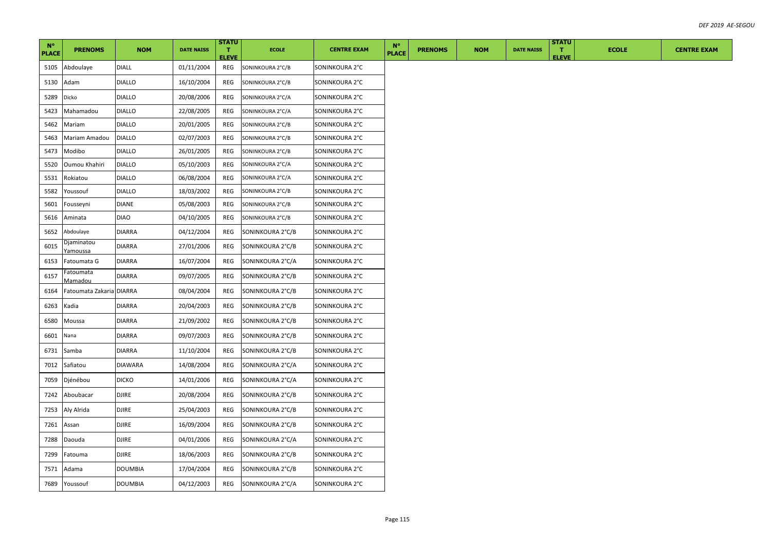| N° PLACE | PRENOMS | NOM | DATE NAISS | STATUT ELEVE | ECOLE | CENTRE EXAM | N° PLACE | PRENOMS | NOM | DATE NAISS | STATUT ELEVE | ECOLE | CENTRE EXAM |
|---|---|---|---|---|---|---|---|---|---|---|---|---|---|
| 5105 | Abdoulaye | DIALL | 01/11/2004 | REG | SONINKOURA 2°C/B | SONINKOURA 2°C | | | | | | | |
| 5130 | Adam | DIALLO | 16/10/2004 | REG | SONINKOURA 2°C/B | SONINKOURA 2°C | | | | | | | |
| 5289 | Dicko | DIALLO | 20/08/2006 | REG | SONINKOURA 2°C/A | SONINKOURA 2°C | | | | | | | |
| 5423 | Mahamadou | DIALLO | 22/08/2005 | REG | SONINKOURA 2°C/A | SONINKOURA 2°C | | | | | | | |
| 5462 | Mariam | DIALLO | 20/01/2005 | REG | SONINKOURA 2°C/B | SONINKOURA 2°C | | | | | | | |
| 5463 | Mariam Amadou | DIALLO | 02/07/2003 | REG | SONINKOURA 2°C/B | SONINKOURA 2°C | | | | | | | |
| 5473 | Modibo | DIALLO | 26/01/2005 | REG | SONINKOURA 2°C/B | SONINKOURA 2°C | | | | | | | |
| 5520 | Oumou Khahiri | DIALLO | 05/10/2003 | REG | SONINKOURA 2°C/A | SONINKOURA 2°C | | | | | | | |
| 5531 | Rokiatou | DIALLO | 06/08/2004 | REG | SONINKOURA 2°C/A | SONINKOURA 2°C | | | | | | | |
| 5582 | Youssouf | DIALLO | 18/03/2002 | REG | SONINKOURA 2°C/B | SONINKOURA 2°C | | | | | | | |
| 5601 | Fousseyni | DIANE | 05/08/2003 | REG | SONINKOURA 2°C/B | SONINKOURA 2°C | | | | | | | |
| 5616 | Aminata | DIAO | 04/10/2005 | REG | SONINKOURA 2°C/B | SONINKOURA 2°C | | | | | | | |
| 5652 | Abdoulaye | DIARRA | 04/12/2004 | REG | SONINKOURA 2°C/B | SONINKOURA 2°C | | | | | | | |
| 6015 | Djaminatou Yamoussa | DIARRA | 27/01/2006 | REG | SONINKOURA 2°C/B | SONINKOURA 2°C | | | | | | | |
| 6153 | Fatoumata G | DIARRA | 16/07/2004 | REG | SONINKOURA 2°C/A | SONINKOURA 2°C | | | | | | | |
| 6157 | Fatoumata Mamadou | DIARRA | 09/07/2005 | REG | SONINKOURA 2°C/B | SONINKOURA 2°C | | | | | | | |
| 6164 | Fatoumata Zakaria | DIARRA | 08/04/2004 | REG | SONINKOURA 2°C/B | SONINKOURA 2°C | | | | | | | |
| 6263 | Kadia | DIARRA | 20/04/2003 | REG | SONINKOURA 2°C/B | SONINKOURA 2°C | | | | | | | |
| 6580 | Moussa | DIARRA | 21/09/2002 | REG | SONINKOURA 2°C/B | SONINKOURA 2°C | | | | | | | |
| 6601 | Nana | DIARRA | 09/07/2003 | REG | SONINKOURA 2°C/B | SONINKOURA 2°C | | | | | | | |
| 6731 | Samba | DIARRA | 11/10/2004 | REG | SONINKOURA 2°C/B | SONINKOURA 2°C | | | | | | | |
| 7012 | Safiatou | DIAWARA | 14/08/2004 | REG | SONINKOURA 2°C/A | SONINKOURA 2°C | | | | | | | |
| 7059 | Djénébou | DICKO | 14/01/2006 | REG | SONINKOURA 2°C/A | SONINKOURA 2°C | | | | | | | |
| 7242 | Aboubacar | DJIRE | 20/08/2004 | REG | SONINKOURA 2°C/B | SONINKOURA 2°C | | | | | | | |
| 7253 | Aly Alrida | DJIRE | 25/04/2003 | REG | SONINKOURA 2°C/B | SONINKOURA 2°C | | | | | | | |
| 7261 | Assan | DJIRE | 16/09/2004 | REG | SONINKOURA 2°C/B | SONINKOURA 2°C | | | | | | | |
| 7288 | Daouda | DJIRE | 04/01/2006 | REG | SONINKOURA 2°C/A | SONINKOURA 2°C | | | | | | | |
| 7299 | Fatouma | DJIRE | 18/06/2003 | REG | SONINKOURA 2°C/B | SONINKOURA 2°C | | | | | | | |
| 7571 | Adama | DOUMBIA | 17/04/2004 | REG | SONINKOURA 2°C/B | SONINKOURA 2°C | | | | | | | |
| 7689 | Youssouf | DOUMBIA | 04/12/2003 | REG | SONINKOURA 2°C/A | SONINKOURA 2°C | | | | | | | |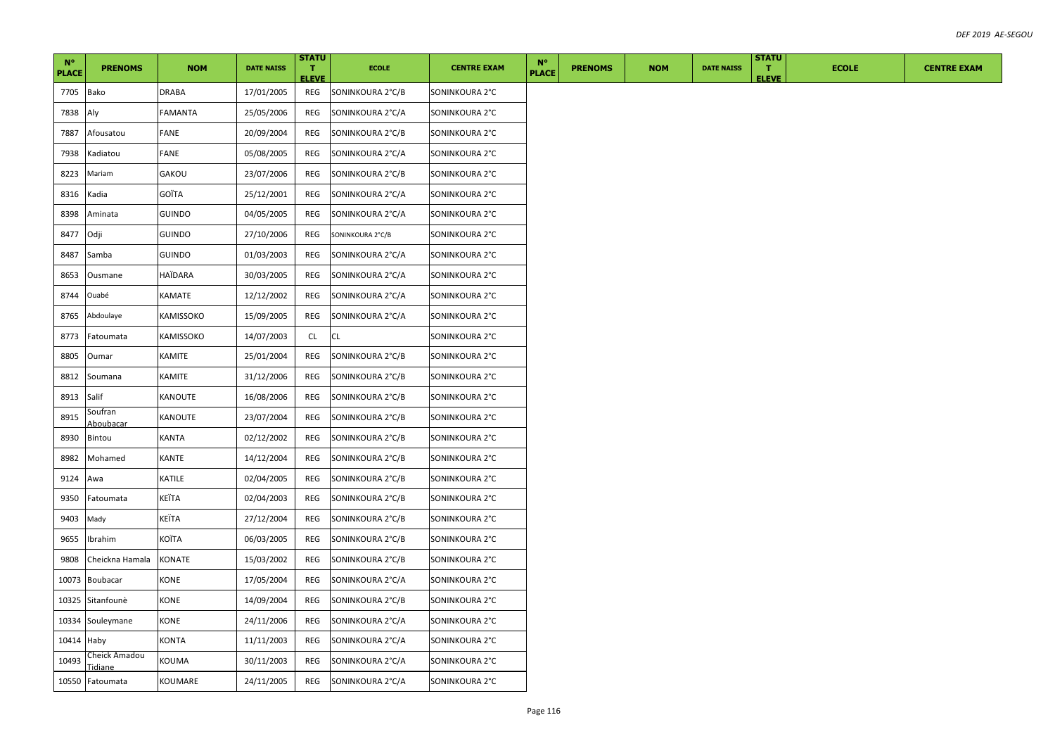| N° PLACE | PRENOMS | NOM | DATE NAISS | STATUT ELEVE | ECOLE | CENTRE EXAM | N° PLACE | PRENOMS | NOM | DATE NAISS | STATUT ELEVE | ECOLE | CENTRE EXAM |
|---|---|---|---|---|---|---|---|---|---|---|---|---|---|
| 7705 | Bako | DRABA | 17/01/2005 | REG | SONINKOURA 2°C/B | SONINKOURA 2°C | | | | | | | |
| 7838 | Aly | FAMANTA | 25/05/2006 | REG | SONINKOURA 2°C/A | SONINKOURA 2°C | | | | | | | |
| 7887 | Afousatou | FANE | 20/09/2004 | REG | SONINKOURA 2°C/B | SONINKOURA 2°C | | | | | | | |
| 7938 | Kadiatou | FANE | 05/08/2005 | REG | SONINKOURA 2°C/A | SONINKOURA 2°C | | | | | | | |
| 8223 | Mariam | GAKOU | 23/07/2006 | REG | SONINKOURA 2°C/B | SONINKOURA 2°C | | | | | | | |
| 8316 | Kadia | GOÏTA | 25/12/2001 | REG | SONINKOURA 2°C/A | SONINKOURA 2°C | | | | | | | |
| 8398 | Aminata | GUINDO | 04/05/2005 | REG | SONINKOURA 2°C/A | SONINKOURA 2°C | | | | | | | |
| 8477 | Odji | GUINDO | 27/10/2006 | REG | SONINKOURA 2°C/B | SONINKOURA 2°C | | | | | | | |
| 8487 | Samba | GUINDO | 01/03/2003 | REG | SONINKOURA 2°C/A | SONINKOURA 2°C | | | | | | | |
| 8653 | Ousmane | HAÏDARA | 30/03/2005 | REG | SONINKOURA 2°C/A | SONINKOURA 2°C | | | | | | | |
| 8744 | Ouabé | KAMATE | 12/12/2002 | REG | SONINKOURA 2°C/A | SONINKOURA 2°C | | | | | | | |
| 8765 | Abdoulaye | KAMISSOKO | 15/09/2005 | REG | SONINKOURA 2°C/A | SONINKOURA 2°C | | | | | | | |
| 8773 | Fatoumata | KAMISSOKO | 14/07/2003 | CL | CL | SONINKOURA 2°C | | | | | | | |
| 8805 | Oumar | KAMITE | 25/01/2004 | REG | SONINKOURA 2°C/B | SONINKOURA 2°C | | | | | | | |
| 8812 | Soumana | KAMITE | 31/12/2006 | REG | SONINKOURA 2°C/B | SONINKOURA 2°C | | | | | | | |
| 8913 | Salif | KANOUTE | 16/08/2006 | REG | SONINKOURA 2°C/B | SONINKOURA 2°C | | | | | | | |
| 8915 | Soufran Aboubacar | KANOUTE | 23/07/2004 | REG | SONINKOURA 2°C/B | SONINKOURA 2°C | | | | | | | |
| 8930 | Bintou | KANTA | 02/12/2002 | REG | SONINKOURA 2°C/B | SONINKOURA 2°C | | | | | | | |
| 8982 | Mohamed | KANTE | 14/12/2004 | REG | SONINKOURA 2°C/B | SONINKOURA 2°C | | | | | | | |
| 9124 | Awa | KATILE | 02/04/2005 | REG | SONINKOURA 2°C/B | SONINKOURA 2°C | | | | | | | |
| 9350 | Fatoumata | KEÏTA | 02/04/2003 | REG | SONINKOURA 2°C/B | SONINKOURA 2°C | | | | | | | |
| 9403 | Mady | KEÏTA | 27/12/2004 | REG | SONINKOURA 2°C/B | SONINKOURA 2°C | | | | | | | |
| 9655 | Ibrahim | KOÏTA | 06/03/2005 | REG | SONINKOURA 2°C/B | SONINKOURA 2°C | | | | | | | |
| 9808 | Cheickna Hamala | KONATE | 15/03/2002 | REG | SONINKOURA 2°C/B | SONINKOURA 2°C | | | | | | | |
| 10073 | Boubacar | KONE | 17/05/2004 | REG | SONINKOURA 2°C/A | SONINKOURA 2°C | | | | | | | |
| 10325 | Sitanfounè | KONE | 14/09/2004 | REG | SONINKOURA 2°C/B | SONINKOURA 2°C | | | | | | | |
| 10334 | Souleymane | KONE | 24/11/2006 | REG | SONINKOURA 2°C/A | SONINKOURA 2°C | | | | | | | |
| 10414 | Haby | KONTA | 11/11/2003 | REG | SONINKOURA 2°C/A | SONINKOURA 2°C | | | | | | | |
| 10493 | Cheick Amadou Tidiane | KOUMA | 30/11/2003 | REG | SONINKOURA 2°C/A | SONINKOURA 2°C | | | | | | | |
| 10550 | Fatoumata | KOUMARE | 24/11/2005 | REG | SONINKOURA 2°C/A | SONINKOURA 2°C | | | | | | | |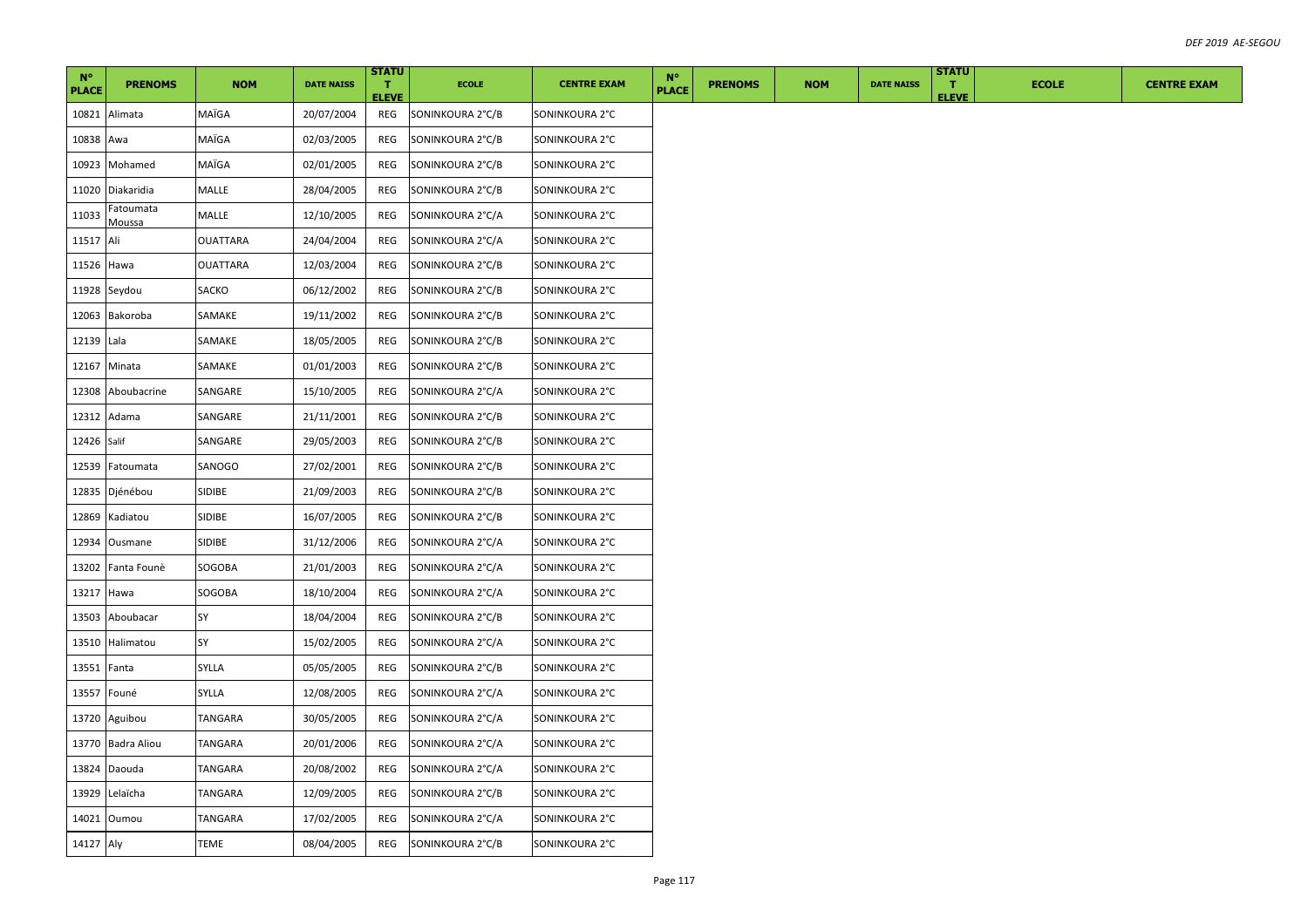| N° PLACE | PRENOMS | NOM | DATE NAISS | STATUT ELEVE | ECOLE | CENTRE EXAM | N° PLACE | PRENOMS | NOM | DATE NAISS | STATUT ELEVE | ECOLE | CENTRE EXAM |
|---|---|---|---|---|---|---|---|---|---|---|---|---|---|
| 10821 | Alimata | MAÏGA | 20/07/2004 | REG | SONINKOURA 2°C/B | SONINKOURA 2°C | | | | | | | |
| 10838 | Awa | MAÏGA | 02/03/2005 | REG | SONINKOURA 2°C/B | SONINKOURA 2°C | | | | | | | |
| 10923 | Mohamed | MAÏGA | 02/01/2005 | REG | SONINKOURA 2°C/B | SONINKOURA 2°C | | | | | | | |
| 11020 | Diakaridia | MALLE | 28/04/2005 | REG | SONINKOURA 2°C/B | SONINKOURA 2°C | | | | | | | |
| 11033 | Fatoumata Moussa | MALLE | 12/10/2005 | REG | SONINKOURA 2°C/A | SONINKOURA 2°C | | | | | | | |
| 11517 | Ali | OUATTARA | 24/04/2004 | REG | SONINKOURA 2°C/A | SONINKOURA 2°C | | | | | | | |
| 11526 | Hawa | OUATTARA | 12/03/2004 | REG | SONINKOURA 2°C/B | SONINKOURA 2°C | | | | | | | |
| 11928 | Seydou | SACKO | 06/12/2002 | REG | SONINKOURA 2°C/B | SONINKOURA 2°C | | | | | | | |
| 12063 | Bakoroba | SAMAKE | 19/11/2002 | REG | SONINKOURA 2°C/B | SONINKOURA 2°C | | | | | | | |
| 12139 | Lala | SAMAKE | 18/05/2005 | REG | SONINKOURA 2°C/B | SONINKOURA 2°C | | | | | | | |
| 12167 | Minata | SAMAKE | 01/01/2003 | REG | SONINKOURA 2°C/B | SONINKOURA 2°C | | | | | | | |
| 12308 | Aboubacrine | SANGARE | 15/10/2005 | REG | SONINKOURA 2°C/A | SONINKOURA 2°C | | | | | | | |
| 12312 | Adama | SANGARE | 21/11/2001 | REG | SONINKOURA 2°C/B | SONINKOURA 2°C | | | | | | | |
| 12426 | Salif | SANGARE | 29/05/2003 | REG | SONINKOURA 2°C/B | SONINKOURA 2°C | | | | | | | |
| 12539 | Fatoumata | SANOGO | 27/02/2001 | REG | SONINKOURA 2°C/B | SONINKOURA 2°C | | | | | | | |
| 12835 | Djénébou | SIDIBE | 21/09/2003 | REG | SONINKOURA 2°C/B | SONINKOURA 2°C | | | | | | | |
| 12869 | Kadiatou | SIDIBE | 16/07/2005 | REG | SONINKOURA 2°C/B | SONINKOURA 2°C | | | | | | | |
| 12934 | Ousmane | SIDIBE | 31/12/2006 | REG | SONINKOURA 2°C/A | SONINKOURA 2°C | | | | | | | |
| 13202 | Fanta Founè | SOGOBA | 21/01/2003 | REG | SONINKOURA 2°C/A | SONINKOURA 2°C | | | | | | | |
| 13217 | Hawa | SOGOBA | 18/10/2004 | REG | SONINKOURA 2°C/A | SONINKOURA 2°C | | | | | | | |
| 13503 | Aboubacar | SY | 18/04/2004 | REG | SONINKOURA 2°C/B | SONINKOURA 2°C | | | | | | | |
| 13510 | Halimatou | SY | 15/02/2005 | REG | SONINKOURA 2°C/A | SONINKOURA 2°C | | | | | | | |
| 13551 | Fanta | SYLLA | 05/05/2005 | REG | SONINKOURA 2°C/B | SONINKOURA 2°C | | | | | | | |
| 13557 | Founé | SYLLA | 12/08/2005 | REG | SONINKOURA 2°C/A | SONINKOURA 2°C | | | | | | | |
| 13720 | Aguibou | TANGARA | 30/05/2005 | REG | SONINKOURA 2°C/A | SONINKOURA 2°C | | | | | | | |
| 13770 | Badra Aliou | TANGARA | 20/01/2006 | REG | SONINKOURA 2°C/A | SONINKOURA 2°C | | | | | | | |
| 13824 | Daouda | TANGARA | 20/08/2002 | REG | SONINKOURA 2°C/A | SONINKOURA 2°C | | | | | | | |
| 13929 | Lelaïcha | TANGARA | 12/09/2005 | REG | SONINKOURA 2°C/B | SONINKOURA 2°C | | | | | | | |
| 14021 | Oumou | TANGARA | 17/02/2005 | REG | SONINKOURA 2°C/A | SONINKOURA 2°C | | | | | | | |
| 14127 | Aly | TEME | 08/04/2005 | REG | SONINKOURA 2°C/B | SONINKOURA 2°C | | | | | | | |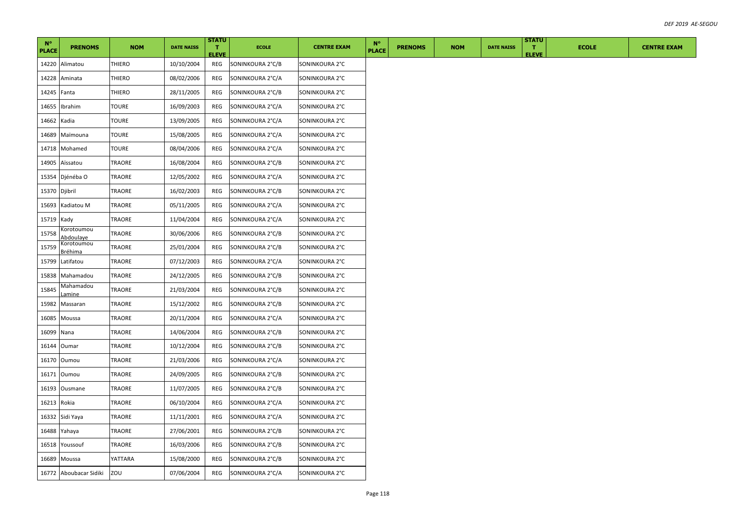| N° PLACE | PRENOMS | NOM | DATE NAISS | STATUT ELEVE | ECOLE | CENTRE EXAM | N° PLACE | PRENOMS | NOM | DATE NAISS | STATUT ELEVE | ECOLE | CENTRE EXAM |
|---|---|---|---|---|---|---|---|---|---|---|---|---|---|
| 14220 | Alimatou | THIERO | 10/10/2004 | REG | SONINKOURA 2°C/B | SONINKOURA 2°C | | | | | | | |
| 14228 | Aminata | THIERO | 08/02/2006 | REG | SONINKOURA 2°C/A | SONINKOURA 2°C | | | | | | | |
| 14245 | Fanta | THIERO | 28/11/2005 | REG | SONINKOURA 2°C/B | SONINKOURA 2°C | | | | | | | |
| 14655 | Ibrahim | TOURE | 16/09/2003 | REG | SONINKOURA 2°C/A | SONINKOURA 2°C | | | | | | | |
| 14662 | Kadia | TOURE | 13/09/2005 | REG | SONINKOURA 2°C/A | SONINKOURA 2°C | | | | | | | |
| 14689 | Maïmouna | TOURE | 15/08/2005 | REG | SONINKOURA 2°C/A | SONINKOURA 2°C | | | | | | | |
| 14718 | Mohamed | TOURE | 08/04/2006 | REG | SONINKOURA 2°C/A | SONINKOURA 2°C | | | | | | | |
| 14905 | Aïssatou | TRAORE | 16/08/2004 | REG | SONINKOURA 2°C/B | SONINKOURA 2°C | | | | | | | |
| 15354 | Djénéba O | TRAORE | 12/05/2002 | REG | SONINKOURA 2°C/A | SONINKOURA 2°C | | | | | | | |
| 15370 | Djibril | TRAORE | 16/02/2003 | REG | SONINKOURA 2°C/B | SONINKOURA 2°C | | | | | | | |
| 15693 | Kadiatou M | TRAORE | 05/11/2005 | REG | SONINKOURA 2°C/A | SONINKOURA 2°C | | | | | | | |
| 15719 | Kady | TRAORE | 11/04/2004 | REG | SONINKOURA 2°C/A | SONINKOURA 2°C | | | | | | | |
| 15758 | Korotoumou Abdoulaye | TRAORE | 30/06/2006 | REG | SONINKOURA 2°C/B | SONINKOURA 2°C | | | | | | | |
| 15759 | Korotoumou Bréhima | TRAORE | 25/01/2004 | REG | SONINKOURA 2°C/B | SONINKOURA 2°C | | | | | | | |
| 15799 | Latifatou | TRAORE | 07/12/2003 | REG | SONINKOURA 2°C/A | SONINKOURA 2°C | | | | | | | |
| 15838 | Mahamadou | TRAORE | 24/12/2005 | REG | SONINKOURA 2°C/B | SONINKOURA 2°C | | | | | | | |
| 15845 | Mahamadou Lamine | TRAORE | 21/03/2004 | REG | SONINKOURA 2°C/B | SONINKOURA 2°C | | | | | | | |
| 15982 | Massaran | TRAORE | 15/12/2002 | REG | SONINKOURA 2°C/B | SONINKOURA 2°C | | | | | | | |
| 16085 | Moussa | TRAORE | 20/11/2004 | REG | SONINKOURA 2°C/A | SONINKOURA 2°C | | | | | | | |
| 16099 | Nana | TRAORE | 14/06/2004 | REG | SONINKOURA 2°C/B | SONINKOURA 2°C | | | | | | | |
| 16144 | Oumar | TRAORE | 10/12/2004 | REG | SONINKOURA 2°C/B | SONINKOURA 2°C | | | | | | | |
| 16170 | Oumou | TRAORE | 21/03/2006 | REG | SONINKOURA 2°C/A | SONINKOURA 2°C | | | | | | | |
| 16171 | Oumou | TRAORE | 24/09/2005 | REG | SONINKOURA 2°C/B | SONINKOURA 2°C | | | | | | | |
| 16193 | Ousmane | TRAORE | 11/07/2005 | REG | SONINKOURA 2°C/B | SONINKOURA 2°C | | | | | | | |
| 16213 | Rokia | TRAORE | 06/10/2004 | REG | SONINKOURA 2°C/A | SONINKOURA 2°C | | | | | | | |
| 16332 | Sidi Yaya | TRAORE | 11/11/2001 | REG | SONINKOURA 2°C/A | SONINKOURA 2°C | | | | | | | |
| 16488 | Yahaya | TRAORE | 27/06/2001 | REG | SONINKOURA 2°C/B | SONINKOURA 2°C | | | | | | | |
| 16518 | Youssouf | TRAORE | 16/03/2006 | REG | SONINKOURA 2°C/B | SONINKOURA 2°C | | | | | | | |
| 16689 | Moussa | YATTARA | 15/08/2000 | REG | SONINKOURA 2°C/B | SONINKOURA 2°C | | | | | | | |
| 16772 | Aboubacar Sidiki | ZOU | 07/06/2004 | REG | SONINKOURA 2°C/A | SONINKOURA 2°C | | | | | | | |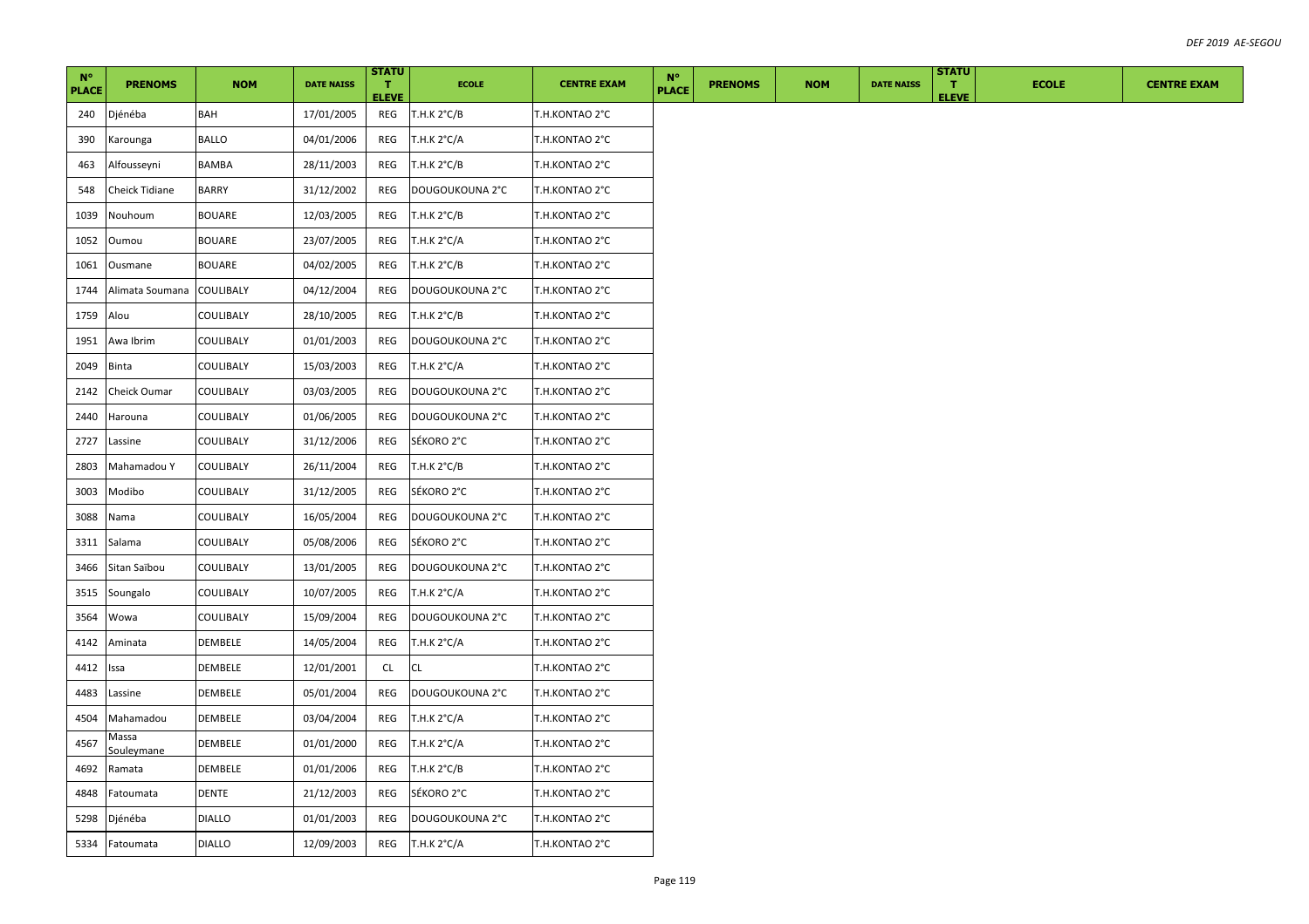| N° PLACE | PRENOMS | NOM | DATE NAISS | STATUT ELEVE | ECOLE | CENTRE EXAM | N° PLACE | PRENOMS | NOM | DATE NAISS | STATUT ELEVE | ECOLE | CENTRE EXAM |
|---|---|---|---|---|---|---|---|---|---|---|---|---|---|
| 240 | Djénéba | BAH | 17/01/2005 | REG | T.H.K 2°C/B | T.H.KONTAO 2°C | | | | | | | |
| 390 | Karounga | BALLO | 04/01/2006 | REG | T.H.K 2°C/A | T.H.KONTAO 2°C | | | | | | | |
| 463 | Alfousseyni | BAMBA | 28/11/2003 | REG | T.H.K 2°C/B | T.H.KONTAO 2°C | | | | | | | |
| 548 | Cheick Tidiane | BARRY | 31/12/2002 | REG | DOUGOUKOUNA 2°C | T.H.KONTAO 2°C | | | | | | | |
| 1039 | Nouhoum | BOUARE | 12/03/2005 | REG | T.H.K 2°C/B | T.H.KONTAO 2°C | | | | | | | |
| 1052 | Oumou | BOUARE | 23/07/2005 | REG | T.H.K 2°C/A | T.H.KONTAO 2°C | | | | | | | |
| 1061 | Ousmane | BOUARE | 04/02/2005 | REG | T.H.K 2°C/B | T.H.KONTAO 2°C | | | | | | | |
| 1744 | Alimata Soumana | COULIBALY | 04/12/2004 | REG | DOUGOUKOUNA 2°C | T.H.KONTAO 2°C | | | | | | | |
| 1759 | Alou | COULIBALY | 28/10/2005 | REG | T.H.K 2°C/B | T.H.KONTAO 2°C | | | | | | | |
| 1951 | Awa Ibrim | COULIBALY | 01/01/2003 | REG | DOUGOUKOUNA 2°C | T.H.KONTAO 2°C | | | | | | | |
| 2049 | Binta | COULIBALY | 15/03/2003 | REG | T.H.K 2°C/A | T.H.KONTAO 2°C | | | | | | | |
| 2142 | Cheick Oumar | COULIBALY | 03/03/2005 | REG | DOUGOUKOUNA 2°C | T.H.KONTAO 2°C | | | | | | | |
| 2440 | Harouna | COULIBALY | 01/06/2005 | REG | DOUGOUKOUNA 2°C | T.H.KONTAO 2°C | | | | | | | |
| 2727 | Lassine | COULIBALY | 31/12/2006 | REG | SÉKORO 2°C | T.H.KONTAO 2°C | | | | | | | |
| 2803 | Mahamadou Y | COULIBALY | 26/11/2004 | REG | T.H.K 2°C/B | T.H.KONTAO 2°C | | | | | | | |
| 3003 | Modibo | COULIBALY | 31/12/2005 | REG | SÉKORO 2°C | T.H.KONTAO 2°C | | | | | | | |
| 3088 | Nama | COULIBALY | 16/05/2004 | REG | DOUGOUKOUNA 2°C | T.H.KONTAO 2°C | | | | | | | |
| 3311 | Salama | COULIBALY | 05/08/2006 | REG | SÉKORO 2°C | T.H.KONTAO 2°C | | | | | | | |
| 3466 | Sitan Saibou | COULIBALY | 13/01/2005 | REG | DOUGOUKOUNA 2°C | T.H.KONTAO 2°C | | | | | | | |
| 3515 | Soungalo | COULIBALY | 10/07/2005 | REG | T.H.K 2°C/A | T.H.KONTAO 2°C | | | | | | | |
| 3564 | Wowa | COULIBALY | 15/09/2004 | REG | DOUGOUKOUNA 2°C | T.H.KONTAO 2°C | | | | | | | |
| 4142 | Aminata | DEMBELE | 14/05/2004 | REG | T.H.K 2°C/A | T.H.KONTAO 2°C | | | | | | | |
| 4412 | Issa | DEMBELE | 12/01/2001 | CL | CL | T.H.KONTAO 2°C | | | | | | | |
| 4483 | Lassine | DEMBELE | 05/01/2004 | REG | DOUGOUKOUNA 2°C | T.H.KONTAO 2°C | | | | | | | |
| 4504 | Mahamadou | DEMBELE | 03/04/2004 | REG | T.H.K 2°C/A | T.H.KONTAO 2°C | | | | | | | |
| 4567 | Massa Souleymane | DEMBELE | 01/01/2000 | REG | T.H.K 2°C/A | T.H.KONTAO 2°C | | | | | | | |
| 4692 | Ramata | DEMBELE | 01/01/2006 | REG | T.H.K 2°C/B | T.H.KONTAO 2°C | | | | | | | |
| 4848 | Fatoumata | DENTE | 21/12/2003 | REG | SÉKORO 2°C | T.H.KONTAO 2°C | | | | | | | |
| 5298 | Djénéba | DIALLO | 01/01/2003 | REG | DOUGOUKOUNA 2°C | T.H.KONTAO 2°C | | | | | | | |
| 5334 | Fatoumata | DIALLO | 12/09/2003 | REG | T.H.K 2°C/A | T.H.KONTAO 2°C | | | | | | | |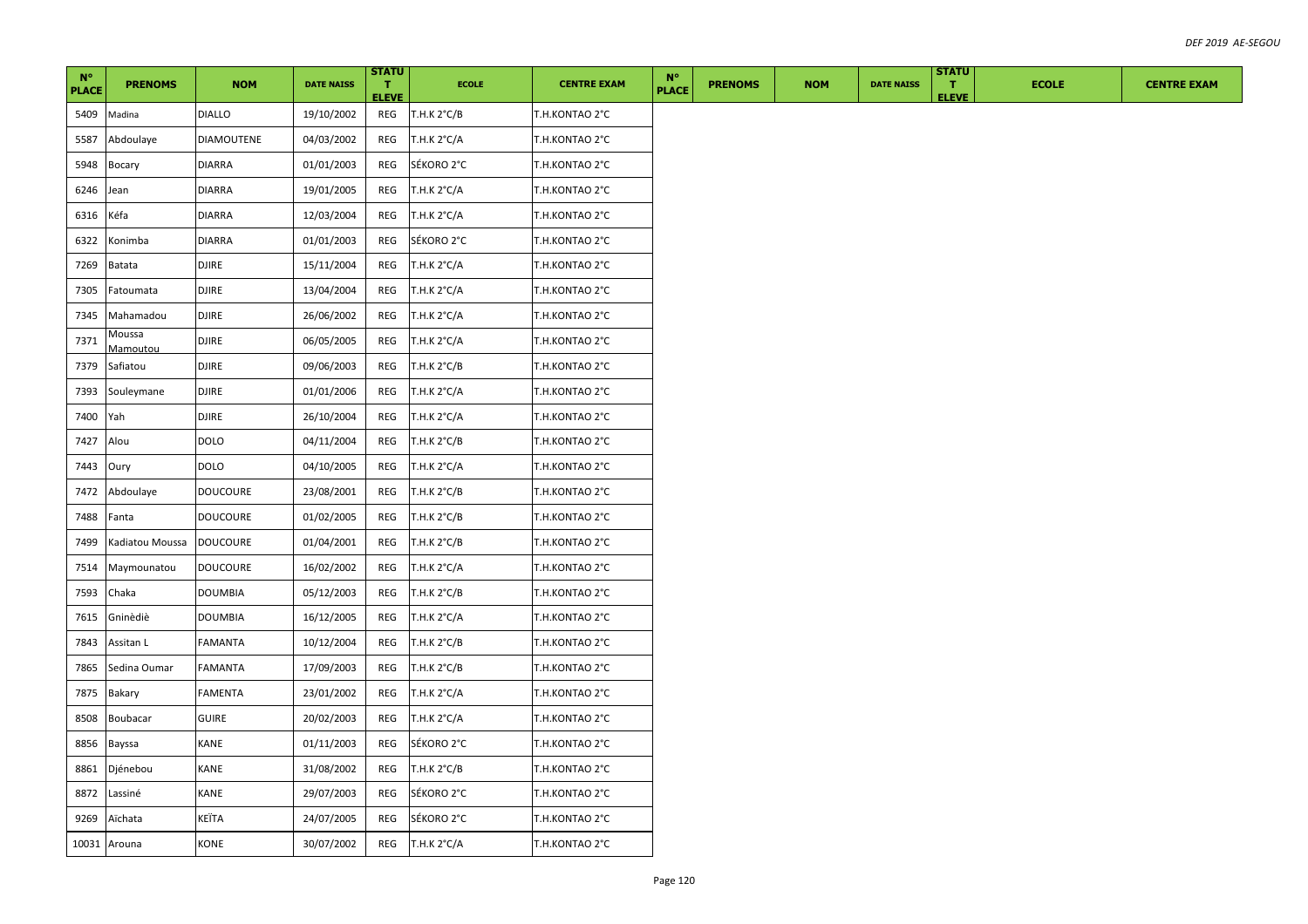| N° PLACE | PRENOMS | NOM | DATE NAISS | STATUT ELEVE | ECOLE | CENTRE EXAM | N° PLACE | PRENOMS | NOM | DATE NAISS | STATUT ELEVE | ECOLE | CENTRE EXAM |
|---|---|---|---|---|---|---|---|---|---|---|---|---|---|
| 5409 | Madina | DIALLO | 19/10/2002 | REG | T.H.K 2°C/B | T.H.KONTAO 2°C | | | | | | | |
| 5587 | Abdoulaye | DIAMOUTENE | 04/03/2002 | REG | T.H.K 2°C/A | T.H.KONTAO 2°C | | | | | | | |
| 5948 | Bocary | DIARRA | 01/01/2003 | REG | SÉKORO 2°C | T.H.KONTAO 2°C | | | | | | | |
| 6246 | Jean | DIARRA | 19/01/2005 | REG | T.H.K 2°C/A | T.H.KONTAO 2°C | | | | | | | |
| 6316 | Kéfa | DIARRA | 12/03/2004 | REG | T.H.K 2°C/A | T.H.KONTAO 2°C | | | | | | | |
| 6322 | Konimba | DIARRA | 01/01/2003 | REG | SÉKORO 2°C | T.H.KONTAO 2°C | | | | | | | |
| 7269 | Batata | DJIRE | 15/11/2004 | REG | T.H.K 2°C/A | T.H.KONTAO 2°C | | | | | | | |
| 7305 | Fatoumata | DJIRE | 13/04/2004 | REG | T.H.K 2°C/A | T.H.KONTAO 2°C | | | | | | | |
| 7345 | Mahamadou | DJIRE | 26/06/2002 | REG | T.H.K 2°C/A | T.H.KONTAO 2°C | | | | | | | |
| 7371 | Moussa Mamoutou | DJIRE | 06/05/2005 | REG | T.H.K 2°C/A | T.H.KONTAO 2°C | | | | | | | |
| 7379 | Safiatou | DJIRE | 09/06/2003 | REG | T.H.K 2°C/B | T.H.KONTAO 2°C | | | | | | | |
| 7393 | Souleymane | DJIRE | 01/01/2006 | REG | T.H.K 2°C/A | T.H.KONTAO 2°C | | | | | | | |
| 7400 | Yah | DJIRE | 26/10/2004 | REG | T.H.K 2°C/A | T.H.KONTAO 2°C | | | | | | | |
| 7427 | Alou | DOLO | 04/11/2004 | REG | T.H.K 2°C/B | T.H.KONTAO 2°C | | | | | | | |
| 7443 | Oury | DOLO | 04/10/2005 | REG | T.H.K 2°C/A | T.H.KONTAO 2°C | | | | | | | |
| 7472 | Abdoulaye | DOUCOURE | 23/08/2001 | REG | T.H.K 2°C/B | T.H.KONTAO 2°C | | | | | | | |
| 7488 | Fanta | DOUCOURE | 01/02/2005 | REG | T.H.K 2°C/B | T.H.KONTAO 2°C | | | | | | | |
| 7499 | Kadiatou Moussa | DOUCOURE | 01/04/2001 | REG | T.H.K 2°C/B | T.H.KONTAO 2°C | | | | | | | |
| 7514 | Maymounatou | DOUCOURE | 16/02/2002 | REG | T.H.K 2°C/A | T.H.KONTAO 2°C | | | | | | | |
| 7593 | Chaka | DOUMBIA | 05/12/2003 | REG | T.H.K 2°C/B | T.H.KONTAO 2°C | | | | | | | |
| 7615 | Gninèdiè | DOUMBIA | 16/12/2005 | REG | T.H.K 2°C/A | T.H.KONTAO 2°C | | | | | | | |
| 7843 | Assitan L | FAMANTA | 10/12/2004 | REG | T.H.K 2°C/B | T.H.KONTAO 2°C | | | | | | | |
| 7865 | Sedina Oumar | FAMANTA | 17/09/2003 | REG | T.H.K 2°C/B | T.H.KONTAO 2°C | | | | | | | |
| 7875 | Bakary | FAMENTA | 23/01/2002 | REG | T.H.K 2°C/A | T.H.KONTAO 2°C | | | | | | | |
| 8508 | Boubacar | GUIRE | 20/02/2003 | REG | T.H.K 2°C/A | T.H.KONTAO 2°C | | | | | | | |
| 8856 | Bayssa | KANE | 01/11/2003 | REG | SÉKORO 2°C | T.H.KONTAO 2°C | | | | | | | |
| 8861 | Djénebou | KANE | 31/08/2002 | REG | T.H.K 2°C/B | T.H.KONTAO 2°C | | | | | | | |
| 8872 | Lassiné | KANE | 29/07/2003 | REG | SÉKORO 2°C | T.H.KONTAO 2°C | | | | | | | |
| 9269 | Aïchata | KEÏTA | 24/07/2005 | REG | SÉKORO 2°C | T.H.KONTAO 2°C | | | | | | | |
| 10031 | Arouna | KONE | 30/07/2002 | REG | T.H.K 2°C/A | T.H.KONTAO 2°C | | | | | | | |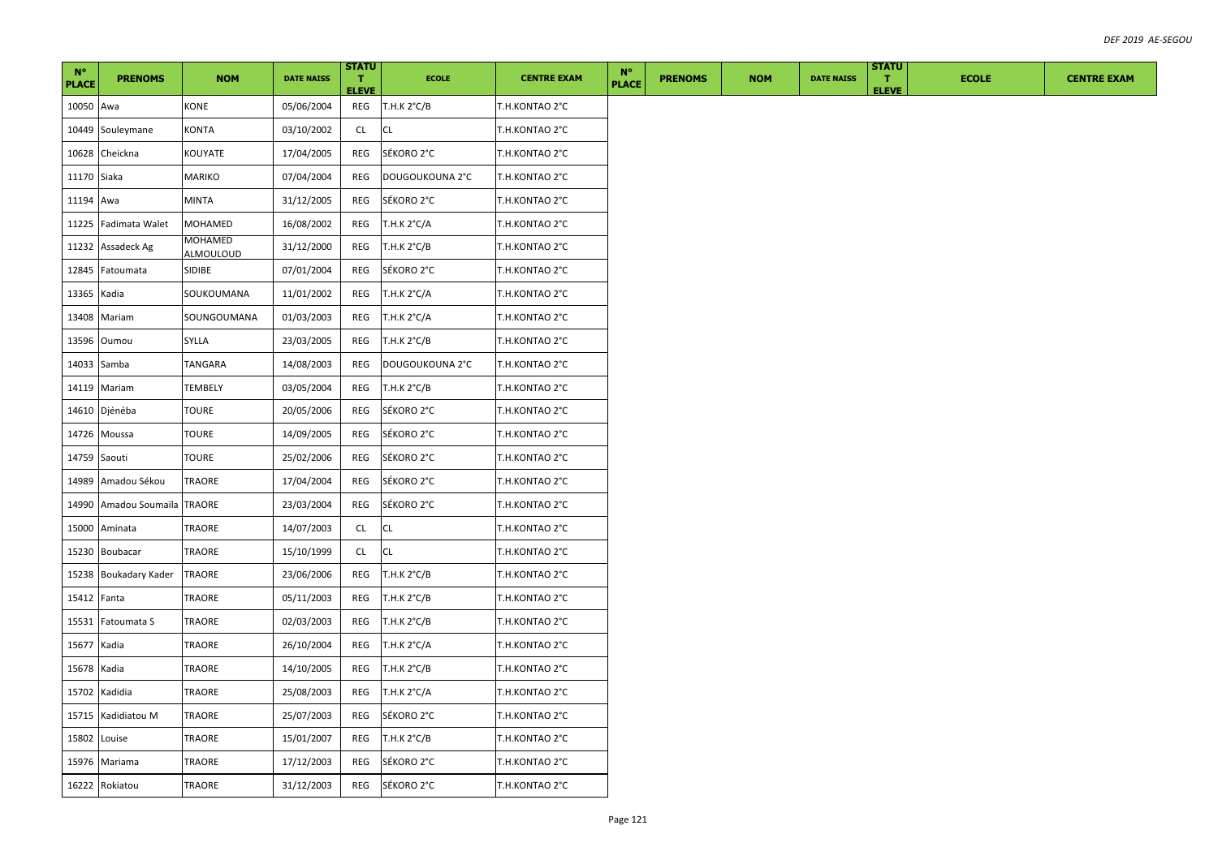| N° PLACE | PRENOMS | NOM | DATE NAISS | STATUT ELEVE | ECOLE | CENTRE EXAM | N° PLACE | PRENOMS | NOM | DATE NAISS | STATUT ELEVE | ECOLE | CENTRE EXAM |
|---|---|---|---|---|---|---|---|---|---|---|---|---|---|
| 10050 | Awa | KONE | 05/06/2004 | REG | T.H.K 2°C/B | T.H.KONTAO 2°C | | | | | | | |
| 10449 | Souleymane | KONTA | 03/10/2002 | CL | CL | T.H.KONTAO 2°C | | | | | | | |
| 10628 | Cheickna | KOUYATE | 17/04/2005 | REG | SÉKORO 2°C | T.H.KONTAO 2°C | | | | | | | |
| 11170 | Siaka | MARIKO | 07/04/2004 | REG | DOUGOUKOUNA 2°C | T.H.KONTAO 2°C | | | | | | | |
| 11194 | Awa | MINTA | 31/12/2005 | REG | SÉKORO 2°C | T.H.KONTAO 2°C | | | | | | | |
| 11225 | Fadimata Walet | MOHAMED | 16/08/2002 | REG | T.H.K 2°C/A | T.H.KONTAO 2°C | | | | | | | |
| 11232 | Assadeck Ag | MOHAMED ALMOULOUD | 31/12/2000 | REG | T.H.K 2°C/B | T.H.KONTAO 2°C | | | | | | | |
| 12845 | Fatoumata | SIDIBE | 07/01/2004 | REG | SÉKORO 2°C | T.H.KONTAO 2°C | | | | | | | |
| 13365 | Kadia | SOUKOUMANA | 11/01/2002 | REG | T.H.K 2°C/A | T.H.KONTAO 2°C | | | | | | | |
| 13408 | Mariam | SOUNGOUMANA | 01/03/2003 | REG | T.H.K 2°C/A | T.H.KONTAO 2°C | | | | | | | |
| 13596 | Oumou | SYLLA | 23/03/2005 | REG | T.H.K 2°C/B | T.H.KONTAO 2°C | | | | | | | |
| 14033 | Samba | TANGARA | 14/08/2003 | REG | DOUGOUKOUNA 2°C | T.H.KONTAO 2°C | | | | | | | |
| 14119 | Mariam | TEMBELY | 03/05/2004 | REG | T.H.K 2°C/B | T.H.KONTAO 2°C | | | | | | | |
| 14610 | Djénéba | TOURE | 20/05/2006 | REG | SÉKORO 2°C | T.H.KONTAO 2°C | | | | | | | |
| 14726 | Moussa | TOURE | 14/09/2005 | REG | SÉKORO 2°C | T.H.KONTAO 2°C | | | | | | | |
| 14759 | Saouti | TOURE | 25/02/2006 | REG | SÉKORO 2°C | T.H.KONTAO 2°C | | | | | | | |
| 14989 | Amadou Sékou | TRAORE | 17/04/2004 | REG | SÉKORO 2°C | T.H.KONTAO 2°C | | | | | | | |
| 14990 | Amadou Soumaïla | TRAORE | 23/03/2004 | REG | SÉKORO 2°C | T.H.KONTAO 2°C | | | | | | | |
| 15000 | Aminata | TRAORE | 14/07/2003 | CL | CL | T.H.KONTAO 2°C | | | | | | | |
| 15230 | Boubacar | TRAORE | 15/10/1999 | CL | CL | T.H.KONTAO 2°C | | | | | | | |
| 15238 | Boukadary Kader | TRAORE | 23/06/2006 | REG | T.H.K 2°C/B | T.H.KONTAO 2°C | | | | | | | |
| 15412 | Fanta | TRAORE | 05/11/2003 | REG | T.H.K 2°C/B | T.H.KONTAO 2°C | | | | | | | |
| 15531 | Fatoumata S | TRAORE | 02/03/2003 | REG | T.H.K 2°C/B | T.H.KONTAO 2°C | | | | | | | |
| 15677 | Kadia | TRAORE | 26/10/2004 | REG | T.H.K 2°C/A | T.H.KONTAO 2°C | | | | | | | |
| 15678 | Kadia | TRAORE | 14/10/2005 | REG | T.H.K 2°C/B | T.H.KONTAO 2°C | | | | | | | |
| 15702 | Kadidia | TRAORE | 25/08/2003 | REG | T.H.K 2°C/A | T.H.KONTAO 2°C | | | | | | | |
| 15715 | Kadidiatou M | TRAORE | 25/07/2003 | REG | SÉKORO 2°C | T.H.KONTAO 2°C | | | | | | | |
| 15802 | Louise | TRAORE | 15/01/2007 | REG | T.H.K 2°C/B | T.H.KONTAO 2°C | | | | | | | |
| 15976 | Mariama | TRAORE | 17/12/2003 | REG | SÉKORO 2°C | T.H.KONTAO 2°C | | | | | | | |
| 16222 | Rokiatou | TRAORE | 31/12/2003 | REG | SÉKORO 2°C | T.H.KONTAO 2°C | | | | | | | |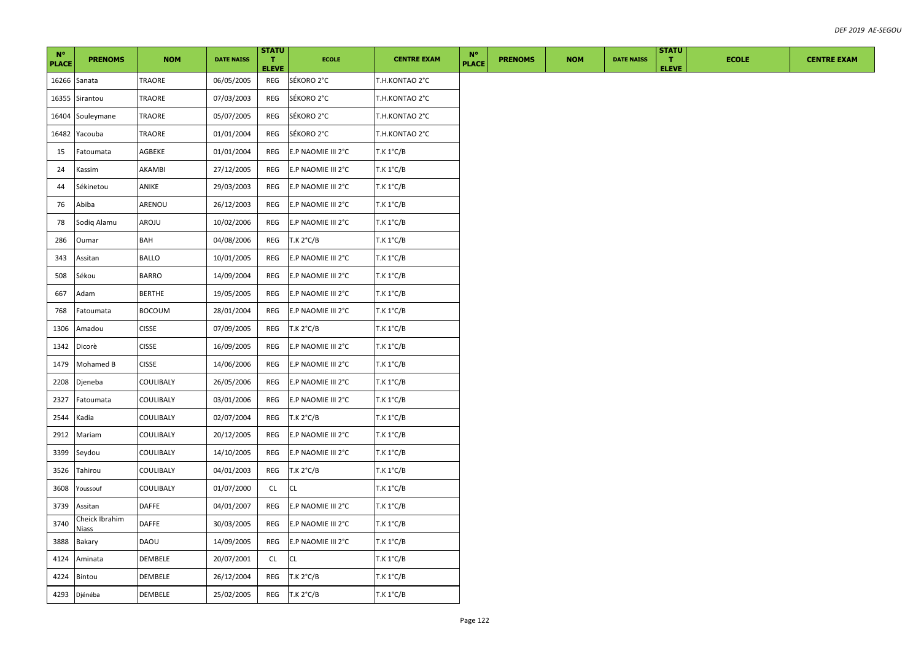| N° PLACE | PRENOMS | NOM | DATE NAISS | STATUT ELEVE | ECOLE | CENTRE EXAM | N° PLACE | PRENOMS | NOM | DATE NAISS | STATUT ELEVE | ECOLE | CENTRE EXAM |
|---|---|---|---|---|---|---|---|---|---|---|---|---|---|
| 16266 | Sanata | TRAORE | 06/05/2005 | REG | SÉKORO 2°C | T.H.KONTAO 2°C | | | | | | | |
| 16355 | Sirantou | TRAORE | 07/03/2003 | REG | SÉKORO 2°C | T.H.KONTAO 2°C | | | | | | | |
| 16404 | Souleymane | TRAORE | 05/07/2005 | REG | SÉKORO 2°C | T.H.KONTAO 2°C | | | | | | | |
| 16482 | Yacouba | TRAORE | 01/01/2004 | REG | SÉKORO 2°C | T.H.KONTAO 2°C | | | | | | | |
| 15 | Fatoumata | AGBEKE | 01/01/2004 | REG | E.P NAOMIE III 2°C | T.K 1°C/B | | | | | | | |
| 24 | Kassim | AKAMBI | 27/12/2005 | REG | E.P NAOMIE III 2°C | T.K 1°C/B | | | | | | | |
| 44 | Sékinetou | ANIKE | 29/03/2003 | REG | E.P NAOMIE III 2°C | T.K 1°C/B | | | | | | | |
| 76 | Abiba | ARENOU | 26/12/2003 | REG | E.P NAOMIE III 2°C | T.K 1°C/B | | | | | | | |
| 78 | Sodiq Alamu | AROJU | 10/02/2006 | REG | E.P NAOMIE III 2°C | T.K 1°C/B | | | | | | | |
| 286 | Oumar | BAH | 04/08/2006 | REG | T.K 2°C/B | T.K 1°C/B | | | | | | | |
| 343 | Assitan | BALLO | 10/01/2005 | REG | E.P NAOMIE III 2°C | T.K 1°C/B | | | | | | | |
| 508 | Sékou | BARRO | 14/09/2004 | REG | E.P NAOMIE III 2°C | T.K 1°C/B | | | | | | | |
| 667 | Adam | BERTHE | 19/05/2005 | REG | E.P NAOMIE III 2°C | T.K 1°C/B | | | | | | | |
| 768 | Fatoumata | BOCOUM | 28/01/2004 | REG | E.P NAOMIE III 2°C | T.K 1°C/B | | | | | | | |
| 1306 | Amadou | CISSE | 07/09/2005 | REG | T.K 2°C/B | T.K 1°C/B | | | | | | | |
| 1342 | Dicorè | CISSE | 16/09/2005 | REG | E.P NAOMIE III 2°C | T.K 1°C/B | | | | | | | |
| 1479 | Mohamed B | CISSE | 14/06/2006 | REG | E.P NAOMIE III 2°C | T.K 1°C/B | | | | | | | |
| 2208 | Djeneba | COULIBALY | 26/05/2006 | REG | E.P NAOMIE III 2°C | T.K 1°C/B | | | | | | | |
| 2327 | Fatoumata | COULIBALY | 03/01/2006 | REG | E.P NAOMIE III 2°C | T.K 1°C/B | | | | | | | |
| 2544 | Kadia | COULIBALY | 02/07/2004 | REG | T.K 2°C/B | T.K 1°C/B | | | | | | | |
| 2912 | Mariam | COULIBALY | 20/12/2005 | REG | E.P NAOMIE III 2°C | T.K 1°C/B | | | | | | | |
| 3399 | Seydou | COULIBALY | 14/10/2005 | REG | E.P NAOMIE III 2°C | T.K 1°C/B | | | | | | | |
| 3526 | Tahirou | COULIBALY | 04/01/2003 | REG | T.K 2°C/B | T.K 1°C/B | | | | | | | |
| 3608 | Youssouf | COULIBALY | 01/07/2000 | CL | CL | T.K 1°C/B | | | | | | | |
| 3739 | Assitan | DAFFE | 04/01/2007 | REG | E.P NAOMIE III 2°C | T.K 1°C/B | | | | | | | |
| 3740 | Cheick Ibrahim Niass | DAFFE | 30/03/2005 | REG | E.P NAOMIE III 2°C | T.K 1°C/B | | | | | | | |
| 3888 | Bakary | DAOU | 14/09/2005 | REG | E.P NAOMIE III 2°C | T.K 1°C/B | | | | | | | |
| 4124 | Aminata | DEMBELE | 20/07/2001 | CL | CL | T.K 1°C/B | | | | | | | |
| 4224 | Bintou | DEMBELE | 26/12/2004 | REG | T.K 2°C/B | T.K 1°C/B | | | | | | | |
| 4293 | Djénéba | DEMBELE | 25/02/2005 | REG | T.K 2°C/B | T.K 1°C/B | | | | | | | |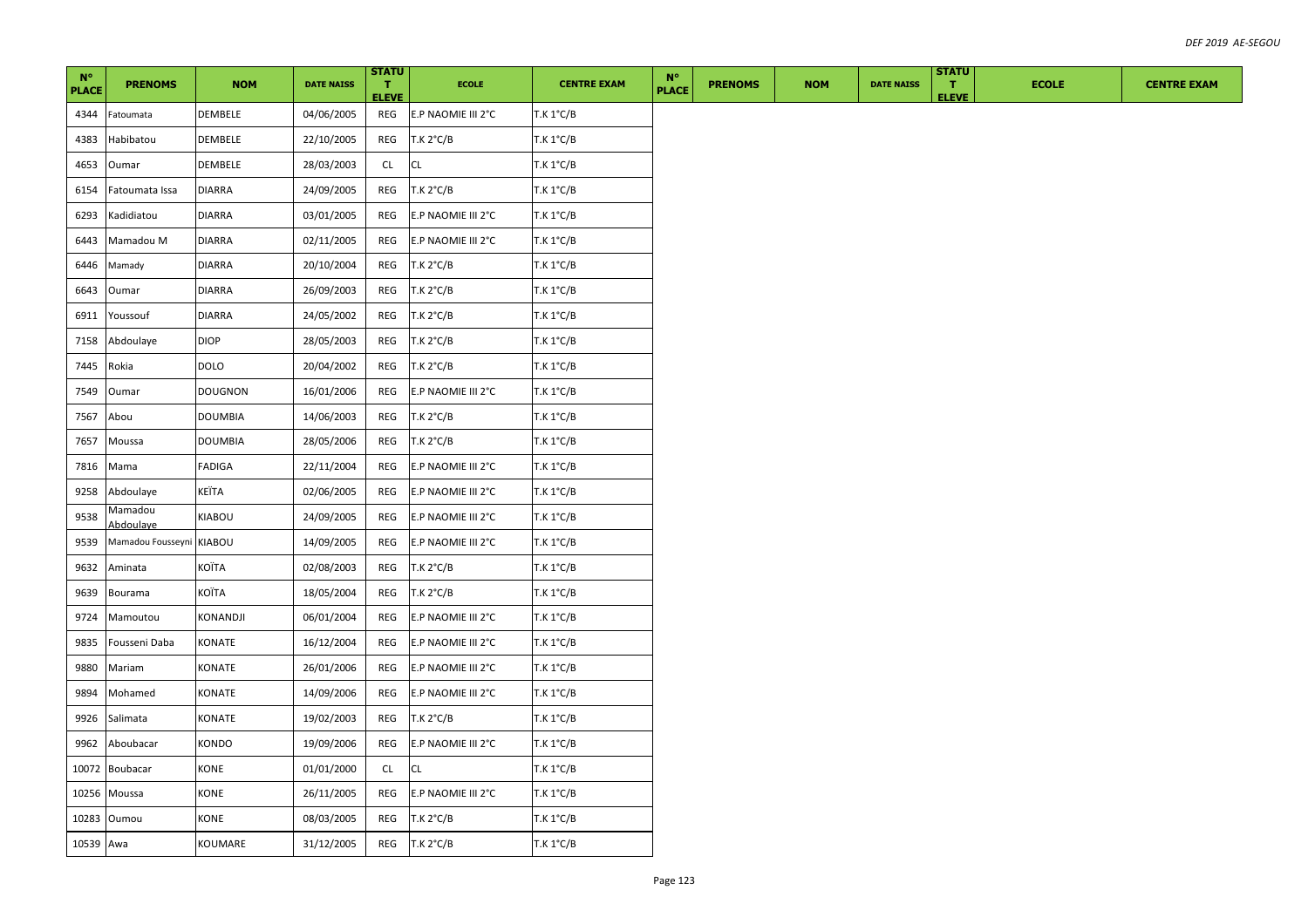| N° PLACE | PRENOMS | NOM | DATE NAISS | STATUT ELEVE | ECOLE | CENTRE EXAM | N° PLACE | PRENOMS | NOM | DATE NAISS | STATUT ELEVE | ECOLE | CENTRE EXAM |
|---|---|---|---|---|---|---|---|---|---|---|---|---|---|
| 4344 | Fatoumata | DEMBELE | 04/06/2005 | REG | E.P NAOMIE III 2°C | T.K 1°C/B | | | | | | | |
| 4383 | Habibatou | DEMBELE | 22/10/2005 | REG | T.K 2°C/B | T.K 1°C/B | | | | | | | |
| 4653 | Oumar | DEMBELE | 28/03/2003 | CL | CL | T.K 1°C/B | | | | | | | |
| 6154 | Fatoumata Issa | DIARRA | 24/09/2005 | REG | T.K 2°C/B | T.K 1°C/B | | | | | | | |
| 6293 | Kadidiatou | DIARRA | 03/01/2005 | REG | E.P NAOMIE III 2°C | T.K 1°C/B | | | | | | | |
| 6443 | Mamadou M | DIARRA | 02/11/2005 | REG | E.P NAOMIE III 2°C | T.K 1°C/B | | | | | | | |
| 6446 | Mamady | DIARRA | 20/10/2004 | REG | T.K 2°C/B | T.K 1°C/B | | | | | | | |
| 6643 | Oumar | DIARRA | 26/09/2003 | REG | T.K 2°C/B | T.K 1°C/B | | | | | | | |
| 6911 | Youssouf | DIARRA | 24/05/2002 | REG | T.K 2°C/B | T.K 1°C/B | | | | | | | |
| 7158 | Abdoulaye | DIOP | 28/05/2003 | REG | T.K 2°C/B | T.K 1°C/B | | | | | | | |
| 7445 | Rokia | DOLO | 20/04/2002 | REG | T.K 2°C/B | T.K 1°C/B | | | | | | | |
| 7549 | Oumar | DOUGNON | 16/01/2006 | REG | E.P NAOMIE III 2°C | T.K 1°C/B | | | | | | | |
| 7567 | Abou | DOUMBIA | 14/06/2003 | REG | T.K 2°C/B | T.K 1°C/B | | | | | | | |
| 7657 | Moussa | DOUMBIA | 28/05/2006 | REG | T.K 2°C/B | T.K 1°C/B | | | | | | | |
| 7816 | Mama | FADIGA | 22/11/2004 | REG | E.P NAOMIE III 2°C | T.K 1°C/B | | | | | | | |
| 9258 | Abdoulaye | KEÏTA | 02/06/2005 | REG | E.P NAOMIE III 2°C | T.K 1°C/B | | | | | | | |
| 9538 | Mamadou Abdoulaye | KIABOU | 24/09/2005 | REG | E.P NAOMIE III 2°C | T.K 1°C/B | | | | | | | |
| 9539 | Mamadou Fousseyni | KIABOU | 14/09/2005 | REG | E.P NAOMIE III 2°C | T.K 1°C/B | | | | | | | |
| 9632 | Aminata | KOÏTA | 02/08/2003 | REG | T.K 2°C/B | T.K 1°C/B | | | | | | | |
| 9639 | Bourama | KOÏTA | 18/05/2004 | REG | T.K 2°C/B | T.K 1°C/B | | | | | | | |
| 9724 | Mamoutou | KONANDJI | 06/01/2004 | REG | E.P NAOMIE III 2°C | T.K 1°C/B | | | | | | | |
| 9835 | Fousseni Daba | KONATE | 16/12/2004 | REG | E.P NAOMIE III 2°C | T.K 1°C/B | | | | | | | |
| 9880 | Mariam | KONATE | 26/01/2006 | REG | E.P NAOMIE III 2°C | T.K 1°C/B | | | | | | | |
| 9894 | Mohamed | KONATE | 14/09/2006 | REG | E.P NAOMIE III 2°C | T.K 1°C/B | | | | | | | |
| 9926 | Salimata | KONATE | 19/02/2003 | REG | T.K 2°C/B | T.K 1°C/B | | | | | | | |
| 9962 | Aboubacar | KONDO | 19/09/2006 | REG | E.P NAOMIE III 2°C | T.K 1°C/B | | | | | | | |
| 10072 | Boubacar | KONE | 01/01/2000 | CL | CL | T.K 1°C/B | | | | | | | |
| 10256 | Moussa | KONE | 26/11/2005 | REG | E.P NAOMIE III 2°C | T.K 1°C/B | | | | | | | |
| 10283 | Oumou | KONE | 08/03/2005 | REG | T.K 2°C/B | T.K 1°C/B | | | | | | | |
| 10539 | Awa | KOUMARE | 31/12/2005 | REG | T.K 2°C/B | T.K 1°C/B | | | | | | | |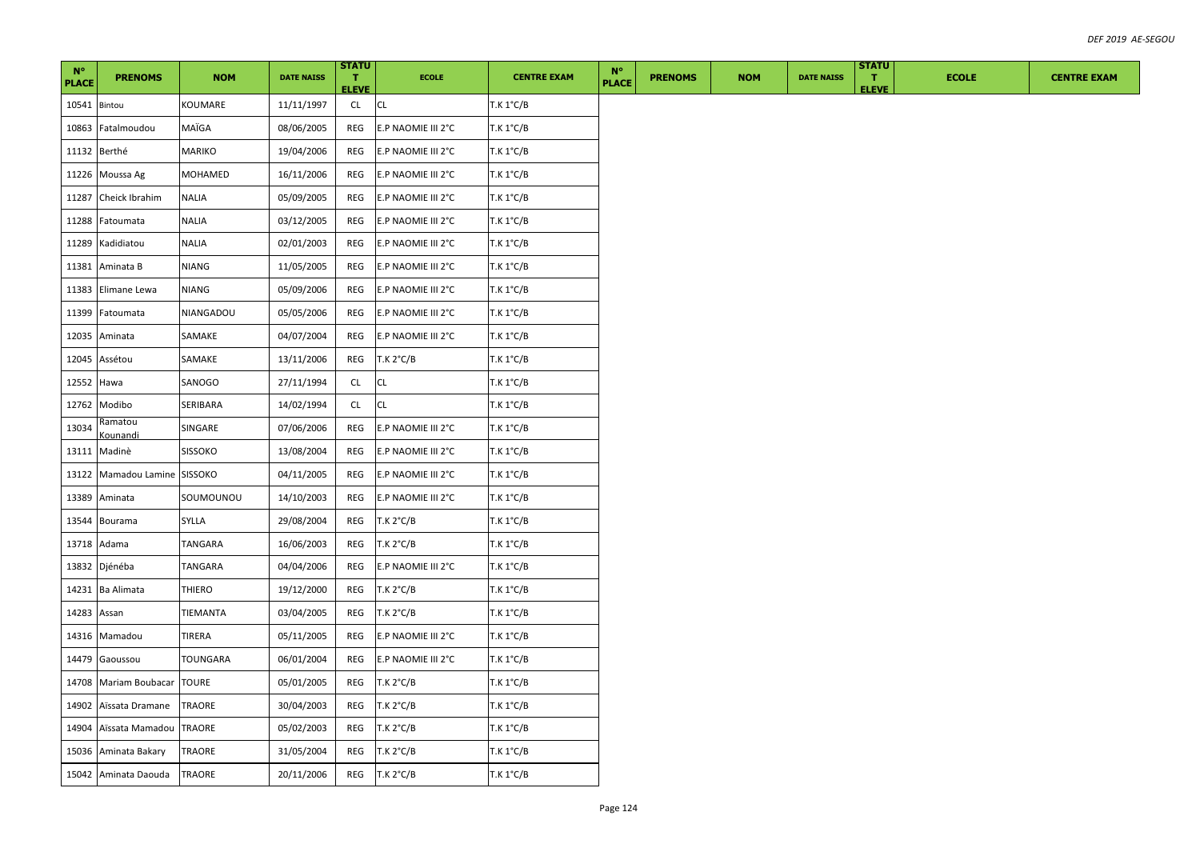| N° PLACE | PRENOMS | NOM | DATE NAISS | STATUT ELEVE | ECOLE | CENTRE EXAM | N° PLACE | PRENOMS | NOM | DATE NAISS | STATUT ELEVE | ECOLE | CENTRE EXAM |
|---|---|---|---|---|---|---|---|---|---|---|---|---|---|
| 10541 | Bintou | KOUMARE | 11/11/1997 | CL | CL | T.K 1°C/B | | | | | | | |
| 10863 | Fatalmoudou | MAÏGA | 08/06/2005 | REG | E.P NAOMIE III 2°C | T.K 1°C/B | | | | | | | |
| 11132 | Berthé | MARIKO | 19/04/2006 | REG | E.P NAOMIE III 2°C | T.K 1°C/B | | | | | | | |
| 11226 | Moussa Ag | MOHAMED | 16/11/2006 | REG | E.P NAOMIE III 2°C | T.K 1°C/B | | | | | | | |
| 11287 | Cheick Ibrahim | NALIA | 05/09/2005 | REG | E.P NAOMIE III 2°C | T.K 1°C/B | | | | | | | |
| 11288 | Fatoumata | NALIA | 03/12/2005 | REG | E.P NAOMIE III 2°C | T.K 1°C/B | | | | | | | |
| 11289 | Kadidiatou | NALIA | 02/01/2003 | REG | E.P NAOMIE III 2°C | T.K 1°C/B | | | | | | | |
| 11381 | Aminata B | NIANG | 11/05/2005 | REG | E.P NAOMIE III 2°C | T.K 1°C/B | | | | | | | |
| 11383 | Elimane Lewa | NIANG | 05/09/2006 | REG | E.P NAOMIE III 2°C | T.K 1°C/B | | | | | | | |
| 11399 | Fatoumata | NIANGADOU | 05/05/2006 | REG | E.P NAOMIE III 2°C | T.K 1°C/B | | | | | | | |
| 12035 | Aminata | SAMAKE | 04/07/2004 | REG | E.P NAOMIE III 2°C | T.K 1°C/B | | | | | | | |
| 12045 | Assétou | SAMAKE | 13/11/2006 | REG | T.K 2°C/B | T.K 1°C/B | | | | | | | |
| 12552 | Hawa | SANOGO | 27/11/1994 | CL | CL | T.K 1°C/B | | | | | | | |
| 12762 | Modibo | SERIBARA | 14/02/1994 | CL | CL | T.K 1°C/B | | | | | | | |
| 13034 | Ramatou Kounandi | SINGARE | 07/06/2006 | REG | E.P NAOMIE III 2°C | T.K 1°C/B | | | | | | | |
| 13111 | Madinè | SISSOKO | 13/08/2004 | REG | E.P NAOMIE III 2°C | T.K 1°C/B | | | | | | | |
| 13122 | Mamadou Lamine | SISSOKO | 04/11/2005 | REG | E.P NAOMIE III 2°C | T.K 1°C/B | | | | | | | |
| 13389 | Aminata | SOUMOUNOU | 14/10/2003 | REG | E.P NAOMIE III 2°C | T.K 1°C/B | | | | | | | |
| 13544 | Bourama | SYLLA | 29/08/2004 | REG | T.K 2°C/B | T.K 1°C/B | | | | | | | |
| 13718 | Adama | TANGARA | 16/06/2003 | REG | T.K 2°C/B | T.K 1°C/B | | | | | | | |
| 13832 | Djénéba | TANGARA | 04/04/2006 | REG | E.P NAOMIE III 2°C | T.K 1°C/B | | | | | | | |
| 14231 | Ba Alimata | THIERO | 19/12/2000 | REG | T.K 2°C/B | T.K 1°C/B | | | | | | | |
| 14283 | Assan | TIEMANTA | 03/04/2005 | REG | T.K 2°C/B | T.K 1°C/B | | | | | | | |
| 14316 | Mamadou | TIRERA | 05/11/2005 | REG | E.P NAOMIE III 2°C | T.K 1°C/B | | | | | | | |
| 14479 | Gaoussou | TOUNGARA | 06/01/2004 | REG | E.P NAOMIE III 2°C | T.K 1°C/B | | | | | | | |
| 14708 | Mariam Boubacar | TOURE | 05/01/2005 | REG | T.K 2°C/B | T.K 1°C/B | | | | | | | |
| 14902 | Aïssata Dramane | TRAORE | 30/04/2003 | REG | T.K 2°C/B | T.K 1°C/B | | | | | | | |
| 14904 | Aïssata Mamadou | TRAORE | 05/02/2003 | REG | T.K 2°C/B | T.K 1°C/B | | | | | | | |
| 15036 | Aminata Bakary | TRAORE | 31/05/2004 | REG | T.K 2°C/B | T.K 1°C/B | | | | | | | |
| 15042 | Aminata Daouda | TRAORE | 20/11/2006 | REG | T.K 2°C/B | T.K 1°C/B | | | | | | | |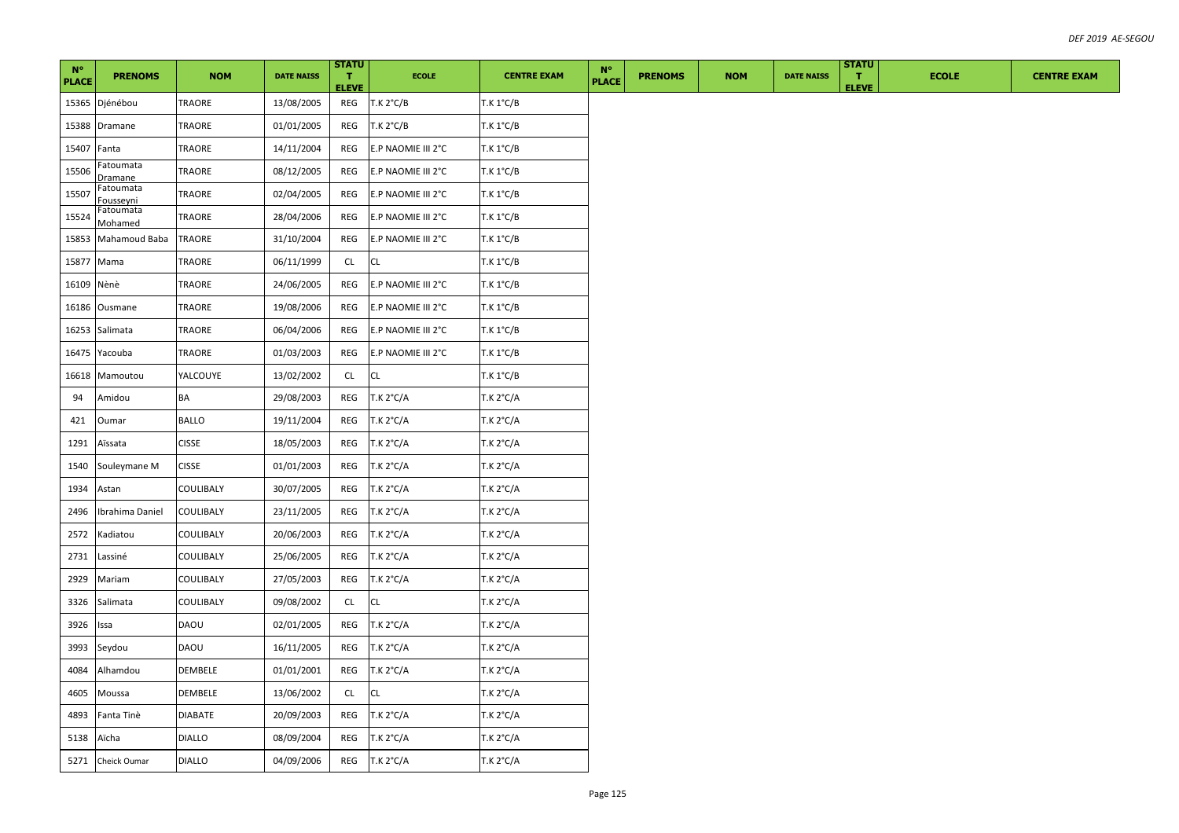| N° PLACE | PRENOMS | NOM | DATE NAISS | STATUT ELEVE | ECOLE | CENTRE EXAM | N° PLACE | PRENOMS | NOM | DATE NAISS | STATUT ELEVE | ECOLE | CENTRE EXAM |
|---|---|---|---|---|---|---|---|---|---|---|---|---|---|
| 15365 | Djénébou | TRAORE | 13/08/2005 | REG | T.K 2°C/B | T.K 1°C/B | | | | | | | |
| 15388 | Dramane | TRAORE | 01/01/2005 | REG | T.K 2°C/B | T.K 1°C/B | | | | | | | |
| 15407 | Fanta | TRAORE | 14/11/2004 | REG | E.P NAOMIE III 2°C | T.K 1°C/B | | | | | | | |
| 15506 | Fatoumata Dramane | TRAORE | 08/12/2005 | REG | E.P NAOMIE III 2°C | T.K 1°C/B | | | | | | | |
| 15507 | Fatoumata Fousseyni | TRAORE | 02/04/2005 | REG | E.P NAOMIE III 2°C | T.K 1°C/B | | | | | | | |
| 15524 | Fatoumata Mohamed | TRAORE | 28/04/2006 | REG | E.P NAOMIE III 2°C | T.K 1°C/B | | | | | | | |
| 15853 | Mahamoud Baba | TRAORE | 31/10/2004 | REG | E.P NAOMIE III 2°C | T.K 1°C/B | | | | | | | |
| 15877 | Mama | TRAORE | 06/11/1999 | CL | CL | T.K 1°C/B | | | | | | | |
| 16109 | Nènè | TRAORE | 24/06/2005 | REG | E.P NAOMIE III 2°C | T.K 1°C/B | | | | | | | |
| 16186 | Ousmane | TRAORE | 19/08/2006 | REG | E.P NAOMIE III 2°C | T.K 1°C/B | | | | | | | |
| 16253 | Salimata | TRAORE | 06/04/2006 | REG | E.P NAOMIE III 2°C | T.K 1°C/B | | | | | | | |
| 16475 | Yacouba | TRAORE | 01/03/2003 | REG | E.P NAOMIE III 2°C | T.K 1°C/B | | | | | | | |
| 16618 | Mamoutou | YALCOUYE | 13/02/2002 | CL | CL | T.K 1°C/B | | | | | | | |
| 94 | Amidou | BA | 29/08/2003 | REG | T.K 2°C/A | T.K 2°C/A | | | | | | | |
| 421 | Oumar | BALLO | 19/11/2004 | REG | T.K 2°C/A | T.K 2°C/A | | | | | | | |
| 1291 | Aïssata | CISSE | 18/05/2003 | REG | T.K 2°C/A | T.K 2°C/A | | | | | | | |
| 1540 | Souleymane M | CISSE | 01/01/2003 | REG | T.K 2°C/A | T.K 2°C/A | | | | | | | |
| 1934 | Astan | COULIBALY | 30/07/2005 | REG | T.K 2°C/A | T.K 2°C/A | | | | | | | |
| 2496 | Ibrahima Daniel | COULIBALY | 23/11/2005 | REG | T.K 2°C/A | T.K 2°C/A | | | | | | | |
| 2572 | Kadiatou | COULIBALY | 20/06/2003 | REG | T.K 2°C/A | T.K 2°C/A | | | | | | | |
| 2731 | Lassiné | COULIBALY | 25/06/2005 | REG | T.K 2°C/A | T.K 2°C/A | | | | | | | |
| 2929 | Mariam | COULIBALY | 27/05/2003 | REG | T.K 2°C/A | T.K 2°C/A | | | | | | | |
| 3326 | Salimata | COULIBALY | 09/08/2002 | CL | CL | T.K 2°C/A | | | | | | | |
| 3926 | Issa | DAOU | 02/01/2005 | REG | T.K 2°C/A | T.K 2°C/A | | | | | | | |
| 3993 | Seydou | DAOU | 16/11/2005 | REG | T.K 2°C/A | T.K 2°C/A | | | | | | | |
| 4084 | Alhamdou | DEMBELE | 01/01/2001 | REG | T.K 2°C/A | T.K 2°C/A | | | | | | | |
| 4605 | Moussa | DEMBELE | 13/06/2002 | CL | CL | T.K 2°C/A | | | | | | | |
| 4893 | Fanta Tinè | DIABATE | 20/09/2003 | REG | T.K 2°C/A | T.K 2°C/A | | | | | | | |
| 5138 | Aïcha | DIALLO | 08/09/2004 | REG | T.K 2°C/A | T.K 2°C/A | | | | | | | |
| 5271 | Cheick Oumar | DIALLO | 04/09/2006 | REG | T.K 2°C/A | T.K 2°C/A | | | | | | | |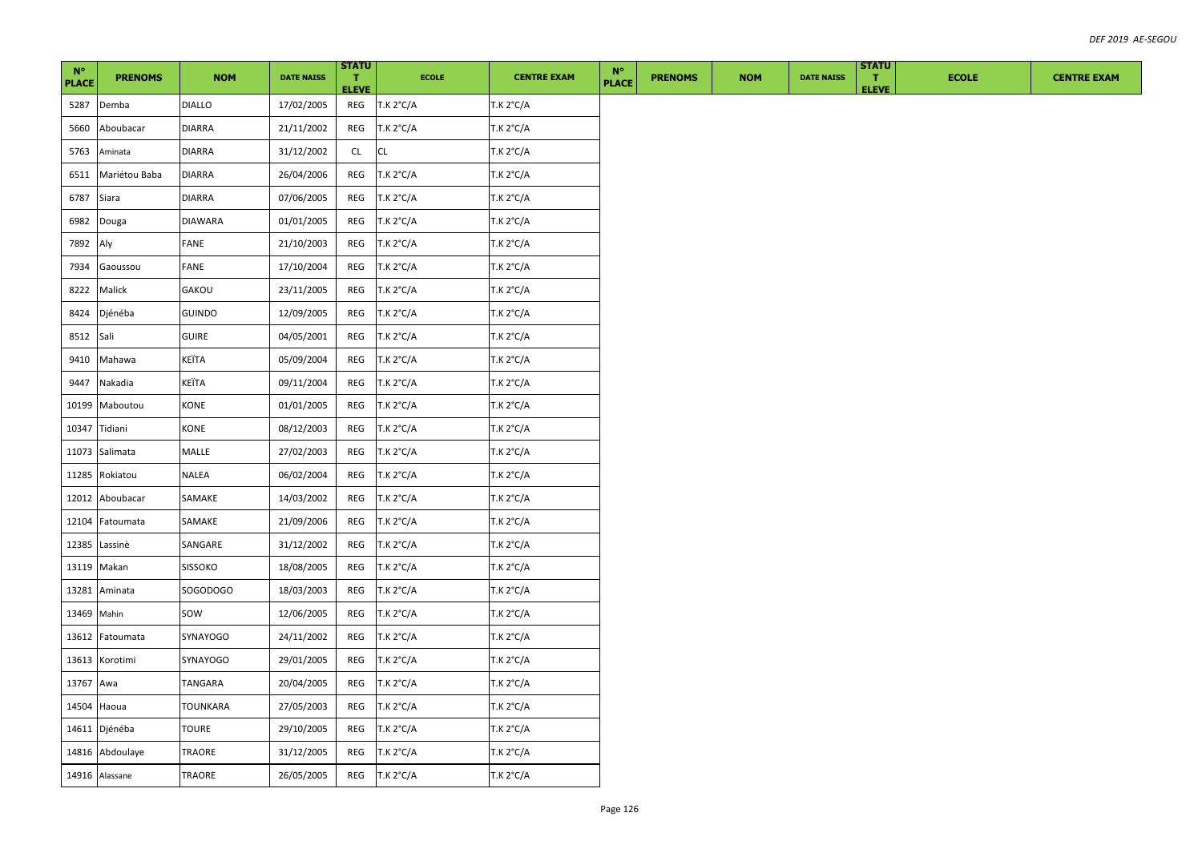| N° PLACE | PRENOMS | NOM | DATE NAISS | STATUT ELEVE | ECOLE | CENTRE EXAM | N° PLACE | PRENOMS | NOM | DATE NAISS | STATUT ELEVE | ECOLE | CENTRE EXAM |
|---|---|---|---|---|---|---|---|---|---|---|---|---|---|
| 5287 | Demba | DIALLO | 17/02/2005 | REG | T.K 2°C/A | T.K 2°C/A | | | | | | | |
| 5660 | Aboubacar | DIARRA | 21/11/2002 | REG | T.K 2°C/A | T.K 2°C/A | | | | | | | |
| 5763 | Aminata | DIARRA | 31/12/2002 | CL | CL | T.K 2°C/A | | | | | | | |
| 6511 | Mariétou Baba | DIARRA | 26/04/2006 | REG | T.K 2°C/A | T.K 2°C/A | | | | | | | |
| 6787 | Siara | DIARRA | 07/06/2005 | REG | T.K 2°C/A | T.K 2°C/A | | | | | | | |
| 6982 | Douga | DIAWARA | 01/01/2005 | REG | T.K 2°C/A | T.K 2°C/A | | | | | | | |
| 7892 | Aly | FANE | 21/10/2003 | REG | T.K 2°C/A | T.K 2°C/A | | | | | | | |
| 7934 | Gaoussou | FANE | 17/10/2004 | REG | T.K 2°C/A | T.K 2°C/A | | | | | | | |
| 8222 | Malick | GAKOU | 23/11/2005 | REG | T.K 2°C/A | T.K 2°C/A | | | | | | | |
| 8424 | Djénéba | GUINDO | 12/09/2005 | REG | T.K 2°C/A | T.K 2°C/A | | | | | | | |
| 8512 | Sali | GUIRE | 04/05/2001 | REG | T.K 2°C/A | T.K 2°C/A | | | | | | | |
| 9410 | Mahawa | KEÏTA | 05/09/2004 | REG | T.K 2°C/A | T.K 2°C/A | | | | | | | |
| 9447 | Nakadia | KEÏTA | 09/11/2004 | REG | T.K 2°C/A | T.K 2°C/A | | | | | | | |
| 10199 | Maboutou | KONE | 01/01/2005 | REG | T.K 2°C/A | T.K 2°C/A | | | | | | | |
| 10347 | Tidiani | KONE | 08/12/2003 | REG | T.K 2°C/A | T.K 2°C/A | | | | | | | |
| 11073 | Salimata | MALLE | 27/02/2003 | REG | T.K 2°C/A | T.K 2°C/A | | | | | | | |
| 11285 | Rokiatou | NALEA | 06/02/2004 | REG | T.K 2°C/A | T.K 2°C/A | | | | | | | |
| 12012 | Aboubacar | SAMAKE | 14/03/2002 | REG | T.K 2°C/A | T.K 2°C/A | | | | | | | |
| 12104 | Fatoumata | SAMAKE | 21/09/2006 | REG | T.K 2°C/A | T.K 2°C/A | | | | | | | |
| 12385 | Lassinè | SANGARE | 31/12/2002 | REG | T.K 2°C/A | T.K 2°C/A | | | | | | | |
| 13119 | Makan | SISSOKO | 18/08/2005 | REG | T.K 2°C/A | T.K 2°C/A | | | | | | | |
| 13281 | Aminata | SOGODOGO | 18/03/2003 | REG | T.K 2°C/A | T.K 2°C/A | | | | | | | |
| 13469 | Mahin | SOW | 12/06/2005 | REG | T.K 2°C/A | T.K 2°C/A | | | | | | | |
| 13612 | Fatoumata | SYNAYOGO | 24/11/2002 | REG | T.K 2°C/A | T.K 2°C/A | | | | | | | |
| 13613 | Korotimi | SYNAYOGO | 29/01/2005 | REG | T.K 2°C/A | T.K 2°C/A | | | | | | | |
| 13767 | Awa | TANGARA | 20/04/2005 | REG | T.K 2°C/A | T.K 2°C/A | | | | | | | |
| 14504 | Haoua | TOUNKARA | 27/05/2003 | REG | T.K 2°C/A | T.K 2°C/A | | | | | | | |
| 14611 | Djénéba | TOURE | 29/10/2005 | REG | T.K 2°C/A | T.K 2°C/A | | | | | | | |
| 14816 | Abdoulaye | TRAORE | 31/12/2005 | REG | T.K 2°C/A | T.K 2°C/A | | | | | | | |
| 14916 | Alassane | TRAORE | 26/05/2005 | REG | T.K 2°C/A | T.K 2°C/A | | | | | | | |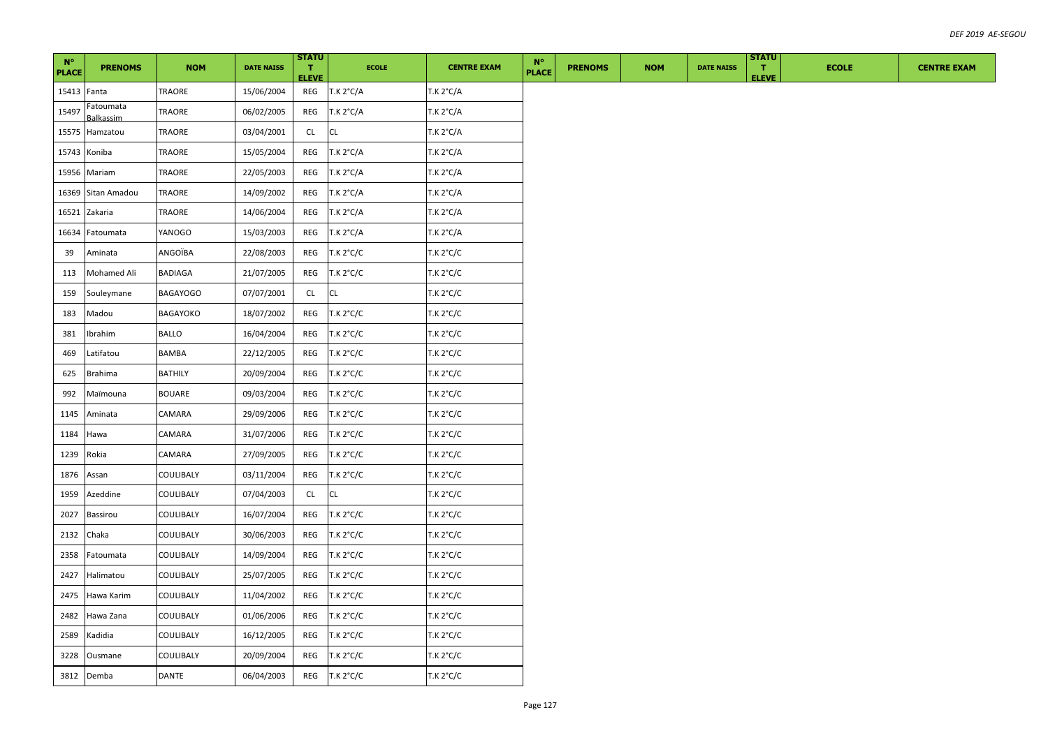| N° PLACE | PRENOMS | NOM | DATE NAISS | STATUT ELEVE | ECOLE | CENTRE EXAM | N° PLACE | PRENOMS | NOM | DATE NAISS | STATUT ELEVE | ECOLE | CENTRE EXAM |
|---|---|---|---|---|---|---|---|---|---|---|---|---|---|
| 15413 | Fanta | TRAORE | 15/06/2004 | REG | T.K 2°C/A | T.K 2°C/A | | | | | | | |
| 15497 | Fatoumata Balkassim | TRAORE | 06/02/2005 | REG | T.K 2°C/A | T.K 2°C/A | | | | | | | |
| 15575 | Hamzatou | TRAORE | 03/04/2001 | CL | CL | T.K 2°C/A | | | | | | | |
| 15743 | Koniba | TRAORE | 15/05/2004 | REG | T.K 2°C/A | T.K 2°C/A | | | | | | | |
| 15956 | Mariam | TRAORE | 22/05/2003 | REG | T.K 2°C/A | T.K 2°C/A | | | | | | | |
| 16369 | Sitan Amadou | TRAORE | 14/09/2002 | REG | T.K 2°C/A | T.K 2°C/A | | | | | | | |
| 16521 | Zakaria | TRAORE | 14/06/2004 | REG | T.K 2°C/A | T.K 2°C/A | | | | | | | |
| 16634 | Fatoumata | YANOGO | 15/03/2003 | REG | T.K 2°C/A | T.K 2°C/A | | | | | | | |
| 39 | Aminata | ANGOÏBA | 22/08/2003 | REG | T.K 2°C/C | T.K 2°C/C | | | | | | | |
| 113 | Mohamed Ali | BADIAGA | 21/07/2005 | REG | T.K 2°C/C | T.K 2°C/C | | | | | | | |
| 159 | Souleymane | BAGAYOGO | 07/07/2001 | CL | CL | T.K 2°C/C | | | | | | | |
| 183 | Madou | BAGAYOKO | 18/07/2002 | REG | T.K 2°C/C | T.K 2°C/C | | | | | | | |
| 381 | Ibrahim | BALLO | 16/04/2004 | REG | T.K 2°C/C | T.K 2°C/C | | | | | | | |
| 469 | Latifatou | BAMBA | 22/12/2005 | REG | T.K 2°C/C | T.K 2°C/C | | | | | | | |
| 625 | Brahima | BATHILY | 20/09/2004 | REG | T.K 2°C/C | T.K 2°C/C | | | | | | | |
| 992 | Maïmouna | BOUARE | 09/03/2004 | REG | T.K 2°C/C | T.K 2°C/C | | | | | | | |
| 1145 | Aminata | CAMARA | 29/09/2006 | REG | T.K 2°C/C | T.K 2°C/C | | | | | | | |
| 1184 | Hawa | CAMARA | 31/07/2006 | REG | T.K 2°C/C | T.K 2°C/C | | | | | | | |
| 1239 | Rokia | CAMARA | 27/09/2005 | REG | T.K 2°C/C | T.K 2°C/C | | | | | | | |
| 1876 | Assan | COULIBALY | 03/11/2004 | REG | T.K 2°C/C | T.K 2°C/C | | | | | | | |
| 1959 | Azeddine | COULIBALY | 07/04/2003 | CL | CL | T.K 2°C/C | | | | | | | |
| 2027 | Bassirou | COULIBALY | 16/07/2004 | REG | T.K 2°C/C | T.K 2°C/C | | | | | | | |
| 2132 | Chaka | COULIBALY | 30/06/2003 | REG | T.K 2°C/C | T.K 2°C/C | | | | | | | |
| 2358 | Fatoumata | COULIBALY | 14/09/2004 | REG | T.K 2°C/C | T.K 2°C/C | | | | | | | |
| 2427 | Halimatou | COULIBALY | 25/07/2005 | REG | T.K 2°C/C | T.K 2°C/C | | | | | | | |
| 2475 | Hawa Karim | COULIBALY | 11/04/2002 | REG | T.K 2°C/C | T.K 2°C/C | | | | | | | |
| 2482 | Hawa Zana | COULIBALY | 01/06/2006 | REG | T.K 2°C/C | T.K 2°C/C | | | | | | | |
| 2589 | Kadidia | COULIBALY | 16/12/2005 | REG | T.K 2°C/C | T.K 2°C/C | | | | | | | |
| 3228 | Ousmane | COULIBALY | 20/09/2004 | REG | T.K 2°C/C | T.K 2°C/C | | | | | | | |
| 3812 | Demba | DANTE | 06/04/2003 | REG | T.K 2°C/C | T.K 2°C/C | | | | | | | |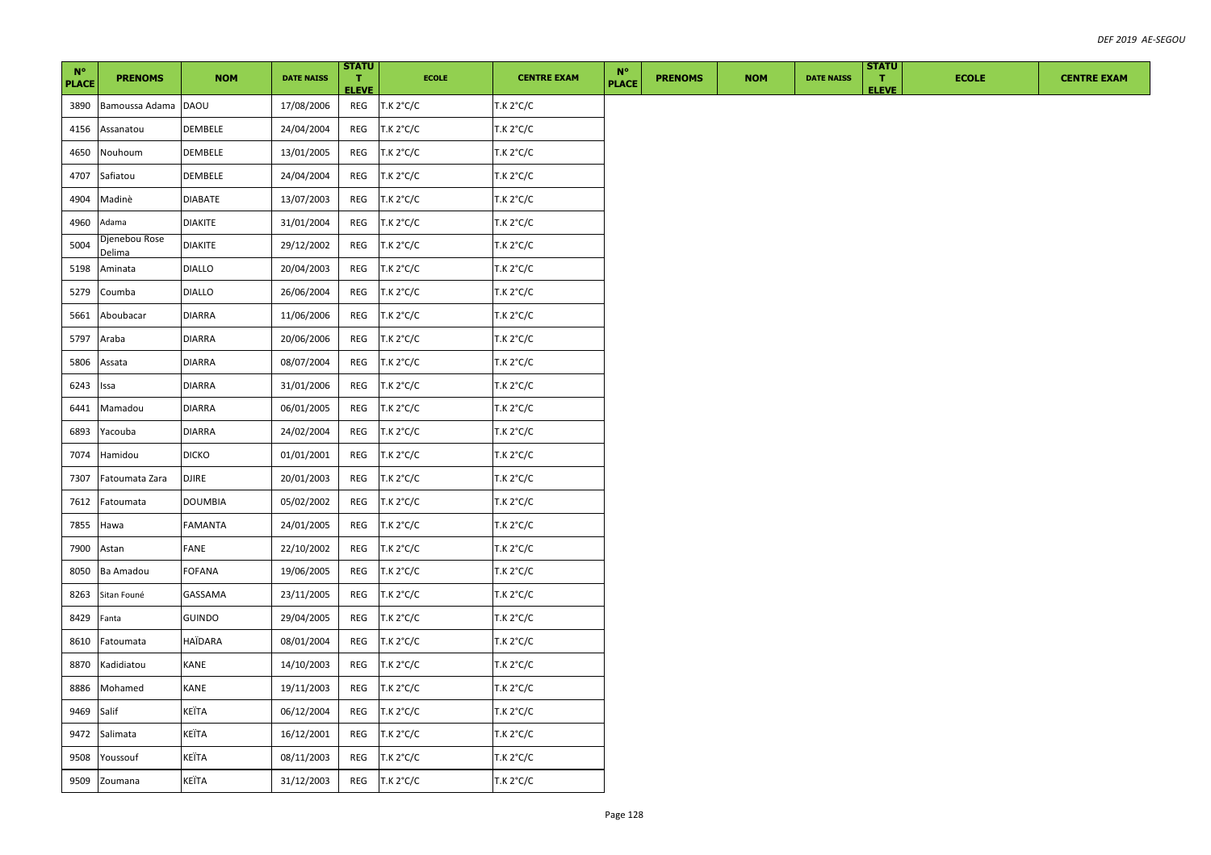| N° PLACE | PRENOMS | NOM | DATE NAISS | STATUT ELEVE | ECOLE | CENTRE EXAM | N° PLACE | PRENOMS | NOM | DATE NAISS | STATUT ELEVE | ECOLE | CENTRE EXAM |
|---|---|---|---|---|---|---|---|---|---|---|---|---|---|
| 3890 | Bamoussa Adama | DAOU | 17/08/2006 | REG | T.K 2°C/C | T.K 2°C/C | | | | | | | |
| 4156 | Assanatou | DEMBELE | 24/04/2004 | REG | T.K 2°C/C | T.K 2°C/C | | | | | | | |
| 4650 | Nouhoum | DEMBELE | 13/01/2005 | REG | T.K 2°C/C | T.K 2°C/C | | | | | | | |
| 4707 | Safiatou | DEMBELE | 24/04/2004 | REG | T.K 2°C/C | T.K 2°C/C | | | | | | | |
| 4904 | Madinè | DIABATE | 13/07/2003 | REG | T.K 2°C/C | T.K 2°C/C | | | | | | | |
| 4960 | Adama | DIAKITE | 31/01/2004 | REG | T.K 2°C/C | T.K 2°C/C | | | | | | | |
| 5004 | Djenebou Rose Delima | DIAKITE | 29/12/2002 | REG | T.K 2°C/C | T.K 2°C/C | | | | | | | |
| 5198 | Aminata | DIALLO | 20/04/2003 | REG | T.K 2°C/C | T.K 2°C/C | | | | | | | |
| 5279 | Coumba | DIALLO | 26/06/2004 | REG | T.K 2°C/C | T.K 2°C/C | | | | | | | |
| 5661 | Aboubacar | DIARRA | 11/06/2006 | REG | T.K 2°C/C | T.K 2°C/C | | | | | | | |
| 5797 | Araba | DIARRA | 20/06/2006 | REG | T.K 2°C/C | T.K 2°C/C | | | | | | | |
| 5806 | Assata | DIARRA | 08/07/2004 | REG | T.K 2°C/C | T.K 2°C/C | | | | | | | |
| 6243 | Issa | DIARRA | 31/01/2006 | REG | T.K 2°C/C | T.K 2°C/C | | | | | | | |
| 6441 | Mamadou | DIARRA | 06/01/2005 | REG | T.K 2°C/C | T.K 2°C/C | | | | | | | |
| 6893 | Yacouba | DIARRA | 24/02/2004 | REG | T.K 2°C/C | T.K 2°C/C | | | | | | | |
| 7074 | Hamidou | DICKO | 01/01/2001 | REG | T.K 2°C/C | T.K 2°C/C | | | | | | | |
| 7307 | Fatoumata Zara | DJIRE | 20/01/2003 | REG | T.K 2°C/C | T.K 2°C/C | | | | | | | |
| 7612 | Fatoumata | DOUMBIA | 05/02/2002 | REG | T.K 2°C/C | T.K 2°C/C | | | | | | | |
| 7855 | Hawa | FAMANTA | 24/01/2005 | REG | T.K 2°C/C | T.K 2°C/C | | | | | | | |
| 7900 | Astan | FANE | 22/10/2002 | REG | T.K 2°C/C | T.K 2°C/C | | | | | | | |
| 8050 | Ba Amadou | FOFANA | 19/06/2005 | REG | T.K 2°C/C | T.K 2°C/C | | | | | | | |
| 8263 | Sitan Founé | GASSAMA | 23/11/2005 | REG | T.K 2°C/C | T.K 2°C/C | | | | | | | |
| 8429 | Fanta | GUINDO | 29/04/2005 | REG | T.K 2°C/C | T.K 2°C/C | | | | | | | |
| 8610 | Fatoumata | HAÏDARA | 08/01/2004 | REG | T.K 2°C/C | T.K 2°C/C | | | | | | | |
| 8870 | Kadidiatou | KANE | 14/10/2003 | REG | T.K 2°C/C | T.K 2°C/C | | | | | | | |
| 8886 | Mohamed | KANE | 19/11/2003 | REG | T.K 2°C/C | T.K 2°C/C | | | | | | | |
| 9469 | Salif | KEÏTA | 06/12/2004 | REG | T.K 2°C/C | T.K 2°C/C | | | | | | | |
| 9472 | Salimata | KEÏTA | 16/12/2001 | REG | T.K 2°C/C | T.K 2°C/C | | | | | | | |
| 9508 | Youssouf | KEÏTA | 08/11/2003 | REG | T.K 2°C/C | T.K 2°C/C | | | | | | | |
| 9509 | Zoumana | KEÏTA | 31/12/2003 | REG | T.K 2°C/C | T.K 2°C/C | | | | | | | |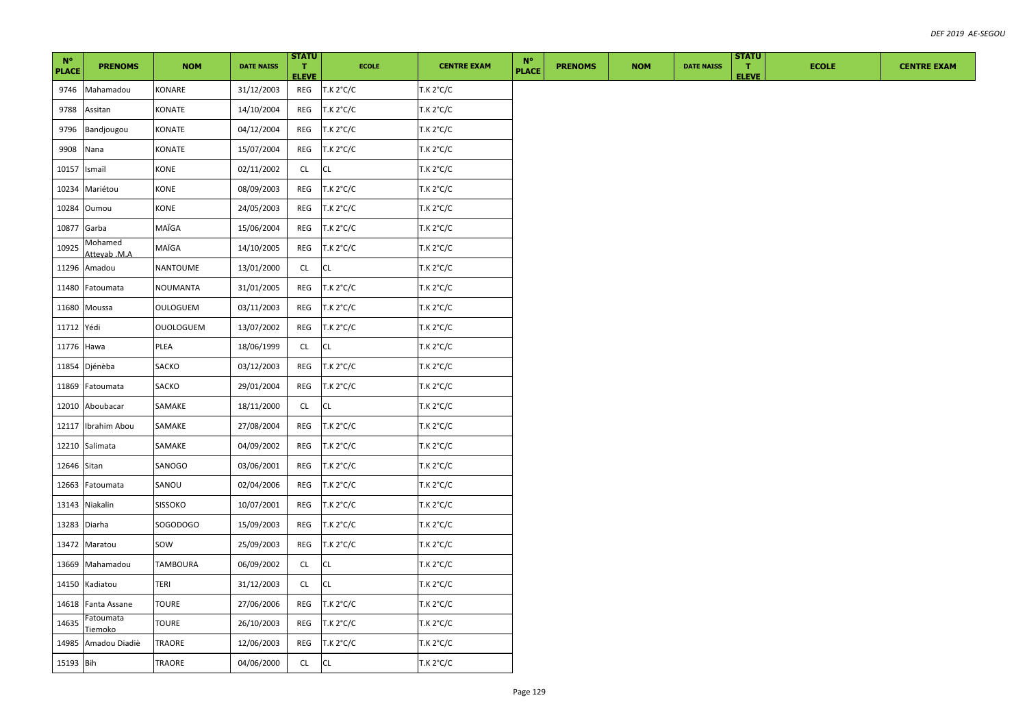| N° PLACE | PRENOMS | NOM | DATE NAISS | STATUT ELEVE | ECOLE | CENTRE EXAM | N° PLACE | PRENOMS | NOM | DATE NAISS | STATUT ELEVE | ECOLE | CENTRE EXAM |
|---|---|---|---|---|---|---|---|---|---|---|---|---|---|
| 9746 | Mahamadou | KONARE | 31/12/2003 | REG | T.K 2°C/C | T.K 2°C/C | | | | | | | |
| 9788 | Assitan | KONATE | 14/10/2004 | REG | T.K 2°C/C | T.K 2°C/C | | | | | | | |
| 9796 | Bandjougou | KONATE | 04/12/2004 | REG | T.K 2°C/C | T.K 2°C/C | | | | | | | |
| 9908 | Nana | KONATE | 15/07/2004 | REG | T.K 2°C/C | T.K 2°C/C | | | | | | | |
| 10157 | Ismaïl | KONE | 02/11/2002 | CL | CL | T.K 2°C/C | | | | | | | |
| 10234 | Mariétou | KONE | 08/09/2003 | REG | T.K 2°C/C | T.K 2°C/C | | | | | | | |
| 10284 | Oumou | KONE | 24/05/2003 | REG | T.K 2°C/C | T.K 2°C/C | | | | | | | |
| 10877 | Garba | MAÏGA | 15/06/2004 | REG | T.K 2°C/C | T.K 2°C/C | | | | | | | |
| 10925 | Mohamed Atteyab .M.A | MAÏGA | 14/10/2005 | REG | T.K 2°C/C | T.K 2°C/C | | | | | | | |
| 11296 | Amadou | NANTOUME | 13/01/2000 | CL | CL | T.K 2°C/C | | | | | | | |
| 11480 | Fatoumata | NOUMANTA | 31/01/2005 | REG | T.K 2°C/C | T.K 2°C/C | | | | | | | |
| 11680 | Moussa | OULOGUEM | 03/11/2003 | REG | T.K 2°C/C | T.K 2°C/C | | | | | | | |
| 11712 | Yédi | OUOLOGUEM | 13/07/2002 | REG | T.K 2°C/C | T.K 2°C/C | | | | | | | |
| 11776 | Hawa | PLEA | 18/06/1999 | CL | CL | T.K 2°C/C | | | | | | | |
| 11854 | Djénèba | SACKO | 03/12/2003 | REG | T.K 2°C/C | T.K 2°C/C | | | | | | | |
| 11869 | Fatoumata | SACKO | 29/01/2004 | REG | T.K 2°C/C | T.K 2°C/C | | | | | | | |
| 12010 | Aboubacar | SAMAKE | 18/11/2000 | CL | CL | T.K 2°C/C | | | | | | | |
| 12117 | Ibrahim Abou | SAMAKE | 27/08/2004 | REG | T.K 2°C/C | T.K 2°C/C | | | | | | | |
| 12210 | Salimata | SAMAKE | 04/09/2002 | REG | T.K 2°C/C | T.K 2°C/C | | | | | | | |
| 12646 | Sitan | SANOGO | 03/06/2001 | REG | T.K 2°C/C | T.K 2°C/C | | | | | | | |
| 12663 | Fatoumata | SANOU | 02/04/2006 | REG | T.K 2°C/C | T.K 2°C/C | | | | | | | |
| 13143 | Niakalin | SISSOKO | 10/07/2001 | REG | T.K 2°C/C | T.K 2°C/C | | | | | | | |
| 13283 | Diarha | SOGODOGO | 15/09/2003 | REG | T.K 2°C/C | T.K 2°C/C | | | | | | | |
| 13472 | Maratou | SOW | 25/09/2003 | REG | T.K 2°C/C | T.K 2°C/C | | | | | | | |
| 13669 | Mahamadou | TAMBOURA | 06/09/2002 | CL | CL | T.K 2°C/C | | | | | | | |
| 14150 | Kadiatou | TERI | 31/12/2003 | CL | CL | T.K 2°C/C | | | | | | | |
| 14618 | Fanta Assane | TOURE | 27/06/2006 | REG | T.K 2°C/C | T.K 2°C/C | | | | | | | |
| 14635 | Fatoumata Tiemoko | TOURE | 26/10/2003 | REG | T.K 2°C/C | T.K 2°C/C | | | | | | | |
| 14985 | Amadou Diadiè | TRAORE | 12/06/2003 | REG | T.K 2°C/C | T.K 2°C/C | | | | | | | |
| 15193 | Bih | TRAORE | 04/06/2000 | CL | CL | T.K 2°C/C | | | | | | | |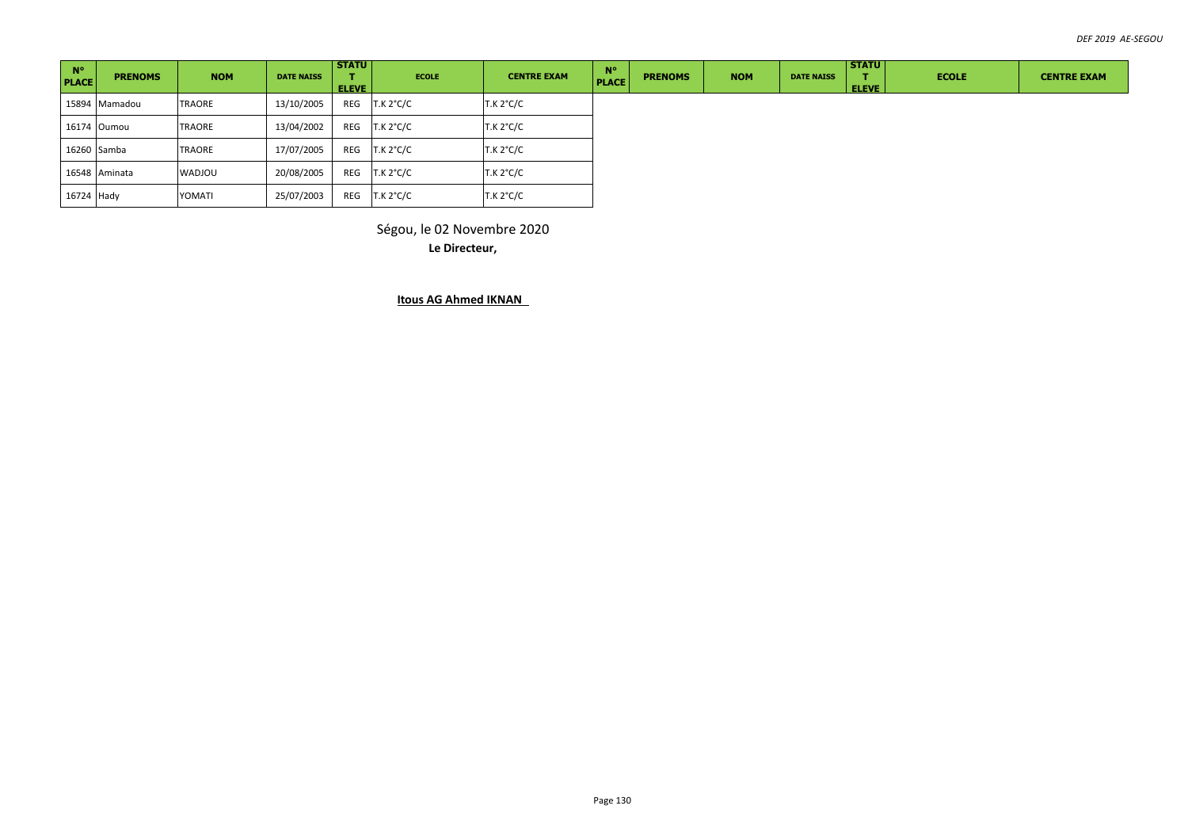| N° PLACE | PRENOMS | NOM | DATE NAISS | STATUT ELEVE | ECOLE | CENTRE EXAM | N° PLACE | PRENOMS | NOM | DATE NAISS | STATUT ELEVE | ECOLE | CENTRE EXAM |
|---|---|---|---|---|---|---|---|---|---|---|---|---|---|
| 15894 | Mamadou | TRAORE | 13/10/2005 | REG | T.K 2°C/C | T.K 2°C/C | | | | | | | |
| 16174 | Oumou | TRAORE | 13/04/2002 | REG | T.K 2°C/C | T.K 2°C/C | | | | | | | |
| 16260 | Samba | TRAORE | 17/07/2005 | REG | T.K 2°C/C | T.K 2°C/C | | | | | | | |
| 16548 | Aminata | WADJOU | 20/08/2005 | REG | T.K 2°C/C | T.K 2°C/C | | | | | | | |
| 16724 | Hady | YOMATI | 25/07/2003 | REG | T.K 2°C/C | T.K 2°C/C | | | | | | | |

Ségou, le 02 Novembre 2020

**Le Directeur,**

**Itous AG Ahmed IKNAN**